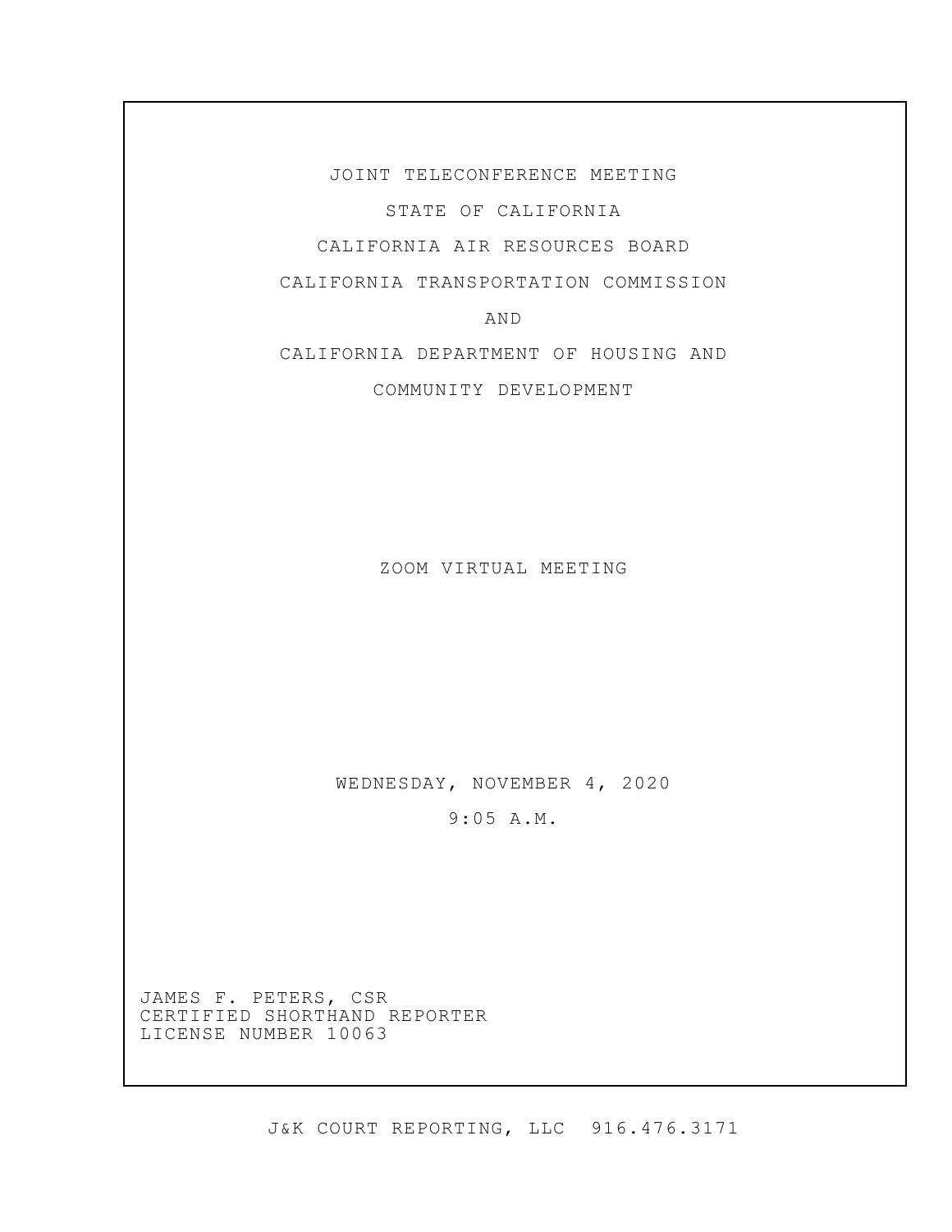JOINT TELECONFERENCE MEETING

STATE OF CALIFORNIA

CALIFORNIA AIR RESOURCES BOARD

CALIFORNIA TRANSPORTATION COMMISSION

AND

CALIFORNIA DEPARTMENT OF HOUSING AND

COMMUNITY DEVELOPMENT

ZOOM VIRTUAL MEETING

WEDNESDAY, NOVEMBER 4, 2020

9:05 A.M.

JAMES F. PETERS, CSR
CERTIFIED SHORTHAND REPORTER
LICENSE NUMBER 10063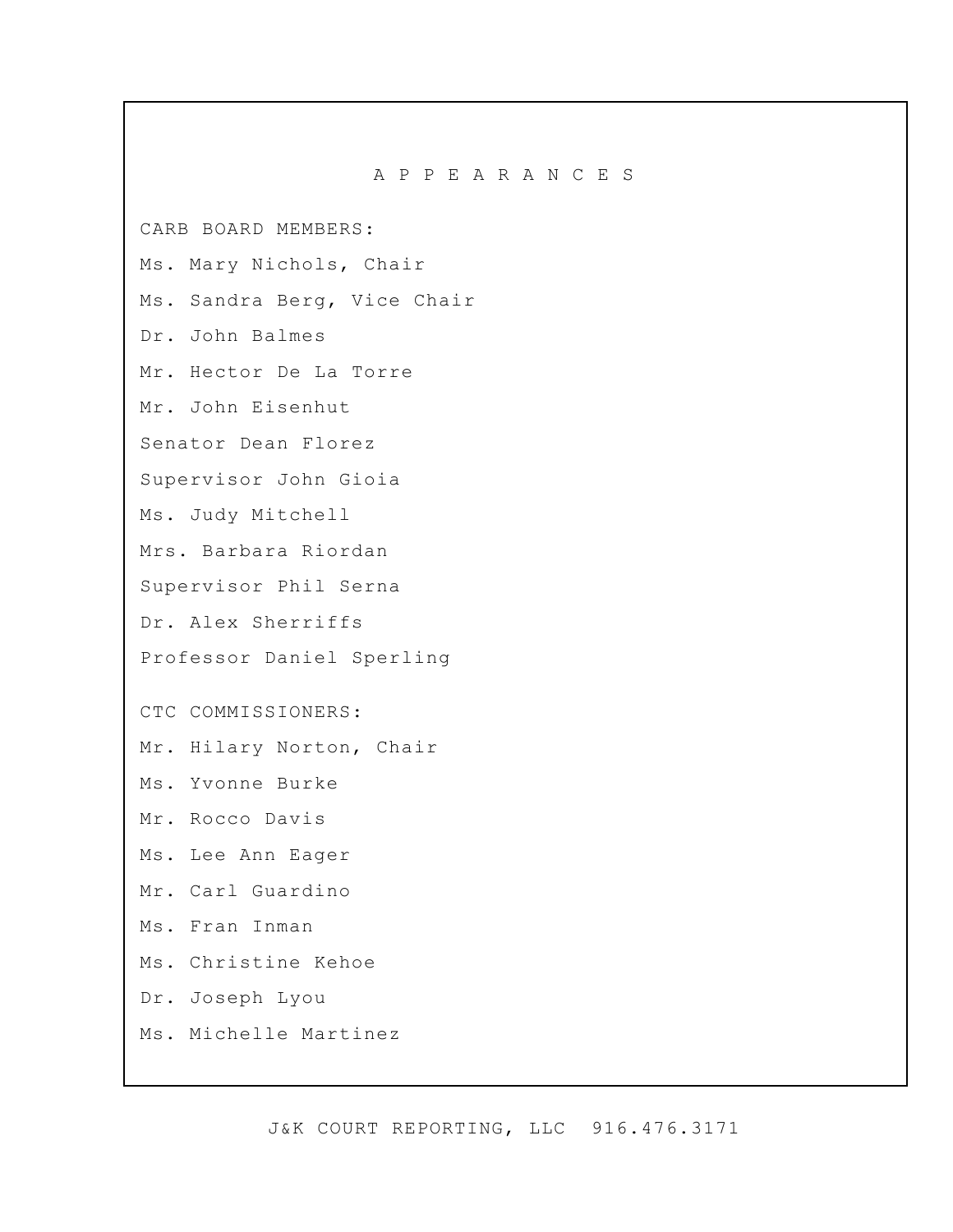# A P P E A R A N C E S

CARB BOARD MEMBERS:

Ms. Mary Nichols, Chair

Ms. Sandra Berg, Vice Chair

Dr. John Balmes

Mr. Hector De La Torre

Mr. John Eisenhut

Senator Dean Florez

Supervisor John Gioia

Ms. Judy Mitchell

Mrs. Barbara Riordan

Supervisor Phil Serna

Dr. Alex Sherriffs

Professor Daniel Sperling

CTC COMMISSIONERS:

Mr. Hilary Norton, Chair

Ms. Yvonne Burke

Mr. Rocco Davis

Ms. Lee Ann Eager

Mr. Carl Guardino

Ms. Fran Inman

Ms. Christine Kehoe

Dr. Joseph Lyou

Ms. Michelle Martinez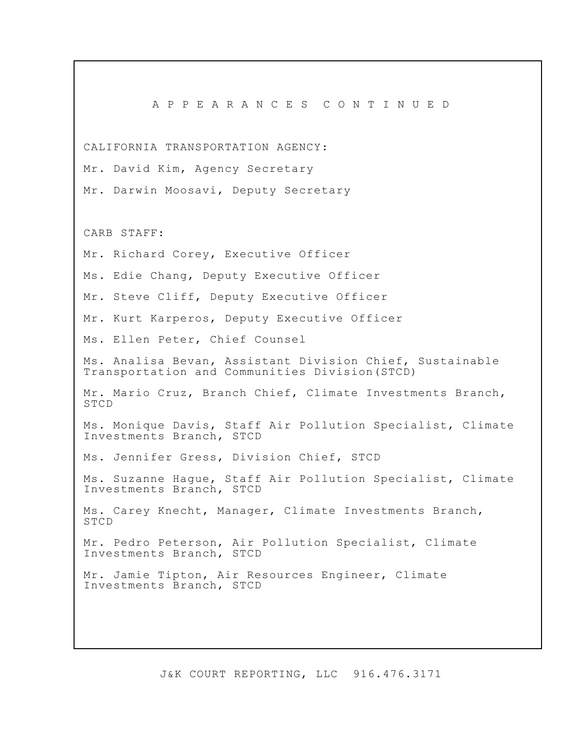# APPEARANCES CONTINUED

CALIFORNIA TRANSPORTATION AGENCY:

Mr. David Kim, Agency Secretary

Mr. Darwin Moosavi, Deputy Secretary

CARB STAFF:

Mr. Richard Corey, Executive Officer

Ms. Edie Chang, Deputy Executive Officer

Mr. Steve Cliff, Deputy Executive Officer

Mr. Kurt Karperos, Deputy Executive Officer

Ms. Ellen Peter, Chief Counsel

Ms. Analisa Bevan, Assistant Division Chief, Sustainable Transportation and Communities Division(STCD)

Mr. Mario Cruz, Branch Chief, Climate Investments Branch, STCD

Ms. Monique Davis, Staff Air Pollution Specialist, Climate Investments Branch, STCD

Ms. Jennifer Gress, Division Chief, STCD

Ms. Suzanne Hague, Staff Air Pollution Specialist, Climate Investments Branch, STCD

Ms. Carey Knecht, Manager, Climate Investments Branch, STCD

Mr. Pedro Peterson, Air Pollution Specialist, Climate Investments Branch, STCD

Mr. Jamie Tipton, Air Resources Engineer, Climate Investments Branch, STCD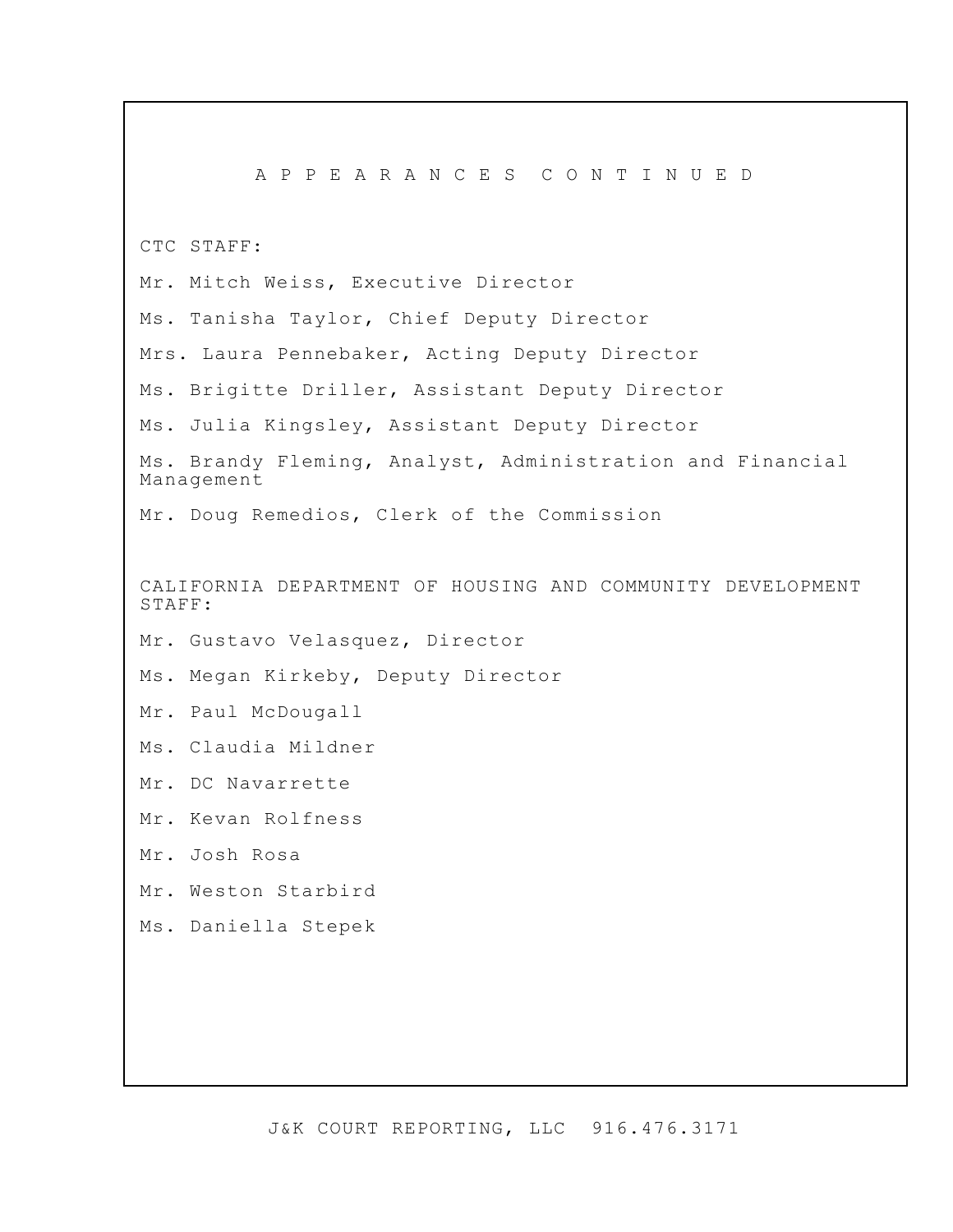# A P P E A R A N C E S   C O N T I N U E D

CTC STAFF:

Mr. Mitch Weiss, Executive Director

Ms. Tanisha Taylor, Chief Deputy Director

Mrs. Laura Pennebaker, Acting Deputy Director

Ms. Brigitte Driller, Assistant Deputy Director

Ms. Julia Kingsley, Assistant Deputy Director

Ms. Brandy Fleming, Analyst, Administration and Financial Management

Mr. Doug Remedios, Clerk of the Commission

CALIFORNIA DEPARTMENT OF HOUSING AND COMMUNITY DEVELOPMENT STAFF:

Mr. Gustavo Velasquez, Director

Ms. Megan Kirkeby, Deputy Director

Mr. Paul McDougall

Ms. Claudia Mildner

Mr. DC Navarrette

Mr. Kevan Rolfness

Mr. Josh Rosa

Mr. Weston Starbird

Ms. Daniella Stepek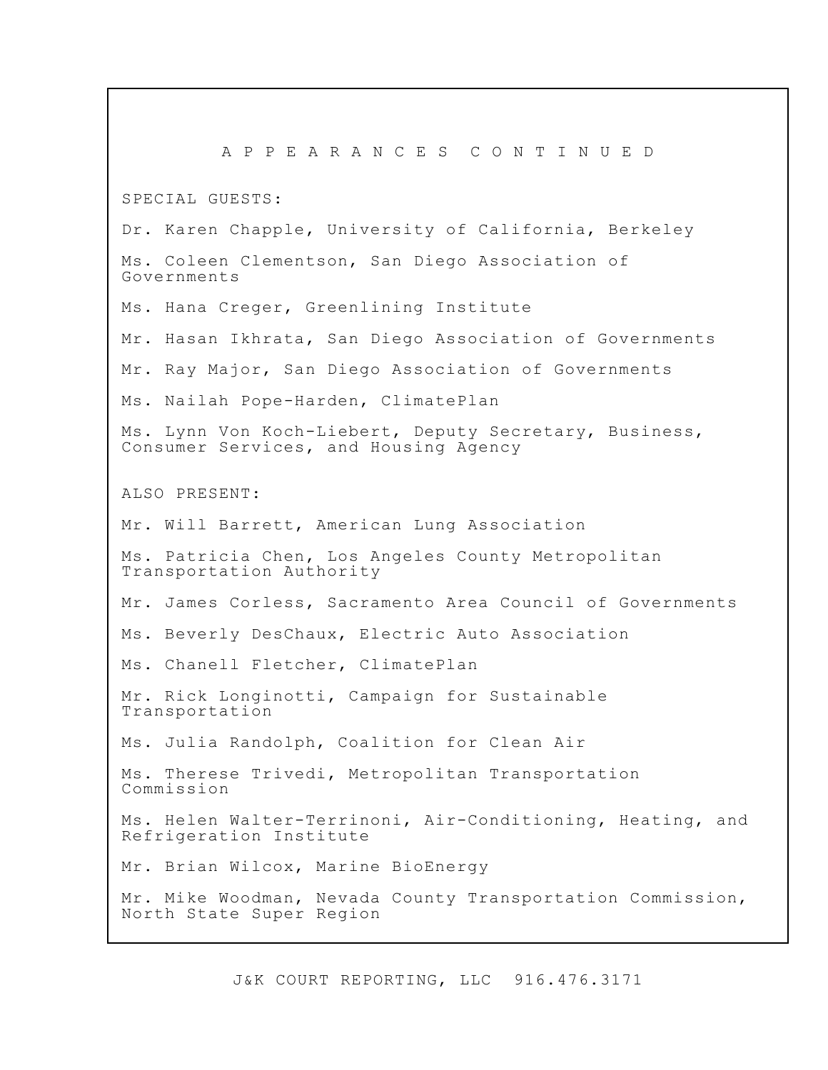## APPEARANCES CONTINUED

SPECIAL GUESTS:

Dr. Karen Chapple, University of California, Berkeley

Ms. Coleen Clementson, San Diego Association of Governments

Ms. Hana Creger, Greenlining Institute

Mr. Hasan Ikhrata, San Diego Association of Governments

Mr. Ray Major, San Diego Association of Governments

Ms. Nailah Pope-Harden, ClimatePlan

Ms. Lynn Von Koch-Liebert, Deputy Secretary, Business, Consumer Services, and Housing Agency

ALSO PRESENT:

Mr. Will Barrett, American Lung Association

Ms. Patricia Chen, Los Angeles County Metropolitan Transportation Authority

Mr. James Corless, Sacramento Area Council of Governments

Ms. Beverly DesChaux, Electric Auto Association

Ms. Chanell Fletcher, ClimatePlan

Mr. Rick Longinotti, Campaign for Sustainable Transportation

Ms. Julia Randolph, Coalition for Clean Air

Ms. Therese Trivedi, Metropolitan Transportation Commission

Ms. Helen Walter-Terrinoni, Air-Conditioning, Heating, and Refrigeration Institute

Mr. Brian Wilcox, Marine BioEnergy

Mr. Mike Woodman, Nevada County Transportation Commission, North State Super Region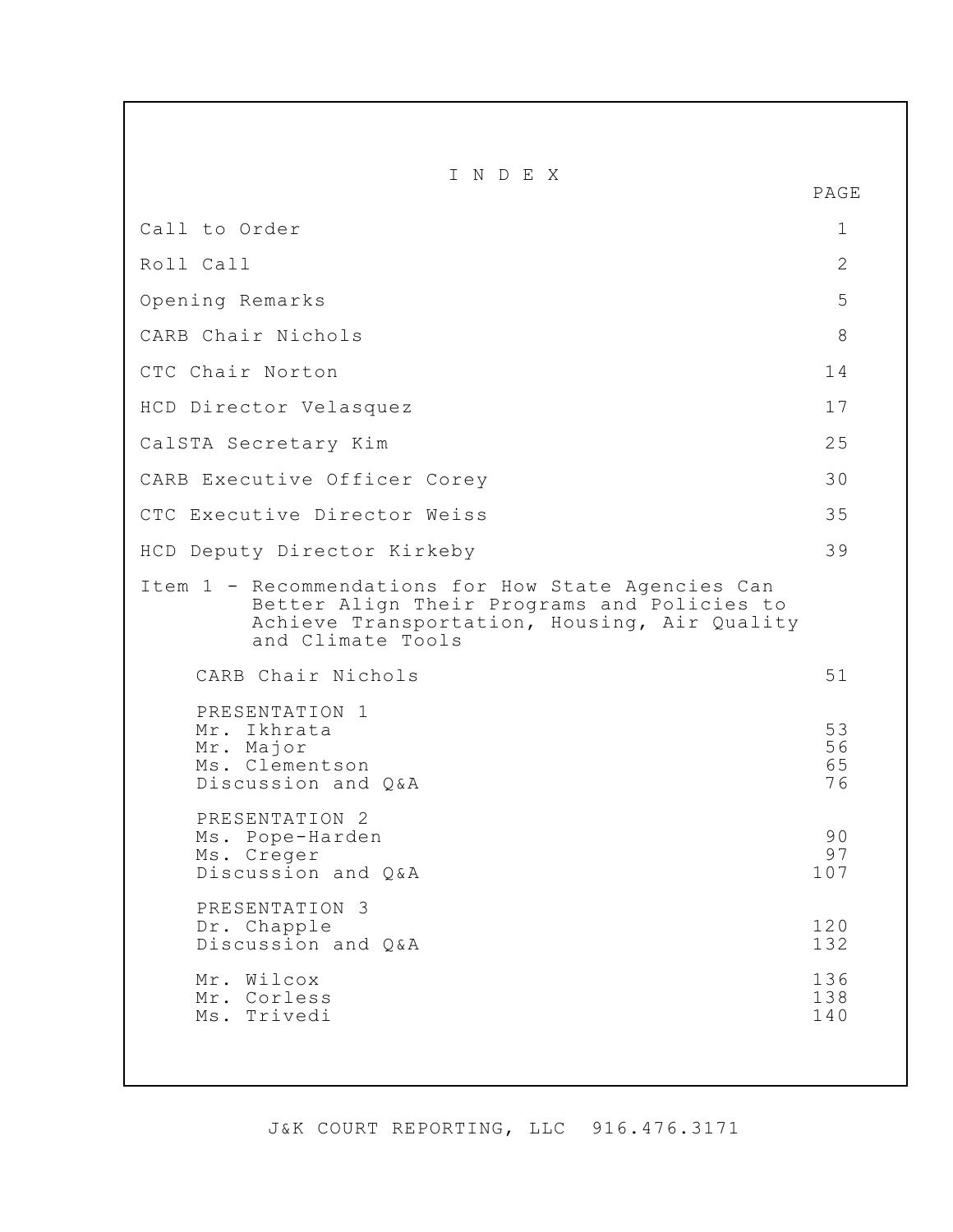# I N D E X

| | PAGE |
|---|---|
| Call to Order | 1 |
| Roll Call | 2 |
| Opening Remarks | 5 |
| CARB Chair Nichols | 8 |
| CTC Chair Norton | 14 |
| HCD Director Velasquez | 17 |
| CalSTA Secretary Kim | 25 |
| CARB Executive Officer Corey | 30 |
| CTC Executive Director Weiss | 35 |
| HCD Deputy Director Kirkeby | 39 |
| Item 1 - Recommendations for How State Agencies Can Better Align Their Programs and Policies to Achieve Transportation, Housing, Air Quality and Climate Tools | |
| CARB Chair Nichols | 51 |
| PRESENTATION 1 | |
| Mr. Ikhrata | 53 |
| Mr. Major | 56 |
| Ms. Clementson | 65 |
| Discussion and Q&A | 76 |
| PRESENTATION 2 | |
| Ms. Pope-Harden | 90 |
| Ms. Creger | 97 |
| Discussion and Q&A | 107 |
| PRESENTATION 3 | |
| Dr. Chapple | 120 |
| Discussion and Q&A | 132 |
| Mr. Wilcox | 136 |
| Mr. Corless | 138 |
| Ms. Trivedi | 140 |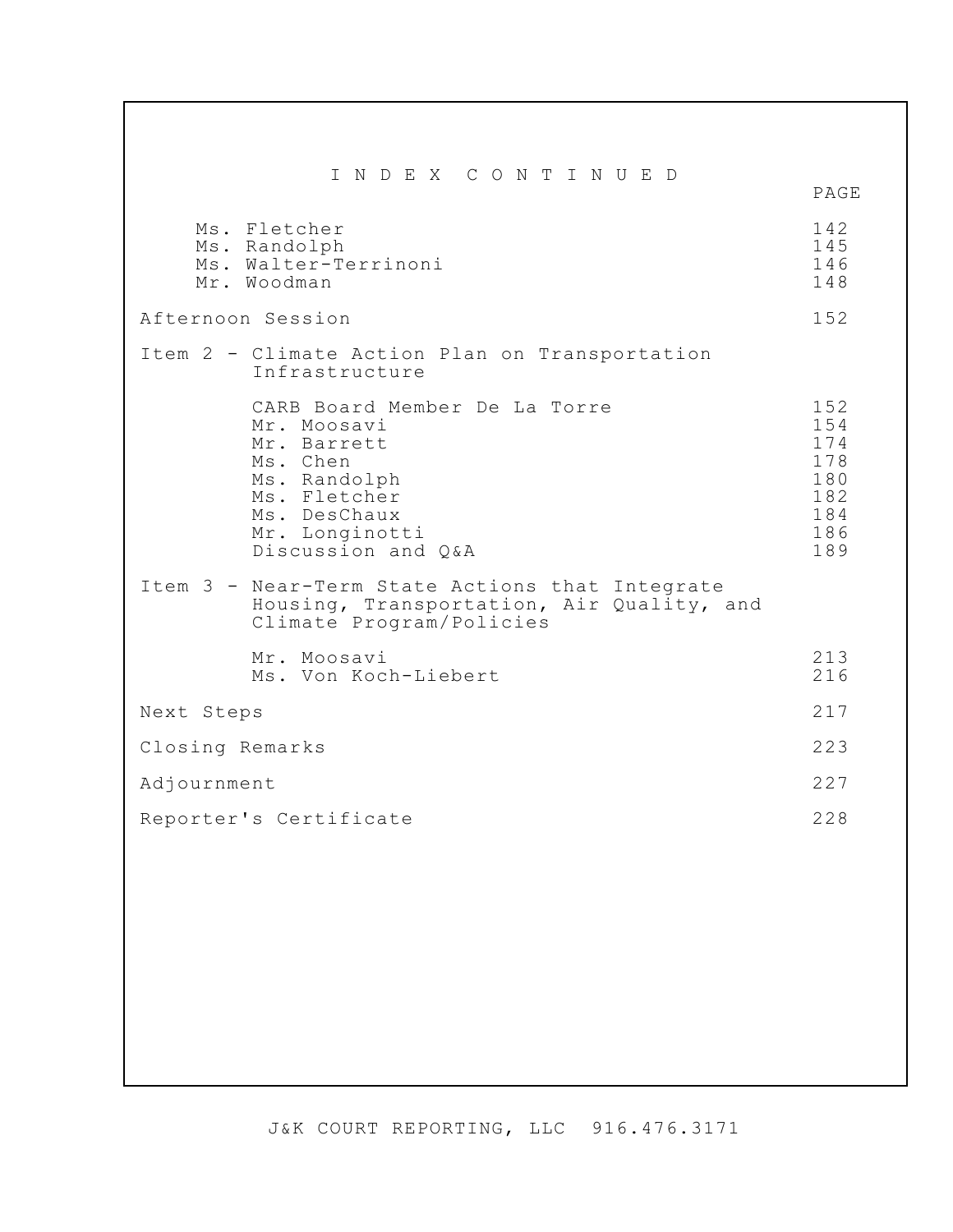# I N D E X   C O N T I N U E D

| | PAGE |
|---|---|
| Ms. Fletcher | 142 |
| Ms. Randolph | 145 |
| Ms. Walter-Terrinoni | 146 |
| Mr. Woodman | 148 |
| Afternoon Session | 152 |
| Item 2 - Climate Action Plan on Transportation Infrastructure | |
| CARB Board Member De La Torre | 152 |
| Mr. Moosavi | 154 |
| Mr. Barrett | 174 |
| Ms. Chen | 178 |
| Ms. Randolph | 180 |
| Ms. Fletcher | 182 |
| Ms. DesChaux | 184 |
| Mr. Longinotti | 186 |
| Discussion and Q&A | 189 |
| Item 3 - Near-Term State Actions that Integrate Housing, Transportation, Air Quality, and Climate Program/Policies | |
| Mr. Moosavi | 213 |
| Ms. Von Koch-Liebert | 216 |
| Next Steps | 217 |
| Closing Remarks | 223 |
| Adjournment | 227 |
| Reporter's Certificate | 228 |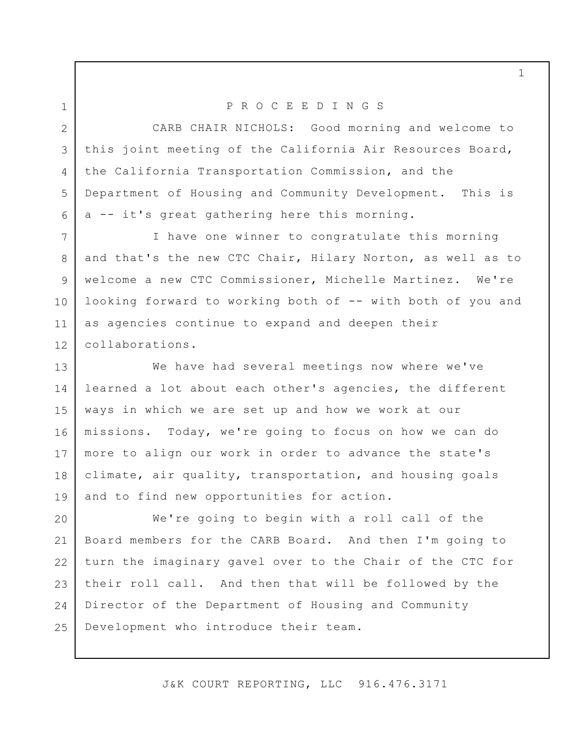P R O C E E D I N G S

CARB CHAIR NICHOLS: Good morning and welcome to this joint meeting of the California Air Resources Board, the California Transportation Commission, and the Department of Housing and Community Development. This is a -- it's great gathering here this morning.

I have one winner to congratulate this morning and that's the new CTC Chair, Hilary Norton, as well as to welcome a new CTC Commissioner, Michelle Martinez. We're looking forward to working both of -- with both of you and as agencies continue to expand and deepen their collaborations.

We have had several meetings now where we've learned a lot about each other's agencies, the different ways in which we are set up and how we work at our missions. Today, we're going to focus on how we can do more to align our work in order to advance the state's climate, air quality, transportation, and housing goals and to find new opportunities for action.

We're going to begin with a roll call of the Board members for the CARB Board. And then I'm going to turn the imaginary gavel over to the Chair of the CTC for their roll call. And then that will be followed by the Director of the Department of Housing and Community Development who introduce their team.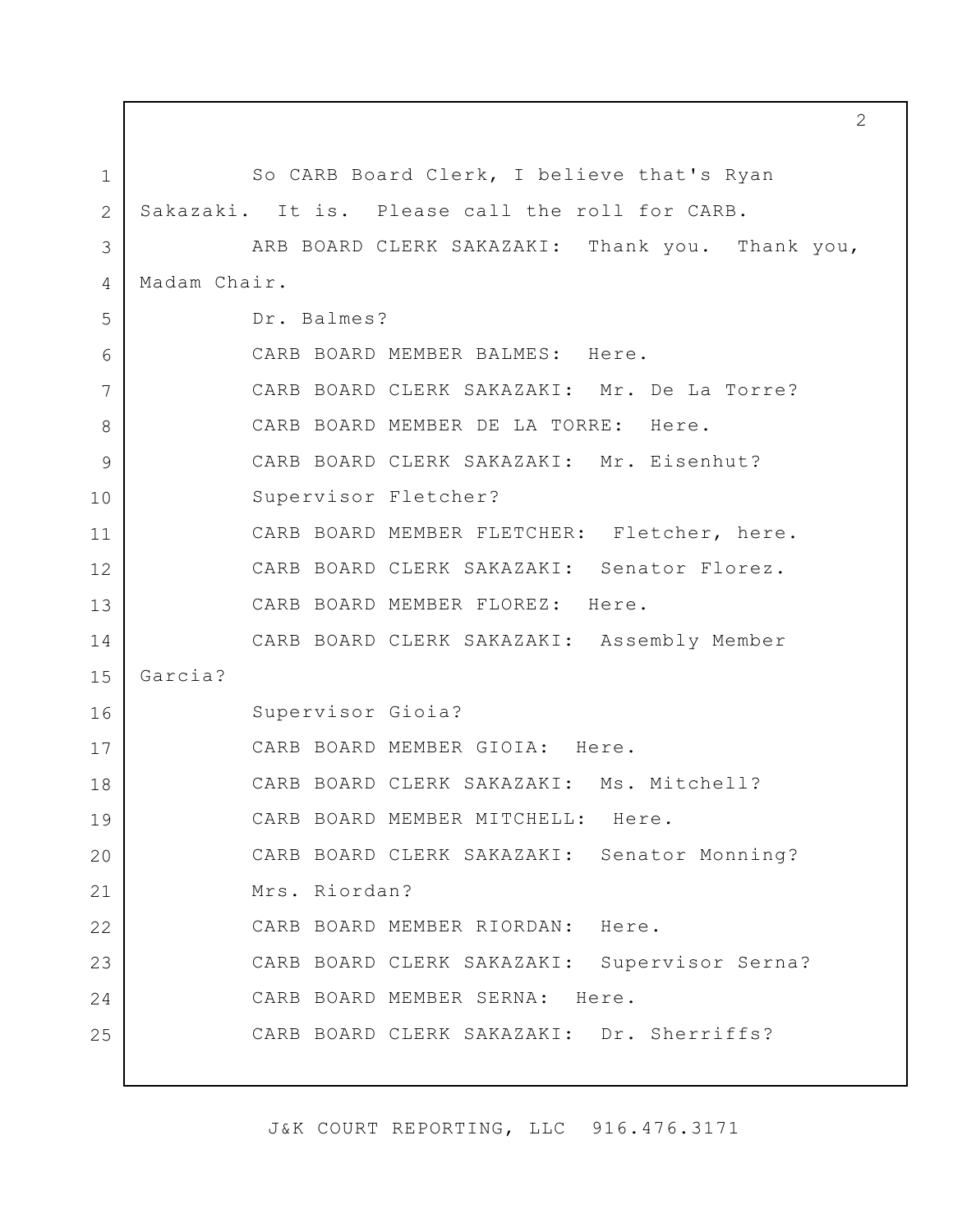So CARB Board Clerk, I believe that's Ryan Sakazaki. It is. Please call the roll for CARB.

ARB BOARD CLERK SAKAZAKI: Thank you. Thank you, Madam Chair.

Dr. Balmes?

CARB BOARD MEMBER BALMES: Here.

CARB BOARD CLERK SAKAZAKI: Mr. De La Torre?

CARB BOARD MEMBER DE LA TORRE: Here.

CARB BOARD CLERK SAKAZAKI: Mr. Eisenhut?

Supervisor Fletcher?

CARB BOARD MEMBER FLETCHER: Fletcher, here.

CARB BOARD CLERK SAKAZAKI: Senator Florez.

CARB BOARD MEMBER FLOREZ: Here.

CARB BOARD CLERK SAKAZAKI: Assembly Member Garcia?

Supervisor Gioia?

CARB BOARD MEMBER GIOIA: Here.

CARB BOARD CLERK SAKAZAKI: Ms. Mitchell?

CARB BOARD MEMBER MITCHELL: Here.

CARB BOARD CLERK SAKAZAKI: Senator Monning?

Mrs. Riordan?

CARB BOARD MEMBER RIORDAN: Here.

CARB BOARD CLERK SAKAZAKI: Supervisor Serna?

CARB BOARD MEMBER SERNA: Here.

CARB BOARD CLERK SAKAZAKI: Dr. Sherriffs?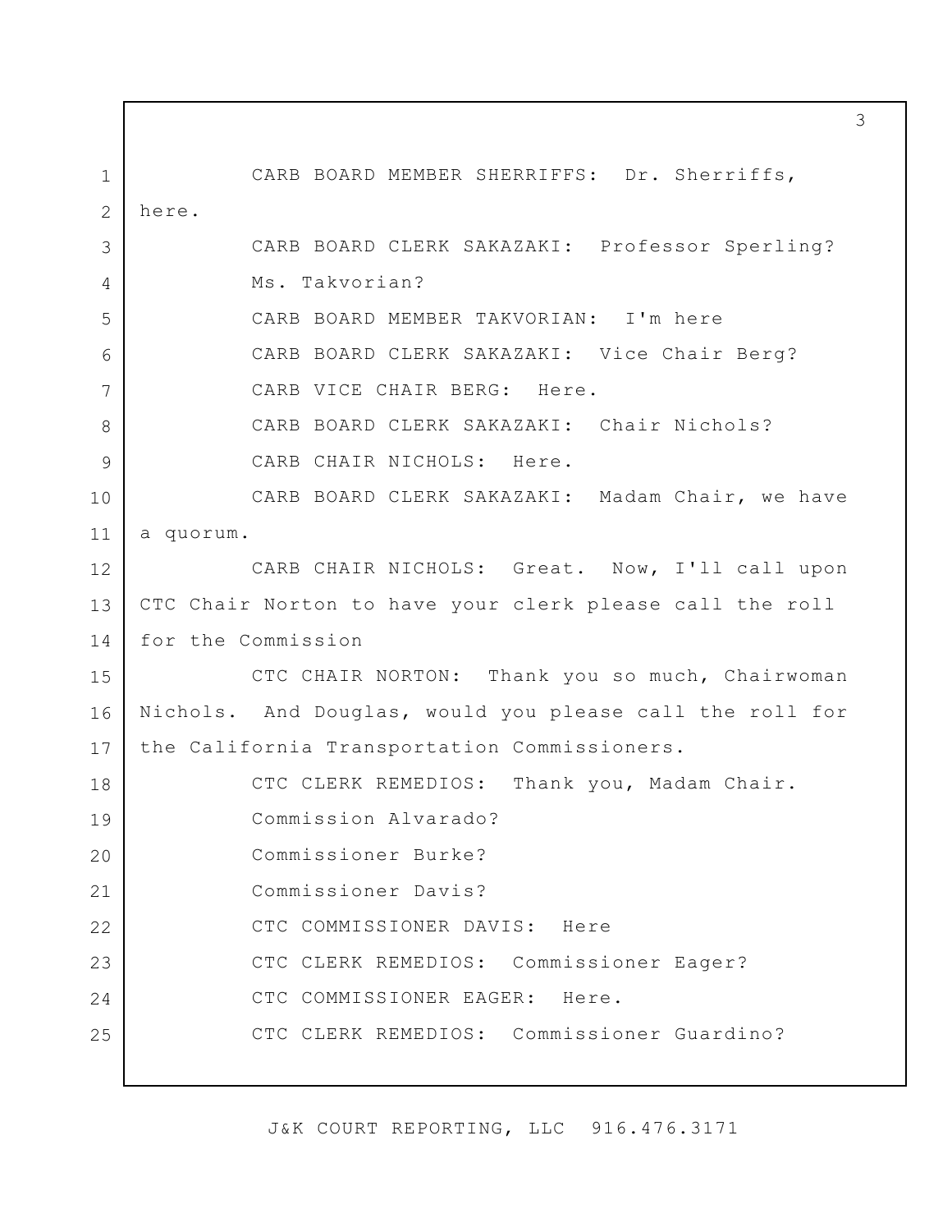CARB BOARD MEMBER SHERRIFFS: Dr. Sherriffs, here.

CARB BOARD CLERK SAKAZAKI: Professor Sperling?

Ms. Takvorian?

CARB BOARD MEMBER TAKVORIAN: I'm here

CARB BOARD CLERK SAKAZAKI: Vice Chair Berg?

CARB VICE CHAIR BERG: Here.

CARB BOARD CLERK SAKAZAKI: Chair Nichols?

CARB CHAIR NICHOLS: Here.

CARB BOARD CLERK SAKAZAKI: Madam Chair, we have a quorum.

CARB CHAIR NICHOLS: Great. Now, I'll call upon CTC Chair Norton to have your clerk please call the roll for the Commission

CTC CHAIR NORTON: Thank you so much, Chairwoman Nichols. And Douglas, would you please call the roll for the California Transportation Commissioners.

CTC CLERK REMEDIOS: Thank you, Madam Chair.

Commission Alvarado?

Commissioner Burke?

Commissioner Davis?

CTC COMMISSIONER DAVIS: Here

CTC CLERK REMEDIOS: Commissioner Eager?

CTC COMMISSIONER EAGER: Here.

CTC CLERK REMEDIOS: Commissioner Guardino?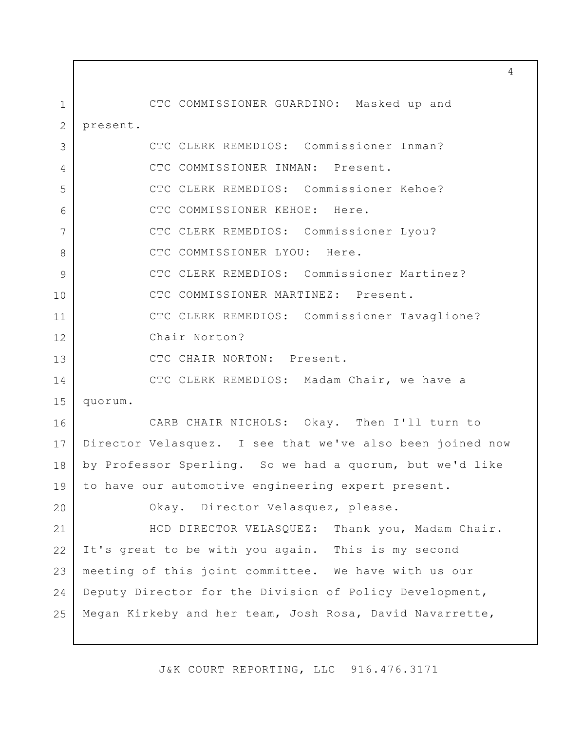CTC COMMISSIONER GUARDINO: Masked up and present.

CTC CLERK REMEDIOS: Commissioner Inman?

CTC COMMISSIONER INMAN: Present.

CTC CLERK REMEDIOS: Commissioner Kehoe?

CTC COMMISSIONER KEHOE: Here.

CTC CLERK REMEDIOS: Commissioner Lyou?

CTC COMMISSIONER LYOU: Here.

CTC CLERK REMEDIOS: Commissioner Martinez?

CTC COMMISSIONER MARTINEZ: Present.

CTC CLERK REMEDIOS: Commissioner Tavaglione?

Chair Norton?

CTC CHAIR NORTON: Present.

CTC CLERK REMEDIOS: Madam Chair, we have a quorum.

CARB CHAIR NICHOLS: Okay. Then I'll turn to Director Velasquez. I see that we've also been joined now by Professor Sperling. So we had a quorum, but we'd like to have our automotive engineering expert present.

Okay. Director Velasquez, please.

HCD DIRECTOR VELASQUEZ: Thank you, Madam Chair. It's great to be with you again. This is my second meeting of this joint committee. We have with us our Deputy Director for the Division of Policy Development, Megan Kirkeby and her team, Josh Rosa, David Navarrette,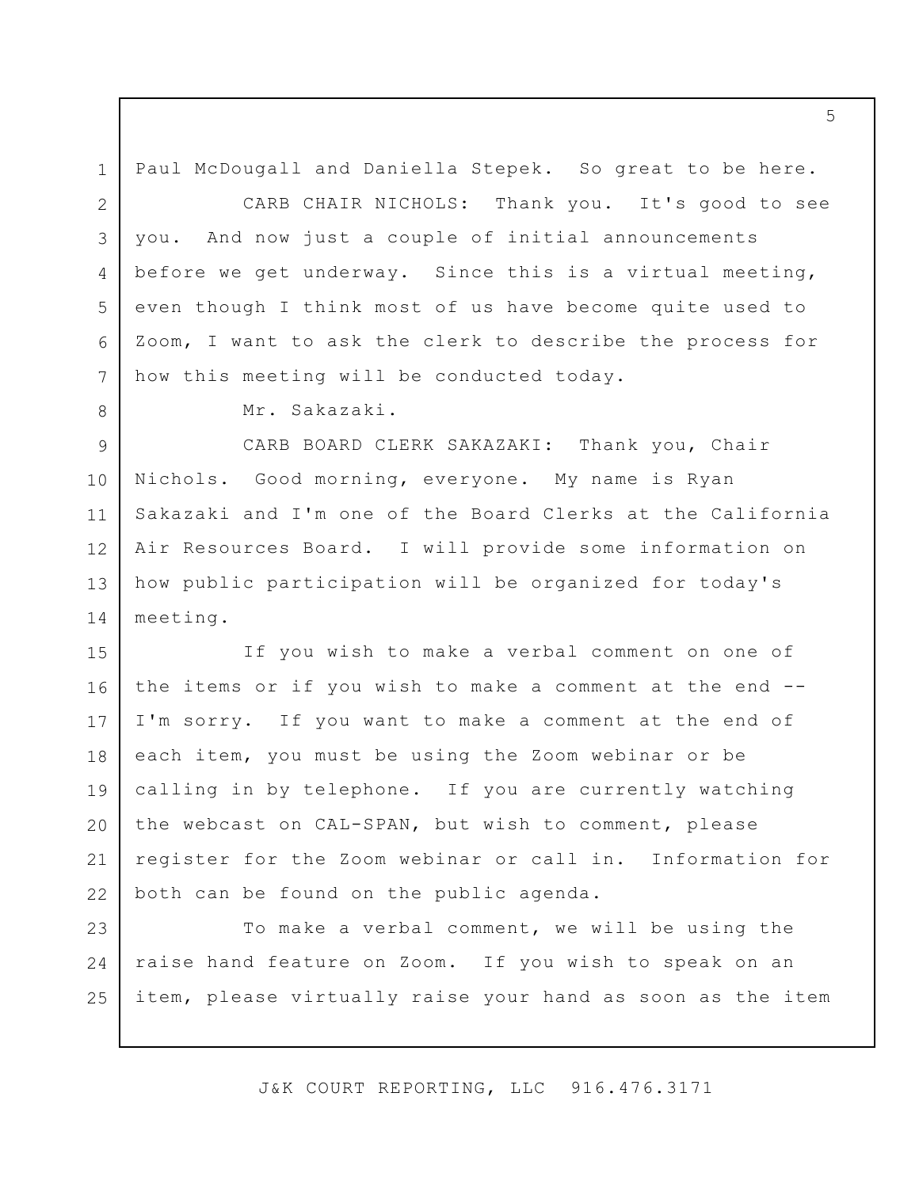Paul McDougall and Daniella Stepek. So great to be here.

CARB CHAIR NICHOLS: Thank you. It's good to see you. And now just a couple of initial announcements before we get underway. Since this is a virtual meeting, even though I think most of us have become quite used to Zoom, I want to ask the clerk to describe the process for how this meeting will be conducted today.

Mr. Sakazaki.

CARB BOARD CLERK SAKAZAKI: Thank you, Chair Nichols. Good morning, everyone. My name is Ryan Sakazaki and I'm one of the Board Clerks at the California Air Resources Board. I will provide some information on how public participation will be organized for today's meeting.

If you wish to make a verbal comment on one of the items or if you wish to make a comment at the end -- I'm sorry. If you want to make a comment at the end of each item, you must be using the Zoom webinar or be calling in by telephone. If you are currently watching the webcast on CAL-SPAN, but wish to comment, please register for the Zoom webinar or call in. Information for both can be found on the public agenda.

To make a verbal comment, we will be using the raise hand feature on Zoom. If you wish to speak on an item, please virtually raise your hand as soon as the item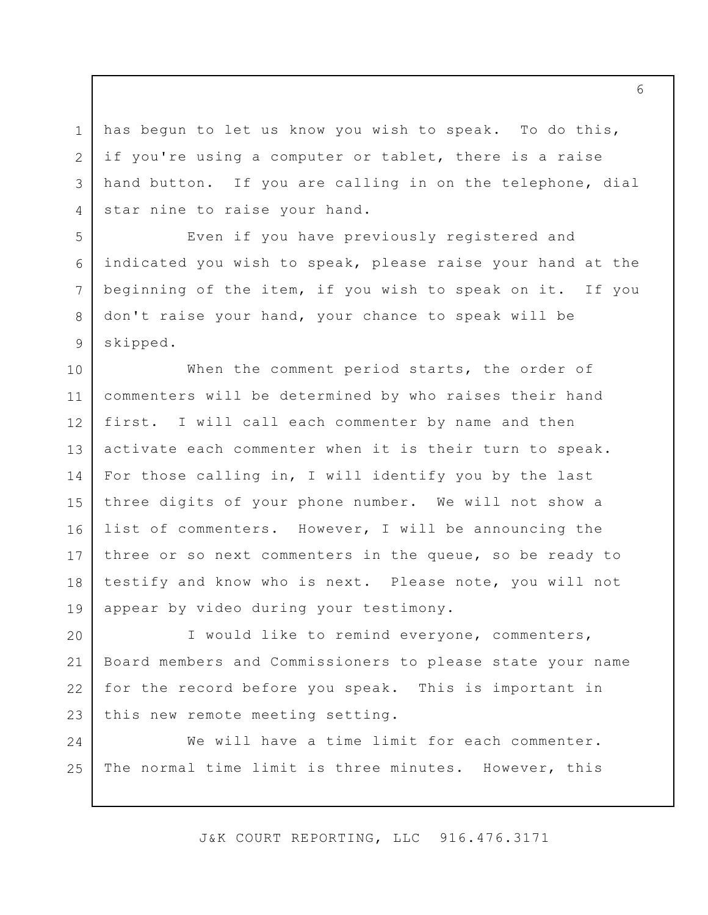has begun to let us know you wish to speak. To do this, if you're using a computer or tablet, there is a raise hand button. If you are calling in on the telephone, dial star nine to raise your hand.

Even if you have previously registered and indicated you wish to speak, please raise your hand at the beginning of the item, if you wish to speak on it. If you don't raise your hand, your chance to speak will be skipped.

When the comment period starts, the order of commenters will be determined by who raises their hand first. I will call each commenter by name and then activate each commenter when it is their turn to speak. For those calling in, I will identify you by the last three digits of your phone number. We will not show a list of commenters. However, I will be announcing the three or so next commenters in the queue, so be ready to testify and know who is next. Please note, you will not appear by video during your testimony.

I would like to remind everyone, commenters, Board members and Commissioners to please state your name for the record before you speak. This is important in this new remote meeting setting.

We will have a time limit for each commenter. The normal time limit is three minutes. However, this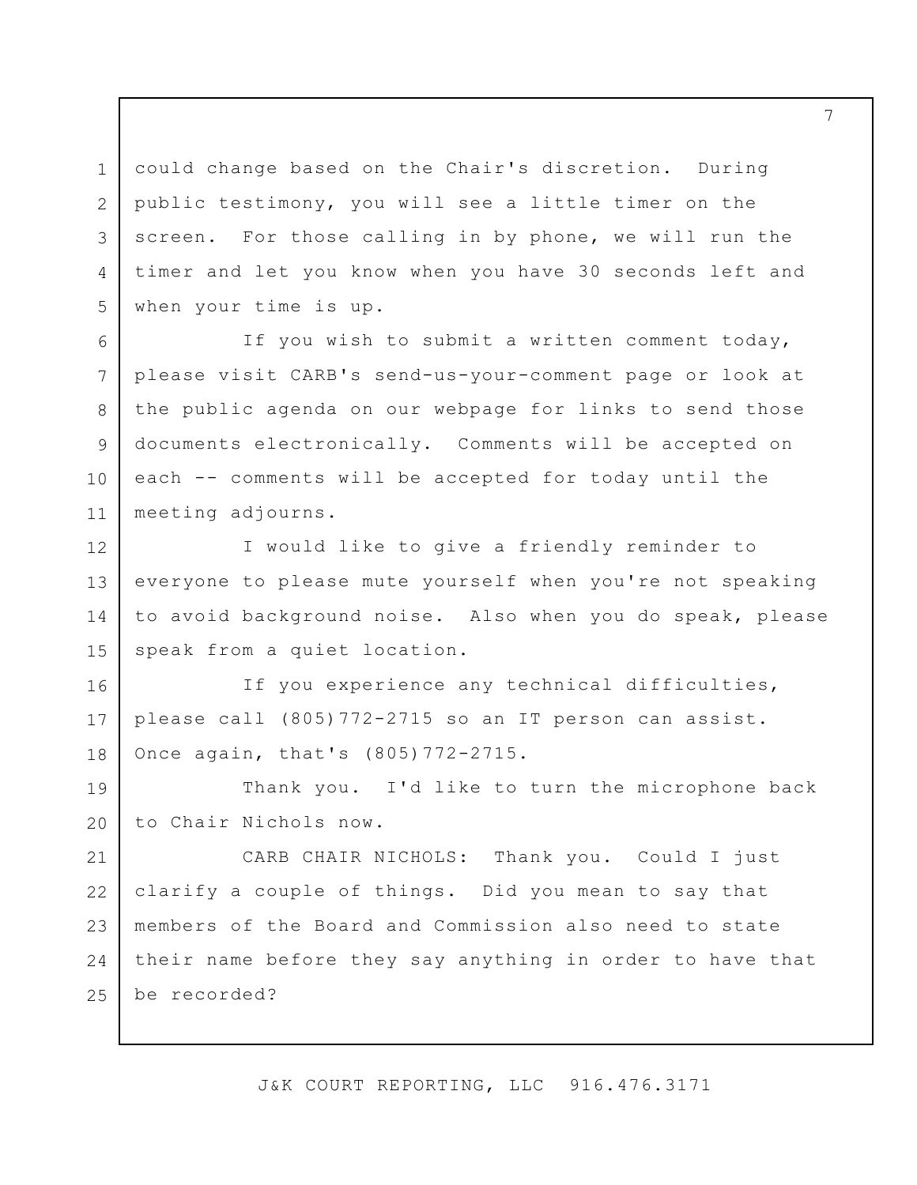could change based on the Chair's discretion. During public testimony, you will see a little timer on the screen. For those calling in by phone, we will run the timer and let you know when you have 30 seconds left and when your time is up.

If you wish to submit a written comment today, please visit CARB's send-us-your-comment page or look at the public agenda on our webpage for links to send those documents electronically. Comments will be accepted on each -- comments will be accepted for today until the meeting adjourns.

I would like to give a friendly reminder to everyone to please mute yourself when you're not speaking to avoid background noise. Also when you do speak, please speak from a quiet location.

If you experience any technical difficulties, please call (805)772-2715 so an IT person can assist. Once again, that's (805)772-2715.

Thank you. I'd like to turn the microphone back to Chair Nichols now.

CARB CHAIR NICHOLS: Thank you. Could I just clarify a couple of things. Did you mean to say that members of the Board and Commission also need to state their name before they say anything in order to have that be recorded?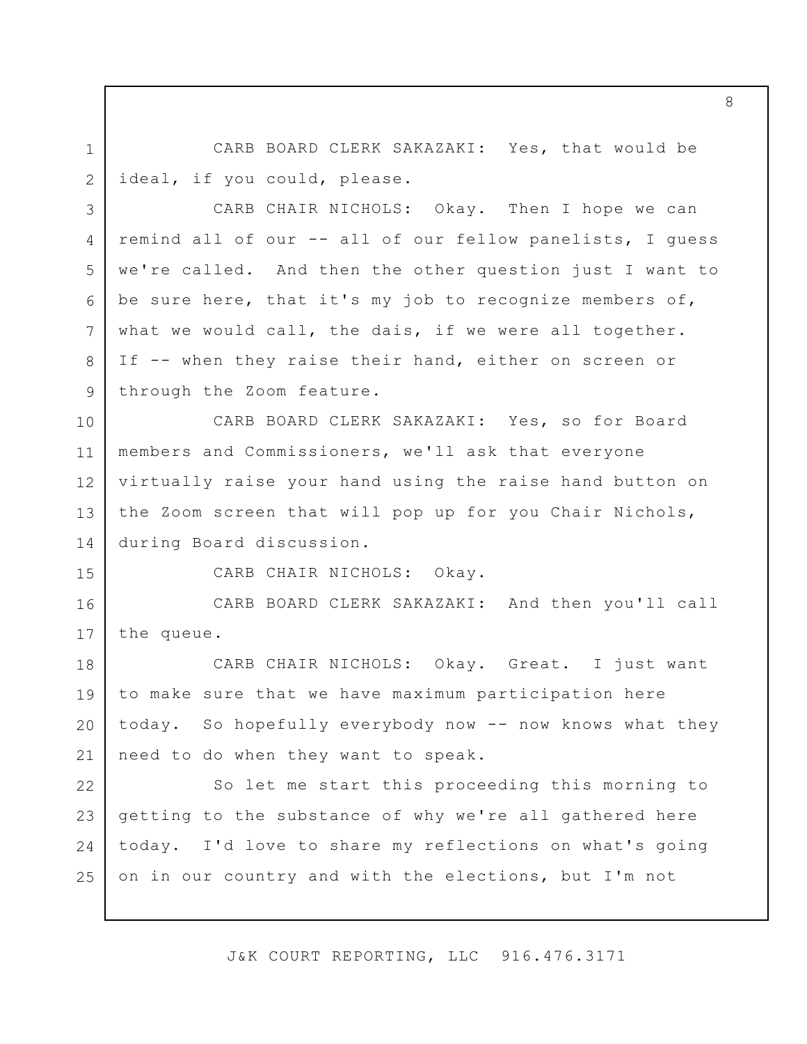CARB BOARD CLERK SAKAZAKI: Yes, that would be ideal, if you could, please.

CARB CHAIR NICHOLS: Okay. Then I hope we can remind all of our -- all of our fellow panelists, I guess we're called. And then the other question just I want to be sure here, that it's my job to recognize members of, what we would call, the dais, if we were all together. If -- when they raise their hand, either on screen or through the Zoom feature.

CARB BOARD CLERK SAKAZAKI: Yes, so for Board members and Commissioners, we'll ask that everyone virtually raise your hand using the raise hand button on the Zoom screen that will pop up for you Chair Nichols, during Board discussion.

CARB CHAIR NICHOLS: Okay.

CARB BOARD CLERK SAKAZAKI: And then you'll call the queue.

CARB CHAIR NICHOLS: Okay. Great. I just want to make sure that we have maximum participation here today. So hopefully everybody now -- now knows what they need to do when they want to speak.

So let me start this proceeding this morning to getting to the substance of why we're all gathered here today. I'd love to share my reflections on what's going on in our country and with the elections, but I'm not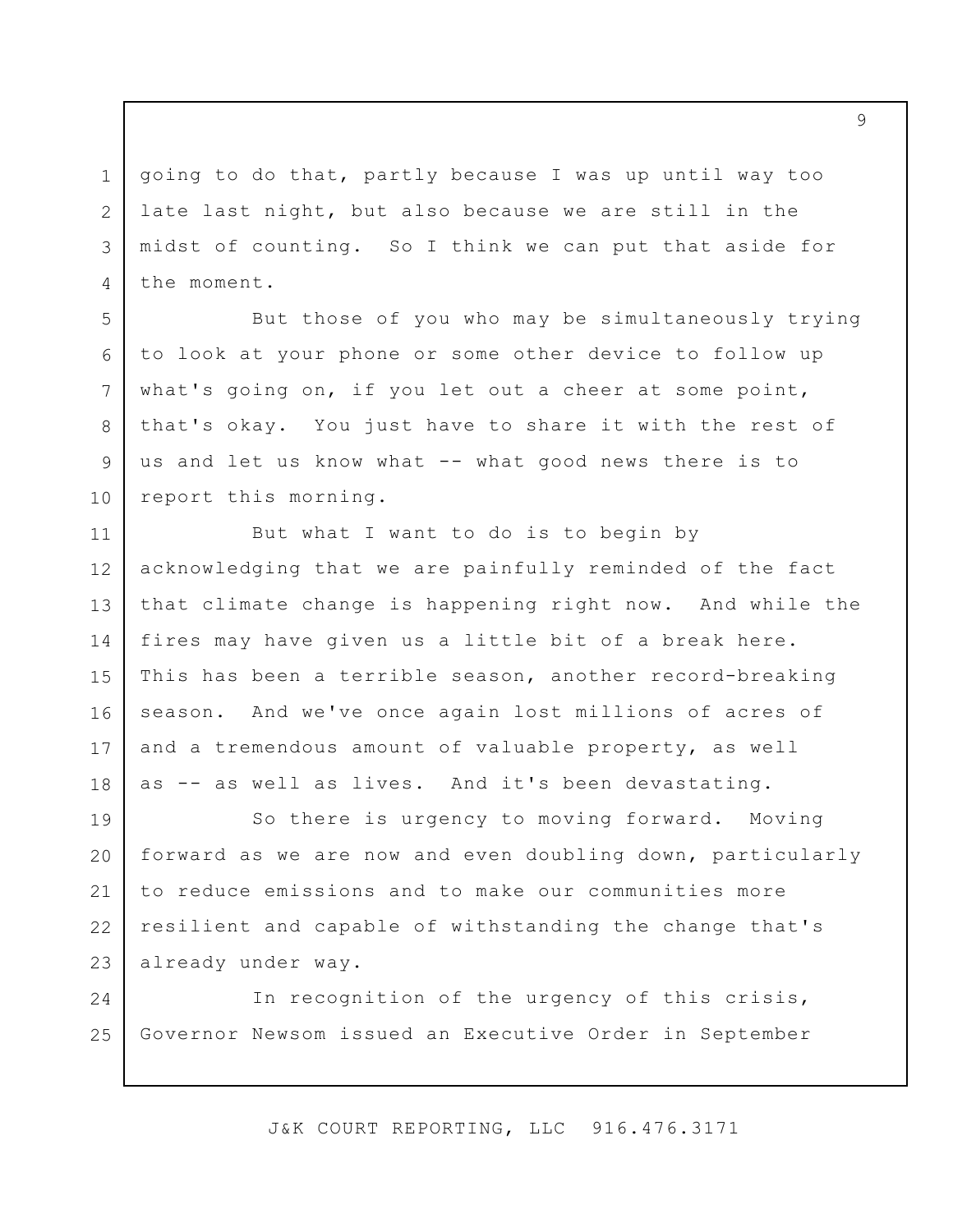going to do that, partly because I was up until way too late last night, but also because we are still in the midst of counting. So I think we can put that aside for the moment.

But those of you who may be simultaneously trying to look at your phone or some other device to follow up what's going on, if you let out a cheer at some point, that's okay. You just have to share it with the rest of us and let us know what -- what good news there is to report this morning.

But what I want to do is to begin by acknowledging that we are painfully reminded of the fact that climate change is happening right now. And while the fires may have given us a little bit of a break here. This has been a terrible season, another record-breaking season. And we've once again lost millions of acres of and a tremendous amount of valuable property, as well as -- as well as lives. And it's been devastating.

So there is urgency to moving forward. Moving forward as we are now and even doubling down, particularly to reduce emissions and to make our communities more resilient and capable of withstanding the change that's already under way.

In recognition of the urgency of this crisis, Governor Newsom issued an Executive Order in September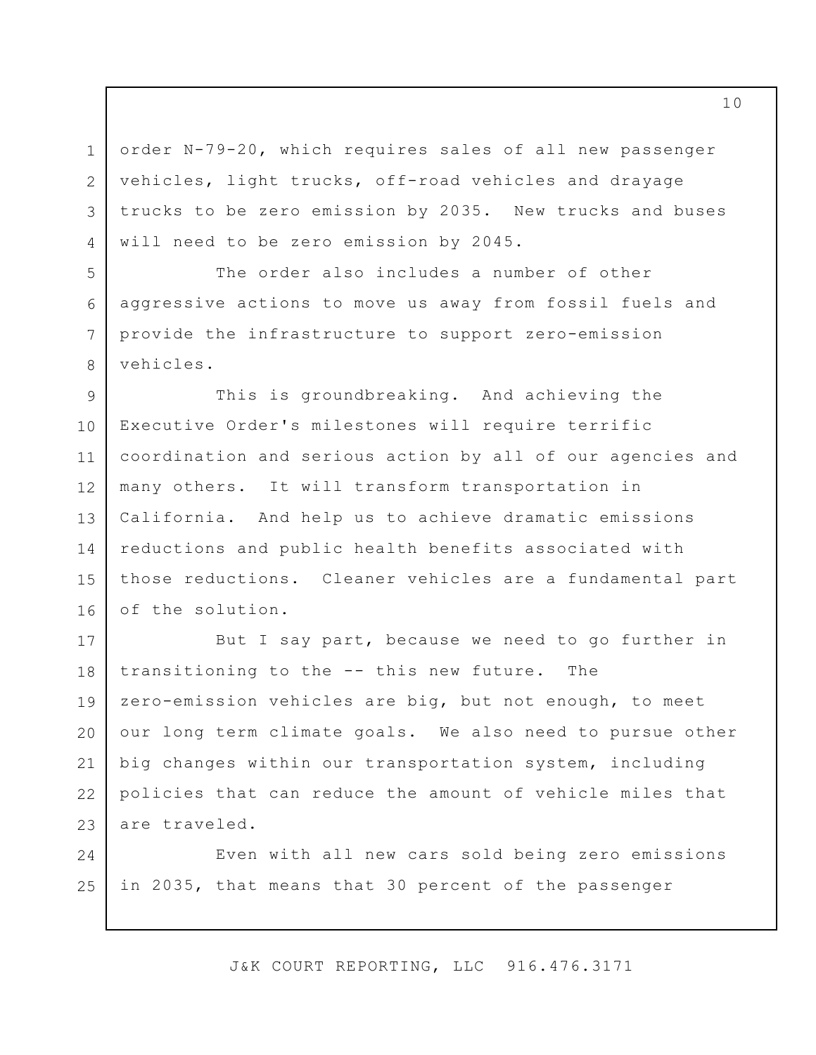order N-79-20, which requires sales of all new passenger vehicles, light trucks, off-road vehicles and drayage trucks to be zero emission by 2035. New trucks and buses will need to be zero emission by 2045.

The order also includes a number of other aggressive actions to move us away from fossil fuels and provide the infrastructure to support zero-emission vehicles.

This is groundbreaking. And achieving the Executive Order's milestones will require terrific coordination and serious action by all of our agencies and many others. It will transform transportation in California. And help us to achieve dramatic emissions reductions and public health benefits associated with those reductions. Cleaner vehicles are a fundamental part of the solution.

But I say part, because we need to go further in transitioning to the -- this new future. The zero-emission vehicles are big, but not enough, to meet our long term climate goals. We also need to pursue other big changes within our transportation system, including policies that can reduce the amount of vehicle miles that are traveled.

Even with all new cars sold being zero emissions in 2035, that means that 30 percent of the passenger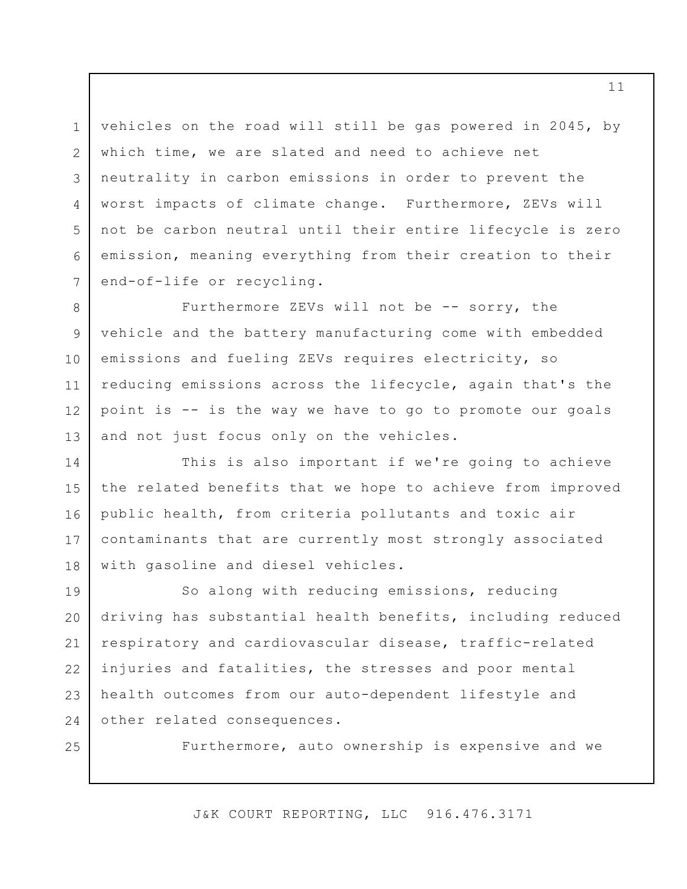vehicles on the road will still be gas powered in 2045, by which time, we are slated and need to achieve net neutrality in carbon emissions in order to prevent the worst impacts of climate change. Furthermore, ZEVs will not be carbon neutral until their entire lifecycle is zero emission, meaning everything from their creation to their end-of-life or recycling.

Furthermore ZEVs will not be -- sorry, the vehicle and the battery manufacturing come with embedded emissions and fueling ZEVs requires electricity, so reducing emissions across the lifecycle, again that's the point is -- is the way we have to go to promote our goals and not just focus only on the vehicles.

This is also important if we're going to achieve the related benefits that we hope to achieve from improved public health, from criteria pollutants and toxic air contaminants that are currently most strongly associated with gasoline and diesel vehicles.

So along with reducing emissions, reducing driving has substantial health benefits, including reduced respiratory and cardiovascular disease, traffic-related injuries and fatalities, the stresses and poor mental health outcomes from our auto-dependent lifestyle and other related consequences.

Furthermore, auto ownership is expensive and we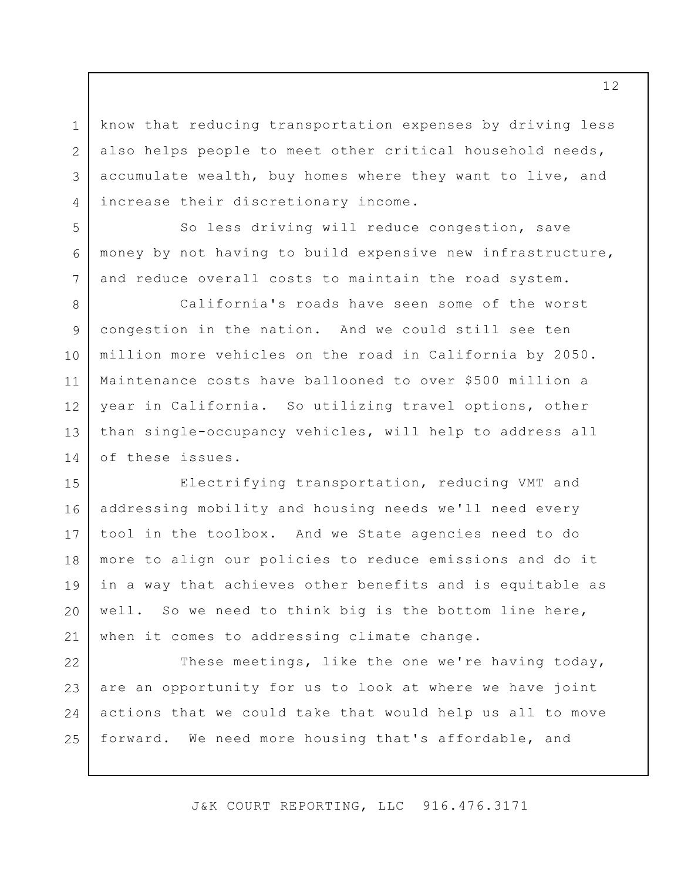know that reducing transportation expenses by driving less also helps people to meet other critical household needs, accumulate wealth, buy homes where they want to live, and increase their discretionary income.

So less driving will reduce congestion, save money by not having to build expensive new infrastructure, and reduce overall costs to maintain the road system.

California's roads have seen some of the worst congestion in the nation. And we could still see ten million more vehicles on the road in California by 2050. Maintenance costs have ballooned to over $500 million a year in California. So utilizing travel options, other than single-occupancy vehicles, will help to address all of these issues.

Electrifying transportation, reducing VMT and addressing mobility and housing needs we'll need every tool in the toolbox. And we State agencies need to do more to align our policies to reduce emissions and do it in a way that achieves other benefits and is equitable as well. So we need to think big is the bottom line here, when it comes to addressing climate change.

These meetings, like the one we're having today, are an opportunity for us to look at where we have joint actions that we could take that would help us all to move forward. We need more housing that's affordable, and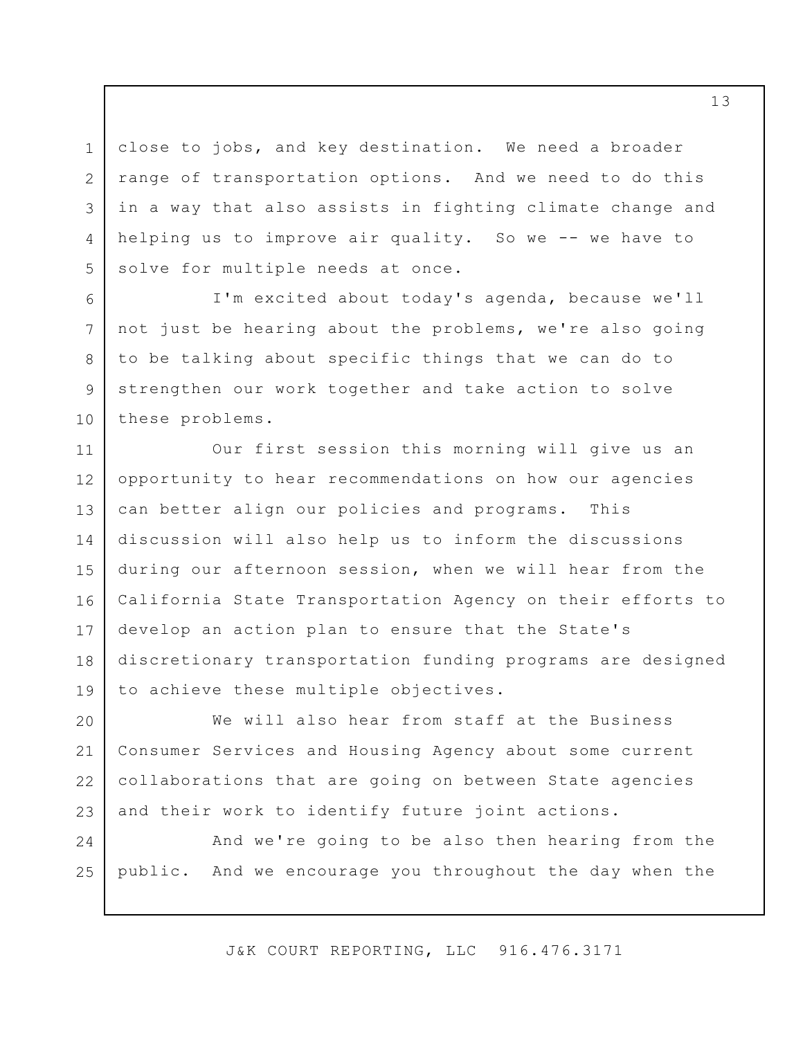close to jobs, and key destination. We need a broader range of transportation options. And we need to do this in a way that also assists in fighting climate change and helping us to improve air quality. So we -- we have to solve for multiple needs at once.

I'm excited about today's agenda, because we'll not just be hearing about the problems, we're also going to be talking about specific things that we can do to strengthen our work together and take action to solve these problems.

Our first session this morning will give us an opportunity to hear recommendations on how our agencies can better align our policies and programs. This discussion will also help us to inform the discussions during our afternoon session, when we will hear from the California State Transportation Agency on their efforts to develop an action plan to ensure that the State's discretionary transportation funding programs are designed to achieve these multiple objectives.

We will also hear from staff at the Business Consumer Services and Housing Agency about some current collaborations that are going on between State agencies and their work to identify future joint actions.

And we're going to be also then hearing from the public. And we encourage you throughout the day when the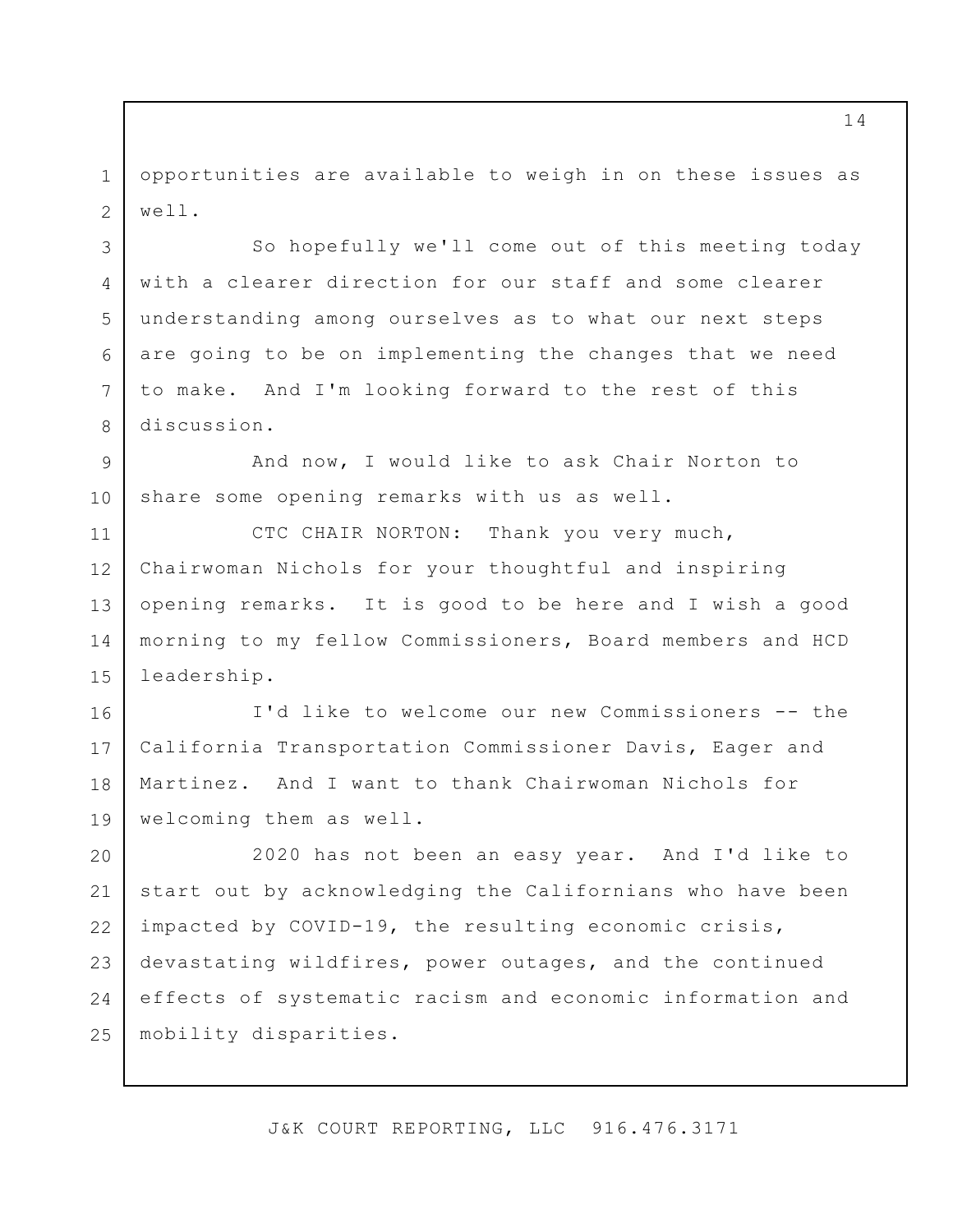opportunities are available to weigh in on these issues as well.

So hopefully we'll come out of this meeting today with a clearer direction for our staff and some clearer understanding among ourselves as to what our next steps are going to be on implementing the changes that we need to make. And I'm looking forward to the rest of this discussion.

And now, I would like to ask Chair Norton to share some opening remarks with us as well.

CTC CHAIR NORTON: Thank you very much, Chairwoman Nichols for your thoughtful and inspiring opening remarks. It is good to be here and I wish a good morning to my fellow Commissioners, Board members and HCD leadership.

I'd like to welcome our new Commissioners -- the California Transportation Commissioner Davis, Eager and Martinez. And I want to thank Chairwoman Nichols for welcoming them as well.

2020 has not been an easy year. And I'd like to start out by acknowledging the Californians who have been impacted by COVID-19, the resulting economic crisis, devastating wildfires, power outages, and the continued effects of systematic racism and economic information and mobility disparities.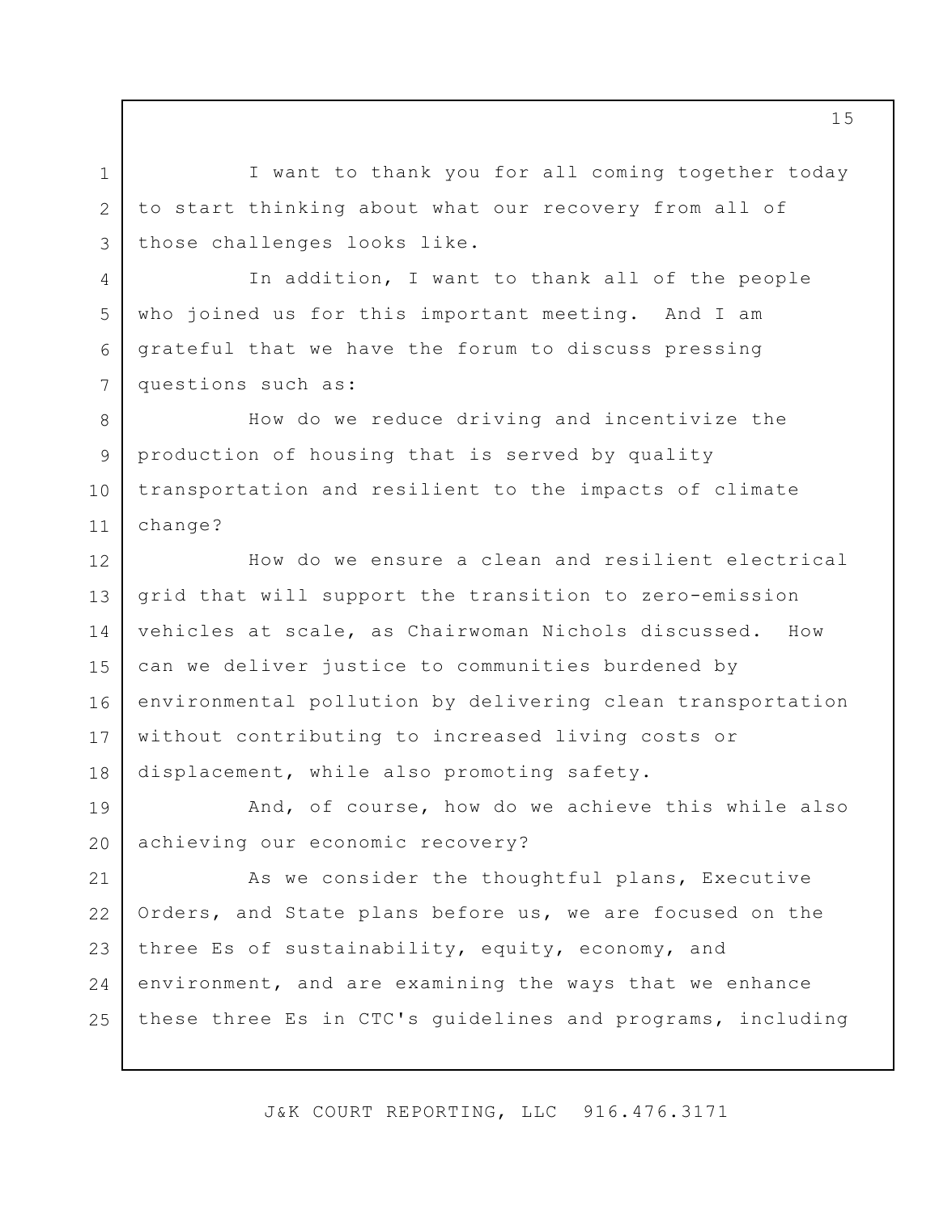I want to thank you for all coming together today to start thinking about what our recovery from all of those challenges looks like.

In addition, I want to thank all of the people who joined us for this important meeting. And I am grateful that we have the forum to discuss pressing questions such as:

How do we reduce driving and incentivize the production of housing that is served by quality transportation and resilient to the impacts of climate change?

How do we ensure a clean and resilient electrical grid that will support the transition to zero-emission vehicles at scale, as Chairwoman Nichols discussed. How can we deliver justice to communities burdened by environmental pollution by delivering clean transportation without contributing to increased living costs or displacement, while also promoting safety.

And, of course, how do we achieve this while also achieving our economic recovery?

As we consider the thoughtful plans, Executive Orders, and State plans before us, we are focused on the three Es of sustainability, equity, economy, and environment, and are examining the ways that we enhance these three Es in CTC's guidelines and programs, including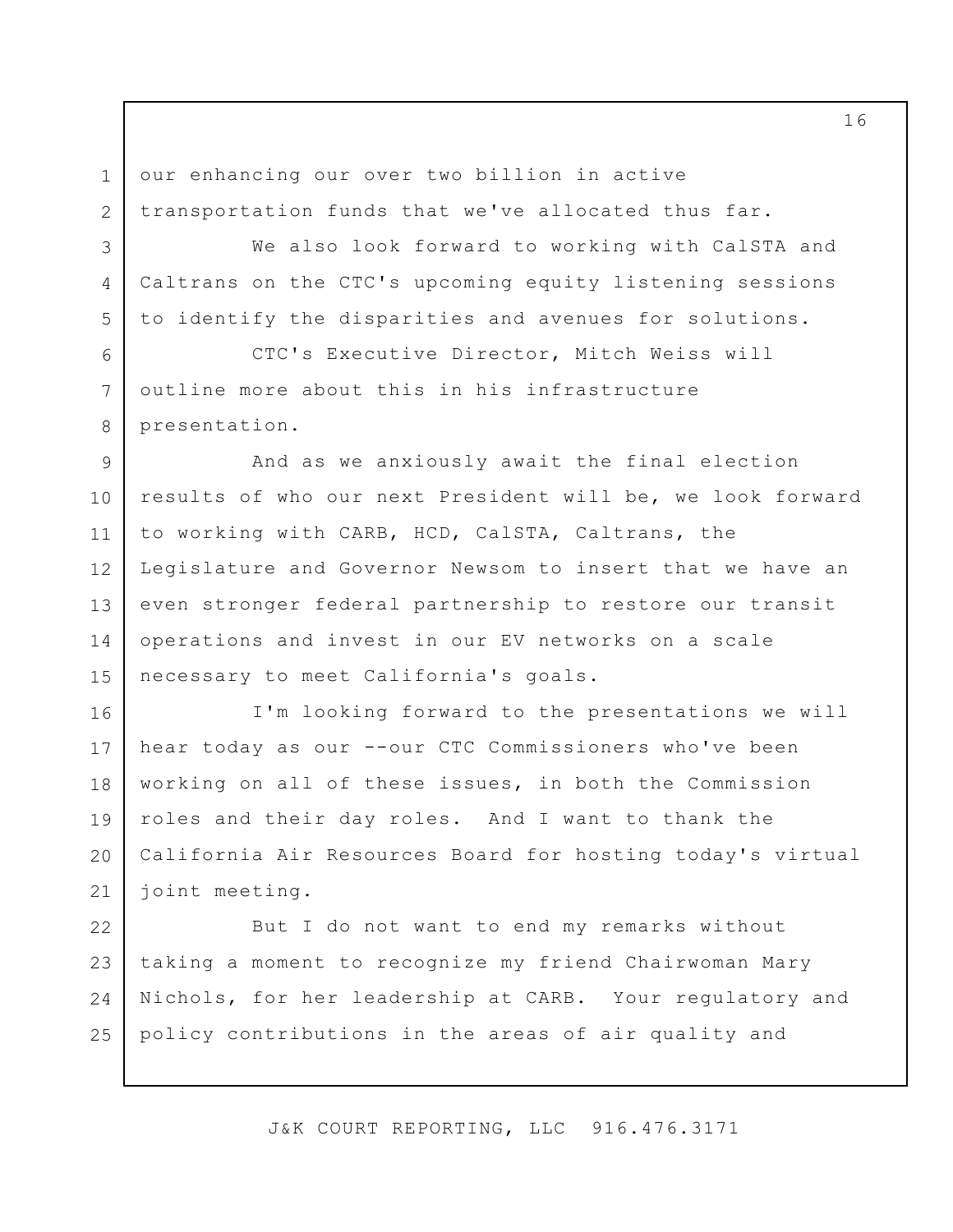our enhancing our over two billion in active transportation funds that we've allocated thus far.

We also look forward to working with CalSTA and Caltrans on the CTC's upcoming equity listening sessions to identify the disparities and avenues for solutions.

CTC's Executive Director, Mitch Weiss will outline more about this in his infrastructure presentation.

And as we anxiously await the final election results of who our next President will be, we look forward to working with CARB, HCD, CalSTA, Caltrans, the Legislature and Governor Newsom to insert that we have an even stronger federal partnership to restore our transit operations and invest in our EV networks on a scale necessary to meet California's goals.

I'm looking forward to the presentations we will hear today as our --our CTC Commissioners who've been working on all of these issues, in both the Commission roles and their day roles. And I want to thank the California Air Resources Board for hosting today's virtual joint meeting.

But I do not want to end my remarks without taking a moment to recognize my friend Chairwoman Mary Nichols, for her leadership at CARB. Your regulatory and policy contributions in the areas of air quality and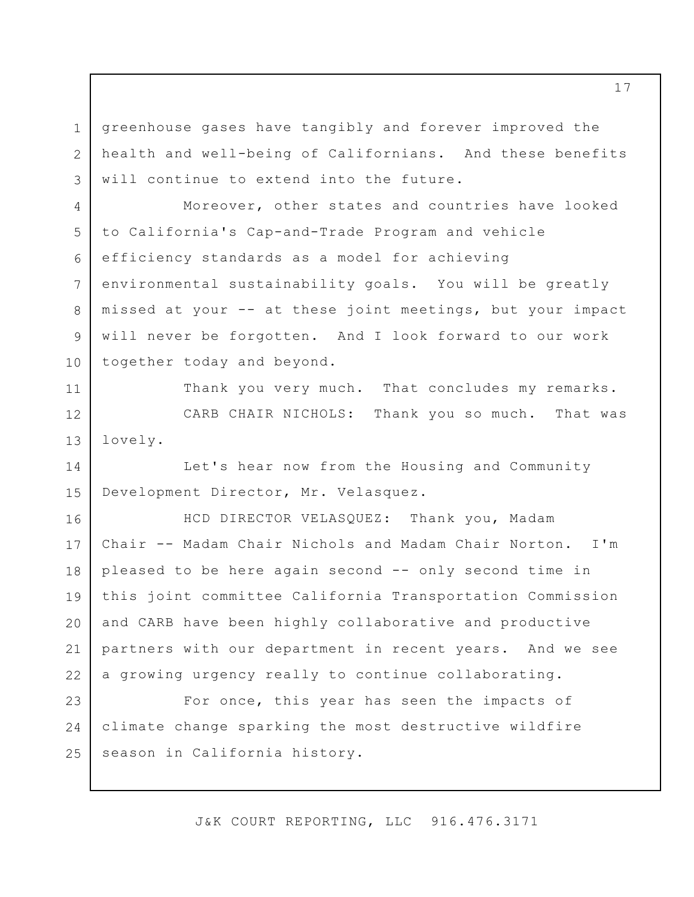greenhouse gases have tangibly and forever improved the health and well-being of Californians. And these benefits will continue to extend into the future.

Moreover, other states and countries have looked to California's Cap-and-Trade Program and vehicle efficiency standards as a model for achieving environmental sustainability goals. You will be greatly missed at your -- at these joint meetings, but your impact will never be forgotten. And I look forward to our work together today and beyond.

Thank you very much. That concludes my remarks.

CARB CHAIR NICHOLS: Thank you so much. That was lovely.

Let's hear now from the Housing and Community Development Director, Mr. Velasquez.

HCD DIRECTOR VELASQUEZ: Thank you, Madam Chair -- Madam Chair Nichols and Madam Chair Norton. I'm pleased to be here again second -- only second time in this joint committee California Transportation Commission and CARB have been highly collaborative and productive partners with our department in recent years. And we see a growing urgency really to continue collaborating.

For once, this year has seen the impacts of climate change sparking the most destructive wildfire season in California history.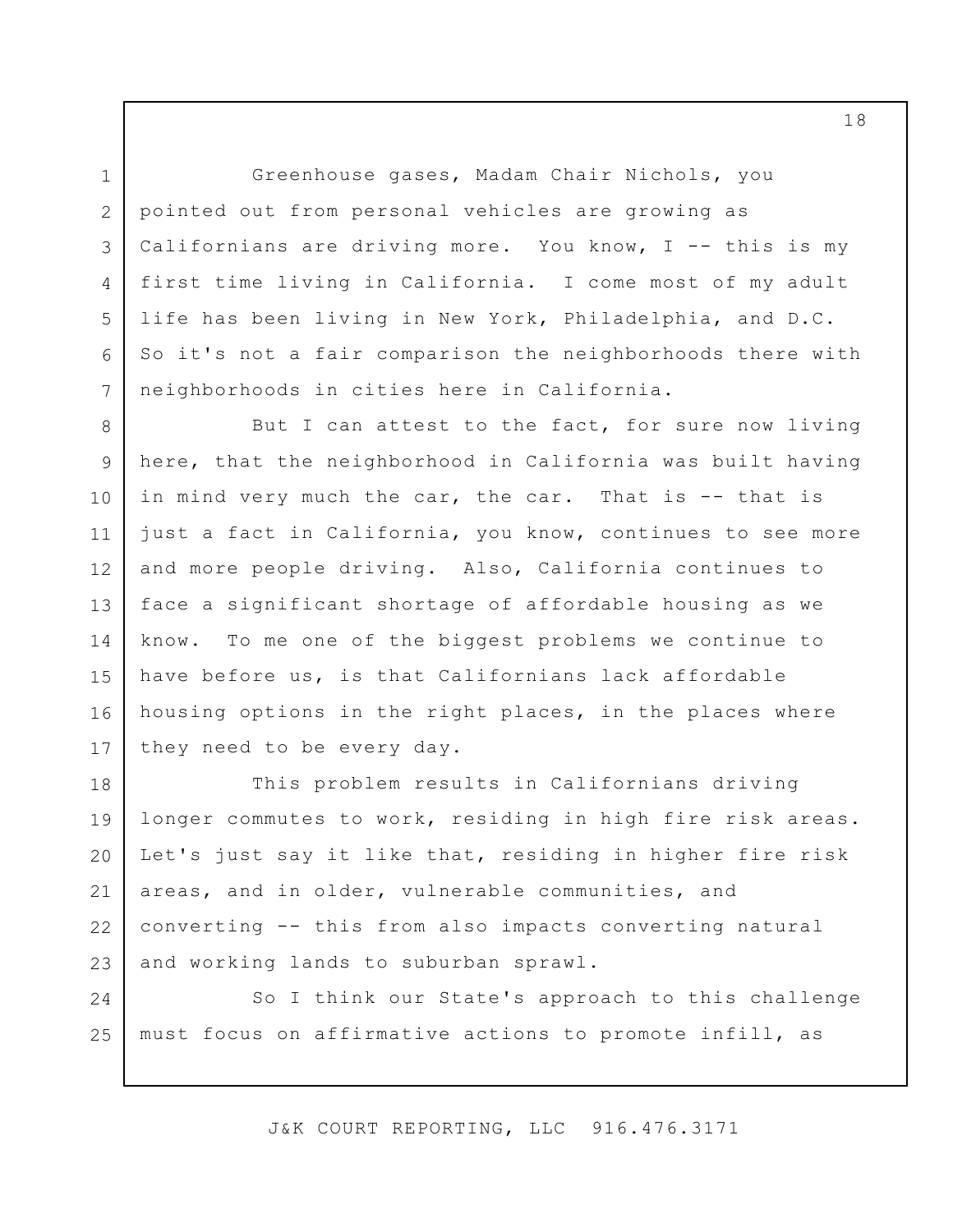Greenhouse gases, Madam Chair Nichols, you pointed out from personal vehicles are growing as Californians are driving more. You know, I -- this is my first time living in California. I come most of my adult life has been living in New York, Philadelphia, and D.C. So it's not a fair comparison the neighborhoods there with neighborhoods in cities here in California.

But I can attest to the fact, for sure now living here, that the neighborhood in California was built having in mind very much the car, the car. That is -- that is just a fact in California, you know, continues to see more and more people driving. Also, California continues to face a significant shortage of affordable housing as we know. To me one of the biggest problems we continue to have before us, is that Californians lack affordable housing options in the right places, in the places where they need to be every day.

This problem results in Californians driving longer commutes to work, residing in high fire risk areas. Let's just say it like that, residing in higher fire risk areas, and in older, vulnerable communities, and converting -- this from also impacts converting natural and working lands to suburban sprawl.

So I think our State's approach to this challenge must focus on affirmative actions to promote infill, as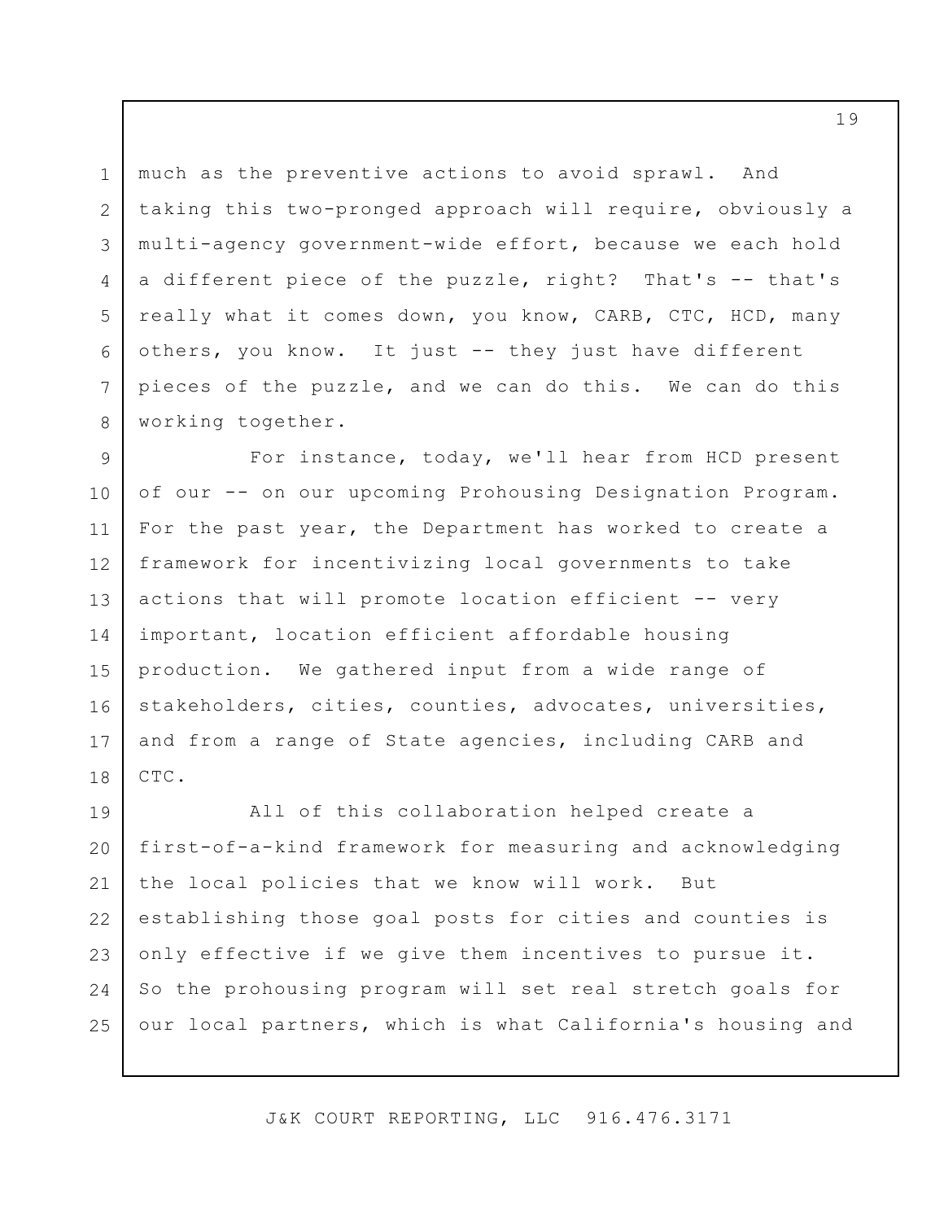much as the preventive actions to avoid sprawl. And taking this two-pronged approach will require, obviously a multi-agency government-wide effort, because we each hold a different piece of the puzzle, right? That's -- that's really what it comes down, you know, CARB, CTC, HCD, many others, you know. It just -- they just have different pieces of the puzzle, and we can do this. We can do this working together.

For instance, today, we'll hear from HCD present of our -- on our upcoming Prohousing Designation Program. For the past year, the Department has worked to create a framework for incentivizing local governments to take actions that will promote location efficient -- very important, location efficient affordable housing production. We gathered input from a wide range of stakeholders, cities, counties, advocates, universities, and from a range of State agencies, including CARB and CTC.

All of this collaboration helped create a first-of-a-kind framework for measuring and acknowledging the local policies that we know will work. But establishing those goal posts for cities and counties is only effective if we give them incentives to pursue it. So the prohousing program will set real stretch goals for our local partners, which is what California's housing and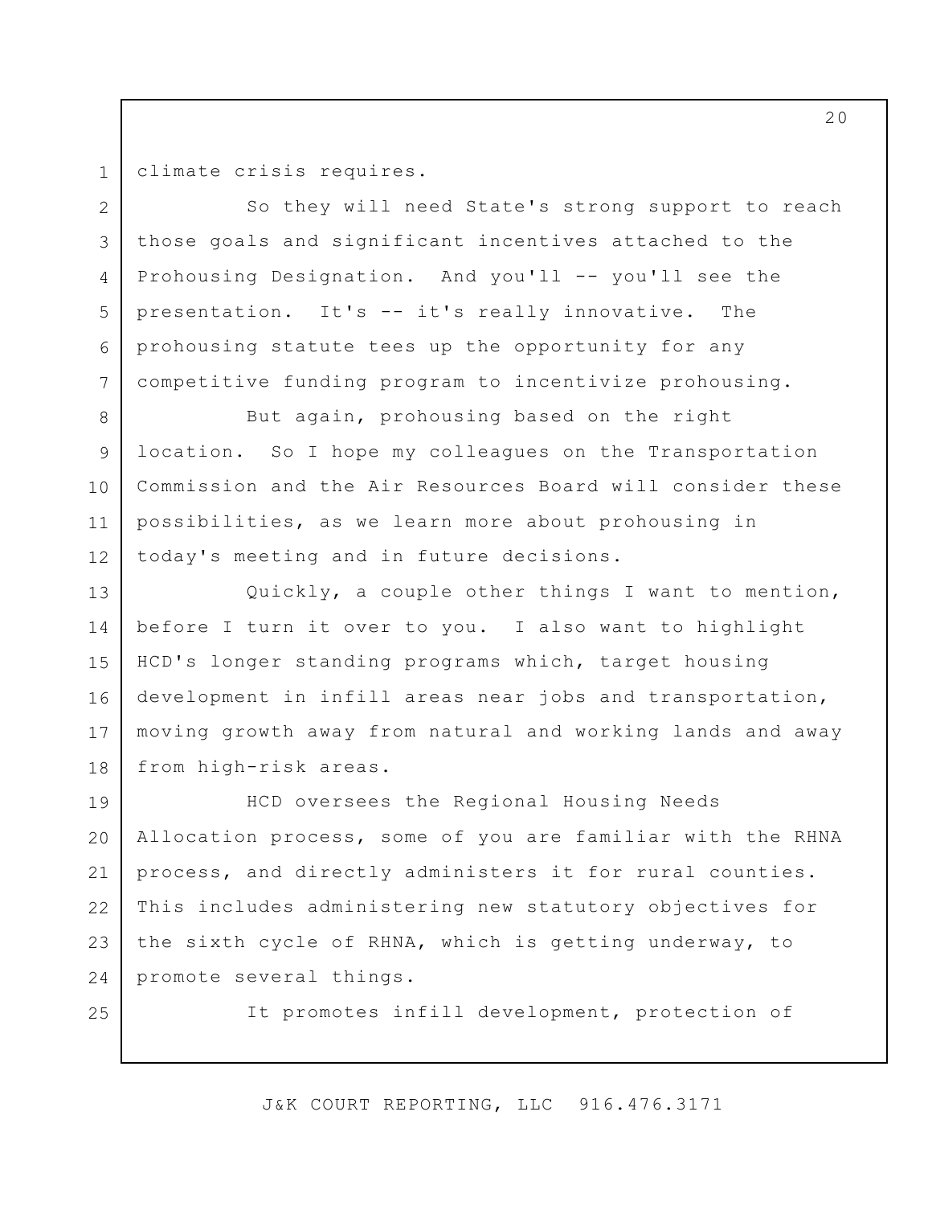climate crisis requires.

So they will need State's strong support to reach those goals and significant incentives attached to the Prohousing Designation. And you'll -- you'll see the presentation. It's -- it's really innovative. The prohousing statute tees up the opportunity for any competitive funding program to incentivize prohousing.

But again, prohousing based on the right location. So I hope my colleagues on the Transportation Commission and the Air Resources Board will consider these possibilities, as we learn more about prohousing in today's meeting and in future decisions.

Quickly, a couple other things I want to mention, before I turn it over to you. I also want to highlight HCD's longer standing programs which, target housing development in infill areas near jobs and transportation, moving growth away from natural and working lands and away from high-risk areas.

HCD oversees the Regional Housing Needs Allocation process, some of you are familiar with the RHNA process, and directly administers it for rural counties. This includes administering new statutory objectives for the sixth cycle of RHNA, which is getting underway, to promote several things.

It promotes infill development, protection of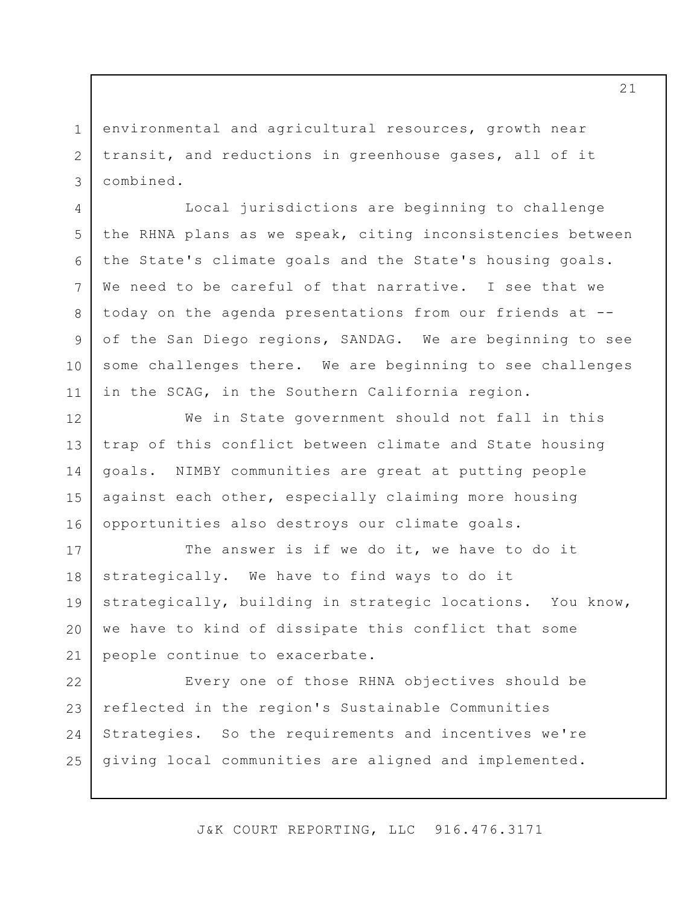environmental and agricultural resources, growth near transit, and reductions in greenhouse gases, all of it combined.

Local jurisdictions are beginning to challenge the RHNA plans as we speak, citing inconsistencies between the State's climate goals and the State's housing goals. We need to be careful of that narrative. I see that we today on the agenda presentations from our friends at -- of the San Diego regions, SANDAG. We are beginning to see some challenges there. We are beginning to see challenges in the SCAG, in the Southern California region.

We in State government should not fall in this trap of this conflict between climate and State housing goals. NIMBY communities are great at putting people against each other, especially claiming more housing opportunities also destroys our climate goals.

The answer is if we do it, we have to do it strategically. We have to find ways to do it strategically, building in strategic locations. You know, we have to kind of dissipate this conflict that some people continue to exacerbate.

Every one of those RHNA objectives should be reflected in the region's Sustainable Communities Strategies. So the requirements and incentives we're giving local communities are aligned and implemented.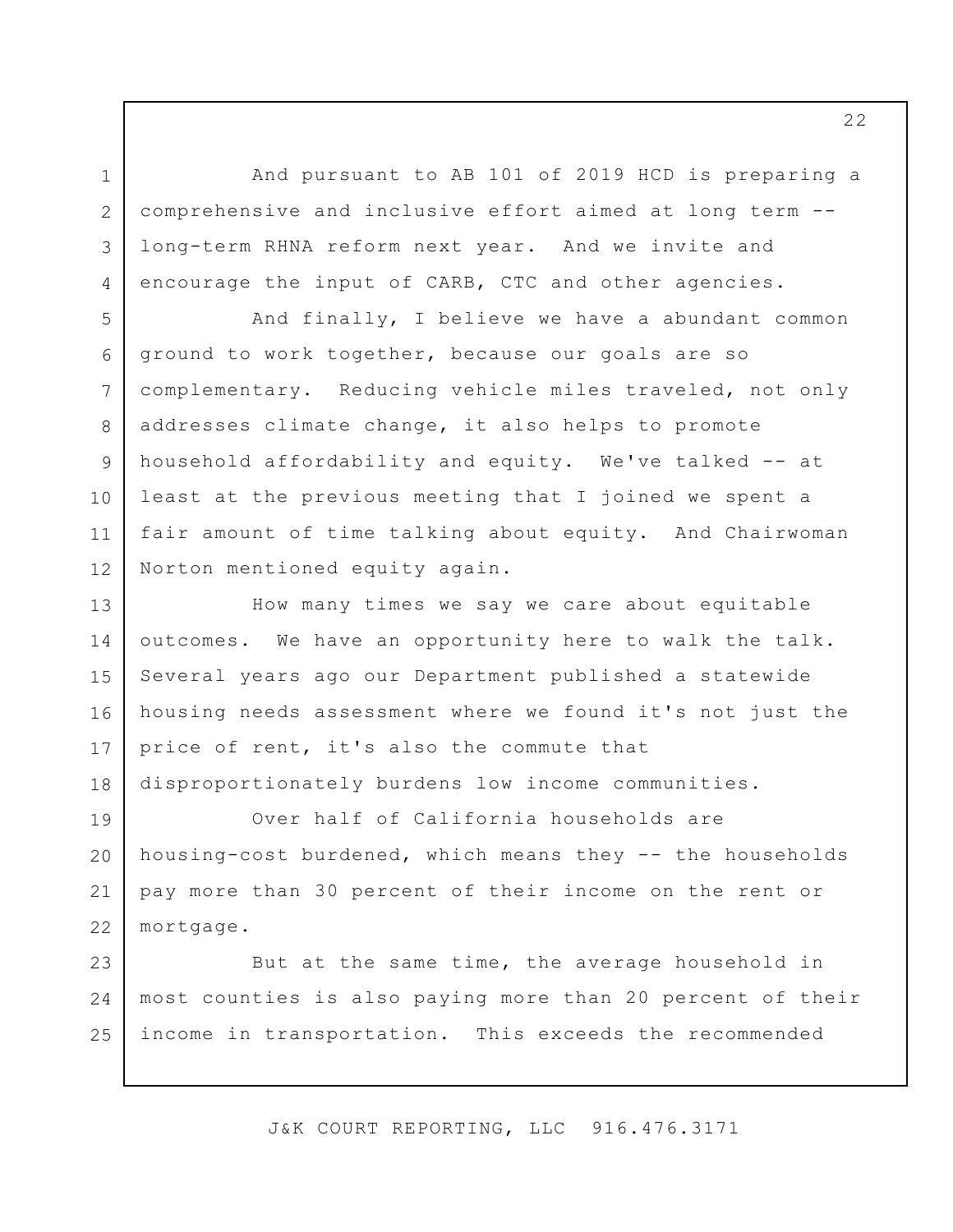And pursuant to AB 101 of 2019 HCD is preparing a comprehensive and inclusive effort aimed at long term -- long-term RHNA reform next year. And we invite and encourage the input of CARB, CTC and other agencies.

And finally, I believe we have a abundant common ground to work together, because our goals are so complementary. Reducing vehicle miles traveled, not only addresses climate change, it also helps to promote household affordability and equity. We've talked -- at least at the previous meeting that I joined we spent a fair amount of time talking about equity. And Chairwoman Norton mentioned equity again.

How many times we say we care about equitable outcomes. We have an opportunity here to walk the talk. Several years ago our Department published a statewide housing needs assessment where we found it's not just the price of rent, it's also the commute that disproportionately burdens low income communities.

Over half of California households are housing-cost burdened, which means they -- the households pay more than 30 percent of their income on the rent or mortgage.

But at the same time, the average household in most counties is also paying more than 20 percent of their income in transportation. This exceeds the recommended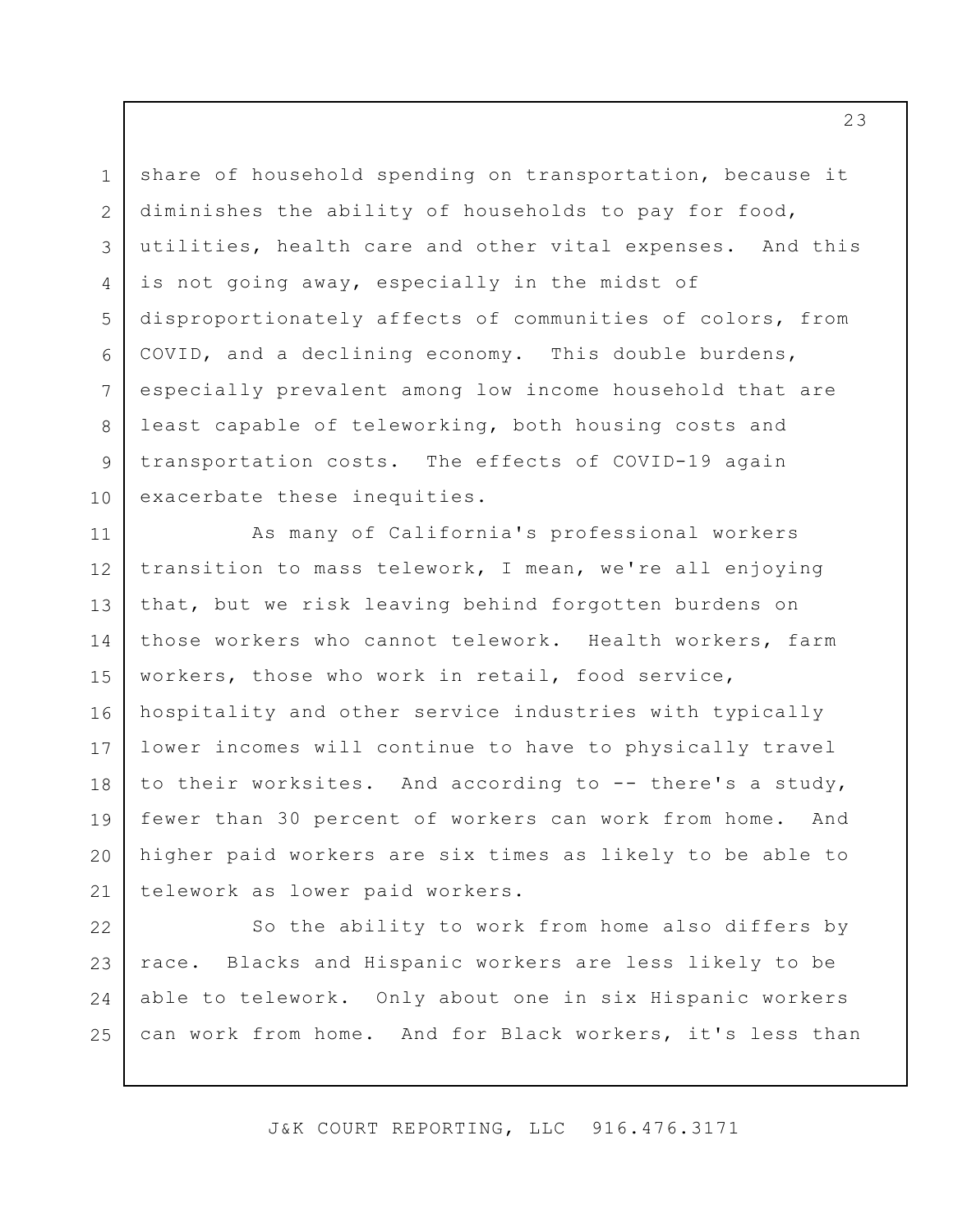share of household spending on transportation, because it diminishes the ability of households to pay for food, utilities, health care and other vital expenses. And this is not going away, especially in the midst of disproportionately affects of communities of colors, from COVID, and a declining economy. This double burdens, especially prevalent among low income household that are least capable of teleworking, both housing costs and transportation costs. The effects of COVID-19 again exacerbate these inequities.

As many of California's professional workers transition to mass telework, I mean, we're all enjoying that, but we risk leaving behind forgotten burdens on those workers who cannot telework. Health workers, farm workers, those who work in retail, food service, hospitality and other service industries with typically lower incomes will continue to have to physically travel to their worksites. And according to -- there's a study, fewer than 30 percent of workers can work from home. And higher paid workers are six times as likely to be able to telework as lower paid workers.

So the ability to work from home also differs by race. Blacks and Hispanic workers are less likely to be able to telework. Only about one in six Hispanic workers can work from home. And for Black workers, it's less than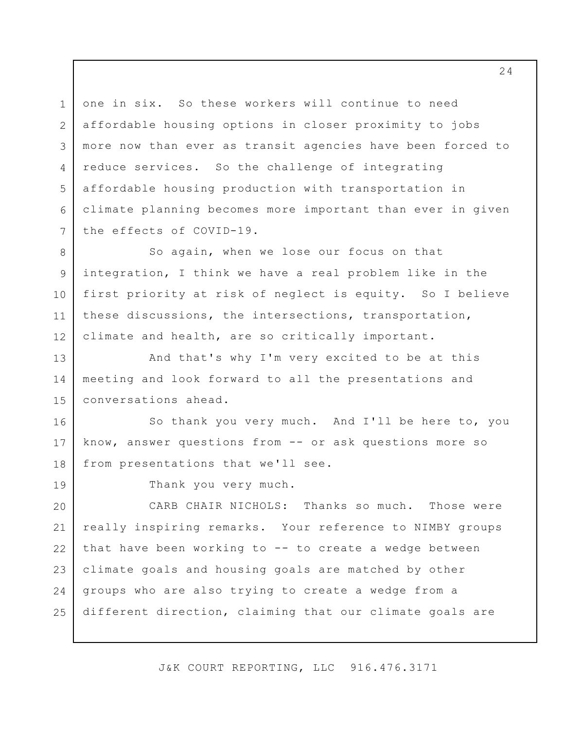one in six. So these workers will continue to need affordable housing options in closer proximity to jobs more now than ever as transit agencies have been forced to reduce services. So the challenge of integrating affordable housing production with transportation in climate planning becomes more important than ever in given the effects of COVID-19.

So again, when we lose our focus on that integration, I think we have a real problem like in the first priority at risk of neglect is equity. So I believe these discussions, the intersections, transportation, climate and health, are so critically important.

And that's why I'm very excited to be at this meeting and look forward to all the presentations and conversations ahead.

So thank you very much. And I'll be here to, you know, answer questions from -- or ask questions more so from presentations that we'll see.

Thank you very much.

CARB CHAIR NICHOLS: Thanks so much. Those were really inspiring remarks. Your reference to NIMBY groups that have been working to -- to create a wedge between climate goals and housing goals are matched by other groups who are also trying to create a wedge from a different direction, claiming that our climate goals are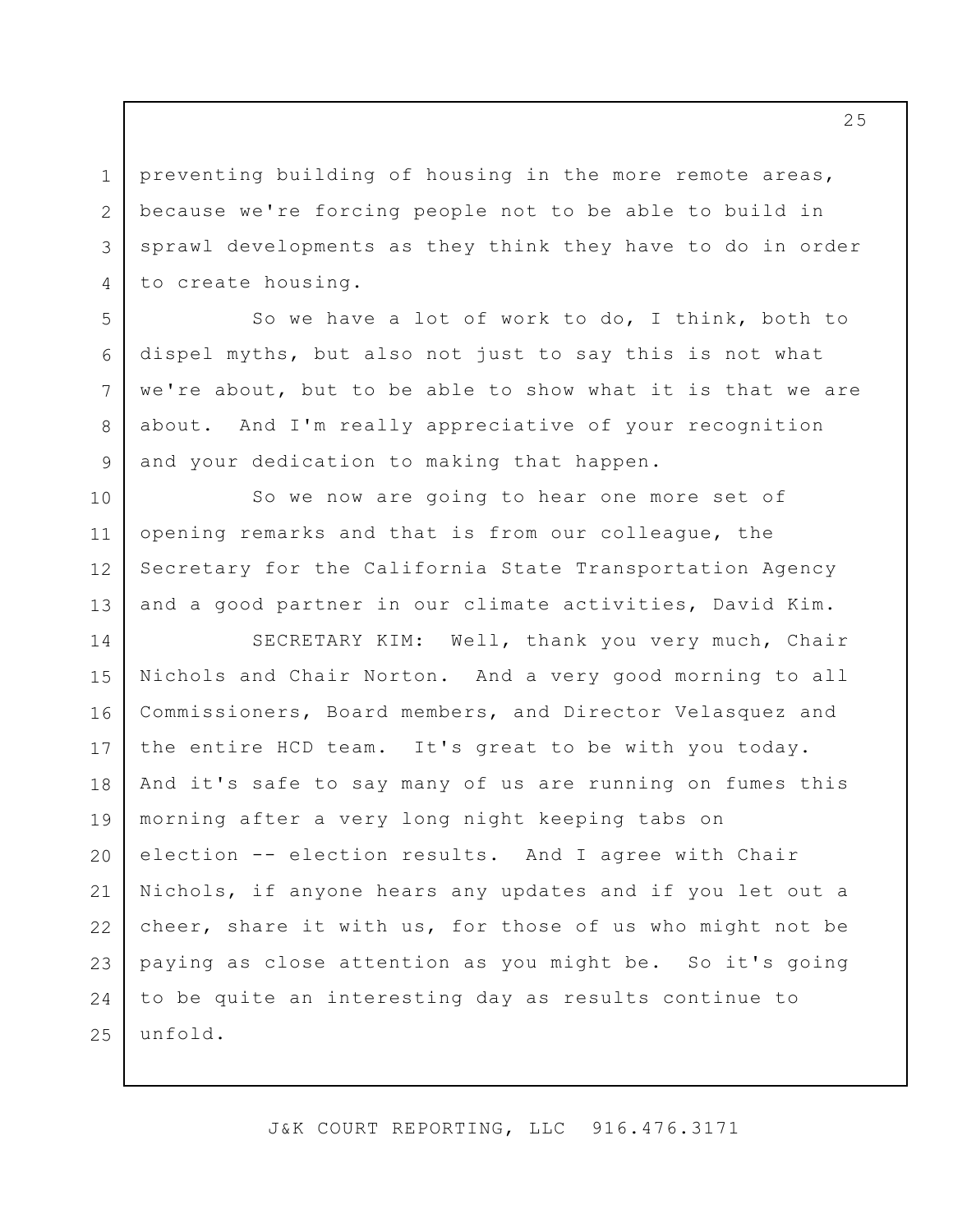preventing building of housing in the more remote areas, because we're forcing people not to be able to build in sprawl developments as they think they have to do in order to create housing.

So we have a lot of work to do, I think, both to dispel myths, but also not just to say this is not what we're about, but to be able to show what it is that we are about. And I'm really appreciative of your recognition and your dedication to making that happen.

So we now are going to hear one more set of opening remarks and that is from our colleague, the Secretary for the California State Transportation Agency and a good partner in our climate activities, David Kim.

SECRETARY KIM: Well, thank you very much, Chair Nichols and Chair Norton. And a very good morning to all Commissioners, Board members, and Director Velasquez and the entire HCD team. It's great to be with you today. And it's safe to say many of us are running on fumes this morning after a very long night keeping tabs on election -- election results. And I agree with Chair Nichols, if anyone hears any updates and if you let out a cheer, share it with us, for those of us who might not be paying as close attention as you might be. So it's going to be quite an interesting day as results continue to unfold.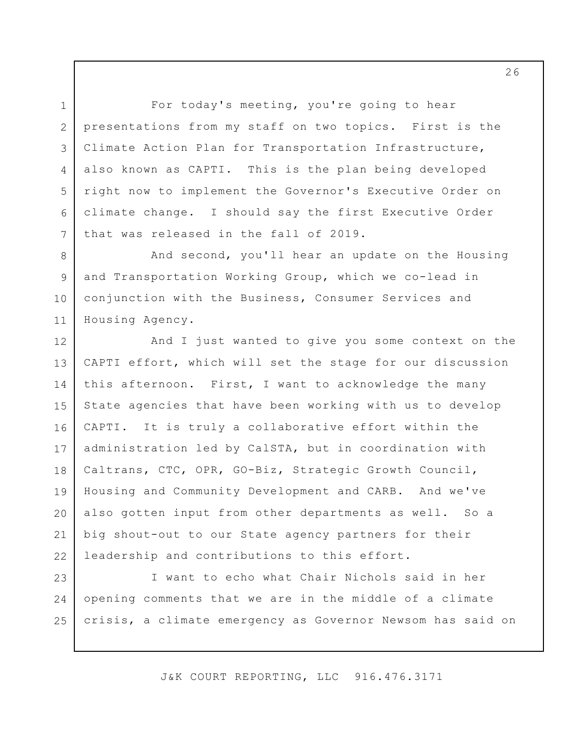For today's meeting, you're going to hear presentations from my staff on two topics. First is the Climate Action Plan for Transportation Infrastructure, also known as CAPTI. This is the plan being developed right now to implement the Governor's Executive Order on climate change. I should say the first Executive Order that was released in the fall of 2019.

And second, you'll hear an update on the Housing and Transportation Working Group, which we co-lead in conjunction with the Business, Consumer Services and Housing Agency.

And I just wanted to give you some context on the CAPTI effort, which will set the stage for our discussion this afternoon. First, I want to acknowledge the many State agencies that have been working with us to develop CAPTI. It is truly a collaborative effort within the administration led by CalSTA, but in coordination with Caltrans, CTC, OPR, GO-Biz, Strategic Growth Council, Housing and Community Development and CARB. And we've also gotten input from other departments as well. So a big shout-out to our State agency partners for their leadership and contributions to this effort.

I want to echo what Chair Nichols said in her opening comments that we are in the middle of a climate crisis, a climate emergency as Governor Newsom has said on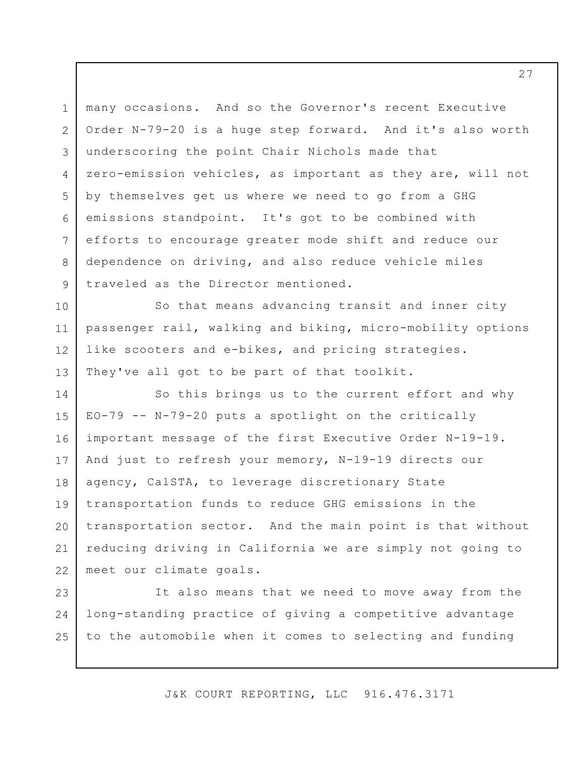many occasions. And so the Governor's recent Executive Order N-79-20 is a huge step forward. And it's also worth underscoring the point Chair Nichols made that zero-emission vehicles, as important as they are, will not by themselves get us where we need to go from a GHG emissions standpoint. It's got to be combined with efforts to encourage greater mode shift and reduce our dependence on driving, and also reduce vehicle miles traveled as the Director mentioned.

So that means advancing transit and inner city passenger rail, walking and biking, micro-mobility options like scooters and e-bikes, and pricing strategies. They've all got to be part of that toolkit.

So this brings us to the current effort and why EO-79 -- N-79-20 puts a spotlight on the critically important message of the first Executive Order N-19-19. And just to refresh your memory, N-19-19 directs our agency, CalSTA, to leverage discretionary State transportation funds to reduce GHG emissions in the transportation sector. And the main point is that without reducing driving in California we are simply not going to meet our climate goals.

It also means that we need to move away from the long-standing practice of giving a competitive advantage to the automobile when it comes to selecting and funding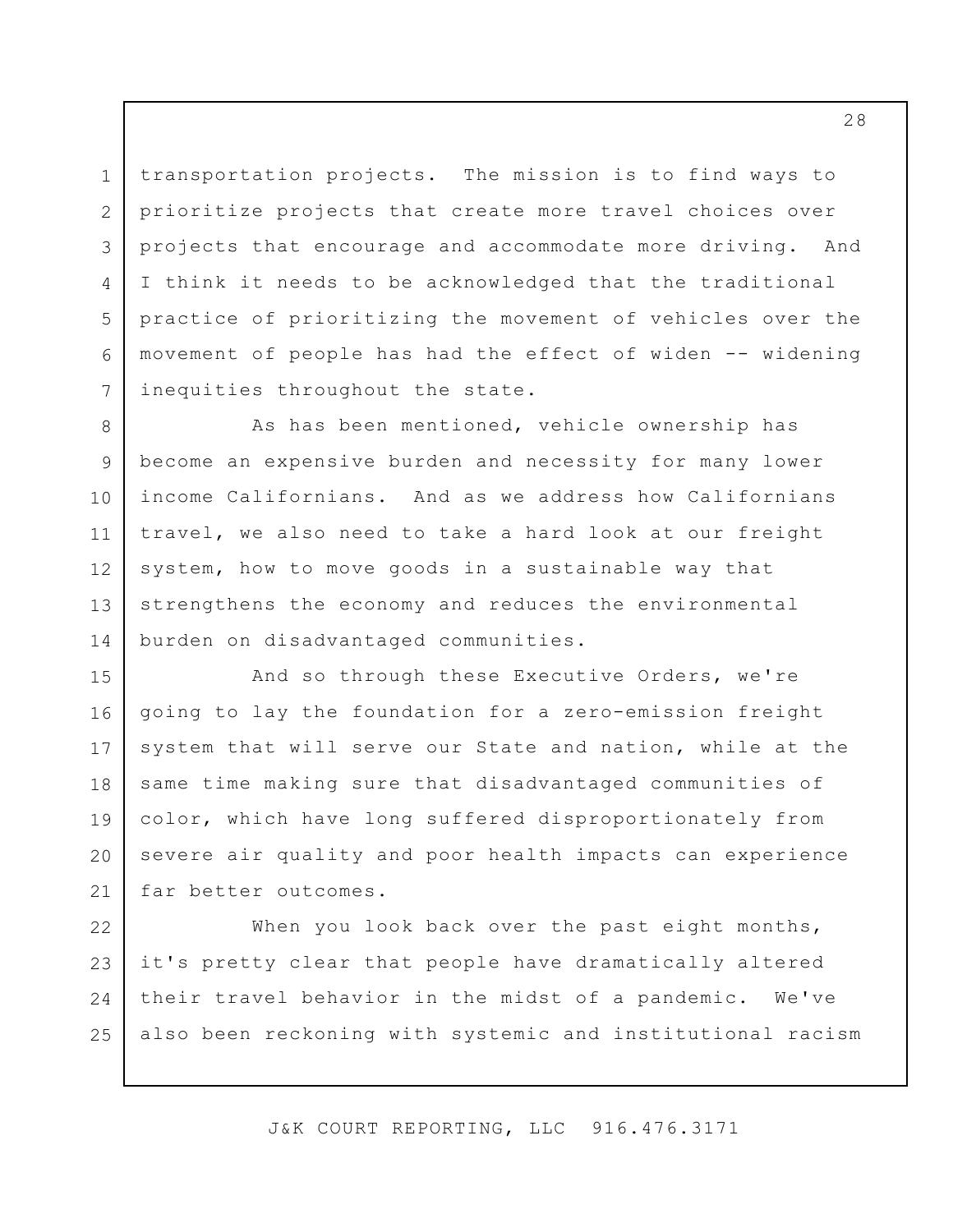transportation projects. The mission is to find ways to prioritize projects that create more travel choices over projects that encourage and accommodate more driving. And I think it needs to be acknowledged that the traditional practice of prioritizing the movement of vehicles over the movement of people has had the effect of widen -- widening inequities throughout the state.

As has been mentioned, vehicle ownership has become an expensive burden and necessity for many lower income Californians. And as we address how Californians travel, we also need to take a hard look at our freight system, how to move goods in a sustainable way that strengthens the economy and reduces the environmental burden on disadvantaged communities.

And so through these Executive Orders, we're going to lay the foundation for a zero-emission freight system that will serve our State and nation, while at the same time making sure that disadvantaged communities of color, which have long suffered disproportionately from severe air quality and poor health impacts can experience far better outcomes.

When you look back over the past eight months, it's pretty clear that people have dramatically altered their travel behavior in the midst of a pandemic. We've also been reckoning with systemic and institutional racism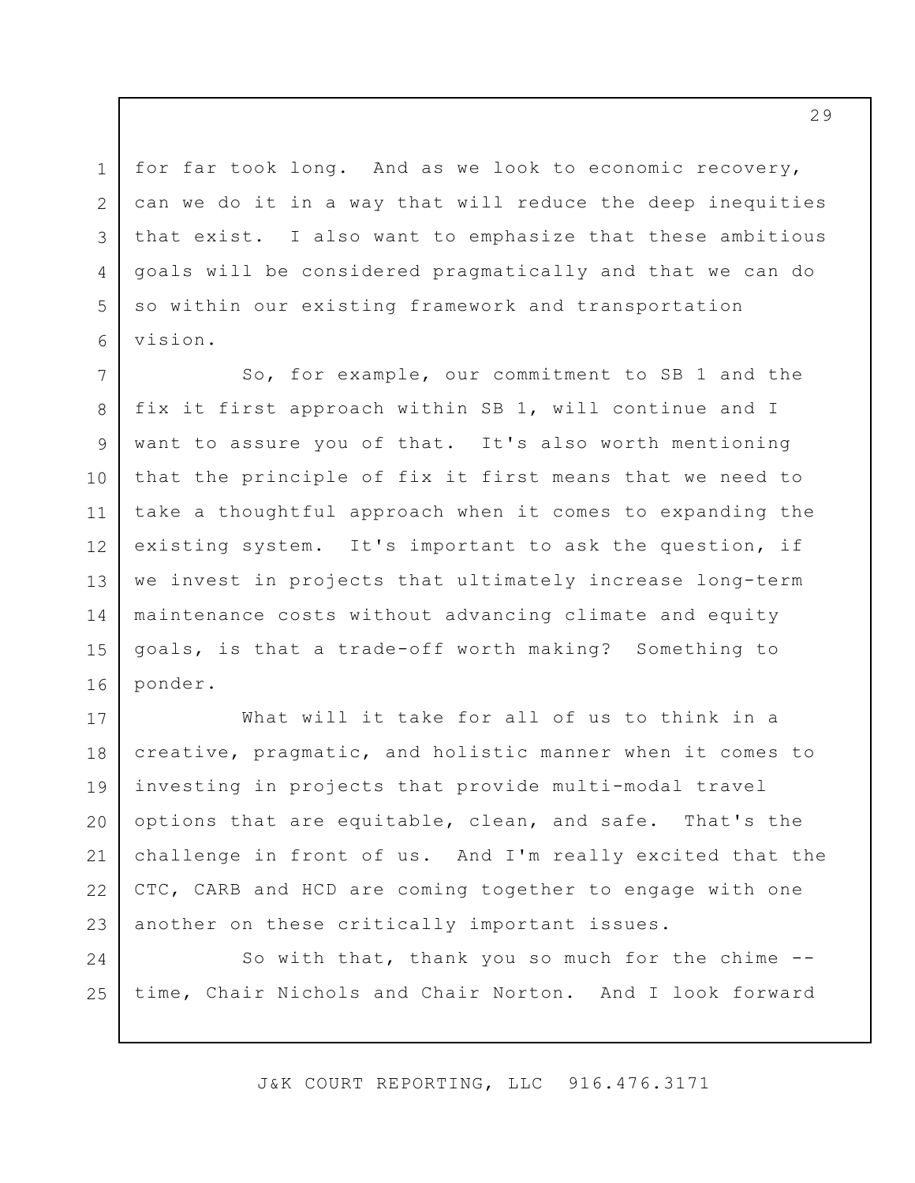for far took long. And as we look to economic recovery, can we do it in a way that will reduce the deep inequities that exist. I also want to emphasize that these ambitious goals will be considered pragmatically and that we can do so within our existing framework and transportation vision.

So, for example, our commitment to SB 1 and the fix it first approach within SB 1, will continue and I want to assure you of that. It's also worth mentioning that the principle of fix it first means that we need to take a thoughtful approach when it comes to expanding the existing system. It's important to ask the question, if we invest in projects that ultimately increase long-term maintenance costs without advancing climate and equity goals, is that a trade-off worth making? Something to ponder.

What will it take for all of us to think in a creative, pragmatic, and holistic manner when it comes to investing in projects that provide multi-modal travel options that are equitable, clean, and safe. That's the challenge in front of us. And I'm really excited that the CTC, CARB and HCD are coming together to engage with one another on these critically important issues.

So with that, thank you so much for the chime -- time, Chair Nichols and Chair Norton. And I look forward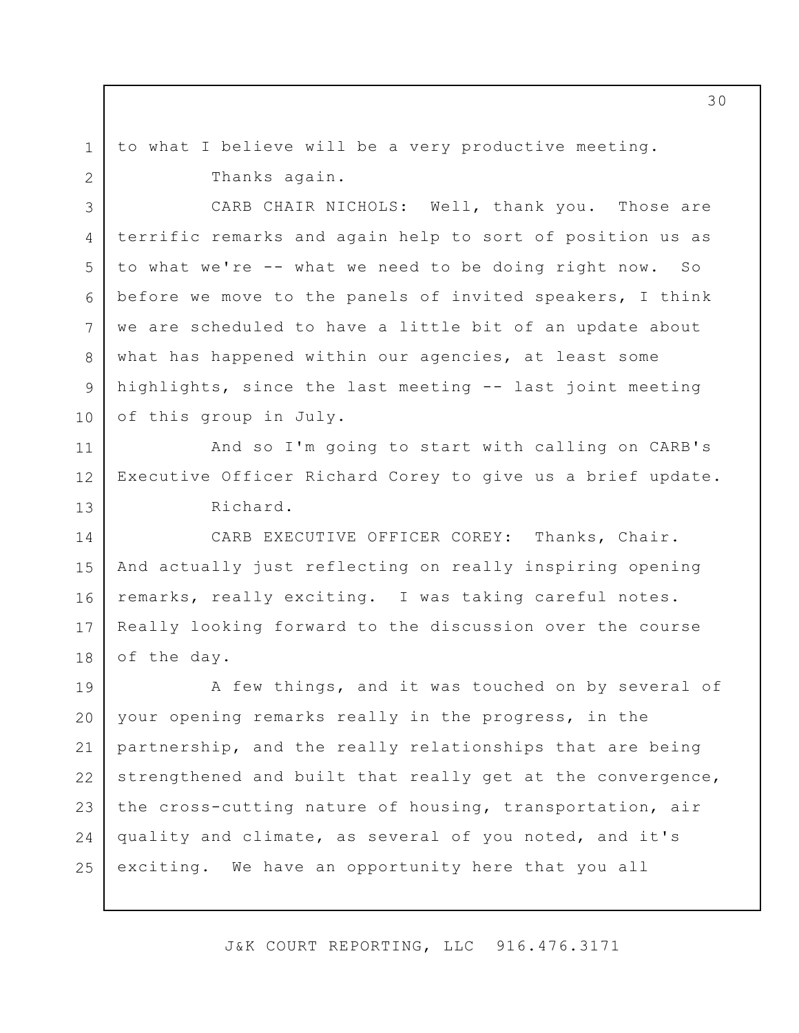to what I believe will be a very productive meeting.

Thanks again.

CARB CHAIR NICHOLS: Well, thank you. Those are terrific remarks and again help to sort of position us as to what we're -- what we need to be doing right now. So before we move to the panels of invited speakers, I think we are scheduled to have a little bit of an update about what has happened within our agencies, at least some highlights, since the last meeting -- last joint meeting of this group in July.

And so I'm going to start with calling on CARB's Executive Officer Richard Corey to give us a brief update.

Richard.

CARB EXECUTIVE OFFICER COREY: Thanks, Chair. And actually just reflecting on really inspiring opening remarks, really exciting. I was taking careful notes. Really looking forward to the discussion over the course of the day.

A few things, and it was touched on by several of your opening remarks really in the progress, in the partnership, and the really relationships that are being strengthened and built that really get at the convergence, the cross-cutting nature of housing, transportation, air quality and climate, as several of you noted, and it's exciting. We have an opportunity here that you all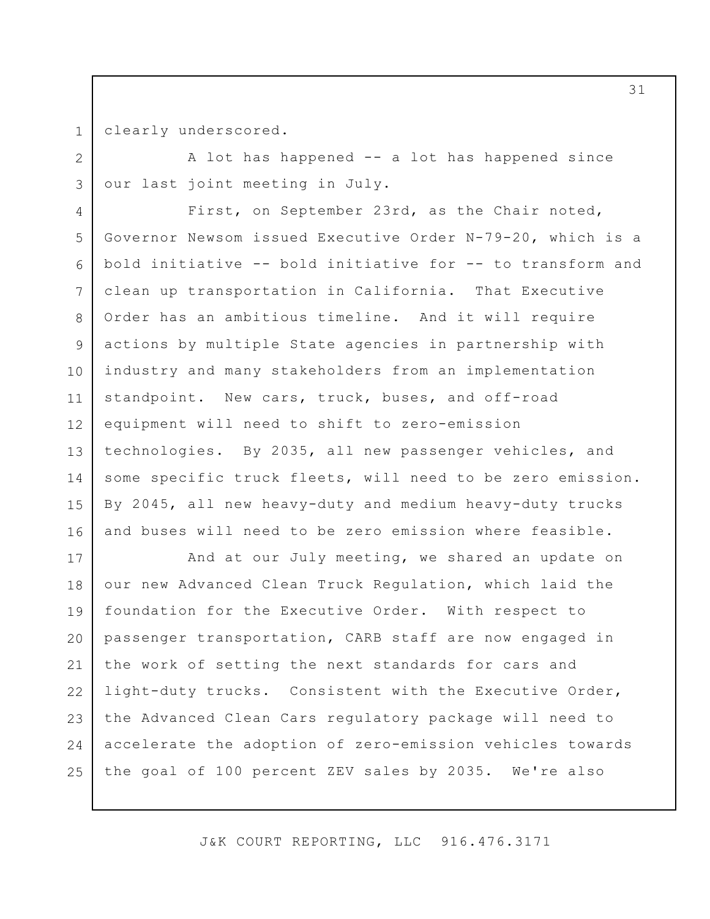clearly underscored.

A lot has happened -- a lot has happened since our last joint meeting in July.

First, on September 23rd, as the Chair noted, Governor Newsom issued Executive Order N-79-20, which is a bold initiative -- bold initiative for -- to transform and clean up transportation in California. That Executive Order has an ambitious timeline. And it will require actions by multiple State agencies in partnership with industry and many stakeholders from an implementation standpoint. New cars, truck, buses, and off-road equipment will need to shift to zero-emission technologies. By 2035, all new passenger vehicles, and some specific truck fleets, will need to be zero emission. By 2045, all new heavy-duty and medium heavy-duty trucks and buses will need to be zero emission where feasible.

And at our July meeting, we shared an update on our new Advanced Clean Truck Regulation, which laid the foundation for the Executive Order. With respect to passenger transportation, CARB staff are now engaged in the work of setting the next standards for cars and light-duty trucks. Consistent with the Executive Order, the Advanced Clean Cars regulatory package will need to accelerate the adoption of zero-emission vehicles towards the goal of 100 percent ZEV sales by 2035. We're also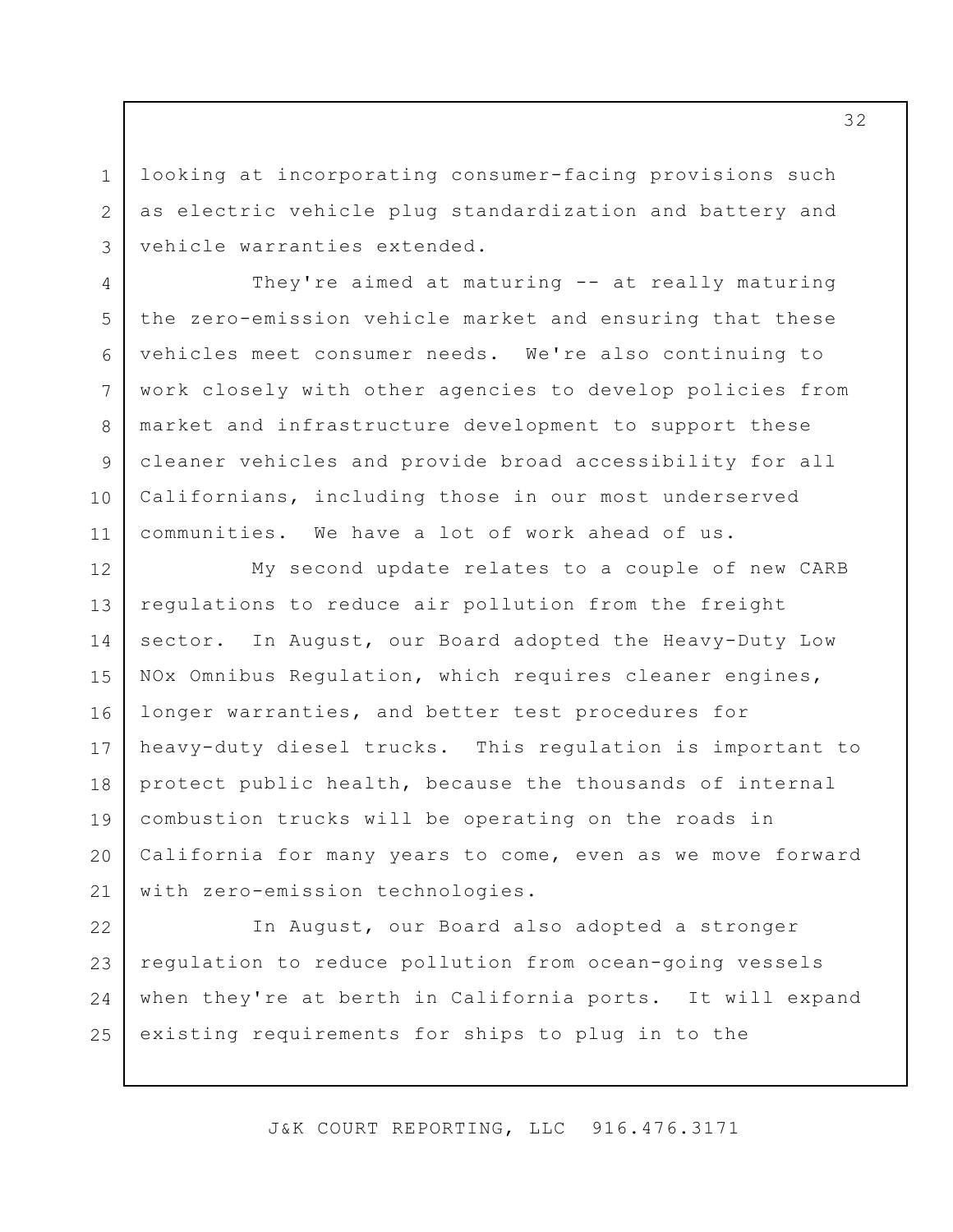looking at incorporating consumer-facing provisions such as electric vehicle plug standardization and battery and vehicle warranties extended.

They're aimed at maturing -- at really maturing the zero-emission vehicle market and ensuring that these vehicles meet consumer needs. We're also continuing to work closely with other agencies to develop policies from market and infrastructure development to support these cleaner vehicles and provide broad accessibility for all Californians, including those in our most underserved communities. We have a lot of work ahead of us.

My second update relates to a couple of new CARB regulations to reduce air pollution from the freight sector. In August, our Board adopted the Heavy-Duty Low NOx Omnibus Regulation, which requires cleaner engines, longer warranties, and better test procedures for heavy-duty diesel trucks. This regulation is important to protect public health, because the thousands of internal combustion trucks will be operating on the roads in California for many years to come, even as we move forward with zero-emission technologies.

In August, our Board also adopted a stronger regulation to reduce pollution from ocean-going vessels when they're at berth in California ports. It will expand existing requirements for ships to plug in to the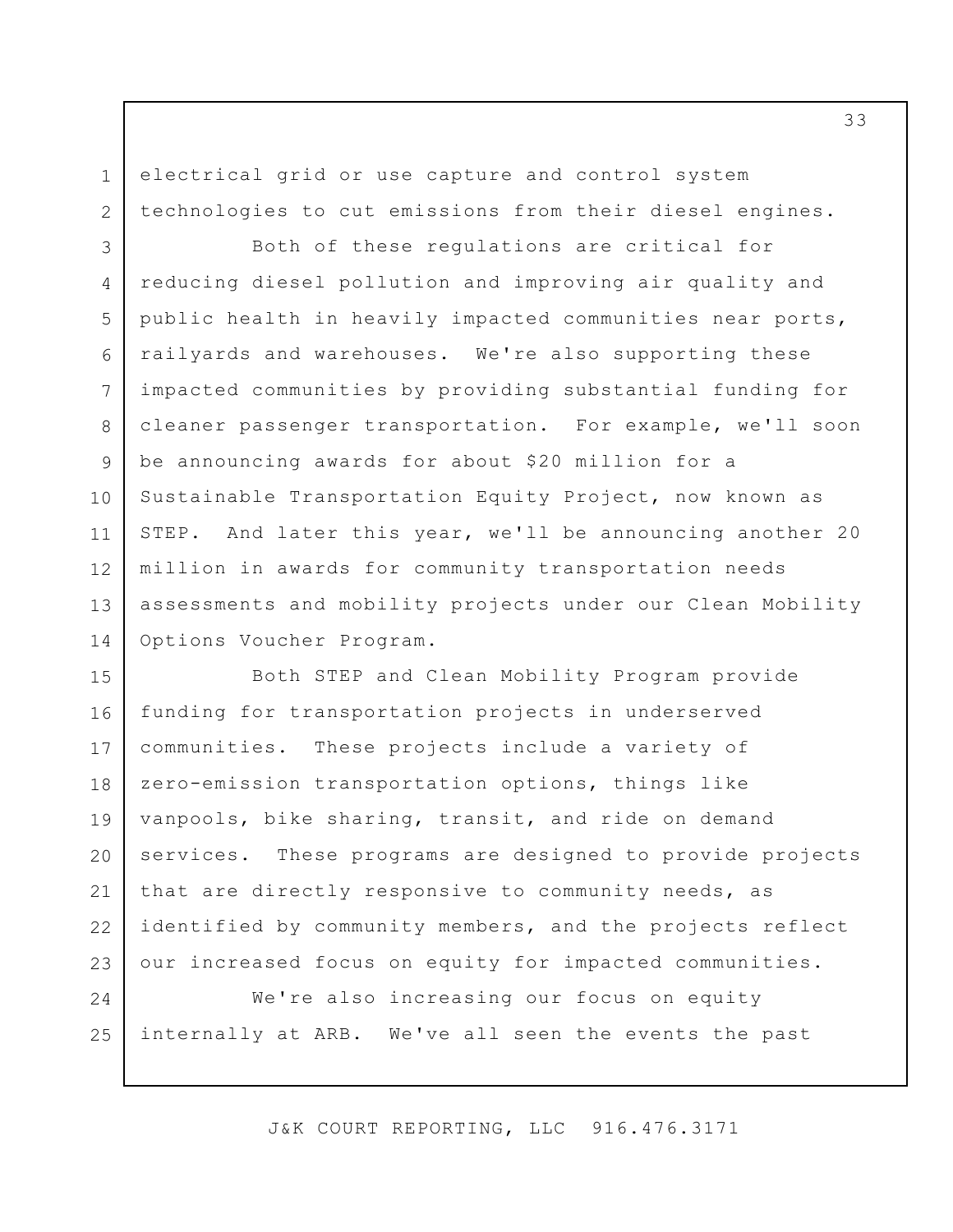electrical grid or use capture and control system technologies to cut emissions from their diesel engines.

Both of these regulations are critical for reducing diesel pollution and improving air quality and public health in heavily impacted communities near ports, railyards and warehouses. We're also supporting these impacted communities by providing substantial funding for cleaner passenger transportation. For example, we'll soon be announcing awards for about $20 million for a Sustainable Transportation Equity Project, now known as STEP. And later this year, we'll be announcing another 20 million in awards for community transportation needs assessments and mobility projects under our Clean Mobility Options Voucher Program.

Both STEP and Clean Mobility Program provide funding for transportation projects in underserved communities. These projects include a variety of zero-emission transportation options, things like vanpools, bike sharing, transit, and ride on demand services. These programs are designed to provide projects that are directly responsive to community needs, as identified by community members, and the projects reflect our increased focus on equity for impacted communities.

We're also increasing our focus on equity internally at ARB. We've all seen the events the past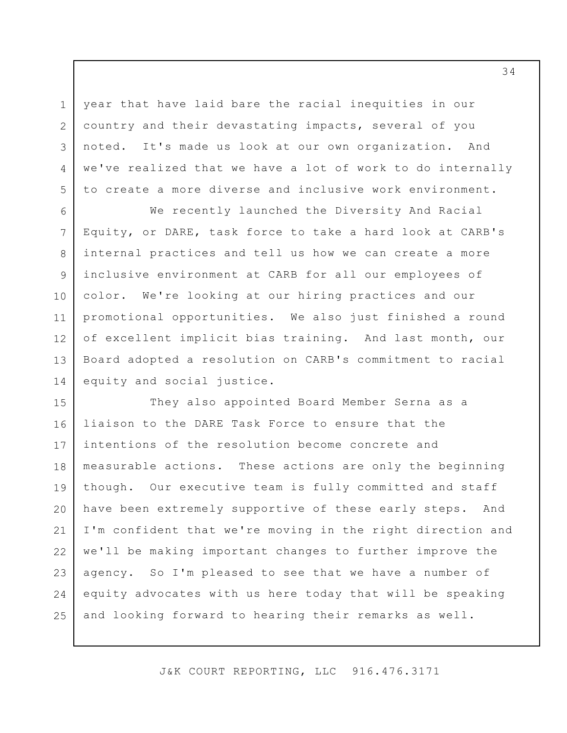year that have laid bare the racial inequities in our country and their devastating impacts, several of you noted. It's made us look at our own organization. And we've realized that we have a lot of work to do internally to create a more diverse and inclusive work environment.

We recently launched the Diversity And Racial Equity, or DARE, task force to take a hard look at CARB's internal practices and tell us how we can create a more inclusive environment at CARB for all our employees of color. We're looking at our hiring practices and our promotional opportunities. We also just finished a round of excellent implicit bias training. And last month, our Board adopted a resolution on CARB's commitment to racial equity and social justice.

They also appointed Board Member Serna as a liaison to the DARE Task Force to ensure that the intentions of the resolution become concrete and measurable actions. These actions are only the beginning though. Our executive team is fully committed and staff have been extremely supportive of these early steps. And I'm confident that we're moving in the right direction and we'll be making important changes to further improve the agency. So I'm pleased to see that we have a number of equity advocates with us here today that will be speaking and looking forward to hearing their remarks as well.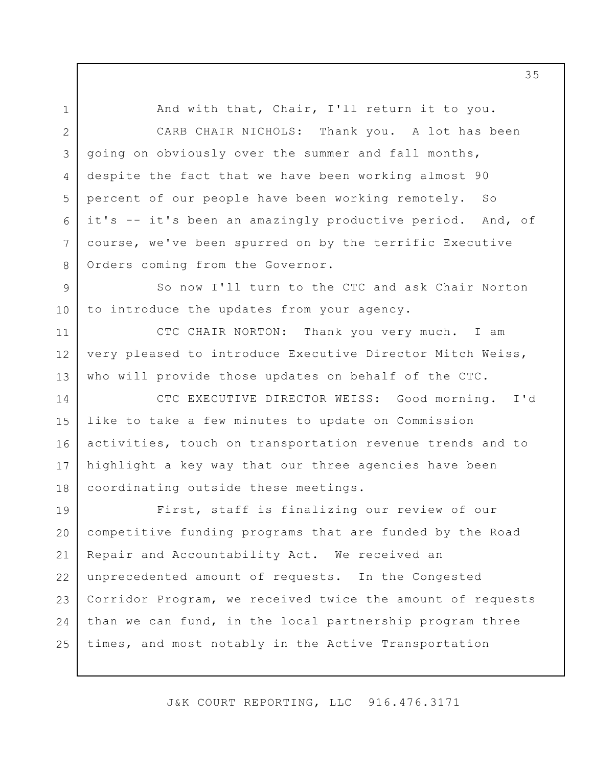And with that, Chair, I'll return it to you.

CARB CHAIR NICHOLS: Thank you. A lot has been going on obviously over the summer and fall months, despite the fact that we have been working almost 90 percent of our people have been working remotely. So it's -- it's been an amazingly productive period. And, of course, we've been spurred on by the terrific Executive Orders coming from the Governor.

So now I'll turn to the CTC and ask Chair Norton to introduce the updates from your agency.

CTC CHAIR NORTON: Thank you very much. I am very pleased to introduce Executive Director Mitch Weiss, who will provide those updates on behalf of the CTC.

CTC EXECUTIVE DIRECTOR WEISS: Good morning. I'd like to take a few minutes to update on Commission activities, touch on transportation revenue trends and to highlight a key way that our three agencies have been coordinating outside these meetings.

First, staff is finalizing our review of our competitive funding programs that are funded by the Road Repair and Accountability Act. We received an unprecedented amount of requests. In the Congested Corridor Program, we received twice the amount of requests than we can fund, in the local partnership program three times, and most notably in the Active Transportation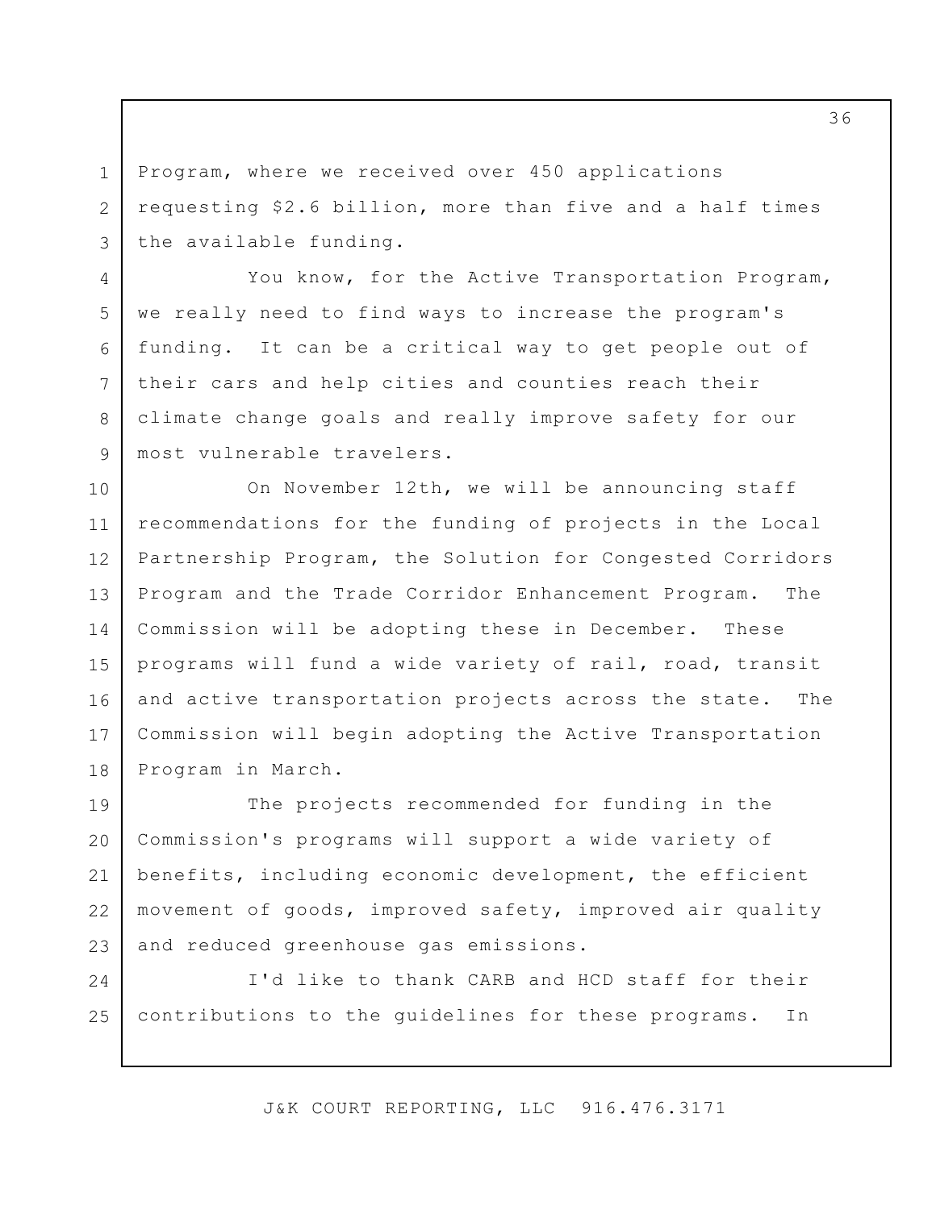Program, where we received over 450 applications requesting $2.6 billion, more than five and a half times the available funding.

You know, for the Active Transportation Program, we really need to find ways to increase the program's funding. It can be a critical way to get people out of their cars and help cities and counties reach their climate change goals and really improve safety for our most vulnerable travelers.

On November 12th, we will be announcing staff recommendations for the funding of projects in the Local Partnership Program, the Solution for Congested Corridors Program and the Trade Corridor Enhancement Program. The Commission will be adopting these in December. These programs will fund a wide variety of rail, road, transit and active transportation projects across the state. The Commission will begin adopting the Active Transportation Program in March.

The projects recommended for funding in the Commission's programs will support a wide variety of benefits, including economic development, the efficient movement of goods, improved safety, improved air quality and reduced greenhouse gas emissions.

I'd like to thank CARB and HCD staff for their contributions to the guidelines for these programs. In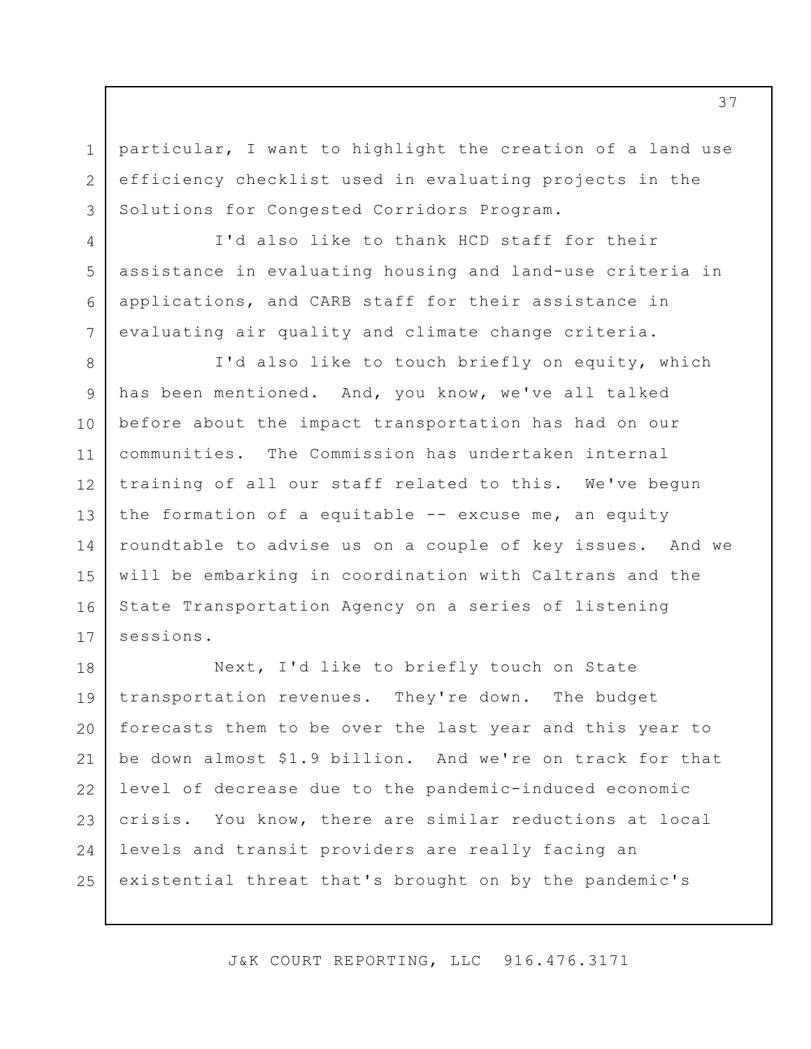particular, I want to highlight the creation of a land use efficiency checklist used in evaluating projects in the Solutions for Congested Corridors Program.

I'd also like to thank HCD staff for their assistance in evaluating housing and land-use criteria in applications, and CARB staff for their assistance in evaluating air quality and climate change criteria.

I'd also like to touch briefly on equity, which has been mentioned. And, you know, we've all talked before about the impact transportation has had on our communities. The Commission has undertaken internal training of all our staff related to this. We've begun the formation of a equitable -- excuse me, an equity roundtable to advise us on a couple of key issues. And we will be embarking in coordination with Caltrans and the State Transportation Agency on a series of listening sessions.

Next, I'd like to briefly touch on State transportation revenues. They're down. The budget forecasts them to be over the last year and this year to be down almost $1.9 billion. And we're on track for that level of decrease due to the pandemic-induced economic crisis. You know, there are similar reductions at local levels and transit providers are really facing an existential threat that's brought on by the pandemic's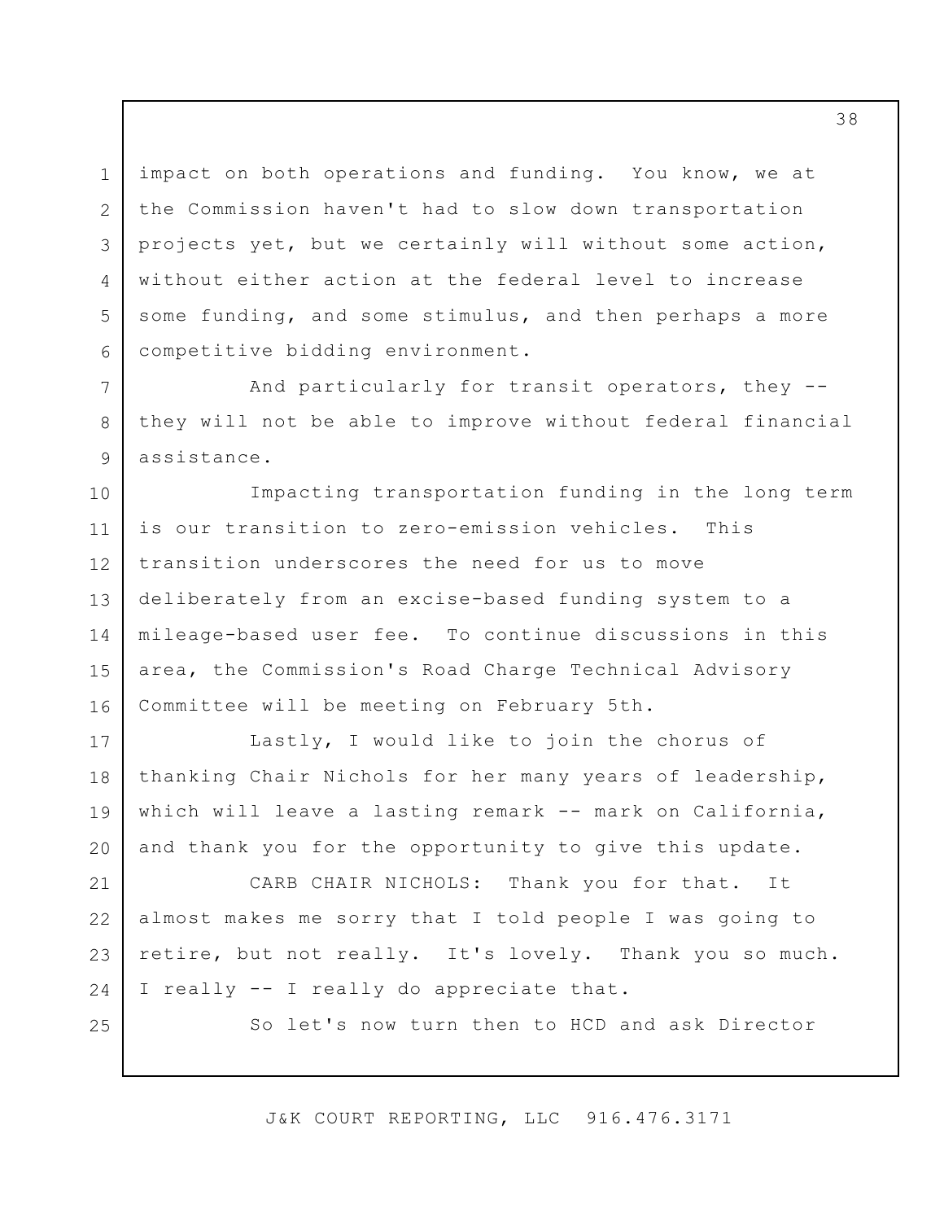impact on both operations and funding. You know, we at the Commission haven't had to slow down transportation projects yet, but we certainly will without some action, without either action at the federal level to increase some funding, and some stimulus, and then perhaps a more competitive bidding environment.

And particularly for transit operators, they -- they will not be able to improve without federal financial assistance.

Impacting transportation funding in the long term is our transition to zero-emission vehicles. This transition underscores the need for us to move deliberately from an excise-based funding system to a mileage-based user fee. To continue discussions in this area, the Commission's Road Charge Technical Advisory Committee will be meeting on February 5th.

Lastly, I would like to join the chorus of thanking Chair Nichols for her many years of leadership, which will leave a lasting remark -- mark on California, and thank you for the opportunity to give this update.

CARB CHAIR NICHOLS: Thank you for that. It almost makes me sorry that I told people I was going to retire, but not really. It's lovely. Thank you so much. I really -- I really do appreciate that.

So let's now turn then to HCD and ask Director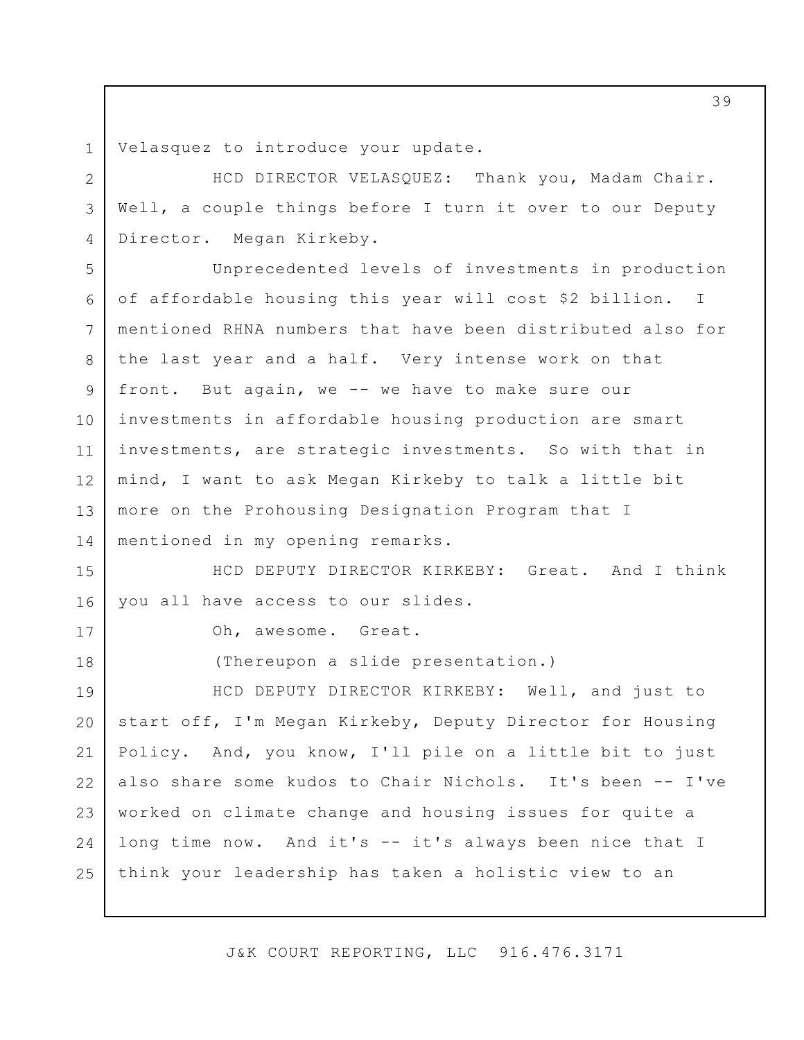Velasquez to introduce your update.

HCD DIRECTOR VELASQUEZ: Thank you, Madam Chair. Well, a couple things before I turn it over to our Deputy Director. Megan Kirkeby.

Unprecedented levels of investments in production of affordable housing this year will cost $2 billion. I mentioned RHNA numbers that have been distributed also for the last year and a half. Very intense work on that front. But again, we -- we have to make sure our investments in affordable housing production are smart investments, are strategic investments. So with that in mind, I want to ask Megan Kirkeby to talk a little bit more on the Prohousing Designation Program that I mentioned in my opening remarks.

HCD DEPUTY DIRECTOR KIRKEBY: Great. And I think you all have access to our slides.

Oh, awesome. Great.

(Thereupon a slide presentation.)

HCD DEPUTY DIRECTOR KIRKEBY: Well, and just to start off, I'm Megan Kirkeby, Deputy Director for Housing Policy. And, you know, I'll pile on a little bit to just also share some kudos to Chair Nichols. It's been -- I've worked on climate change and housing issues for quite a long time now. And it's -- it's always been nice that I think your leadership has taken a holistic view to an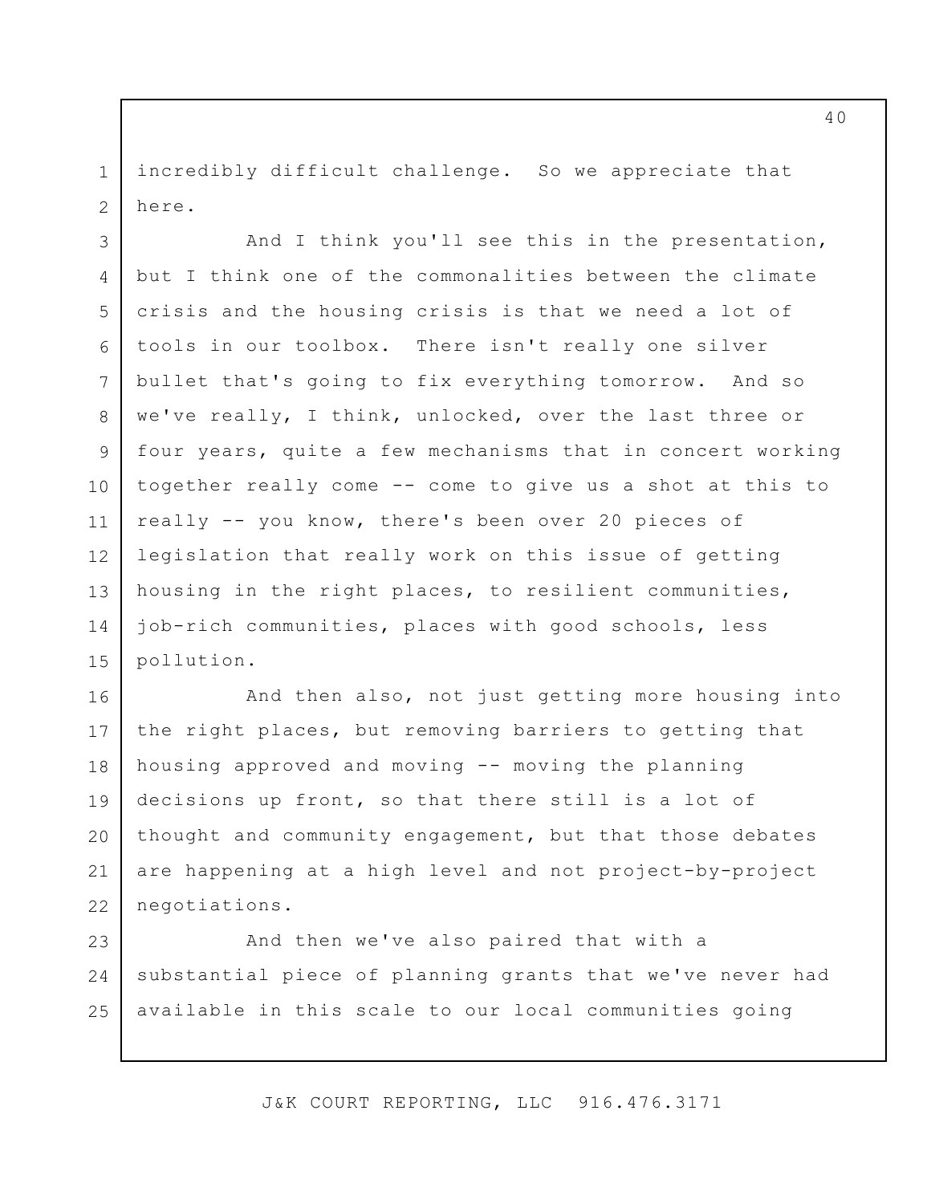incredibly difficult challenge. So we appreciate that here.

And I think you'll see this in the presentation, but I think one of the commonalities between the climate crisis and the housing crisis is that we need a lot of tools in our toolbox. There isn't really one silver bullet that's going to fix everything tomorrow. And so we've really, I think, unlocked, over the last three or four years, quite a few mechanisms that in concert working together really come -- come to give us a shot at this to really -- you know, there's been over 20 pieces of legislation that really work on this issue of getting housing in the right places, to resilient communities, job-rich communities, places with good schools, less pollution.

And then also, not just getting more housing into the right places, but removing barriers to getting that housing approved and moving -- moving the planning decisions up front, so that there still is a lot of thought and community engagement, but that those debates are happening at a high level and not project-by-project negotiations.

And then we've also paired that with a substantial piece of planning grants that we've never had available in this scale to our local communities going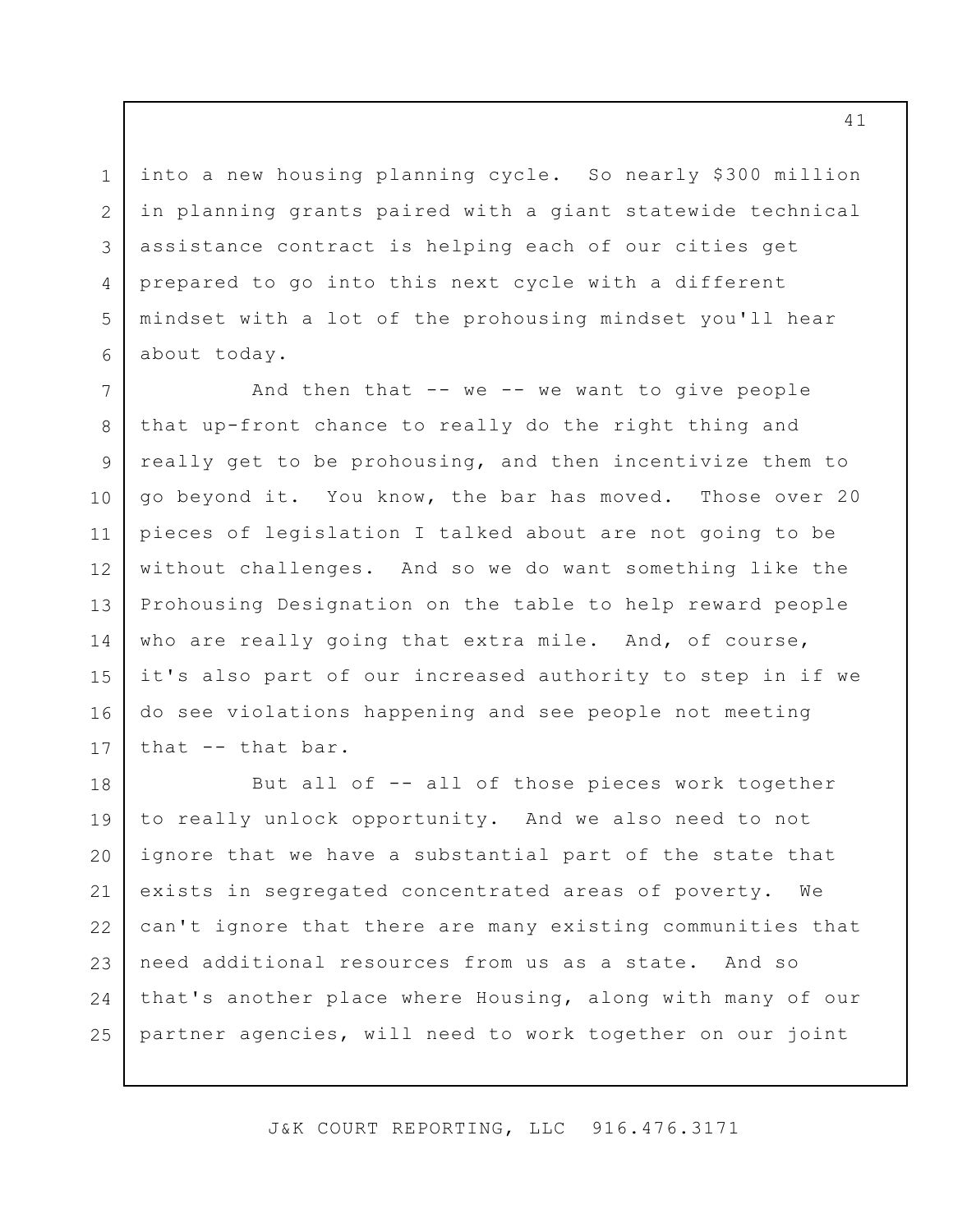into a new housing planning cycle. So nearly $300 million in planning grants paired with a giant statewide technical assistance contract is helping each of our cities get prepared to go into this next cycle with a different mindset with a lot of the prohousing mindset you'll hear about today.

And then that -- we -- we want to give people that up-front chance to really do the right thing and really get to be prohousing, and then incentivize them to go beyond it. You know, the bar has moved. Those over 20 pieces of legislation I talked about are not going to be without challenges. And so we do want something like the Prohousing Designation on the table to help reward people who are really going that extra mile. And, of course, it's also part of our increased authority to step in if we do see violations happening and see people not meeting that -- that bar.

But all of -- all of those pieces work together to really unlock opportunity. And we also need to not ignore that we have a substantial part of the state that exists in segregated concentrated areas of poverty. We can't ignore that there are many existing communities that need additional resources from us as a state. And so that's another place where Housing, along with many of our partner agencies, will need to work together on our joint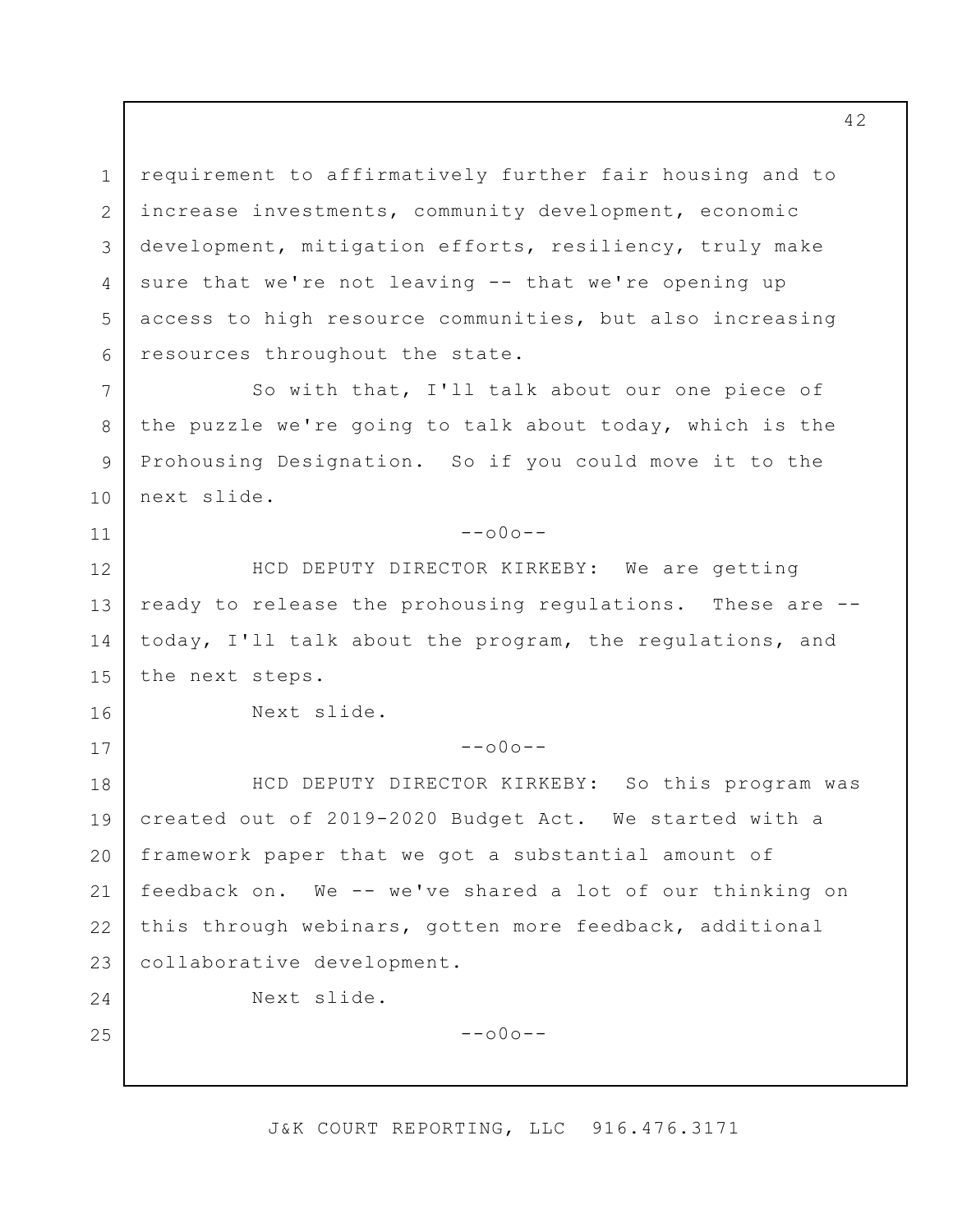requirement to affirmatively further fair housing and to increase investments, community development, economic development, mitigation efforts, resiliency, truly make sure that we're not leaving -- that we're opening up access to high resource communities, but also increasing resources throughout the state.

So with that, I'll talk about our one piece of the puzzle we're going to talk about today, which is the Prohousing Designation. So if you could move it to the next slide.

--o0o--

HCD DEPUTY DIRECTOR KIRKEBY: We are getting ready to release the prohousing regulations. These are -- today, I'll talk about the program, the regulations, and the next steps.

Next slide.

--o0o--

HCD DEPUTY DIRECTOR KIRKEBY: So this program was created out of 2019-2020 Budget Act. We started with a framework paper that we got a substantial amount of feedback on. We -- we've shared a lot of our thinking on this through webinars, gotten more feedback, additional collaborative development.

Next slide.

--o0o--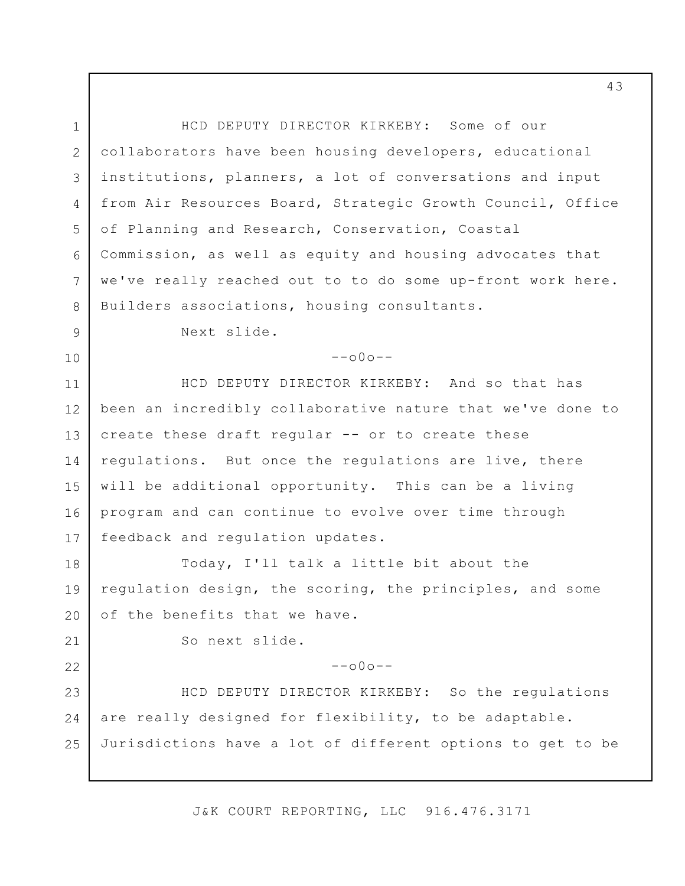HCD DEPUTY DIRECTOR KIRKEBY: Some of our collaborators have been housing developers, educational institutions, planners, a lot of conversations and input from Air Resources Board, Strategic Growth Council, Office of Planning and Research, Conservation, Coastal Commission, as well as equity and housing advocates that we've really reached out to to do some up-front work here. Builders associations, housing consultants.

Next slide.

--o0o--

HCD DEPUTY DIRECTOR KIRKEBY: And so that has been an incredibly collaborative nature that we've done to create these draft regular -- or to create these regulations. But once the regulations are live, there will be additional opportunity. This can be a living program and can continue to evolve over time through feedback and regulation updates.

Today, I'll talk a little bit about the regulation design, the scoring, the principles, and some of the benefits that we have.

So next slide.

--o0o--

HCD DEPUTY DIRECTOR KIRKEBY: So the regulations are really designed for flexibility, to be adaptable. Jurisdictions have a lot of different options to get to be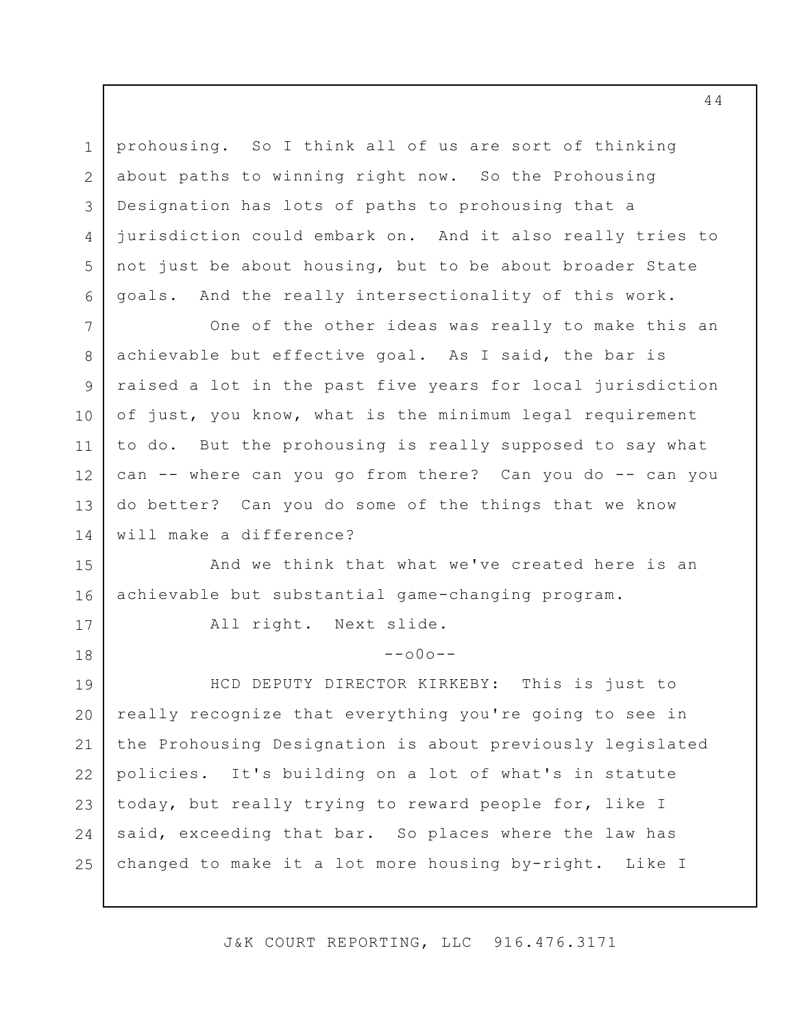prohousing. So I think all of us are sort of thinking about paths to winning right now. So the Prohousing Designation has lots of paths to prohousing that a jurisdiction could embark on. And it also really tries to not just be about housing, but to be about broader State goals. And the really intersectionality of this work.

One of the other ideas was really to make this an achievable but effective goal. As I said, the bar is raised a lot in the past five years for local jurisdiction of just, you know, what is the minimum legal requirement to do. But the prohousing is really supposed to say what can -- where can you go from there? Can you do -- can you do better? Can you do some of the things that we know will make a difference?

And we think that what we've created here is an achievable but substantial game-changing program.

All right. Next slide.

--o0o--

HCD DEPUTY DIRECTOR KIRKEBY: This is just to really recognize that everything you're going to see in the Prohousing Designation is about previously legislated policies. It's building on a lot of what's in statute today, but really trying to reward people for, like I said, exceeding that bar. So places where the law has changed to make it a lot more housing by-right. Like I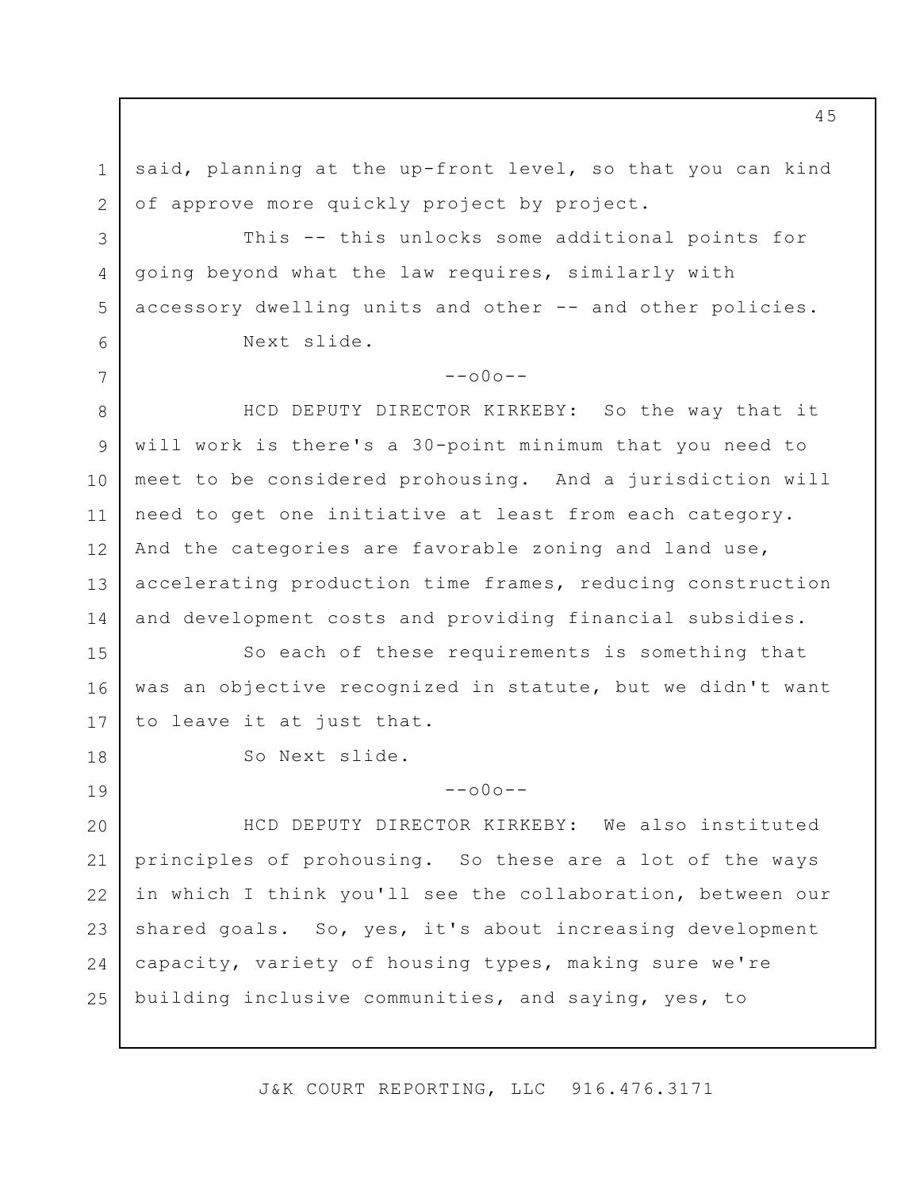said, planning at the up-front level, so that you can kind of approve more quickly project by project.

This -- this unlocks some additional points for going beyond what the law requires, similarly with accessory dwelling units and other -- and other policies.

Next slide.

--o0o--

HCD DEPUTY DIRECTOR KIRKEBY: So the way that it will work is there's a 30-point minimum that you need to meet to be considered prohousing. And a jurisdiction will need to get one initiative at least from each category. And the categories are favorable zoning and land use, accelerating production time frames, reducing construction and development costs and providing financial subsidies.

So each of these requirements is something that was an objective recognized in statute, but we didn't want to leave it at just that.

So Next slide.

--o0o--

HCD DEPUTY DIRECTOR KIRKEBY: We also instituted principles of prohousing. So these are a lot of the ways in which I think you'll see the collaboration, between our shared goals. So, yes, it's about increasing development capacity, variety of housing types, making sure we're building inclusive communities, and saying, yes, to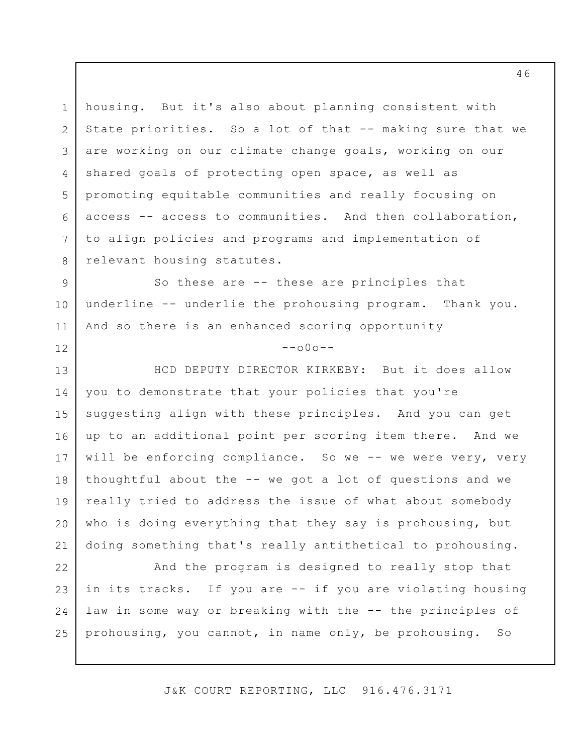housing. But it's also about planning consistent with State priorities. So a lot of that -- making sure that we are working on our climate change goals, working on our shared goals of protecting open space, as well as promoting equitable communities and really focusing on access -- access to communities. And then collaboration, to align policies and programs and implementation of relevant housing statutes.

So these are -- these are principles that underline -- underlie the prohousing program. Thank you. And so there is an enhanced scoring opportunity

--o0o--

HCD DEPUTY DIRECTOR KIRKEBY: But it does allow you to demonstrate that your policies that you're suggesting align with these principles. And you can get up to an additional point per scoring item there. And we will be enforcing compliance. So we -- we were very, very thoughtful about the -- we got a lot of questions and we really tried to address the issue of what about somebody who is doing everything that they say is prohousing, but doing something that's really antithetical to prohousing.

And the program is designed to really stop that in its tracks. If you are -- if you are violating housing law in some way or breaking with the -- the principles of prohousing, you cannot, in name only, be prohousing. So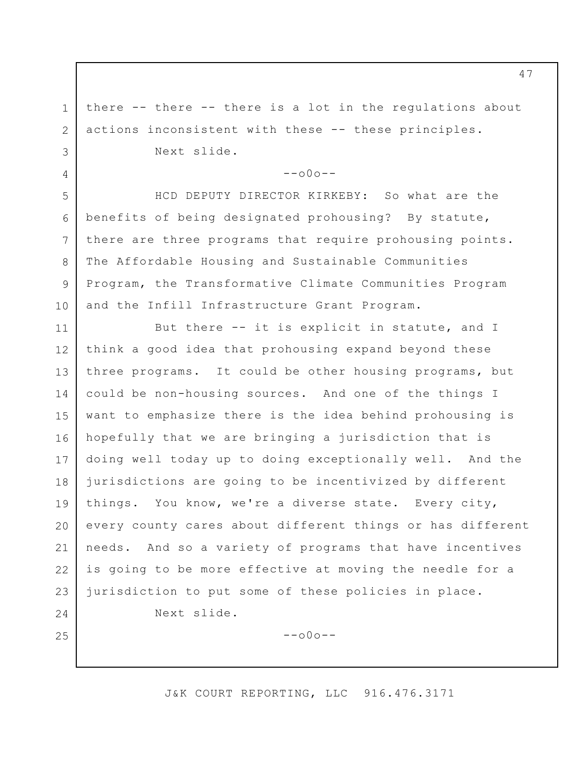there -- there -- there is a lot in the regulations about actions inconsistent with these -- these principles.

Next slide.

--o0o--

HCD DEPUTY DIRECTOR KIRKEBY: So what are the benefits of being designated prohousing? By statute, there are three programs that require prohousing points. The Affordable Housing and Sustainable Communities Program, the Transformative Climate Communities Program and the Infill Infrastructure Grant Program.

But there -- it is explicit in statute, and I think a good idea that prohousing expand beyond these three programs. It could be other housing programs, but could be non-housing sources. And one of the things I want to emphasize there is the idea behind prohousing is hopefully that we are bringing a jurisdiction that is doing well today up to doing exceptionally well. And the jurisdictions are going to be incentivized by different things. You know, we're a diverse state. Every city, every county cares about different things or has different needs. And so a variety of programs that have incentives is going to be more effective at moving the needle for a jurisdiction to put some of these policies in place.

Next slide.

--o0o--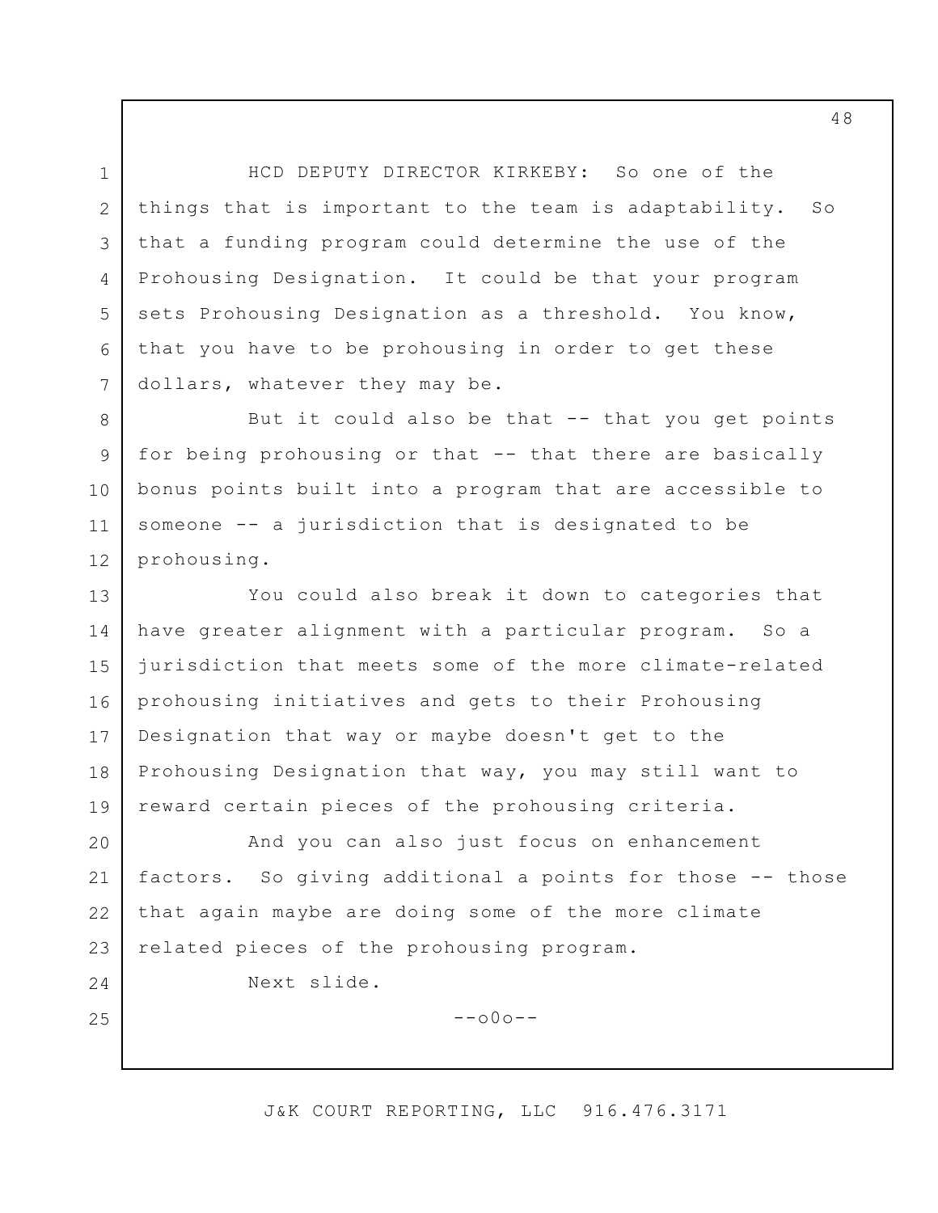HCD DEPUTY DIRECTOR KIRKEBY: So one of the things that is important to the team is adaptability. So that a funding program could determine the use of the Prohousing Designation. It could be that your program sets Prohousing Designation as a threshold. You know, that you have to be prohousing in order to get these dollars, whatever they may be.

But it could also be that -- that you get points for being prohousing or that -- that there are basically bonus points built into a program that are accessible to someone -- a jurisdiction that is designated to be prohousing.

You could also break it down to categories that have greater alignment with a particular program. So a jurisdiction that meets some of the more climate-related prohousing initiatives and gets to their Prohousing Designation that way or maybe doesn't get to the Prohousing Designation that way, you may still want to reward certain pieces of the prohousing criteria.

And you can also just focus on enhancement factors. So giving additional a points for those -- those that again maybe are doing some of the more climate related pieces of the prohousing program.

Next slide.

--o0o--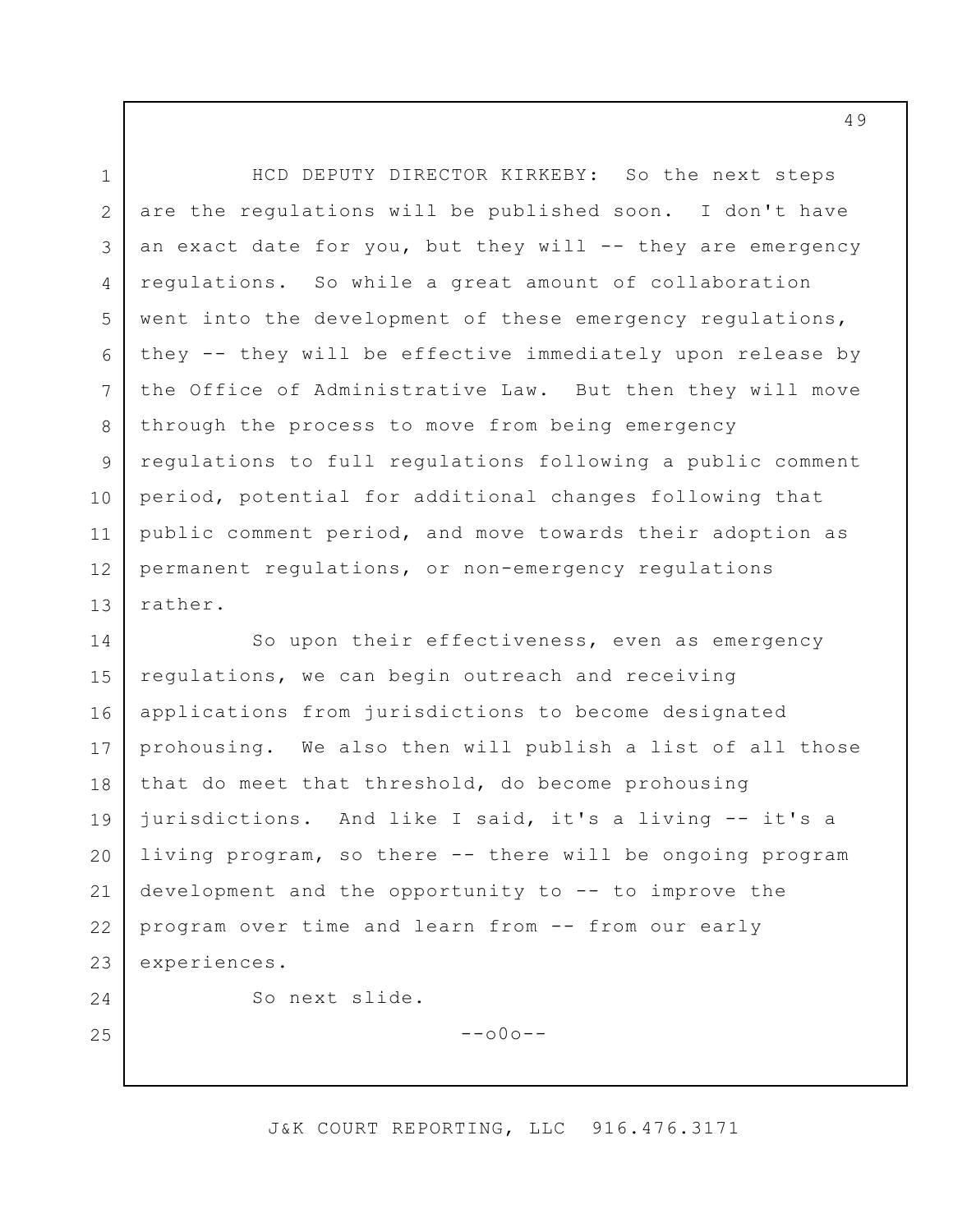HCD DEPUTY DIRECTOR KIRKEBY: So the next steps are the regulations will be published soon. I don't have an exact date for you, but they will -- they are emergency regulations. So while a great amount of collaboration went into the development of these emergency regulations, they -- they will be effective immediately upon release by the Office of Administrative Law. But then they will move through the process to move from being emergency regulations to full regulations following a public comment period, potential for additional changes following that public comment period, and move towards their adoption as permanent regulations, or non-emergency regulations rather.

So upon their effectiveness, even as emergency regulations, we can begin outreach and receiving applications from jurisdictions to become designated prohousing. We also then will publish a list of all those that do meet that threshold, do become prohousing jurisdictions. And like I said, it's a living -- it's a living program, so there -- there will be ongoing program development and the opportunity to -- to improve the program over time and learn from -- from our early experiences.

So next slide.

--o0o--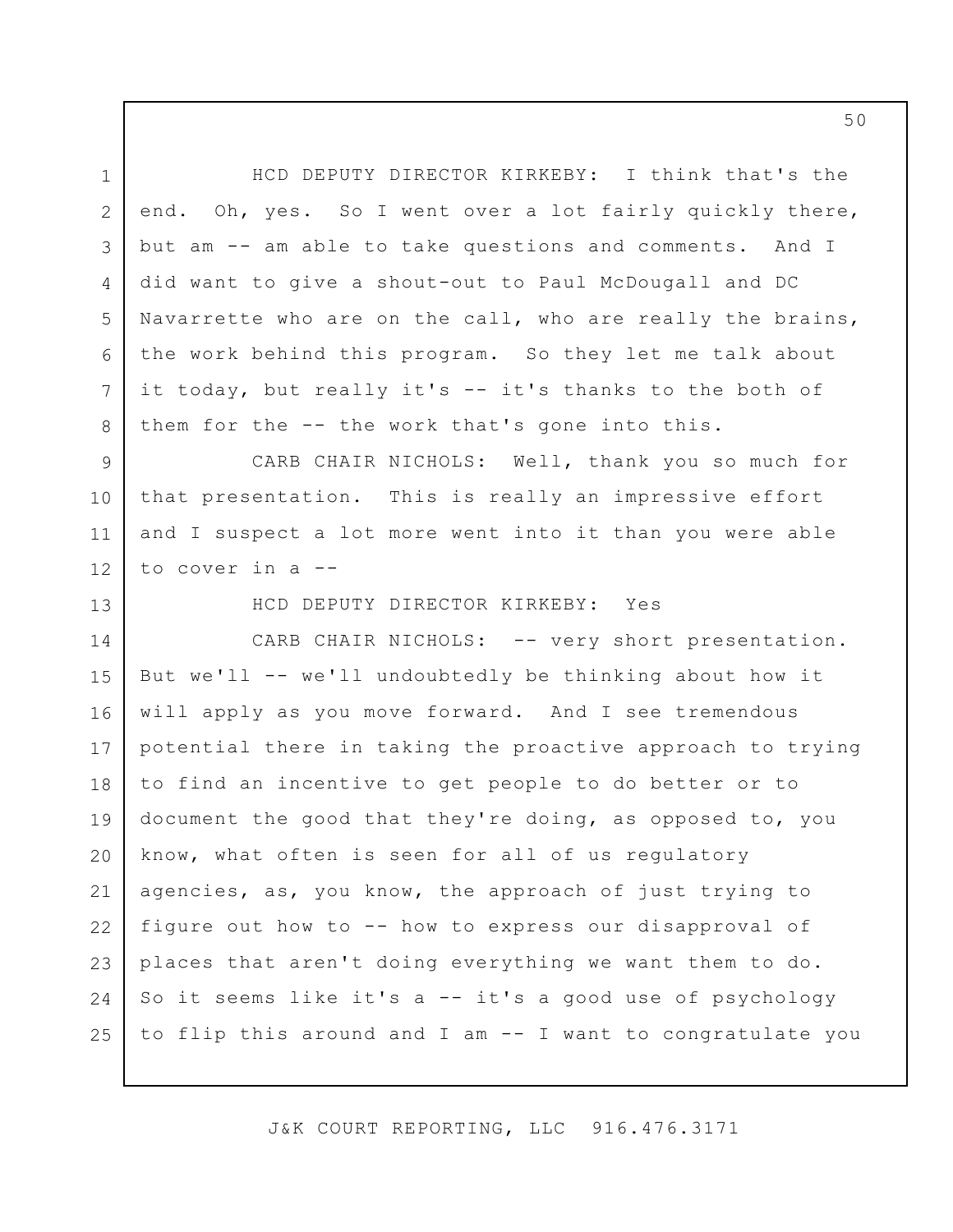HCD DEPUTY DIRECTOR KIRKEBY: I think that's the end. Oh, yes. So I went over a lot fairly quickly there, but am -- am able to take questions and comments. And I did want to give a shout-out to Paul McDougall and DC Navarrette who are on the call, who are really the brains, the work behind this program. So they let me talk about it today, but really it's -- it's thanks to the both of them for the -- the work that's gone into this.

CARB CHAIR NICHOLS: Well, thank you so much for that presentation. This is really an impressive effort and I suspect a lot more went into it than you were able to cover in a --

HCD DEPUTY DIRECTOR KIRKEBY: Yes

CARB CHAIR NICHOLS: -- very short presentation. But we'll -- we'll undoubtedly be thinking about how it will apply as you move forward. And I see tremendous potential there in taking the proactive approach to trying to find an incentive to get people to do better or to document the good that they're doing, as opposed to, you know, what often is seen for all of us regulatory agencies, as, you know, the approach of just trying to figure out how to -- how to express our disapproval of places that aren't doing everything we want them to do. So it seems like it's a -- it's a good use of psychology to flip this around and I am -- I want to congratulate you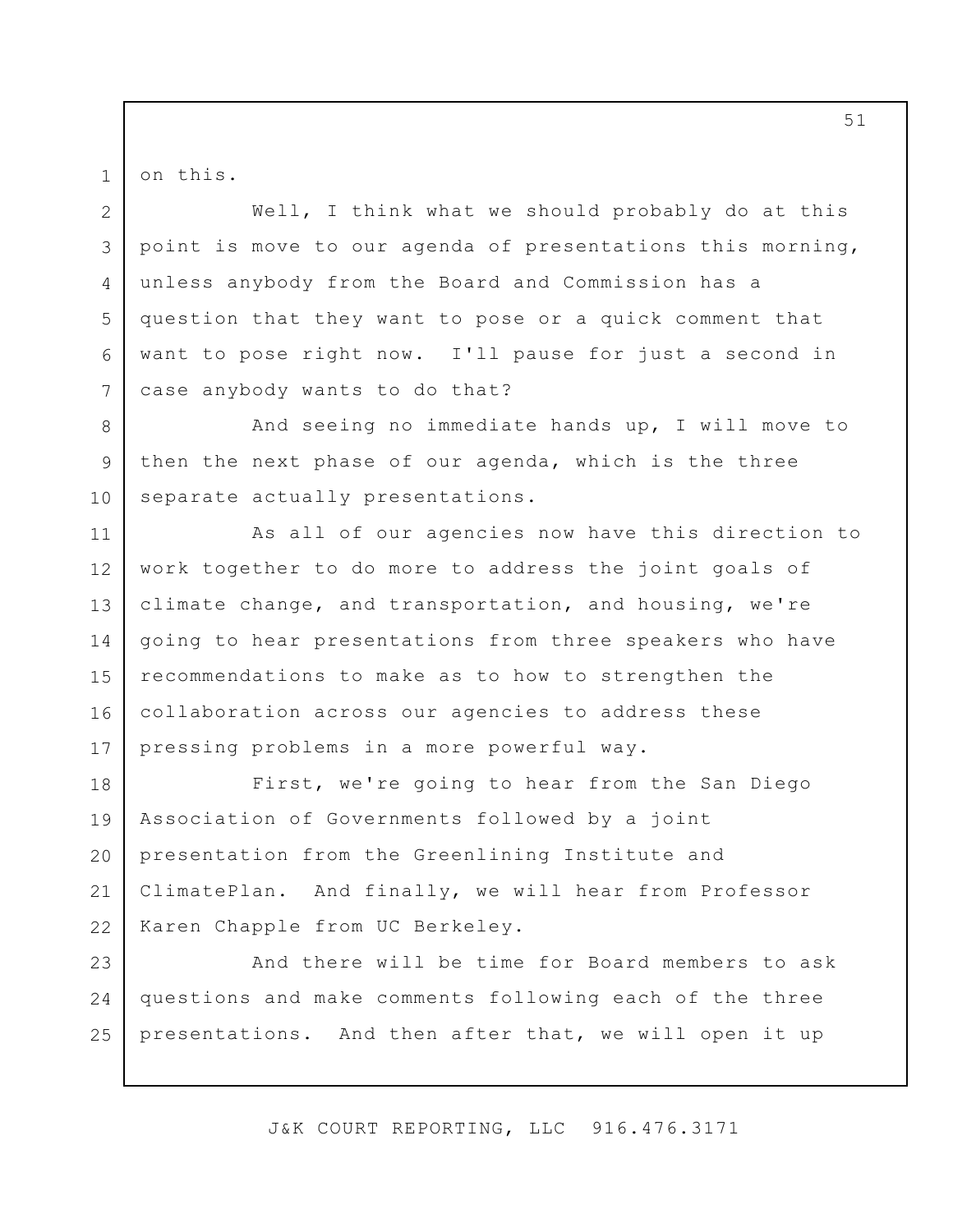on this.

Well, I think what we should probably do at this point is move to our agenda of presentations this morning, unless anybody from the Board and Commission has a question that they want to pose or a quick comment that want to pose right now. I'll pause for just a second in case anybody wants to do that?

And seeing no immediate hands up, I will move to then the next phase of our agenda, which is the three separate actually presentations.

As all of our agencies now have this direction to work together to do more to address the joint goals of climate change, and transportation, and housing, we're going to hear presentations from three speakers who have recommendations to make as to how to strengthen the collaboration across our agencies to address these pressing problems in a more powerful way.

First, we're going to hear from the San Diego Association of Governments followed by a joint presentation from the Greenlining Institute and ClimatePlan. And finally, we will hear from Professor Karen Chapple from UC Berkeley.

And there will be time for Board members to ask questions and make comments following each of the three presentations. And then after that, we will open it up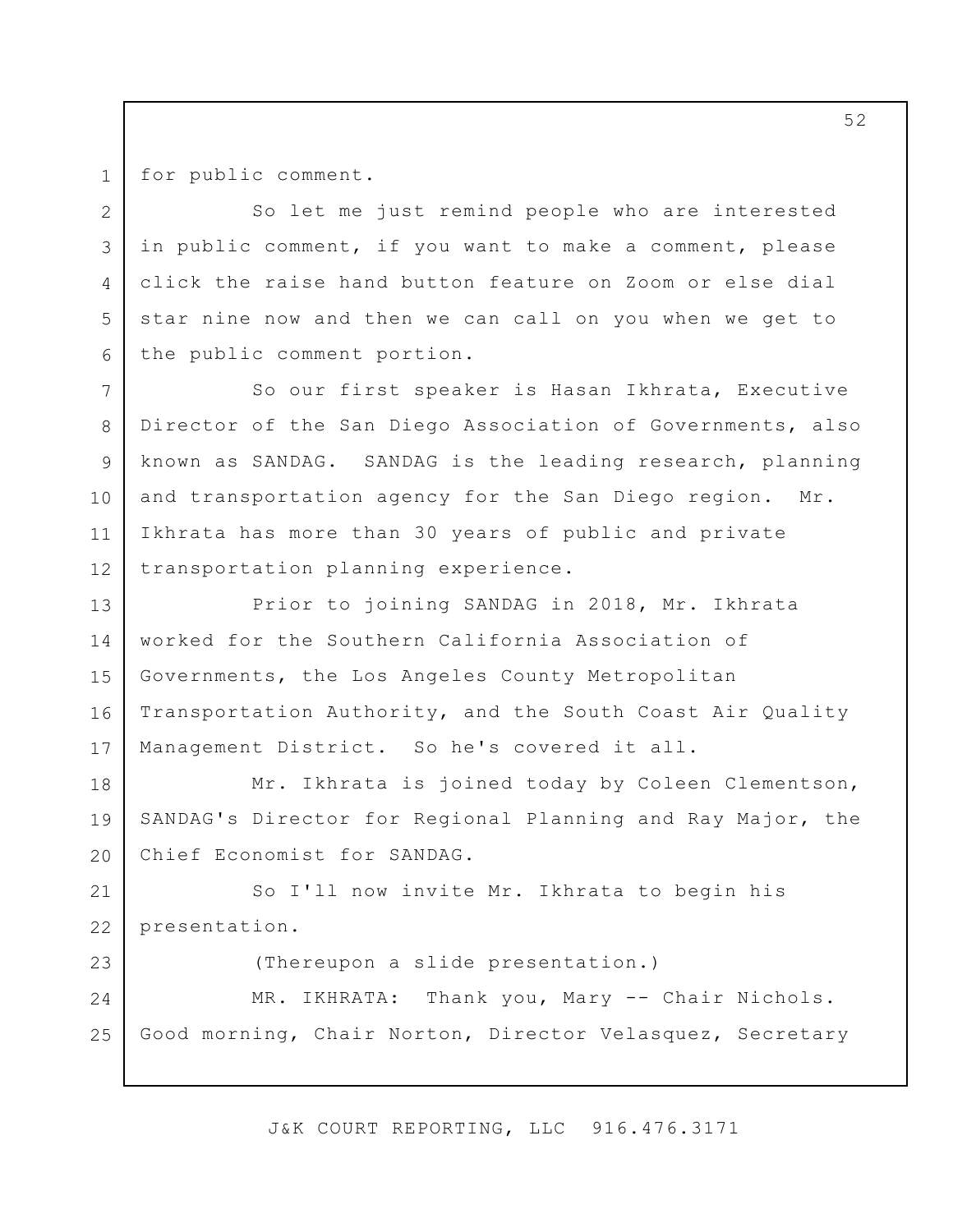for public comment.

So let me just remind people who are interested in public comment, if you want to make a comment, please click the raise hand button feature on Zoom or else dial star nine now and then we can call on you when we get to the public comment portion.

So our first speaker is Hasan Ikhrata, Executive Director of the San Diego Association of Governments, also known as SANDAG. SANDAG is the leading research, planning and transportation agency for the San Diego region. Mr. Ikhrata has more than 30 years of public and private transportation planning experience.

Prior to joining SANDAG in 2018, Mr. Ikhrata worked for the Southern California Association of Governments, the Los Angeles County Metropolitan Transportation Authority, and the South Coast Air Quality Management District. So he's covered it all.

Mr. Ikhrata is joined today by Coleen Clementson, SANDAG's Director for Regional Planning and Ray Major, the Chief Economist for SANDAG.

So I'll now invite Mr. Ikhrata to begin his presentation.

(Thereupon a slide presentation.)

MR. IKHRATA: Thank you, Mary -- Chair Nichols. Good morning, Chair Norton, Director Velasquez, Secretary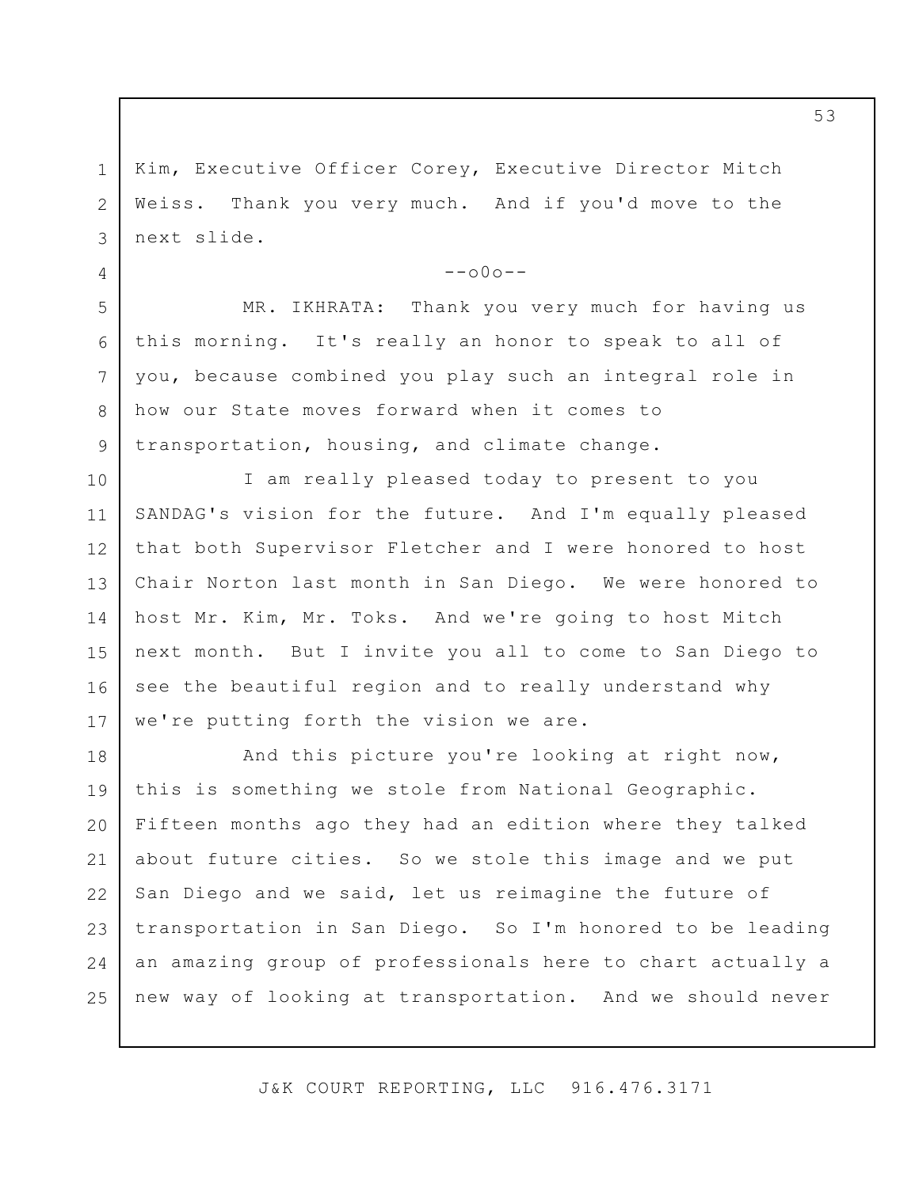Kim, Executive Officer Corey, Executive Director Mitch Weiss. Thank you very much. And if you'd move to the next slide.

--o0o--

MR. IKHRATA: Thank you very much for having us this morning. It's really an honor to speak to all of you, because combined you play such an integral role in how our State moves forward when it comes to transportation, housing, and climate change.

I am really pleased today to present to you SANDAG's vision for the future. And I'm equally pleased that both Supervisor Fletcher and I were honored to host Chair Norton last month in San Diego. We were honored to host Mr. Kim, Mr. Toks. And we're going to host Mitch next month. But I invite you all to come to San Diego to see the beautiful region and to really understand why we're putting forth the vision we are.

And this picture you're looking at right now, this is something we stole from National Geographic. Fifteen months ago they had an edition where they talked about future cities. So we stole this image and we put San Diego and we said, let us reimagine the future of transportation in San Diego. So I'm honored to be leading an amazing group of professionals here to chart actually a new way of looking at transportation. And we should never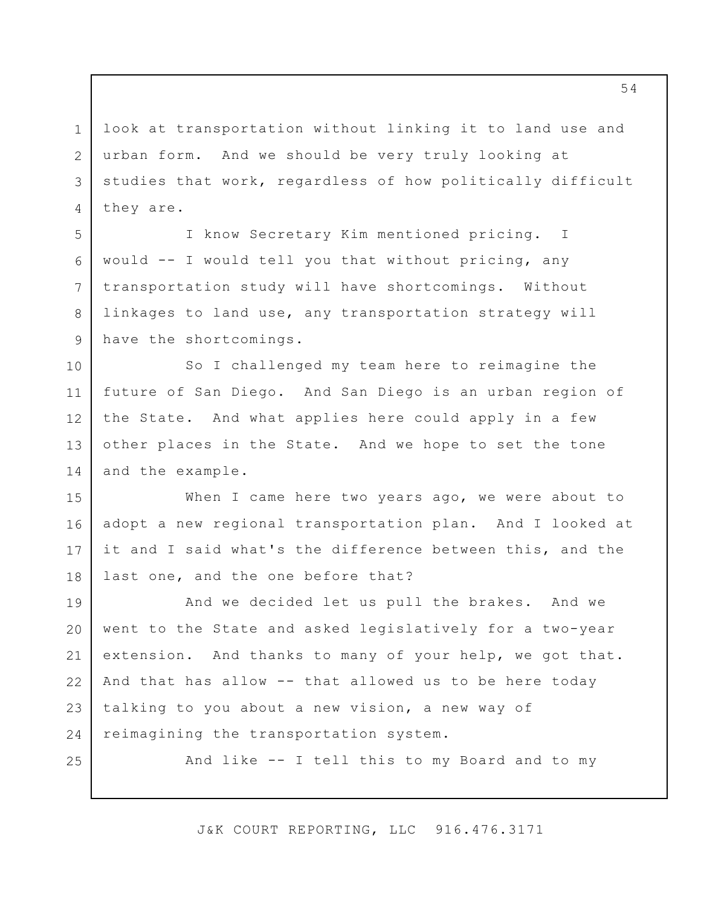look at transportation without linking it to land use and urban form. And we should be very truly looking at studies that work, regardless of how politically difficult they are.

I know Secretary Kim mentioned pricing. I would -- I would tell you that without pricing, any transportation study will have shortcomings. Without linkages to land use, any transportation strategy will have the shortcomings.

So I challenged my team here to reimagine the future of San Diego. And San Diego is an urban region of the State. And what applies here could apply in a few other places in the State. And we hope to set the tone and the example.

When I came here two years ago, we were about to adopt a new regional transportation plan. And I looked at it and I said what's the difference between this, and the last one, and the one before that?

And we decided let us pull the brakes. And we went to the State and asked legislatively for a two-year extension. And thanks to many of your help, we got that. And that has allow -- that allowed us to be here today talking to you about a new vision, a new way of reimagining the transportation system.

And like -- I tell this to my Board and to my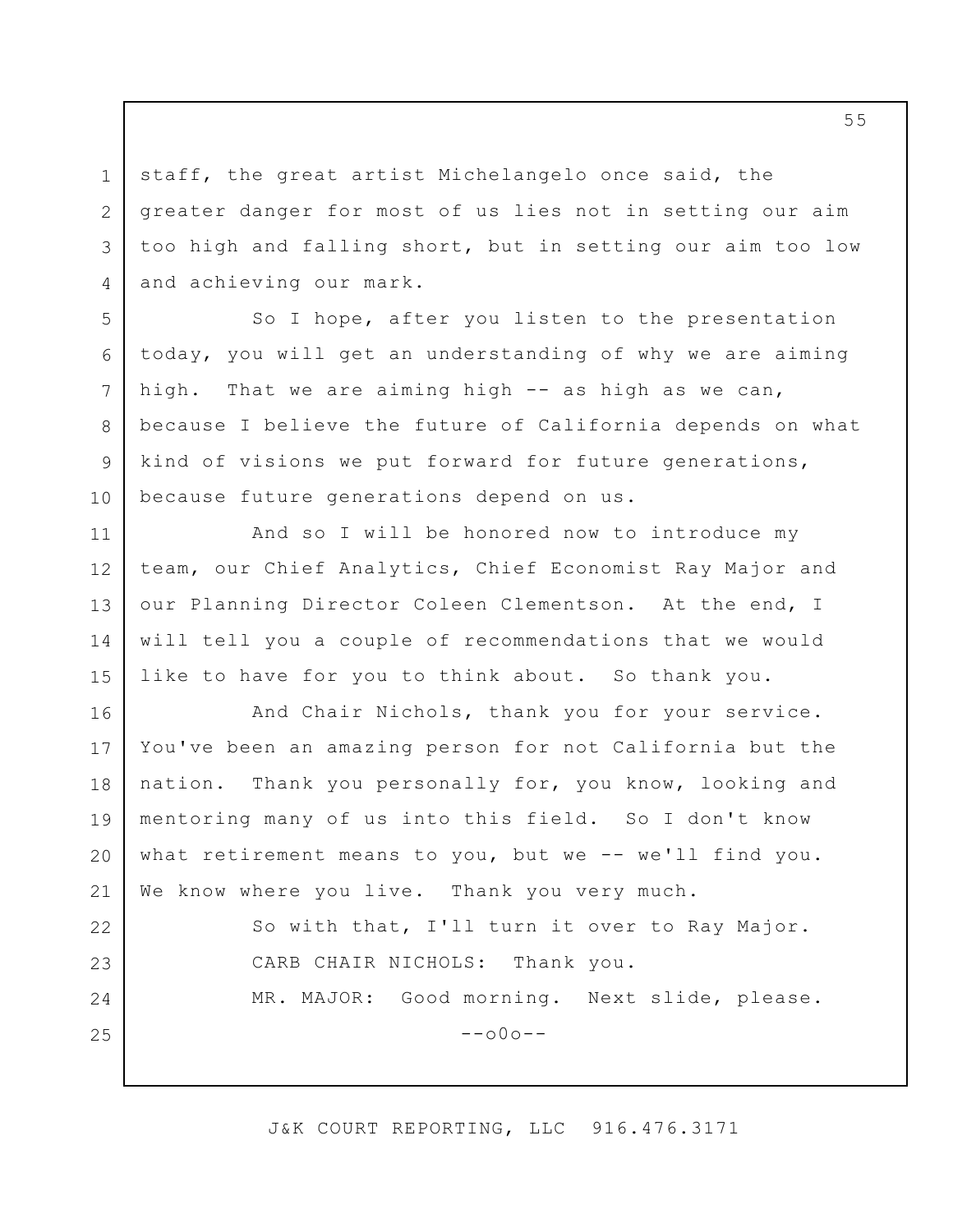staff, the great artist Michelangelo once said, the greater danger for most of us lies not in setting our aim too high and falling short, but in setting our aim too low and achieving our mark.

So I hope, after you listen to the presentation today, you will get an understanding of why we are aiming high. That we are aiming high -- as high as we can, because I believe the future of California depends on what kind of visions we put forward for future generations, because future generations depend on us.

And so I will be honored now to introduce my team, our Chief Analytics, Chief Economist Ray Major and our Planning Director Coleen Clementson. At the end, I will tell you a couple of recommendations that we would like to have for you to think about. So thank you.

And Chair Nichols, thank you for your service. You've been an amazing person for not California but the nation. Thank you personally for, you know, looking and mentoring many of us into this field. So I don't know what retirement means to you, but we -- we'll find you. We know where you live. Thank you very much.

So with that, I'll turn it over to Ray Major.

CARB CHAIR NICHOLS: Thank you.

MR. MAJOR: Good morning. Next slide, please.

--o0o--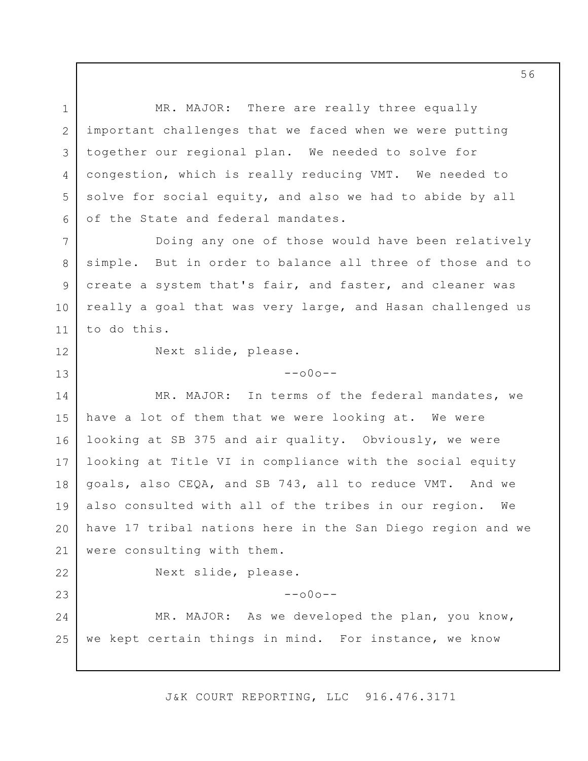MR. MAJOR: There are really three equally important challenges that we faced when we were putting together our regional plan. We needed to solve for congestion, which is really reducing VMT. We needed to solve for social equity, and also we had to abide by all of the State and federal mandates.

Doing any one of those would have been relatively simple. But in order to balance all three of those and to create a system that's fair, and faster, and cleaner was really a goal that was very large, and Hasan challenged us to do this.

Next slide, please.

--o0o--

MR. MAJOR: In terms of the federal mandates, we have a lot of them that we were looking at. We were looking at SB 375 and air quality. Obviously, we were looking at Title VI in compliance with the social equity goals, also CEQA, and SB 743, all to reduce VMT. And we also consulted with all of the tribes in our region. We have 17 tribal nations here in the San Diego region and we were consulting with them.

Next slide, please.

--o0o--

MR. MAJOR: As we developed the plan, you know, we kept certain things in mind. For instance, we know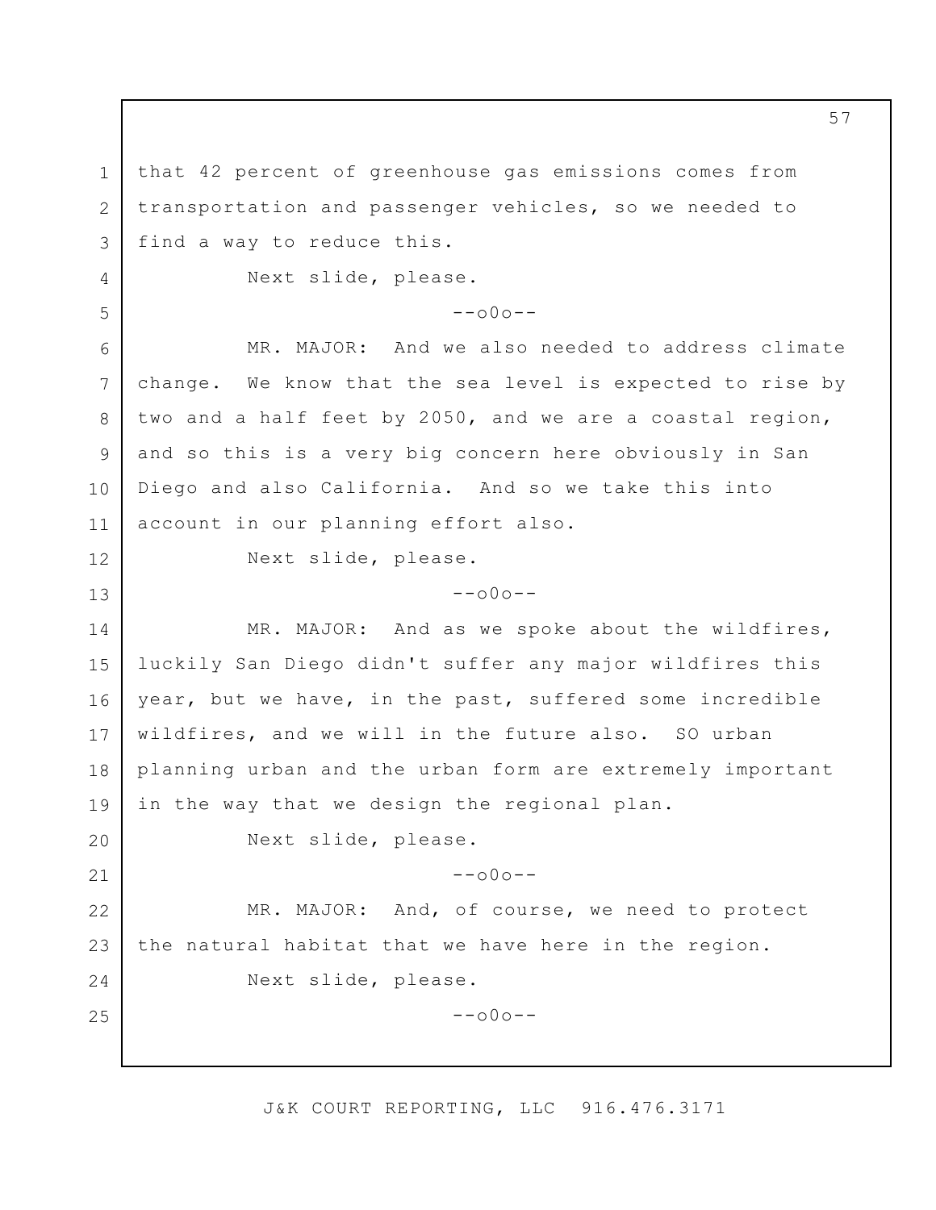that 42 percent of greenhouse gas emissions comes from transportation and passenger vehicles, so we needed to find a way to reduce this.

Next slide, please.

--o0o--

MR. MAJOR: And we also needed to address climate change. We know that the sea level is expected to rise by two and a half feet by 2050, and we are a coastal region, and so this is a very big concern here obviously in San Diego and also California. And so we take this into account in our planning effort also.

Next slide, please.

--o0o--

MR. MAJOR: And as we spoke about the wildfires, luckily San Diego didn't suffer any major wildfires this year, but we have, in the past, suffered some incredible wildfires, and we will in the future also. SO urban planning urban and the urban form are extremely important in the way that we design the regional plan.

Next slide, please.

--o0o--

MR. MAJOR: And, of course, we need to protect the natural habitat that we have here in the region.

Next slide, please.

--o0o--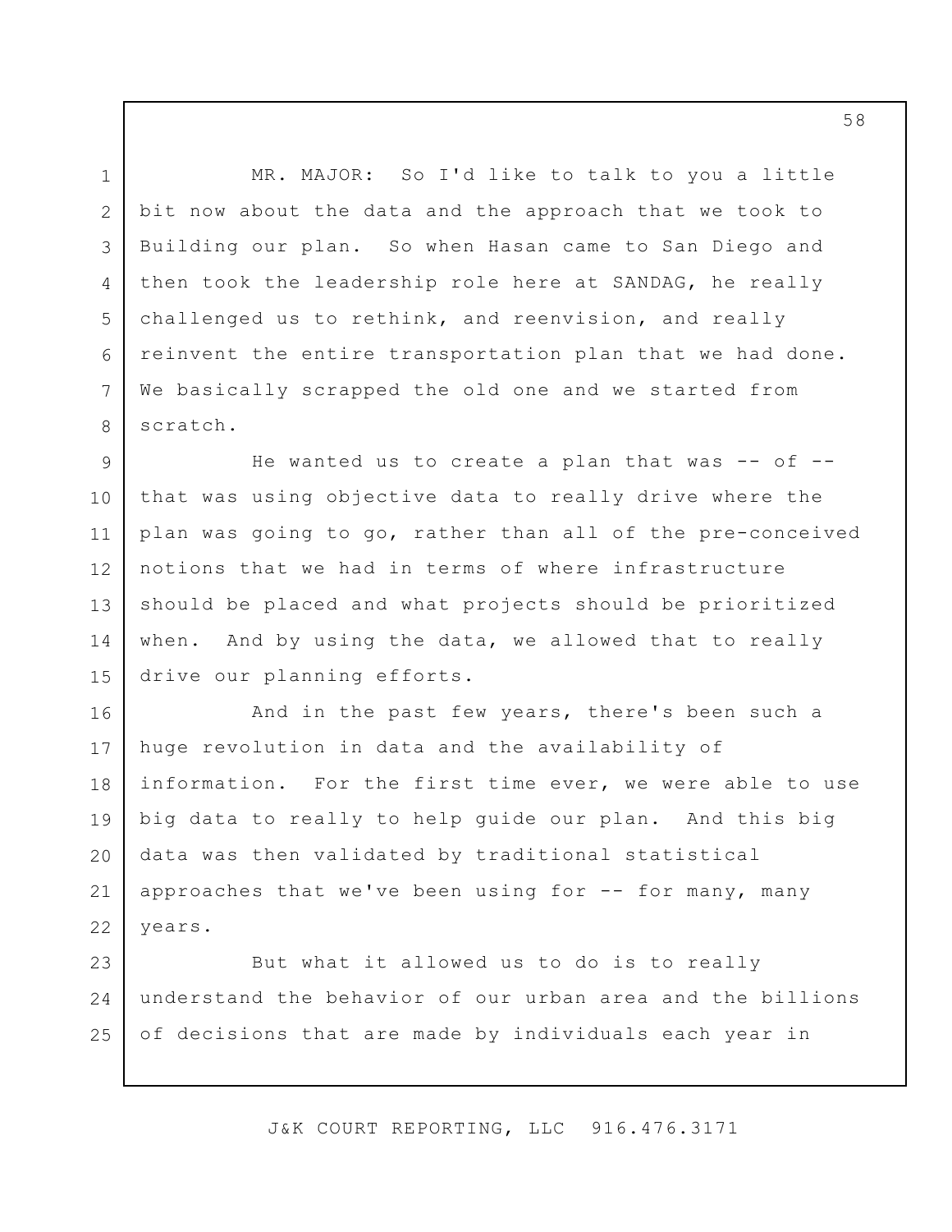MR. MAJOR: So I'd like to talk to you a little bit now about the data and the approach that we took to Building our plan. So when Hasan came to San Diego and then took the leadership role here at SANDAG, he really challenged us to rethink, and reenvision, and really reinvent the entire transportation plan that we had done. We basically scrapped the old one and we started from scratch.

He wanted us to create a plan that was -- of -- that was using objective data to really drive where the plan was going to go, rather than all of the pre-conceived notions that we had in terms of where infrastructure should be placed and what projects should be prioritized when. And by using the data, we allowed that to really drive our planning efforts.

And in the past few years, there's been such a huge revolution in data and the availability of information. For the first time ever, we were able to use big data to really to help guide our plan. And this big data was then validated by traditional statistical approaches that we've been using for -- for many, many years.

But what it allowed us to do is to really understand the behavior of our urban area and the billions of decisions that are made by individuals each year in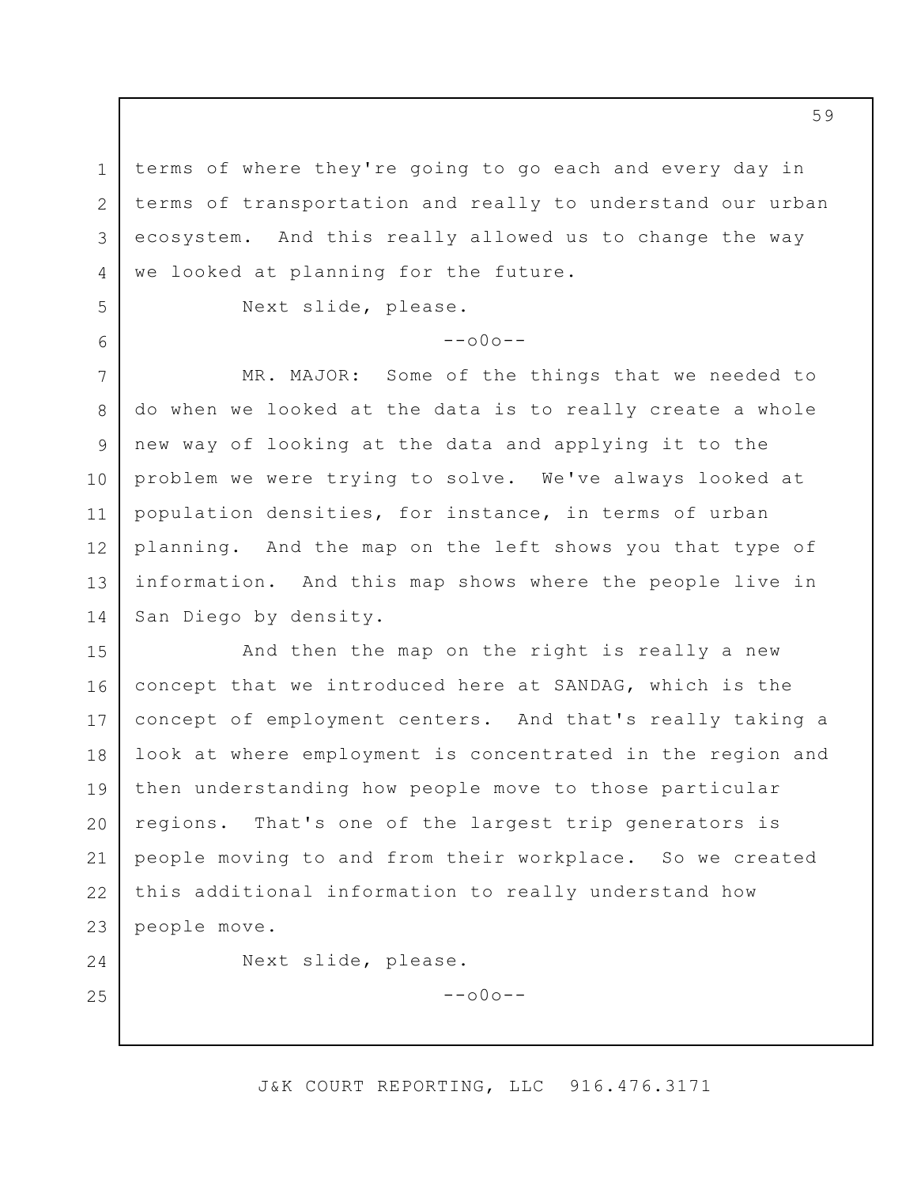terms of where they're going to go each and every day in terms of transportation and really to understand our urban ecosystem. And this really allowed us to change the way we looked at planning for the future.

Next slide, please.

--o0o--

MR. MAJOR: Some of the things that we needed to do when we looked at the data is to really create a whole new way of looking at the data and applying it to the problem we were trying to solve. We've always looked at population densities, for instance, in terms of urban planning. And the map on the left shows you that type of information. And this map shows where the people live in San Diego by density.

And then the map on the right is really a new concept that we introduced here at SANDAG, which is the concept of employment centers. And that's really taking a look at where employment is concentrated in the region and then understanding how people move to those particular regions. That's one of the largest trip generators is people moving to and from their workplace. So we created this additional information to really understand how people move.

Next slide, please.

--o0o--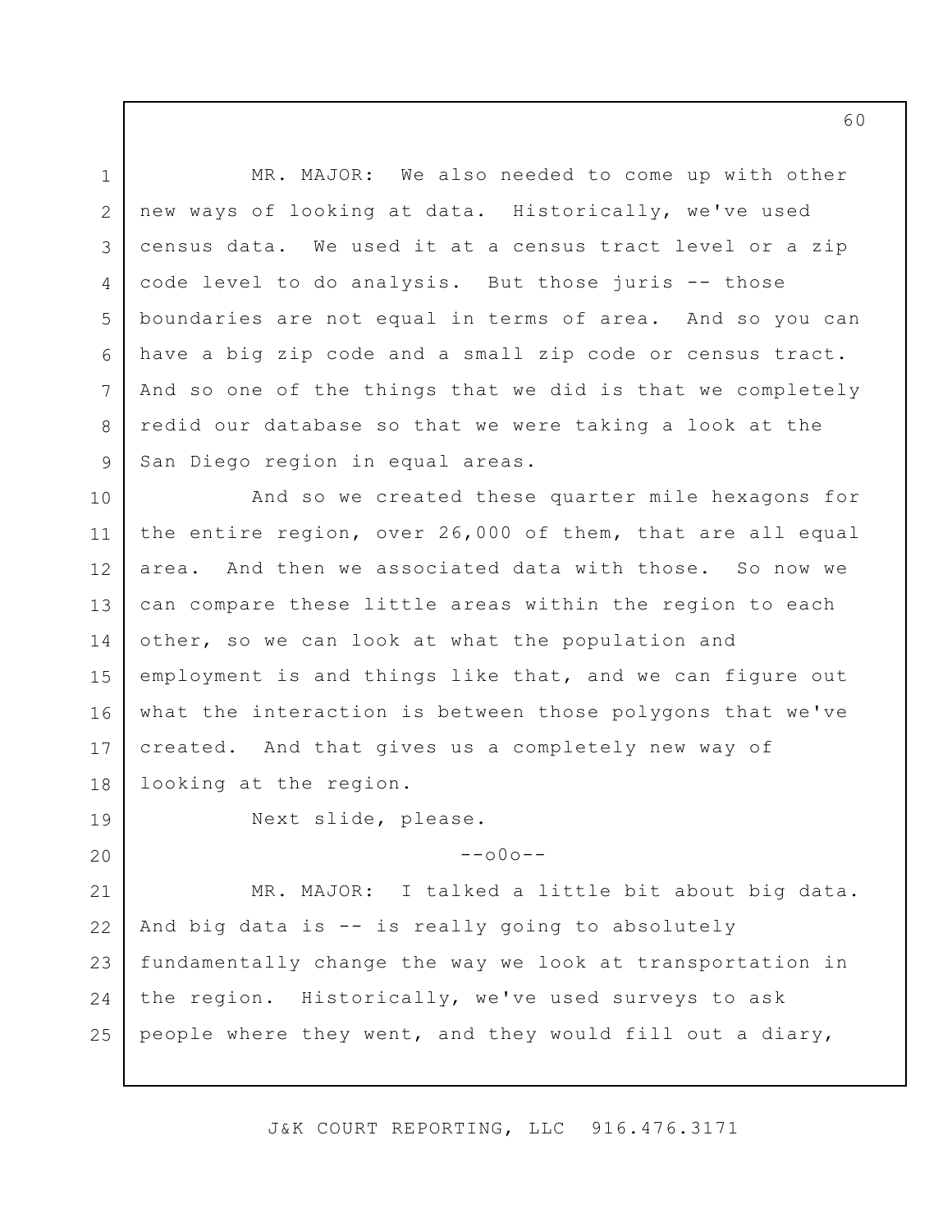MR. MAJOR: We also needed to come up with other new ways of looking at data. Historically, we've used census data. We used it at a census tract level or a zip code level to do analysis. But those juris -- those boundaries are not equal in terms of area. And so you can have a big zip code and a small zip code or census tract. And so one of the things that we did is that we completely redid our database so that we were taking a look at the San Diego region in equal areas.

And so we created these quarter mile hexagons for the entire region, over 26,000 of them, that are all equal area. And then we associated data with those. So now we can compare these little areas within the region to each other, so we can look at what the population and employment is and things like that, and we can figure out what the interaction is between those polygons that we've created. And that gives us a completely new way of looking at the region.

Next slide, please.

--o0o--

MR. MAJOR: I talked a little bit about big data. And big data is -- is really going to absolutely fundamentally change the way we look at transportation in the region. Historically, we've used surveys to ask people where they went, and they would fill out a diary,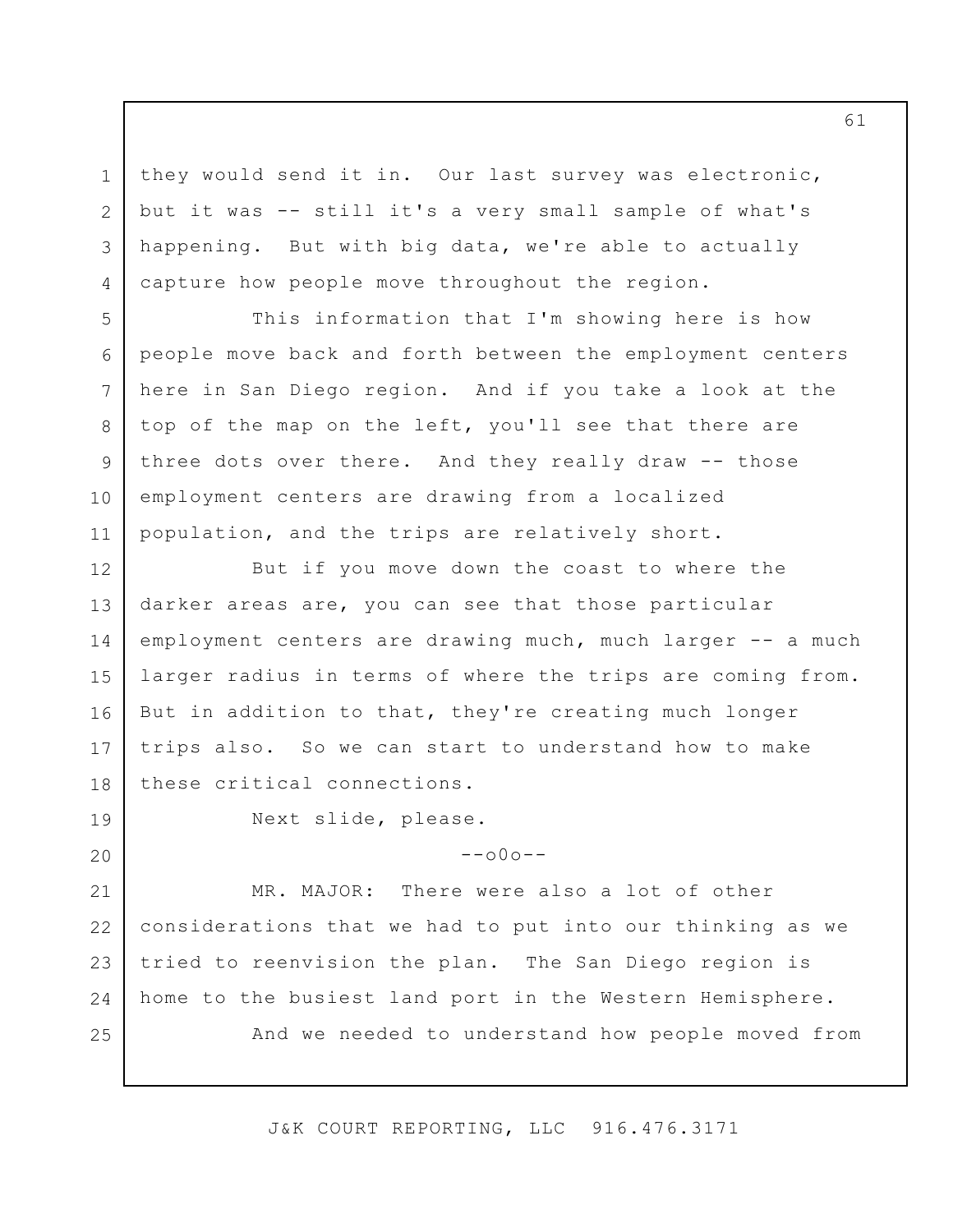they would send it in. Our last survey was electronic, but it was -- still it's a very small sample of what's happening. But with big data, we're able to actually capture how people move throughout the region.

This information that I'm showing here is how people move back and forth between the employment centers here in San Diego region. And if you take a look at the top of the map on the left, you'll see that there are three dots over there. And they really draw -- those employment centers are drawing from a localized population, and the trips are relatively short.

But if you move down the coast to where the darker areas are, you can see that those particular employment centers are drawing much, much larger -- a much larger radius in terms of where the trips are coming from. But in addition to that, they're creating much longer trips also. So we can start to understand how to make these critical connections.

Next slide, please.

--o0o--

MR. MAJOR: There were also a lot of other considerations that we had to put into our thinking as we tried to reenvision the plan. The San Diego region is home to the busiest land port in the Western Hemisphere.

And we needed to understand how people moved from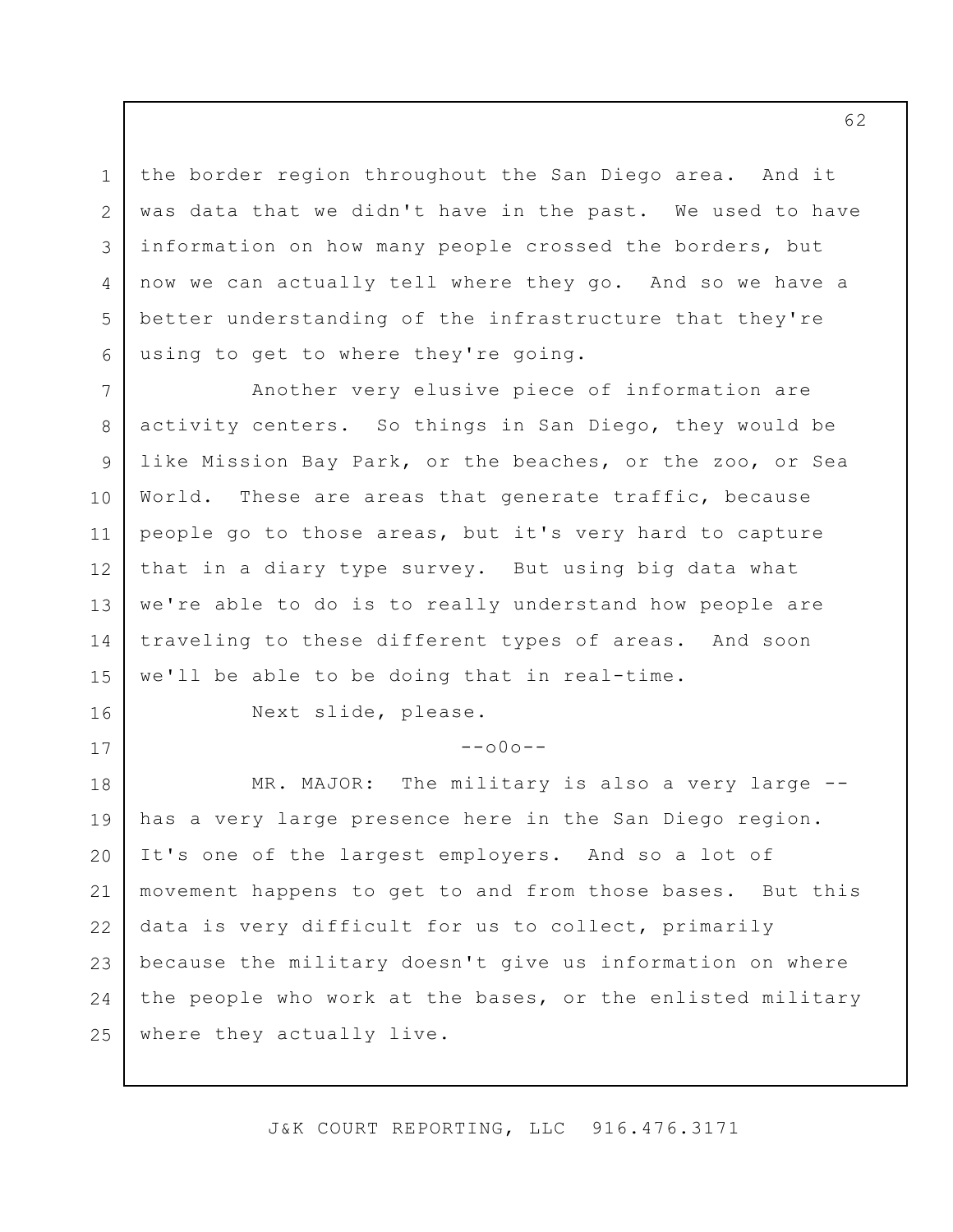the border region throughout the San Diego area. And it was data that we didn't have in the past. We used to have information on how many people crossed the borders, but now we can actually tell where they go. And so we have a better understanding of the infrastructure that they're using to get to where they're going.

Another very elusive piece of information are activity centers. So things in San Diego, they would be like Mission Bay Park, or the beaches, or the zoo, or Sea World. These are areas that generate traffic, because people go to those areas, but it's very hard to capture that in a diary type survey. But using big data what we're able to do is to really understand how people are traveling to these different types of areas. And soon we'll be able to be doing that in real-time.

Next slide, please.

--o0o--

MR. MAJOR: The military is also a very large -- has a very large presence here in the San Diego region. It's one of the largest employers. And so a lot of movement happens to get to and from those bases. But this data is very difficult for us to collect, primarily because the military doesn't give us information on where the people who work at the bases, or the enlisted military where they actually live.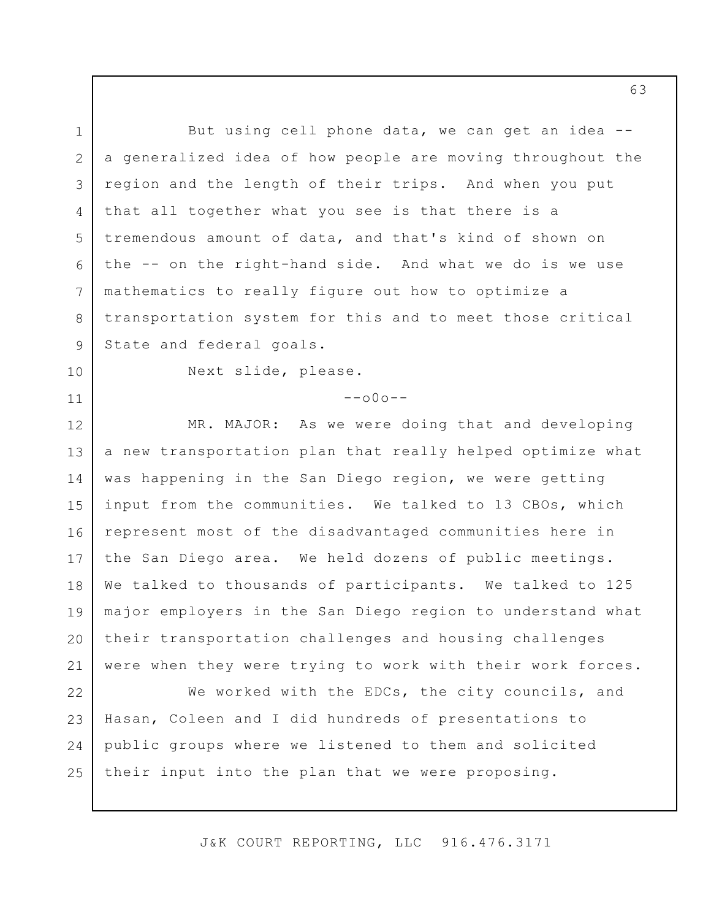But using cell phone data, we can get an idea -- a generalized idea of how people are moving throughout the region and the length of their trips. And when you put that all together what you see is that there is a tremendous amount of data, and that's kind of shown on the -- on the right-hand side. And what we do is we use mathematics to really figure out how to optimize a transportation system for this and to meet those critical State and federal goals.

Next slide, please.

--o0o--

MR. MAJOR: As we were doing that and developing a new transportation plan that really helped optimize what was happening in the San Diego region, we were getting input from the communities. We talked to 13 CBOs, which represent most of the disadvantaged communities here in the San Diego area. We held dozens of public meetings. We talked to thousands of participants. We talked to 125 major employers in the San Diego region to understand what their transportation challenges and housing challenges were when they were trying to work with their work forces.

We worked with the EDCs, the city councils, and Hasan, Coleen and I did hundreds of presentations to public groups where we listened to them and solicited their input into the plan that we were proposing.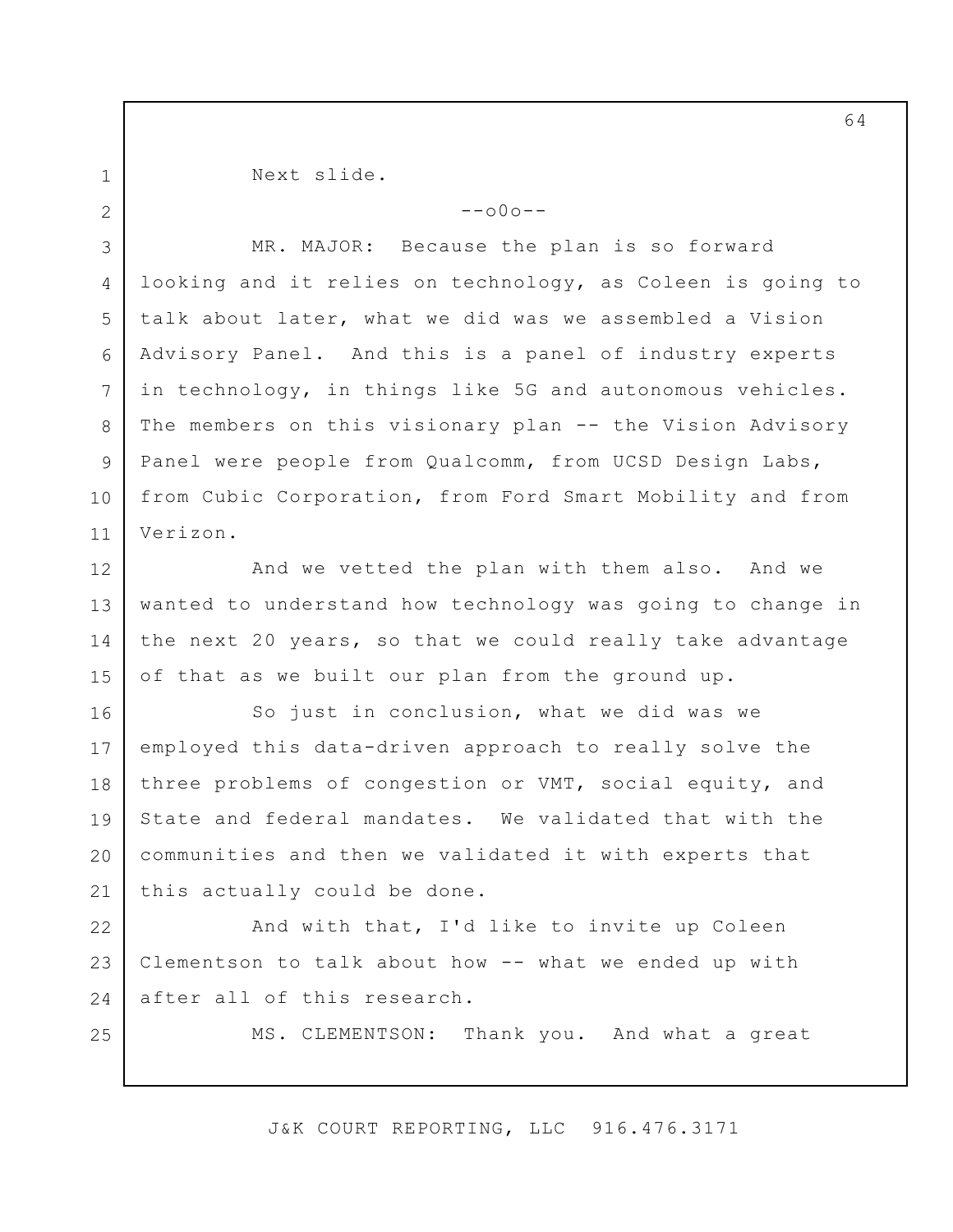Next slide.

--o0o--

MR. MAJOR: Because the plan is so forward looking and it relies on technology, as Coleen is going to talk about later, what we did was we assembled a Vision Advisory Panel. And this is a panel of industry experts in technology, in things like 5G and autonomous vehicles. The members on this visionary plan -- the Vision Advisory Panel were people from Qualcomm, from UCSD Design Labs, from Cubic Corporation, from Ford Smart Mobility and from Verizon.

And we vetted the plan with them also. And we wanted to understand how technology was going to change in the next 20 years, so that we could really take advantage of that as we built our plan from the ground up.

So just in conclusion, what we did was we employed this data-driven approach to really solve the three problems of congestion or VMT, social equity, and State and federal mandates. We validated that with the communities and then we validated it with experts that this actually could be done.

And with that, I'd like to invite up Coleen Clementson to talk about how -- what we ended up with after all of this research.

MS. CLEMENTSON: Thank you. And what a great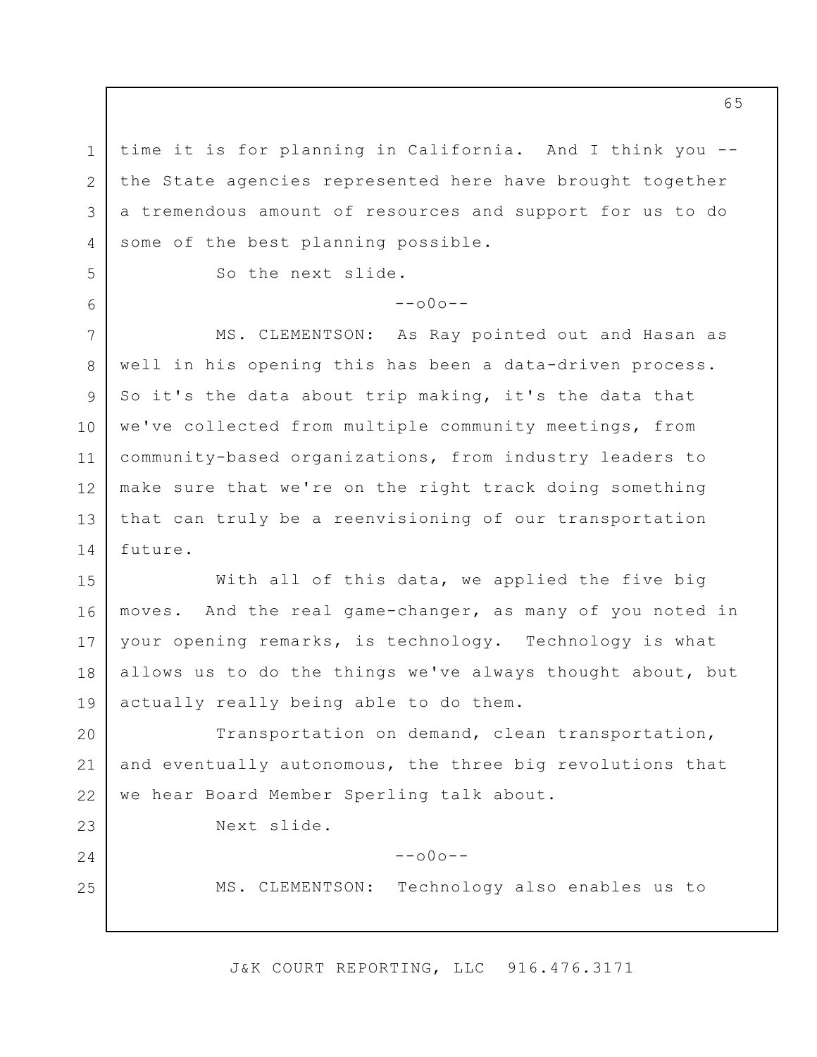time it is for planning in California. And I think you -- the State agencies represented here have brought together a tremendous amount of resources and support for us to do some of the best planning possible.

So the next slide.

--o0o--

MS. CLEMENTSON: As Ray pointed out and Hasan as well in his opening this has been a data-driven process. So it's the data about trip making, it's the data that we've collected from multiple community meetings, from community-based organizations, from industry leaders to make sure that we're on the right track doing something that can truly be a reenvisioning of our transportation future.

With all of this data, we applied the five big moves. And the real game-changer, as many of you noted in your opening remarks, is technology. Technology is what allows us to do the things we've always thought about, but actually really being able to do them.

Transportation on demand, clean transportation, and eventually autonomous, the three big revolutions that we hear Board Member Sperling talk about.

Next slide.

--o0o--

MS. CLEMENTSON: Technology also enables us to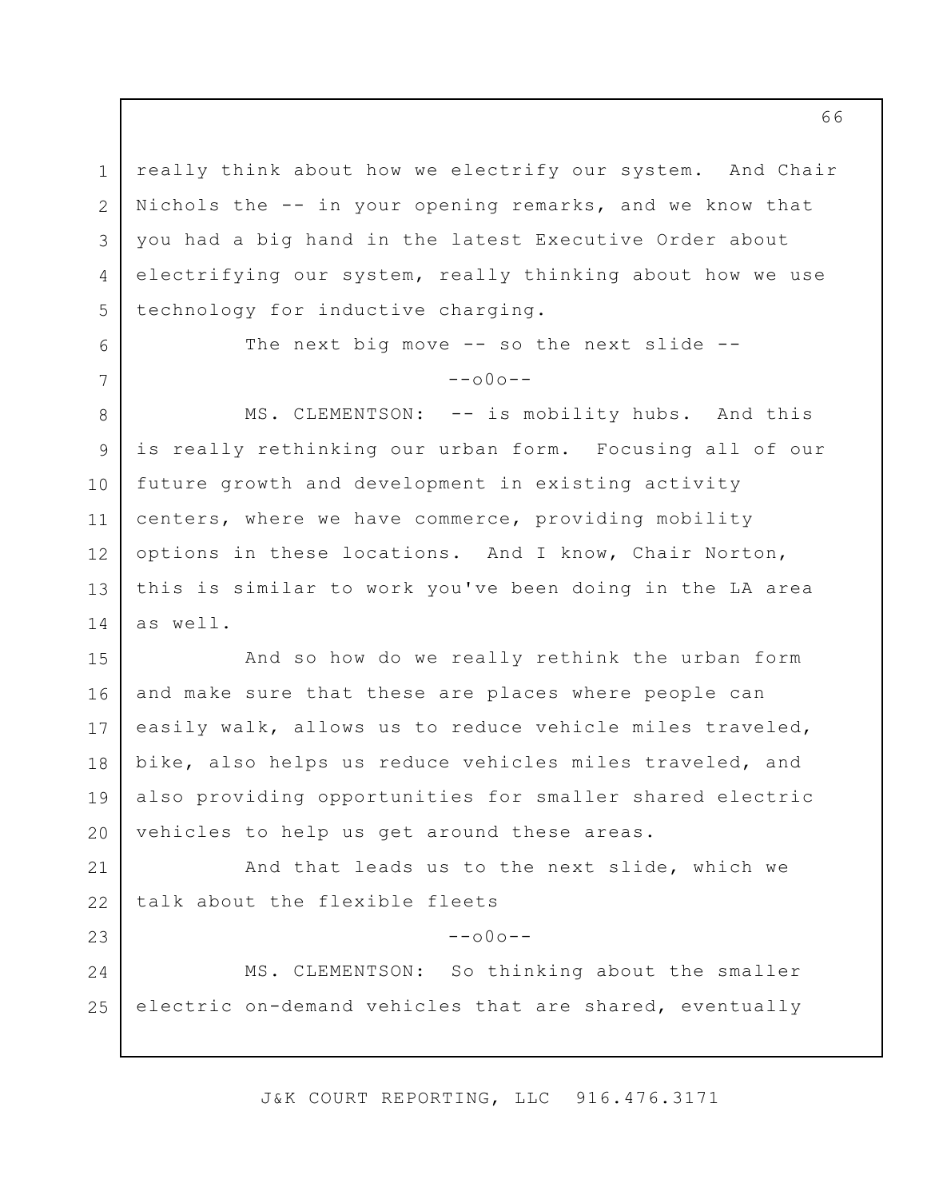really think about how we electrify our system. And Chair Nichols the -- in your opening remarks, and we know that you had a big hand in the latest Executive Order about electrifying our system, really thinking about how we use technology for inductive charging.

The next big move -- so the next slide --

--o0o--

MS. CLEMENTSON: -- is mobility hubs. And this is really rethinking our urban form. Focusing all of our future growth and development in existing activity centers, where we have commerce, providing mobility options in these locations. And I know, Chair Norton, this is similar to work you've been doing in the LA area as well.

And so how do we really rethink the urban form and make sure that these are places where people can easily walk, allows us to reduce vehicle miles traveled, bike, also helps us reduce vehicles miles traveled, and also providing opportunities for smaller shared electric vehicles to help us get around these areas.

And that leads us to the next slide, which we talk about the flexible fleets

--o0o--

MS. CLEMENTSON: So thinking about the smaller electric on-demand vehicles that are shared, eventually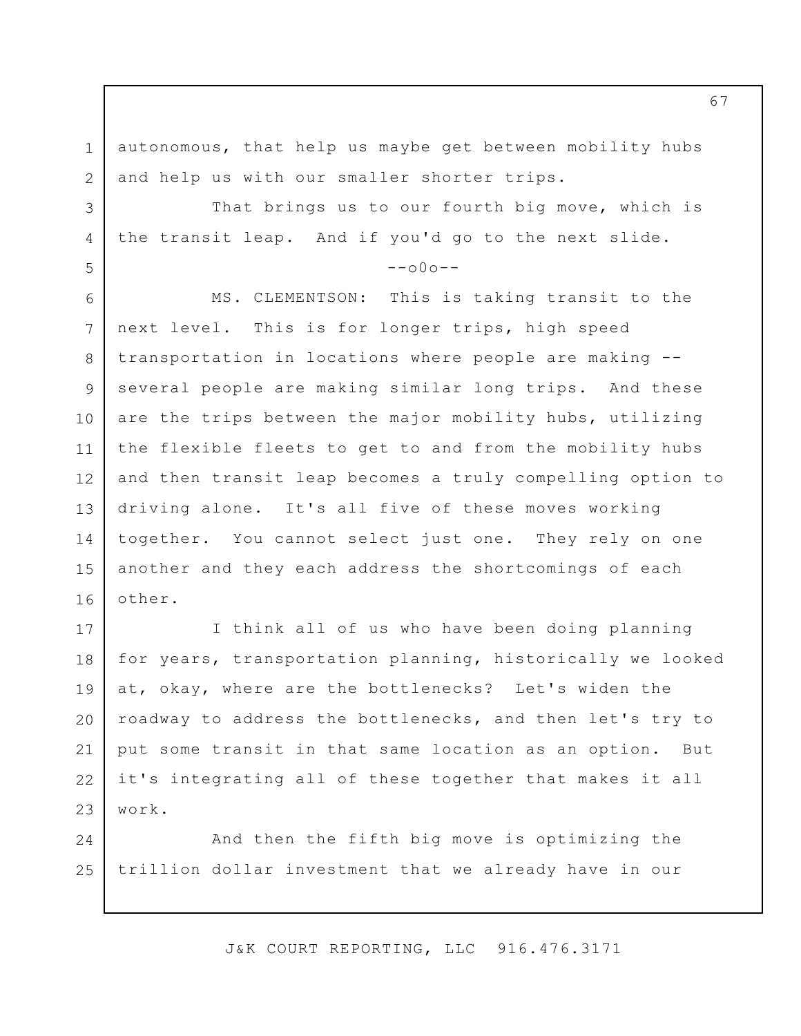autonomous, that help us maybe get between mobility hubs and help us with our smaller shorter trips.

That brings us to our fourth big move, which is the transit leap. And if you'd go to the next slide.

--o0o--

MS. CLEMENTSON: This is taking transit to the next level. This is for longer trips, high speed transportation in locations where people are making -- several people are making similar long trips. And these are the trips between the major mobility hubs, utilizing the flexible fleets to get to and from the mobility hubs and then transit leap becomes a truly compelling option to driving alone. It's all five of these moves working together. You cannot select just one. They rely on one another and they each address the shortcomings of each other.

I think all of us who have been doing planning for years, transportation planning, historically we looked at, okay, where are the bottlenecks? Let's widen the roadway to address the bottlenecks, and then let's try to put some transit in that same location as an option. But it's integrating all of these together that makes it all work.

And then the fifth big move is optimizing the trillion dollar investment that we already have in our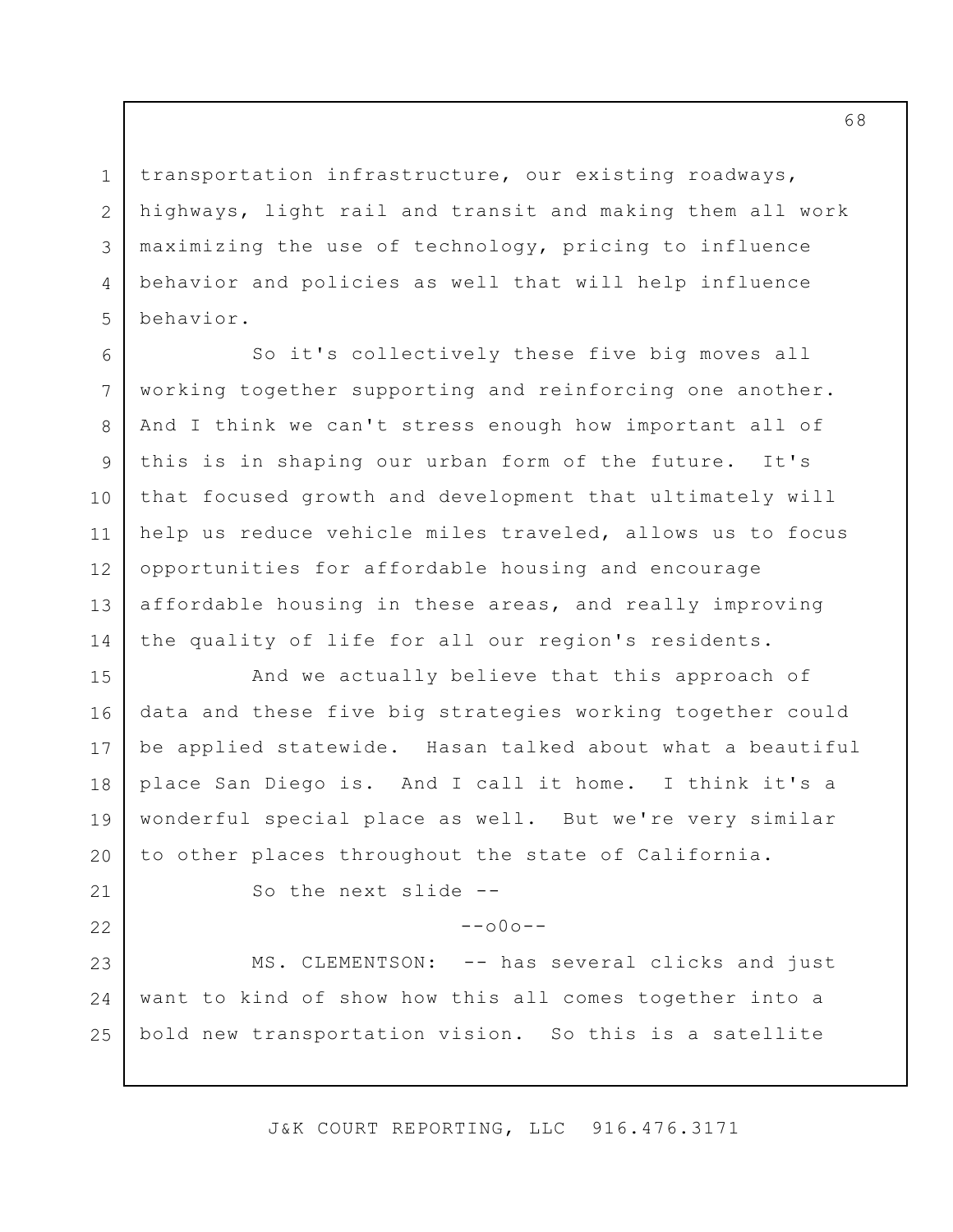transportation infrastructure, our existing roadways, highways, light rail and transit and making them all work maximizing the use of technology, pricing to influence behavior and policies as well that will help influence behavior.

So it's collectively these five big moves all working together supporting and reinforcing one another. And I think we can't stress enough how important all of this is in shaping our urban form of the future. It's that focused growth and development that ultimately will help us reduce vehicle miles traveled, allows us to focus opportunities for affordable housing and encourage affordable housing in these areas, and really improving the quality of life for all our region's residents.

And we actually believe that this approach of data and these five big strategies working together could be applied statewide. Hasan talked about what a beautiful place San Diego is. And I call it home. I think it's a wonderful special place as well. But we're very similar to other places throughout the state of California.

So the next slide --

--o0o--

MS. CLEMENTSON: -- has several clicks and just want to kind of show how this all comes together into a bold new transportation vision. So this is a satellite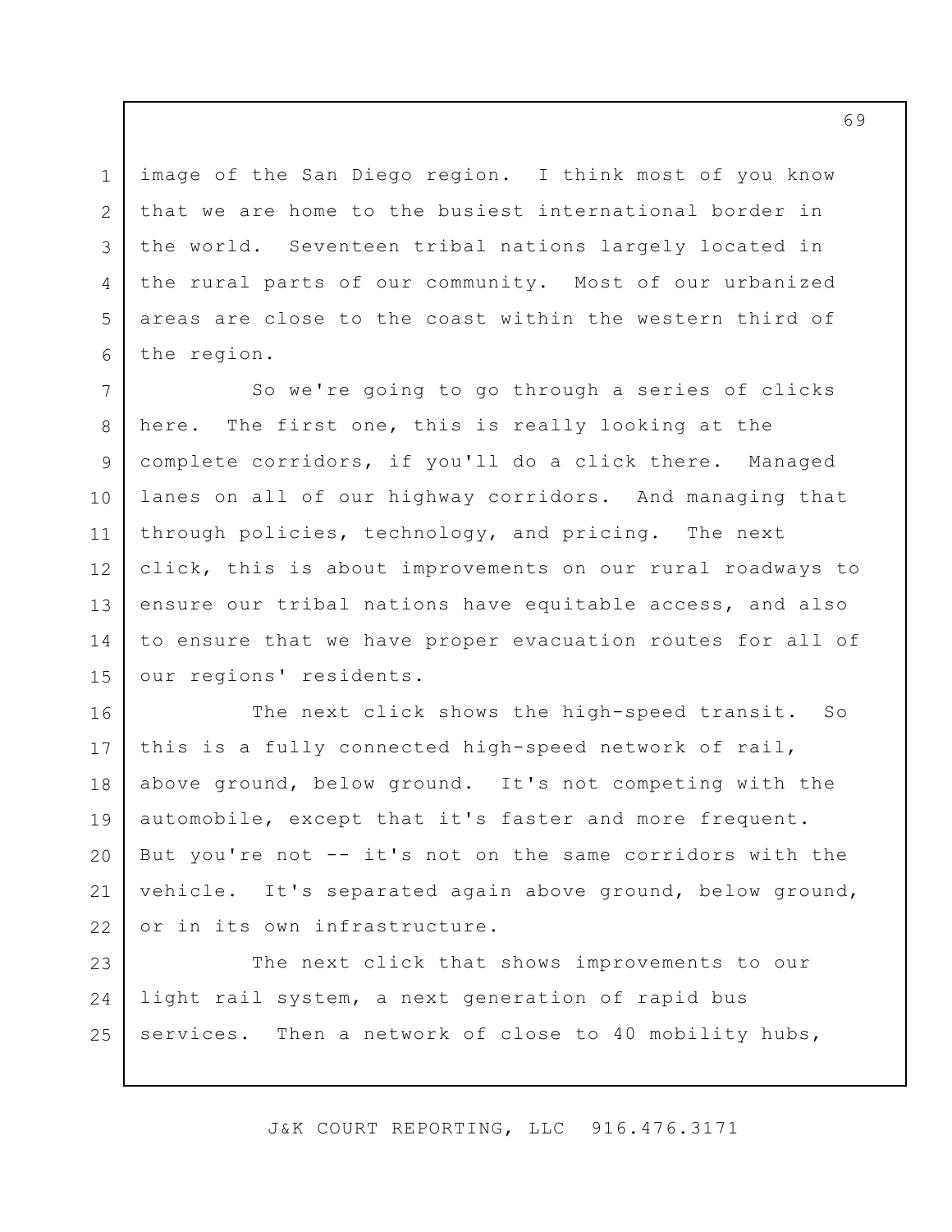image of the San Diego region. I think most of you know that we are home to the busiest international border in the world. Seventeen tribal nations largely located in the rural parts of our community. Most of our urbanized areas are close to the coast within the western third of the region.

So we're going to go through a series of clicks here. The first one, this is really looking at the complete corridors, if you'll do a click there. Managed lanes on all of our highway corridors. And managing that through policies, technology, and pricing. The next click, this is about improvements on our rural roadways to ensure our tribal nations have equitable access, and also to ensure that we have proper evacuation routes for all of our regions' residents.

The next click shows the high-speed transit. So this is a fully connected high-speed network of rail, above ground, below ground. It's not competing with the automobile, except that it's faster and more frequent. But you're not -- it's not on the same corridors with the vehicle. It's separated again above ground, below ground, or in its own infrastructure.

The next click that shows improvements to our light rail system, a next generation of rapid bus services. Then a network of close to 40 mobility hubs,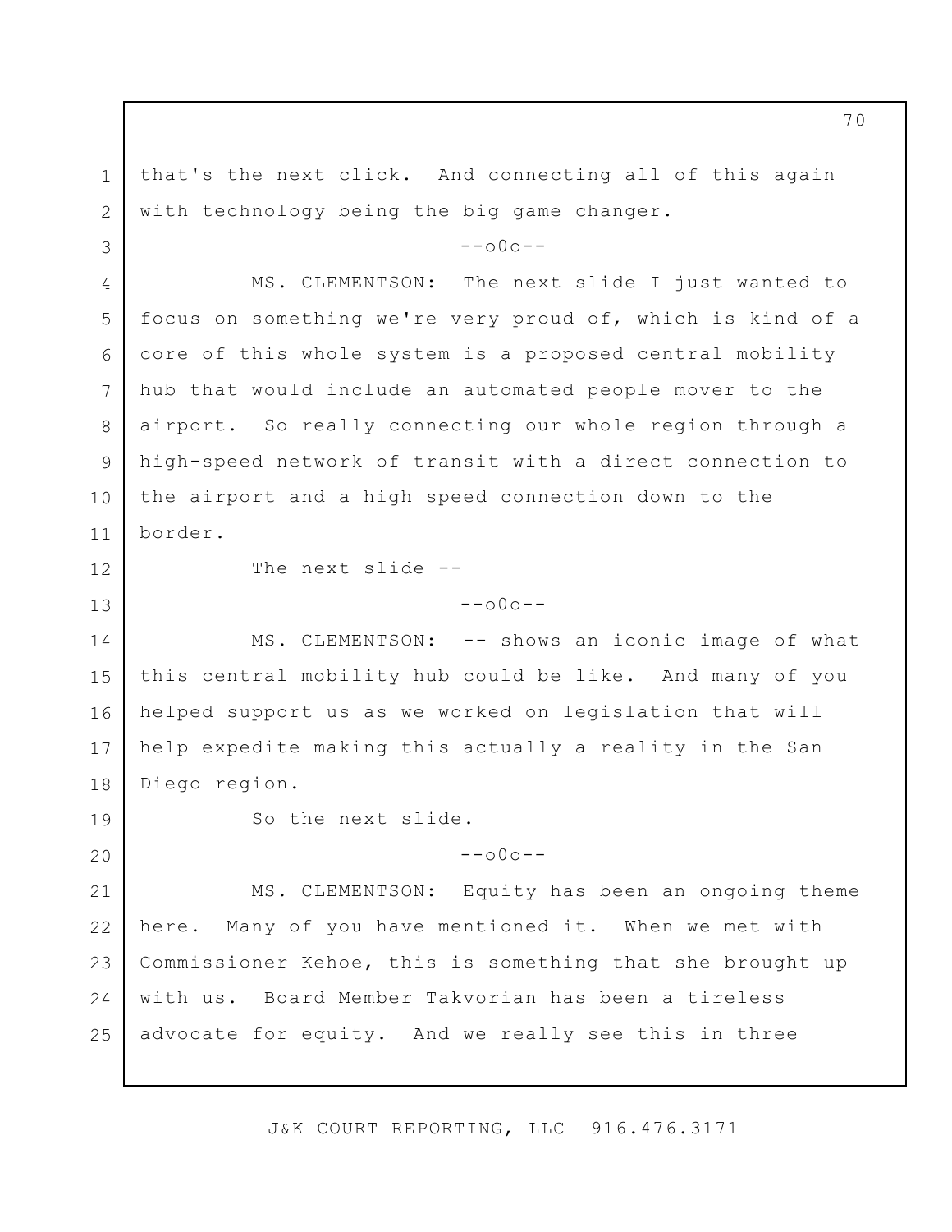that's the next click. And connecting all of this again with technology being the big game changer.

--o0o--

MS. CLEMENTSON: The next slide I just wanted to focus on something we're very proud of, which is kind of a core of this whole system is a proposed central mobility hub that would include an automated people mover to the airport. So really connecting our whole region through a high-speed network of transit with a direct connection to the airport and a high speed connection down to the border.

The next slide --

--o0o--

MS. CLEMENTSON: -- shows an iconic image of what this central mobility hub could be like. And many of you helped support us as we worked on legislation that will help expedite making this actually a reality in the San Diego region.

So the next slide.

--o0o--

MS. CLEMENTSON: Equity has been an ongoing theme here. Many of you have mentioned it. When we met with Commissioner Kehoe, this is something that she brought up with us. Board Member Takvorian has been a tireless advocate for equity. And we really see this in three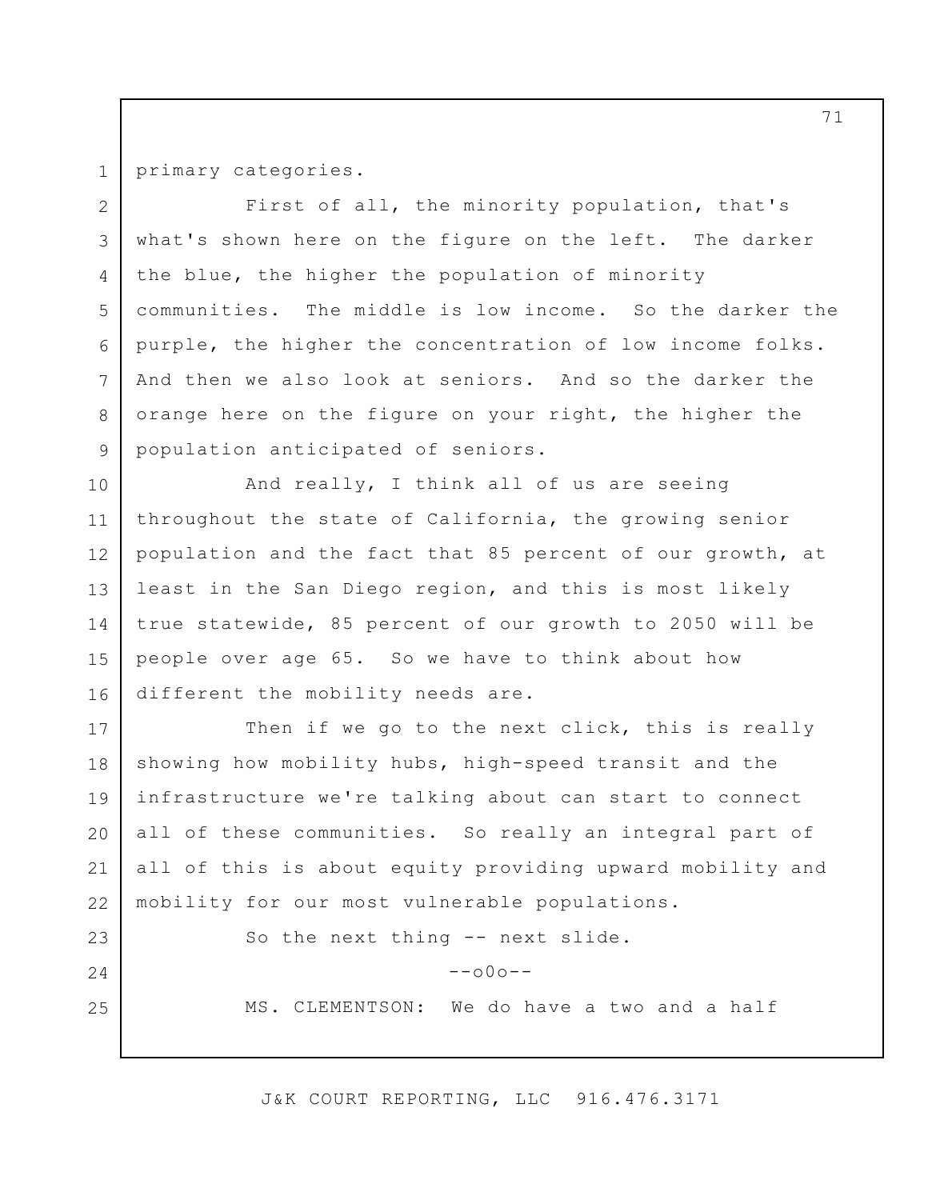primary categories.

First of all, the minority population, that's what's shown here on the figure on the left. The darker the blue, the higher the population of minority communities. The middle is low income. So the darker the purple, the higher the concentration of low income folks. And then we also look at seniors. And so the darker the orange here on the figure on your right, the higher the population anticipated of seniors.

And really, I think all of us are seeing throughout the state of California, the growing senior population and the fact that 85 percent of our growth, at least in the San Diego region, and this is most likely true statewide, 85 percent of our growth to 2050 will be people over age 65. So we have to think about how different the mobility needs are.

Then if we go to the next click, this is really showing how mobility hubs, high-speed transit and the infrastructure we're talking about can start to connect all of these communities. So really an integral part of all of this is about equity providing upward mobility and mobility for our most vulnerable populations.

So the next thing -- next slide.

--o0o--

MS. CLEMENTSON: We do have a two and a half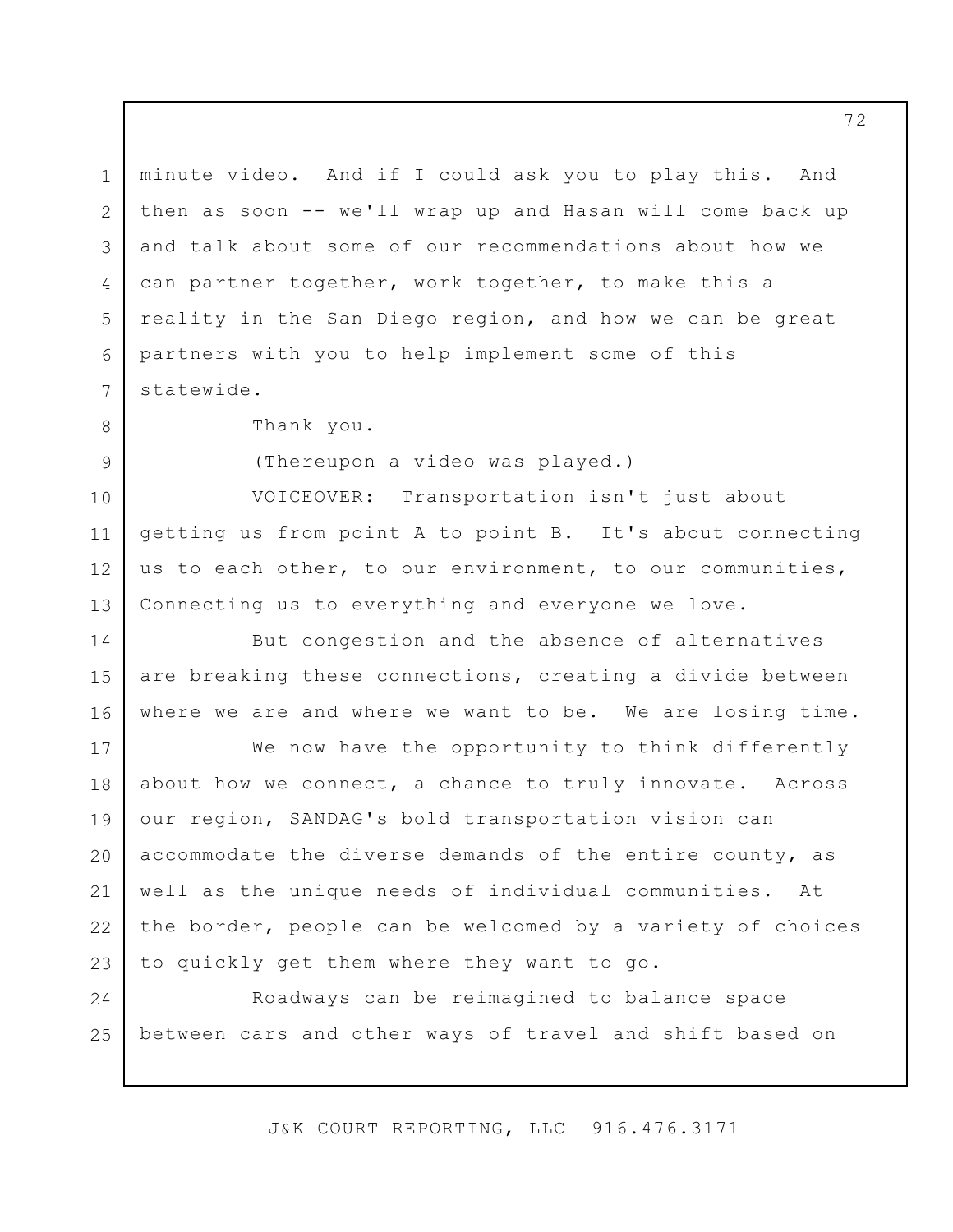minute video. And if I could ask you to play this. And then as soon -- we'll wrap up and Hasan will come back up and talk about some of our recommendations about how we can partner together, work together, to make this a reality in the San Diego region, and how we can be great partners with you to help implement some of this statewide.

Thank you.

(Thereupon a video was played.)

VOICEOVER: Transportation isn't just about getting us from point A to point B. It's about connecting us to each other, to our environment, to our communities, Connecting us to everything and everyone we love.

But congestion and the absence of alternatives are breaking these connections, creating a divide between where we are and where we want to be. We are losing time.

We now have the opportunity to think differently about how we connect, a chance to truly innovate. Across our region, SANDAG's bold transportation vision can accommodate the diverse demands of the entire county, as well as the unique needs of individual communities. At the border, people can be welcomed by a variety of choices to quickly get them where they want to go.

Roadways can be reimagined to balance space between cars and other ways of travel and shift based on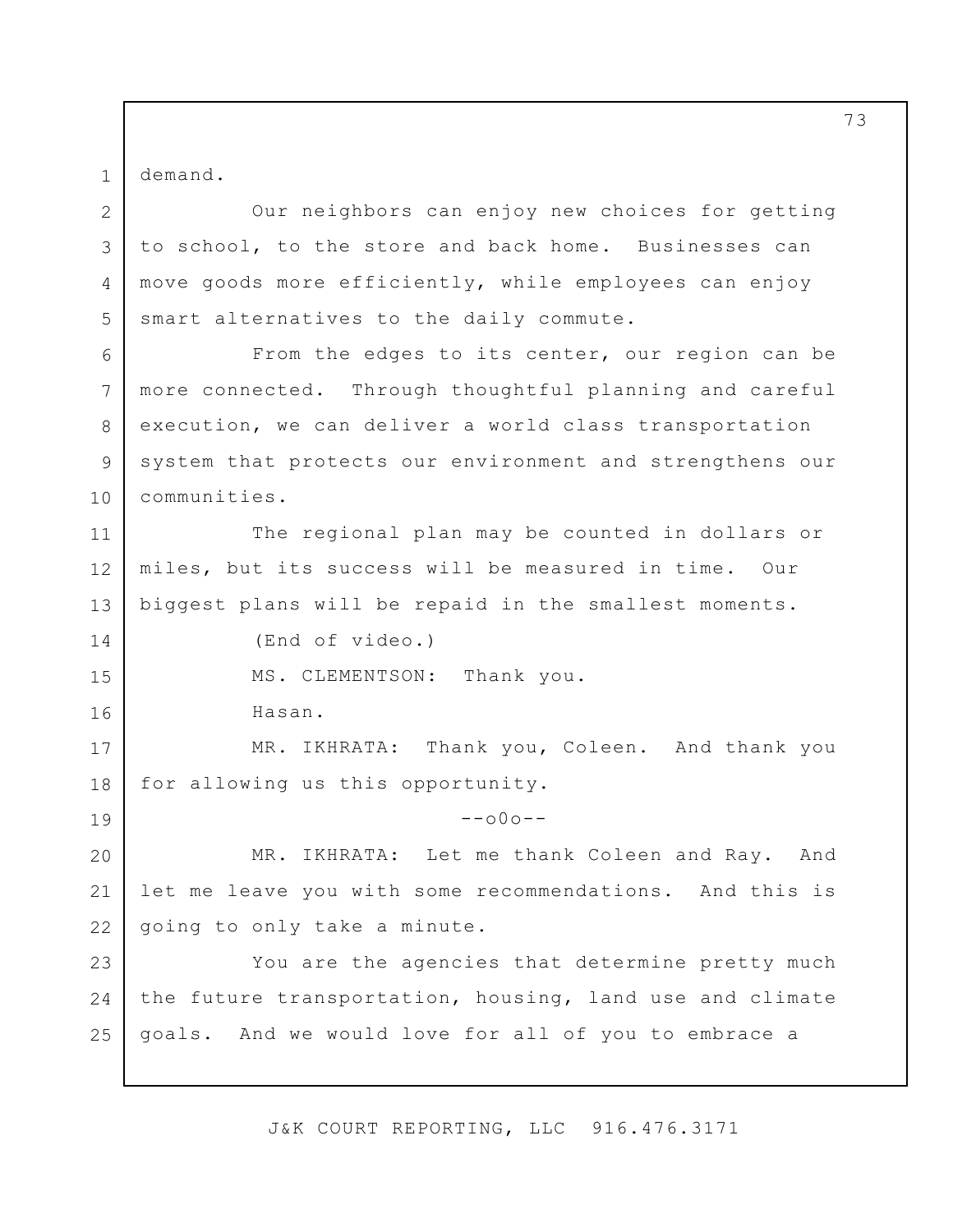demand.

Our neighbors can enjoy new choices for getting to school, to the store and back home. Businesses can move goods more efficiently, while employees can enjoy smart alternatives to the daily commute.

From the edges to its center, our region can be more connected. Through thoughtful planning and careful execution, we can deliver a world class transportation system that protects our environment and strengthens our communities.

The regional plan may be counted in dollars or miles, but its success will be measured in time. Our biggest plans will be repaid in the smallest moments.

(End of video.)

MS. CLEMENTSON: Thank you.

Hasan.

MR. IKHRATA: Thank you, Coleen. And thank you for allowing us this opportunity.

--o0o--

MR. IKHRATA: Let me thank Coleen and Ray. And let me leave you with some recommendations. And this is going to only take a minute.

You are the agencies that determine pretty much the future transportation, housing, land use and climate goals. And we would love for all of you to embrace a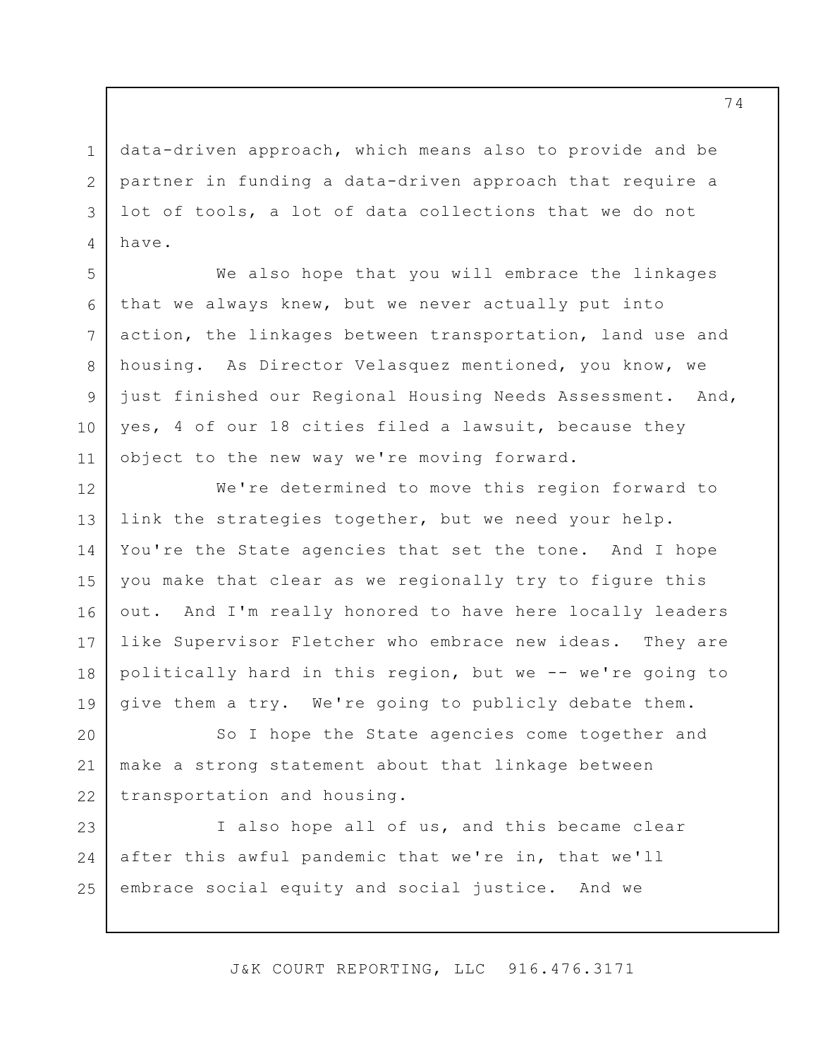data-driven approach, which means also to provide and be partner in funding a data-driven approach that require a lot of tools, a lot of data collections that we do not have.

We also hope that you will embrace the linkages that we always knew, but we never actually put into action, the linkages between transportation, land use and housing. As Director Velasquez mentioned, you know, we just finished our Regional Housing Needs Assessment. And, yes, 4 of our 18 cities filed a lawsuit, because they object to the new way we're moving forward.

We're determined to move this region forward to link the strategies together, but we need your help. You're the State agencies that set the tone. And I hope you make that clear as we regionally try to figure this out. And I'm really honored to have here locally leaders like Supervisor Fletcher who embrace new ideas. They are politically hard in this region, but we -- we're going to give them a try. We're going to publicly debate them.

So I hope the State agencies come together and make a strong statement about that linkage between transportation and housing.

I also hope all of us, and this became clear after this awful pandemic that we're in, that we'll embrace social equity and social justice. And we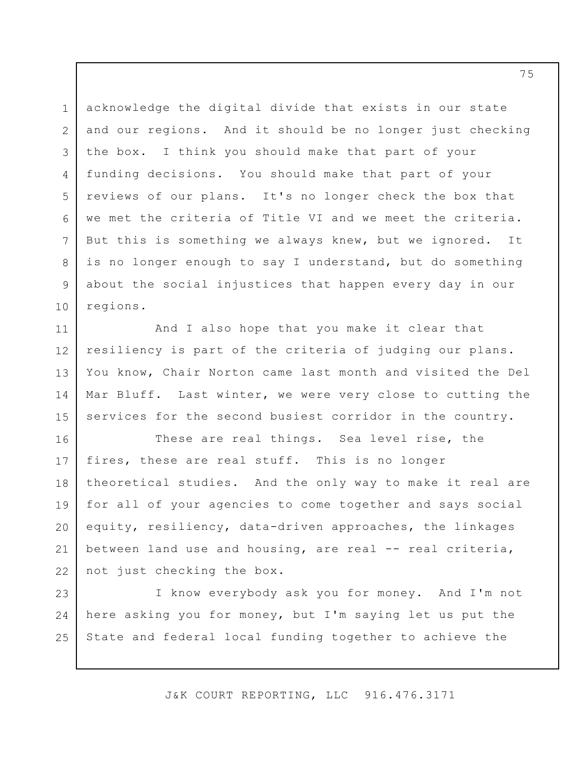acknowledge the digital divide that exists in our state and our regions. And it should be no longer just checking the box. I think you should make that part of your funding decisions. You should make that part of your reviews of our plans. It's no longer check the box that we met the criteria of Title VI and we meet the criteria. But this is something we always knew, but we ignored. It is no longer enough to say I understand, but do something about the social injustices that happen every day in our regions.

And I also hope that you make it clear that resiliency is part of the criteria of judging our plans. You know, Chair Norton came last month and visited the Del Mar Bluff. Last winter, we were very close to cutting the services for the second busiest corridor in the country.

These are real things. Sea level rise, the fires, these are real stuff. This is no longer theoretical studies. And the only way to make it real are for all of your agencies to come together and says social equity, resiliency, data-driven approaches, the linkages between land use and housing, are real -- real criteria, not just checking the box.

I know everybody ask you for money. And I'm not here asking you for money, but I'm saying let us put the State and federal local funding together to achieve the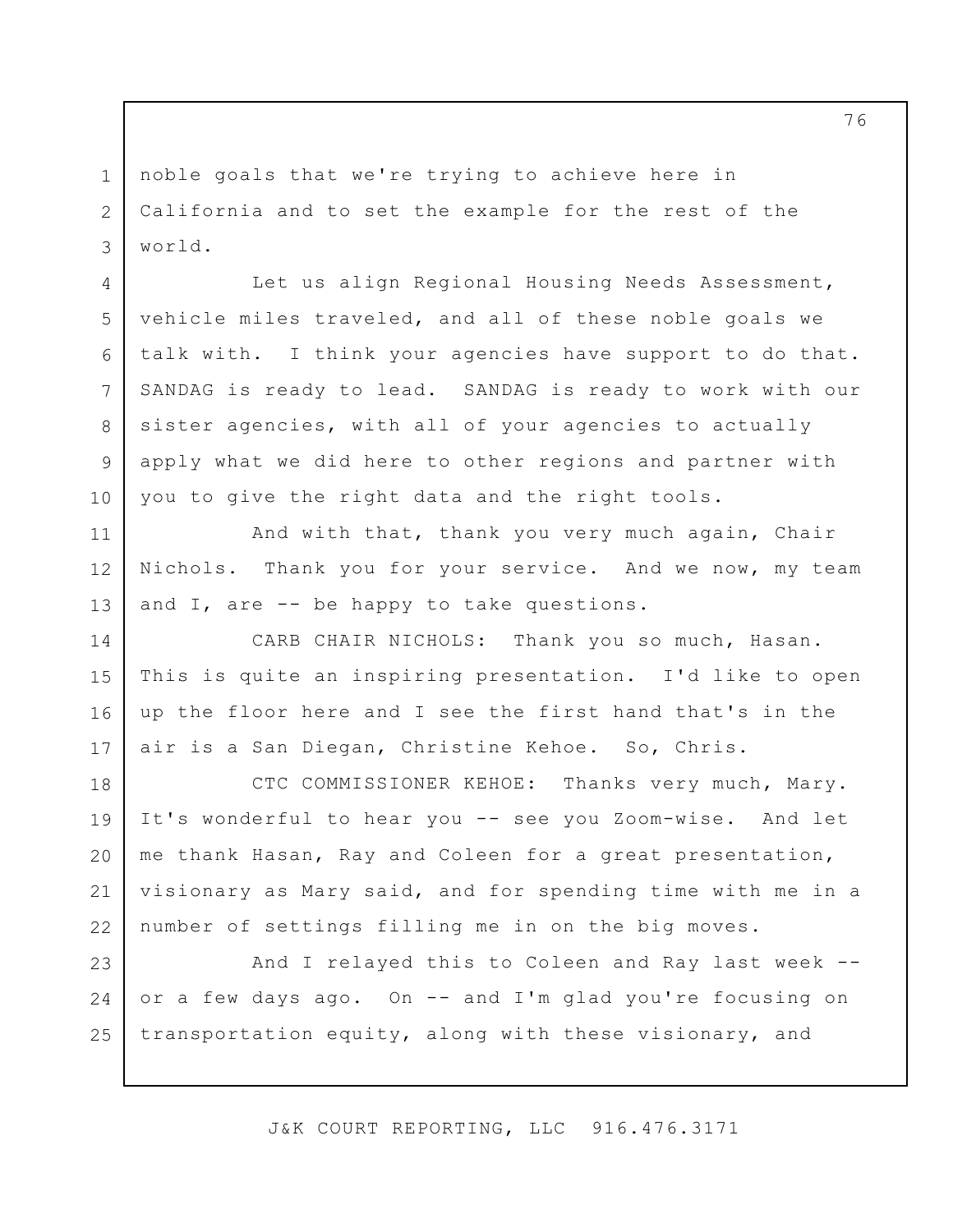noble goals that we're trying to achieve here in California and to set the example for the rest of the world.

Let us align Regional Housing Needs Assessment, vehicle miles traveled, and all of these noble goals we talk with. I think your agencies have support to do that. SANDAG is ready to lead. SANDAG is ready to work with our sister agencies, with all of your agencies to actually apply what we did here to other regions and partner with you to give the right data and the right tools.

And with that, thank you very much again, Chair Nichols. Thank you for your service. And we now, my team and I, are -- be happy to take questions.

CARB CHAIR NICHOLS: Thank you so much, Hasan. This is quite an inspiring presentation. I'd like to open up the floor here and I see the first hand that's in the air is a San Diegan, Christine Kehoe. So, Chris.

CTC COMMISSIONER KEHOE: Thanks very much, Mary. It's wonderful to hear you -- see you Zoom-wise. And let me thank Hasan, Ray and Coleen for a great presentation, visionary as Mary said, and for spending time with me in a number of settings filling me in on the big moves.

And I relayed this to Coleen and Ray last week -- or a few days ago. On -- and I'm glad you're focusing on transportation equity, along with these visionary, and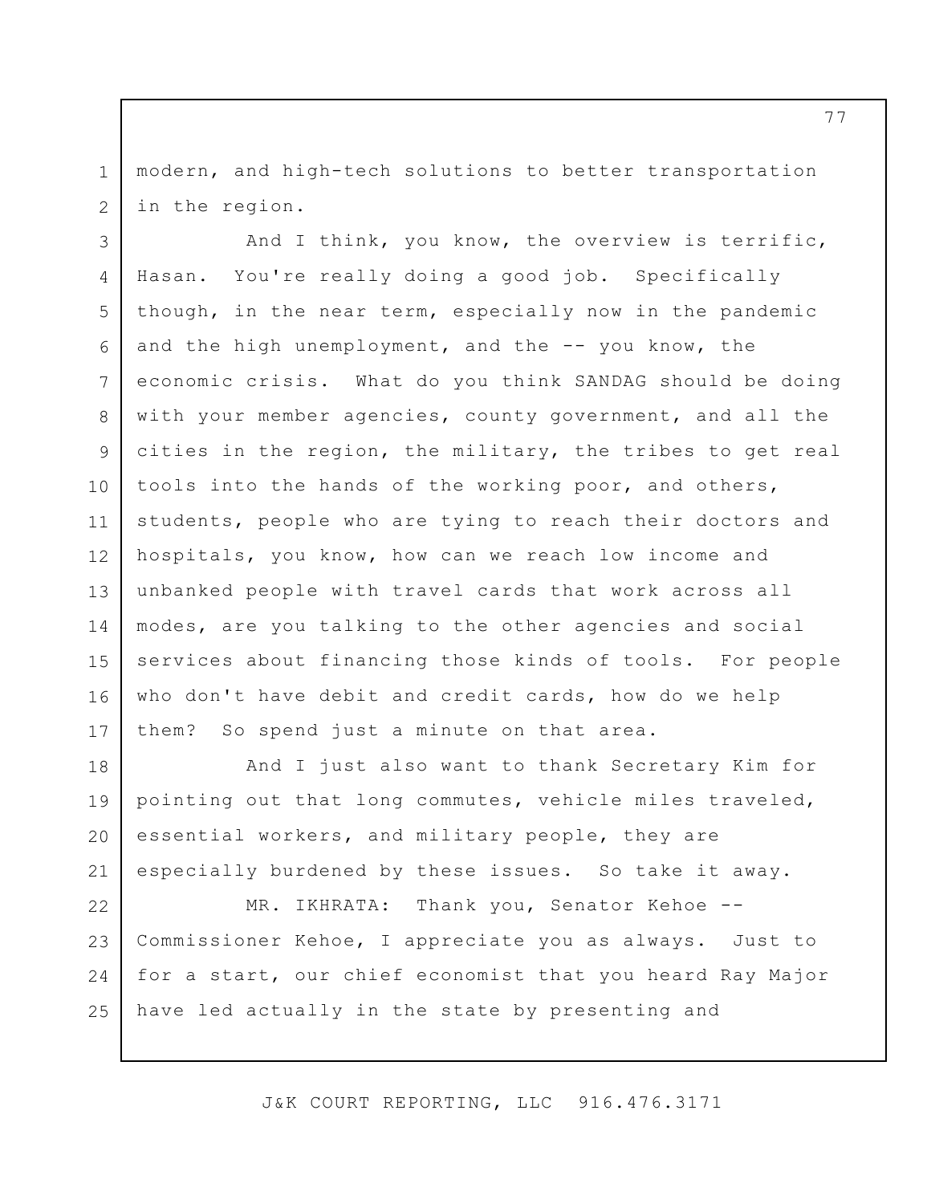modern, and high-tech solutions to better transportation in the region.

And I think, you know, the overview is terrific, Hasan. You're really doing a good job. Specifically though, in the near term, especially now in the pandemic and the high unemployment, and the -- you know, the economic crisis. What do you think SANDAG should be doing with your member agencies, county government, and all the cities in the region, the military, the tribes to get real tools into the hands of the working poor, and others, students, people who are tying to reach their doctors and hospitals, you know, how can we reach low income and unbanked people with travel cards that work across all modes, are you talking to the other agencies and social services about financing those kinds of tools. For people who don't have debit and credit cards, how do we help them? So spend just a minute on that area.

And I just also want to thank Secretary Kim for pointing out that long commutes, vehicle miles traveled, essential workers, and military people, they are especially burdened by these issues. So take it away.

MR. IKHRATA: Thank you, Senator Kehoe -- Commissioner Kehoe, I appreciate you as always. Just to for a start, our chief economist that you heard Ray Major have led actually in the state by presenting and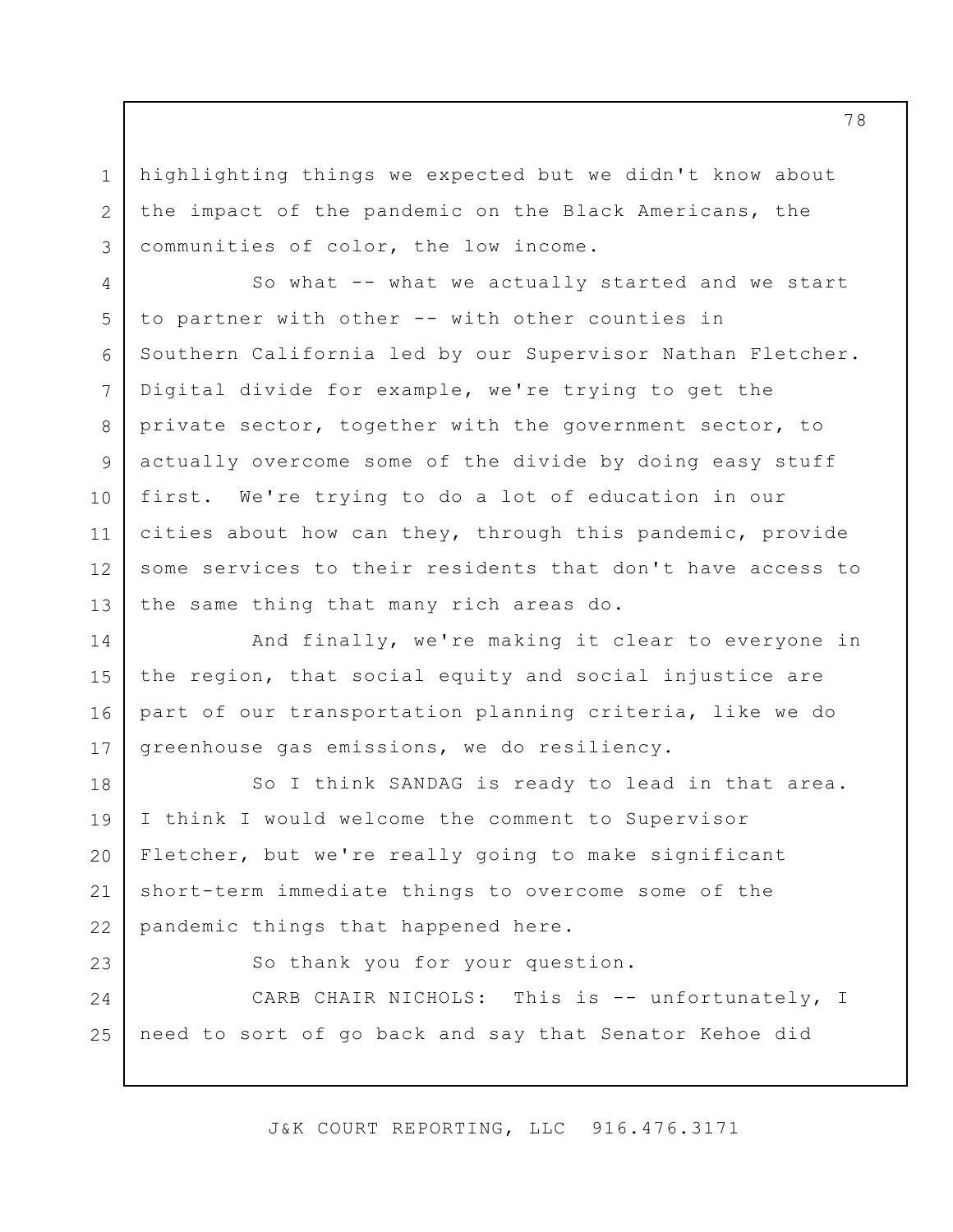highlighting things we expected but we didn't know about the impact of the pandemic on the Black Americans, the communities of color, the low income.

So what -- what we actually started and we start to partner with other -- with other counties in Southern California led by our Supervisor Nathan Fletcher. Digital divide for example, we're trying to get the private sector, together with the government sector, to actually overcome some of the divide by doing easy stuff first. We're trying to do a lot of education in our cities about how can they, through this pandemic, provide some services to their residents that don't have access to the same thing that many rich areas do.

And finally, we're making it clear to everyone in the region, that social equity and social injustice are part of our transportation planning criteria, like we do greenhouse gas emissions, we do resiliency.

So I think SANDAG is ready to lead in that area. I think I would welcome the comment to Supervisor Fletcher, but we're really going to make significant short-term immediate things to overcome some of the pandemic things that happened here.

So thank you for your question.

CARB CHAIR NICHOLS: This is -- unfortunately, I need to sort of go back and say that Senator Kehoe did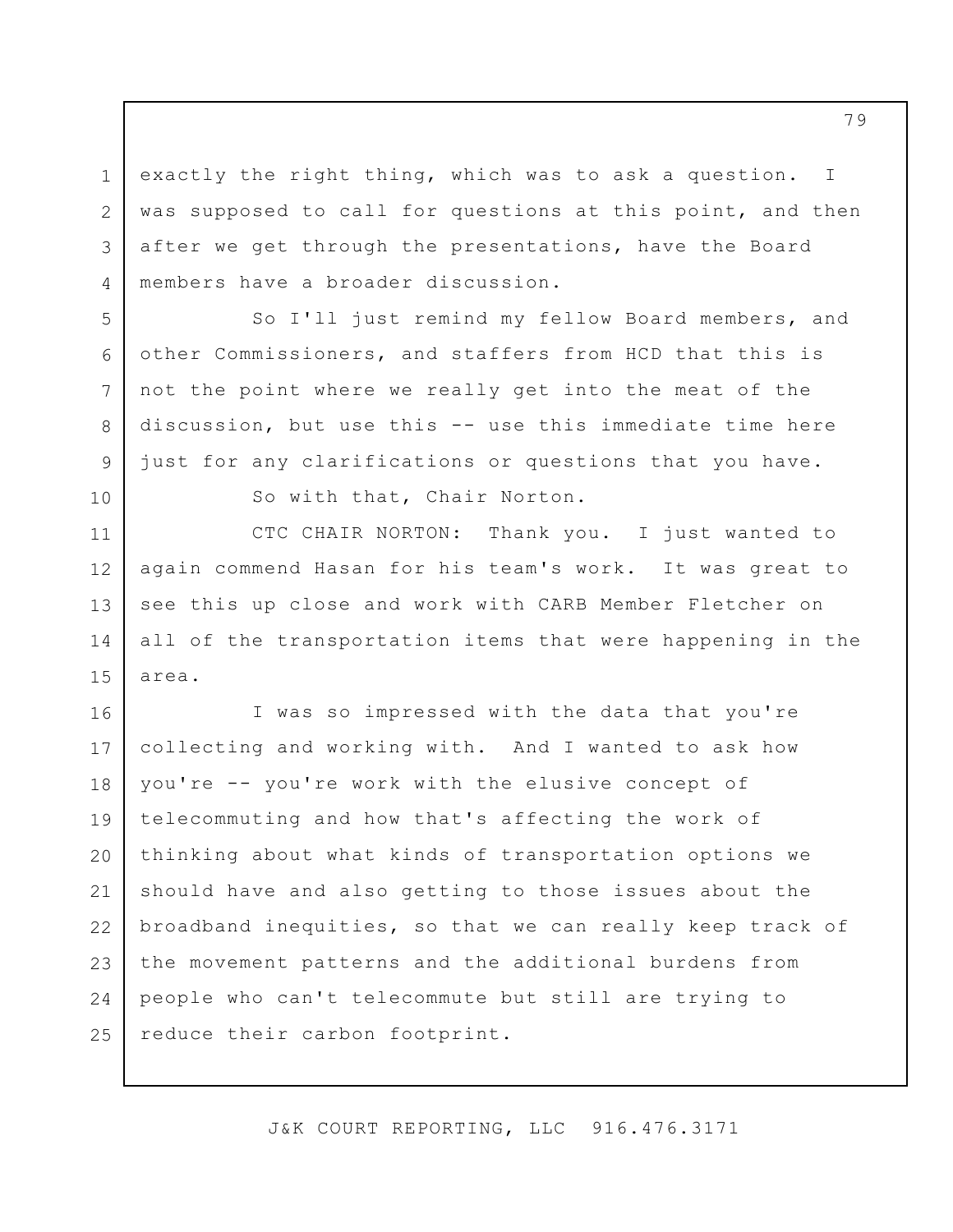exactly the right thing, which was to ask a question. I was supposed to call for questions at this point, and then after we get through the presentations, have the Board members have a broader discussion.

So I'll just remind my fellow Board members, and other Commissioners, and staffers from HCD that this is not the point where we really get into the meat of the discussion, but use this -- use this immediate time here just for any clarifications or questions that you have.

So with that, Chair Norton.

CTC CHAIR NORTON: Thank you. I just wanted to again commend Hasan for his team's work. It was great to see this up close and work with CARB Member Fletcher on all of the transportation items that were happening in the area.

I was so impressed with the data that you're collecting and working with. And I wanted to ask how you're -- you're work with the elusive concept of telecommuting and how that's affecting the work of thinking about what kinds of transportation options we should have and also getting to those issues about the broadband inequities, so that we can really keep track of the movement patterns and the additional burdens from people who can't telecommute but still are trying to reduce their carbon footprint.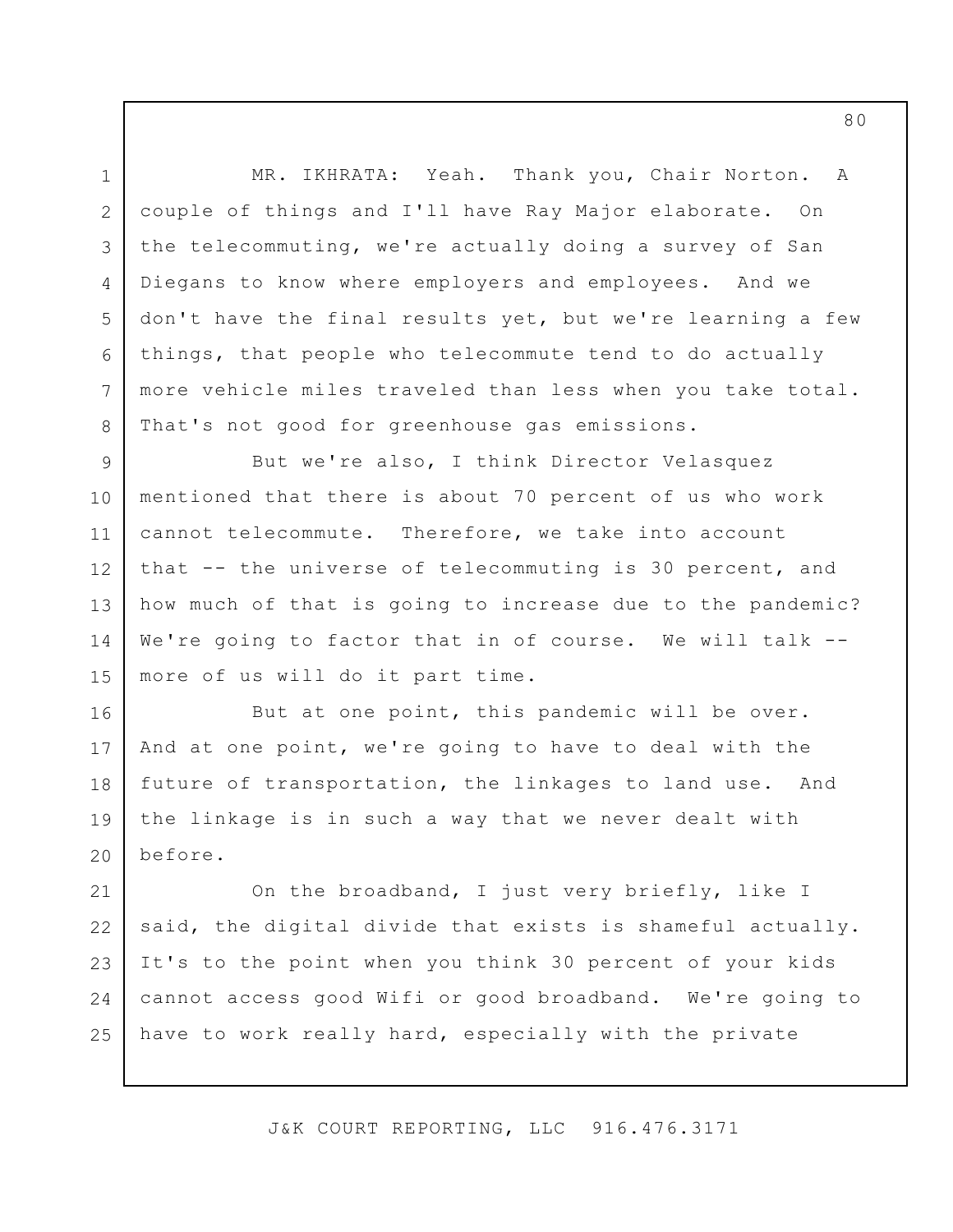MR. IKHRATA: Yeah. Thank you, Chair Norton. A couple of things and I'll have Ray Major elaborate. On the telecommuting, we're actually doing a survey of San Diegans to know where employers and employees. And we don't have the final results yet, but we're learning a few things, that people who telecommute tend to do actually more vehicle miles traveled than less when you take total. That's not good for greenhouse gas emissions.

But we're also, I think Director Velasquez mentioned that there is about 70 percent of us who work cannot telecommute. Therefore, we take into account that -- the universe of telecommuting is 30 percent, and how much of that is going to increase due to the pandemic? We're going to factor that in of course. We will talk -- more of us will do it part time.

But at one point, this pandemic will be over. And at one point, we're going to have to deal with the future of transportation, the linkages to land use. And the linkage is in such a way that we never dealt with before.

On the broadband, I just very briefly, like I said, the digital divide that exists is shameful actually. It's to the point when you think 30 percent of your kids cannot access good Wifi or good broadband. We're going to have to work really hard, especially with the private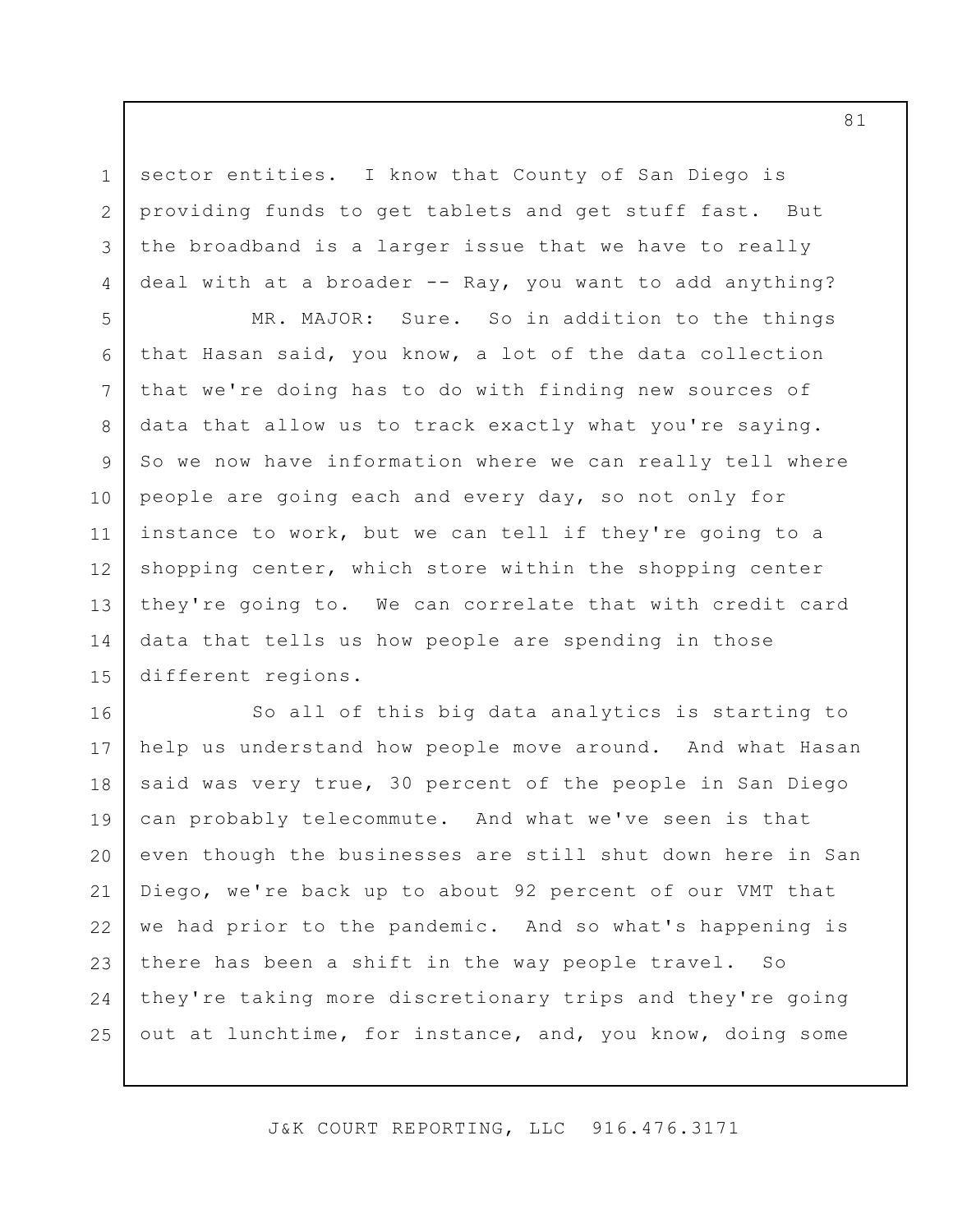sector entities. I know that County of San Diego is providing funds to get tablets and get stuff fast. But the broadband is a larger issue that we have to really deal with at a broader -- Ray, you want to add anything?

MR. MAJOR: Sure. So in addition to the things that Hasan said, you know, a lot of the data collection that we're doing has to do with finding new sources of data that allow us to track exactly what you're saying. So we now have information where we can really tell where people are going each and every day, so not only for instance to work, but we can tell if they're going to a shopping center, which store within the shopping center they're going to. We can correlate that with credit card data that tells us how people are spending in those different regions.

So all of this big data analytics is starting to help us understand how people move around. And what Hasan said was very true, 30 percent of the people in San Diego can probably telecommute. And what we've seen is that even though the businesses are still shut down here in San Diego, we're back up to about 92 percent of our VMT that we had prior to the pandemic. And so what's happening is there has been a shift in the way people travel. So they're taking more discretionary trips and they're going out at lunchtime, for instance, and, you know, doing some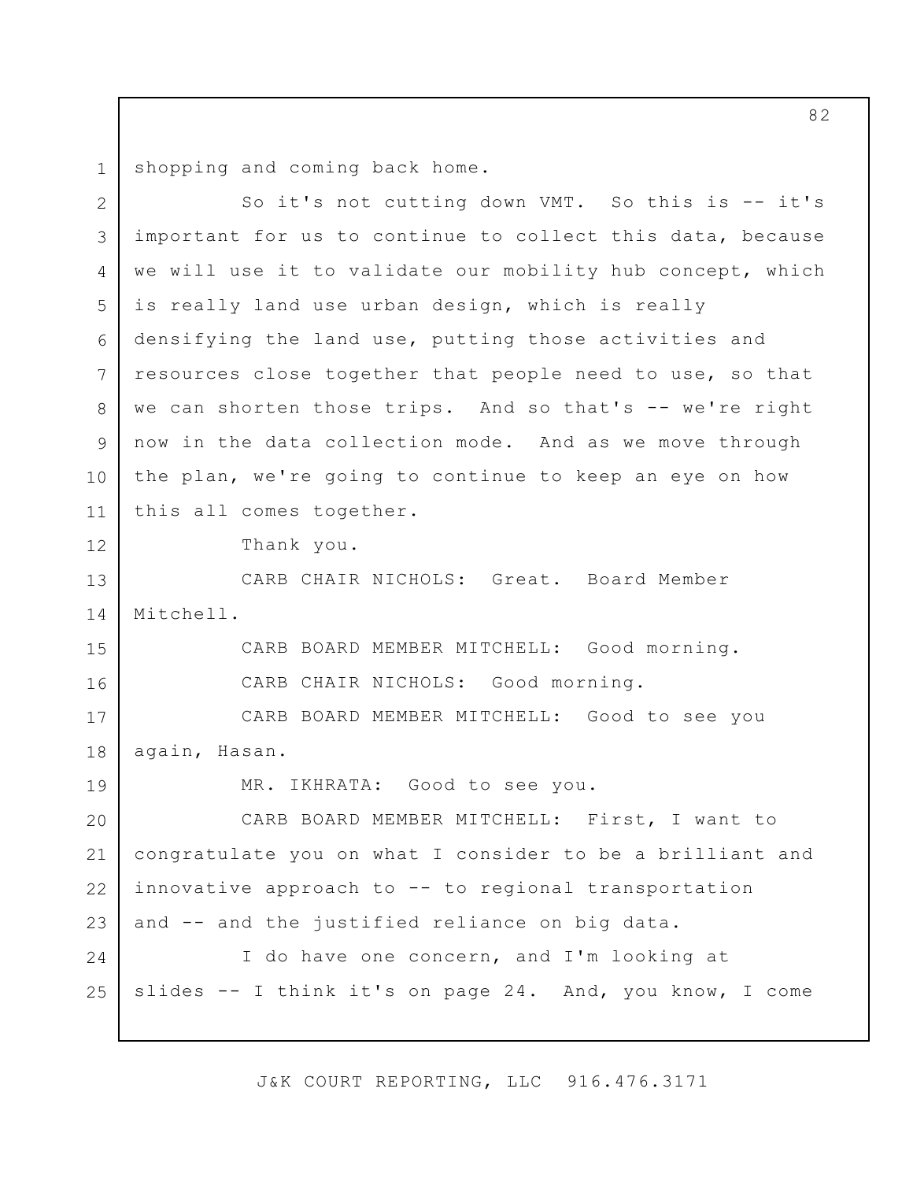shopping and coming back home.

So it's not cutting down VMT. So this is -- it's important for us to continue to collect this data, because we will use it to validate our mobility hub concept, which is really land use urban design, which is really densifying the land use, putting those activities and resources close together that people need to use, so that we can shorten those trips. And so that's -- we're right now in the data collection mode. And as we move through the plan, we're going to continue to keep an eye on how this all comes together.

Thank you.

CARB CHAIR NICHOLS: Great. Board Member Mitchell.

CARB BOARD MEMBER MITCHELL: Good morning.

CARB CHAIR NICHOLS: Good morning.

CARB BOARD MEMBER MITCHELL: Good to see you again, Hasan.

MR. IKHRATA: Good to see you.

CARB BOARD MEMBER MITCHELL: First, I want to congratulate you on what I consider to be a brilliant and innovative approach to -- to regional transportation and -- and the justified reliance on big data.

I do have one concern, and I'm looking at slides -- I think it's on page 24. And, you know, I come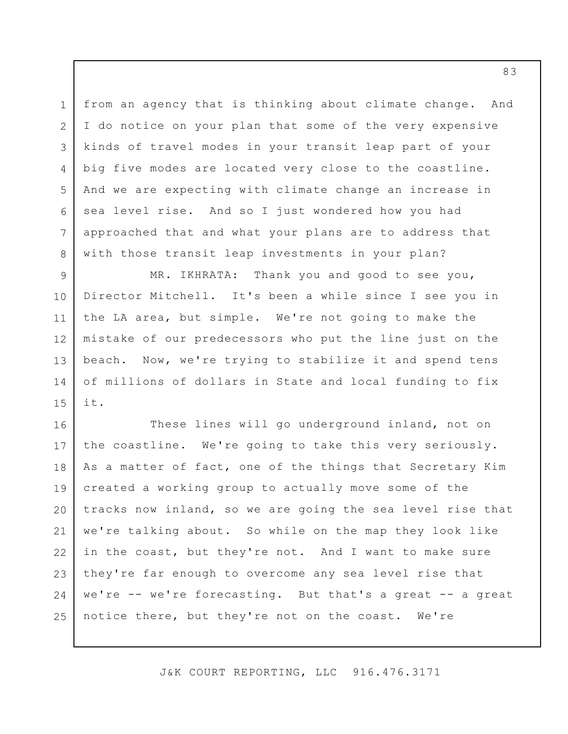from an agency that is thinking about climate change. And I do notice on your plan that some of the very expensive kinds of travel modes in your transit leap part of your big five modes are located very close to the coastline. And we are expecting with climate change an increase in sea level rise. And so I just wondered how you had approached that and what your plans are to address that with those transit leap investments in your plan?

MR. IKHRATA: Thank you and good to see you, Director Mitchell. It's been a while since I see you in the LA area, but simple. We're not going to make the mistake of our predecessors who put the line just on the beach. Now, we're trying to stabilize it and spend tens of millions of dollars in State and local funding to fix it.

These lines will go underground inland, not on the coastline. We're going to take this very seriously. As a matter of fact, one of the things that Secretary Kim created a working group to actually move some of the tracks now inland, so we are going the sea level rise that we're talking about. So while on the map they look like in the coast, but they're not. And I want to make sure they're far enough to overcome any sea level rise that we're -- we're forecasting. But that's a great -- a great notice there, but they're not on the coast. We're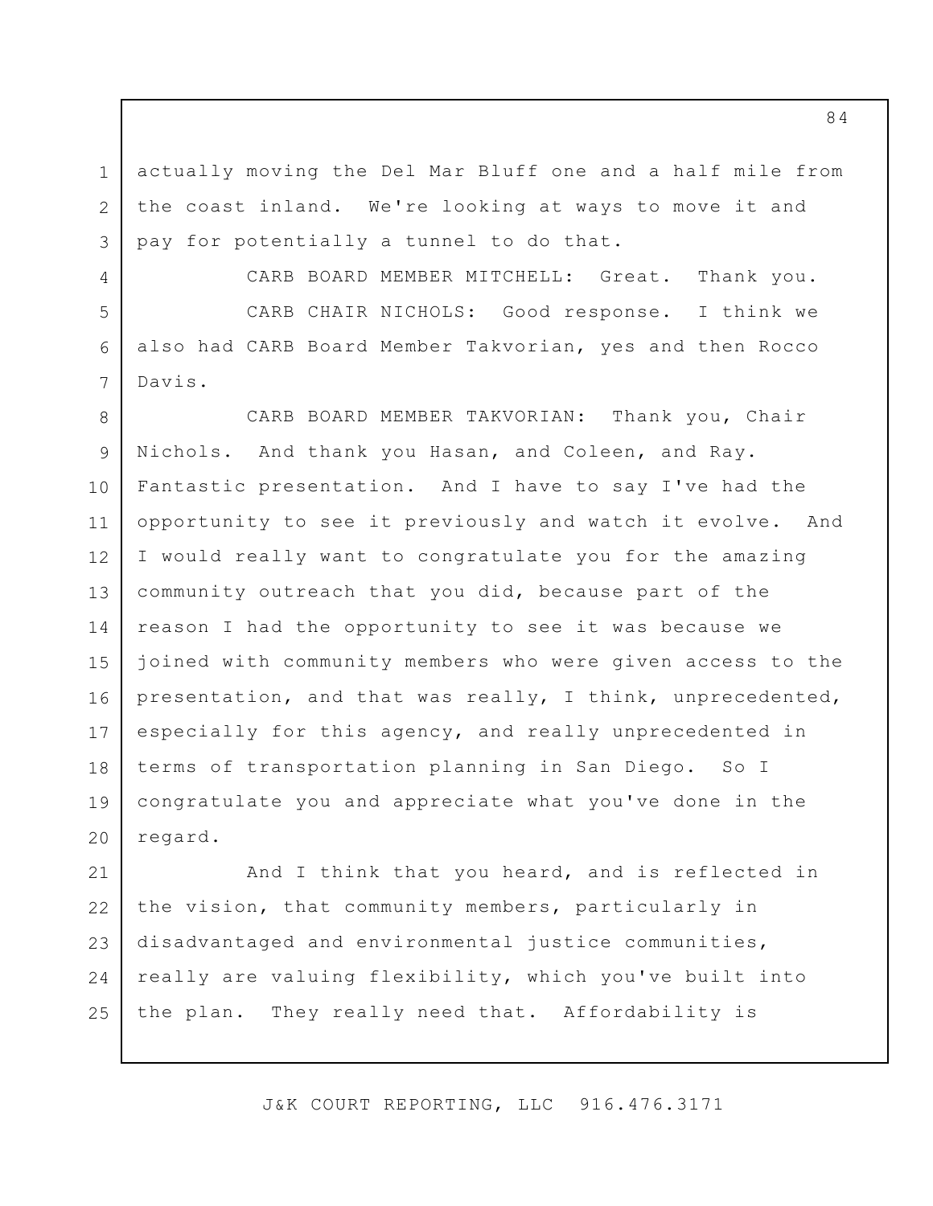actually moving the Del Mar Bluff one and a half mile from the coast inland. We're looking at ways to move it and pay for potentially a tunnel to do that.

CARB BOARD MEMBER MITCHELL: Great. Thank you.

CARB CHAIR NICHOLS: Good response. I think we also had CARB Board Member Takvorian, yes and then Rocco Davis.

CARB BOARD MEMBER TAKVORIAN: Thank you, Chair Nichols. And thank you Hasan, and Coleen, and Ray. Fantastic presentation. And I have to say I've had the opportunity to see it previously and watch it evolve. And I would really want to congratulate you for the amazing community outreach that you did, because part of the reason I had the opportunity to see it was because we joined with community members who were given access to the presentation, and that was really, I think, unprecedented, especially for this agency, and really unprecedented in terms of transportation planning in San Diego. So I congratulate you and appreciate what you've done in the regard.

And I think that you heard, and is reflected in the vision, that community members, particularly in disadvantaged and environmental justice communities, really are valuing flexibility, which you've built into the plan. They really need that. Affordability is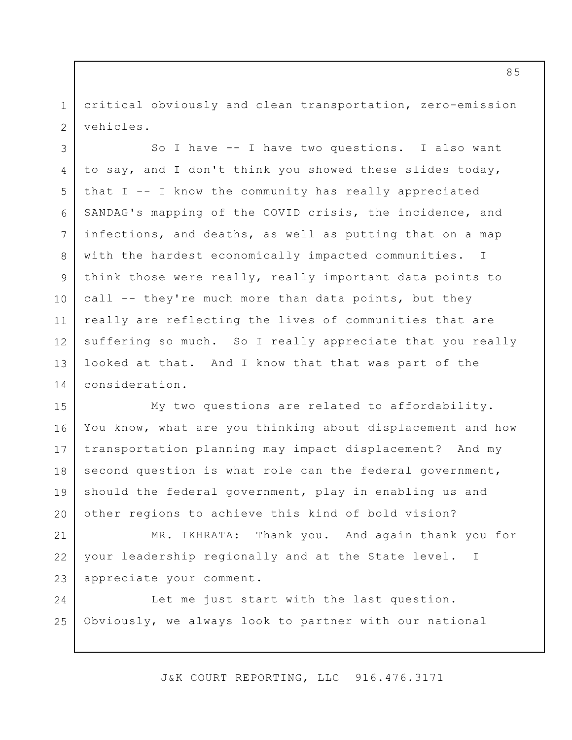critical obviously and clean transportation, zero-emission vehicles.

So I have -- I have two questions. I also want to say, and I don't think you showed these slides today, that I -- I know the community has really appreciated SANDAG's mapping of the COVID crisis, the incidence, and infections, and deaths, as well as putting that on a map with the hardest economically impacted communities. I think those were really, really important data points to call -- they're much more than data points, but they really are reflecting the lives of communities that are suffering so much. So I really appreciate that you really looked at that. And I know that that was part of the consideration.

My two questions are related to affordability. You know, what are you thinking about displacement and how transportation planning may impact displacement? And my second question is what role can the federal government, should the federal government, play in enabling us and other regions to achieve this kind of bold vision?

MR. IKHRATA: Thank you. And again thank you for your leadership regionally and at the State level. I appreciate your comment.

Let me just start with the last question. Obviously, we always look to partner with our national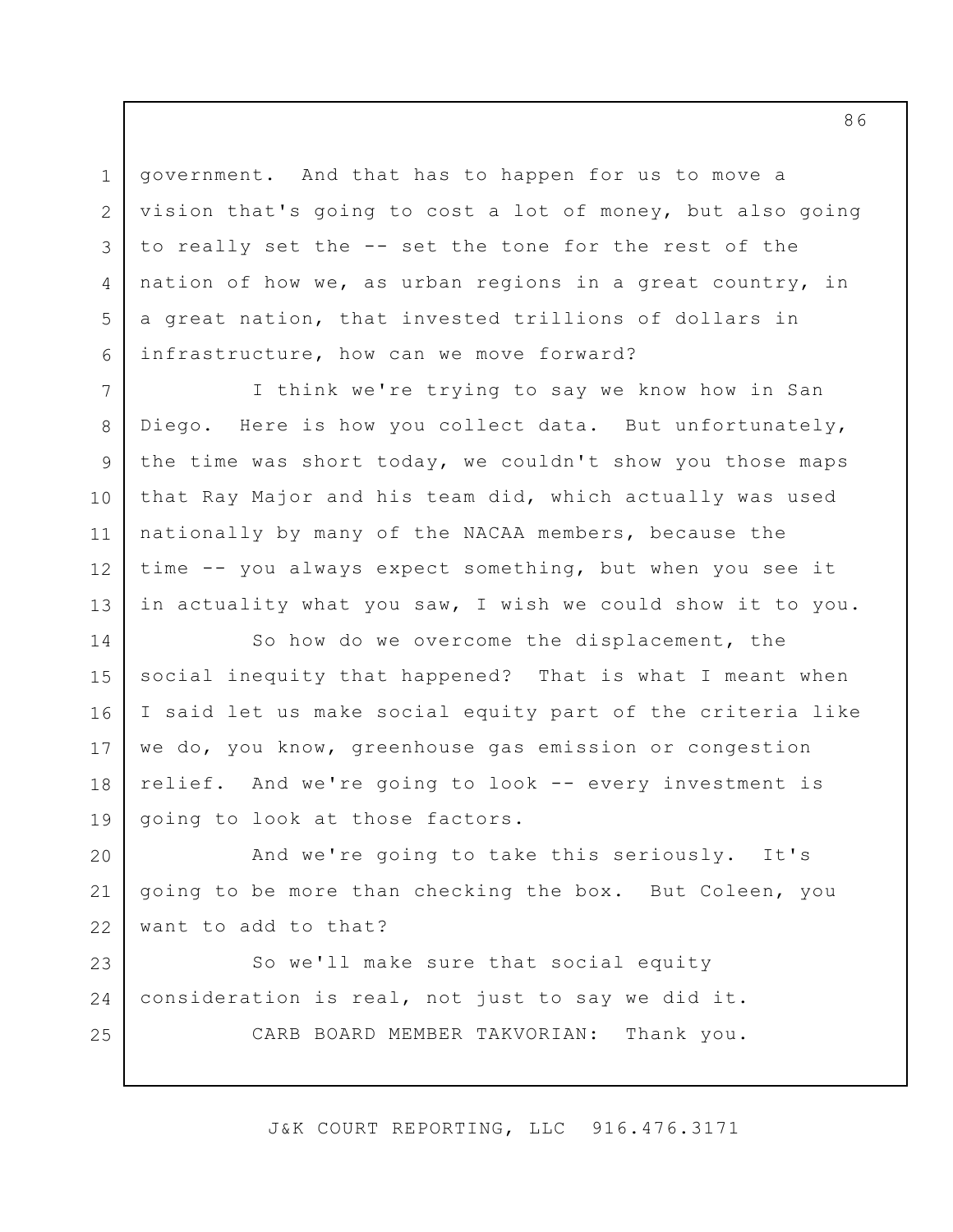government. And that has to happen for us to move a vision that's going to cost a lot of money, but also going to really set the -- set the tone for the rest of the nation of how we, as urban regions in a great country, in a great nation, that invested trillions of dollars in infrastructure, how can we move forward?

I think we're trying to say we know how in San Diego. Here is how you collect data. But unfortunately, the time was short today, we couldn't show you those maps that Ray Major and his team did, which actually was used nationally by many of the NACAA members, because the time -- you always expect something, but when you see it in actuality what you saw, I wish we could show it to you.

So how do we overcome the displacement, the social inequity that happened? That is what I meant when I said let us make social equity part of the criteria like we do, you know, greenhouse gas emission or congestion relief. And we're going to look -- every investment is going to look at those factors.

And we're going to take this seriously. It's going to be more than checking the box. But Coleen, you want to add to that?

So we'll make sure that social equity consideration is real, not just to say we did it.

CARB BOARD MEMBER TAKVORIAN: Thank you.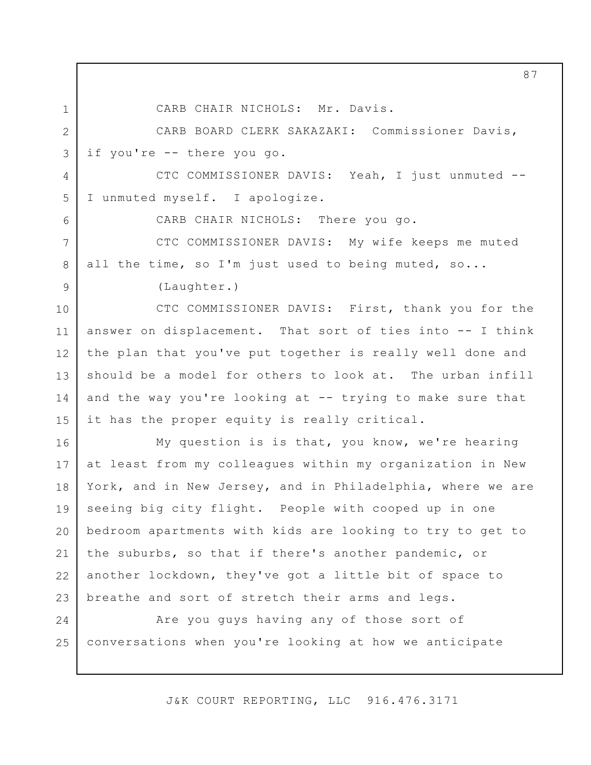CARB CHAIR NICHOLS: Mr. Davis.

CARB BOARD CLERK SAKAZAKI: Commissioner Davis, if you're -- there you go.

CTC COMMISSIONER DAVIS: Yeah, I just unmuted -- I unmuted myself. I apologize.

CARB CHAIR NICHOLS: There you go.

CTC COMMISSIONER DAVIS: My wife keeps me muted all the time, so I'm just used to being muted, so...

(Laughter.)

CTC COMMISSIONER DAVIS: First, thank you for the answer on displacement. That sort of ties into -- I think the plan that you've put together is really well done and should be a model for others to look at. The urban infill and the way you're looking at -- trying to make sure that it has the proper equity is really critical.

My question is is that, you know, we're hearing at least from my colleagues within my organization in New York, and in New Jersey, and in Philadelphia, where we are seeing big city flight. People with cooped up in one bedroom apartments with kids are looking to try to get to the suburbs, so that if there's another pandemic, or another lockdown, they've got a little bit of space to breathe and sort of stretch their arms and legs.

Are you guys having any of those sort of conversations when you're looking at how we anticipate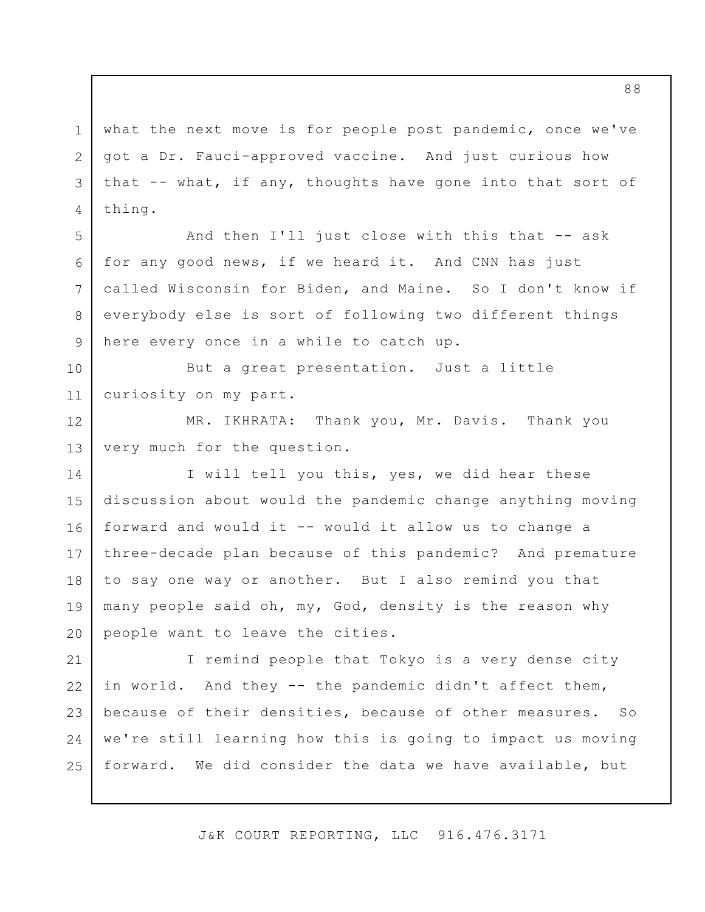what the next move is for people post pandemic, once we've got a Dr. Fauci-approved vaccine. And just curious how that -- what, if any, thoughts have gone into that sort of thing.

And then I'll just close with this that -- ask for any good news, if we heard it. And CNN has just called Wisconsin for Biden, and Maine. So I don't know if everybody else is sort of following two different things here every once in a while to catch up.

But a great presentation. Just a little curiosity on my part.

MR. IKHRATA: Thank you, Mr. Davis. Thank you very much for the question.

I will tell you this, yes, we did hear these discussion about would the pandemic change anything moving forward and would it -- would it allow us to change a three-decade plan because of this pandemic? And premature to say one way or another. But I also remind you that many people said oh, my, God, density is the reason why people want to leave the cities.

I remind people that Tokyo is a very dense city in world. And they -- the pandemic didn't affect them, because of their densities, because of other measures. So we're still learning how this is going to impact us moving forward. We did consider the data we have available, but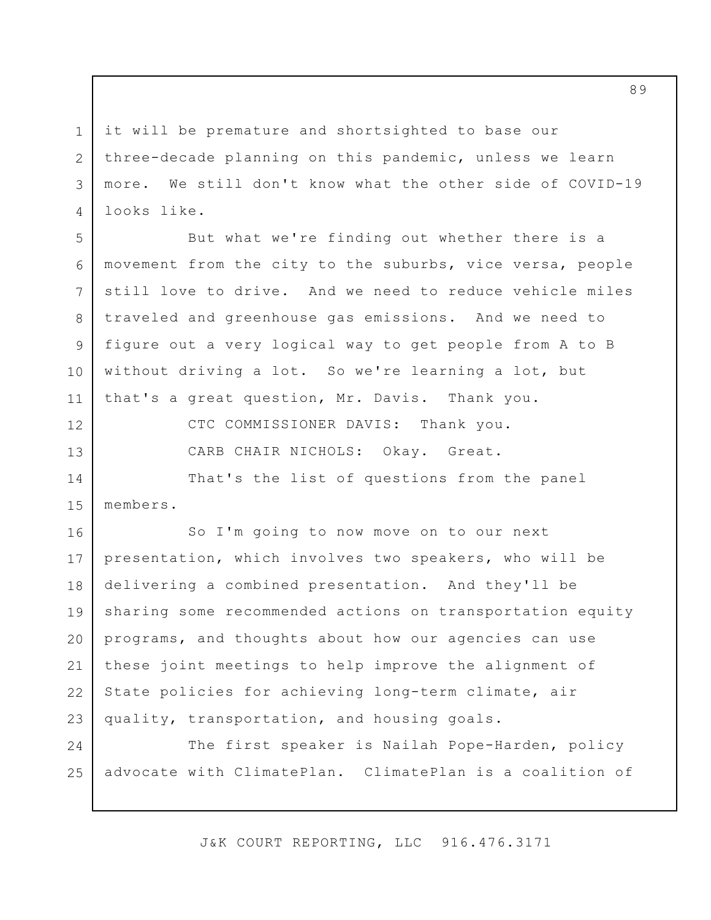it will be premature and shortsighted to base our three-decade planning on this pandemic, unless we learn more. We still don't know what the other side of COVID-19 looks like.

But what we're finding out whether there is a movement from the city to the suburbs, vice versa, people still love to drive. And we need to reduce vehicle miles traveled and greenhouse gas emissions. And we need to figure out a very logical way to get people from A to B without driving a lot. So we're learning a lot, but that's a great question, Mr. Davis. Thank you.

CTC COMMISSIONER DAVIS: Thank you.

CARB CHAIR NICHOLS: Okay. Great.

That's the list of questions from the panel members.

So I'm going to now move on to our next presentation, which involves two speakers, who will be delivering a combined presentation. And they'll be sharing some recommended actions on transportation equity programs, and thoughts about how our agencies can use these joint meetings to help improve the alignment of State policies for achieving long-term climate, air quality, transportation, and housing goals.

The first speaker is Nailah Pope-Harden, policy advocate with ClimatePlan. ClimatePlan is a coalition of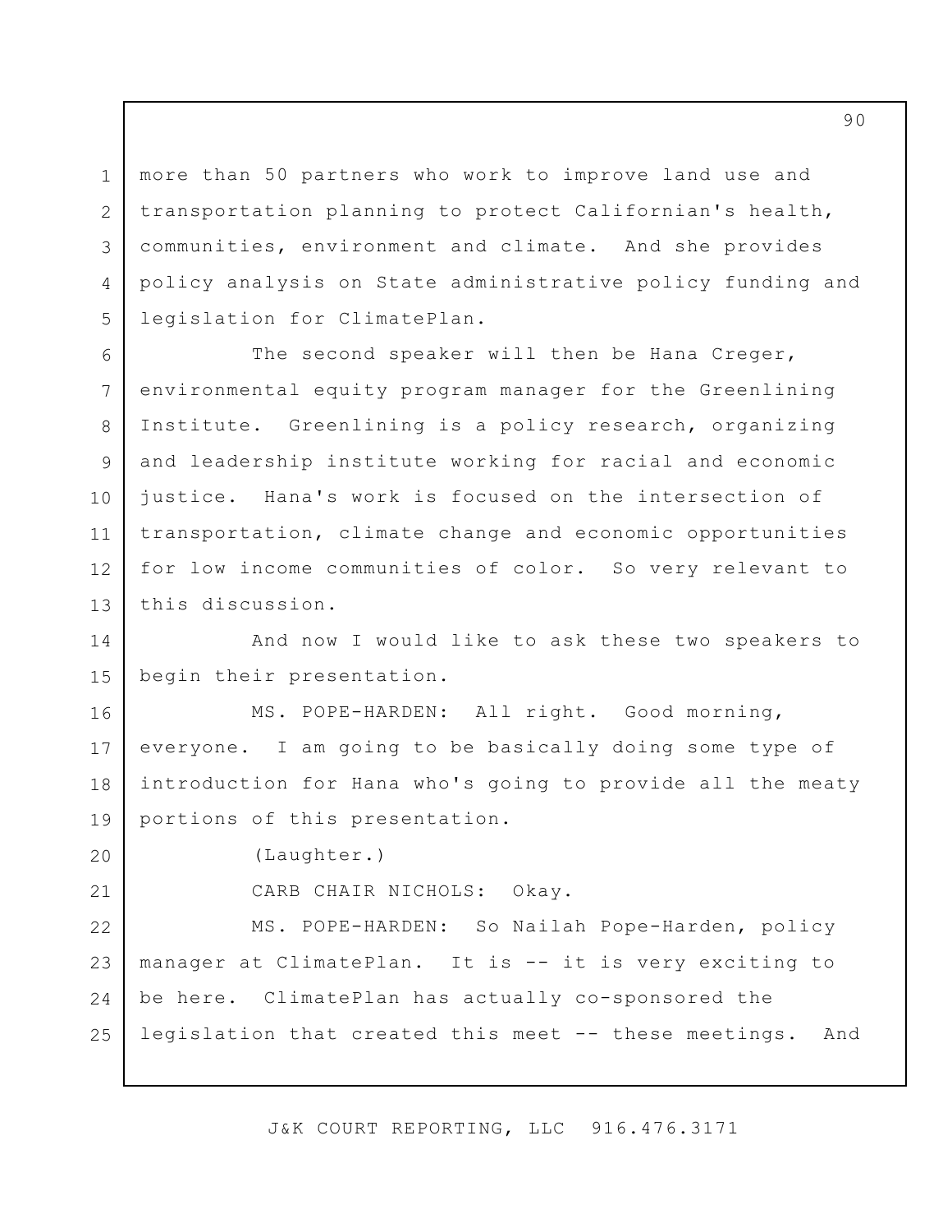more than 50 partners who work to improve land use and transportation planning to protect Californian's health, communities, environment and climate. And she provides policy analysis on State administrative policy funding and legislation for ClimatePlan.

The second speaker will then be Hana Creger, environmental equity program manager for the Greenlining Institute. Greenlining is a policy research, organizing and leadership institute working for racial and economic justice. Hana's work is focused on the intersection of transportation, climate change and economic opportunities for low income communities of color. So very relevant to this discussion.

And now I would like to ask these two speakers to begin their presentation.

MS. POPE-HARDEN: All right. Good morning, everyone. I am going to be basically doing some type of introduction for Hana who's going to provide all the meaty portions of this presentation.

(Laughter.)

CARB CHAIR NICHOLS: Okay.

MS. POPE-HARDEN: So Nailah Pope-Harden, policy manager at ClimatePlan. It is -- it is very exciting to be here. ClimatePlan has actually co-sponsored the legislation that created this meet -- these meetings. And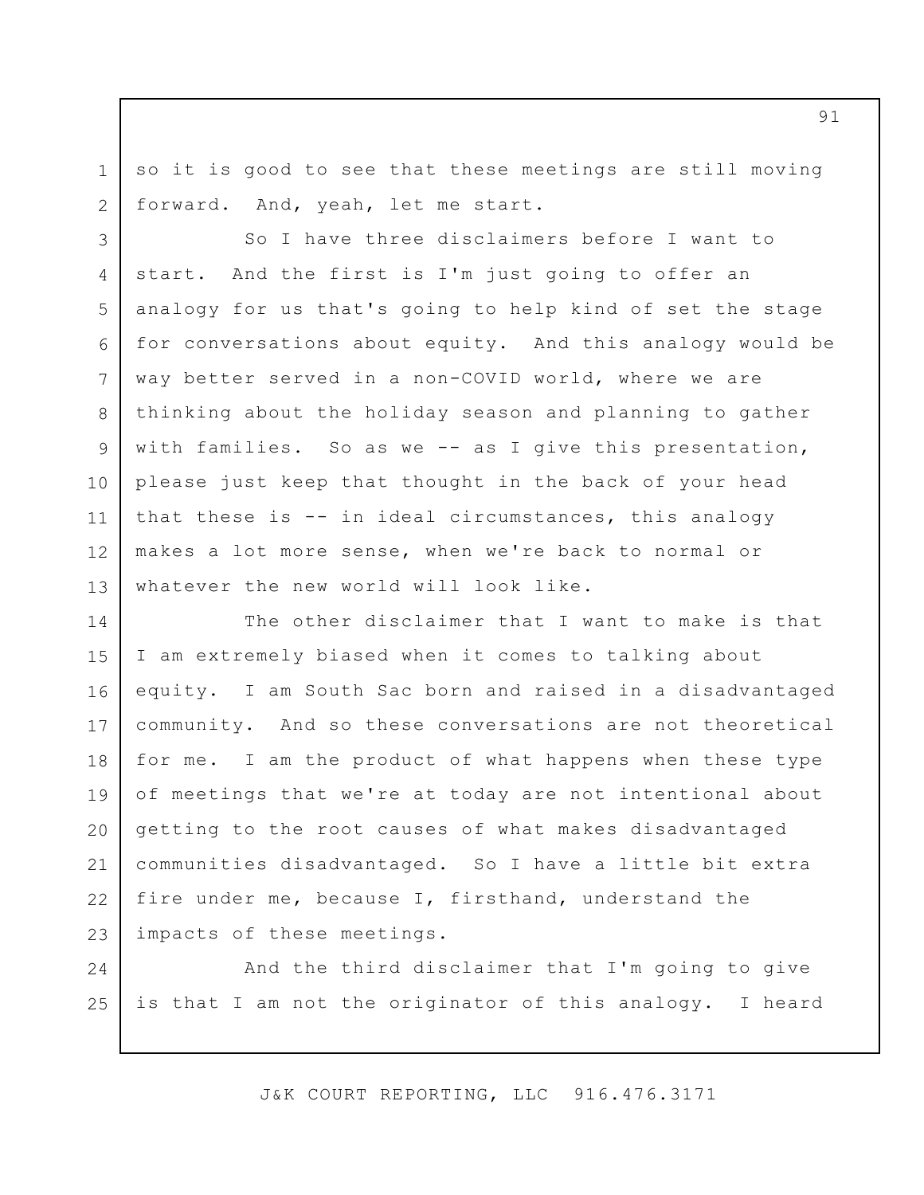so it is good to see that these meetings are still moving forward. And, yeah, let me start.

So I have three disclaimers before I want to start. And the first is I'm just going to offer an analogy for us that's going to help kind of set the stage for conversations about equity. And this analogy would be way better served in a non-COVID world, where we are thinking about the holiday season and planning to gather with families. So as we -- as I give this presentation, please just keep that thought in the back of your head that these is -- in ideal circumstances, this analogy makes a lot more sense, when we're back to normal or whatever the new world will look like.

The other disclaimer that I want to make is that I am extremely biased when it comes to talking about equity. I am South Sac born and raised in a disadvantaged community. And so these conversations are not theoretical for me. I am the product of what happens when these type of meetings that we're at today are not intentional about getting to the root causes of what makes disadvantaged communities disadvantaged. So I have a little bit extra fire under me, because I, firsthand, understand the impacts of these meetings.

And the third disclaimer that I'm going to give is that I am not the originator of this analogy. I heard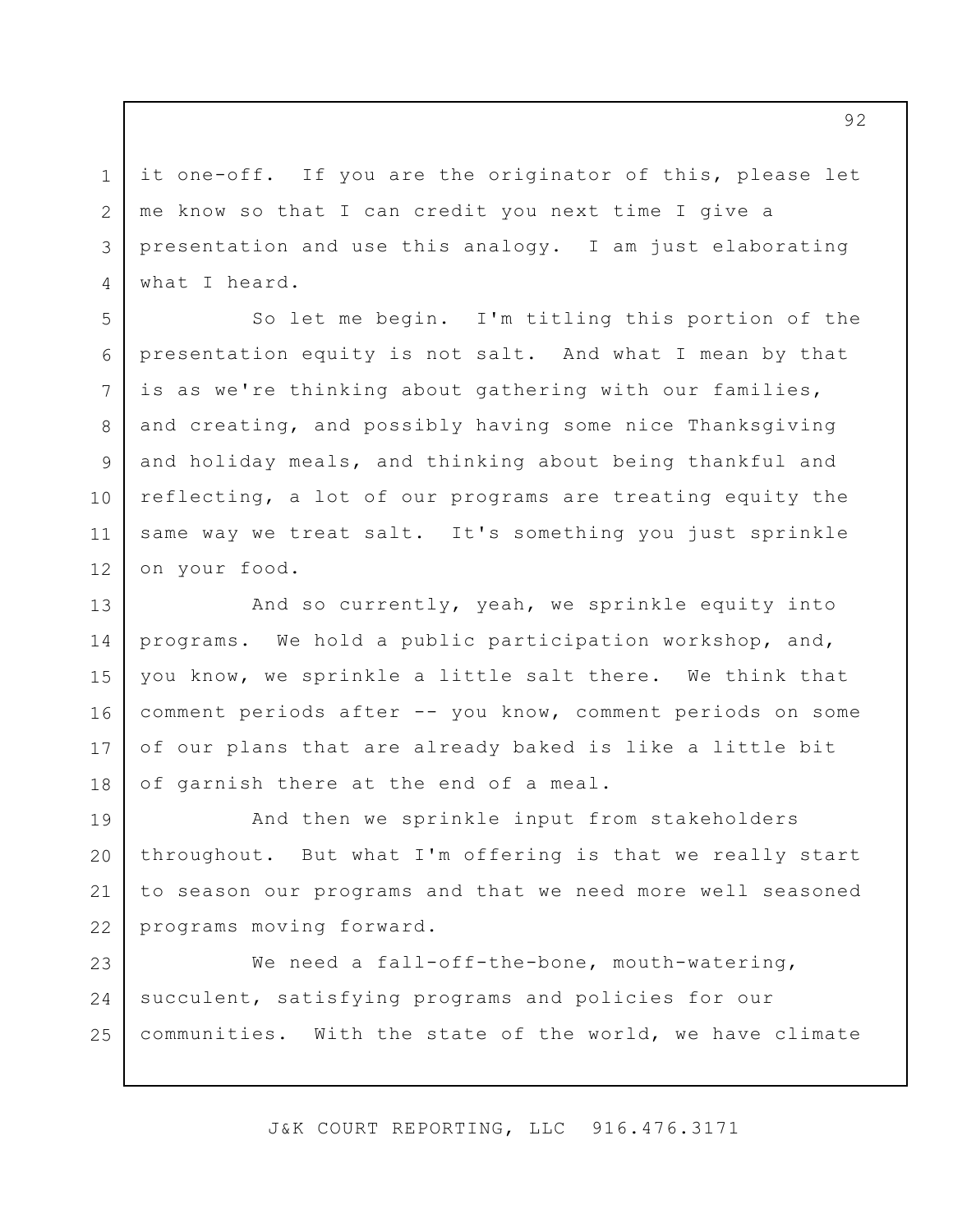it one-off. If you are the originator of this, please let me know so that I can credit you next time I give a presentation and use this analogy. I am just elaborating what I heard.

So let me begin. I'm titling this portion of the presentation equity is not salt. And what I mean by that is as we're thinking about gathering with our families, and creating, and possibly having some nice Thanksgiving and holiday meals, and thinking about being thankful and reflecting, a lot of our programs are treating equity the same way we treat salt. It's something you just sprinkle on your food.

And so currently, yeah, we sprinkle equity into programs. We hold a public participation workshop, and, you know, we sprinkle a little salt there. We think that comment periods after -- you know, comment periods on some of our plans that are already baked is like a little bit of garnish there at the end of a meal.

And then we sprinkle input from stakeholders throughout. But what I'm offering is that we really start to season our programs and that we need more well seasoned programs moving forward.

We need a fall-off-the-bone, mouth-watering, succulent, satisfying programs and policies for our communities. With the state of the world, we have climate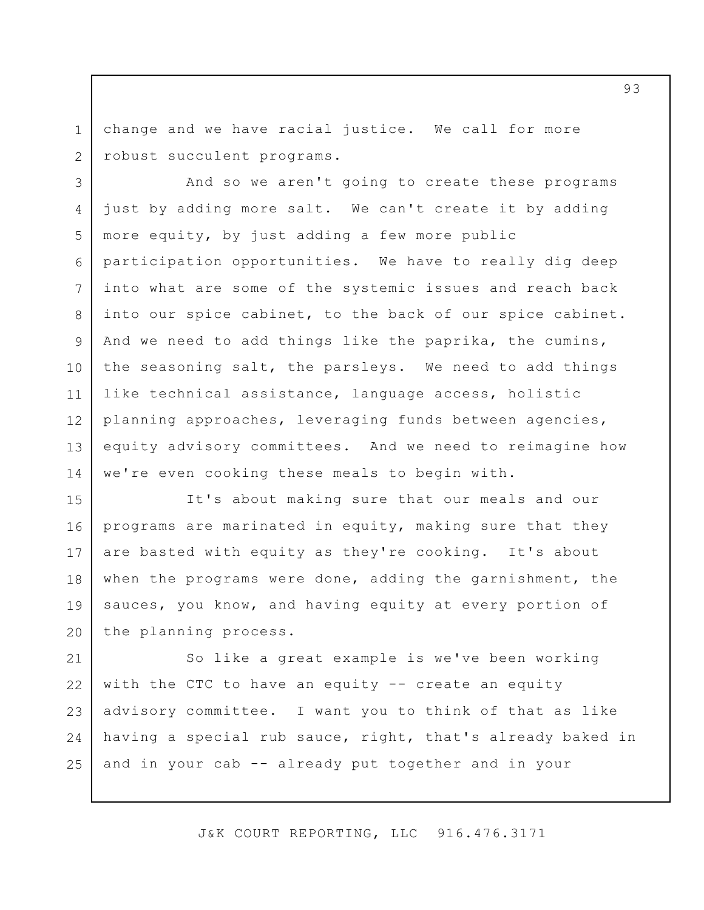change and we have racial justice. We call for more robust succulent programs.

And so we aren't going to create these programs just by adding more salt. We can't create it by adding more equity, by just adding a few more public participation opportunities. We have to really dig deep into what are some of the systemic issues and reach back into our spice cabinet, to the back of our spice cabinet. And we need to add things like the paprika, the cumins, the seasoning salt, the parsleys. We need to add things like technical assistance, language access, holistic planning approaches, leveraging funds between agencies, equity advisory committees. And we need to reimagine how we're even cooking these meals to begin with.

It's about making sure that our meals and our programs are marinated in equity, making sure that they are basted with equity as they're cooking. It's about when the programs were done, adding the garnishment, the sauces, you know, and having equity at every portion of the planning process.

So like a great example is we've been working with the CTC to have an equity -- create an equity advisory committee. I want you to think of that as like having a special rub sauce, right, that's already baked in and in your cab -- already put together and in your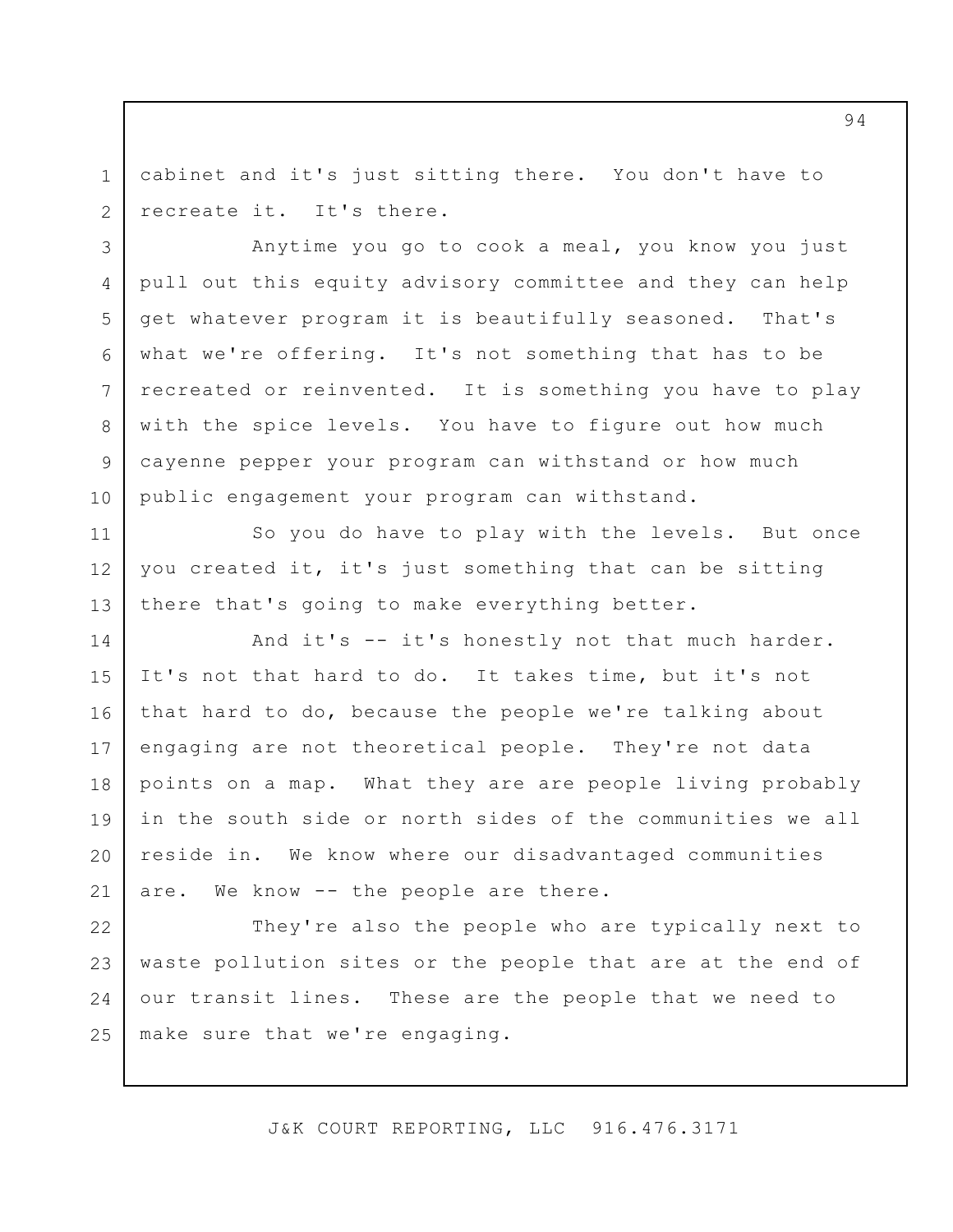cabinet and it's just sitting there. You don't have to recreate it. It's there.

Anytime you go to cook a meal, you know you just pull out this equity advisory committee and they can help get whatever program it is beautifully seasoned. That's what we're offering. It's not something that has to be recreated or reinvented. It is something you have to play with the spice levels. You have to figure out how much cayenne pepper your program can withstand or how much public engagement your program can withstand.

So you do have to play with the levels. But once you created it, it's just something that can be sitting there that's going to make everything better.

And it's -- it's honestly not that much harder. It's not that hard to do. It takes time, but it's not that hard to do, because the people we're talking about engaging are not theoretical people. They're not data points on a map. What they are are people living probably in the south side or north sides of the communities we all reside in. We know where our disadvantaged communities are. We know -- the people are there.

They're also the people who are typically next to waste pollution sites or the people that are at the end of our transit lines. These are the people that we need to make sure that we're engaging.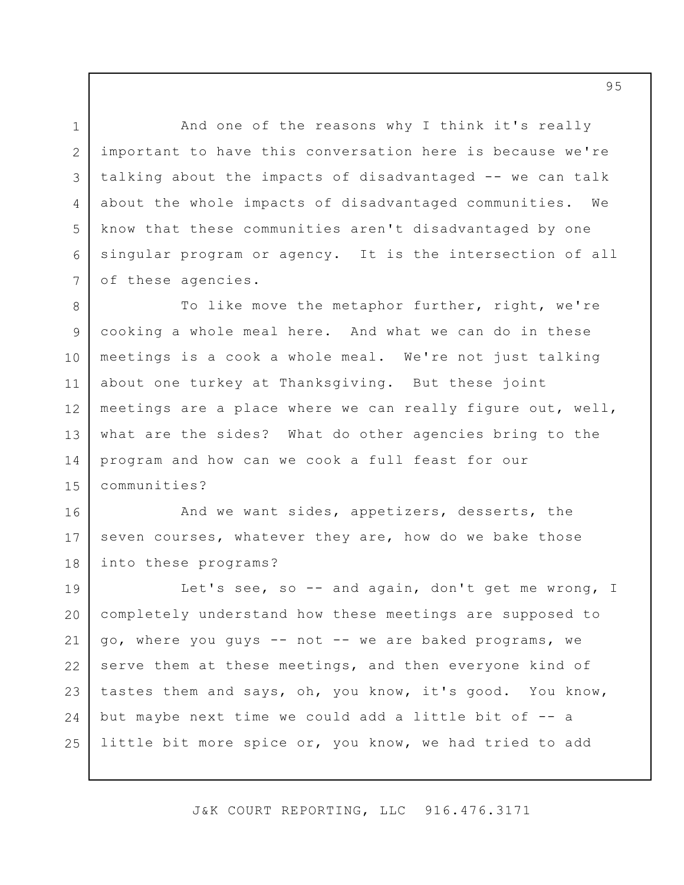And one of the reasons why I think it's really important to have this conversation here is because we're talking about the impacts of disadvantaged -- we can talk about the whole impacts of disadvantaged communities. We know that these communities aren't disadvantaged by one singular program or agency. It is the intersection of all of these agencies.

To like move the metaphor further, right, we're cooking a whole meal here. And what we can do in these meetings is a cook a whole meal. We're not just talking about one turkey at Thanksgiving. But these joint meetings are a place where we can really figure out, well, what are the sides? What do other agencies bring to the program and how can we cook a full feast for our communities?

And we want sides, appetizers, desserts, the seven courses, whatever they are, how do we bake those into these programs?

Let's see, so -- and again, don't get me wrong, I completely understand how these meetings are supposed to go, where you guys -- not -- we are baked programs, we serve them at these meetings, and then everyone kind of tastes them and says, oh, you know, it's good. You know, but maybe next time we could add a little bit of -- a little bit more spice or, you know, we had tried to add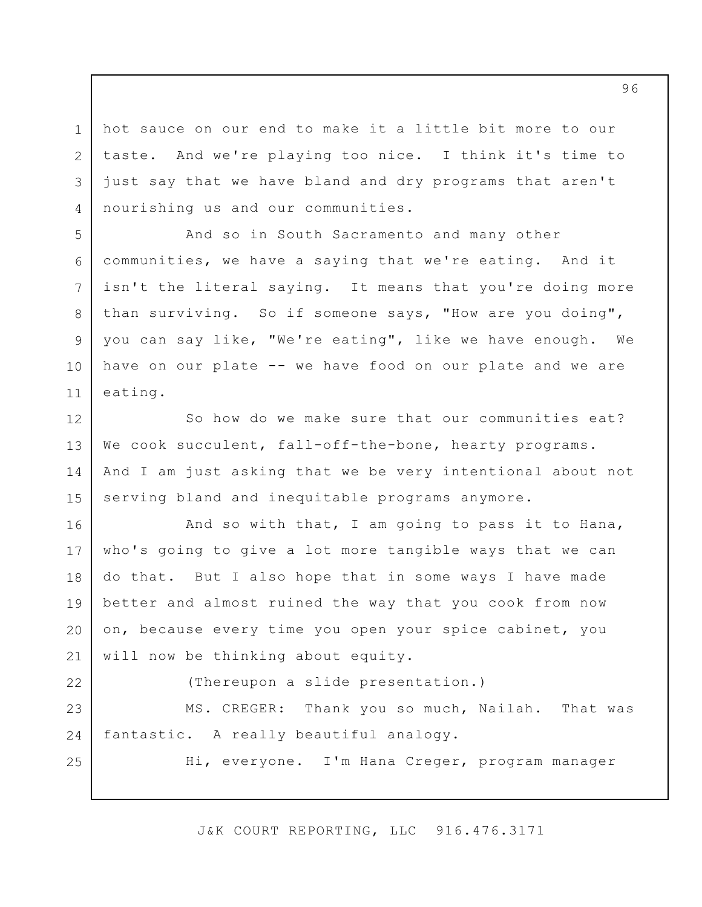hot sauce on our end to make it a little bit more to our taste. And we're playing too nice. I think it's time to just say that we have bland and dry programs that aren't nourishing us and our communities.

And so in South Sacramento and many other communities, we have a saying that we're eating. And it isn't the literal saying. It means that you're doing more than surviving. So if someone says, "How are you doing", you can say like, "We're eating", like we have enough. We have on our plate -- we have food on our plate and we are eating.

So how do we make sure that our communities eat? We cook succulent, fall-off-the-bone, hearty programs. And I am just asking that we be very intentional about not serving bland and inequitable programs anymore.

And so with that, I am going to pass it to Hana, who's going to give a lot more tangible ways that we can do that. But I also hope that in some ways I have made better and almost ruined the way that you cook from now on, because every time you open your spice cabinet, you will now be thinking about equity.

(Thereupon a slide presentation.)

MS. CREGER: Thank you so much, Nailah. That was fantastic. A really beautiful analogy.

Hi, everyone. I'm Hana Creger, program manager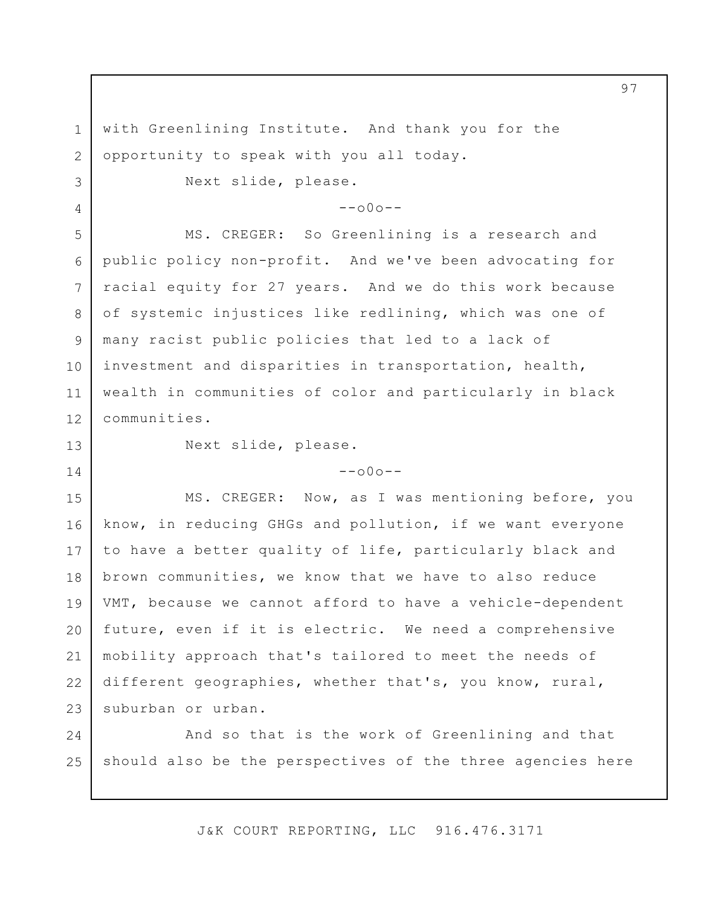with Greenlining Institute. And thank you for the opportunity to speak with you all today.

Next slide, please.

--o0o--

MS. CREGER: So Greenlining is a research and public policy non-profit. And we've been advocating for racial equity for 27 years. And we do this work because of systemic injustices like redlining, which was one of many racist public policies that led to a lack of investment and disparities in transportation, health, wealth in communities of color and particularly in black communities.

Next slide, please.

--o0o--

MS. CREGER: Now, as I was mentioning before, you know, in reducing GHGs and pollution, if we want everyone to have a better quality of life, particularly black and brown communities, we know that we have to also reduce VMT, because we cannot afford to have a vehicle-dependent future, even if it is electric. We need a comprehensive mobility approach that's tailored to meet the needs of different geographies, whether that's, you know, rural, suburban or urban.

And so that is the work of Greenlining and that should also be the perspectives of the three agencies here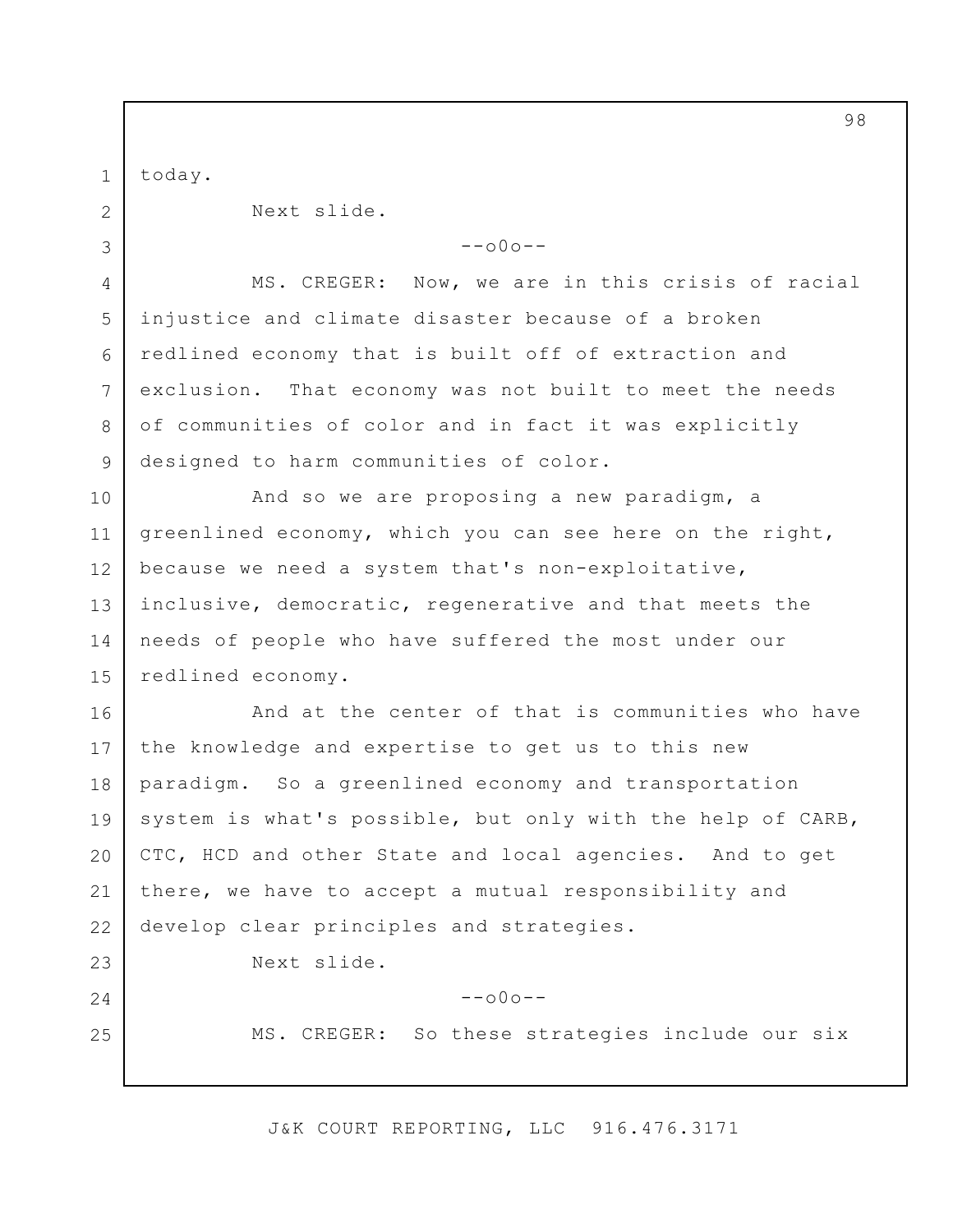today.

Next slide.

--o0o--

MS. CREGER: Now, we are in this crisis of racial injustice and climate disaster because of a broken redlined economy that is built off of extraction and exclusion. That economy was not built to meet the needs of communities of color and in fact it was explicitly designed to harm communities of color.

And so we are proposing a new paradigm, a greenlined economy, which you can see here on the right, because we need a system that's non-exploitative, inclusive, democratic, regenerative and that meets the needs of people who have suffered the most under our redlined economy.

And at the center of that is communities who have the knowledge and expertise to get us to this new paradigm. So a greenlined economy and transportation system is what's possible, but only with the help of CARB, CTC, HCD and other State and local agencies. And to get there, we have to accept a mutual responsibility and develop clear principles and strategies.

Next slide.

--o0o--

MS. CREGER: So these strategies include our six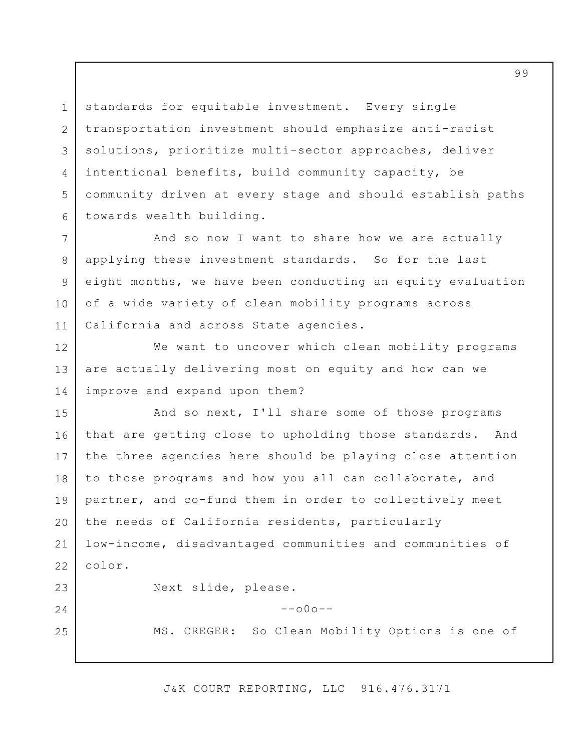standards for equitable investment. Every single transportation investment should emphasize anti-racist solutions, prioritize multi-sector approaches, deliver intentional benefits, build community capacity, be community driven at every stage and should establish paths towards wealth building.

And so now I want to share how we are actually applying these investment standards. So for the last eight months, we have been conducting an equity evaluation of a wide variety of clean mobility programs across California and across State agencies.

We want to uncover which clean mobility programs are actually delivering most on equity and how can we improve and expand upon them?

And so next, I'll share some of those programs that are getting close to upholding those standards. And the three agencies here should be playing close attention to those programs and how you all can collaborate, and partner, and co-fund them in order to collectively meet the needs of California residents, particularly low-income, disadvantaged communities and communities of color.

Next slide, please.

--o0o--

MS. CREGER: So Clean Mobility Options is one of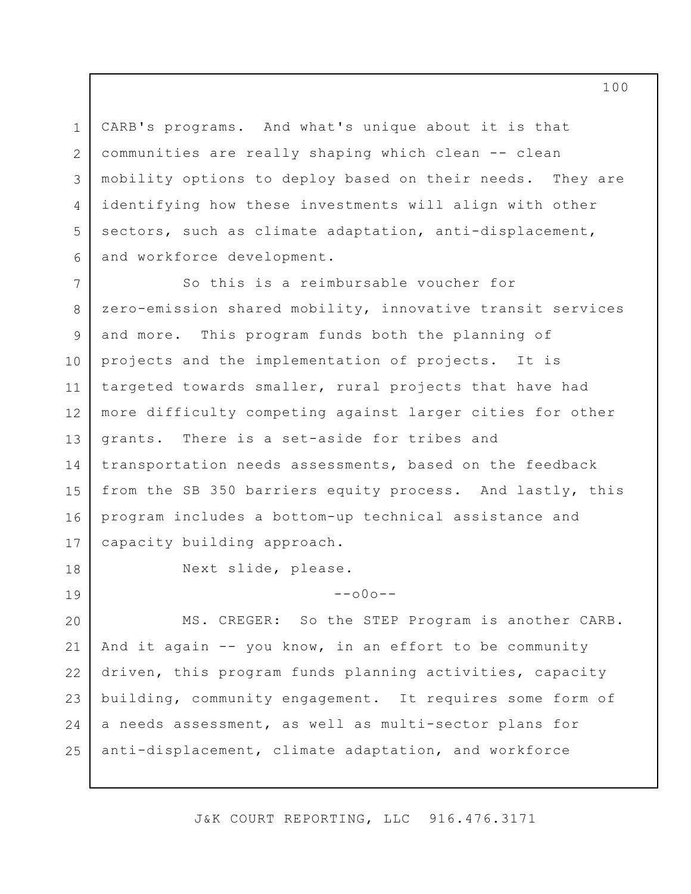CARB's programs. And what's unique about it is that communities are really shaping which clean -- clean mobility options to deploy based on their needs. They are identifying how these investments will align with other sectors, such as climate adaptation, anti-displacement, and workforce development.

So this is a reimbursable voucher for zero-emission shared mobility, innovative transit services and more. This program funds both the planning of projects and the implementation of projects. It is targeted towards smaller, rural projects that have had more difficulty competing against larger cities for other grants. There is a set-aside for tribes and transportation needs assessments, based on the feedback from the SB 350 barriers equity process. And lastly, this program includes a bottom-up technical assistance and capacity building approach.

Next slide, please.

--o0o--

MS. CREGER: So the STEP Program is another CARB. And it again -- you know, in an effort to be community driven, this program funds planning activities, capacity building, community engagement. It requires some form of a needs assessment, as well as multi-sector plans for anti-displacement, climate adaptation, and workforce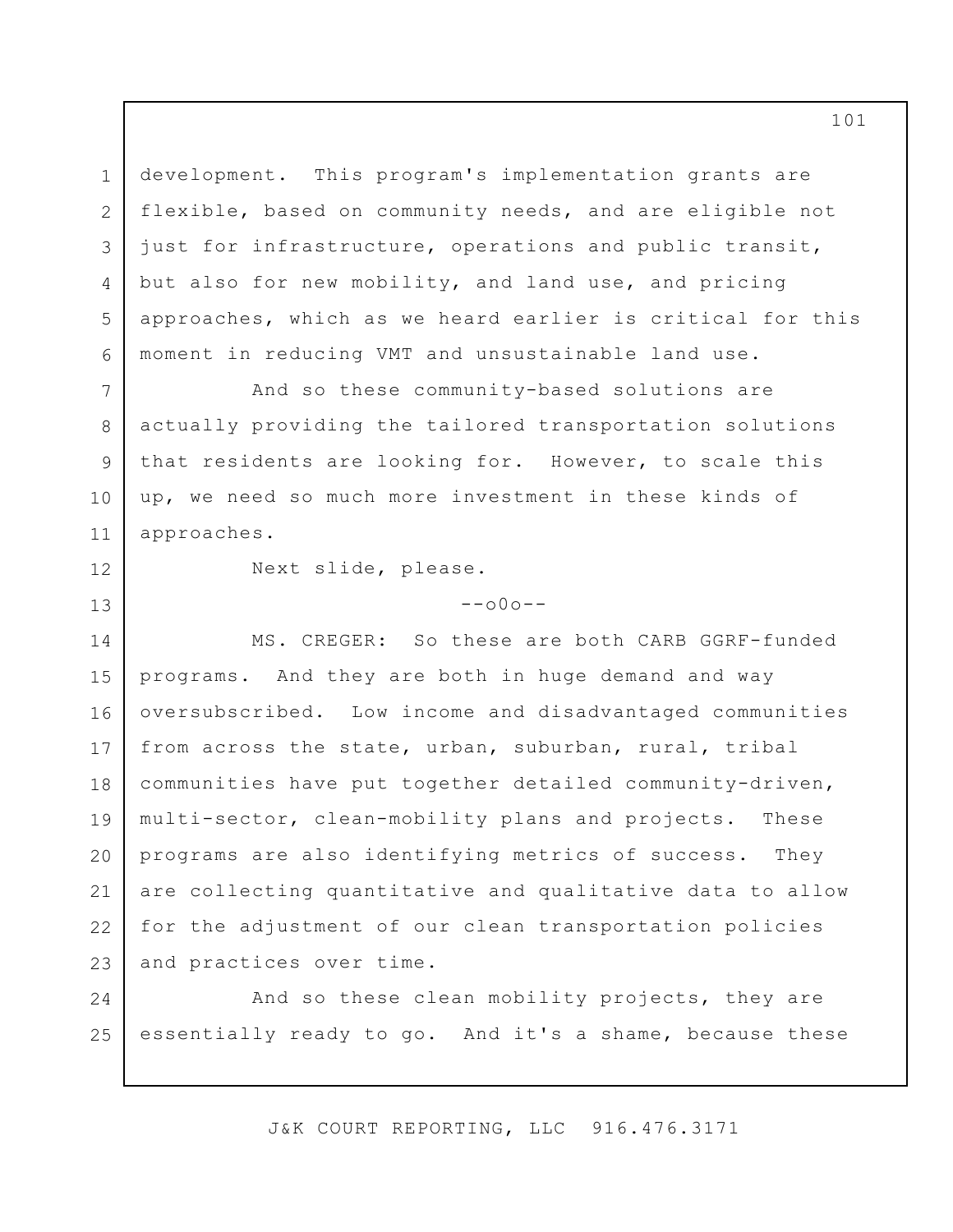development. This program's implementation grants are flexible, based on community needs, and are eligible not just for infrastructure, operations and public transit, but also for new mobility, and land use, and pricing approaches, which as we heard earlier is critical for this moment in reducing VMT and unsustainable land use.

And so these community-based solutions are actually providing the tailored transportation solutions that residents are looking for. However, to scale this up, we need so much more investment in these kinds of approaches.

Next slide, please.

--o0o--

MS. CREGER: So these are both CARB GGRF-funded programs. And they are both in huge demand and way oversubscribed. Low income and disadvantaged communities from across the state, urban, suburban, rural, tribal communities have put together detailed community-driven, multi-sector, clean-mobility plans and projects. These programs are also identifying metrics of success. They are collecting quantitative and qualitative data to allow for the adjustment of our clean transportation policies and practices over time.

And so these clean mobility projects, they are essentially ready to go. And it's a shame, because these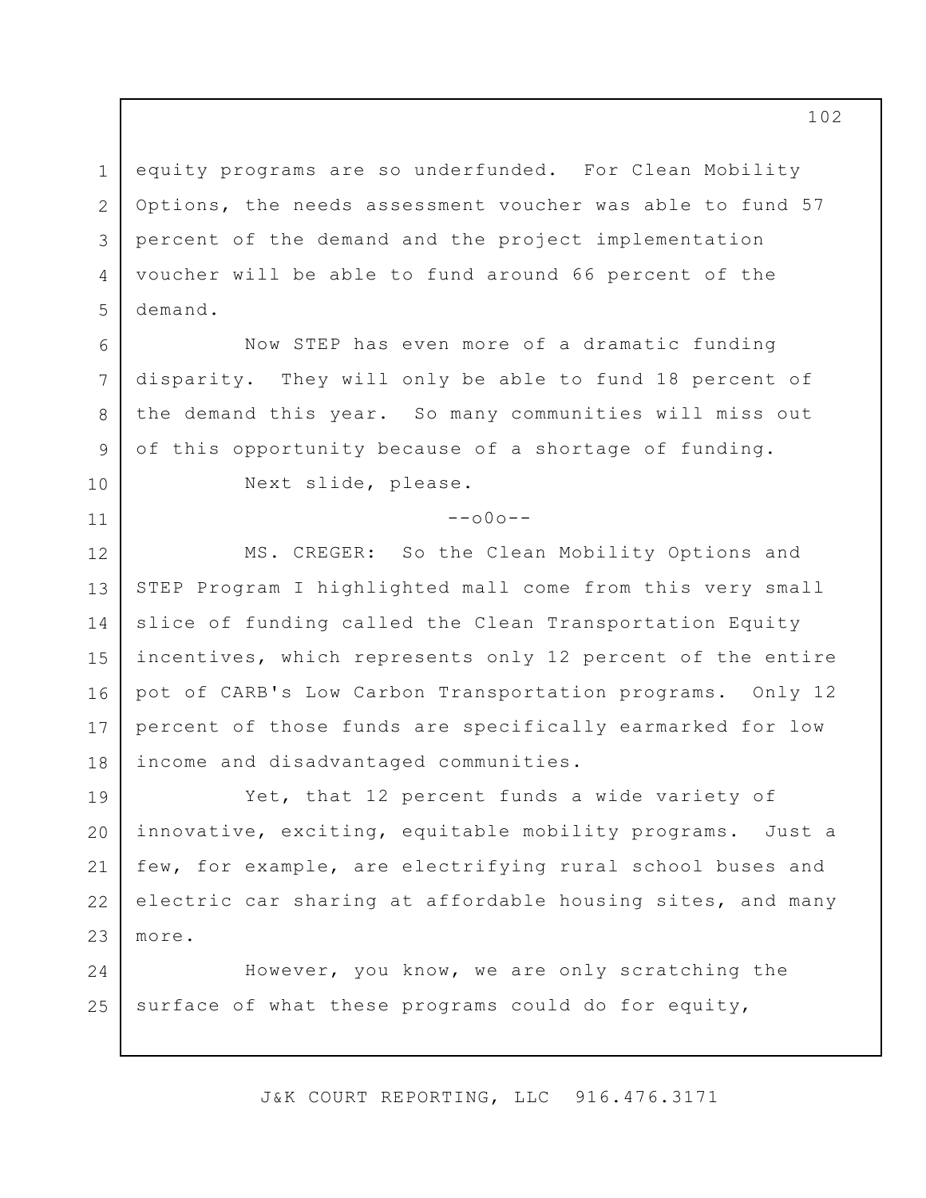equity programs are so underfunded. For Clean Mobility Options, the needs assessment voucher was able to fund 57 percent of the demand and the project implementation voucher will be able to fund around 66 percent of the demand.

Now STEP has even more of a dramatic funding disparity. They will only be able to fund 18 percent of the demand this year. So many communities will miss out of this opportunity because of a shortage of funding.

Next slide, please.

--o0o--

MS. CREGER: So the Clean Mobility Options and STEP Program I highlighted mall come from this very small slice of funding called the Clean Transportation Equity incentives, which represents only 12 percent of the entire pot of CARB's Low Carbon Transportation programs. Only 12 percent of those funds are specifically earmarked for low income and disadvantaged communities.

Yet, that 12 percent funds a wide variety of innovative, exciting, equitable mobility programs. Just a few, for example, are electrifying rural school buses and electric car sharing at affordable housing sites, and many more.

However, you know, we are only scratching the surface of what these programs could do for equity,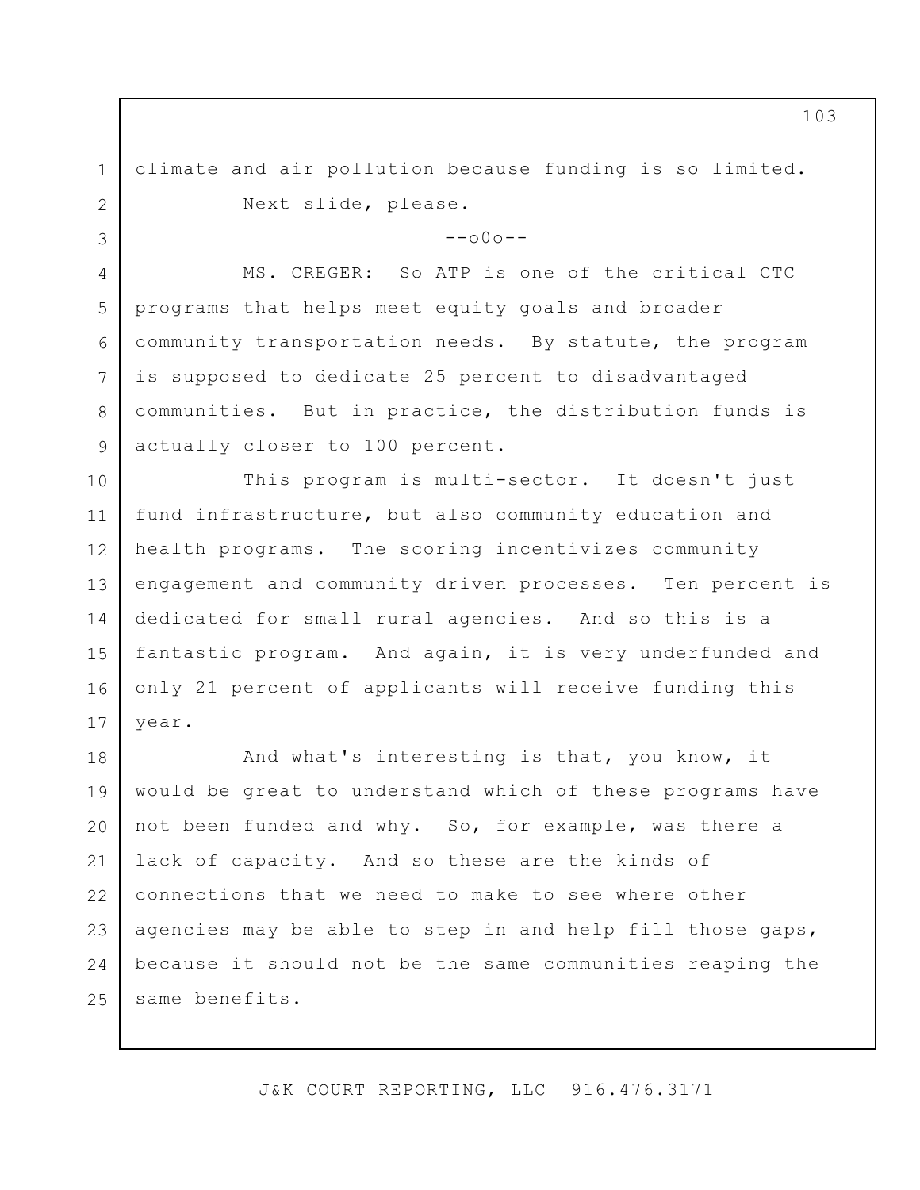climate and air pollution because funding is so limited.

Next slide, please.

--o0o--

MS. CREGER: So ATP is one of the critical CTC programs that helps meet equity goals and broader community transportation needs. By statute, the program is supposed to dedicate 25 percent to disadvantaged communities. But in practice, the distribution funds is actually closer to 100 percent.

This program is multi-sector. It doesn't just fund infrastructure, but also community education and health programs. The scoring incentivizes community engagement and community driven processes. Ten percent is dedicated for small rural agencies. And so this is a fantastic program. And again, it is very underfunded and only 21 percent of applicants will receive funding this year.

And what's interesting is that, you know, it would be great to understand which of these programs have not been funded and why. So, for example, was there a lack of capacity. And so these are the kinds of connections that we need to make to see where other agencies may be able to step in and help fill those gaps, because it should not be the same communities reaping the same benefits.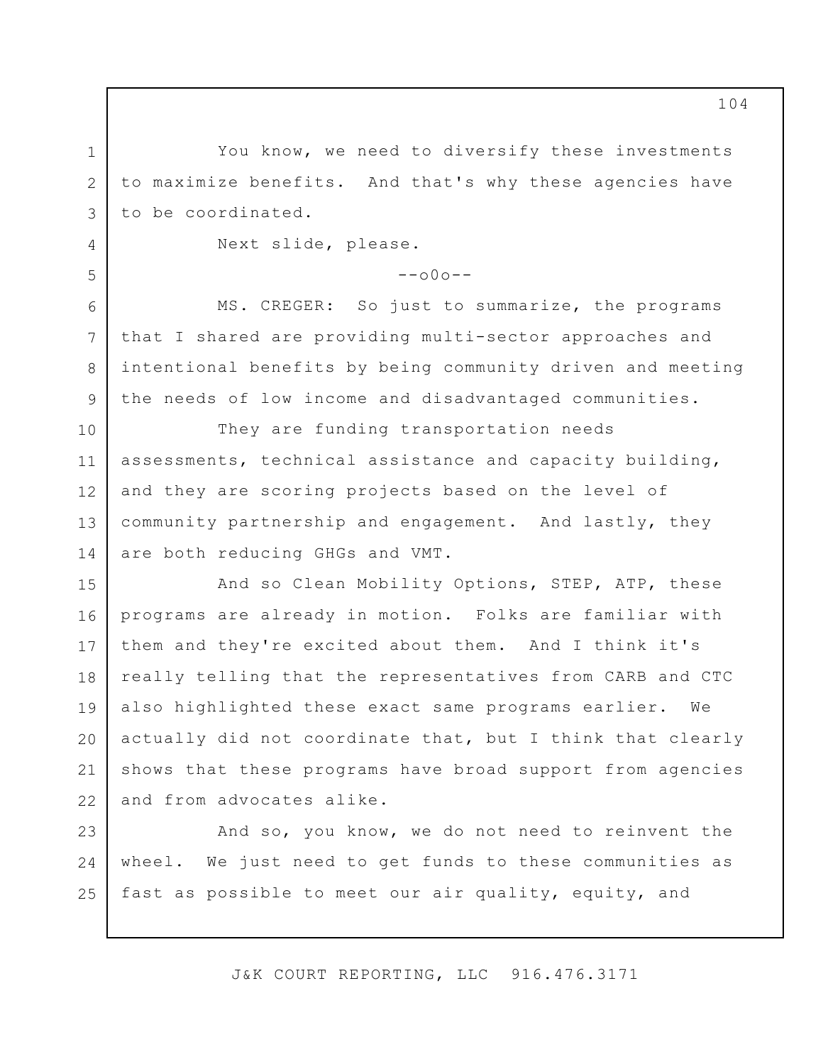You know, we need to diversify these investments to maximize benefits. And that's why these agencies have to be coordinated.

Next slide, please.

--o0o--

MS. CREGER: So just to summarize, the programs that I shared are providing multi-sector approaches and intentional benefits by being community driven and meeting the needs of low income and disadvantaged communities.

They are funding transportation needs assessments, technical assistance and capacity building, and they are scoring projects based on the level of community partnership and engagement. And lastly, they are both reducing GHGs and VMT.

And so Clean Mobility Options, STEP, ATP, these programs are already in motion. Folks are familiar with them and they're excited about them. And I think it's really telling that the representatives from CARB and CTC also highlighted these exact same programs earlier. We actually did not coordinate that, but I think that clearly shows that these programs have broad support from agencies and from advocates alike.

And so, you know, we do not need to reinvent the wheel. We just need to get funds to these communities as fast as possible to meet our air quality, equity, and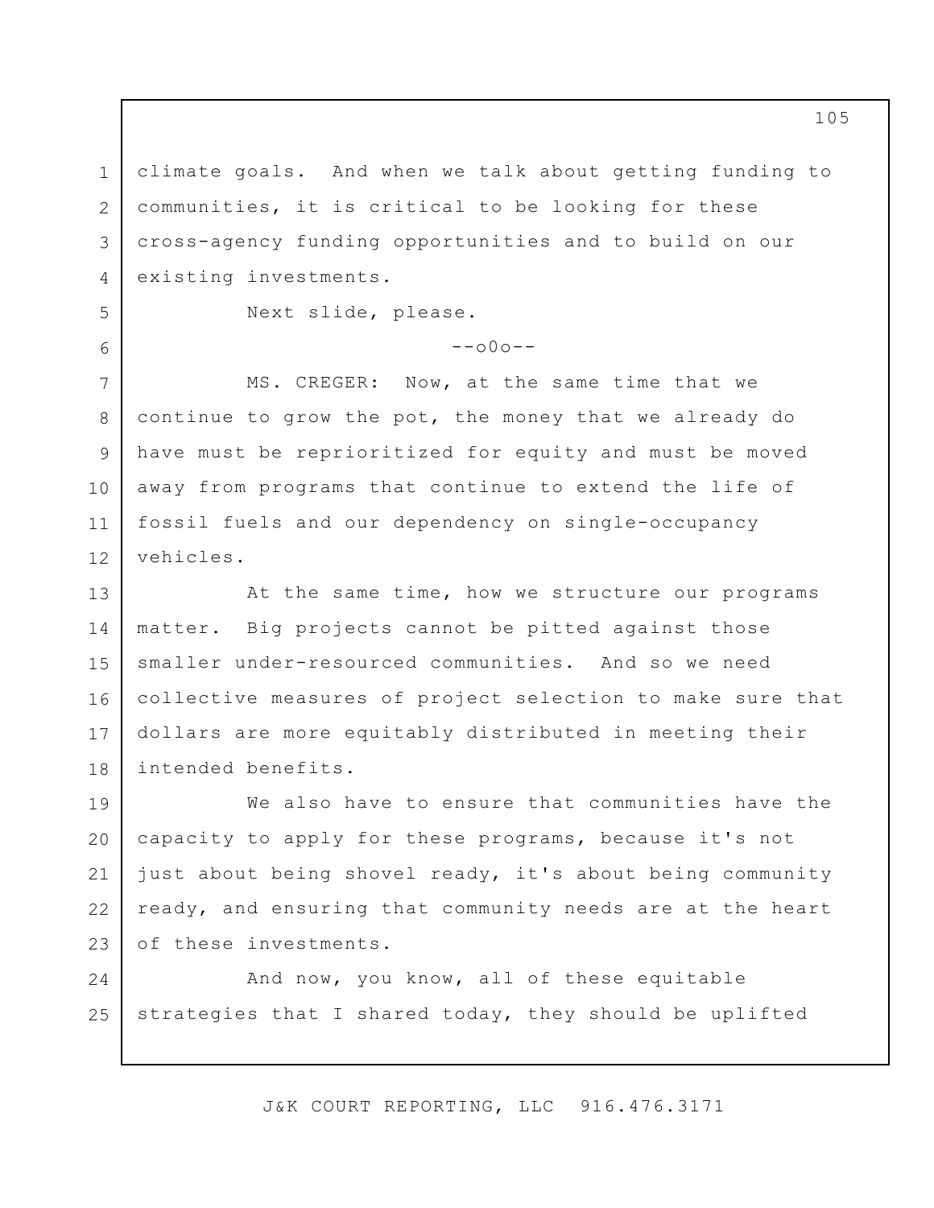climate goals. And when we talk about getting funding to communities, it is critical to be looking for these cross-agency funding opportunities and to build on our existing investments.

Next slide, please.

--o0o--

MS. CREGER: Now, at the same time that we continue to grow the pot, the money that we already do have must be reprioritized for equity and must be moved away from programs that continue to extend the life of fossil fuels and our dependency on single-occupancy vehicles.

At the same time, how we structure our programs matter. Big projects cannot be pitted against those smaller under-resourced communities. And so we need collective measures of project selection to make sure that dollars are more equitably distributed in meeting their intended benefits.

We also have to ensure that communities have the capacity to apply for these programs, because it's not just about being shovel ready, it's about being community ready, and ensuring that community needs are at the heart of these investments.

And now, you know, all of these equitable strategies that I shared today, they should be uplifted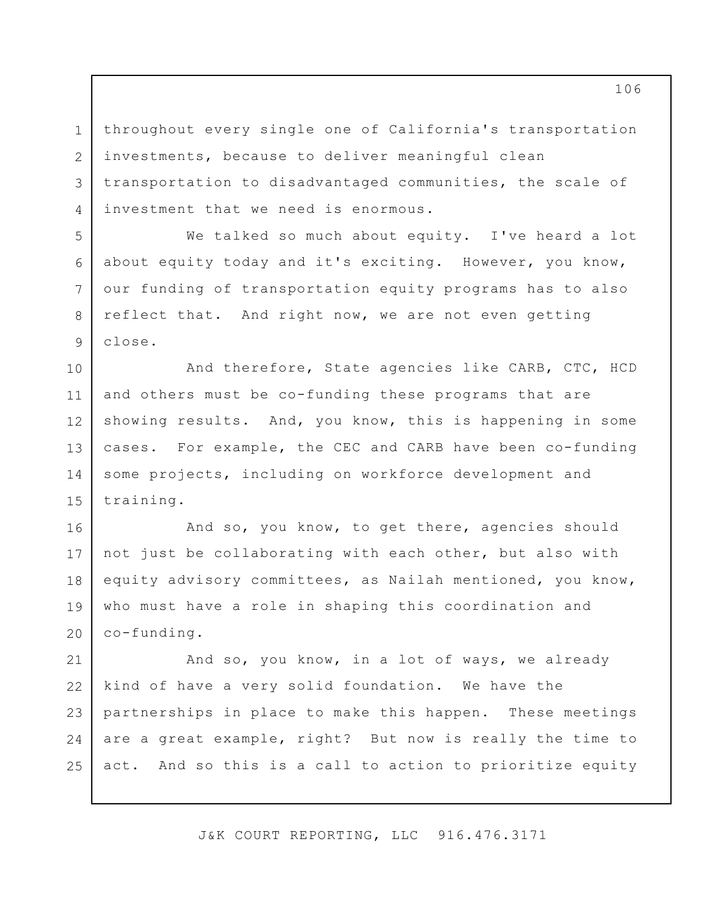throughout every single one of California's transportation investments, because to deliver meaningful clean transportation to disadvantaged communities, the scale of investment that we need is enormous.

We talked so much about equity. I've heard a lot about equity today and it's exciting. However, you know, our funding of transportation equity programs has to also reflect that. And right now, we are not even getting close.

And therefore, State agencies like CARB, CTC, HCD and others must be co-funding these programs that are showing results. And, you know, this is happening in some cases. For example, the CEC and CARB have been co-funding some projects, including on workforce development and training.

And so, you know, to get there, agencies should not just be collaborating with each other, but also with equity advisory committees, as Nailah mentioned, you know, who must have a role in shaping this coordination and co-funding.

And so, you know, in a lot of ways, we already kind of have a very solid foundation. We have the partnerships in place to make this happen. These meetings are a great example, right? But now is really the time to act. And so this is a call to action to prioritize equity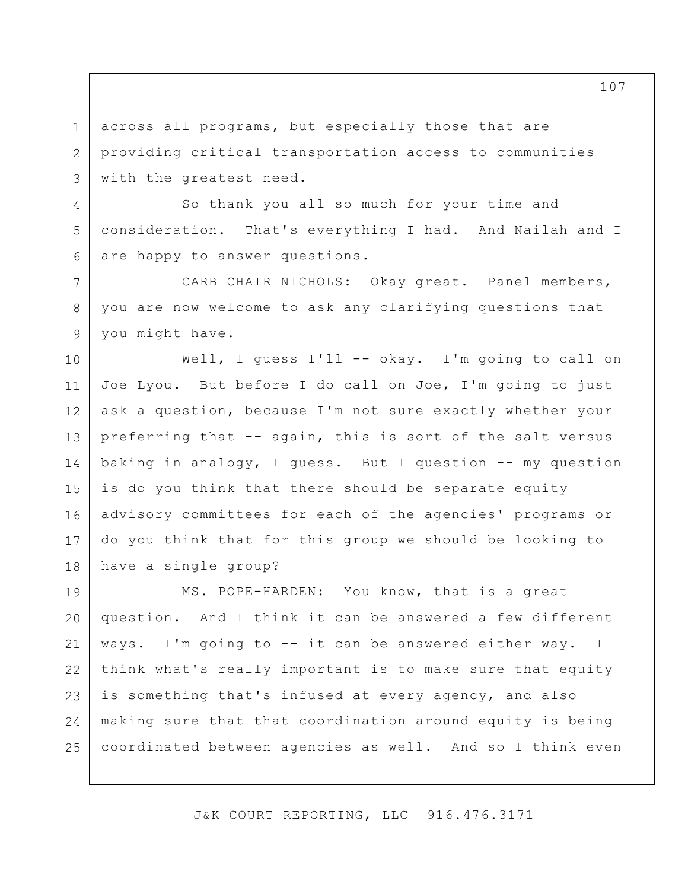across all programs, but especially those that are providing critical transportation access to communities with the greatest need.

So thank you all so much for your time and consideration. That's everything I had. And Nailah and I are happy to answer questions.

CARB CHAIR NICHOLS: Okay great. Panel members, you are now welcome to ask any clarifying questions that you might have.

Well, I guess I'll -- okay. I'm going to call on Joe Lyou. But before I do call on Joe, I'm going to just ask a question, because I'm not sure exactly whether your preferring that -- again, this is sort of the salt versus baking in analogy, I guess. But I question -- my question is do you think that there should be separate equity advisory committees for each of the agencies' programs or do you think that for this group we should be looking to have a single group?

MS. POPE-HARDEN: You know, that is a great question. And I think it can be answered a few different ways. I'm going to -- it can be answered either way. I think what's really important is to make sure that equity is something that's infused at every agency, and also making sure that that coordination around equity is being coordinated between agencies as well. And so I think even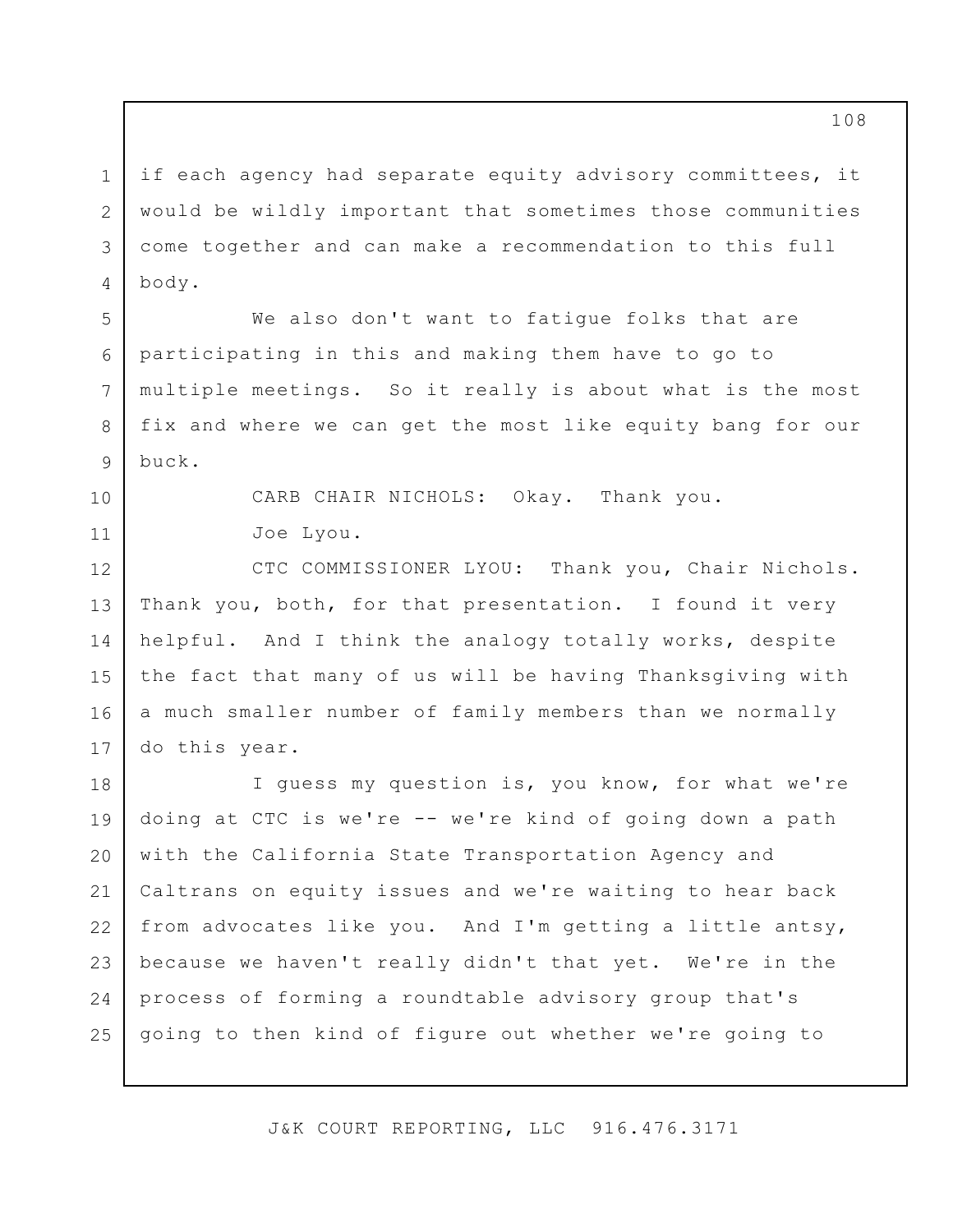if each agency had separate equity advisory committees, it would be wildly important that sometimes those communities come together and can make a recommendation to this full body.

We also don't want to fatigue folks that are participating in this and making them have to go to multiple meetings. So it really is about what is the most fix and where we can get the most like equity bang for our buck.

CARB CHAIR NICHOLS: Okay. Thank you.

Joe Lyou.

CTC COMMISSIONER LYOU: Thank you, Chair Nichols. Thank you, both, for that presentation. I found it very helpful. And I think the analogy totally works, despite the fact that many of us will be having Thanksgiving with a much smaller number of family members than we normally do this year.

I guess my question is, you know, for what we're doing at CTC is we're -- we're kind of going down a path with the California State Transportation Agency and Caltrans on equity issues and we're waiting to hear back from advocates like you. And I'm getting a little antsy, because we haven't really didn't that yet. We're in the process of forming a roundtable advisory group that's going to then kind of figure out whether we're going to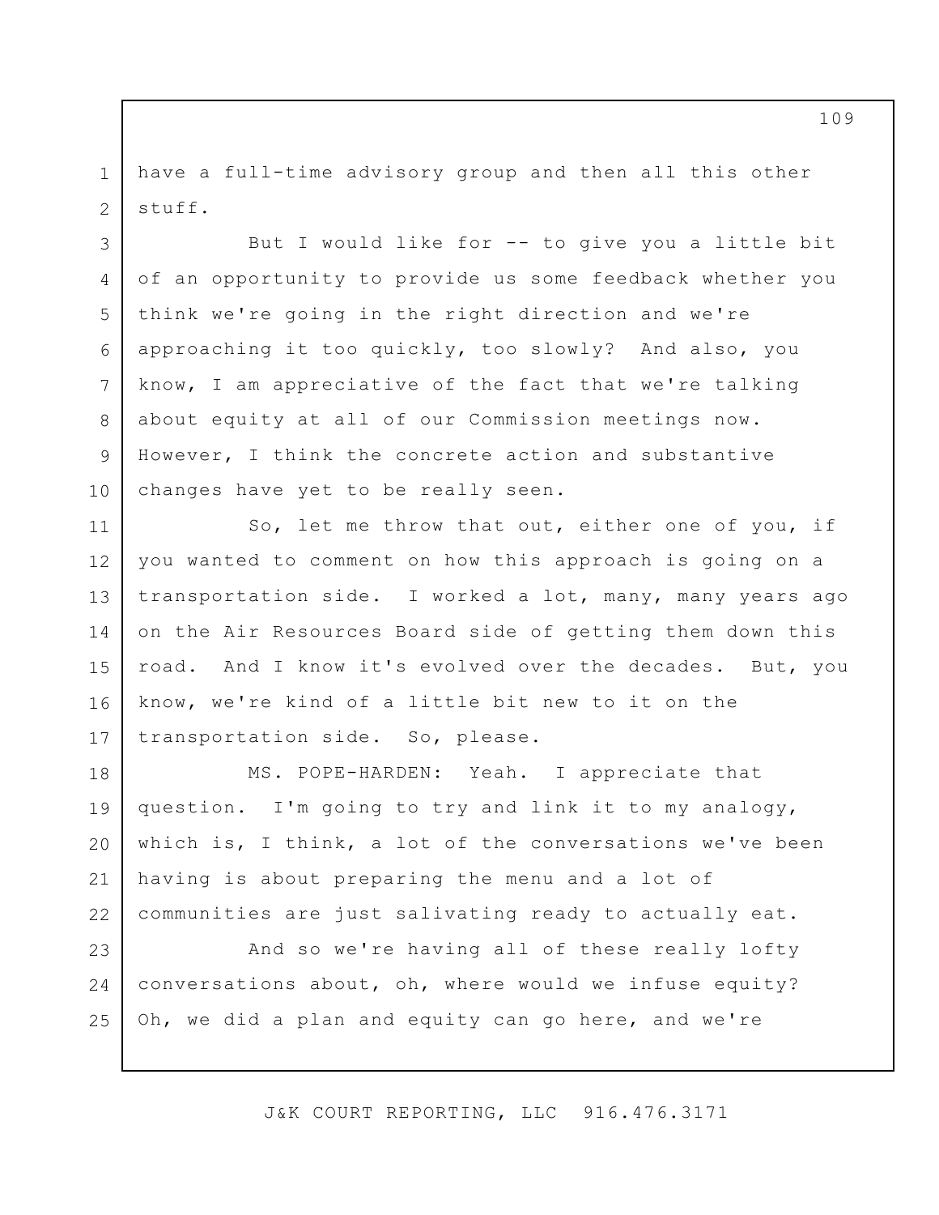have a full-time advisory group and then all this other stuff.

But I would like for -- to give you a little bit of an opportunity to provide us some feedback whether you think we're going in the right direction and we're approaching it too quickly, too slowly? And also, you know, I am appreciative of the fact that we're talking about equity at all of our Commission meetings now. However, I think the concrete action and substantive changes have yet to be really seen.

So, let me throw that out, either one of you, if you wanted to comment on how this approach is going on a transportation side. I worked a lot, many, many years ago on the Air Resources Board side of getting them down this road. And I know it's evolved over the decades. But, you know, we're kind of a little bit new to it on the transportation side. So, please.

MS. POPE-HARDEN: Yeah. I appreciate that question. I'm going to try and link it to my analogy, which is, I think, a lot of the conversations we've been having is about preparing the menu and a lot of communities are just salivating ready to actually eat.

And so we're having all of these really lofty conversations about, oh, where would we infuse equity? Oh, we did a plan and equity can go here, and we're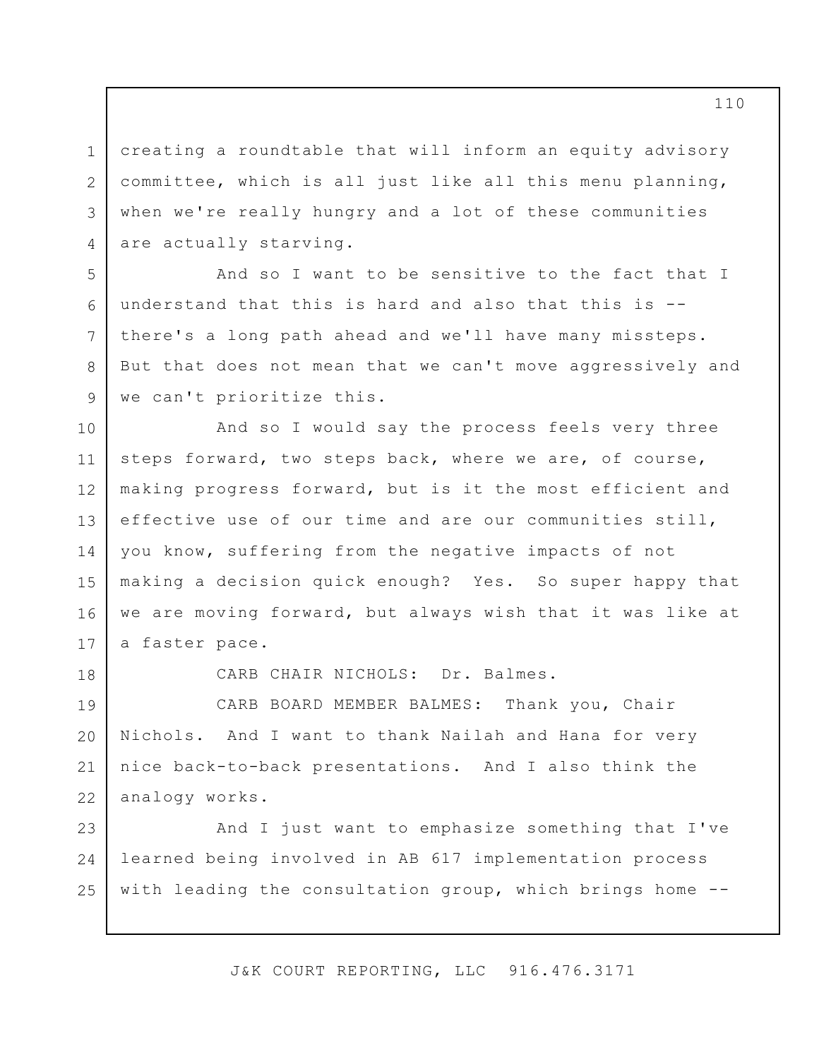creating a roundtable that will inform an equity advisory committee, which is all just like all this menu planning, when we're really hungry and a lot of these communities are actually starving.

And so I want to be sensitive to the fact that I understand that this is hard and also that this is -- there's a long path ahead and we'll have many missteps. But that does not mean that we can't move aggressively and we can't prioritize this.

And so I would say the process feels very three steps forward, two steps back, where we are, of course, making progress forward, but is it the most efficient and effective use of our time and are our communities still, you know, suffering from the negative impacts of not making a decision quick enough? Yes. So super happy that we are moving forward, but always wish that it was like at a faster pace.

CARB CHAIR NICHOLS: Dr. Balmes.

CARB BOARD MEMBER BALMES: Thank you, Chair Nichols. And I want to thank Nailah and Hana for very nice back-to-back presentations. And I also think the analogy works.

And I just want to emphasize something that I've learned being involved in AB 617 implementation process with leading the consultation group, which brings home --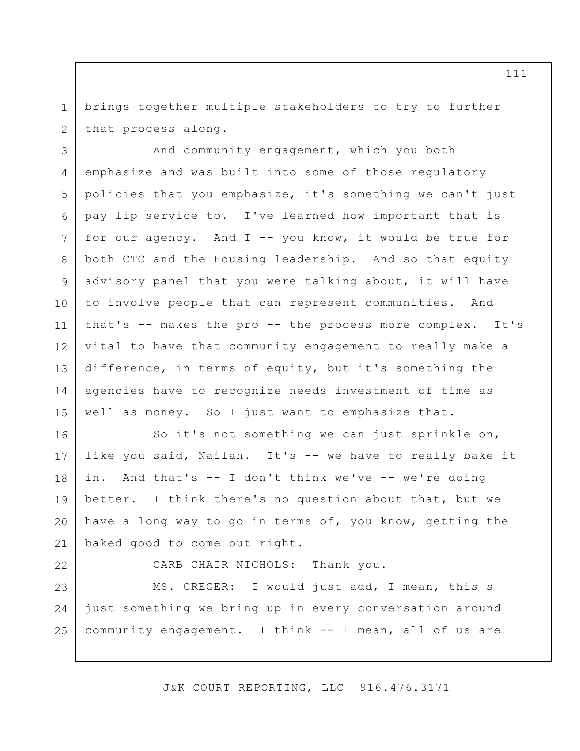brings together multiple stakeholders to try to further that process along.

And community engagement, which you both emphasize and was built into some of those regulatory policies that you emphasize, it's something we can't just pay lip service to. I've learned how important that is for our agency. And I -- you know, it would be true for both CTC and the Housing leadership. And so that equity advisory panel that you were talking about, it will have to involve people that can represent communities. And that's -- makes the pro -- the process more complex. It's vital to have that community engagement to really make a difference, in terms of equity, but it's something the agencies have to recognize needs investment of time as well as money. So I just want to emphasize that.

So it's not something we can just sprinkle on, like you said, Nailah. It's -- we have to really bake it in. And that's -- I don't think we've -- we're doing better. I think there's no question about that, but we have a long way to go in terms of, you know, getting the baked good to come out right.

CARB CHAIR NICHOLS: Thank you.

MS. CREGER: I would just add, I mean, this s just something we bring up in every conversation around community engagement. I think -- I mean, all of us are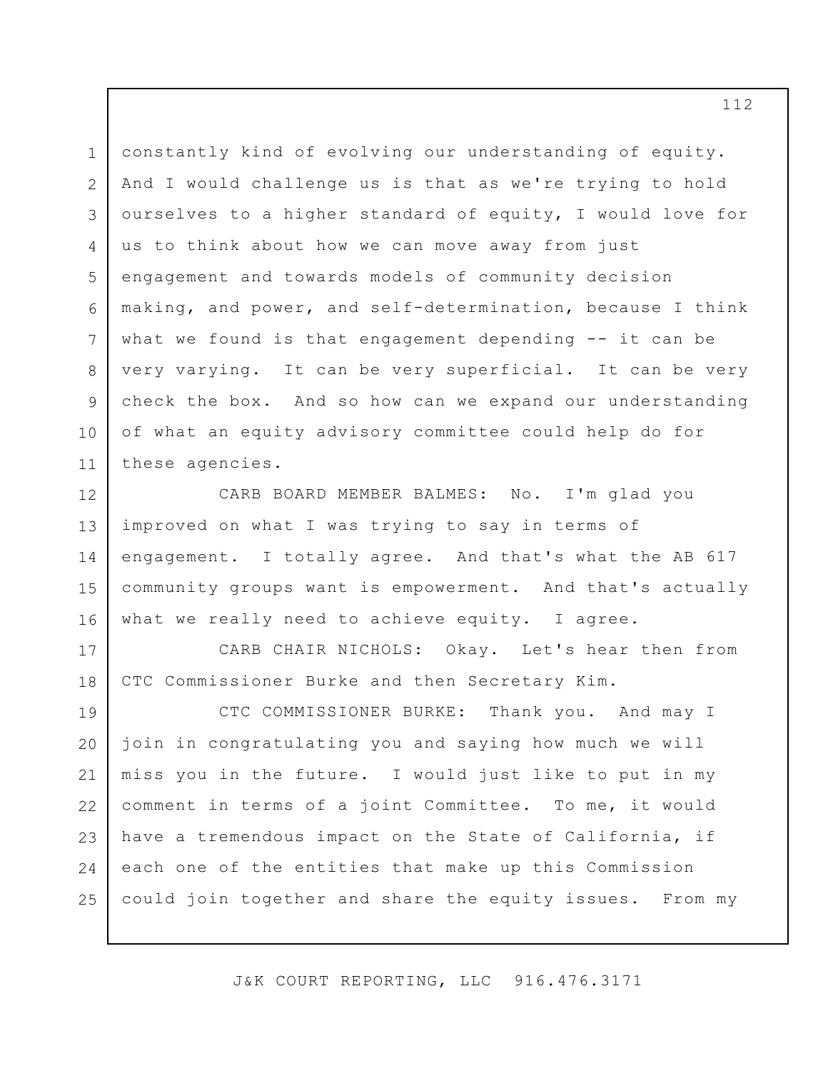constantly kind of evolving our understanding of equity. And I would challenge us is that as we're trying to hold ourselves to a higher standard of equity, I would love for us to think about how we can move away from just engagement and towards models of community decision making, and power, and self-determination, because I think what we found is that engagement depending -- it can be very varying. It can be very superficial. It can be very check the box. And so how can we expand our understanding of what an equity advisory committee could help do for these agencies.

CARB BOARD MEMBER BALMES: No. I'm glad you improved on what I was trying to say in terms of engagement. I totally agree. And that's what the AB 617 community groups want is empowerment. And that's actually what we really need to achieve equity. I agree.

CARB CHAIR NICHOLS: Okay. Let's hear then from CTC Commissioner Burke and then Secretary Kim.

CTC COMMISSIONER BURKE: Thank you. And may I join in congratulating you and saying how much we will miss you in the future. I would just like to put in my comment in terms of a joint Committee. To me, it would have a tremendous impact on the State of California, if each one of the entities that make up this Commission could join together and share the equity issues. From my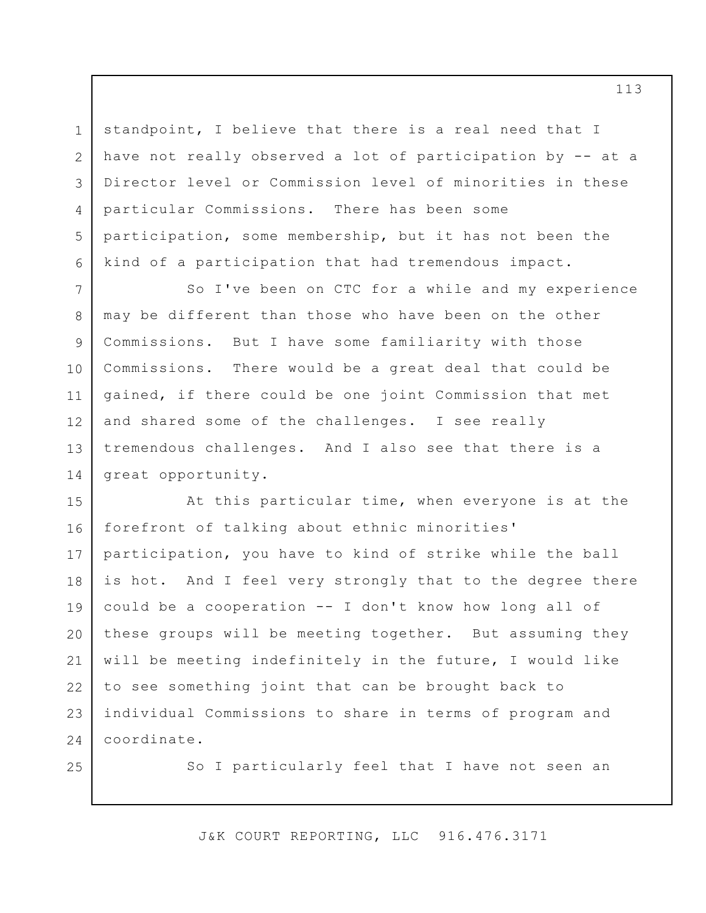standpoint, I believe that there is a real need that I have not really observed a lot of participation by -- at a Director level or Commission level of minorities in these particular Commissions. There has been some participation, some membership, but it has not been the kind of a participation that had tremendous impact.

So I've been on CTC for a while and my experience may be different than those who have been on the other Commissions. But I have some familiarity with those Commissions. There would be a great deal that could be gained, if there could be one joint Commission that met and shared some of the challenges. I see really tremendous challenges. And I also see that there is a great opportunity.

At this particular time, when everyone is at the forefront of talking about ethnic minorities' participation, you have to kind of strike while the ball is hot. And I feel very strongly that to the degree there could be a cooperation -- I don't know how long all of these groups will be meeting together. But assuming they will be meeting indefinitely in the future, I would like to see something joint that can be brought back to individual Commissions to share in terms of program and coordinate.

So I particularly feel that I have not seen an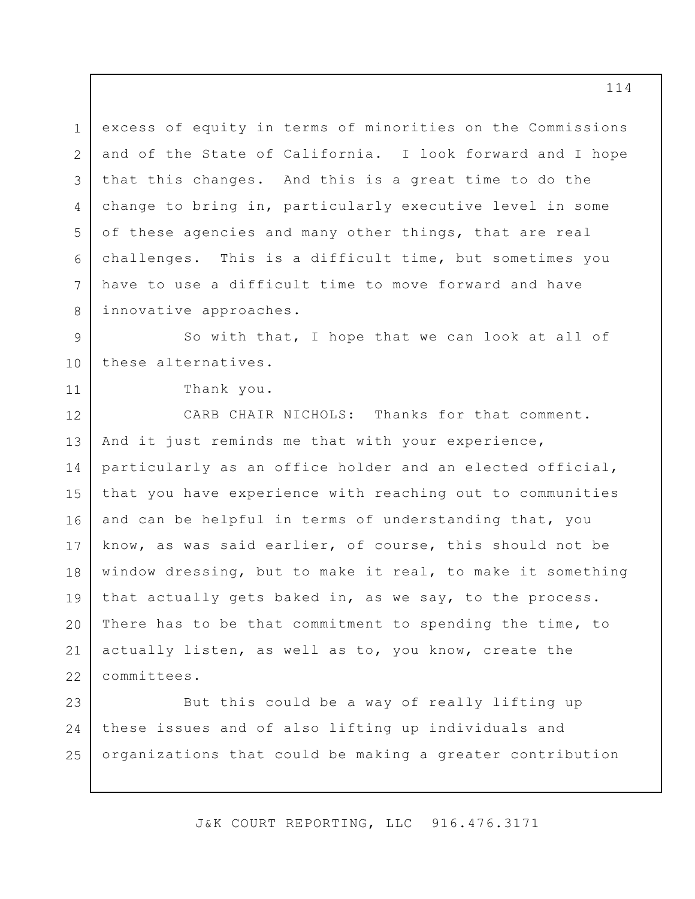excess of equity in terms of minorities on the Commissions and of the State of California. I look forward and I hope that this changes. And this is a great time to do the change to bring in, particularly executive level in some of these agencies and many other things, that are real challenges. This is a difficult time, but sometimes you have to use a difficult time to move forward and have innovative approaches.

So with that, I hope that we can look at all of these alternatives.

Thank you.

CARB CHAIR NICHOLS: Thanks for that comment. And it just reminds me that with your experience, particularly as an office holder and an elected official, that you have experience with reaching out to communities and can be helpful in terms of understanding that, you know, as was said earlier, of course, this should not be window dressing, but to make it real, to make it something that actually gets baked in, as we say, to the process. There has to be that commitment to spending the time, to actually listen, as well as to, you know, create the committees.

But this could be a way of really lifting up these issues and of also lifting up individuals and organizations that could be making a greater contribution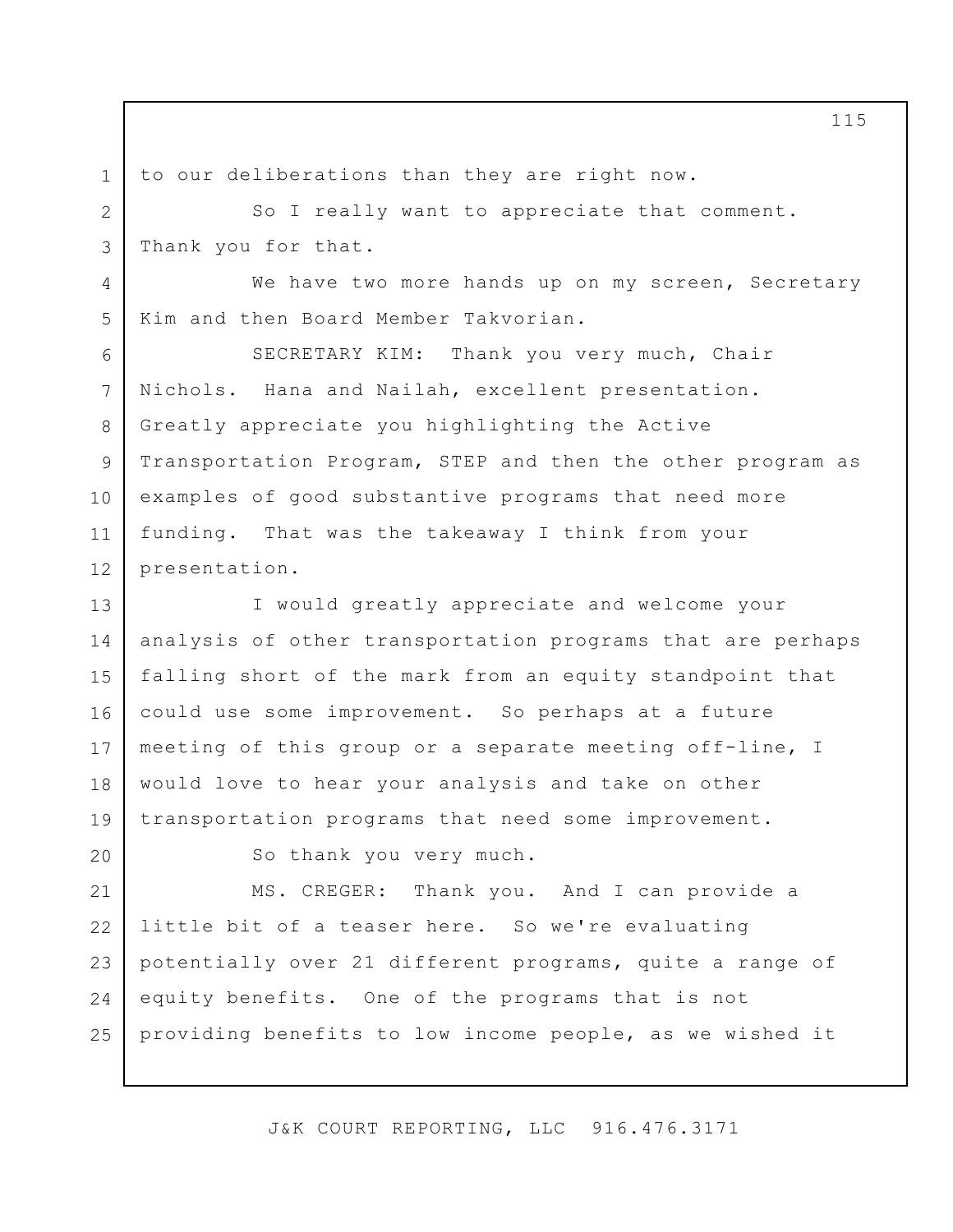to our deliberations than they are right now.

So I really want to appreciate that comment. Thank you for that.

We have two more hands up on my screen, Secretary Kim and then Board Member Takvorian.

SECRETARY KIM: Thank you very much, Chair Nichols. Hana and Nailah, excellent presentation. Greatly appreciate you highlighting the Active Transportation Program, STEP and then the other program as examples of good substantive programs that need more funding. That was the takeaway I think from your presentation.

I would greatly appreciate and welcome your analysis of other transportation programs that are perhaps falling short of the mark from an equity standpoint that could use some improvement. So perhaps at a future meeting of this group or a separate meeting off-line, I would love to hear your analysis and take on other transportation programs that need some improvement.

So thank you very much.

MS. CREGER: Thank you. And I can provide a little bit of a teaser here. So we're evaluating potentially over 21 different programs, quite a range of equity benefits. One of the programs that is not providing benefits to low income people, as we wished it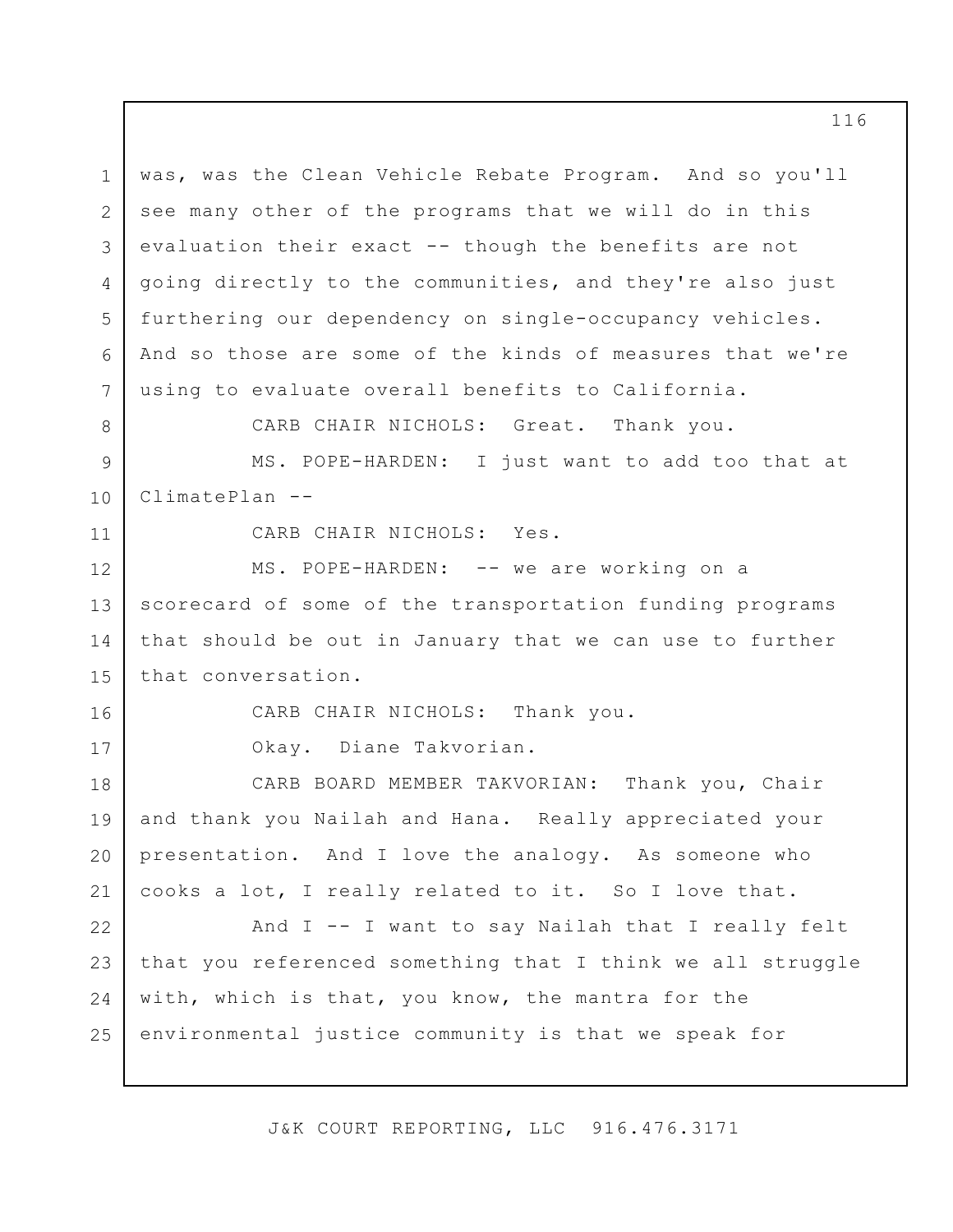was, was the Clean Vehicle Rebate Program. And so you'll see many other of the programs that we will do in this evaluation their exact -- though the benefits are not going directly to the communities, and they're also just furthering our dependency on single-occupancy vehicles. And so those are some of the kinds of measures that we're using to evaluate overall benefits to California.

CARB CHAIR NICHOLS: Great. Thank you.

MS. POPE-HARDEN: I just want to add too that at ClimatePlan --

CARB CHAIR NICHOLS: Yes.

MS. POPE-HARDEN: -- we are working on a scorecard of some of the transportation funding programs that should be out in January that we can use to further that conversation.

CARB CHAIR NICHOLS: Thank you.

Okay. Diane Takvorian.

CARB BOARD MEMBER TAKVORIAN: Thank you, Chair and thank you Nailah and Hana. Really appreciated your presentation. And I love the analogy. As someone who cooks a lot, I really related to it. So I love that.

And I -- I want to say Nailah that I really felt that you referenced something that I think we all struggle with, which is that, you know, the mantra for the environmental justice community is that we speak for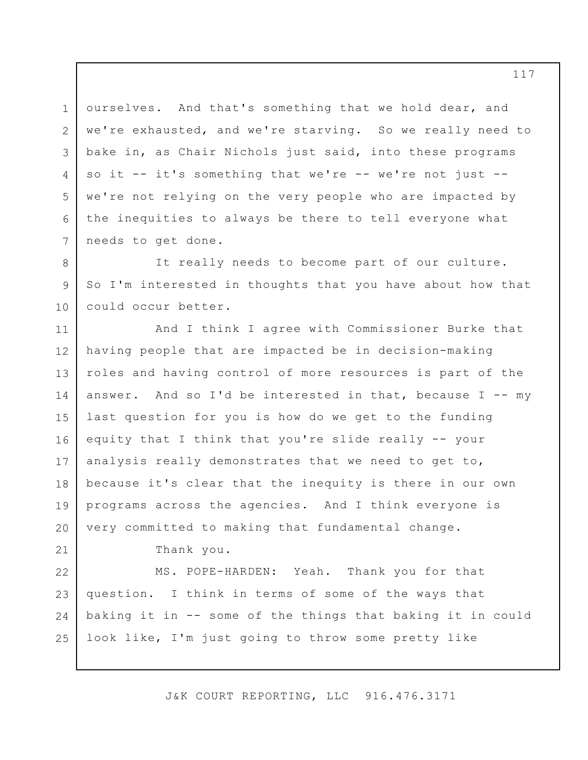ourselves. And that's something that we hold dear, and we're exhausted, and we're starving. So we really need to bake in, as Chair Nichols just said, into these programs so it -- it's something that we're -- we're not just -- we're not relying on the very people who are impacted by the inequities to always be there to tell everyone what needs to get done.

It really needs to become part of our culture. So I'm interested in thoughts that you have about how that could occur better.

And I think I agree with Commissioner Burke that having people that are impacted be in decision-making roles and having control of more resources is part of the answer. And so I'd be interested in that, because I -- my last question for you is how do we get to the funding equity that I think that you're slide really -- your analysis really demonstrates that we need to get to, because it's clear that the inequity is there in our own programs across the agencies. And I think everyone is very committed to making that fundamental change.

Thank you.

MS. POPE-HARDEN: Yeah. Thank you for that question. I think in terms of some of the ways that baking it in -- some of the things that baking it in could look like, I'm just going to throw some pretty like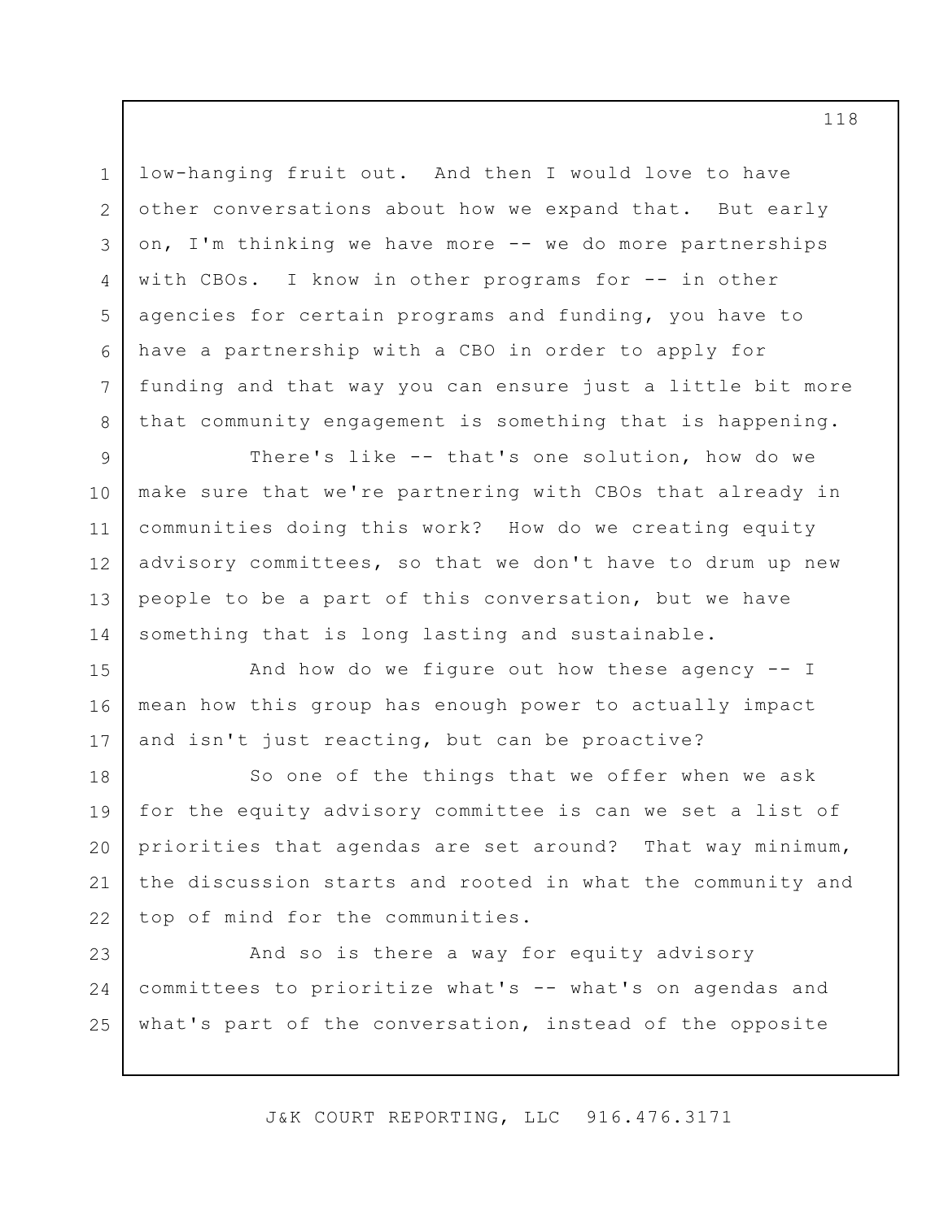low-hanging fruit out. And then I would love to have other conversations about how we expand that. But early on, I'm thinking we have more -- we do more partnerships with CBOs. I know in other programs for -- in other agencies for certain programs and funding, you have to have a partnership with a CBO in order to apply for funding and that way you can ensure just a little bit more that community engagement is something that is happening.

There's like -- that's one solution, how do we make sure that we're partnering with CBOs that already in communities doing this work? How do we creating equity advisory committees, so that we don't have to drum up new people to be a part of this conversation, but we have something that is long lasting and sustainable.

And how do we figure out how these agency -- I mean how this group has enough power to actually impact and isn't just reacting, but can be proactive?

So one of the things that we offer when we ask for the equity advisory committee is can we set a list of priorities that agendas are set around? That way minimum, the discussion starts and rooted in what the community and top of mind for the communities.

And so is there a way for equity advisory committees to prioritize what's -- what's on agendas and what's part of the conversation, instead of the opposite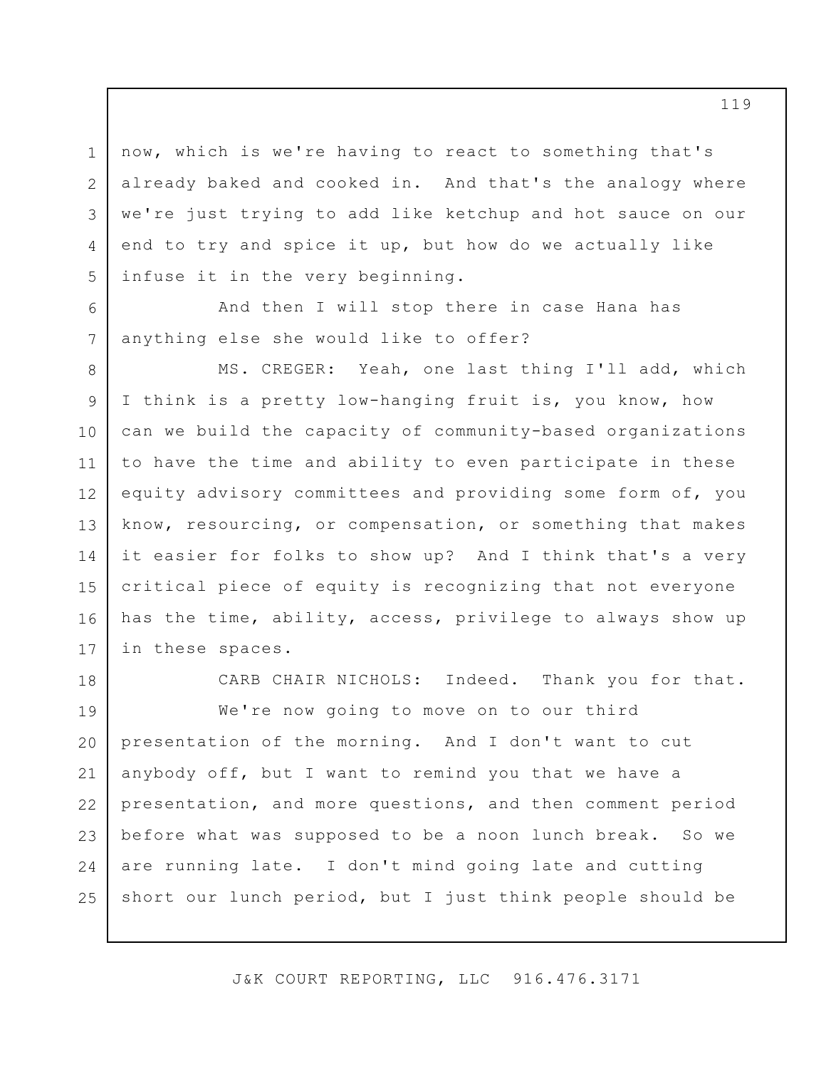now, which is we're having to react to something that's already baked and cooked in. And that's the analogy where we're just trying to add like ketchup and hot sauce on our end to try and spice it up, but how do we actually like infuse it in the very beginning.

And then I will stop there in case Hana has anything else she would like to offer?

MS. CREGER: Yeah, one last thing I'll add, which I think is a pretty low-hanging fruit is, you know, how can we build the capacity of community-based organizations to have the time and ability to even participate in these equity advisory committees and providing some form of, you know, resourcing, or compensation, or something that makes it easier for folks to show up? And I think that's a very critical piece of equity is recognizing that not everyone has the time, ability, access, privilege to always show up in these spaces.

CARB CHAIR NICHOLS: Indeed. Thank you for that.

We're now going to move on to our third presentation of the morning. And I don't want to cut anybody off, but I want to remind you that we have a presentation, and more questions, and then comment period before what was supposed to be a noon lunch break. So we are running late. I don't mind going late and cutting short our lunch period, but I just think people should be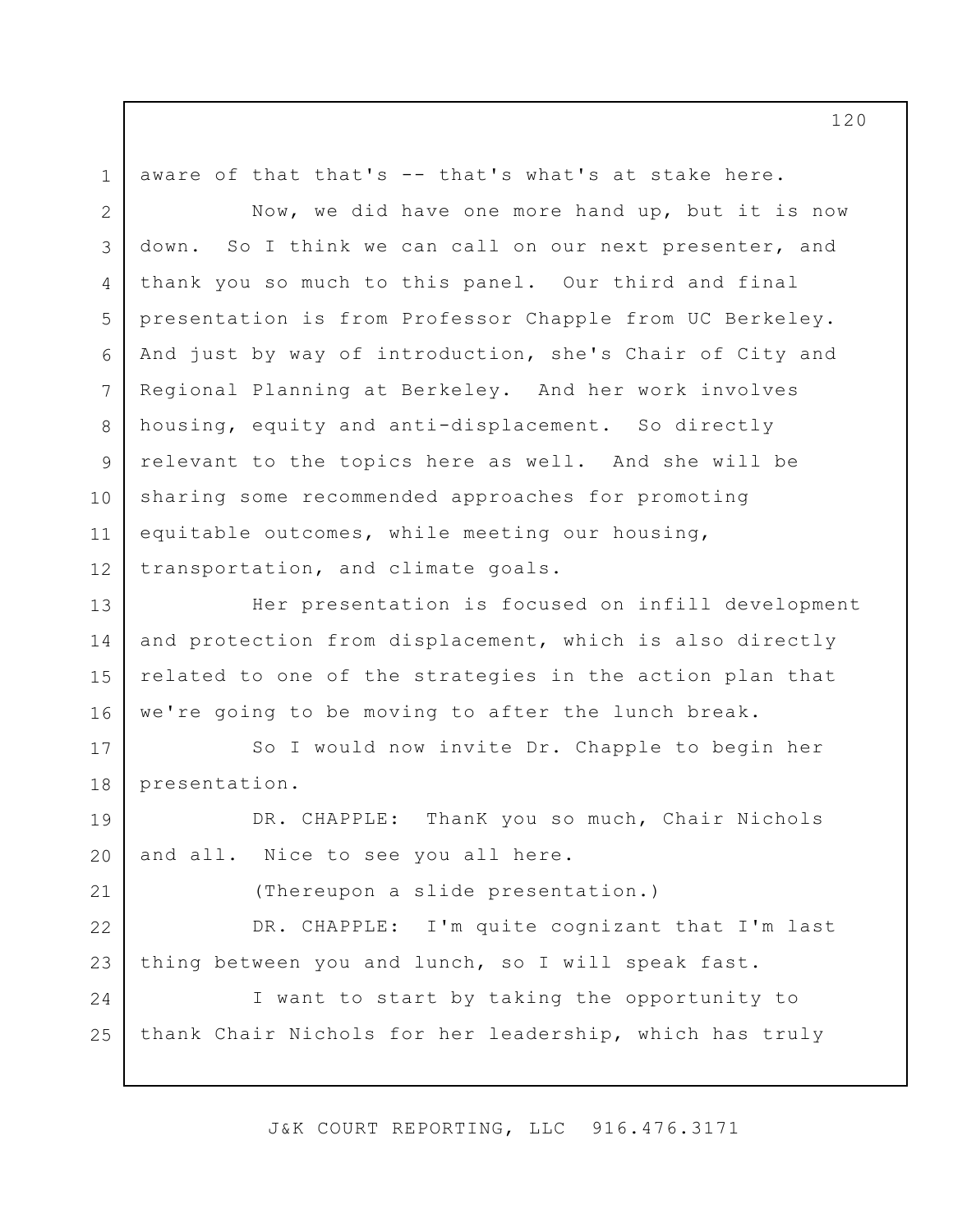aware of that that's -- that's what's at stake here.

Now, we did have one more hand up, but it is now down. So I think we can call on our next presenter, and thank you so much to this panel. Our third and final presentation is from Professor Chapple from UC Berkeley. And just by way of introduction, she's Chair of City and Regional Planning at Berkeley. And her work involves housing, equity and anti-displacement. So directly relevant to the topics here as well. And she will be sharing some recommended approaches for promoting equitable outcomes, while meeting our housing, transportation, and climate goals.

Her presentation is focused on infill development and protection from displacement, which is also directly related to one of the strategies in the action plan that we're going to be moving to after the lunch break.

So I would now invite Dr. Chapple to begin her presentation.

DR. CHAPPLE: ThanK you so much, Chair Nichols and all. Nice to see you all here.

(Thereupon a slide presentation.)

DR. CHAPPLE: I'm quite cognizant that I'm last thing between you and lunch, so I will speak fast.

I want to start by taking the opportunity to thank Chair Nichols for her leadership, which has truly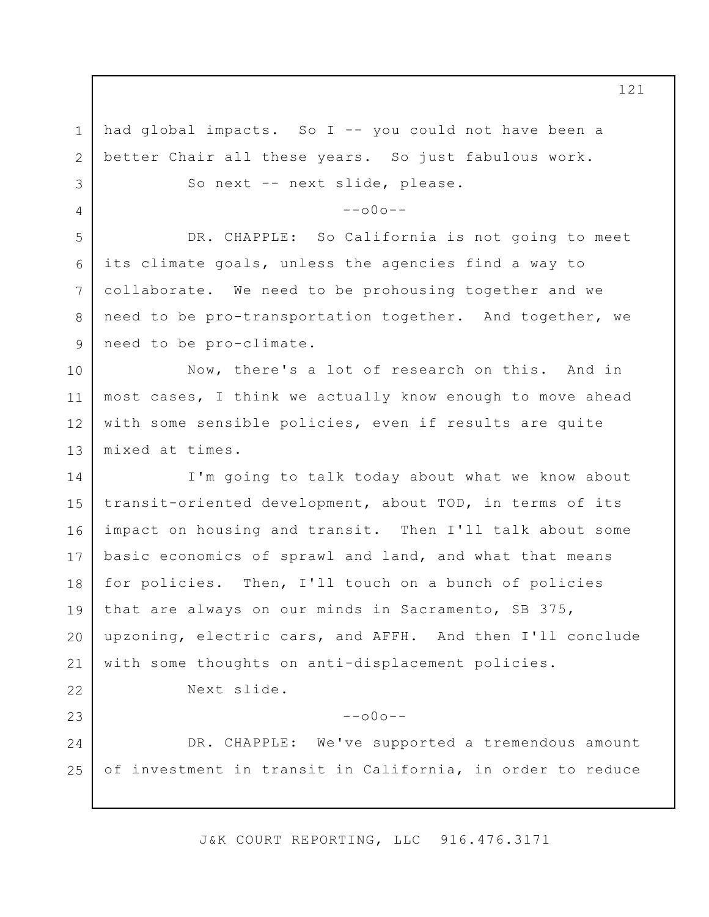had global impacts. So I -- you could not have been a better Chair all these years. So just fabulous work.

So next -- next slide, please.

--o0o--

DR. CHAPPLE: So California is not going to meet its climate goals, unless the agencies find a way to collaborate. We need to be prohousing together and we need to be pro-transportation together. And together, we need to be pro-climate.

Now, there's a lot of research on this. And in most cases, I think we actually know enough to move ahead with some sensible policies, even if results are quite mixed at times.

I'm going to talk today about what we know about transit-oriented development, about TOD, in terms of its impact on housing and transit. Then I'll talk about some basic economics of sprawl and land, and what that means for policies. Then, I'll touch on a bunch of policies that are always on our minds in Sacramento, SB 375, upzoning, electric cars, and AFFH. And then I'll conclude with some thoughts on anti-displacement policies.

Next slide.

--o0o--

DR. CHAPPLE: We've supported a tremendous amount of investment in transit in California, in order to reduce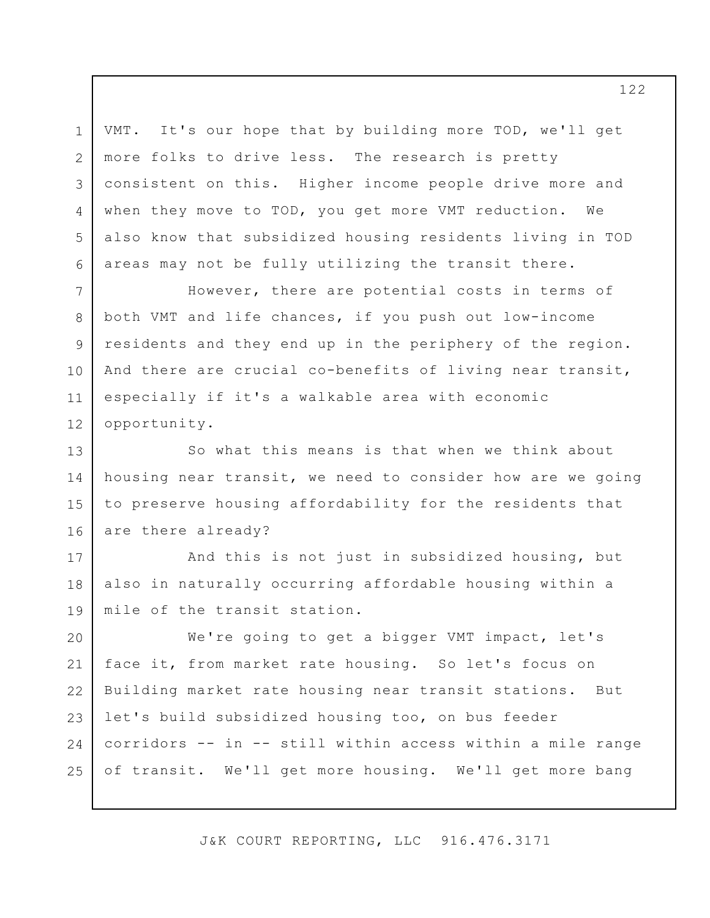VMT. It's our hope that by building more TOD, we'll get more folks to drive less. The research is pretty consistent on this. Higher income people drive more and when they move to TOD, you get more VMT reduction. We also know that subsidized housing residents living in TOD areas may not be fully utilizing the transit there.

However, there are potential costs in terms of both VMT and life chances, if you push out low-income residents and they end up in the periphery of the region. And there are crucial co-benefits of living near transit, especially if it's a walkable area with economic opportunity.

So what this means is that when we think about housing near transit, we need to consider how are we going to preserve housing affordability for the residents that are there already?

And this is not just in subsidized housing, but also in naturally occurring affordable housing within a mile of the transit station.

We're going to get a bigger VMT impact, let's face it, from market rate housing. So let's focus on Building market rate housing near transit stations. But let's build subsidized housing too, on bus feeder corridors -- in -- still within access within a mile range of transit. We'll get more housing. We'll get more bang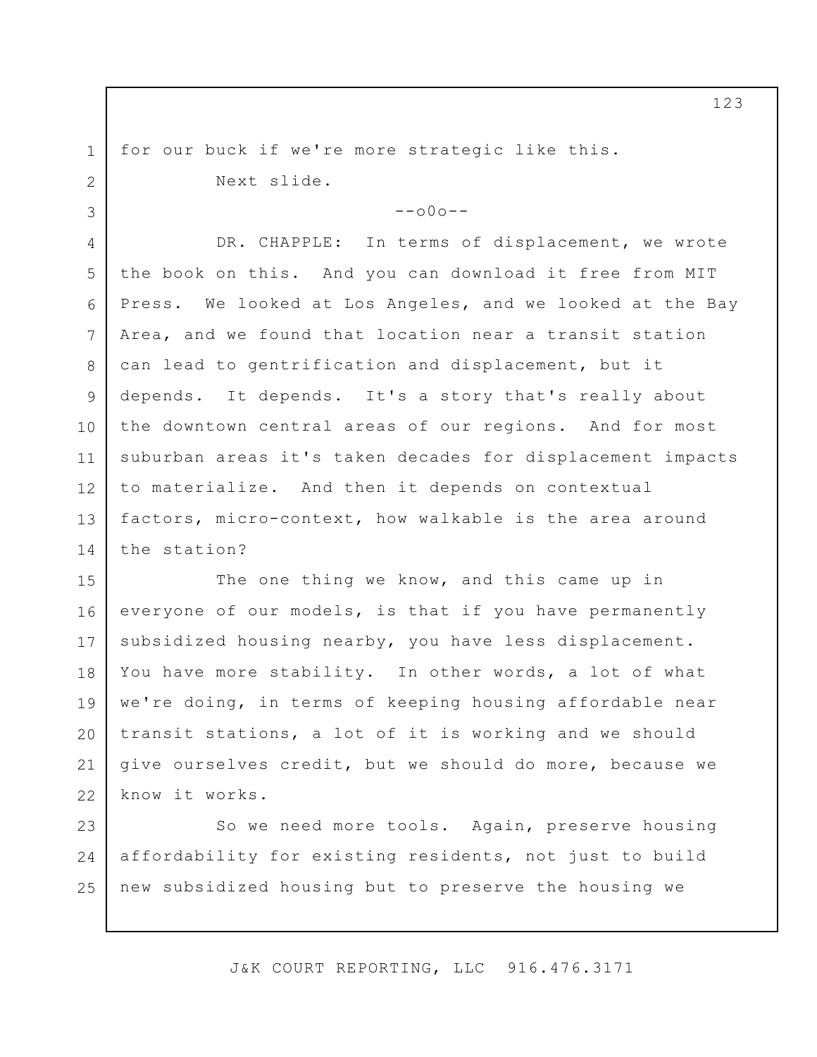for our buck if we're more strategic like this.

Next slide.

--o0o--

DR. CHAPPLE: In terms of displacement, we wrote the book on this. And you can download it free from MIT Press. We looked at Los Angeles, and we looked at the Bay Area, and we found that location near a transit station can lead to gentrification and displacement, but it depends. It depends. It's a story that's really about the downtown central areas of our regions. And for most suburban areas it's taken decades for displacement impacts to materialize. And then it depends on contextual factors, micro-context, how walkable is the area around the station?

The one thing we know, and this came up in everyone of our models, is that if you have permanently subsidized housing nearby, you have less displacement. You have more stability. In other words, a lot of what we're doing, in terms of keeping housing affordable near transit stations, a lot of it is working and we should give ourselves credit, but we should do more, because we know it works.

So we need more tools. Again, preserve housing affordability for existing residents, not just to build new subsidized housing but to preserve the housing we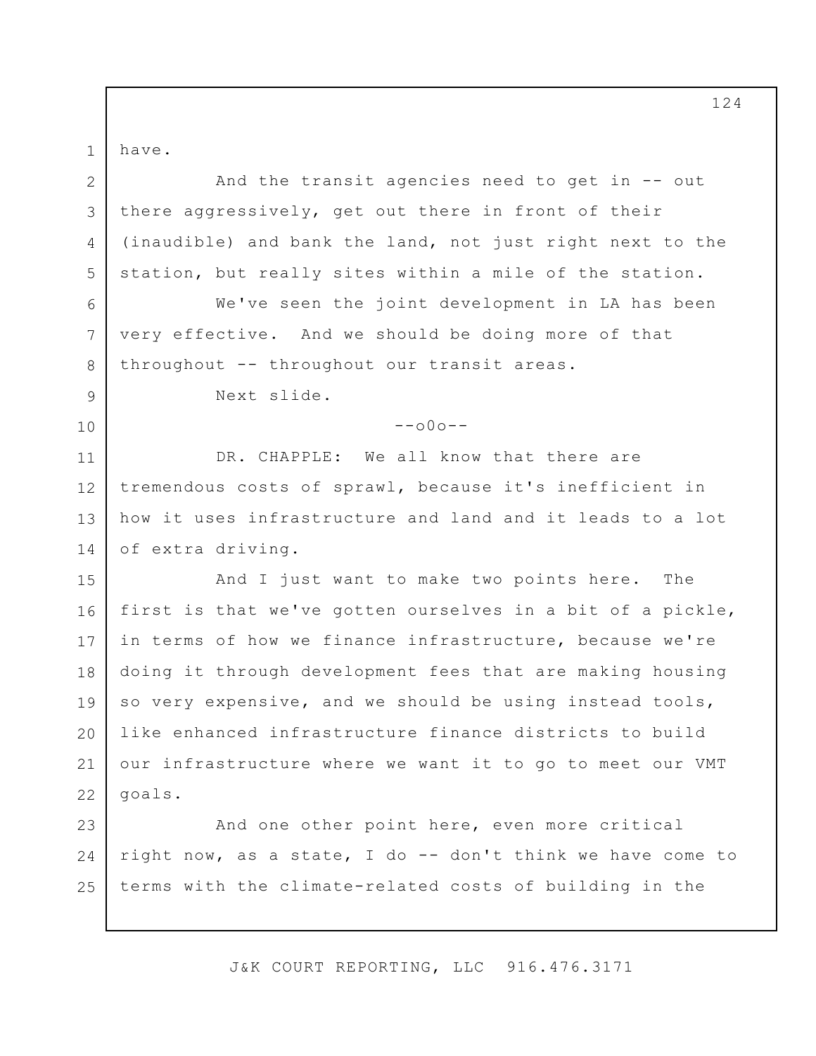have.

And the transit agencies need to get in -- out there aggressively, get out there in front of their (inaudible) and bank the land, not just right next to the station, but really sites within a mile of the station.

We've seen the joint development in LA has been very effective. And we should be doing more of that throughout -- throughout our transit areas.

Next slide.

--o0o--

DR. CHAPPLE: We all know that there are tremendous costs of sprawl, because it's inefficient in how it uses infrastructure and land and it leads to a lot of extra driving.

And I just want to make two points here. The first is that we've gotten ourselves in a bit of a pickle, in terms of how we finance infrastructure, because we're doing it through development fees that are making housing so very expensive, and we should be using instead tools, like enhanced infrastructure finance districts to build our infrastructure where we want it to go to meet our VMT goals.

And one other point here, even more critical right now, as a state, I do -- don't think we have come to terms with the climate-related costs of building in the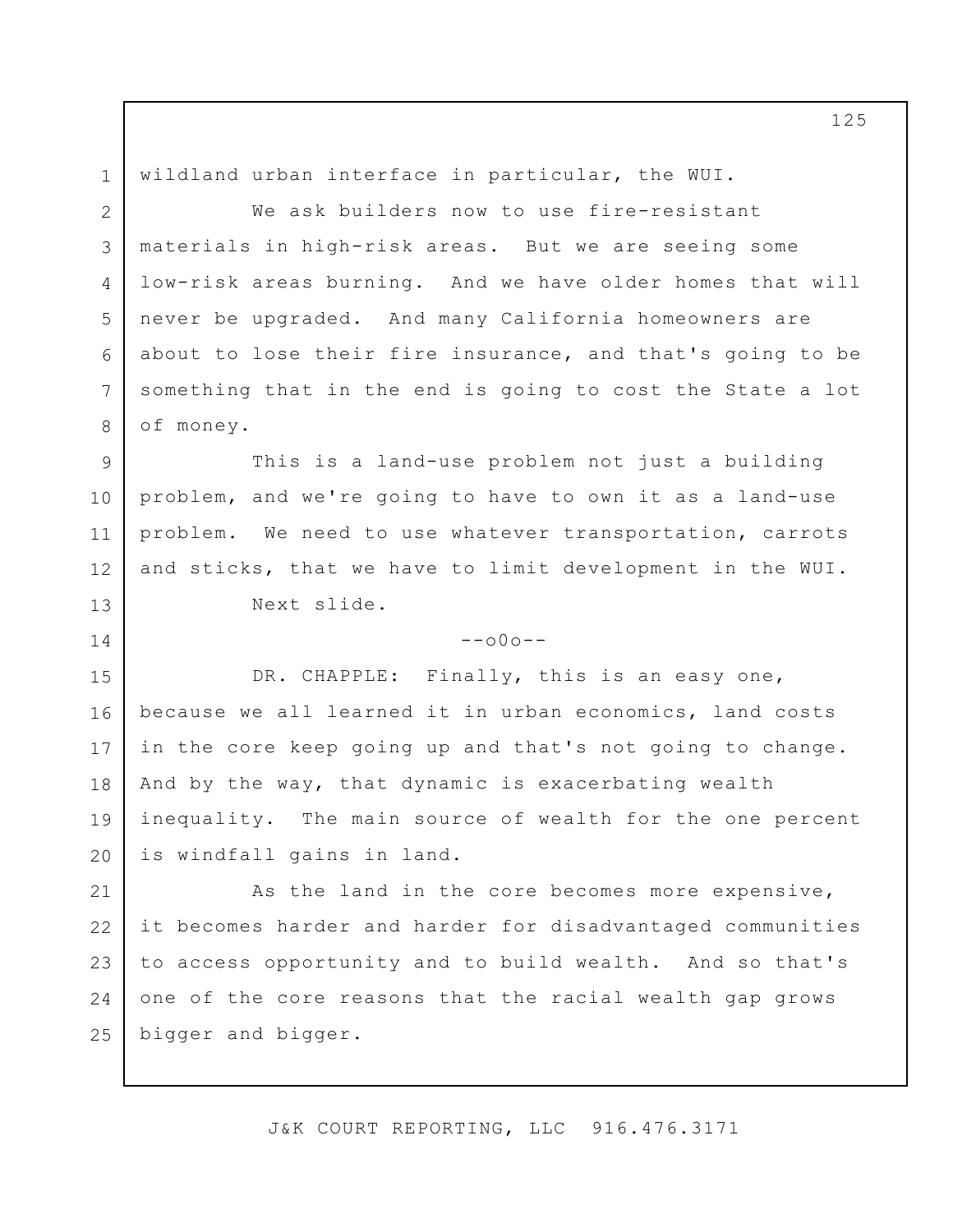wildland urban interface in particular, the WUI.

We ask builders now to use fire-resistant materials in high-risk areas. But we are seeing some low-risk areas burning. And we have older homes that will never be upgraded. And many California homeowners are about to lose their fire insurance, and that's going to be something that in the end is going to cost the State a lot of money.

This is a land-use problem not just a building problem, and we're going to have to own it as a land-use problem. We need to use whatever transportation, carrots and sticks, that we have to limit development in the WUI.

Next slide.

--o0o--

DR. CHAPPLE: Finally, this is an easy one, because we all learned it in urban economics, land costs in the core keep going up and that's not going to change. And by the way, that dynamic is exacerbating wealth inequality. The main source of wealth for the one percent is windfall gains in land.

As the land in the core becomes more expensive, it becomes harder and harder for disadvantaged communities to access opportunity and to build wealth. And so that's one of the core reasons that the racial wealth gap grows bigger and bigger.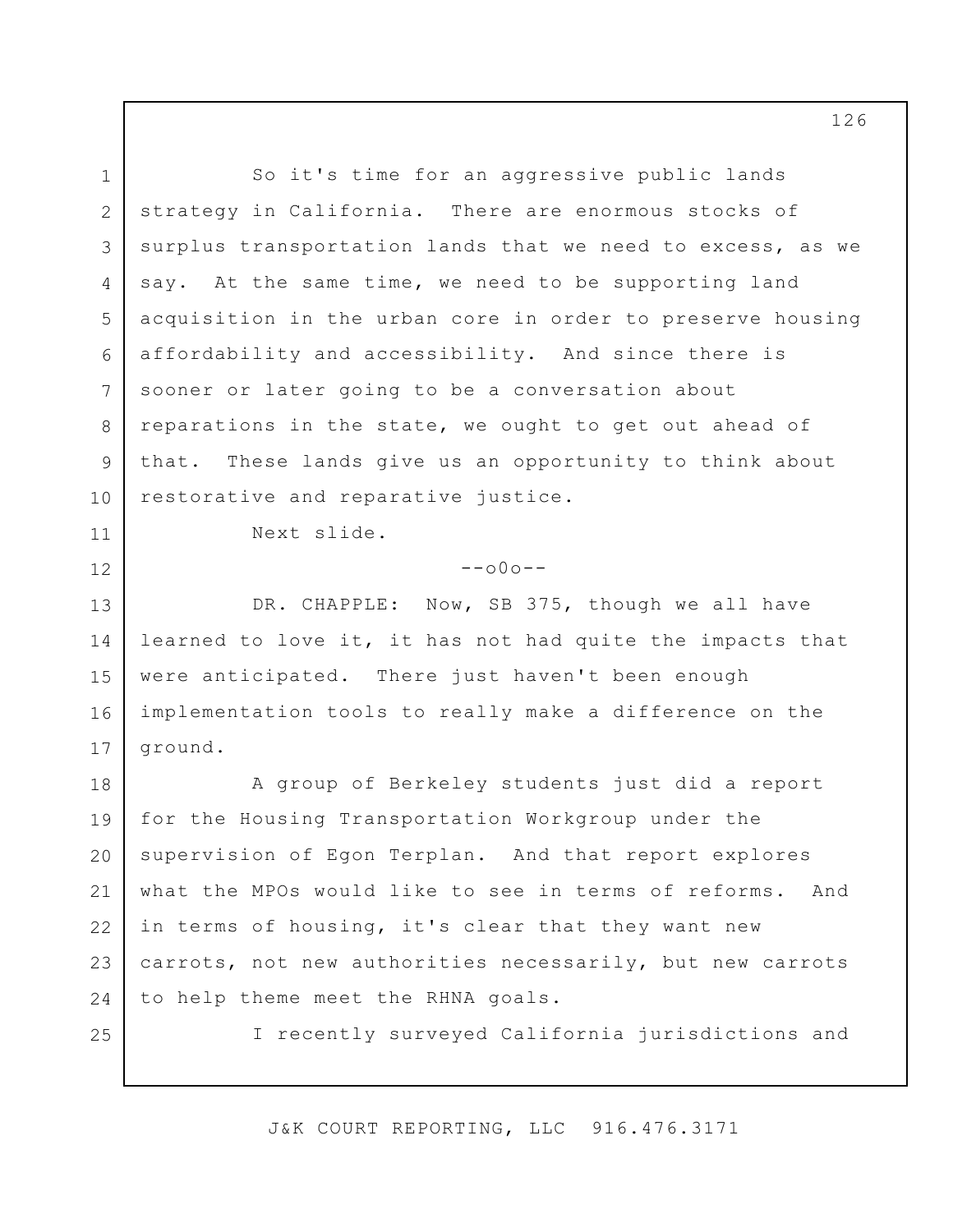So it's time for an aggressive public lands strategy in California. There are enormous stocks of surplus transportation lands that we need to excess, as we say. At the same time, we need to be supporting land acquisition in the urban core in order to preserve housing affordability and accessibility. And since there is sooner or later going to be a conversation about reparations in the state, we ought to get out ahead of that. These lands give us an opportunity to think about restorative and reparative justice.

Next slide.

--o0o--

DR. CHAPPLE: Now, SB 375, though we all have learned to love it, it has not had quite the impacts that were anticipated. There just haven't been enough implementation tools to really make a difference on the ground.

A group of Berkeley students just did a report for the Housing Transportation Workgroup under the supervision of Egon Terplan. And that report explores what the MPOs would like to see in terms of reforms. And in terms of housing, it's clear that they want new carrots, not new authorities necessarily, but new carrots to help theme meet the RHNA goals.

I recently surveyed California jurisdictions and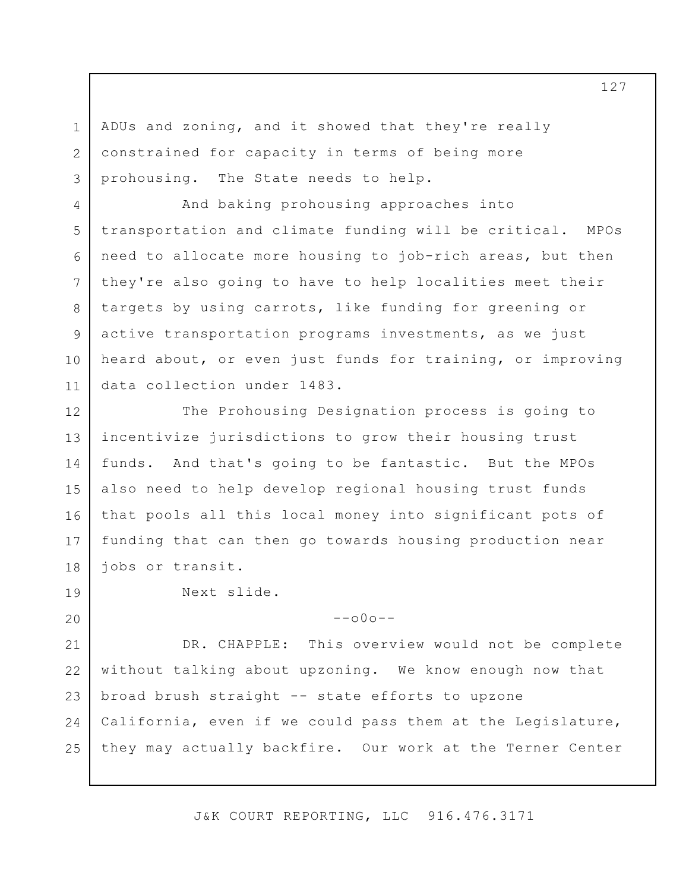ADUs and zoning, and it showed that they're really constrained for capacity in terms of being more prohousing. The State needs to help.

And baking prohousing approaches into transportation and climate funding will be critical. MPOs need to allocate more housing to job-rich areas, but then they're also going to have to help localities meet their targets by using carrots, like funding for greening or active transportation programs investments, as we just heard about, or even just funds for training, or improving data collection under 1483.

The Prohousing Designation process is going to incentivize jurisdictions to grow their housing trust funds. And that's going to be fantastic. But the MPOs also need to help develop regional housing trust funds that pools all this local money into significant pots of funding that can then go towards housing production near jobs or transit.

Next slide.

--o0o--

DR. CHAPPLE: This overview would not be complete without talking about upzoning. We know enough now that broad brush straight -- state efforts to upzone California, even if we could pass them at the Legislature, they may actually backfire. Our work at the Terner Center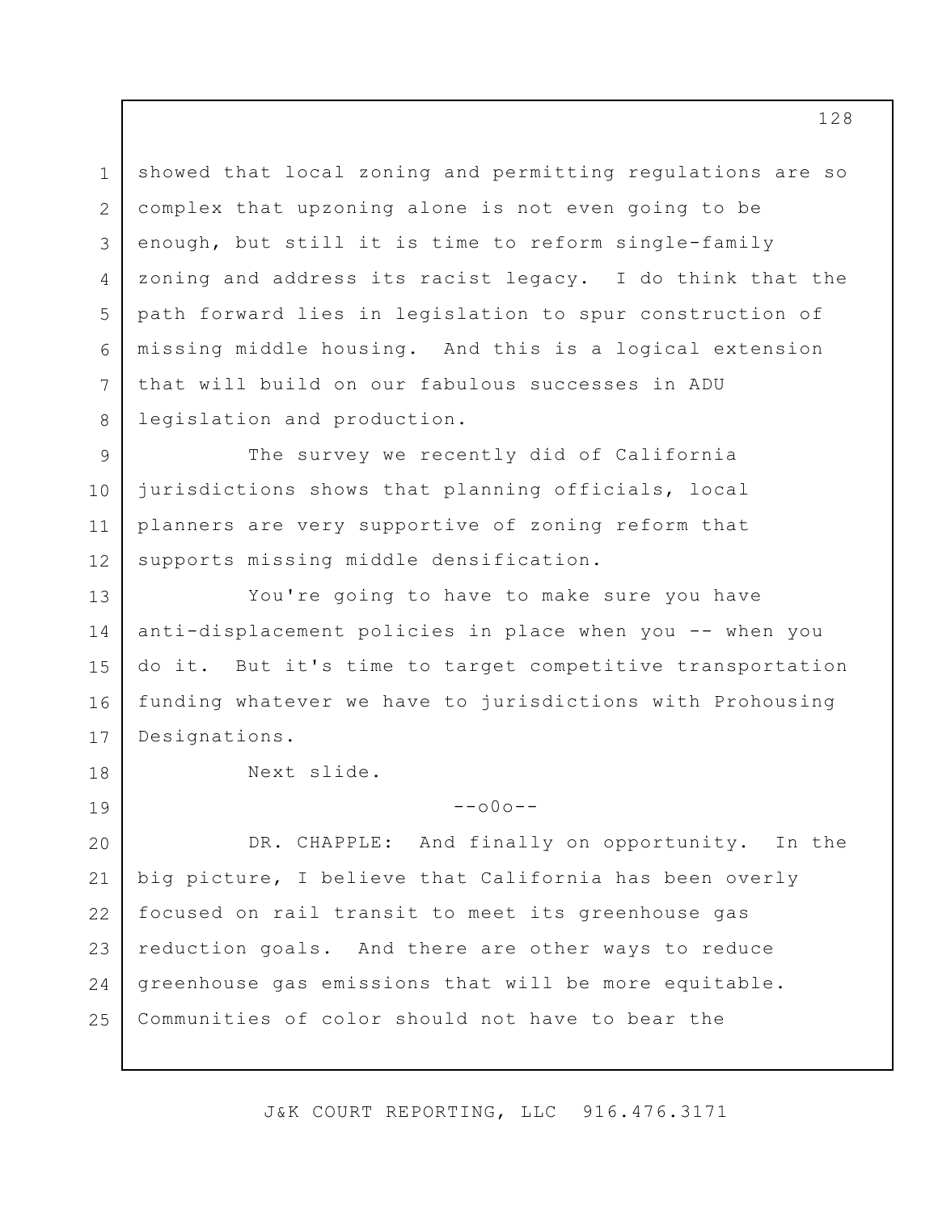showed that local zoning and permitting regulations are so complex that upzoning alone is not even going to be enough, but still it is time to reform single-family zoning and address its racist legacy. I do think that the path forward lies in legislation to spur construction of missing middle housing. And this is a logical extension that will build on our fabulous successes in ADU legislation and production.

The survey we recently did of California jurisdictions shows that planning officials, local planners are very supportive of zoning reform that supports missing middle densification.

You're going to have to make sure you have anti-displacement policies in place when you -- when you do it. But it's time to target competitive transportation funding whatever we have to jurisdictions with Prohousing Designations.

Next slide.

--o0o--

DR. CHAPPLE: And finally on opportunity. In the big picture, I believe that California has been overly focused on rail transit to meet its greenhouse gas reduction goals. And there are other ways to reduce greenhouse gas emissions that will be more equitable. Communities of color should not have to bear the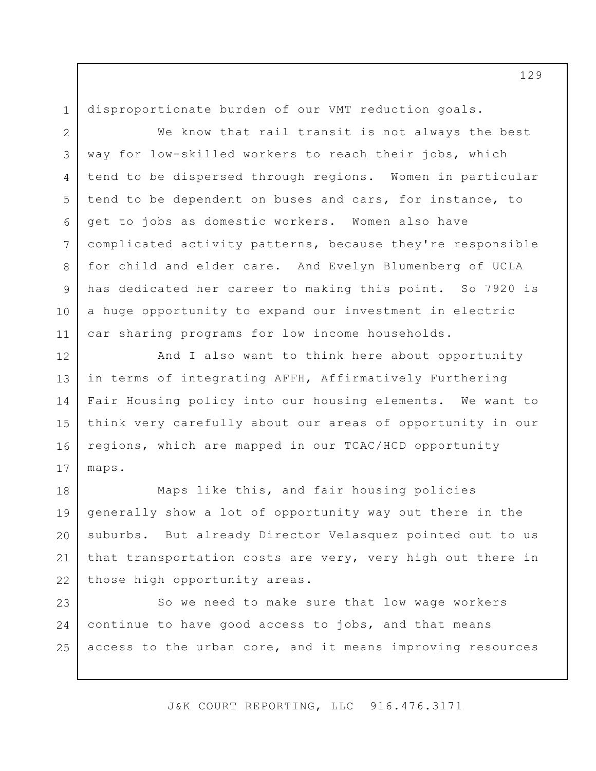disproportionate burden of our VMT reduction goals.

We know that rail transit is not always the best way for low-skilled workers to reach their jobs, which tend to be dispersed through regions. Women in particular tend to be dependent on buses and cars, for instance, to get to jobs as domestic workers. Women also have complicated activity patterns, because they're responsible for child and elder care. And Evelyn Blumenberg of UCLA has dedicated her career to making this point. So 7920 is a huge opportunity to expand our investment in electric car sharing programs for low income households.

And I also want to think here about opportunity in terms of integrating AFFH, Affirmatively Furthering Fair Housing policy into our housing elements. We want to think very carefully about our areas of opportunity in our regions, which are mapped in our TCAC/HCD opportunity maps.

Maps like this, and fair housing policies generally show a lot of opportunity way out there in the suburbs. But already Director Velasquez pointed out to us that transportation costs are very, very high out there in those high opportunity areas.

So we need to make sure that low wage workers continue to have good access to jobs, and that means access to the urban core, and it means improving resources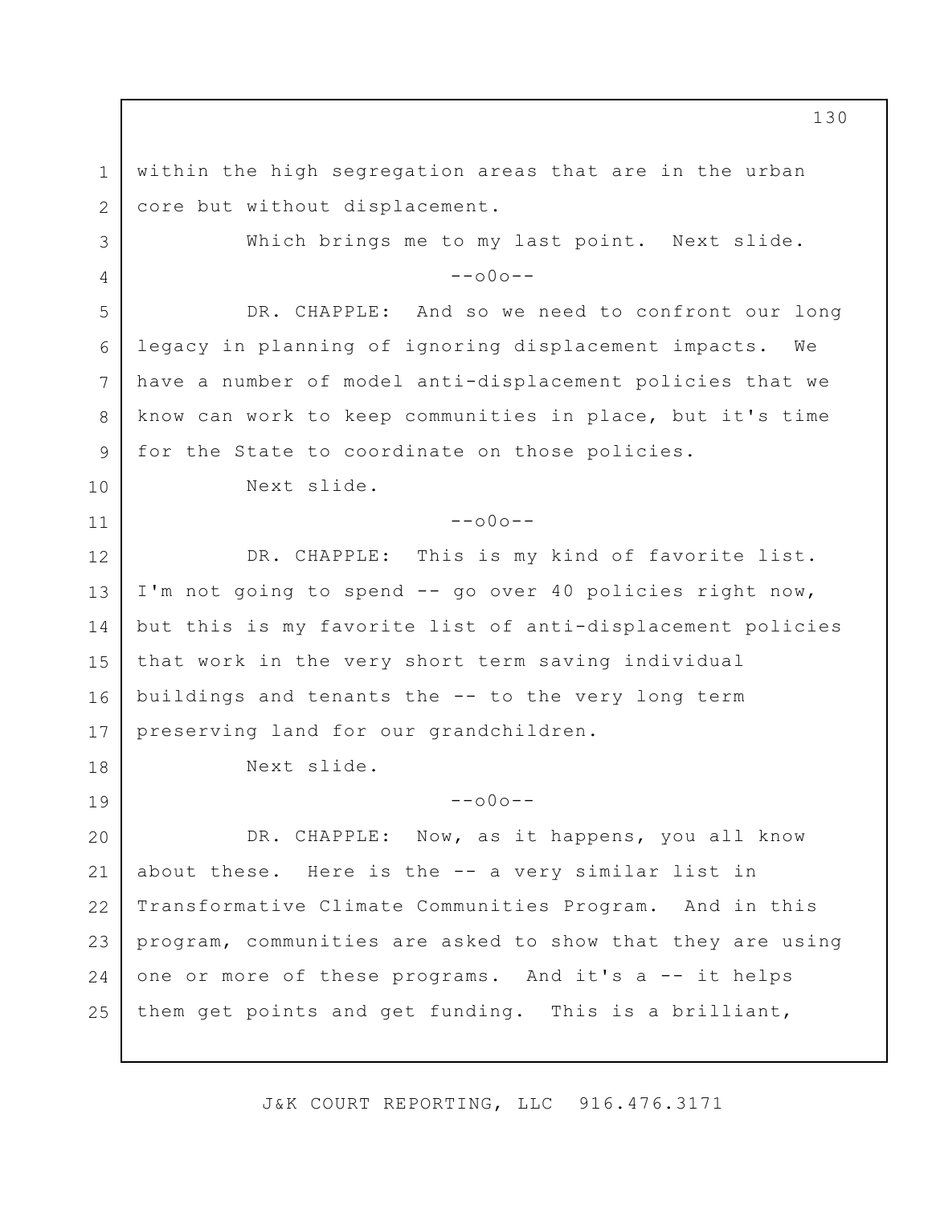within the high segregation areas that are in the urban core but without displacement.

Which brings me to my last point. Next slide.

--o0o--

DR. CHAPPLE: And so we need to confront our long legacy in planning of ignoring displacement impacts. We have a number of model anti-displacement policies that we know can work to keep communities in place, but it's time for the State to coordinate on those policies.

Next slide.

--o0o--

DR. CHAPPLE: This is my kind of favorite list. I'm not going to spend -- go over 40 policies right now, but this is my favorite list of anti-displacement policies that work in the very short term saving individual buildings and tenants the -- to the very long term preserving land for our grandchildren.

Next slide.

--o0o--

DR. CHAPPLE: Now, as it happens, you all know about these. Here is the -- a very similar list in Transformative Climate Communities Program. And in this program, communities are asked to show that they are using one or more of these programs. And it's a -- it helps them get points and get funding. This is a brilliant,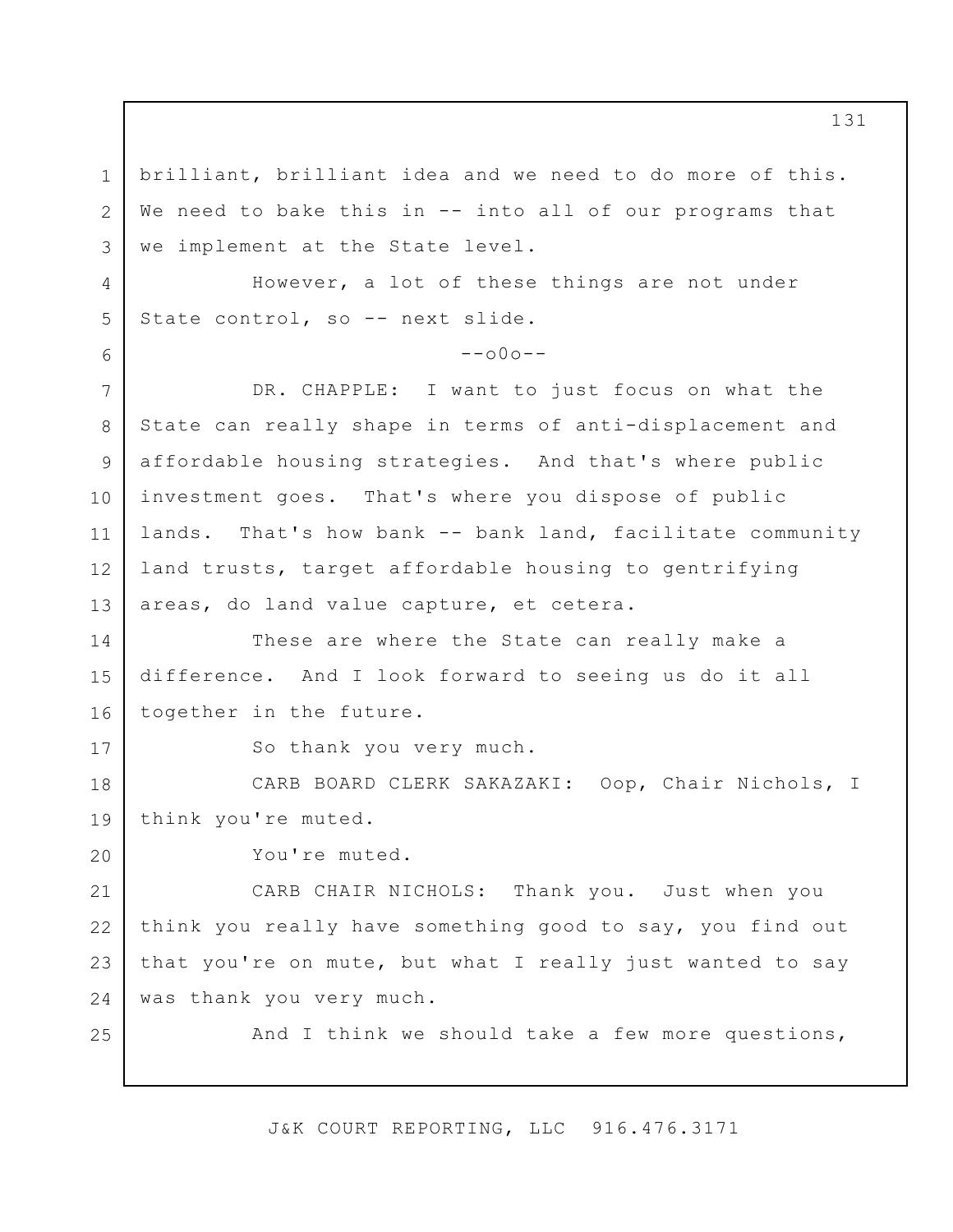brilliant, brilliant idea and we need to do more of this. We need to bake this in -- into all of our programs that we implement at the State level.

However, a lot of these things are not under State control, so -- next slide.

--o0o--

DR. CHAPPLE: I want to just focus on what the State can really shape in terms of anti-displacement and affordable housing strategies. And that's where public investment goes. That's where you dispose of public lands. That's how bank -- bank land, facilitate community land trusts, target affordable housing to gentrifying areas, do land value capture, et cetera.

These are where the State can really make a difference. And I look forward to seeing us do it all together in the future.

So thank you very much.

CARB BOARD CLERK SAKAZAKI: Oop, Chair Nichols, I think you're muted.

You're muted.

CARB CHAIR NICHOLS: Thank you. Just when you think you really have something good to say, you find out that you're on mute, but what I really just wanted to say was thank you very much.

And I think we should take a few more questions,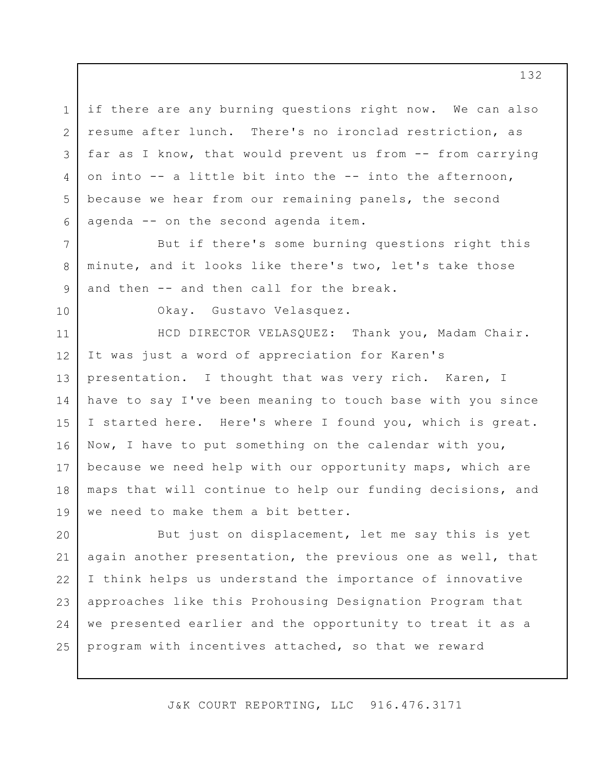if there are any burning questions right now. We can also resume after lunch. There's no ironclad restriction, as far as I know, that would prevent us from -- from carrying on into -- a little bit into the -- into the afternoon, because we hear from our remaining panels, the second agenda -- on the second agenda item.

But if there's some burning questions right this minute, and it looks like there's two, let's take those and then -- and then call for the break.

Okay. Gustavo Velasquez.

HCD DIRECTOR VELASQUEZ: Thank you, Madam Chair. It was just a word of appreciation for Karen's presentation. I thought that was very rich. Karen, I have to say I've been meaning to touch base with you since I started here. Here's where I found you, which is great. Now, I have to put something on the calendar with you, because we need help with our opportunity maps, which are maps that will continue to help our funding decisions, and we need to make them a bit better.

But just on displacement, let me say this is yet again another presentation, the previous one as well, that I think helps us understand the importance of innovative approaches like this Prohousing Designation Program that we presented earlier and the opportunity to treat it as a program with incentives attached, so that we reward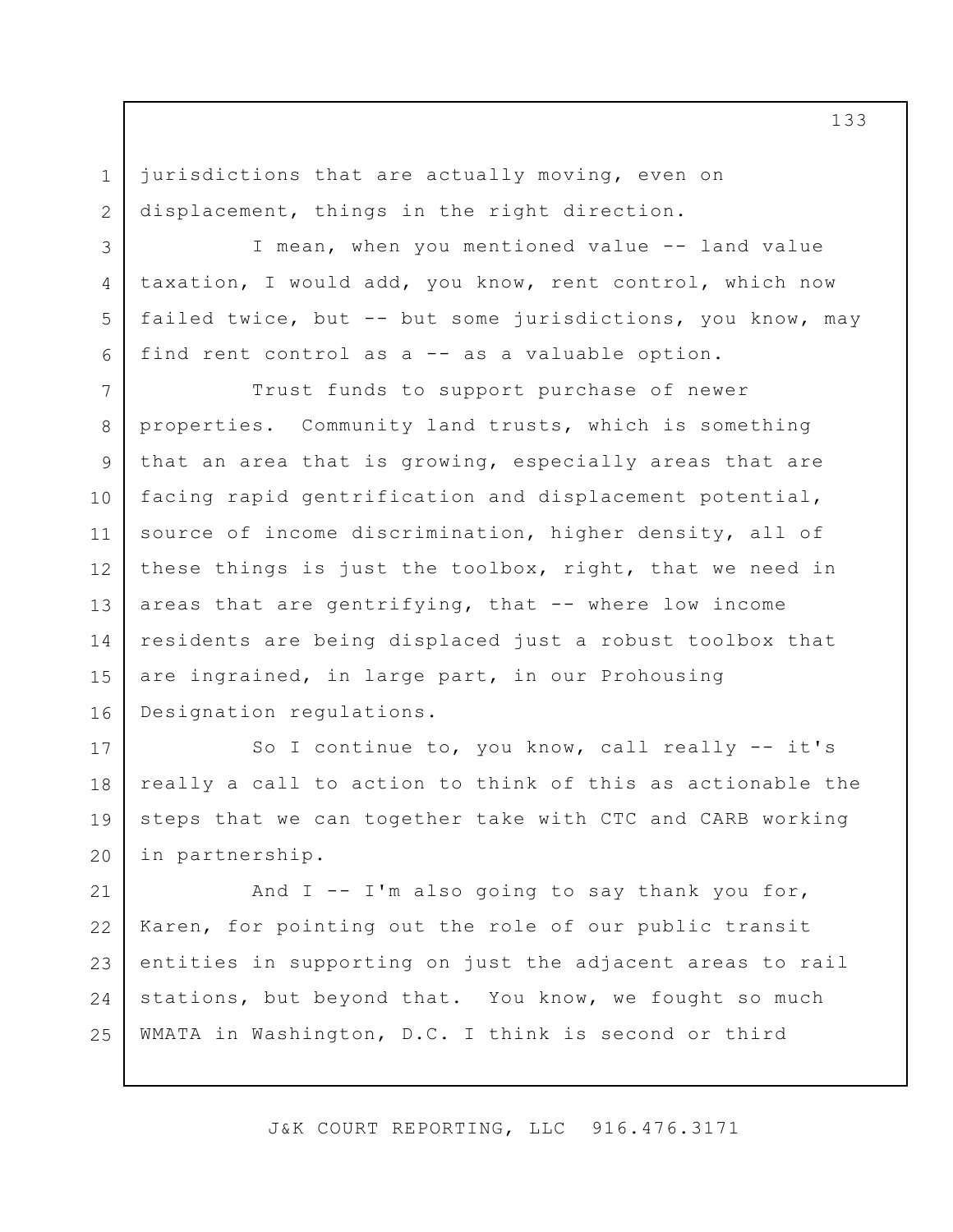jurisdictions that are actually moving, even on displacement, things in the right direction.

I mean, when you mentioned value -- land value taxation, I would add, you know, rent control, which now failed twice, but -- but some jurisdictions, you know, may find rent control as a -- as a valuable option.

Trust funds to support purchase of newer properties. Community land trusts, which is something that an area that is growing, especially areas that are facing rapid gentrification and displacement potential, source of income discrimination, higher density, all of these things is just the toolbox, right, that we need in areas that are gentrifying, that -- where low income residents are being displaced just a robust toolbox that are ingrained, in large part, in our Prohousing Designation regulations.

So I continue to, you know, call really -- it's really a call to action to think of this as actionable the steps that we can together take with CTC and CARB working in partnership.

And I -- I'm also going to say thank you for, Karen, for pointing out the role of our public transit entities in supporting on just the adjacent areas to rail stations, but beyond that. You know, we fought so much WMATA in Washington, D.C. I think is second or third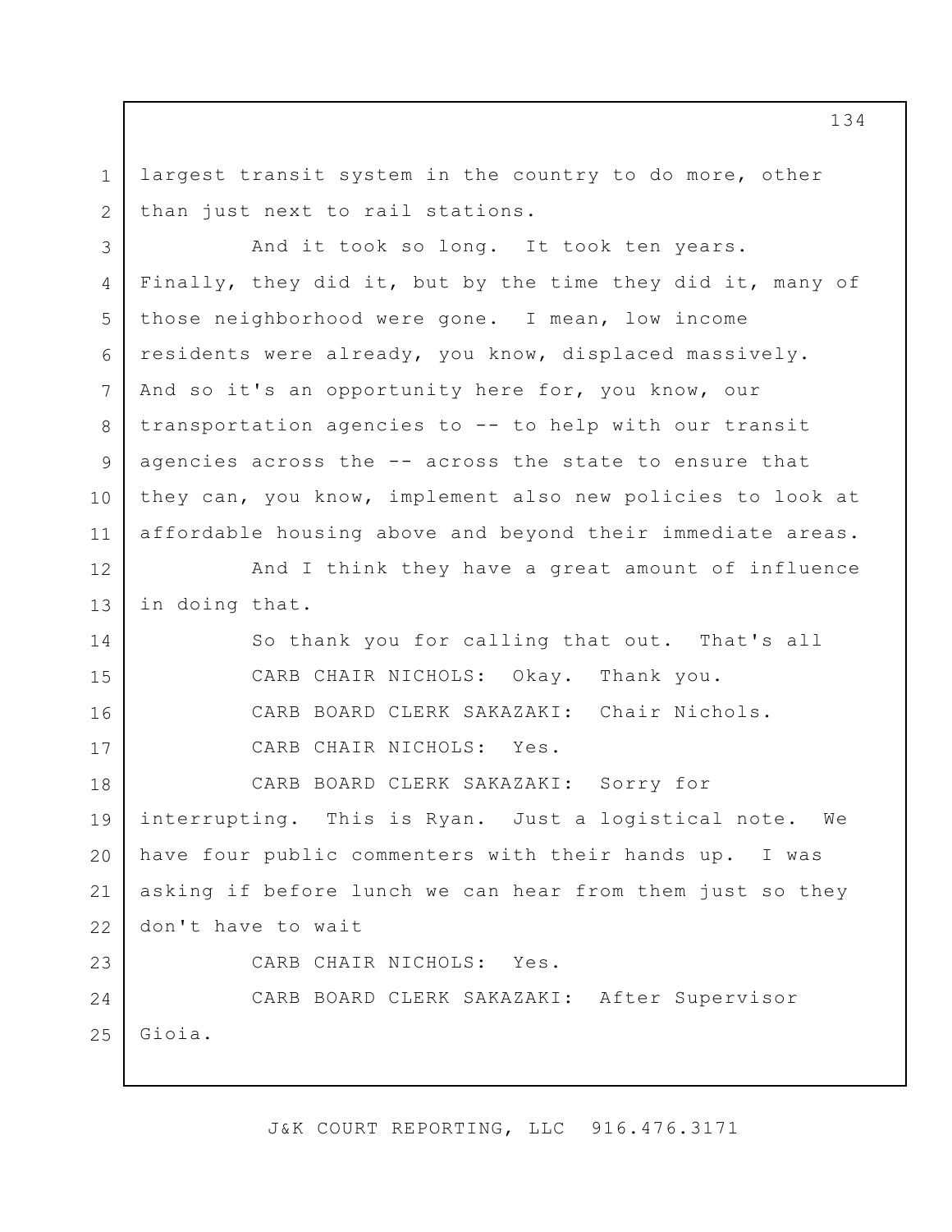largest transit system in the country to do more, other than just next to rail stations.

And it took so long. It took ten years. Finally, they did it, but by the time they did it, many of those neighborhood were gone. I mean, low income residents were already, you know, displaced massively. And so it's an opportunity here for, you know, our transportation agencies to -- to help with our transit agencies across the -- across the state to ensure that they can, you know, implement also new policies to look at affordable housing above and beyond their immediate areas.

And I think they have a great amount of influence in doing that.

So thank you for calling that out. That's all

CARB CHAIR NICHOLS: Okay. Thank you.

CARB BOARD CLERK SAKAZAKI: Chair Nichols.

CARB CHAIR NICHOLS: Yes.

CARB BOARD CLERK SAKAZAKI: Sorry for interrupting. This is Ryan. Just a logistical note. We have four public commenters with their hands up. I was asking if before lunch we can hear from them just so they don't have to wait

CARB CHAIR NICHOLS: Yes.

CARB BOARD CLERK SAKAZAKI: After Supervisor Gioia.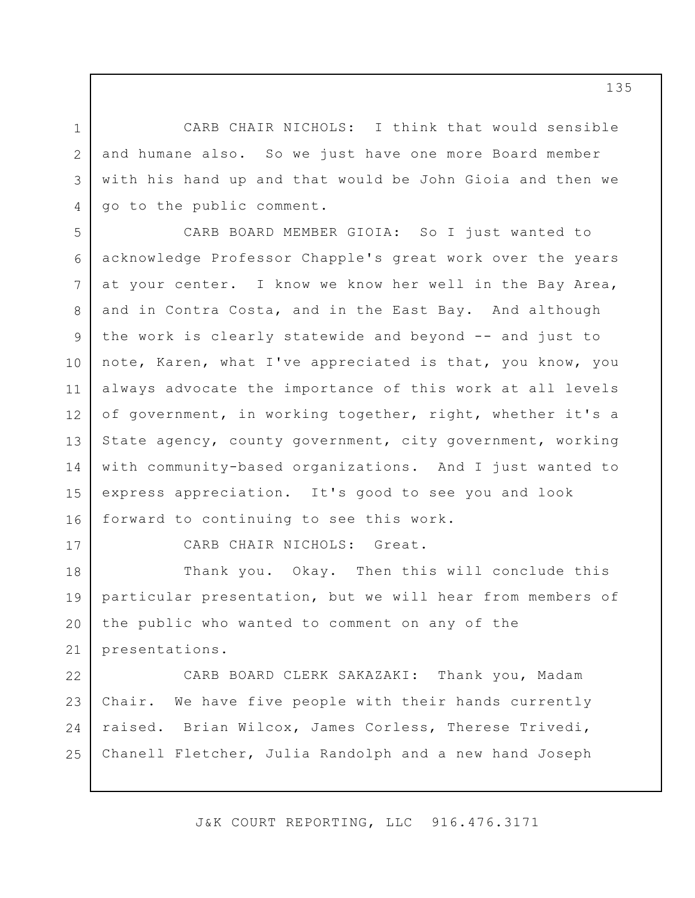CARB CHAIR NICHOLS: I think that would sensible and humane also. So we just have one more Board member with his hand up and that would be John Gioia and then we go to the public comment.

CARB BOARD MEMBER GIOIA: So I just wanted to acknowledge Professor Chapple's great work over the years at your center. I know we know her well in the Bay Area, and in Contra Costa, and in the East Bay. And although the work is clearly statewide and beyond -- and just to note, Karen, what I've appreciated is that, you know, you always advocate the importance of this work at all levels of government, in working together, right, whether it's a State agency, county government, city government, working with community-based organizations. And I just wanted to express appreciation. It's good to see you and look forward to continuing to see this work.

CARB CHAIR NICHOLS: Great.

Thank you. Okay. Then this will conclude this particular presentation, but we will hear from members of the public who wanted to comment on any of the presentations.

CARB BOARD CLERK SAKAZAKI: Thank you, Madam Chair. We have five people with their hands currently raised. Brian Wilcox, James Corless, Therese Trivedi, Chanell Fletcher, Julia Randolph and a new hand Joseph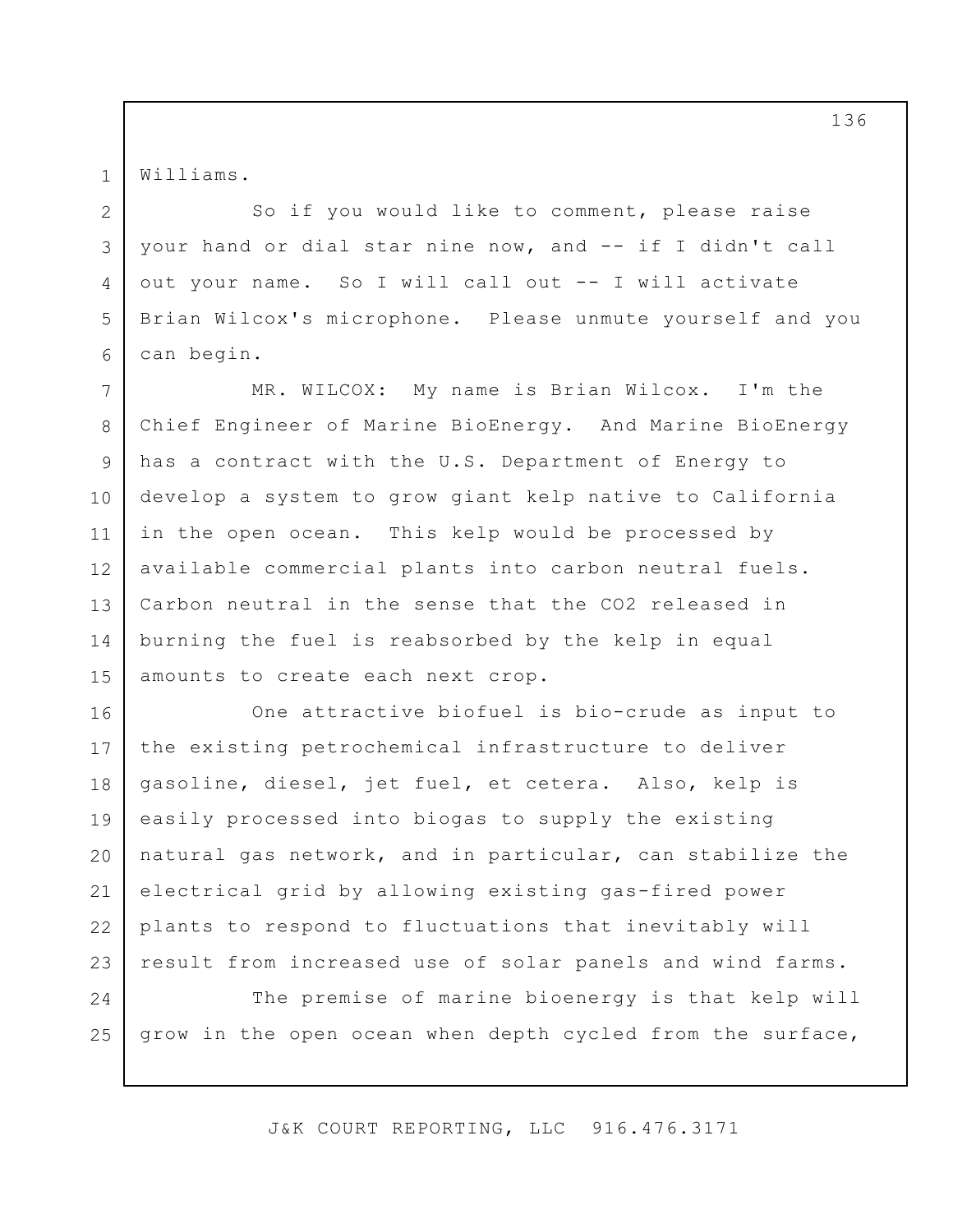Williams.

So if you would like to comment, please raise your hand or dial star nine now, and -- if I didn't call out your name. So I will call out -- I will activate Brian Wilcox's microphone. Please unmute yourself and you can begin.

MR. WILCOX: My name is Brian Wilcox. I'm the Chief Engineer of Marine BioEnergy. And Marine BioEnergy has a contract with the U.S. Department of Energy to develop a system to grow giant kelp native to California in the open ocean. This kelp would be processed by available commercial plants into carbon neutral fuels. Carbon neutral in the sense that the $CO_2$ released in burning the fuel is reabsorbed by the kelp in equal amounts to create each next crop.

One attractive biofuel is bio-crude as input to the existing petrochemical infrastructure to deliver gasoline, diesel, jet fuel, et cetera. Also, kelp is easily processed into biogas to supply the existing natural gas network, and in particular, can stabilize the electrical grid by allowing existing gas-fired power plants to respond to fluctuations that inevitably will result from increased use of solar panels and wind farms.

The premise of marine bioenergy is that kelp will grow in the open ocean when depth cycled from the surface,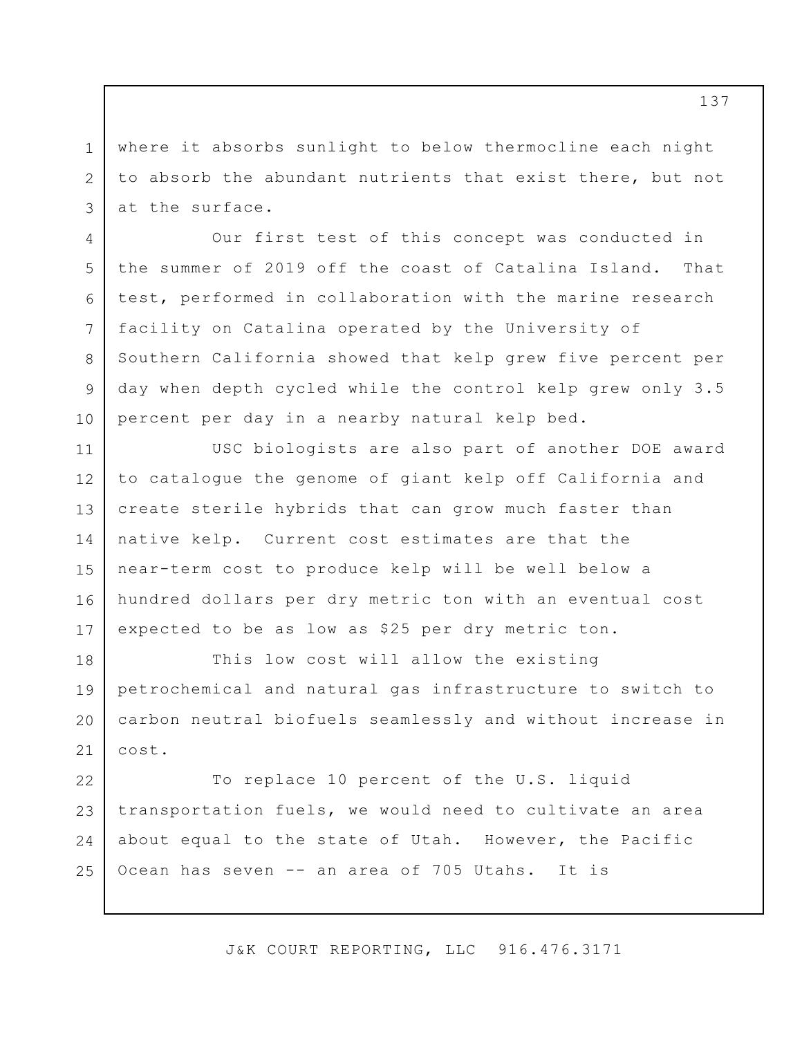where it absorbs sunlight to below thermocline each night to absorb the abundant nutrients that exist there, but not at the surface.

Our first test of this concept was conducted in the summer of 2019 off the coast of Catalina Island. That test, performed in collaboration with the marine research facility on Catalina operated by the University of Southern California showed that kelp grew five percent per day when depth cycled while the control kelp grew only 3.5 percent per day in a nearby natural kelp bed.

USC biologists are also part of another DOE award to catalogue the genome of giant kelp off California and create sterile hybrids that can grow much faster than native kelp. Current cost estimates are that the near-term cost to produce kelp will be well below a hundred dollars per dry metric ton with an eventual cost expected to be as low as $25 per dry metric ton.

This low cost will allow the existing petrochemical and natural gas infrastructure to switch to carbon neutral biofuels seamlessly and without increase in cost.

To replace 10 percent of the U.S. liquid transportation fuels, we would need to cultivate an area about equal to the state of Utah. However, the Pacific Ocean has seven -- an area of 705 Utahs. It is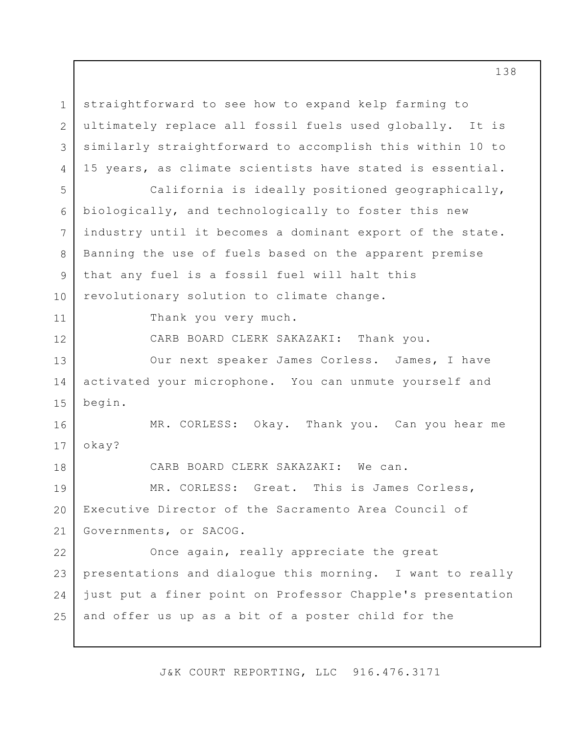straightforward to see how to expand kelp farming to ultimately replace all fossil fuels used globally. It is similarly straightforward to accomplish this within 10 to 15 years, as climate scientists have stated is essential.

California is ideally positioned geographically, biologically, and technologically to foster this new industry until it becomes a dominant export of the state. Banning the use of fuels based on the apparent premise that any fuel is a fossil fuel will halt this revolutionary solution to climate change.

Thank you very much.

CARB BOARD CLERK SAKAZAKI: Thank you.

Our next speaker James Corless. James, I have activated your microphone. You can unmute yourself and begin.

MR. CORLESS: Okay. Thank you. Can you hear me okay?

CARB BOARD CLERK SAKAZAKI: We can.

MR. CORLESS: Great. This is James Corless, Executive Director of the Sacramento Area Council of Governments, or SACOG.

Once again, really appreciate the great presentations and dialogue this morning. I want to really just put a finer point on Professor Chapple's presentation and offer us up as a bit of a poster child for the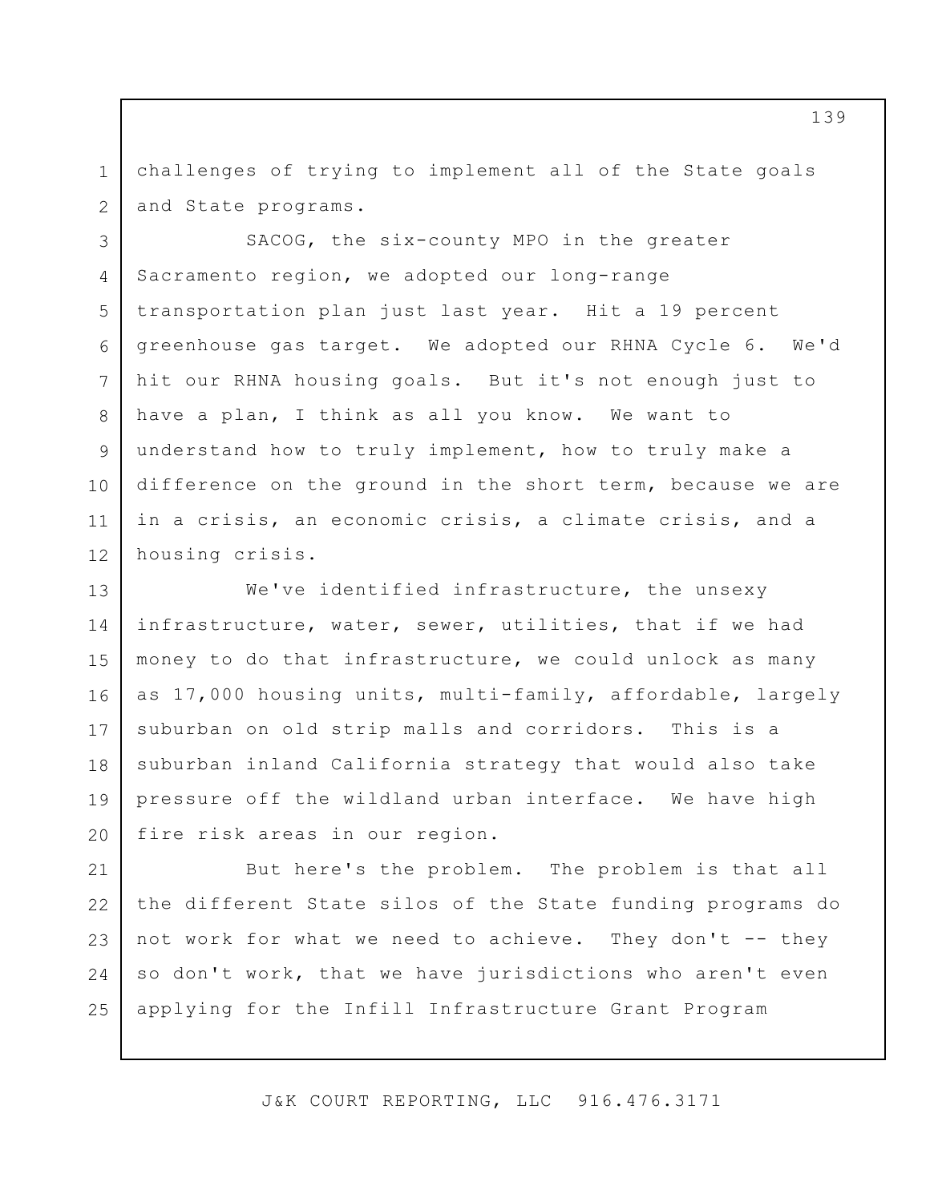challenges of trying to implement all of the State goals and State programs.

SACOG, the six-county MPO in the greater Sacramento region, we adopted our long-range transportation plan just last year. Hit a 19 percent greenhouse gas target. We adopted our RHNA Cycle 6. We'd hit our RHNA housing goals. But it's not enough just to have a plan, I think as all you know. We want to understand how to truly implement, how to truly make a difference on the ground in the short term, because we are in a crisis, an economic crisis, a climate crisis, and a housing crisis.

We've identified infrastructure, the unsexy infrastructure, water, sewer, utilities, that if we had money to do that infrastructure, we could unlock as many as 17,000 housing units, multi-family, affordable, largely suburban on old strip malls and corridors. This is a suburban inland California strategy that would also take pressure off the wildland urban interface. We have high fire risk areas in our region.

But here's the problem. The problem is that all the different State silos of the State funding programs do not work for what we need to achieve. They don't -- they so don't work, that we have jurisdictions who aren't even applying for the Infill Infrastructure Grant Program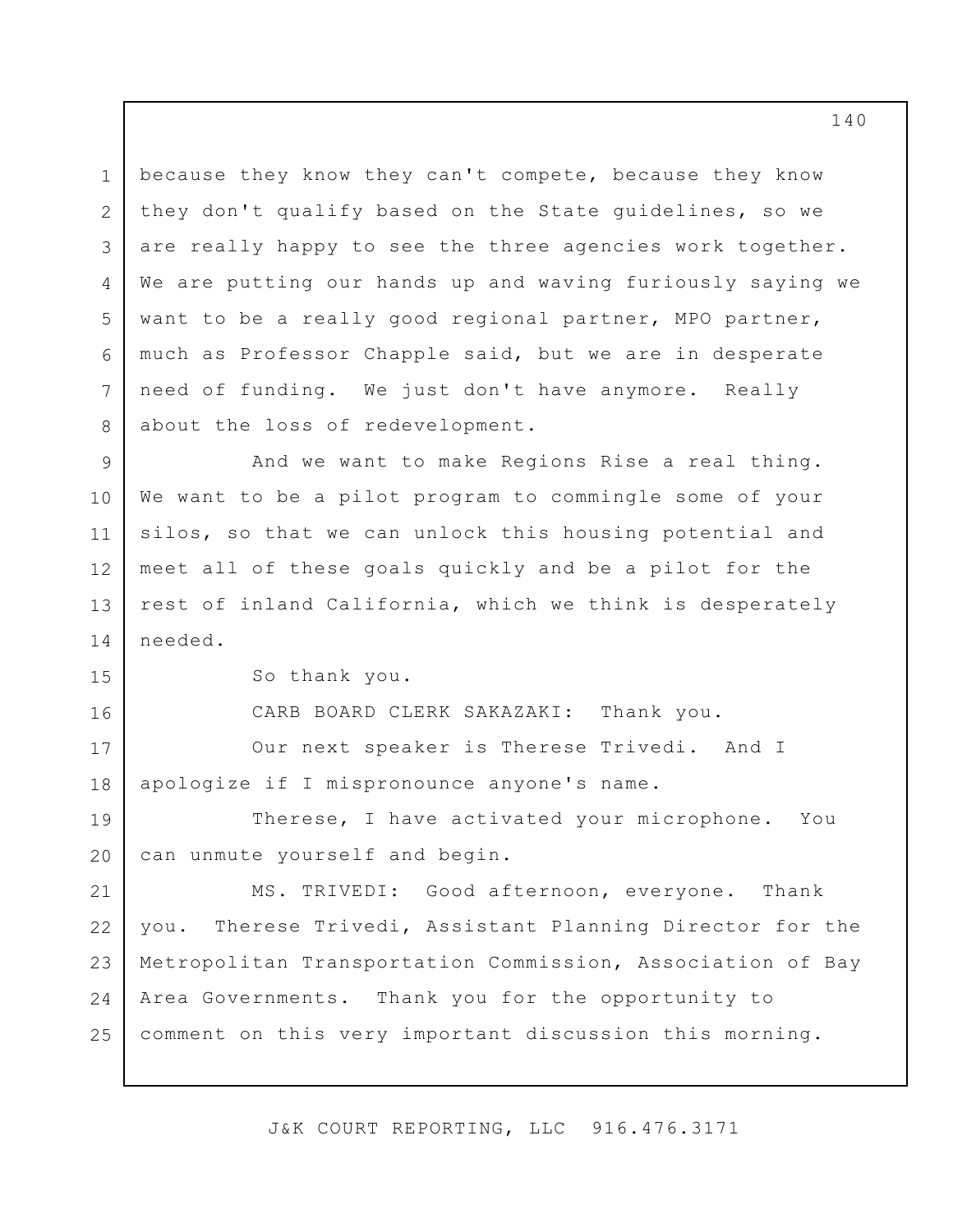because they know they can't compete, because they know they don't qualify based on the State guidelines, so we are really happy to see the three agencies work together. We are putting our hands up and waving furiously saying we want to be a really good regional partner, MPO partner, much as Professor Chapple said, but we are in desperate need of funding. We just don't have anymore. Really about the loss of redevelopment.

And we want to make Regions Rise a real thing. We want to be a pilot program to commingle some of your silos, so that we can unlock this housing potential and meet all of these goals quickly and be a pilot for the rest of inland California, which we think is desperately needed.

So thank you.

CARB BOARD CLERK SAKAZAKI: Thank you.

Our next speaker is Therese Trivedi. And I apologize if I mispronounce anyone's name.

Therese, I have activated your microphone. You can unmute yourself and begin.

MS. TRIVEDI: Good afternoon, everyone. Thank you. Therese Trivedi, Assistant Planning Director for the Metropolitan Transportation Commission, Association of Bay Area Governments. Thank you for the opportunity to comment on this very important discussion this morning.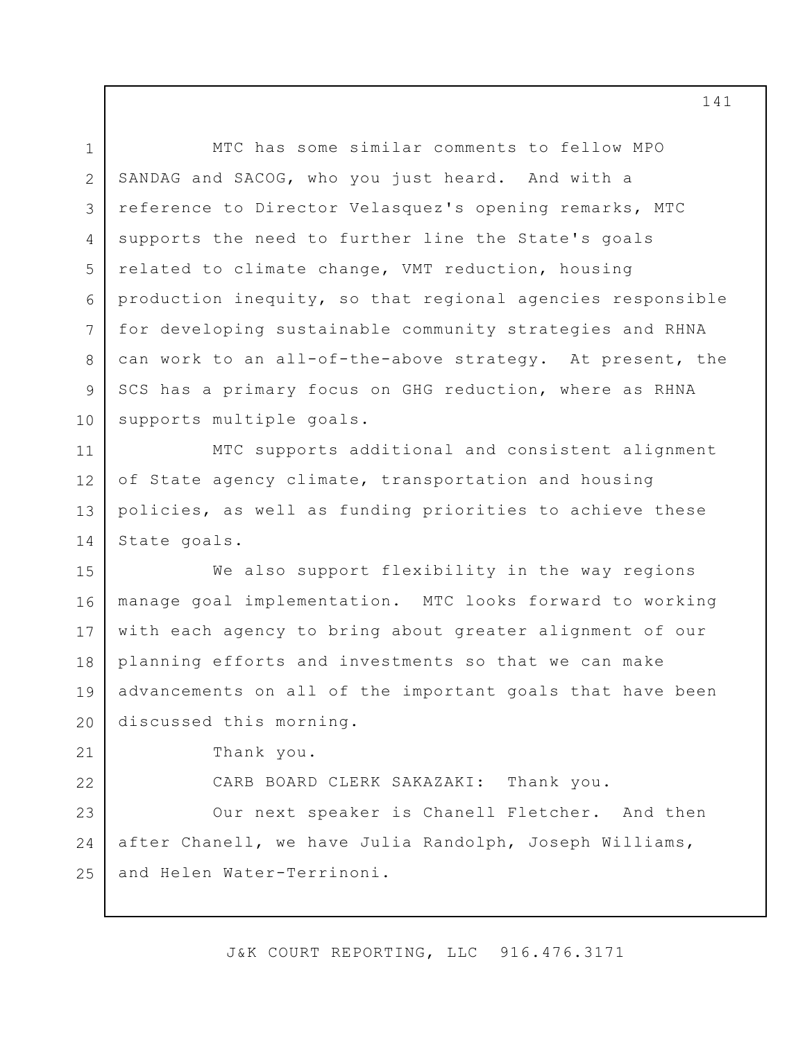MTC has some similar comments to fellow MPO SANDAG and SACOG, who you just heard. And with a reference to Director Velasquez's opening remarks, MTC supports the need to further line the State's goals related to climate change, VMT reduction, housing production inequity, so that regional agencies responsible for developing sustainable community strategies and RHNA can work to an all-of-the-above strategy. At present, the SCS has a primary focus on GHG reduction, where as RHNA supports multiple goals.

MTC supports additional and consistent alignment of State agency climate, transportation and housing policies, as well as funding priorities to achieve these State goals.

We also support flexibility in the way regions manage goal implementation. MTC looks forward to working with each agency to bring about greater alignment of our planning efforts and investments so that we can make advancements on all of the important goals that have been discussed this morning.

Thank you.

CARB BOARD CLERK SAKAZAKI: Thank you.

Our next speaker is Chanell Fletcher. And then after Chanell, we have Julia Randolph, Joseph Williams, and Helen Water-Terrinoni.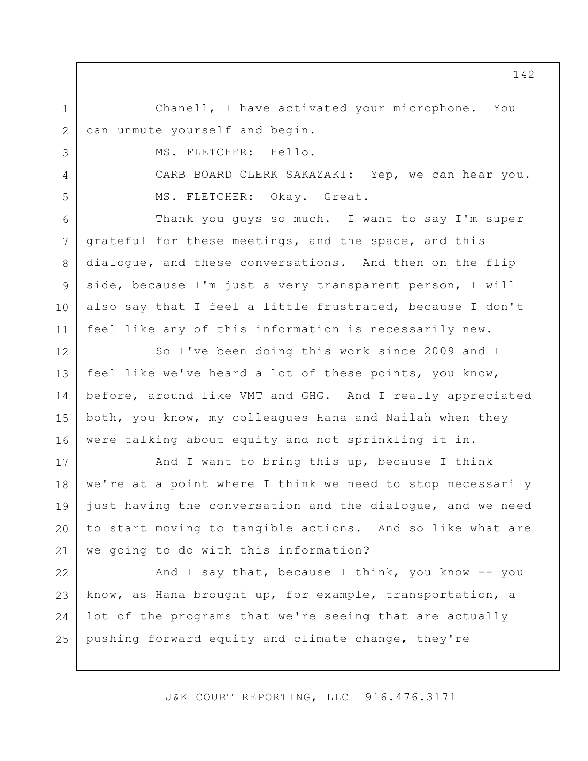Chanell, I have activated your microphone. You can unmute yourself and begin.

MS. FLETCHER: Hello.

CARB BOARD CLERK SAKAZAKI: Yep, we can hear you.

MS. FLETCHER: Okay. Great.

Thank you guys so much. I want to say I'm super grateful for these meetings, and the space, and this dialogue, and these conversations. And then on the flip side, because I'm just a very transparent person, I will also say that I feel a little frustrated, because I don't feel like any of this information is necessarily new.

So I've been doing this work since 2009 and I feel like we've heard a lot of these points, you know, before, around like VMT and GHG. And I really appreciated both, you know, my colleagues Hana and Nailah when they were talking about equity and not sprinkling it in.

And I want to bring this up, because I think we're at a point where I think we need to stop necessarily just having the conversation and the dialogue, and we need to start moving to tangible actions. And so like what are we going to do with this information?

And I say that, because I think, you know -- you know, as Hana brought up, for example, transportation, a lot of the programs that we're seeing that are actually pushing forward equity and climate change, they're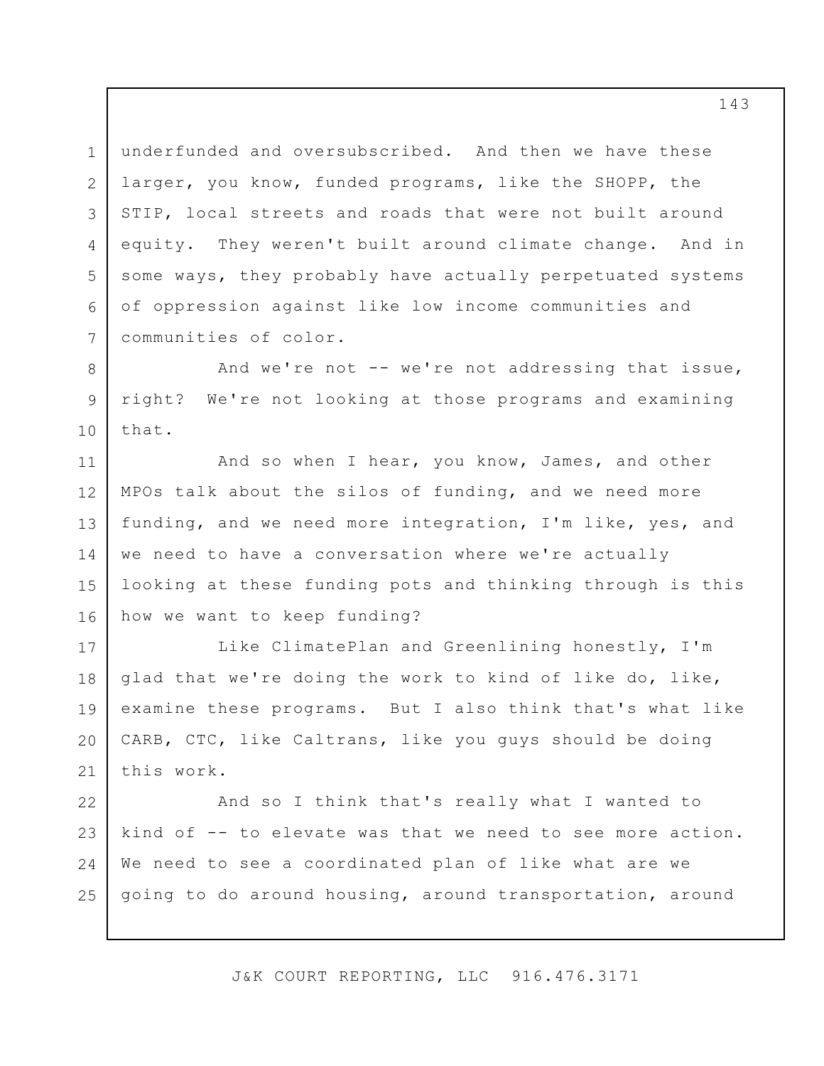underfunded and oversubscribed. And then we have these larger, you know, funded programs, like the SHOPP, the STIP, local streets and roads that were not built around equity. They weren't built around climate change. And in some ways, they probably have actually perpetuated systems of oppression against like low income communities and communities of color.

And we're not -- we're not addressing that issue, right? We're not looking at those programs and examining that.

And so when I hear, you know, James, and other MPOs talk about the silos of funding, and we need more funding, and we need more integration, I'm like, yes, and we need to have a conversation where we're actually looking at these funding pots and thinking through is this how we want to keep funding?

Like ClimatePlan and Greenlining honestly, I'm glad that we're doing the work to kind of like do, like, examine these programs. But I also think that's what like CARB, CTC, like Caltrans, like you guys should be doing this work.

And so I think that's really what I wanted to kind of -- to elevate was that we need to see more action. We need to see a coordinated plan of like what are we going to do around housing, around transportation, around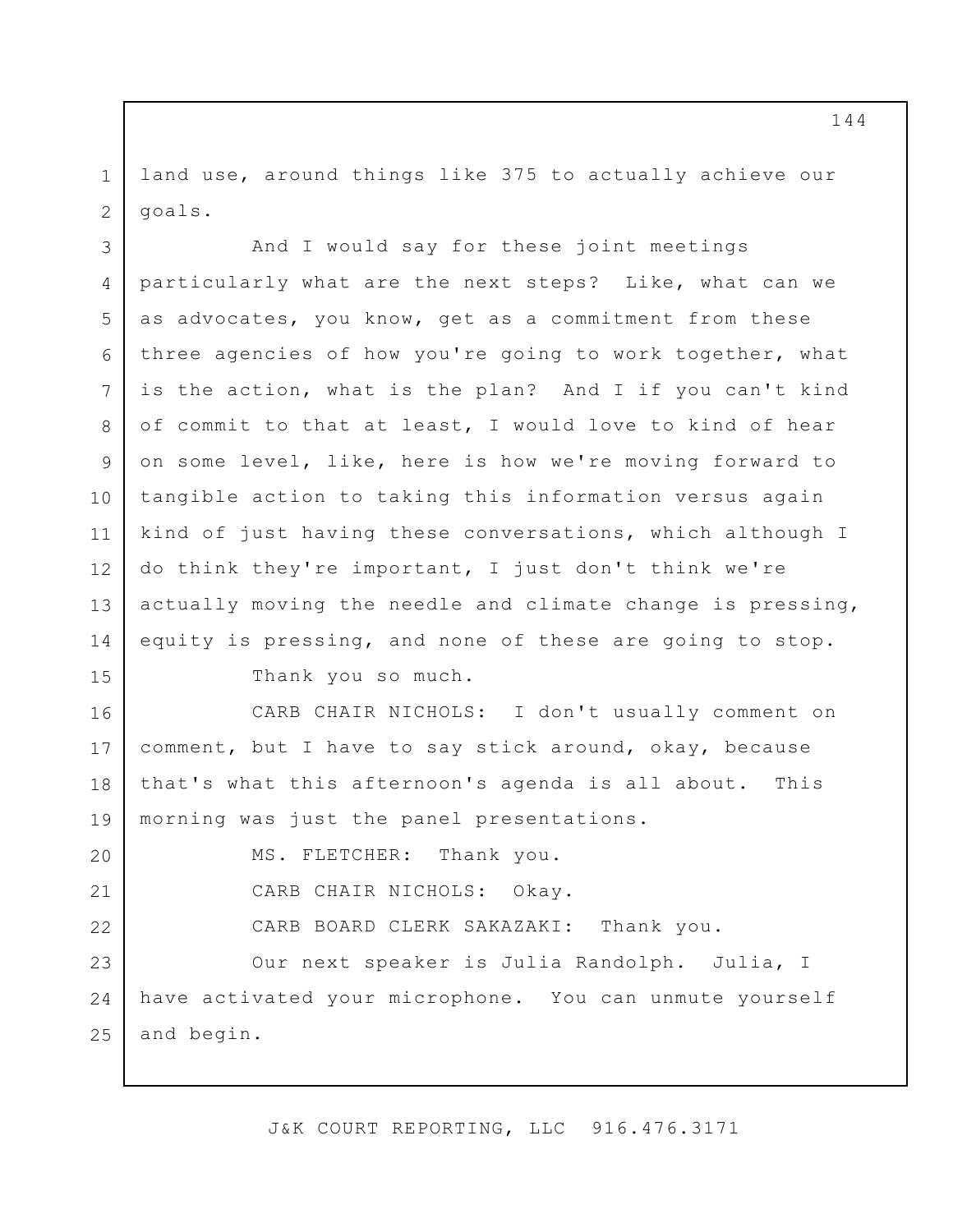land use, around things like 375 to actually achieve our goals.

And I would say for these joint meetings particularly what are the next steps? Like, what can we as advocates, you know, get as a commitment from these three agencies of how you're going to work together, what is the action, what is the plan? And I if you can't kind of commit to that at least, I would love to kind of hear on some level, like, here is how we're moving forward to tangible action to taking this information versus again kind of just having these conversations, which although I do think they're important, I just don't think we're actually moving the needle and climate change is pressing, equity is pressing, and none of these are going to stop.

Thank you so much.

CARB CHAIR NICHOLS: I don't usually comment on comment, but I have to say stick around, okay, because that's what this afternoon's agenda is all about. This morning was just the panel presentations.

MS. FLETCHER: Thank you.

CARB CHAIR NICHOLS: Okay.

CARB BOARD CLERK SAKAZAKI: Thank you.

Our next speaker is Julia Randolph. Julia, I have activated your microphone. You can unmute yourself and begin.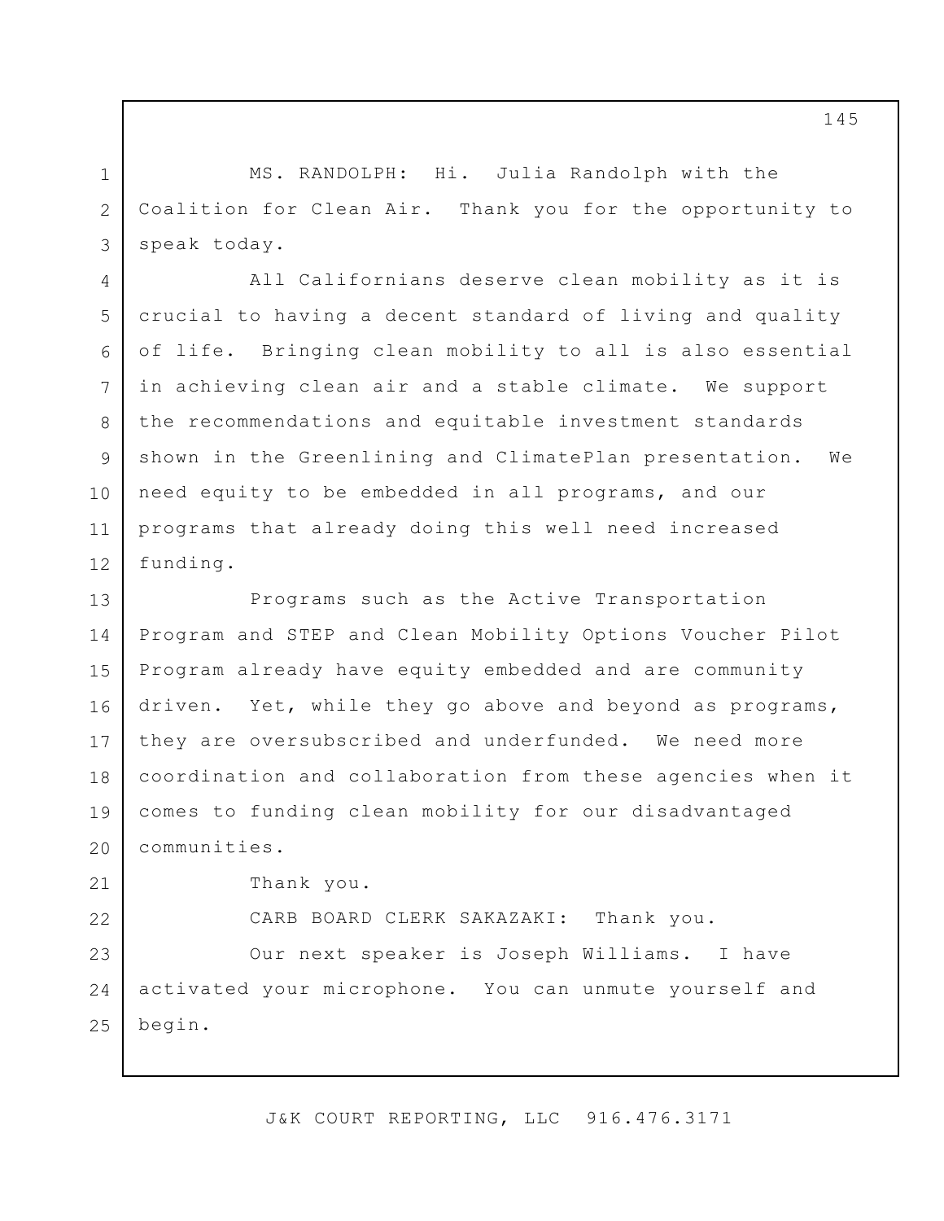MS. RANDOLPH: Hi. Julia Randolph with the Coalition for Clean Air. Thank you for the opportunity to speak today.

All Californians deserve clean mobility as it is crucial to having a decent standard of living and quality of life. Bringing clean mobility to all is also essential in achieving clean air and a stable climate. We support the recommendations and equitable investment standards shown in the Greenlining and ClimatePlan presentation. We need equity to be embedded in all programs, and our programs that already doing this well need increased funding.

Programs such as the Active Transportation Program and STEP and Clean Mobility Options Voucher Pilot Program already have equity embedded and are community driven. Yet, while they go above and beyond as programs, they are oversubscribed and underfunded. We need more coordination and collaboration from these agencies when it comes to funding clean mobility for our disadvantaged communities.

Thank you.

CARB BOARD CLERK SAKAZAKI: Thank you.

Our next speaker is Joseph Williams. I have activated your microphone. You can unmute yourself and begin.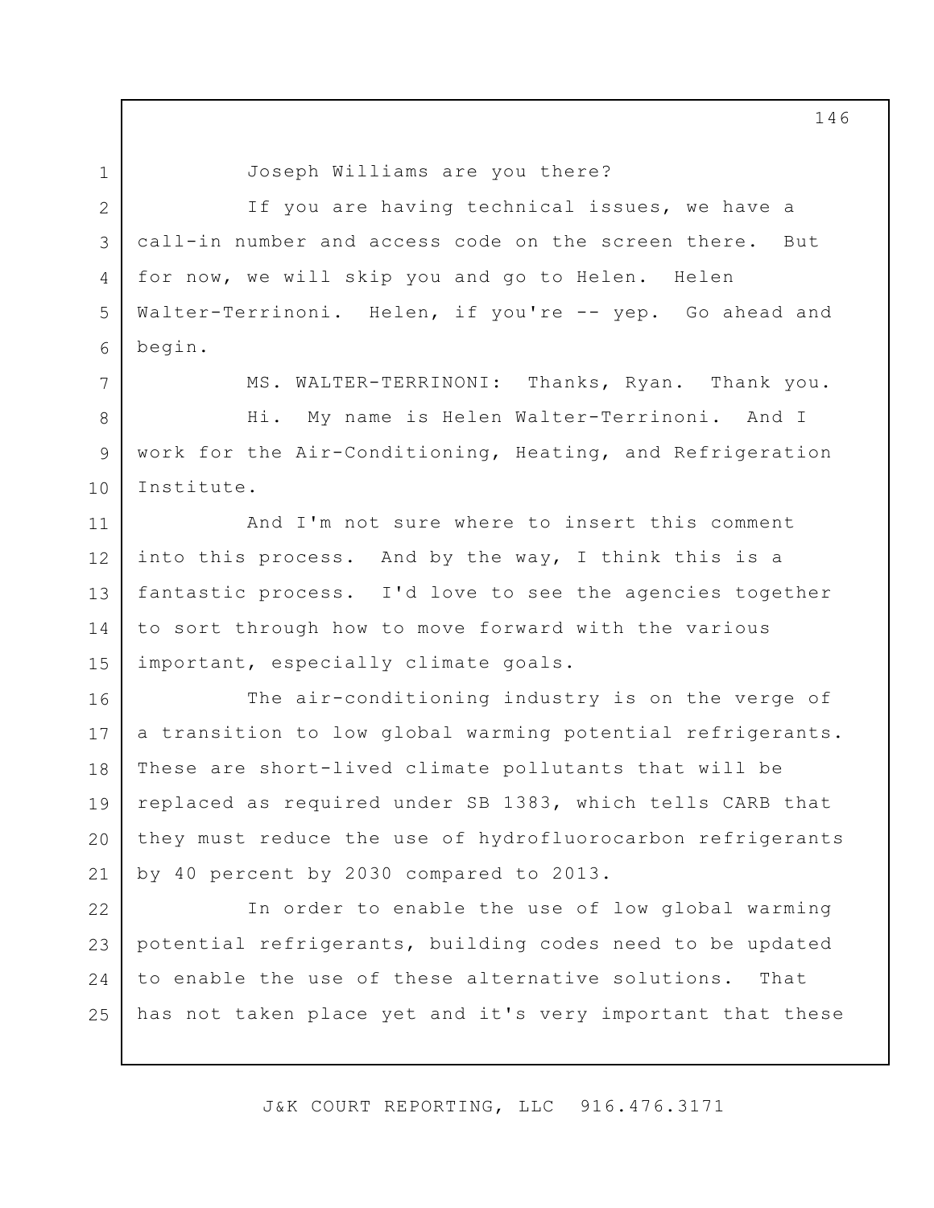Joseph Williams are you there?

If you are having technical issues, we have a call-in number and access code on the screen there. But for now, we will skip you and go to Helen. Helen Walter-Terrinoni. Helen, if you're -- yep. Go ahead and begin.

MS. WALTER-TERRINONI: Thanks, Ryan. Thank you.

Hi. My name is Helen Walter-Terrinoni. And I work for the Air-Conditioning, Heating, and Refrigeration Institute.

And I'm not sure where to insert this comment into this process. And by the way, I think this is a fantastic process. I'd love to see the agencies together to sort through how to move forward with the various important, especially climate goals.

The air-conditioning industry is on the verge of a transition to low global warming potential refrigerants. These are short-lived climate pollutants that will be replaced as required under SB 1383, which tells CARB that they must reduce the use of hydrofluorocarbon refrigerants by 40 percent by 2030 compared to 2013.

In order to enable the use of low global warming potential refrigerants, building codes need to be updated to enable the use of these alternative solutions. That has not taken place yet and it's very important that these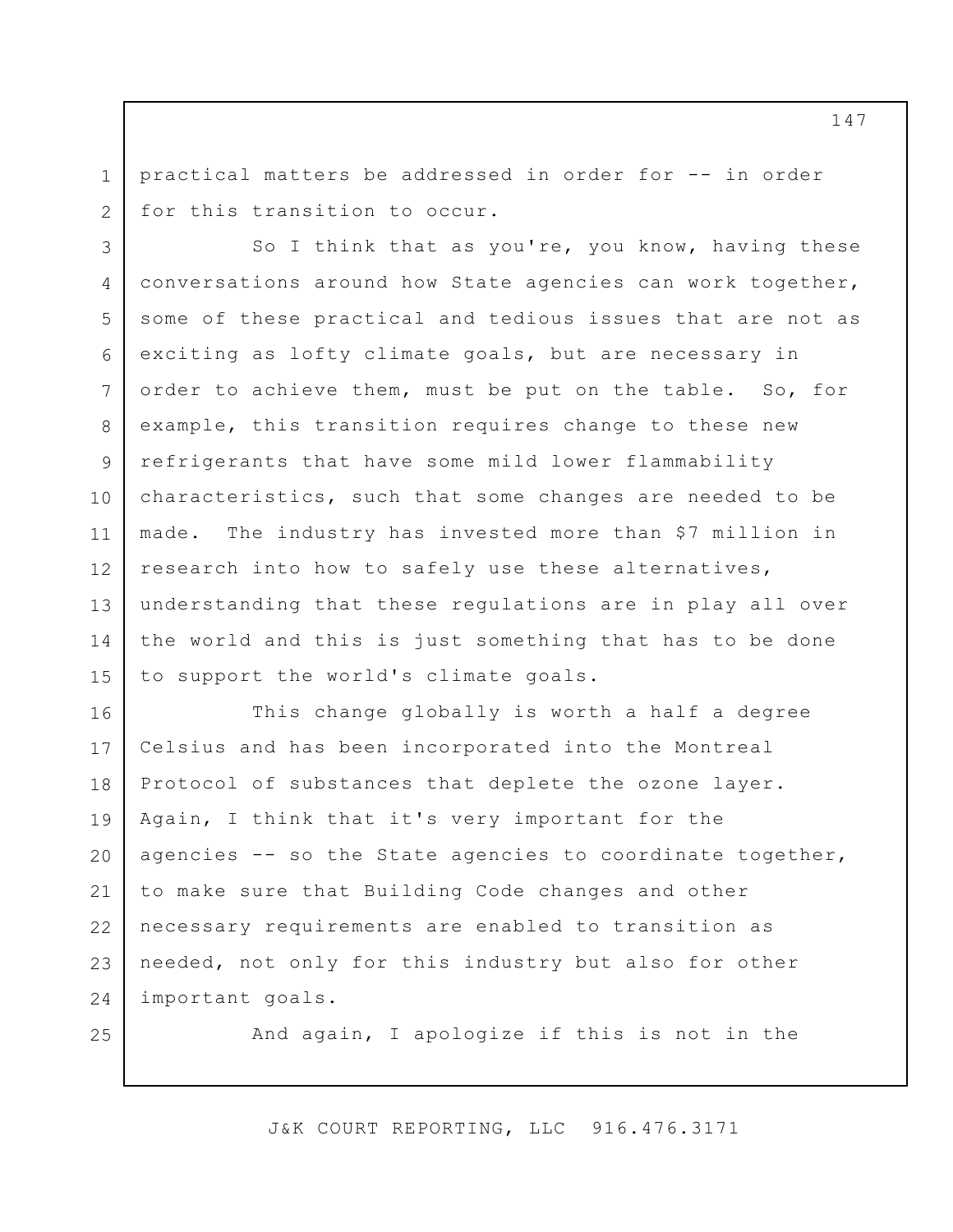practical matters be addressed in order for -- in order for this transition to occur.

So I think that as you're, you know, having these conversations around how State agencies can work together, some of these practical and tedious issues that are not as exciting as lofty climate goals, but are necessary in order to achieve them, must be put on the table. So, for example, this transition requires change to these new refrigerants that have some mild lower flammability characteristics, such that some changes are needed to be made. The industry has invested more than $7 million in research into how to safely use these alternatives, understanding that these regulations are in play all over the world and this is just something that has to be done to support the world's climate goals.

This change globally is worth a half a degree Celsius and has been incorporated into the Montreal Protocol of substances that deplete the ozone layer. Again, I think that it's very important for the agencies -- so the State agencies to coordinate together, to make sure that Building Code changes and other necessary requirements are enabled to transition as needed, not only for this industry but also for other important goals.

And again, I apologize if this is not in the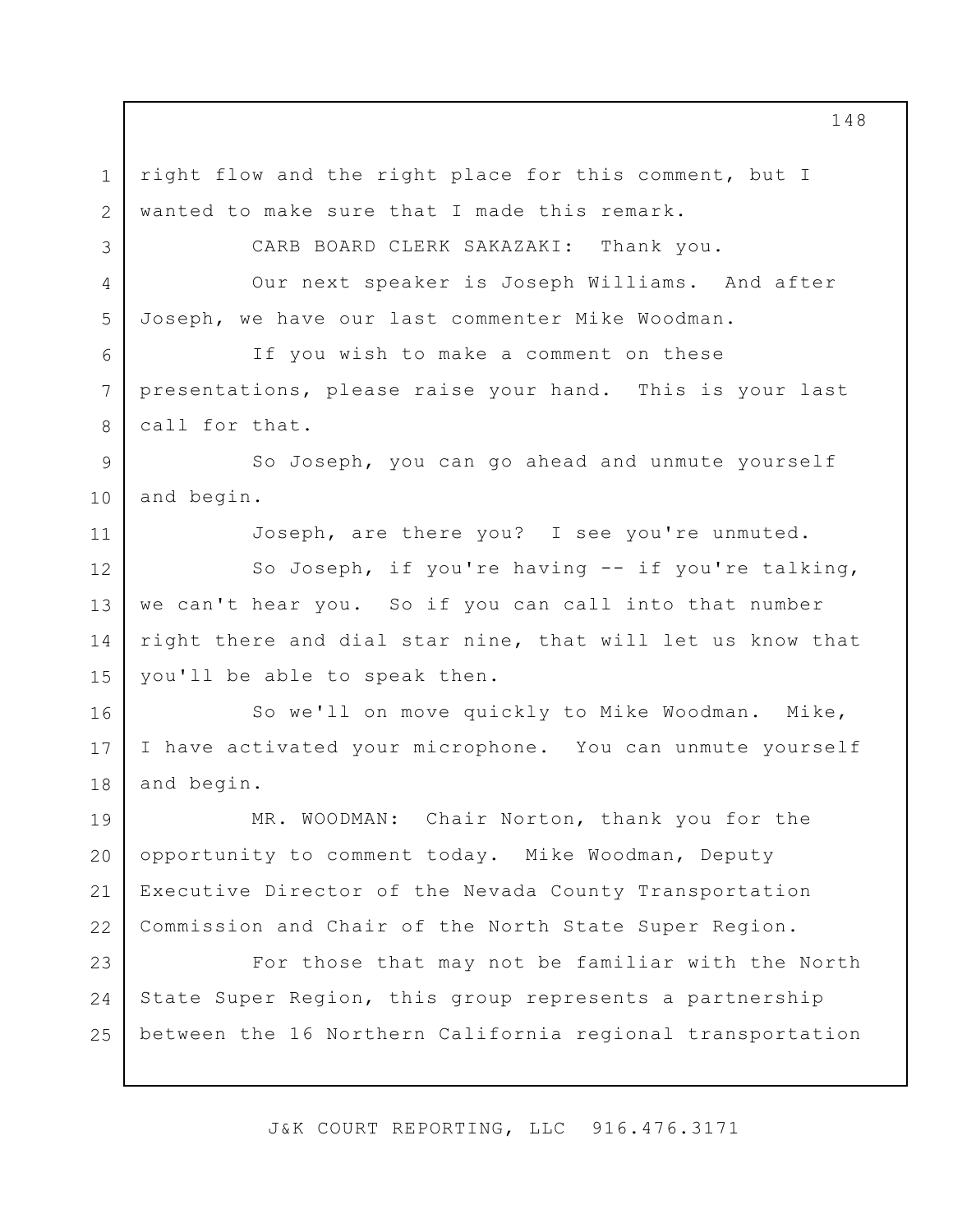right flow and the right place for this comment, but I wanted to make sure that I made this remark.

CARB BOARD CLERK SAKAZAKI: Thank you.

Our next speaker is Joseph Williams. And after Joseph, we have our last commenter Mike Woodman.

If you wish to make a comment on these presentations, please raise your hand. This is your last call for that.

So Joseph, you can go ahead and unmute yourself and begin.

Joseph, are there you? I see you're unmuted.

So Joseph, if you're having -- if you're talking, we can't hear you. So if you can call into that number right there and dial star nine, that will let us know that you'll be able to speak then.

So we'll on move quickly to Mike Woodman. Mike, I have activated your microphone. You can unmute yourself and begin.

MR. WOODMAN: Chair Norton, thank you for the opportunity to comment today. Mike Woodman, Deputy Executive Director of the Nevada County Transportation Commission and Chair of the North State Super Region.

For those that may not be familiar with the North State Super Region, this group represents a partnership between the 16 Northern California regional transportation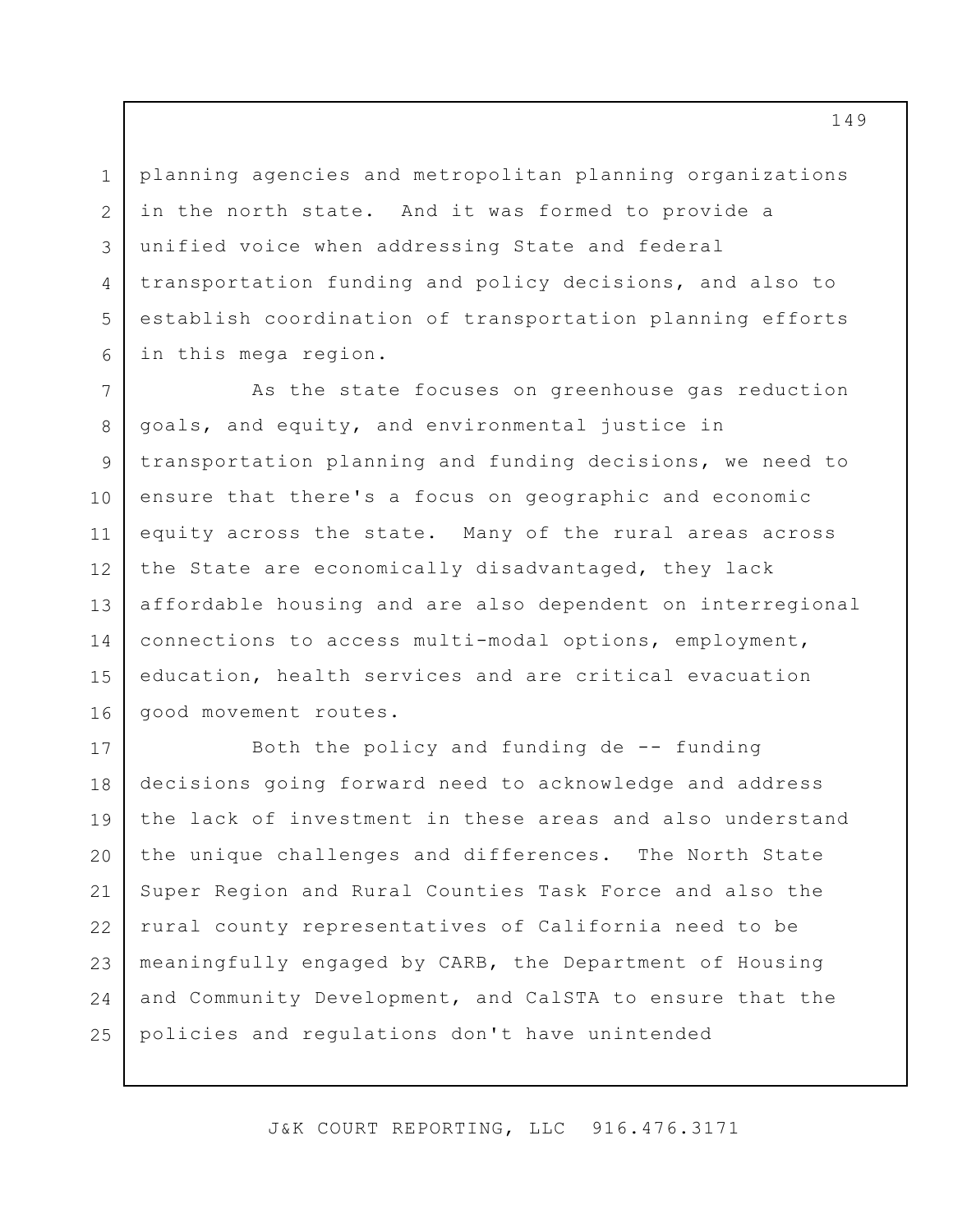planning agencies and metropolitan planning organizations in the north state. And it was formed to provide a unified voice when addressing State and federal transportation funding and policy decisions, and also to establish coordination of transportation planning efforts in this mega region.

As the state focuses on greenhouse gas reduction goals, and equity, and environmental justice in transportation planning and funding decisions, we need to ensure that there's a focus on geographic and economic equity across the state. Many of the rural areas across the State are economically disadvantaged, they lack affordable housing and are also dependent on interregional connections to access multi-modal options, employment, education, health services and are critical evacuation good movement routes.

Both the policy and funding de -- funding decisions going forward need to acknowledge and address the lack of investment in these areas and also understand the unique challenges and differences. The North State Super Region and Rural Counties Task Force and also the rural county representatives of California need to be meaningfully engaged by CARB, the Department of Housing and Community Development, and CalSTA to ensure that the policies and regulations don't have unintended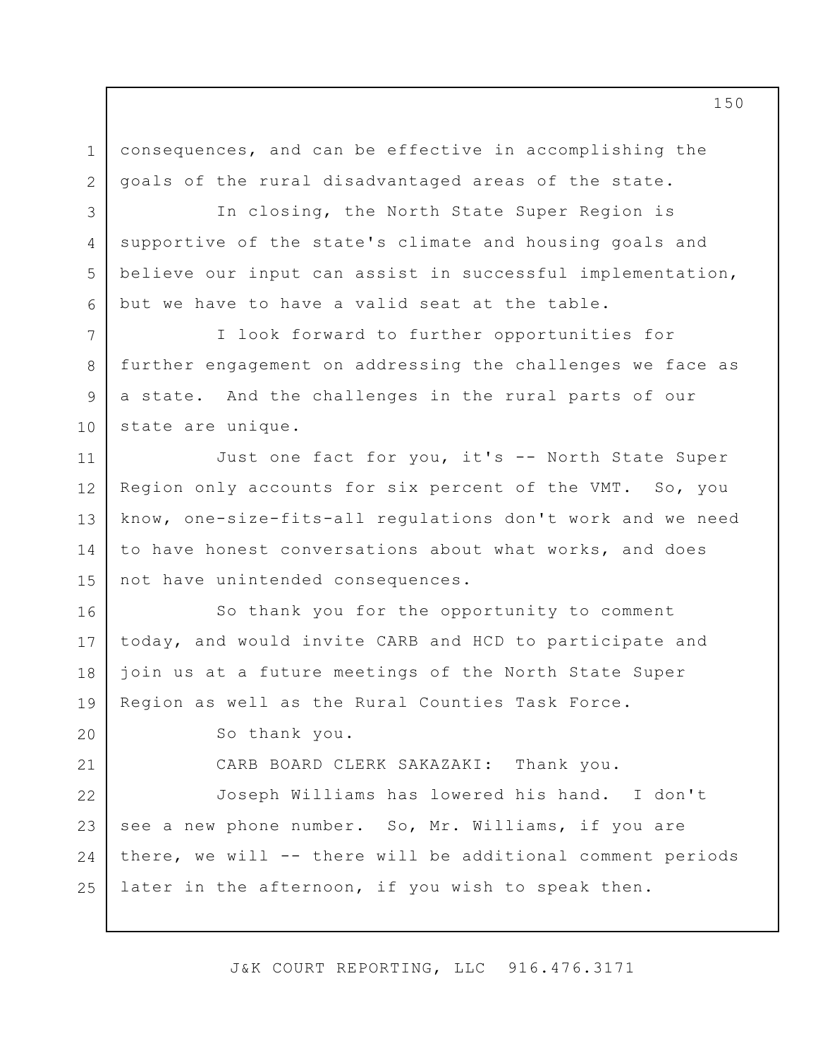consequences, and can be effective in accomplishing the goals of the rural disadvantaged areas of the state.

In closing, the North State Super Region is supportive of the state's climate and housing goals and believe our input can assist in successful implementation, but we have to have a valid seat at the table.

I look forward to further opportunities for further engagement on addressing the challenges we face as a state. And the challenges in the rural parts of our state are unique.

Just one fact for you, it's -- North State Super Region only accounts for six percent of the VMT. So, you know, one-size-fits-all regulations don't work and we need to have honest conversations about what works, and does not have unintended consequences.

So thank you for the opportunity to comment today, and would invite CARB and HCD to participate and join us at a future meetings of the North State Super Region as well as the Rural Counties Task Force.

So thank you.

CARB BOARD CLERK SAKAZAKI: Thank you.

Joseph Williams has lowered his hand. I don't see a new phone number. So, Mr. Williams, if you are there, we will -- there will be additional comment periods later in the afternoon, if you wish to speak then.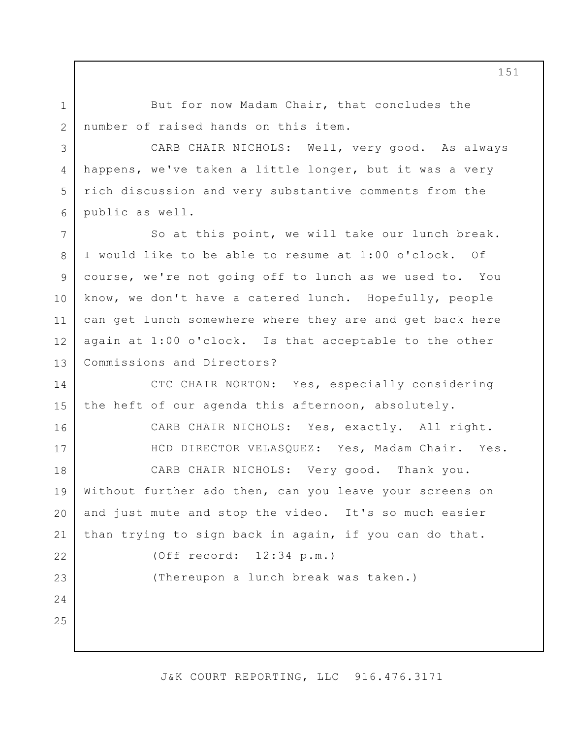But for now Madam Chair, that concludes the number of raised hands on this item.

CARB CHAIR NICHOLS: Well, very good. As always happens, we've taken a little longer, but it was a very rich discussion and very substantive comments from the public as well.

So at this point, we will take our lunch break. I would like to be able to resume at 1:00 o'clock. Of course, we're not going off to lunch as we used to. You know, we don't have a catered lunch. Hopefully, people can get lunch somewhere where they are and get back here again at 1:00 o'clock. Is that acceptable to the other Commissions and Directors?

CTC CHAIR NORTON: Yes, especially considering the heft of our agenda this afternoon, absolutely.

CARB CHAIR NICHOLS: Yes, exactly. All right.

HCD DIRECTOR VELASQUEZ: Yes, Madam Chair. Yes.

CARB CHAIR NICHOLS: Very good. Thank you. Without further ado then, can you leave your screens on and just mute and stop the video. It's so much easier than trying to sign back in again, if you can do that.

(Off record: 12:34 p.m.)

(Thereupon a lunch break was taken.)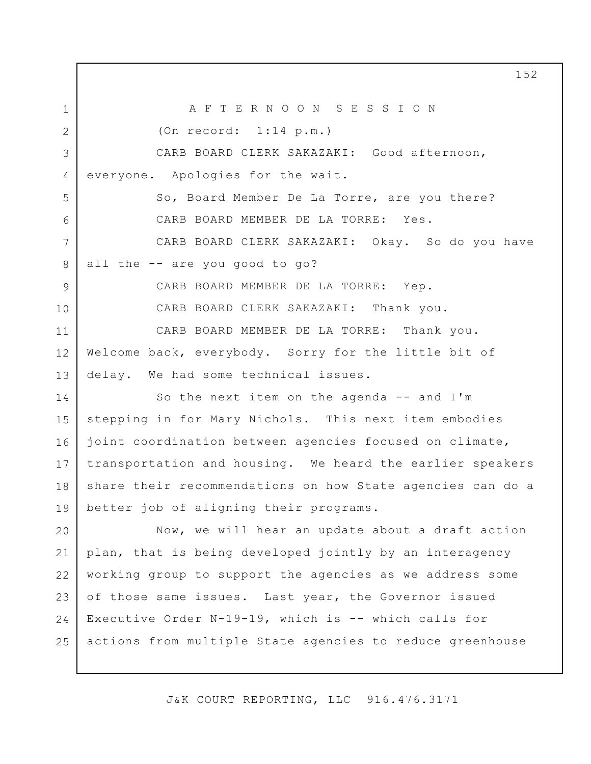A F T E R N O O N   S E S S I O N

(On record: 1:14 p.m.)

CARB BOARD CLERK SAKAZAKI: Good afternoon, everyone. Apologies for the wait.

So, Board Member De La Torre, are you there?

CARB BOARD MEMBER DE LA TORRE: Yes.

CARB BOARD CLERK SAKAZAKI: Okay. So do you have all the -- are you good to go?

CARB BOARD MEMBER DE LA TORRE: Yep.

CARB BOARD CLERK SAKAZAKI: Thank you.

CARB BOARD MEMBER DE LA TORRE: Thank you. Welcome back, everybody. Sorry for the little bit of delay. We had some technical issues.

So the next item on the agenda -- and I'm stepping in for Mary Nichols. This next item embodies joint coordination between agencies focused on climate, transportation and housing. We heard the earlier speakers share their recommendations on how State agencies can do a better job of aligning their programs.

Now, we will hear an update about a draft action plan, that is being developed jointly by an interagency working group to support the agencies as we address some of those same issues. Last year, the Governor issued Executive Order N-19-19, which is -- which calls for actions from multiple State agencies to reduce greenhouse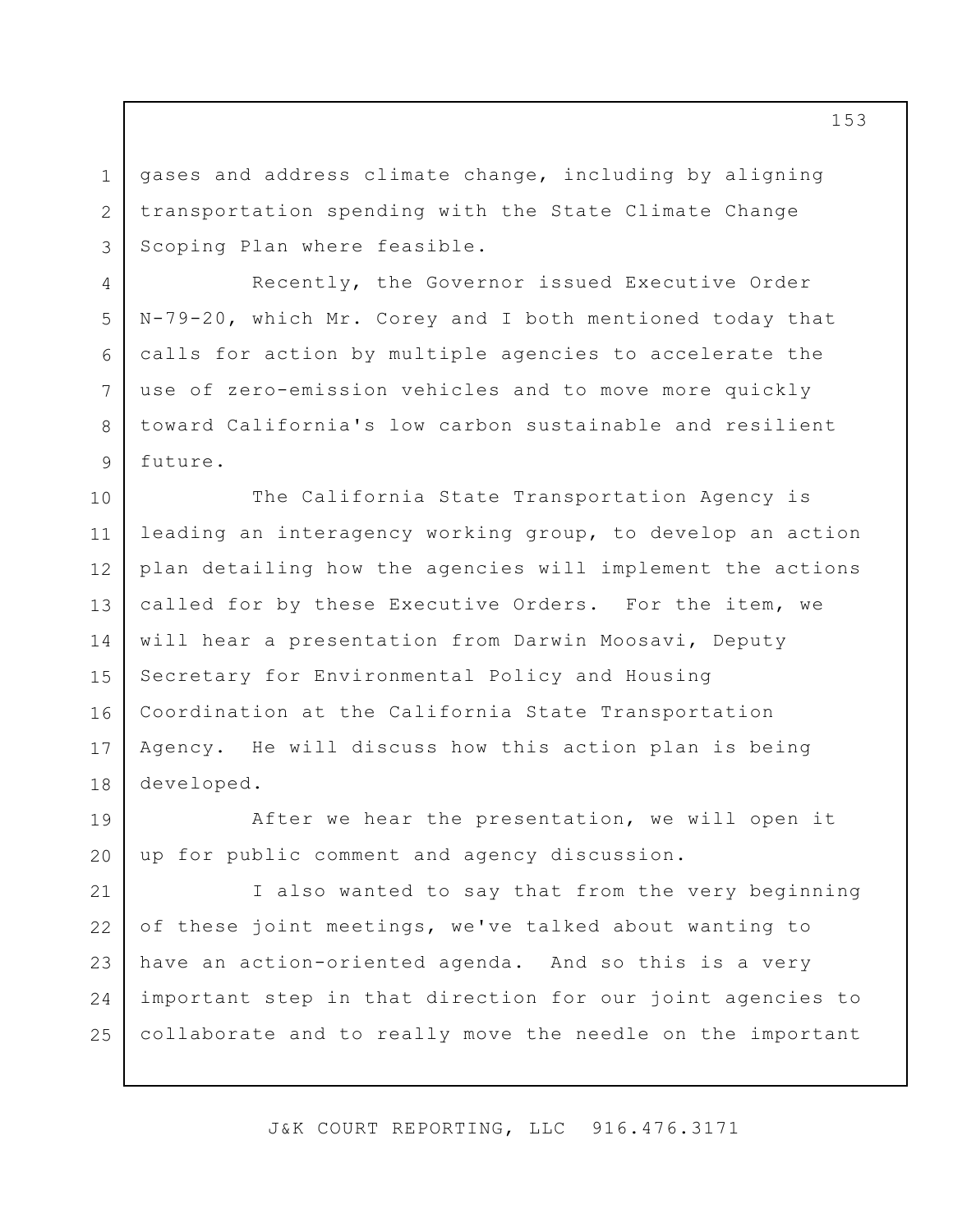gases and address climate change, including by aligning transportation spending with the State Climate Change Scoping Plan where feasible.

Recently, the Governor issued Executive Order N-79-20, which Mr. Corey and I both mentioned today that calls for action by multiple agencies to accelerate the use of zero-emission vehicles and to move more quickly toward California's low carbon sustainable and resilient future.

The California State Transportation Agency is leading an interagency working group, to develop an action plan detailing how the agencies will implement the actions called for by these Executive Orders. For the item, we will hear a presentation from Darwin Moosavi, Deputy Secretary for Environmental Policy and Housing Coordination at the California State Transportation Agency. He will discuss how this action plan is being developed.

After we hear the presentation, we will open it up for public comment and agency discussion.

I also wanted to say that from the very beginning of these joint meetings, we've talked about wanting to have an action-oriented agenda. And so this is a very important step in that direction for our joint agencies to collaborate and to really move the needle on the important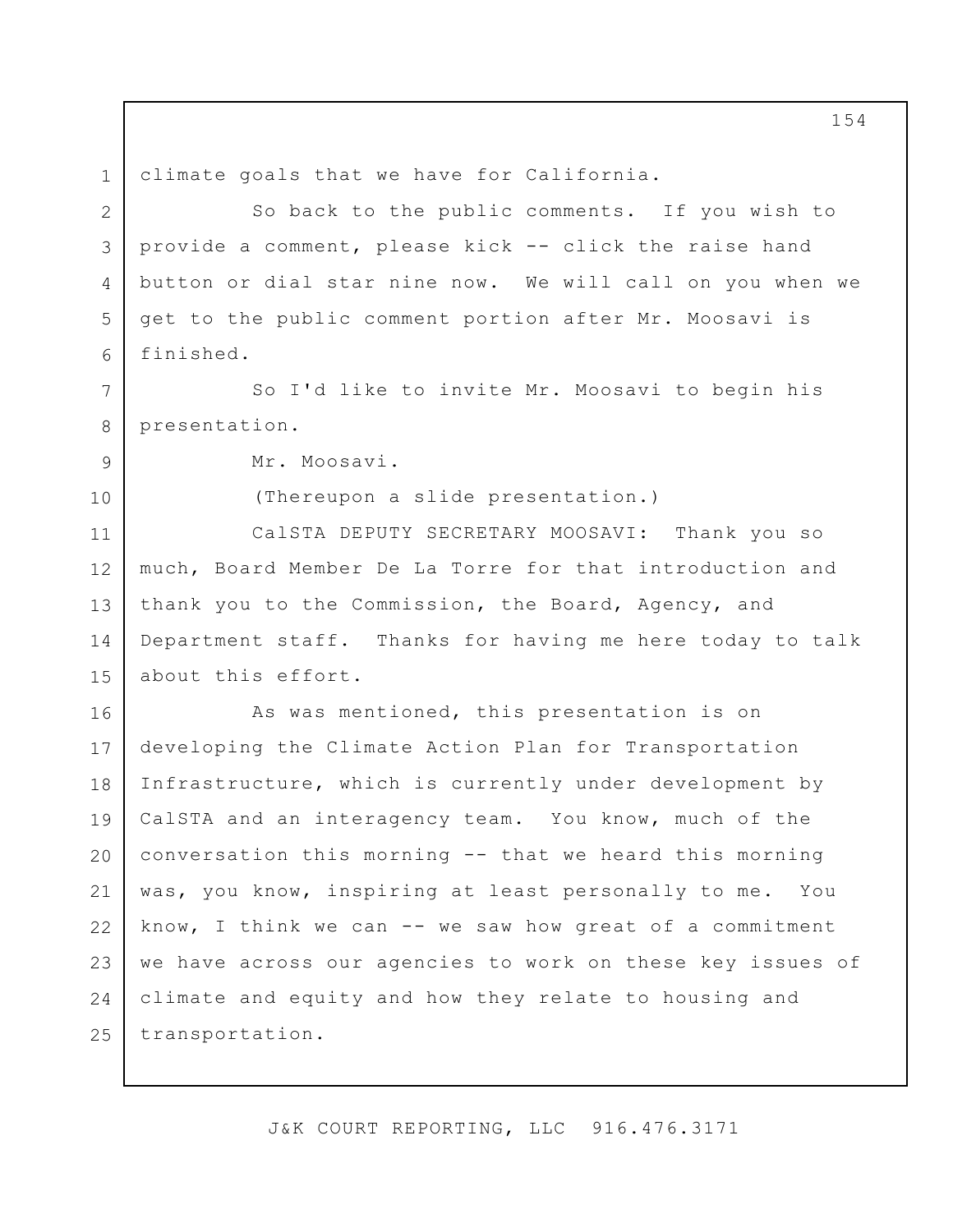climate goals that we have for California.

So back to the public comments. If you wish to provide a comment, please kick -- click the raise hand button or dial star nine now. We will call on you when we get to the public comment portion after Mr. Moosavi is finished.

So I'd like to invite Mr. Moosavi to begin his presentation.

Mr. Moosavi.

(Thereupon a slide presentation.)

CalSTA DEPUTY SECRETARY MOOSAVI: Thank you so much, Board Member De La Torre for that introduction and thank you to the Commission, the Board, Agency, and Department staff. Thanks for having me here today to talk about this effort.

As was mentioned, this presentation is on developing the Climate Action Plan for Transportation Infrastructure, which is currently under development by CalSTA and an interagency team. You know, much of the conversation this morning -- that we heard this morning was, you know, inspiring at least personally to me. You know, I think we can -- we saw how great of a commitment we have across our agencies to work on these key issues of climate and equity and how they relate to housing and transportation.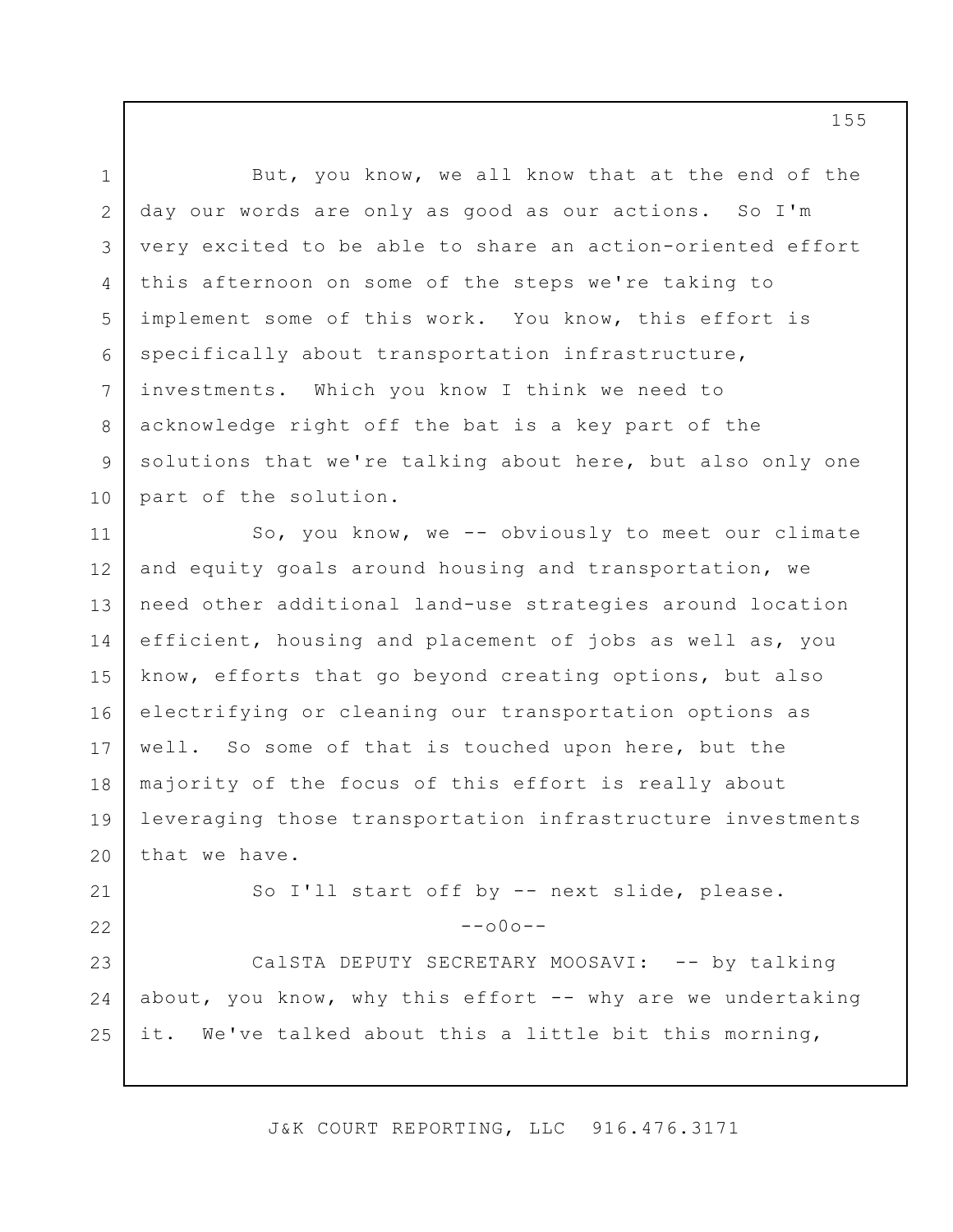But, you know, we all know that at the end of the day our words are only as good as our actions. So I'm very excited to be able to share an action-oriented effort this afternoon on some of the steps we're taking to implement some of this work. You know, this effort is specifically about transportation infrastructure, investments. Which you know I think we need to acknowledge right off the bat is a key part of the solutions that we're talking about here, but also only one part of the solution.

So, you know, we -- obviously to meet our climate and equity goals around housing and transportation, we need other additional land-use strategies around location efficient, housing and placement of jobs as well as, you know, efforts that go beyond creating options, but also electrifying or cleaning our transportation options as well. So some of that is touched upon here, but the majority of the focus of this effort is really about leveraging those transportation infrastructure investments that we have.

So I'll start off by -- next slide, please.

--o0o--

CalSTA DEPUTY SECRETARY MOOSAVI: -- by talking about, you know, why this effort -- why are we undertaking it. We've talked about this a little bit this morning,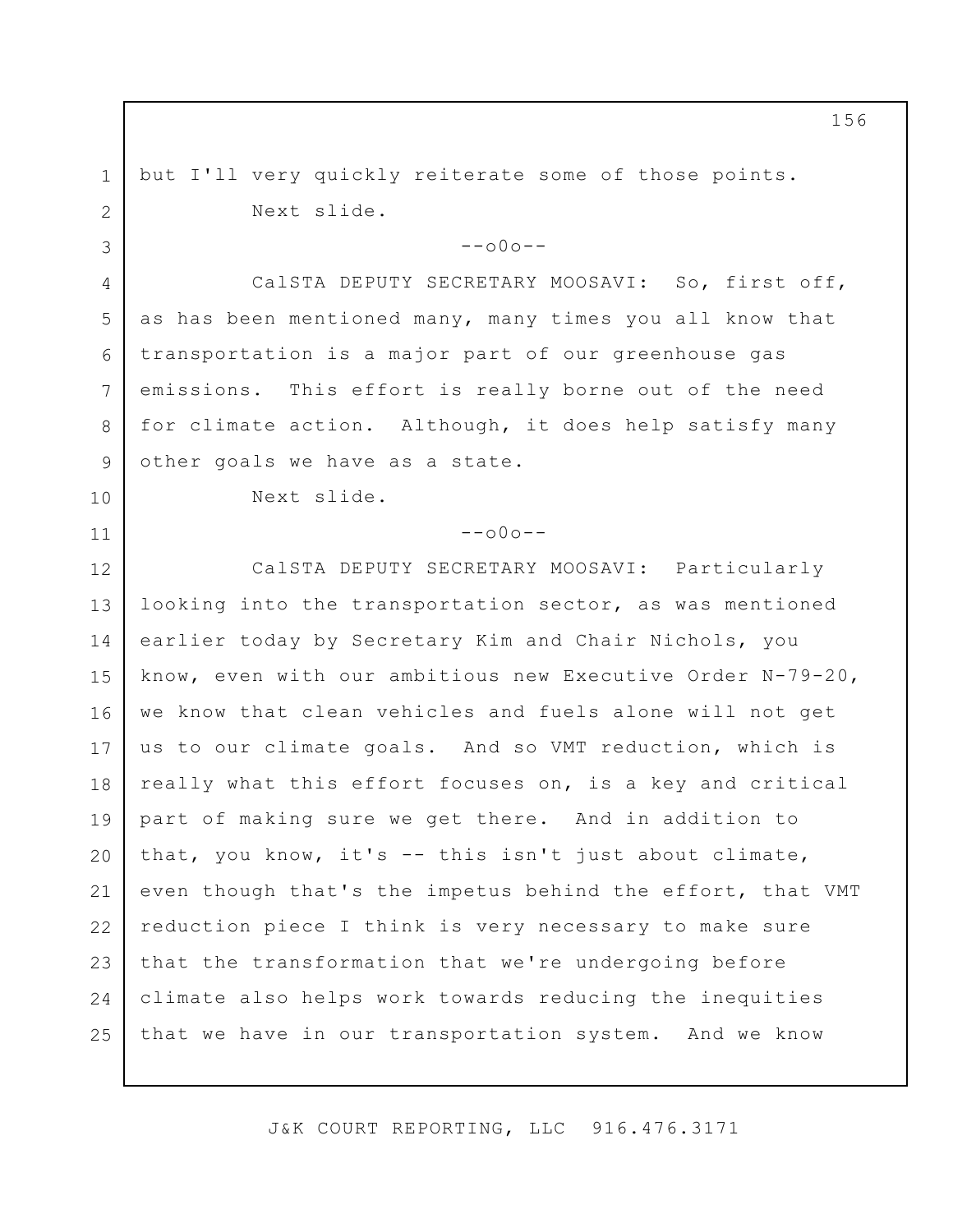but I'll very quickly reiterate some of those points.

Next slide.

--o0o--

CalSTA DEPUTY SECRETARY MOOSAVI: So, first off, as has been mentioned many, many times you all know that transportation is a major part of our greenhouse gas emissions. This effort is really borne out of the need for climate action. Although, it does help satisfy many other goals we have as a state.

Next slide.

--o0o--

CalSTA DEPUTY SECRETARY MOOSAVI: Particularly looking into the transportation sector, as was mentioned earlier today by Secretary Kim and Chair Nichols, you know, even with our ambitious new Executive Order N-79-20, we know that clean vehicles and fuels alone will not get us to our climate goals. And so VMT reduction, which is really what this effort focuses on, is a key and critical part of making sure we get there. And in addition to that, you know, it's -- this isn't just about climate, even though that's the impetus behind the effort, that VMT reduction piece I think is very necessary to make sure that the transformation that we're undergoing before climate also helps work towards reducing the inequities that we have in our transportation system. And we know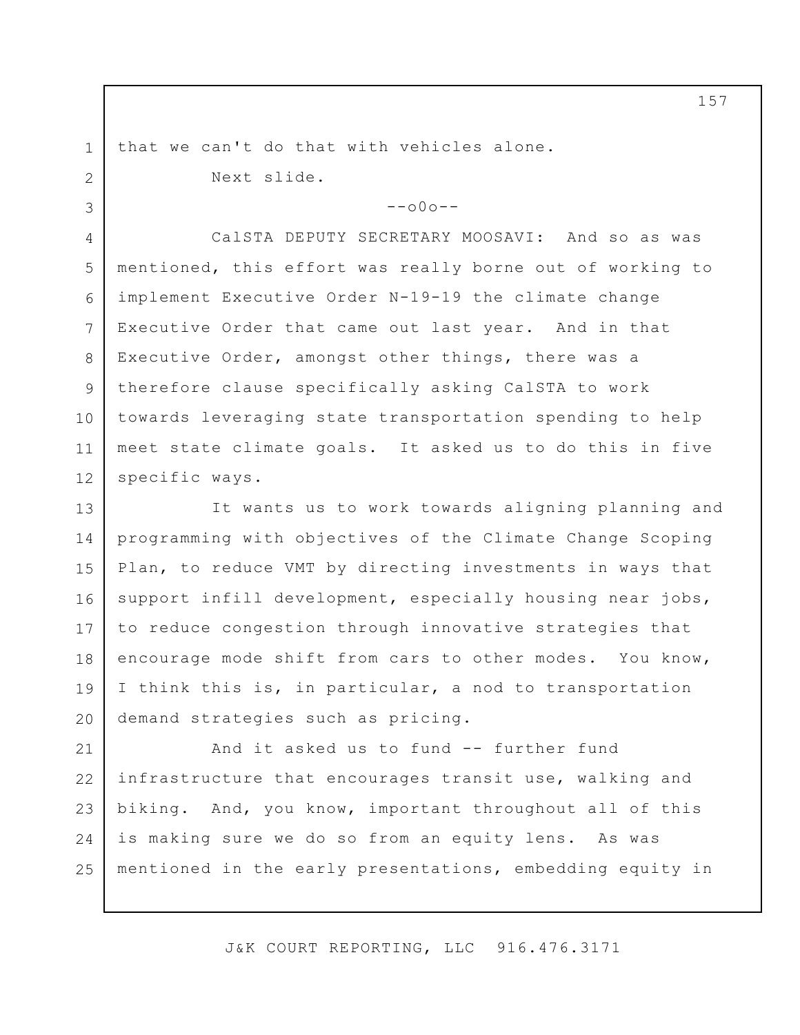that we can't do that with vehicles alone.

Next slide.

--o0o--

CalSTA DEPUTY SECRETARY MOOSAVI: And so as was mentioned, this effort was really borne out of working to implement Executive Order N-19-19 the climate change Executive Order that came out last year. And in that Executive Order, amongst other things, there was a therefore clause specifically asking CalSTA to work towards leveraging state transportation spending to help meet state climate goals. It asked us to do this in five specific ways.

It wants us to work towards aligning planning and programming with objectives of the Climate Change Scoping Plan, to reduce VMT by directing investments in ways that support infill development, especially housing near jobs, to reduce congestion through innovative strategies that encourage mode shift from cars to other modes. You know, I think this is, in particular, a nod to transportation demand strategies such as pricing.

And it asked us to fund -- further fund infrastructure that encourages transit use, walking and biking. And, you know, important throughout all of this is making sure we do so from an equity lens. As was mentioned in the early presentations, embedding equity in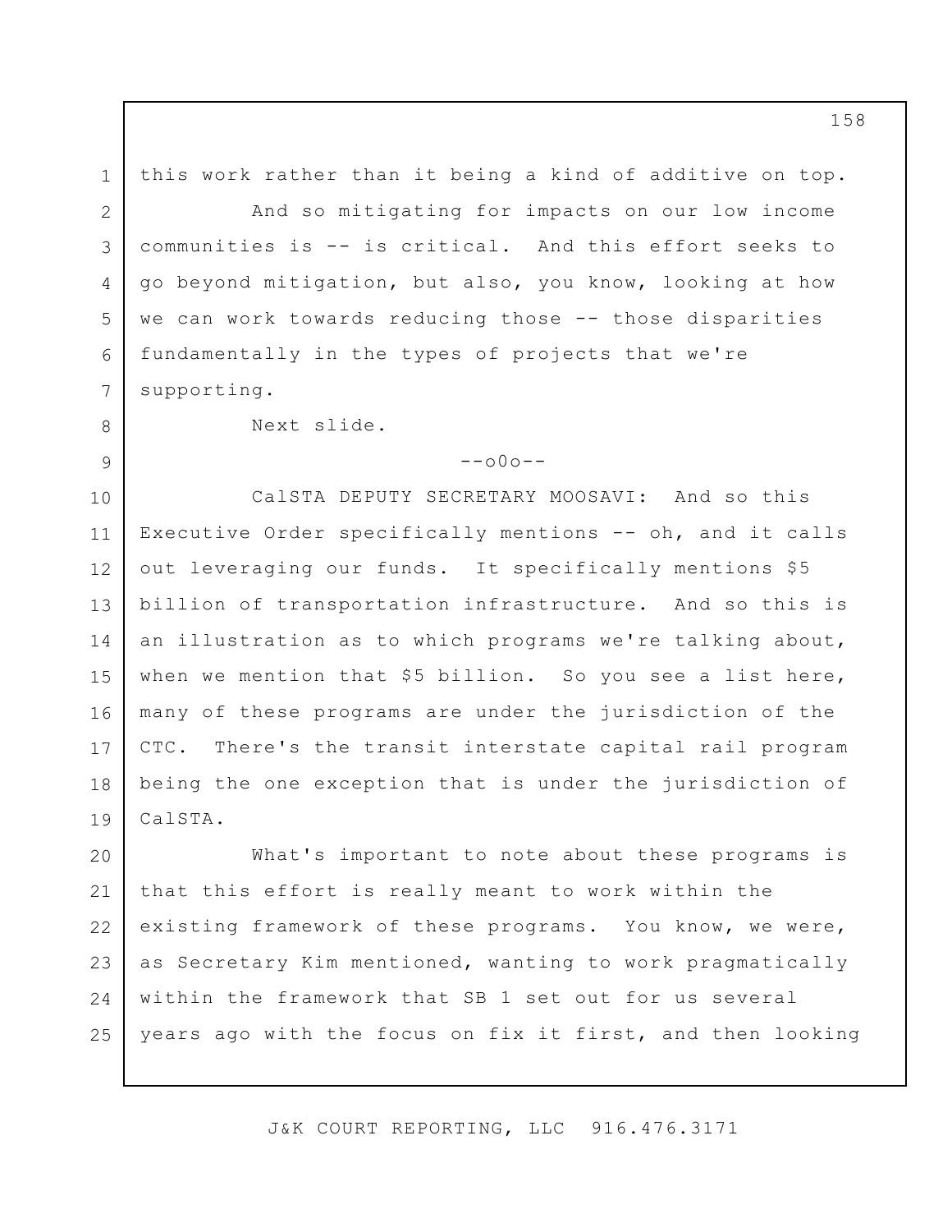this work rather than it being a kind of additive on top.

And so mitigating for impacts on our low income communities is -- is critical. And this effort seeks to go beyond mitigation, but also, you know, looking at how we can work towards reducing those -- those disparities fundamentally in the types of projects that we're supporting.

Next slide.

--o0o--

CalSTA DEPUTY SECRETARY MOOSAVI: And so this Executive Order specifically mentions -- oh, and it calls out leveraging our funds. It specifically mentions $5 billion of transportation infrastructure. And so this is an illustration as to which programs we're talking about, when we mention that $5 billion. So you see a list here, many of these programs are under the jurisdiction of the CTC. There's the transit interstate capital rail program being the one exception that is under the jurisdiction of CalSTA.

What's important to note about these programs is that this effort is really meant to work within the existing framework of these programs. You know, we were, as Secretary Kim mentioned, wanting to work pragmatically within the framework that SB 1 set out for us several years ago with the focus on fix it first, and then looking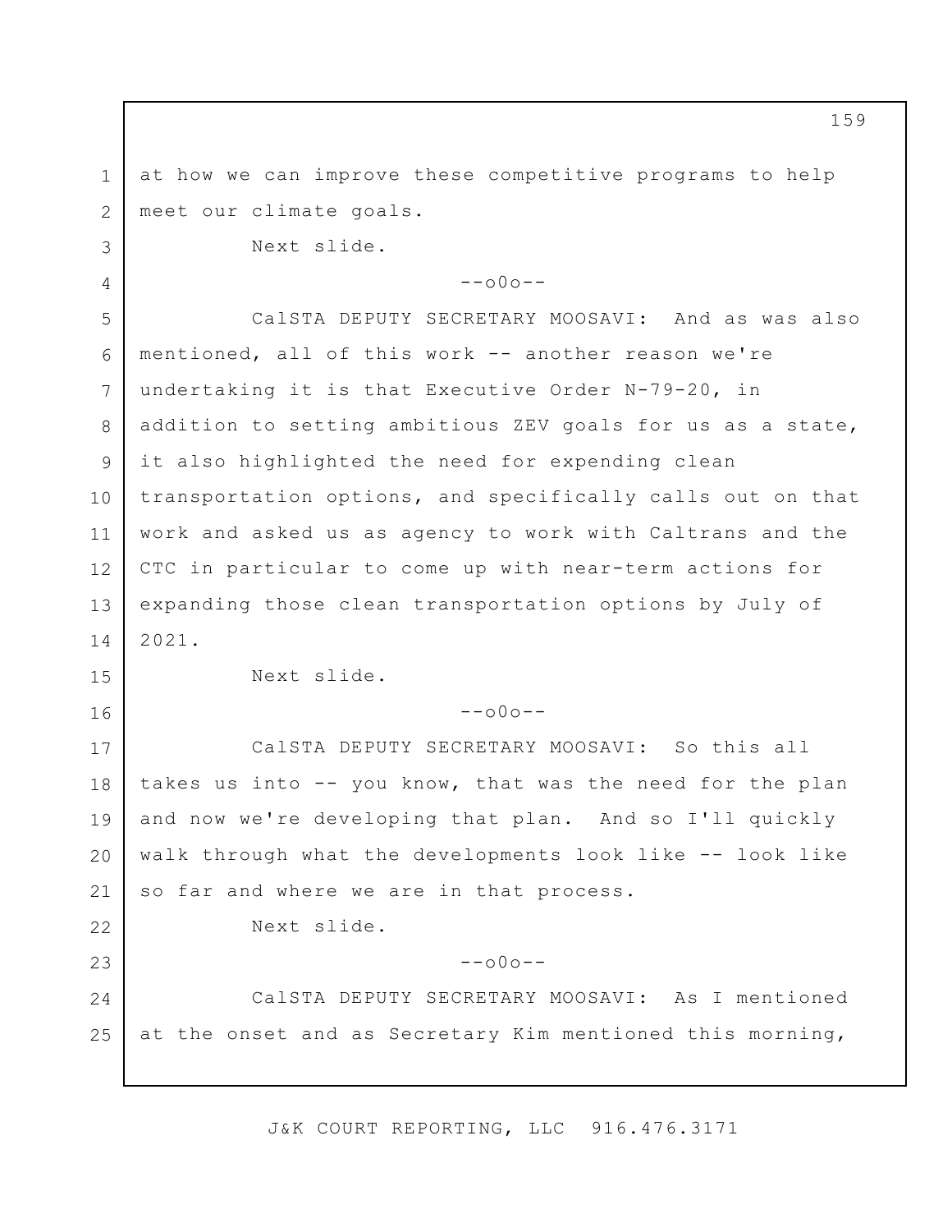at how we can improve these competitive programs to help meet our climate goals.

Next slide.

--o0o--

CalSTA DEPUTY SECRETARY MOOSAVI: And as was also mentioned, all of this work -- another reason we're undertaking it is that Executive Order N-79-20, in addition to setting ambitious ZEV goals for us as a state, it also highlighted the need for expending clean transportation options, and specifically calls out on that work and asked us as agency to work with Caltrans and the CTC in particular to come up with near-term actions for expanding those clean transportation options by July of 2021.

Next slide.

--o0o--

CalSTA DEPUTY SECRETARY MOOSAVI: So this all takes us into -- you know, that was the need for the plan and now we're developing that plan. And so I'll quickly walk through what the developments look like -- look like so far and where we are in that process.

Next slide.

--o0o--

CalSTA DEPUTY SECRETARY MOOSAVI: As I mentioned at the onset and as Secretary Kim mentioned this morning,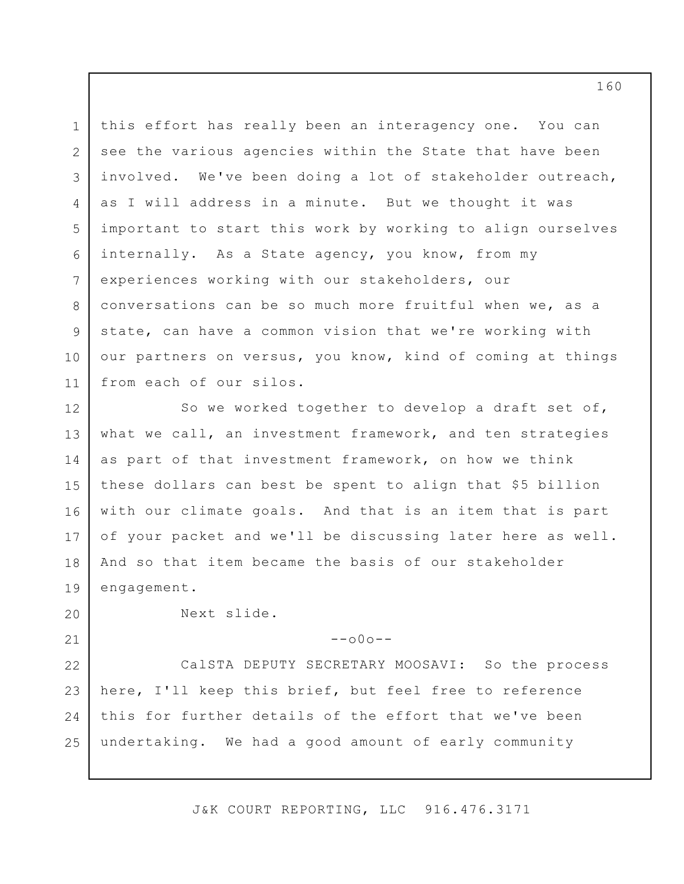this effort has really been an interagency one. You can see the various agencies within the State that have been involved. We've been doing a lot of stakeholder outreach, as I will address in a minute. But we thought it was important to start this work by working to align ourselves internally. As a State agency, you know, from my experiences working with our stakeholders, our conversations can be so much more fruitful when we, as a state, can have a common vision that we're working with our partners on versus, you know, kind of coming at things from each of our silos.

So we worked together to develop a draft set of, what we call, an investment framework, and ten strategies as part of that investment framework, on how we think these dollars can best be spent to align that $5 billion with our climate goals. And that is an item that is part of your packet and we'll be discussing later here as well. And so that item became the basis of our stakeholder engagement.

Next slide.

--o0o--

CalSTA DEPUTY SECRETARY MOOSAVI: So the process here, I'll keep this brief, but feel free to reference this for further details of the effort that we've been undertaking. We had a good amount of early community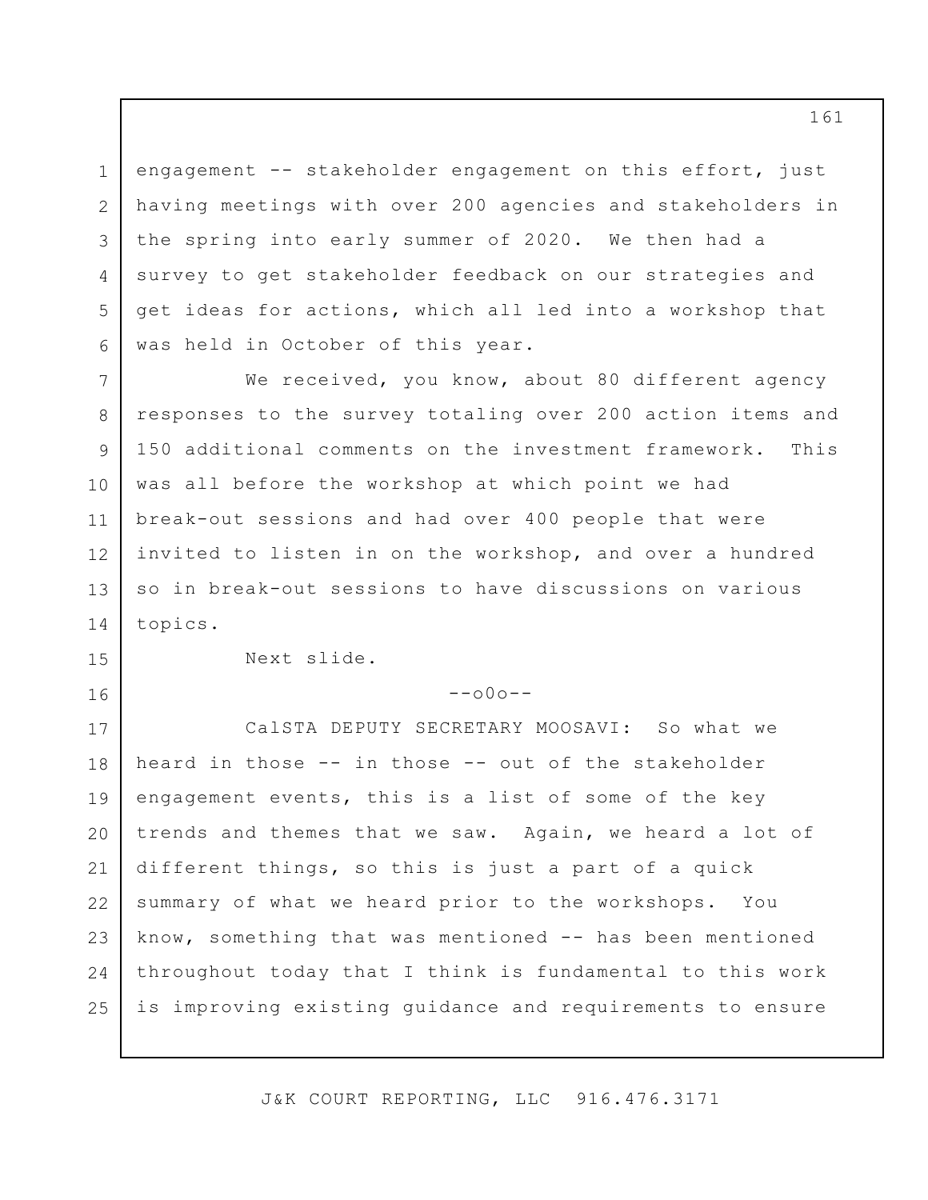engagement -- stakeholder engagement on this effort, just having meetings with over 200 agencies and stakeholders in the spring into early summer of 2020. We then had a survey to get stakeholder feedback on our strategies and get ideas for actions, which all led into a workshop that was held in October of this year.

We received, you know, about 80 different agency responses to the survey totaling over 200 action items and 150 additional comments on the investment framework. This was all before the workshop at which point we had break-out sessions and had over 400 people that were invited to listen in on the workshop, and over a hundred so in break-out sessions to have discussions on various topics.

Next slide.

--o0o--

CalSTA DEPUTY SECRETARY MOOSAVI: So what we heard in those -- in those -- out of the stakeholder engagement events, this is a list of some of the key trends and themes that we saw. Again, we heard a lot of different things, so this is just a part of a quick summary of what we heard prior to the workshops. You know, something that was mentioned -- has been mentioned throughout today that I think is fundamental to this work is improving existing guidance and requirements to ensure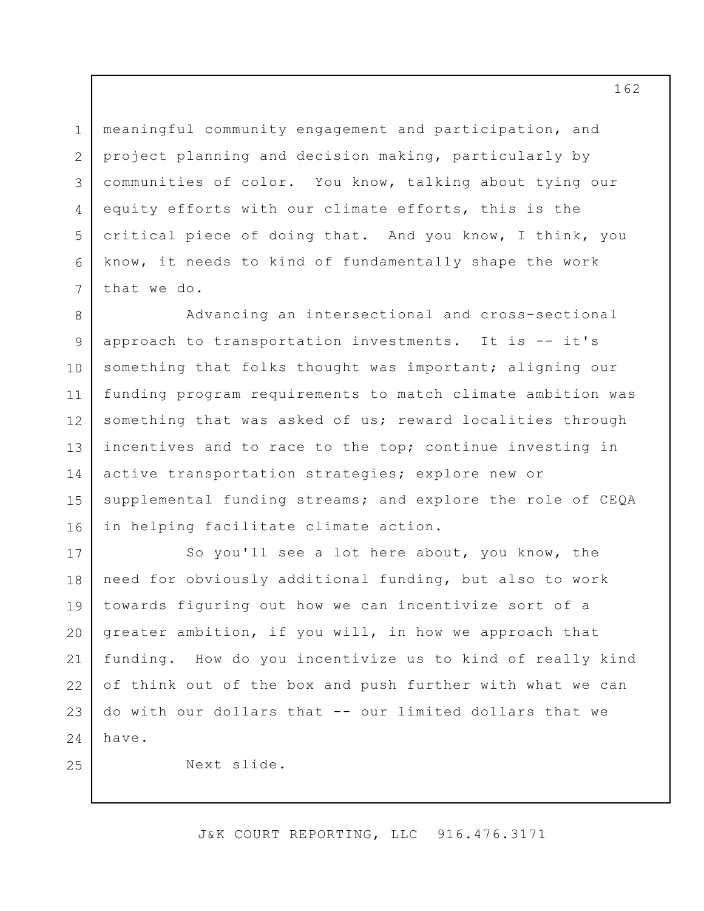meaningful community engagement and participation, and project planning and decision making, particularly by communities of color. You know, talking about tying our equity efforts with our climate efforts, this is the critical piece of doing that. And you know, I think, you know, it needs to kind of fundamentally shape the work that we do.

Advancing an intersectional and cross-sectional approach to transportation investments. It is -- it's something that folks thought was important; aligning our funding program requirements to match climate ambition was something that was asked of us; reward localities through incentives and to race to the top; continue investing in active transportation strategies; explore new or supplemental funding streams; and explore the role of CEQA in helping facilitate climate action.

So you'll see a lot here about, you know, the need for obviously additional funding, but also to work towards figuring out how we can incentivize sort of a greater ambition, if you will, in how we approach that funding. How do you incentivize us to kind of really kind of think out of the box and push further with what we can do with our dollars that -- our limited dollars that we have.

Next slide.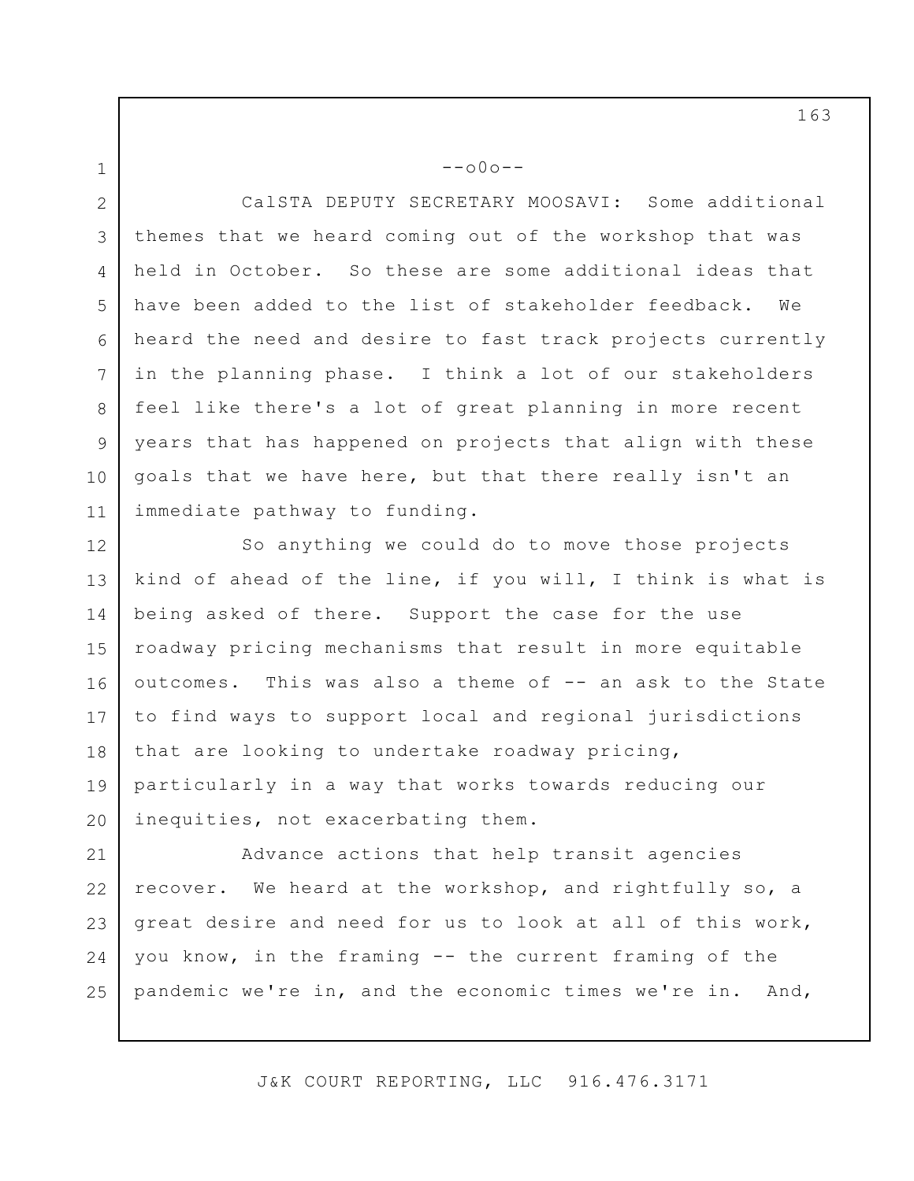--o0o--

CalSTA DEPUTY SECRETARY MOOSAVI: Some additional themes that we heard coming out of the workshop that was held in October. So these are some additional ideas that have been added to the list of stakeholder feedback. We heard the need and desire to fast track projects currently in the planning phase. I think a lot of our stakeholders feel like there's a lot of great planning in more recent years that has happened on projects that align with these goals that we have here, but that there really isn't an immediate pathway to funding.

So anything we could do to move those projects kind of ahead of the line, if you will, I think is what is being asked of there. Support the case for the use roadway pricing mechanisms that result in more equitable outcomes. This was also a theme of -- an ask to the State to find ways to support local and regional jurisdictions that are looking to undertake roadway pricing, particularly in a way that works towards reducing our inequities, not exacerbating them.

Advance actions that help transit agencies recover. We heard at the workshop, and rightfully so, a great desire and need for us to look at all of this work, you know, in the framing -- the current framing of the pandemic we're in, and the economic times we're in. And,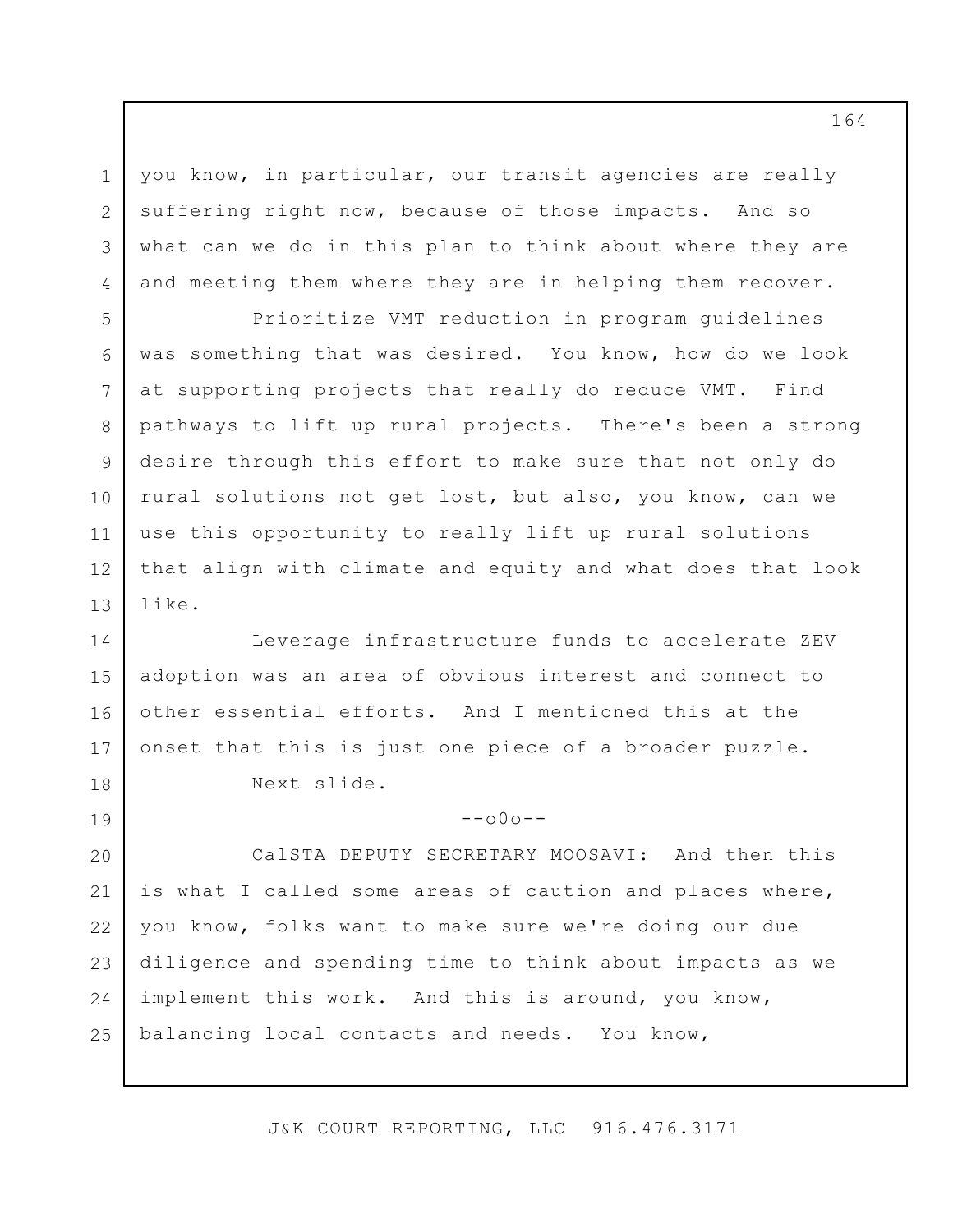you know, in particular, our transit agencies are really suffering right now, because of those impacts. And so what can we do in this plan to think about where they are and meeting them where they are in helping them recover.

Prioritize VMT reduction in program guidelines was something that was desired. You know, how do we look at supporting projects that really do reduce VMT. Find pathways to lift up rural projects. There's been a strong desire through this effort to make sure that not only do rural solutions not get lost, but also, you know, can we use this opportunity to really lift up rural solutions that align with climate and equity and what does that look like.

Leverage infrastructure funds to accelerate ZEV adoption was an area of obvious interest and connect to other essential efforts. And I mentioned this at the onset that this is just one piece of a broader puzzle.

Next slide.

--o0o--

CalSTA DEPUTY SECRETARY MOOSAVI: And then this is what I called some areas of caution and places where, you know, folks want to make sure we're doing our due diligence and spending time to think about impacts as we implement this work. And this is around, you know, balancing local contacts and needs. You know,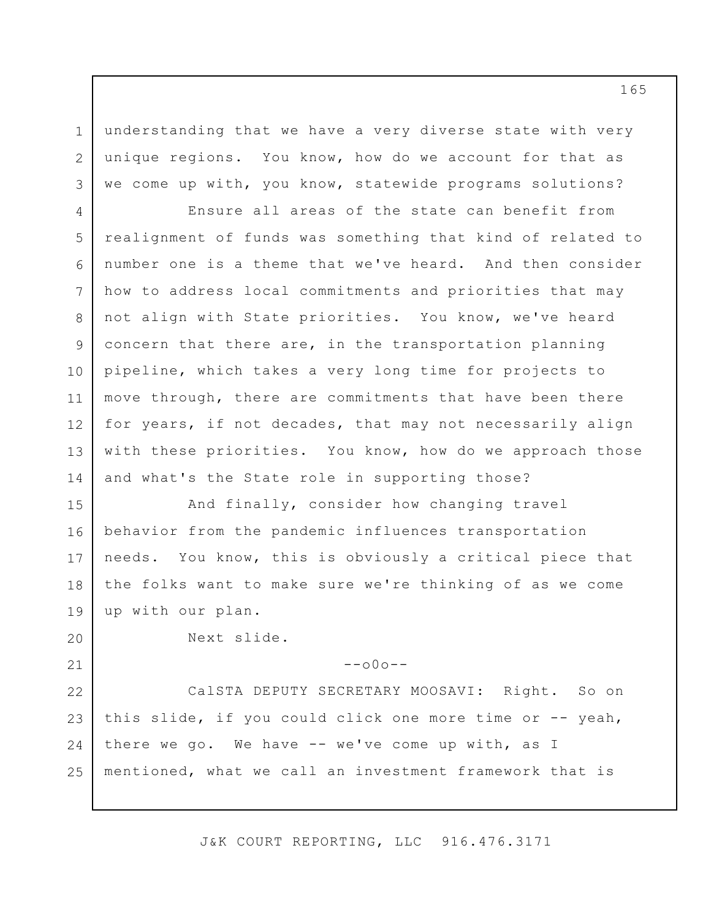understanding that we have a very diverse state with very unique regions. You know, how do we account for that as we come up with, you know, statewide programs solutions?

Ensure all areas of the state can benefit from realignment of funds was something that kind of related to number one is a theme that we've heard. And then consider how to address local commitments and priorities that may not align with State priorities. You know, we've heard concern that there are, in the transportation planning pipeline, which takes a very long time for projects to move through, there are commitments that have been there for years, if not decades, that may not necessarily align with these priorities. You know, how do we approach those and what's the State role in supporting those?

And finally, consider how changing travel behavior from the pandemic influences transportation needs. You know, this is obviously a critical piece that the folks want to make sure we're thinking of as we come up with our plan.

Next slide.

--o0o--

CalSTA DEPUTY SECRETARY MOOSAVI: Right. So on this slide, if you could click one more time or -- yeah, there we go. We have -- we've come up with, as I mentioned, what we call an investment framework that is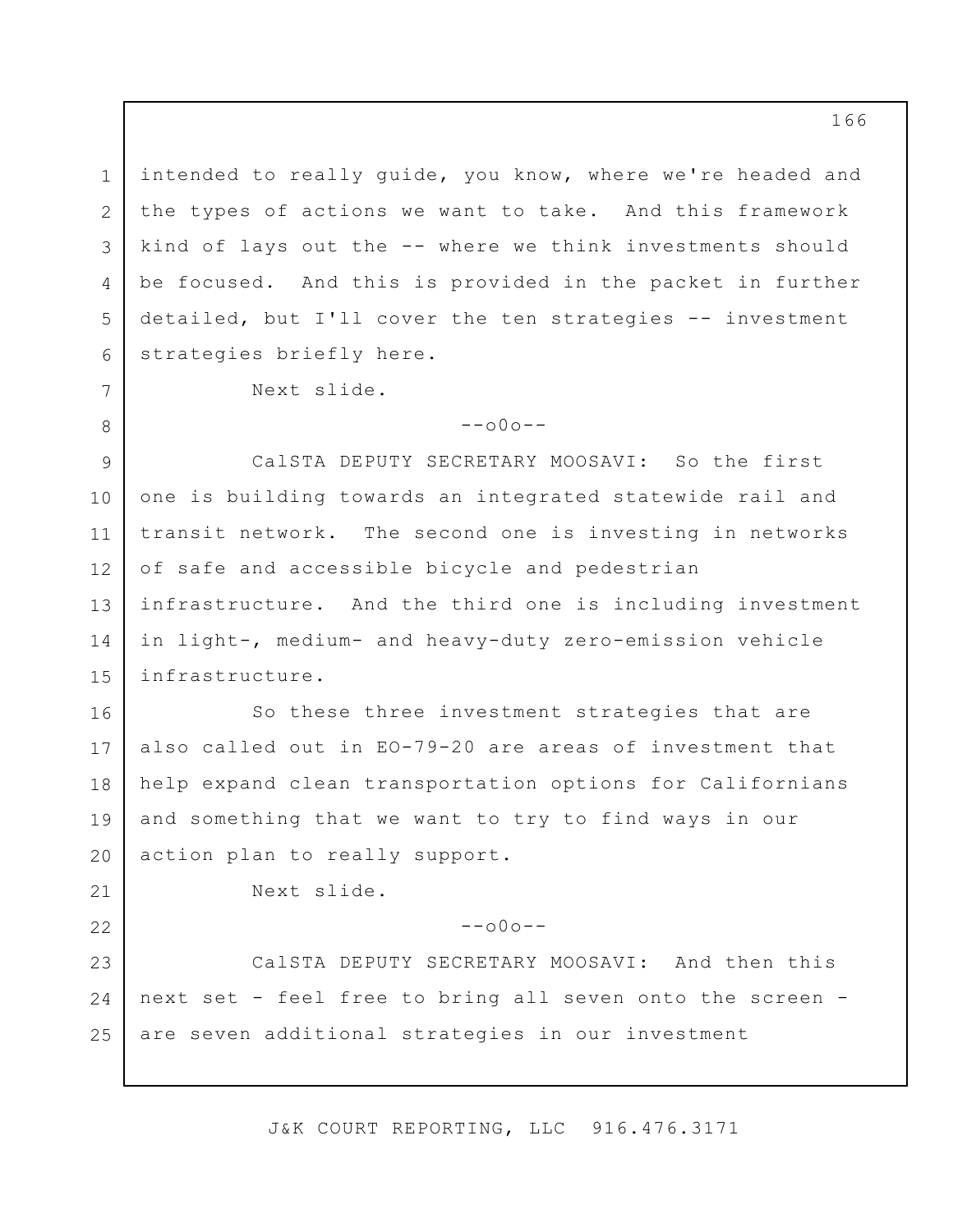intended to really guide, you know, where we're headed and the types of actions we want to take. And this framework kind of lays out the -- where we think investments should be focused. And this is provided in the packet in further detailed, but I'll cover the ten strategies -- investment strategies briefly here.

Next slide.

--o0o--

CalSTA DEPUTY SECRETARY MOOSAVI: So the first one is building towards an integrated statewide rail and transit network. The second one is investing in networks of safe and accessible bicycle and pedestrian infrastructure. And the third one is including investment in light-, medium- and heavy-duty zero-emission vehicle infrastructure.

So these three investment strategies that are also called out in EO-79-20 are areas of investment that help expand clean transportation options for Californians and something that we want to try to find ways in our action plan to really support.

Next slide.

--o0o--

CalSTA DEPUTY SECRETARY MOOSAVI: And then this next set - feel free to bring all seven onto the screen - are seven additional strategies in our investment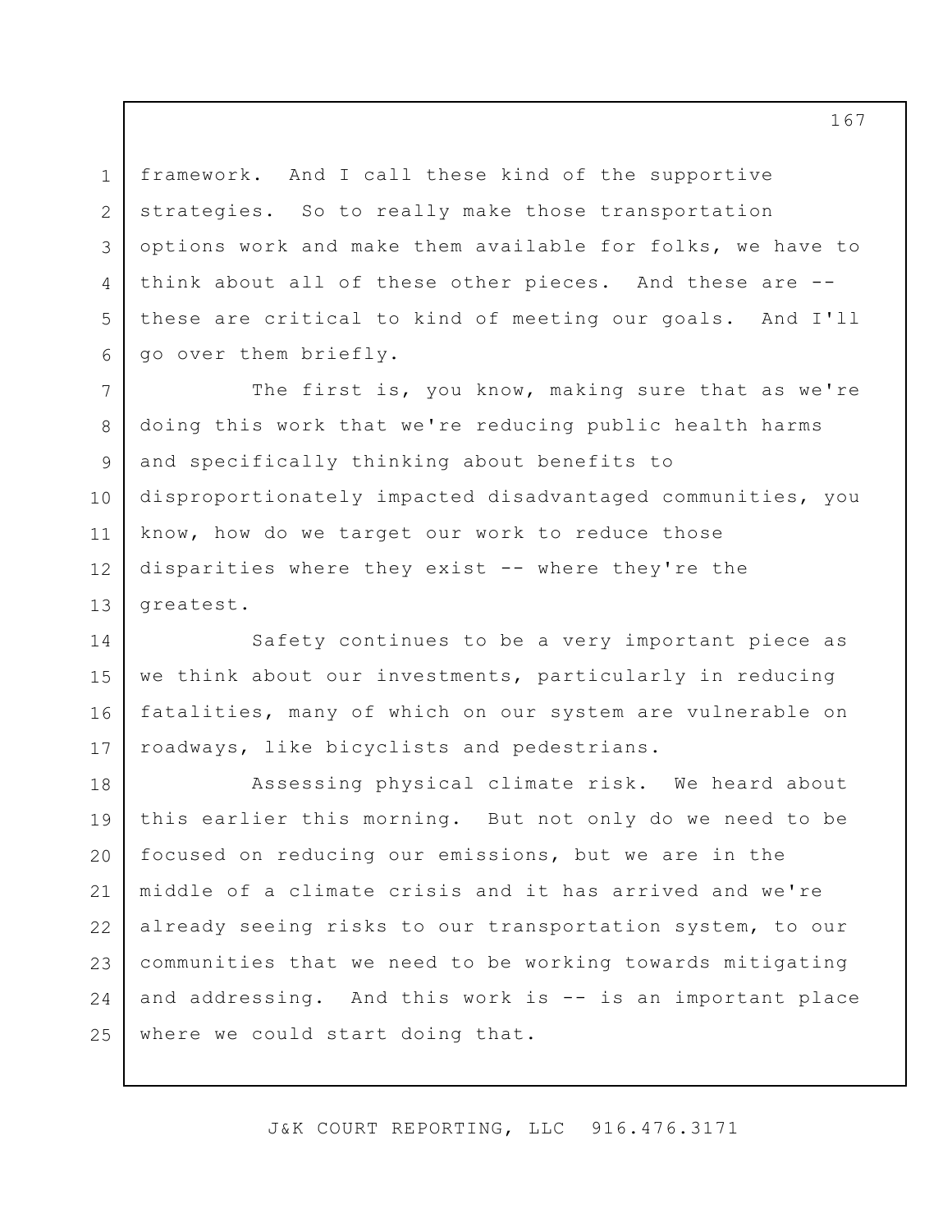framework. And I call these kind of the supportive strategies. So to really make those transportation options work and make them available for folks, we have to think about all of these other pieces. And these are -- these are critical to kind of meeting our goals. And I'll go over them briefly.

The first is, you know, making sure that as we're doing this work that we're reducing public health harms and specifically thinking about benefits to disproportionately impacted disadvantaged communities, you know, how do we target our work to reduce those disparities where they exist -- where they're the greatest.

Safety continues to be a very important piece as we think about our investments, particularly in reducing fatalities, many of which on our system are vulnerable on roadways, like bicyclists and pedestrians.

Assessing physical climate risk. We heard about this earlier this morning. But not only do we need to be focused on reducing our emissions, but we are in the middle of a climate crisis and it has arrived and we're already seeing risks to our transportation system, to our communities that we need to be working towards mitigating and addressing. And this work is -- is an important place where we could start doing that.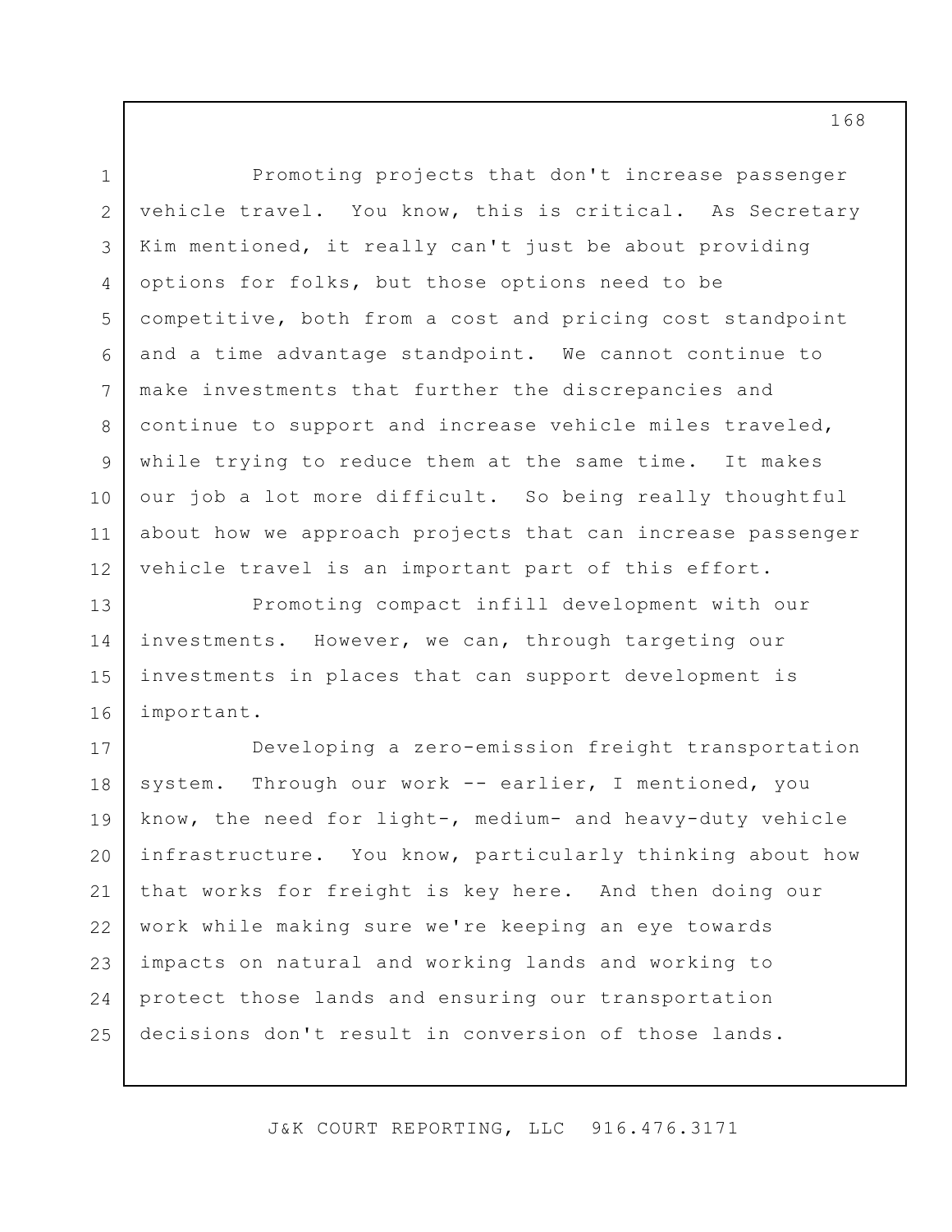Promoting projects that don't increase passenger vehicle travel. You know, this is critical. As Secretary Kim mentioned, it really can't just be about providing options for folks, but those options need to be competitive, both from a cost and pricing cost standpoint and a time advantage standpoint. We cannot continue to make investments that further the discrepancies and continue to support and increase vehicle miles traveled, while trying to reduce them at the same time. It makes our job a lot more difficult. So being really thoughtful about how we approach projects that can increase passenger vehicle travel is an important part of this effort.

Promoting compact infill development with our investments. However, we can, through targeting our investments in places that can support development is important.

Developing a zero-emission freight transportation system. Through our work -- earlier, I mentioned, you know, the need for light-, medium- and heavy-duty vehicle infrastructure. You know, particularly thinking about how that works for freight is key here. And then doing our work while making sure we're keeping an eye towards impacts on natural and working lands and working to protect those lands and ensuring our transportation decisions don't result in conversion of those lands.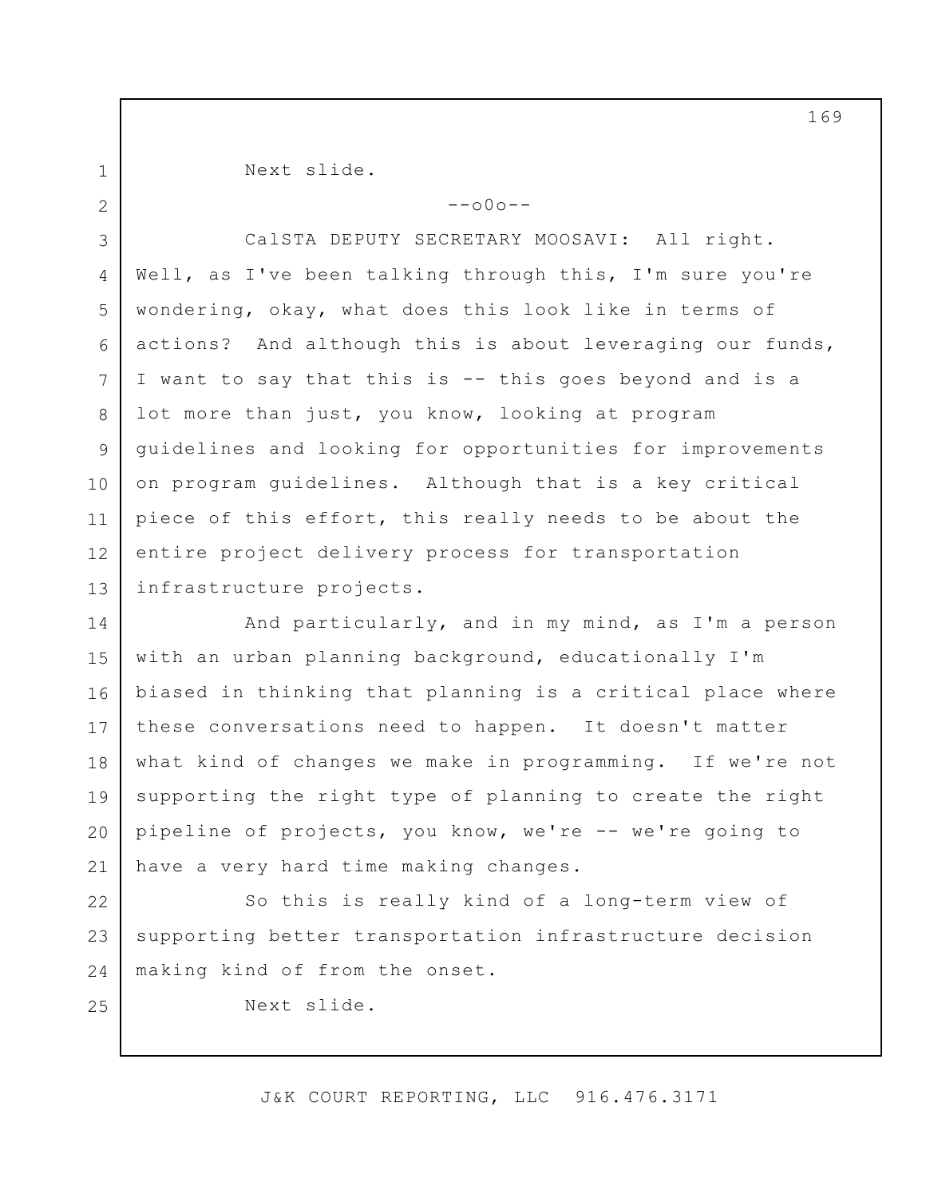Next slide.

--o0o--

CalSTA DEPUTY SECRETARY MOOSAVI: All right. Well, as I've been talking through this, I'm sure you're wondering, okay, what does this look like in terms of actions? And although this is about leveraging our funds, I want to say that this is -- this goes beyond and is a lot more than just, you know, looking at program guidelines and looking for opportunities for improvements on program guidelines. Although that is a key critical piece of this effort, this really needs to be about the entire project delivery process for transportation infrastructure projects.

And particularly, and in my mind, as I'm a person with an urban planning background, educationally I'm biased in thinking that planning is a critical place where these conversations need to happen. It doesn't matter what kind of changes we make in programming. If we're not supporting the right type of planning to create the right pipeline of projects, you know, we're -- we're going to have a very hard time making changes.

So this is really kind of a long-term view of supporting better transportation infrastructure decision making kind of from the onset.

Next slide.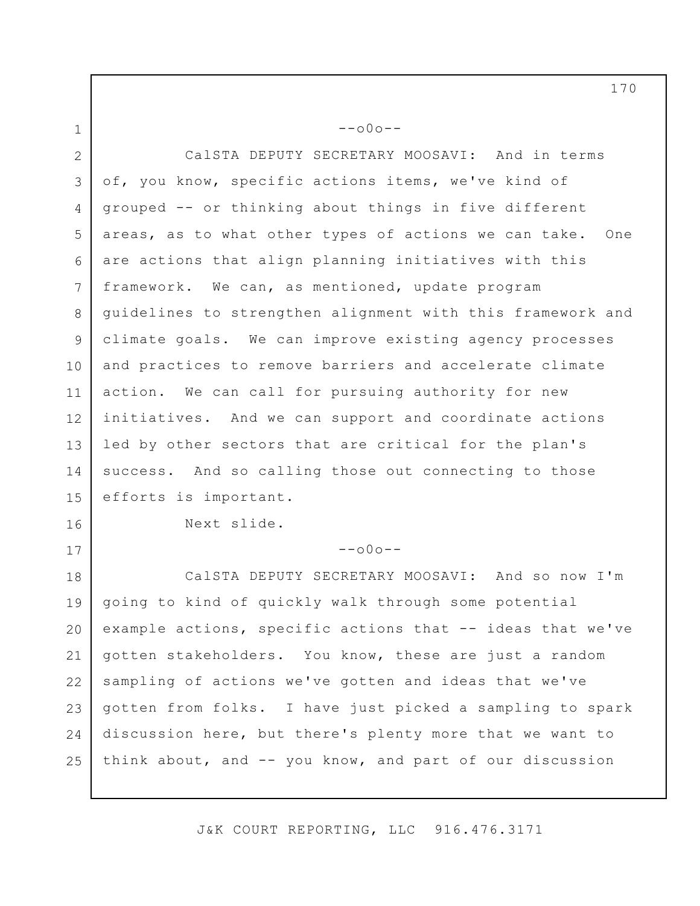--o0o--

CalSTA DEPUTY SECRETARY MOOSAVI: And in terms of, you know, specific actions items, we've kind of grouped -- or thinking about things in five different areas, as to what other types of actions we can take. One are actions that align planning initiatives with this framework. We can, as mentioned, update program guidelines to strengthen alignment with this framework and climate goals. We can improve existing agency processes and practices to remove barriers and accelerate climate action. We can call for pursuing authority for new initiatives. And we can support and coordinate actions led by other sectors that are critical for the plan's success. And so calling those out connecting to those efforts is important.

Next slide.

--o0o--

CalSTA DEPUTY SECRETARY MOOSAVI: And so now I'm going to kind of quickly walk through some potential example actions, specific actions that -- ideas that we've gotten stakeholders. You know, these are just a random sampling of actions we've gotten and ideas that we've gotten from folks. I have just picked a sampling to spark discussion here, but there's plenty more that we want to think about, and -- you know, and part of our discussion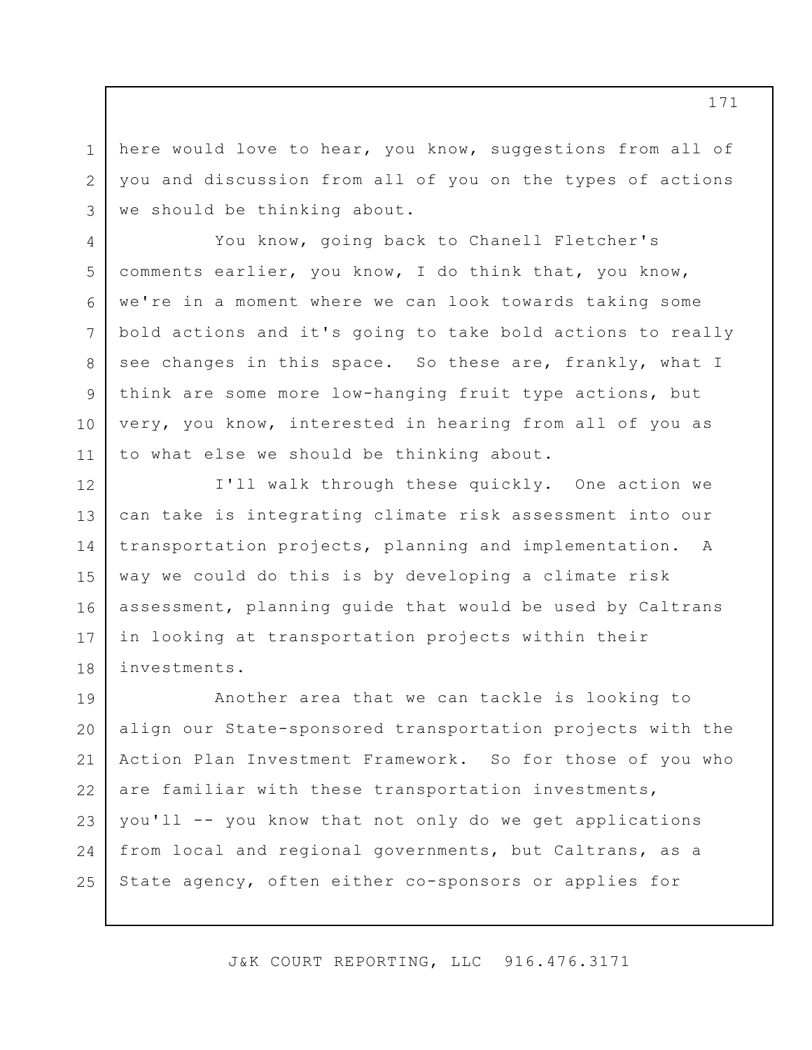here would love to hear, you know, suggestions from all of you and discussion from all of you on the types of actions we should be thinking about.

You know, going back to Chanell Fletcher's comments earlier, you know, I do think that, you know, we're in a moment where we can look towards taking some bold actions and it's going to take bold actions to really see changes in this space. So these are, frankly, what I think are some more low-hanging fruit type actions, but very, you know, interested in hearing from all of you as to what else we should be thinking about.

I'll walk through these quickly. One action we can take is integrating climate risk assessment into our transportation projects, planning and implementation. A way we could do this is by developing a climate risk assessment, planning guide that would be used by Caltrans in looking at transportation projects within their investments.

Another area that we can tackle is looking to align our State-sponsored transportation projects with the Action Plan Investment Framework. So for those of you who are familiar with these transportation investments, you'll -- you know that not only do we get applications from local and regional governments, but Caltrans, as a State agency, often either co-sponsors or applies for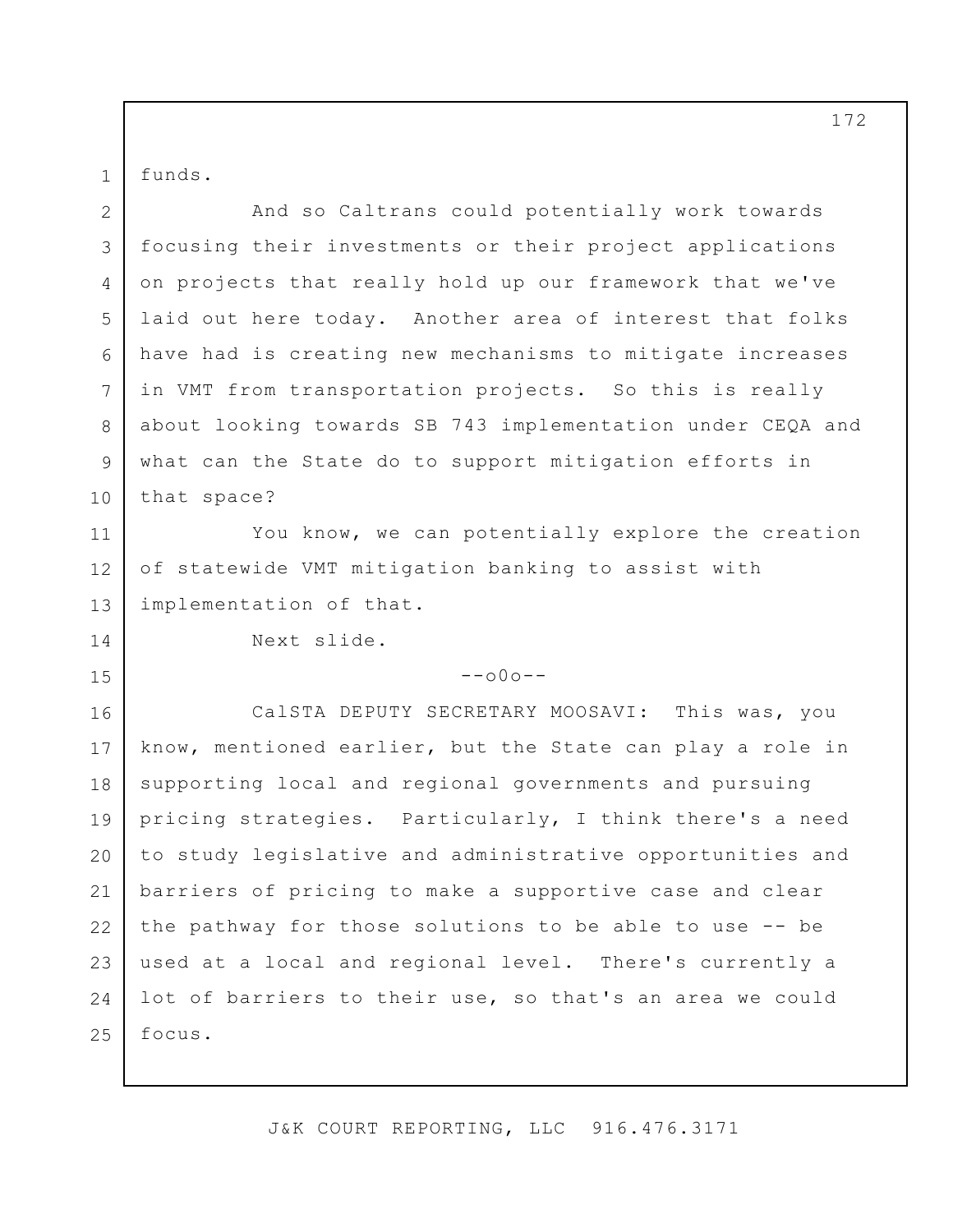funds.

And so Caltrans could potentially work towards focusing their investments or their project applications on projects that really hold up our framework that we've laid out here today. Another area of interest that folks have had is creating new mechanisms to mitigate increases in VMT from transportation projects. So this is really about looking towards SB 743 implementation under CEQA and what can the State do to support mitigation efforts in that space?

You know, we can potentially explore the creation of statewide VMT mitigation banking to assist with implementation of that.

Next slide.

--o0o--

CalSTA DEPUTY SECRETARY MOOSAVI: This was, you know, mentioned earlier, but the State can play a role in supporting local and regional governments and pursuing pricing strategies. Particularly, I think there's a need to study legislative and administrative opportunities and barriers of pricing to make a supportive case and clear the pathway for those solutions to be able to use -- be used at a local and regional level. There's currently a lot of barriers to their use, so that's an area we could focus.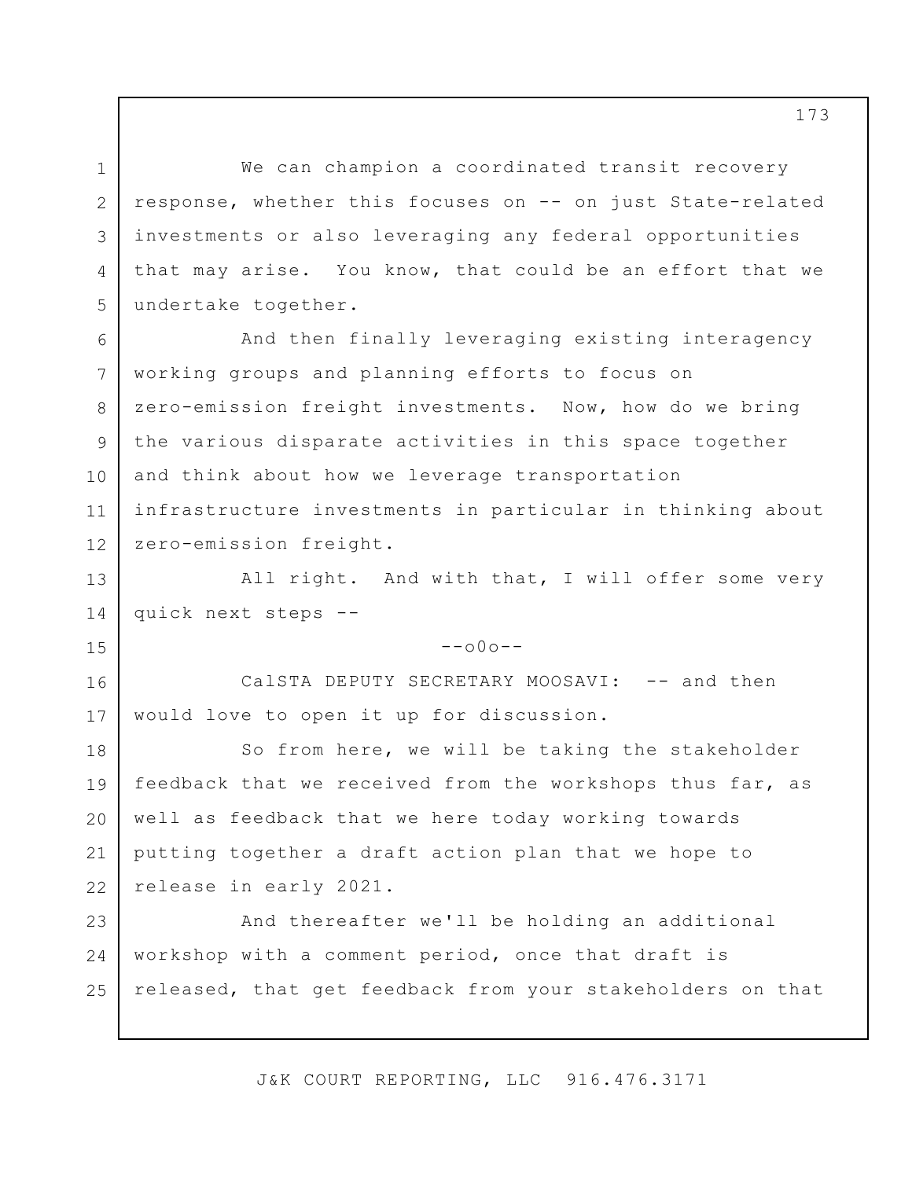We can champion a coordinated transit recovery response, whether this focuses on -- on just State-related investments or also leveraging any federal opportunities that may arise. You know, that could be an effort that we undertake together.

And then finally leveraging existing interagency working groups and planning efforts to focus on zero-emission freight investments. Now, how do we bring the various disparate activities in this space together and think about how we leverage transportation infrastructure investments in particular in thinking about zero-emission freight.

All right. And with that, I will offer some very quick next steps --

--o0o--

CalSTA DEPUTY SECRETARY MOOSAVI: -- and then would love to open it up for discussion.

So from here, we will be taking the stakeholder feedback that we received from the workshops thus far, as well as feedback that we here today working towards putting together a draft action plan that we hope to release in early 2021.

And thereafter we'll be holding an additional workshop with a comment period, once that draft is released, that get feedback from your stakeholders on that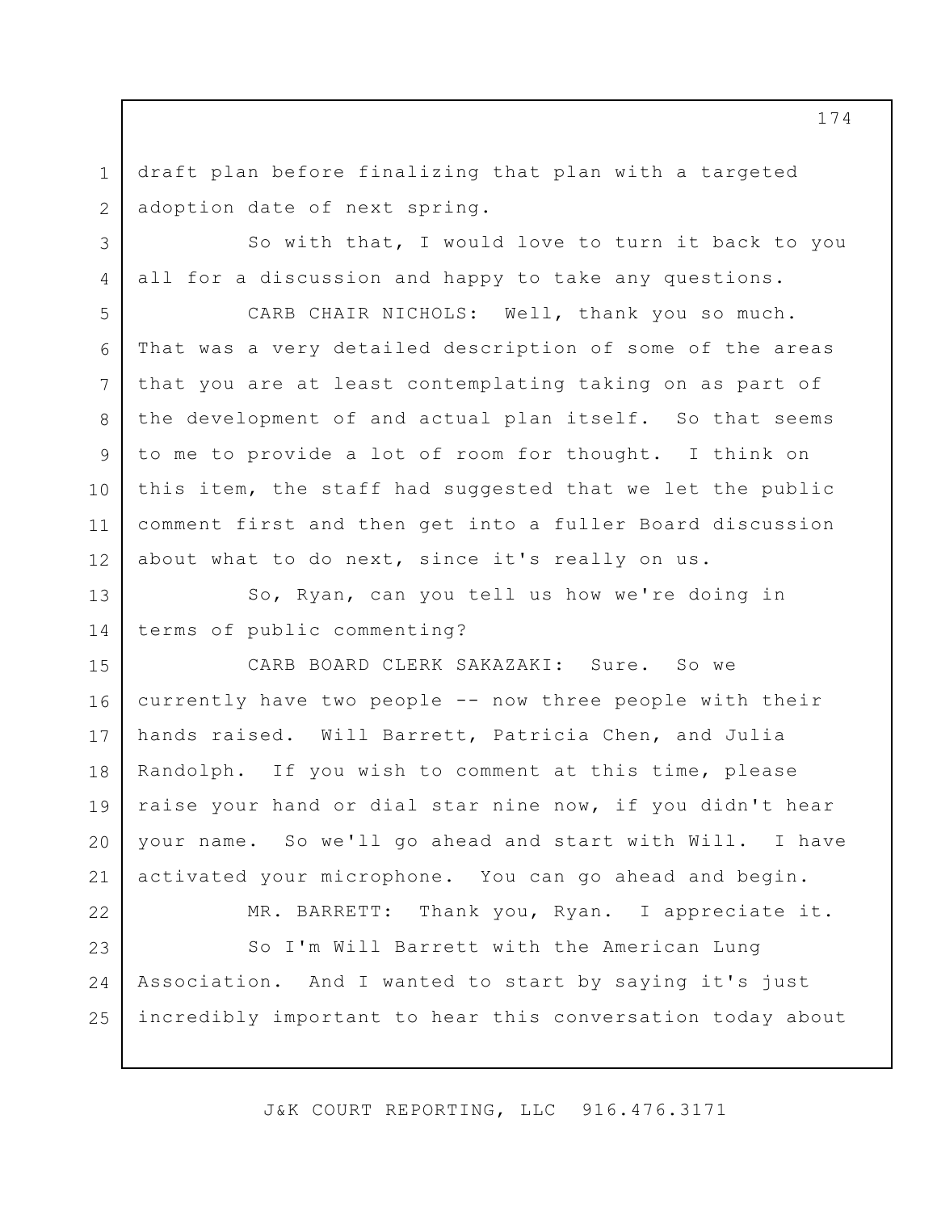draft plan before finalizing that plan with a targeted adoption date of next spring.

So with that, I would love to turn it back to you all for a discussion and happy to take any questions.

CARB CHAIR NICHOLS: Well, thank you so much. That was a very detailed description of some of the areas that you are at least contemplating taking on as part of the development of and actual plan itself. So that seems to me to provide a lot of room for thought. I think on this item, the staff had suggested that we let the public comment first and then get into a fuller Board discussion about what to do next, since it's really on us.

So, Ryan, can you tell us how we're doing in terms of public commenting?

CARB BOARD CLERK SAKAZAKI: Sure. So we currently have two people -- now three people with their hands raised. Will Barrett, Patricia Chen, and Julia Randolph. If you wish to comment at this time, please raise your hand or dial star nine now, if you didn't hear your name. So we'll go ahead and start with Will. I have activated your microphone. You can go ahead and begin.

MR. BARRETT: Thank you, Ryan. I appreciate it.

So I'm Will Barrett with the American Lung Association. And I wanted to start by saying it's just incredibly important to hear this conversation today about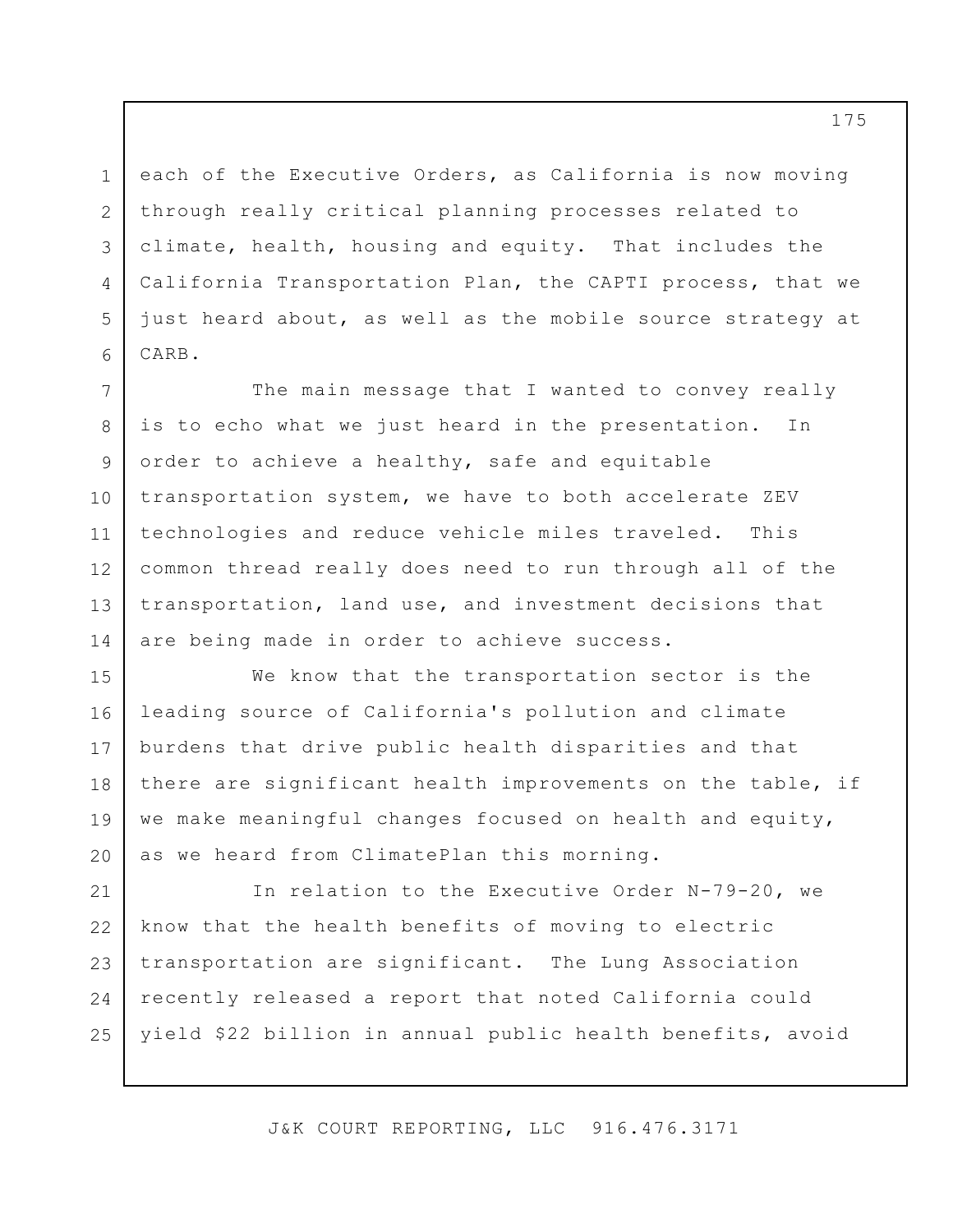each of the Executive Orders, as California is now moving through really critical planning processes related to climate, health, housing and equity. That includes the California Transportation Plan, the CAPTI process, that we just heard about, as well as the mobile source strategy at CARB.

The main message that I wanted to convey really is to echo what we just heard in the presentation. In order to achieve a healthy, safe and equitable transportation system, we have to both accelerate ZEV technologies and reduce vehicle miles traveled. This common thread really does need to run through all of the transportation, land use, and investment decisions that are being made in order to achieve success.

We know that the transportation sector is the leading source of California's pollution and climate burdens that drive public health disparities and that there are significant health improvements on the table, if we make meaningful changes focused on health and equity, as we heard from ClimatePlan this morning.

In relation to the Executive Order N-79-20, we know that the health benefits of moving to electric transportation are significant. The Lung Association recently released a report that noted California could yield $22 billion in annual public health benefits, avoid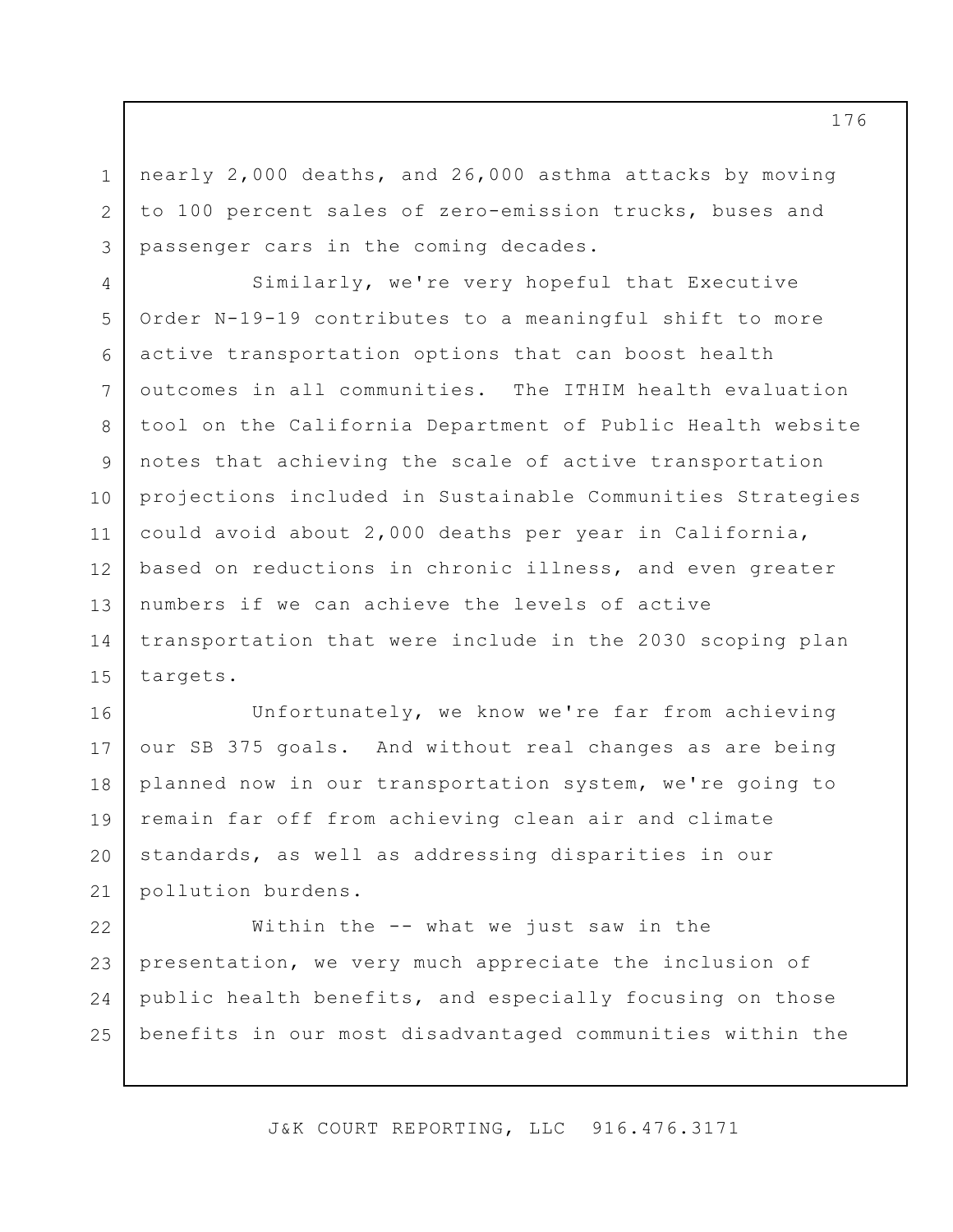nearly 2,000 deaths, and 26,000 asthma attacks by moving to 100 percent sales of zero-emission trucks, buses and passenger cars in the coming decades.

Similarly, we're very hopeful that Executive Order N-19-19 contributes to a meaningful shift to more active transportation options that can boost health outcomes in all communities. The ITHIM health evaluation tool on the California Department of Public Health website notes that achieving the scale of active transportation projections included in Sustainable Communities Strategies could avoid about 2,000 deaths per year in California, based on reductions in chronic illness, and even greater numbers if we can achieve the levels of active transportation that were include in the 2030 scoping plan targets.

Unfortunately, we know we're far from achieving our SB 375 goals. And without real changes as are being planned now in our transportation system, we're going to remain far off from achieving clean air and climate standards, as well as addressing disparities in our pollution burdens.

Within the -- what we just saw in the presentation, we very much appreciate the inclusion of public health benefits, and especially focusing on those benefits in our most disadvantaged communities within the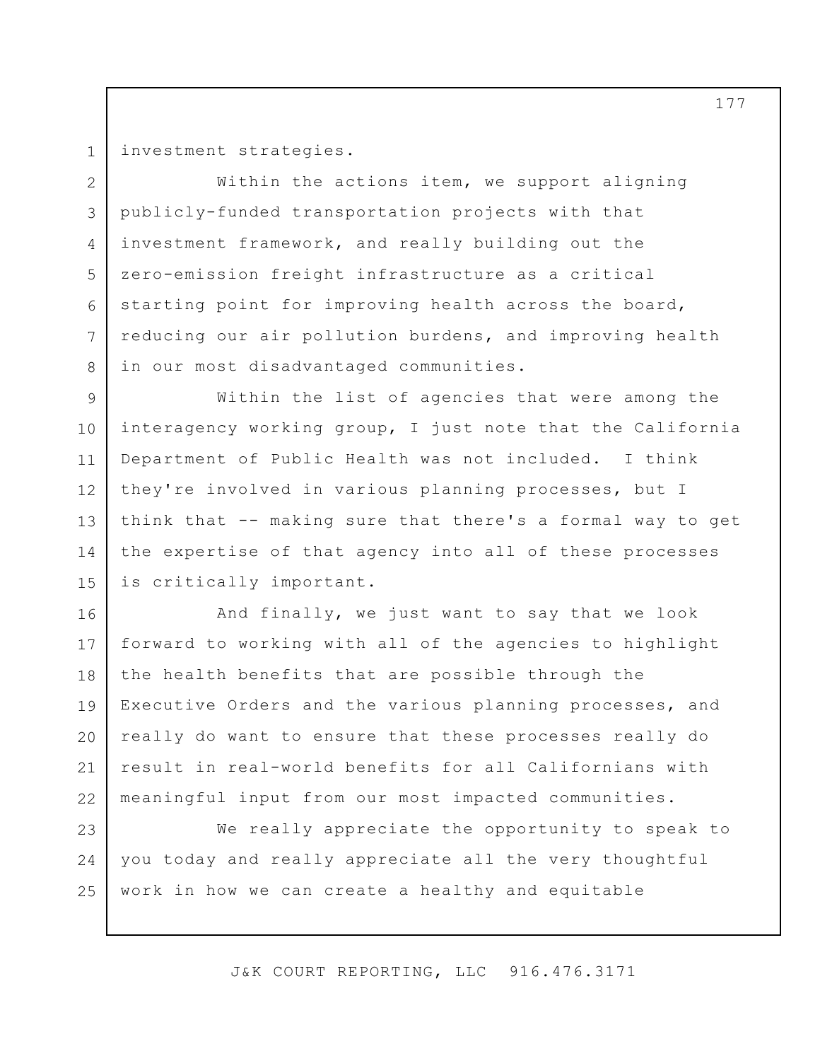investment strategies.

Within the actions item, we support aligning publicly-funded transportation projects with that investment framework, and really building out the zero-emission freight infrastructure as a critical starting point for improving health across the board, reducing our air pollution burdens, and improving health in our most disadvantaged communities.

Within the list of agencies that were among the interagency working group, I just note that the California Department of Public Health was not included. I think they're involved in various planning processes, but I think that -- making sure that there's a formal way to get the expertise of that agency into all of these processes is critically important.

And finally, we just want to say that we look forward to working with all of the agencies to highlight the health benefits that are possible through the Executive Orders and the various planning processes, and really do want to ensure that these processes really do result in real-world benefits for all Californians with meaningful input from our most impacted communities.

We really appreciate the opportunity to speak to you today and really appreciate all the very thoughtful work in how we can create a healthy and equitable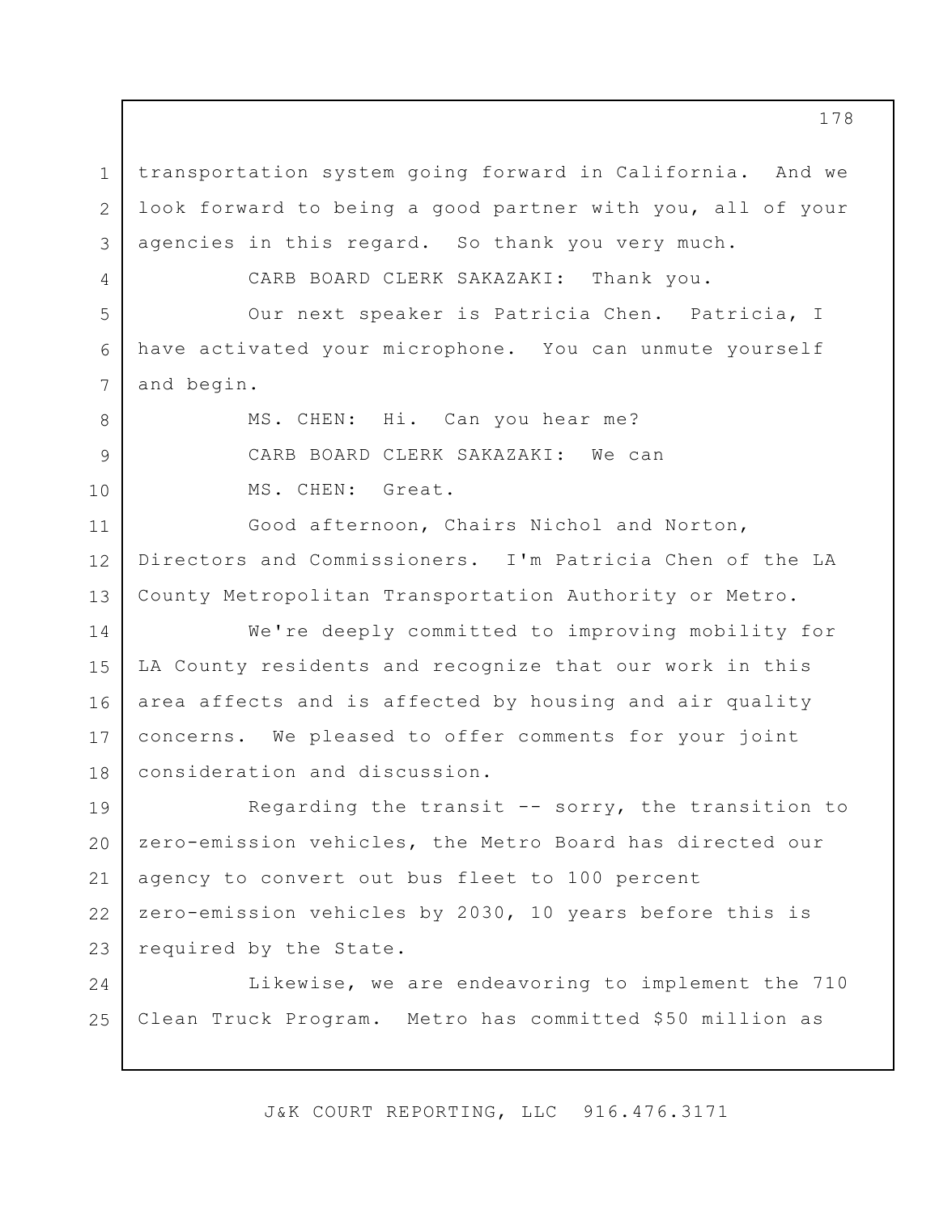transportation system going forward in California. And we look forward to being a good partner with you, all of your agencies in this regard. So thank you very much.

CARB BOARD CLERK SAKAZAKI: Thank you.

Our next speaker is Patricia Chen. Patricia, I have activated your microphone. You can unmute yourself and begin.

MS. CHEN: Hi. Can you hear me?

CARB BOARD CLERK SAKAZAKI: We can

MS. CHEN: Great.

Good afternoon, Chairs Nichol and Norton, Directors and Commissioners. I'm Patricia Chen of the LA County Metropolitan Transportation Authority or Metro.

We're deeply committed to improving mobility for LA County residents and recognize that our work in this area affects and is affected by housing and air quality concerns. We pleased to offer comments for your joint consideration and discussion.

Regarding the transit -- sorry, the transition to zero-emission vehicles, the Metro Board has directed our agency to convert out bus fleet to 100 percent zero-emission vehicles by 2030, 10 years before this is required by the State.

Likewise, we are endeavoring to implement the 710 Clean Truck Program. Metro has committed $50 million as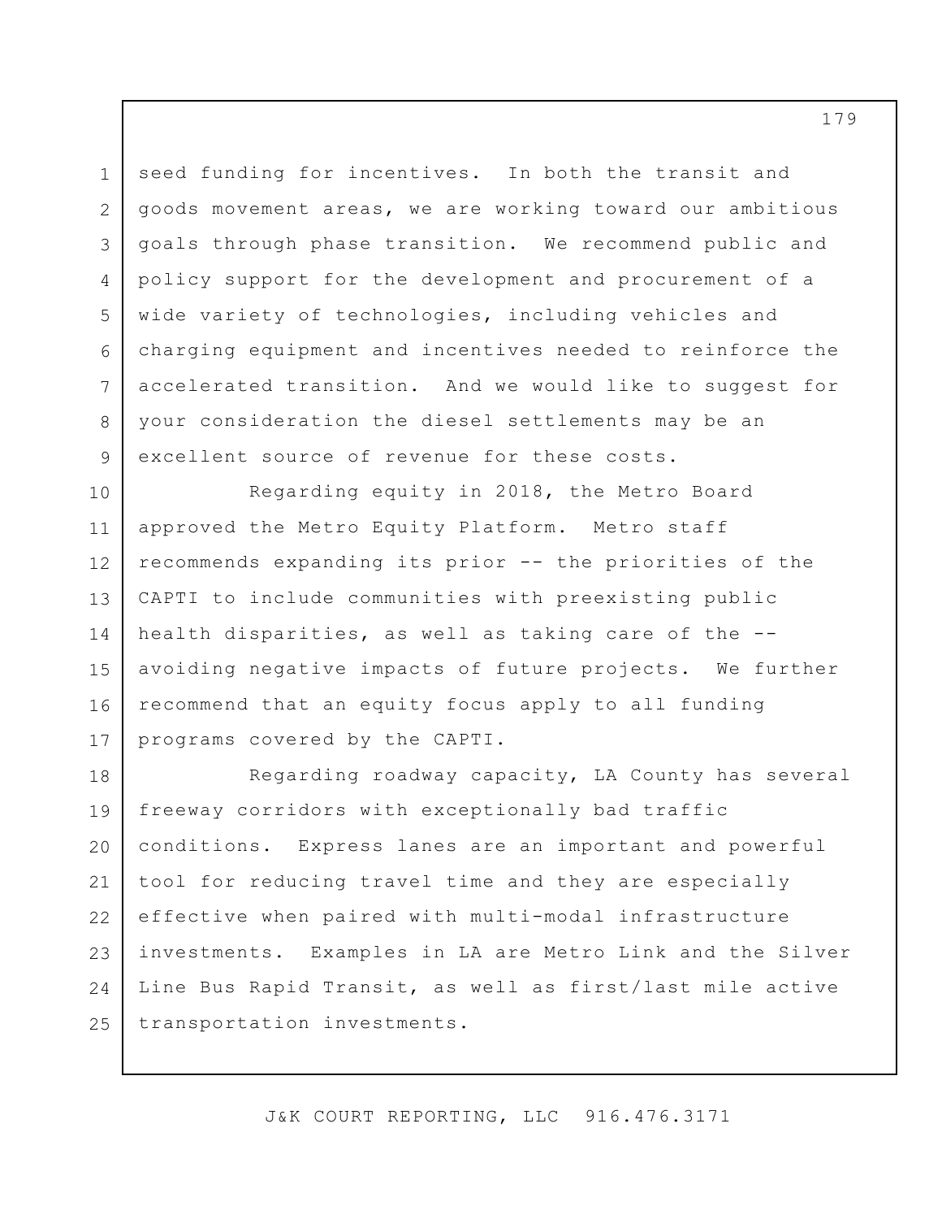seed funding for incentives. In both the transit and goods movement areas, we are working toward our ambitious goals through phase transition. We recommend public and policy support for the development and procurement of a wide variety of technologies, including vehicles and charging equipment and incentives needed to reinforce the accelerated transition. And we would like to suggest for your consideration the diesel settlements may be an excellent source of revenue for these costs.

Regarding equity in 2018, the Metro Board approved the Metro Equity Platform. Metro staff recommends expanding its prior -- the priorities of the CAPTI to include communities with preexisting public health disparities, as well as taking care of the -- avoiding negative impacts of future projects. We further recommend that an equity focus apply to all funding programs covered by the CAPTI.

Regarding roadway capacity, LA County has several freeway corridors with exceptionally bad traffic conditions. Express lanes are an important and powerful tool for reducing travel time and they are especially effective when paired with multi-modal infrastructure investments. Examples in LA are Metro Link and the Silver Line Bus Rapid Transit, as well as first/last mile active transportation investments.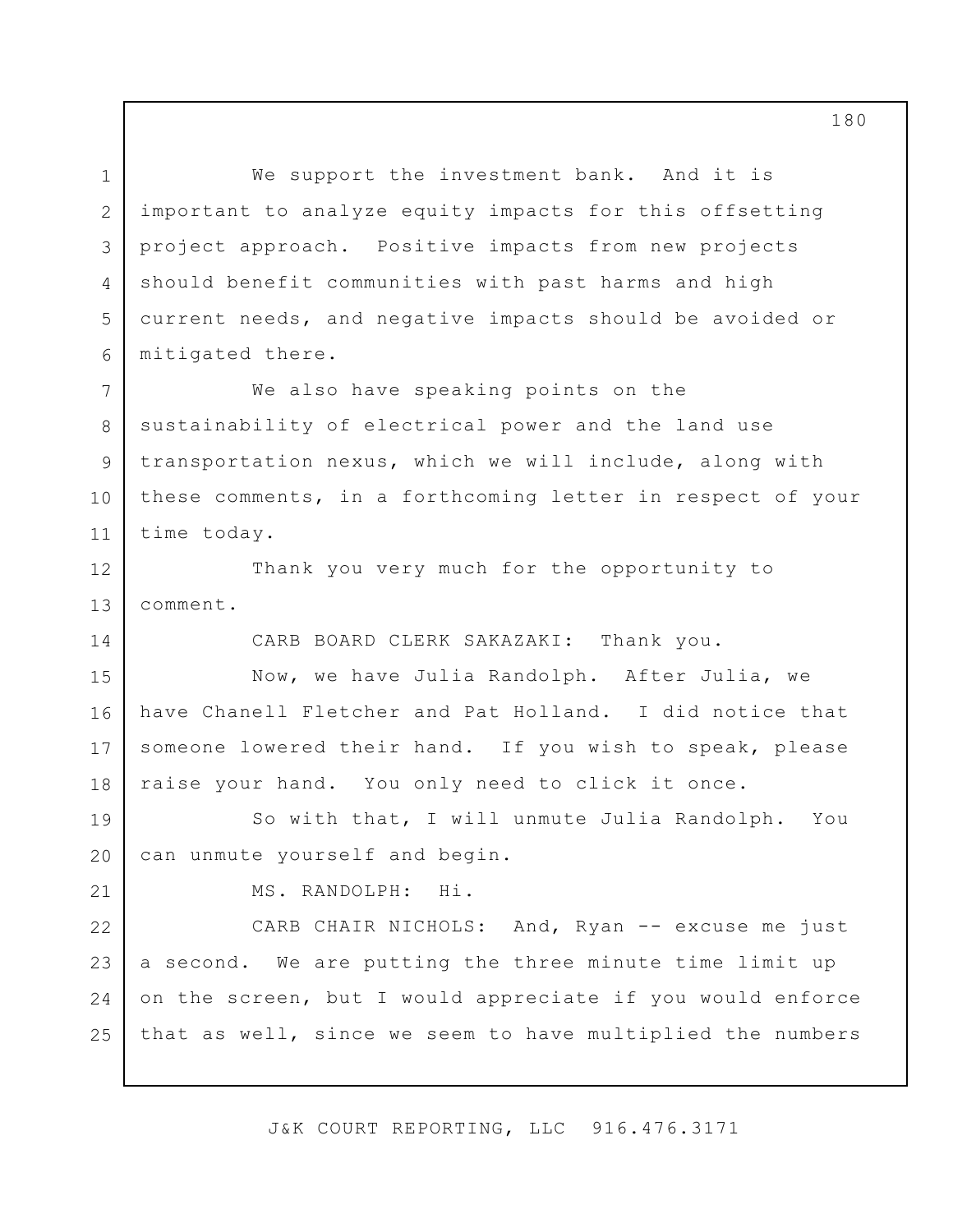We support the investment bank. And it is important to analyze equity impacts for this offsetting project approach. Positive impacts from new projects should benefit communities with past harms and high current needs, and negative impacts should be avoided or mitigated there.

We also have speaking points on the sustainability of electrical power and the land use transportation nexus, which we will include, along with these comments, in a forthcoming letter in respect of your time today.

Thank you very much for the opportunity to comment.

CARB BOARD CLERK SAKAZAKI: Thank you.

Now, we have Julia Randolph. After Julia, we have Chanell Fletcher and Pat Holland. I did notice that someone lowered their hand. If you wish to speak, please raise your hand. You only need to click it once.

So with that, I will unmute Julia Randolph. You can unmute yourself and begin.

MS. RANDOLPH: Hi.

CARB CHAIR NICHOLS: And, Ryan -- excuse me just a second. We are putting the three minute time limit up on the screen, but I would appreciate if you would enforce that as well, since we seem to have multiplied the numbers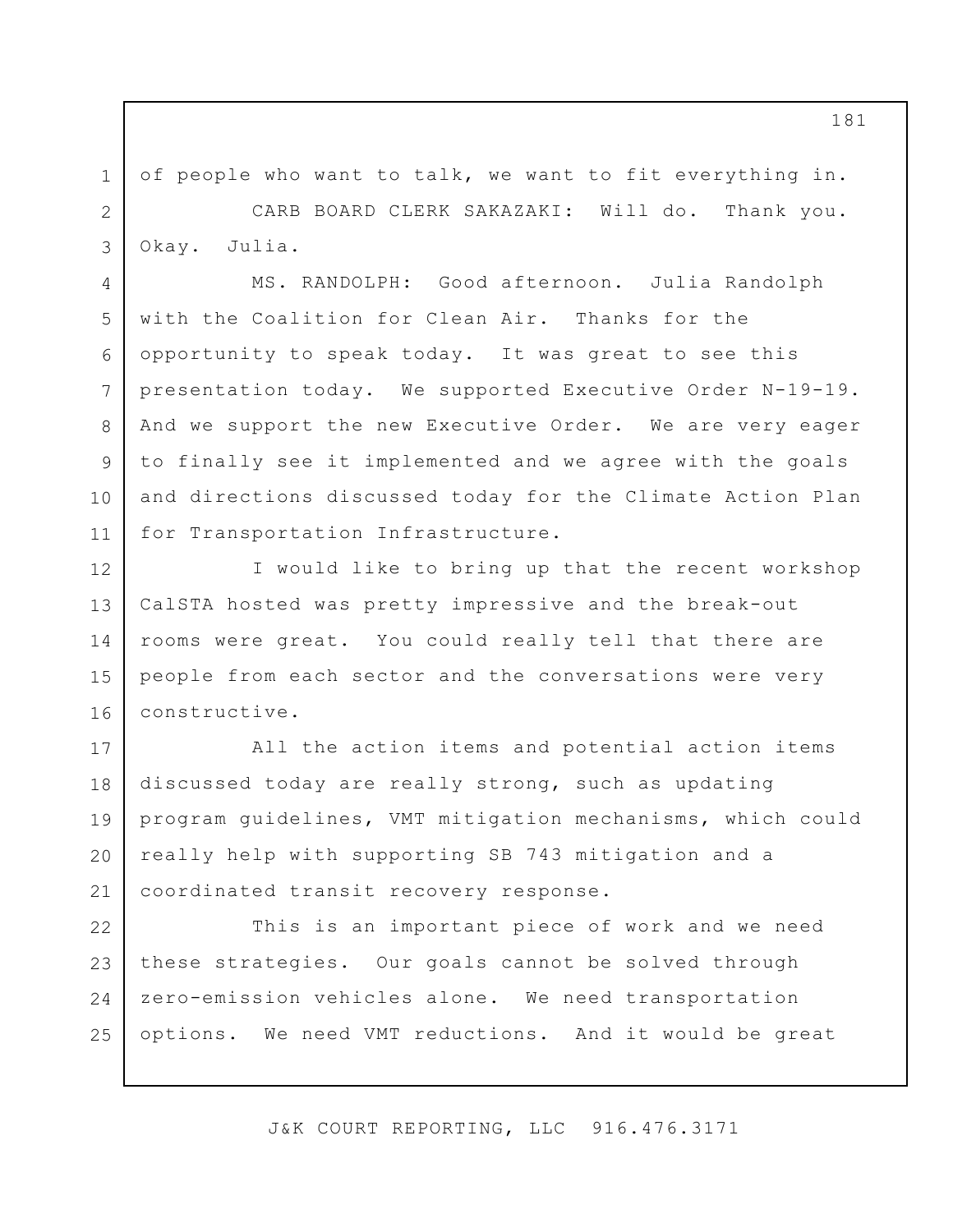of people who want to talk, we want to fit everything in.

CARB BOARD CLERK SAKAZAKI: Will do. Thank you. Okay. Julia.

MS. RANDOLPH: Good afternoon. Julia Randolph with the Coalition for Clean Air. Thanks for the opportunity to speak today. It was great to see this presentation today. We supported Executive Order N-19-19. And we support the new Executive Order. We are very eager to finally see it implemented and we agree with the goals and directions discussed today for the Climate Action Plan for Transportation Infrastructure.

I would like to bring up that the recent workshop CalSTA hosted was pretty impressive and the break-out rooms were great. You could really tell that there are people from each sector and the conversations were very constructive.

All the action items and potential action items discussed today are really strong, such as updating program guidelines, VMT mitigation mechanisms, which could really help with supporting SB 743 mitigation and a coordinated transit recovery response.

This is an important piece of work and we need these strategies. Our goals cannot be solved through zero-emission vehicles alone. We need transportation options. We need VMT reductions. And it would be great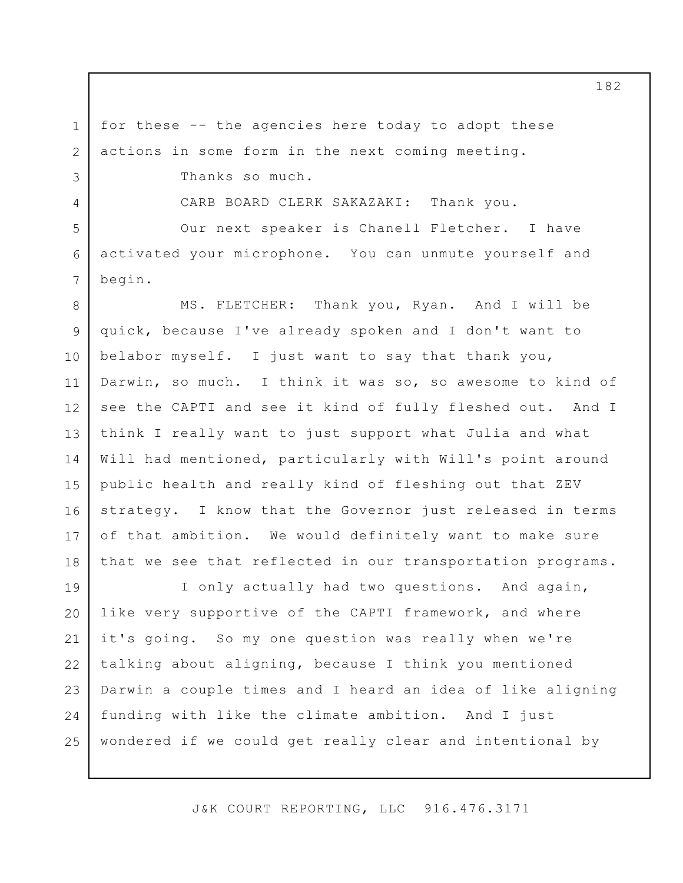for these -- the agencies here today to adopt these actions in some form in the next coming meeting.

Thanks so much.

CARB BOARD CLERK SAKAZAKI: Thank you.

Our next speaker is Chanell Fletcher. I have activated your microphone. You can unmute yourself and begin.

MS. FLETCHER: Thank you, Ryan. And I will be quick, because I've already spoken and I don't want to belabor myself. I just want to say that thank you, Darwin, so much. I think it was so, so awesome to kind of see the CAPTI and see it kind of fully fleshed out. And I think I really want to just support what Julia and what Will had mentioned, particularly with Will's point around public health and really kind of fleshing out that ZEV strategy. I know that the Governor just released in terms of that ambition. We would definitely want to make sure that we see that reflected in our transportation programs.

I only actually had two questions. And again, like very supportive of the CAPTI framework, and where it's going. So my one question was really when we're talking about aligning, because I think you mentioned Darwin a couple times and I heard an idea of like aligning funding with like the climate ambition. And I just wondered if we could get really clear and intentional by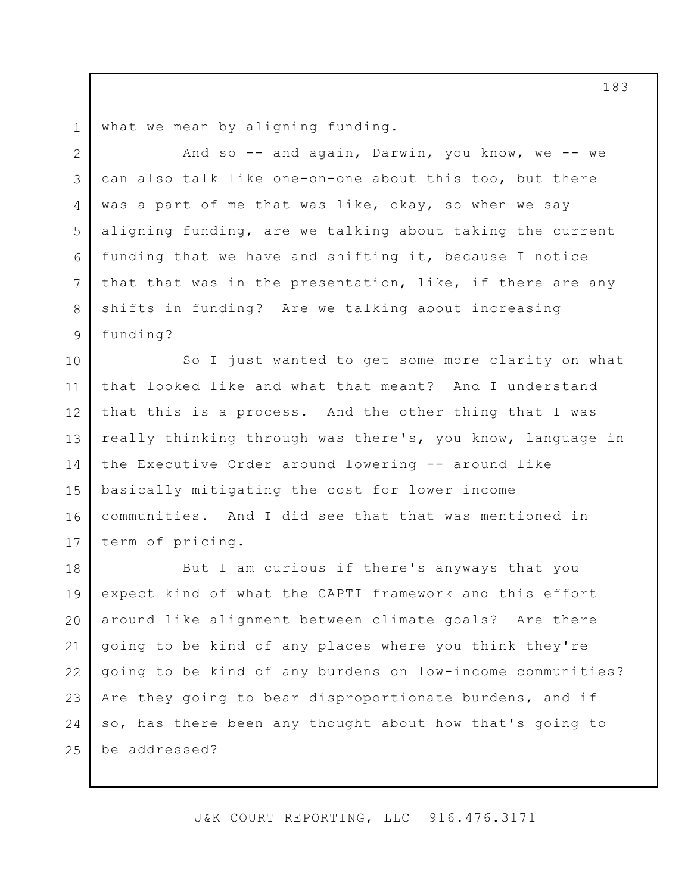what we mean by aligning funding.

And so -- and again, Darwin, you know, we -- we can also talk like one-on-one about this too, but there was a part of me that was like, okay, so when we say aligning funding, are we talking about taking the current funding that we have and shifting it, because I notice that that was in the presentation, like, if there are any shifts in funding? Are we talking about increasing funding?

So I just wanted to get some more clarity on what that looked like and what that meant? And I understand that this is a process. And the other thing that I was really thinking through was there's, you know, language in the Executive Order around lowering -- around like basically mitigating the cost for lower income communities. And I did see that that was mentioned in term of pricing.

But I am curious if there's anyways that you expect kind of what the CAPTI framework and this effort around like alignment between climate goals? Are there going to be kind of any places where you think they're going to be kind of any burdens on low-income communities? Are they going to bear disproportionate burdens, and if so, has there been any thought about how that's going to be addressed?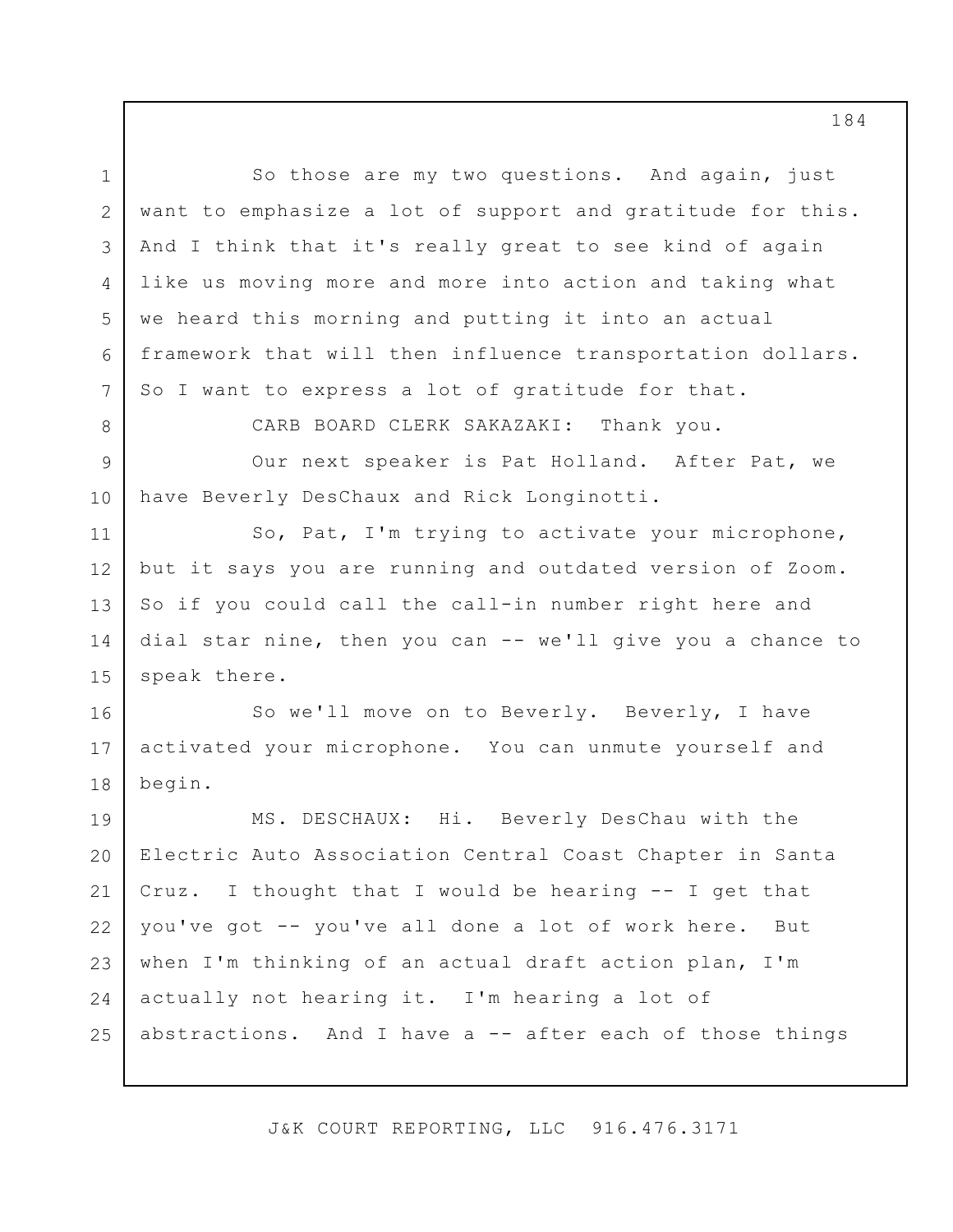So those are my two questions. And again, just want to emphasize a lot of support and gratitude for this. And I think that it's really great to see kind of again like us moving more and more into action and taking what we heard this morning and putting it into an actual framework that will then influence transportation dollars. So I want to express a lot of gratitude for that.

CARB BOARD CLERK SAKAZAKI: Thank you.

Our next speaker is Pat Holland. After Pat, we have Beverly DesChaux and Rick Longinotti.

So, Pat, I'm trying to activate your microphone, but it says you are running and outdated version of Zoom. So if you could call the call-in number right here and dial star nine, then you can -- we'll give you a chance to speak there.

So we'll move on to Beverly. Beverly, I have activated your microphone. You can unmute yourself and begin.

MS. DESCHAUX: Hi. Beverly DesChau with the Electric Auto Association Central Coast Chapter in Santa Cruz. I thought that I would be hearing -- I get that you've got -- you've all done a lot of work here. But when I'm thinking of an actual draft action plan, I'm actually not hearing it. I'm hearing a lot of abstractions. And I have a -- after each of those things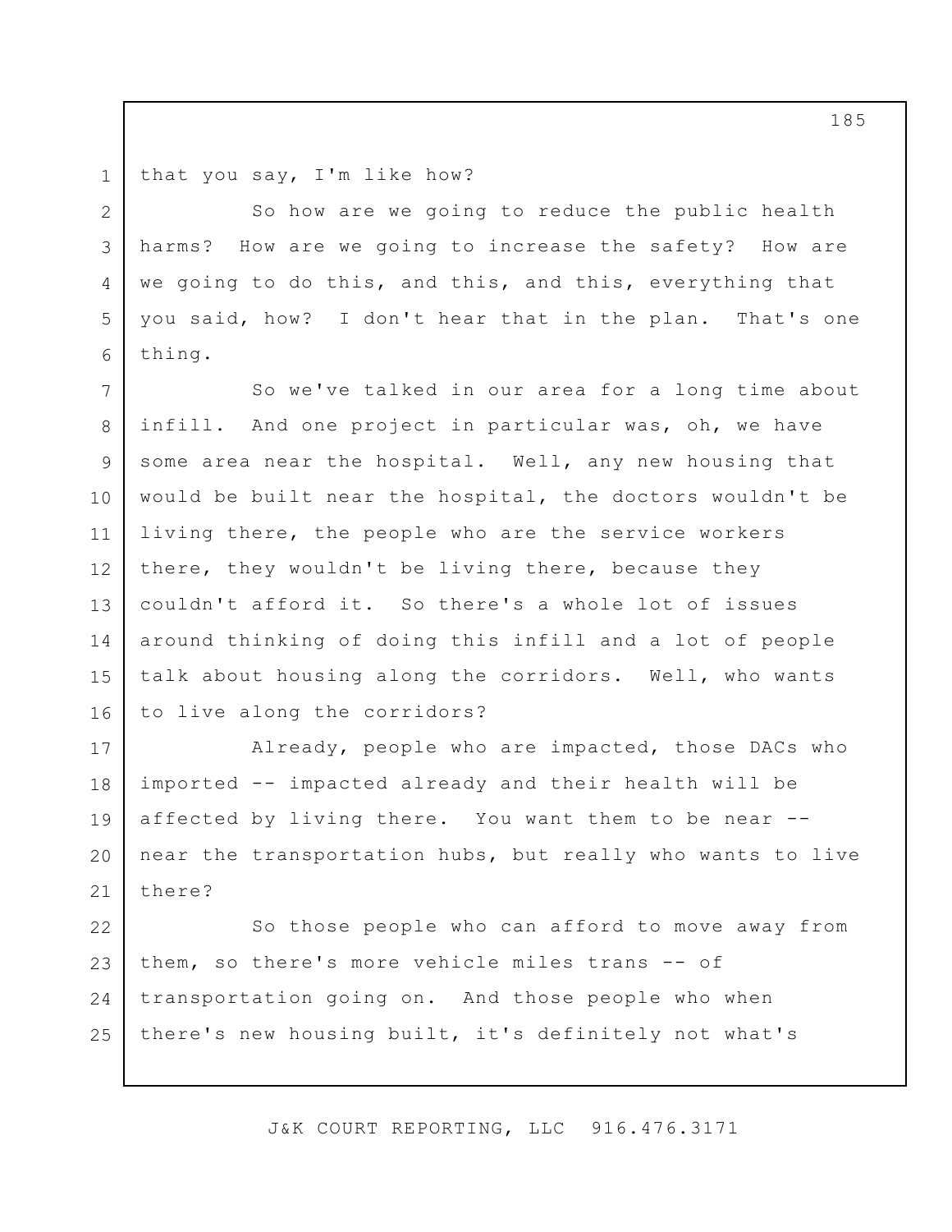that you say, I'm like how?

So how are we going to reduce the public health harms? How are we going to increase the safety? How are we going to do this, and this, and this, everything that you said, how? I don't hear that in the plan. That's one thing.

So we've talked in our area for a long time about infill. And one project in particular was, oh, we have some area near the hospital. Well, any new housing that would be built near the hospital, the doctors wouldn't be living there, the people who are the service workers there, they wouldn't be living there, because they couldn't afford it. So there's a whole lot of issues around thinking of doing this infill and a lot of people talk about housing along the corridors. Well, who wants to live along the corridors?

Already, people who are impacted, those DACs who imported -- impacted already and their health will be affected by living there. You want them to be near -- near the transportation hubs, but really who wants to live there?

So those people who can afford to move away from them, so there's more vehicle miles trans -- of transportation going on. And those people who when there's new housing built, it's definitely not what's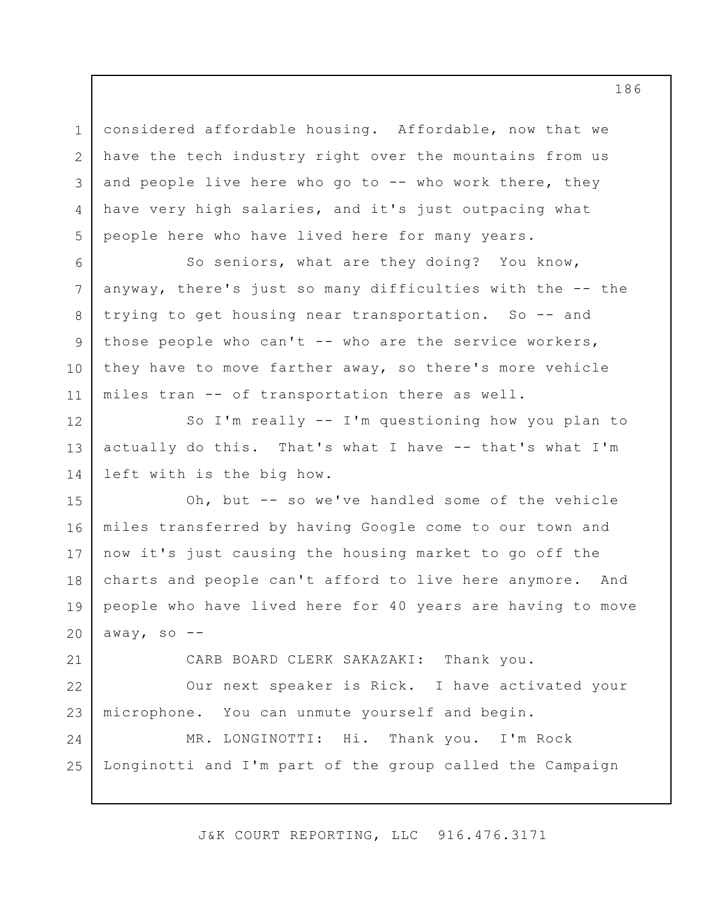considered affordable housing. Affordable, now that we have the tech industry right over the mountains from us and people live here who go to -- who work there, they have very high salaries, and it's just outpacing what people here who have lived here for many years.

So seniors, what are they doing? You know, anyway, there's just so many difficulties with the -- the trying to get housing near transportation. So -- and those people who can't -- who are the service workers, they have to move farther away, so there's more vehicle miles tran -- of transportation there as well.

So I'm really -- I'm questioning how you plan to actually do this. That's what I have -- that's what I'm left with is the big how.

Oh, but -- so we've handled some of the vehicle miles transferred by having Google come to our town and now it's just causing the housing market to go off the charts and people can't afford to live here anymore. And people who have lived here for 40 years are having to move away, so --

CARB BOARD CLERK SAKAZAKI: Thank you.

Our next speaker is Rick. I have activated your microphone. You can unmute yourself and begin.

MR. LONGINOTTI: Hi. Thank you. I'm Rock Longinotti and I'm part of the group called the Campaign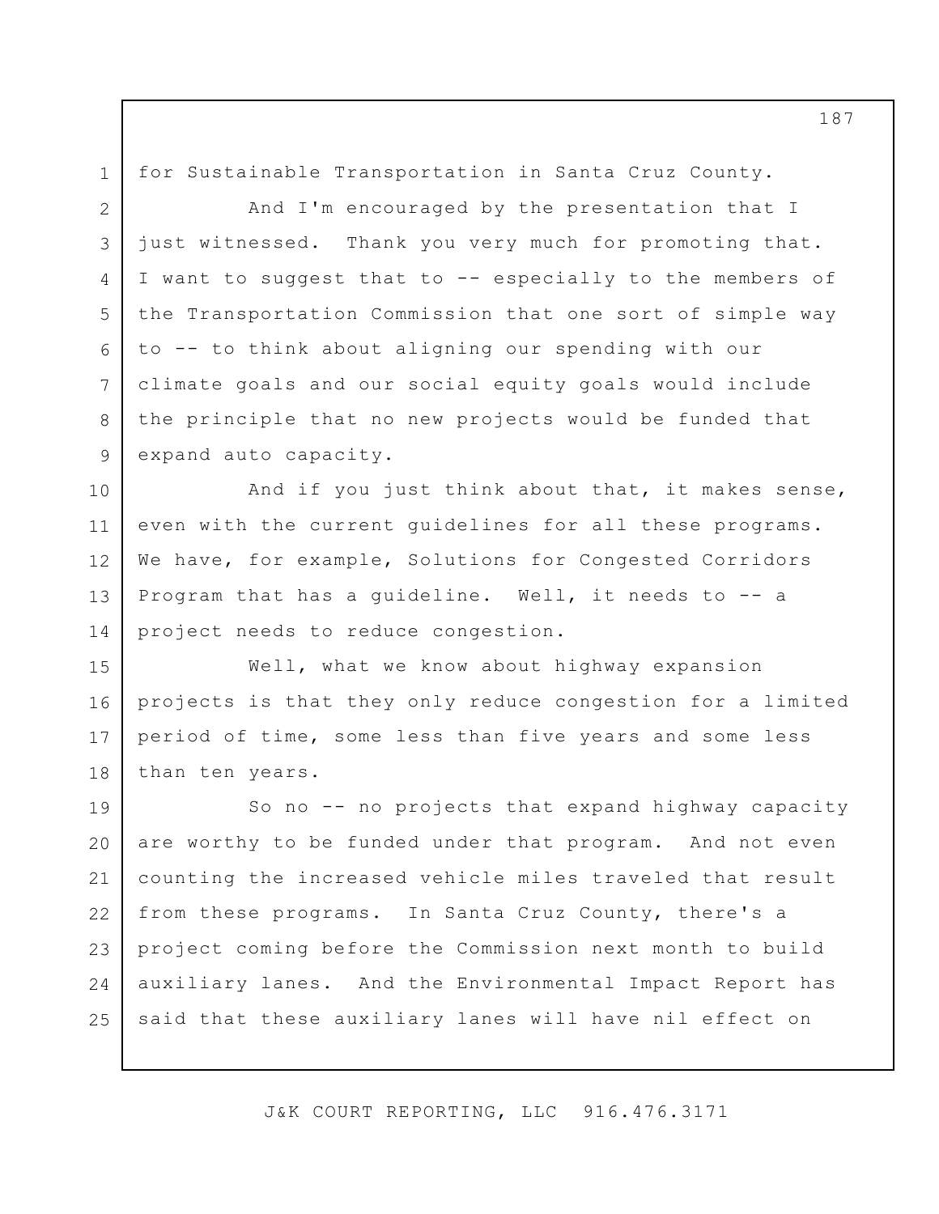for Sustainable Transportation in Santa Cruz County.

And I'm encouraged by the presentation that I just witnessed. Thank you very much for promoting that. I want to suggest that to -- especially to the members of the Transportation Commission that one sort of simple way to -- to think about aligning our spending with our climate goals and our social equity goals would include the principle that no new projects would be funded that expand auto capacity.

And if you just think about that, it makes sense, even with the current guidelines for all these programs. We have, for example, Solutions for Congested Corridors Program that has a guideline. Well, it needs to -- a project needs to reduce congestion.

Well, what we know about highway expansion projects is that they only reduce congestion for a limited period of time, some less than five years and some less than ten years.

So no -- no projects that expand highway capacity are worthy to be funded under that program. And not even counting the increased vehicle miles traveled that result from these programs. In Santa Cruz County, there's a project coming before the Commission next month to build auxiliary lanes. And the Environmental Impact Report has said that these auxiliary lanes will have nil effect on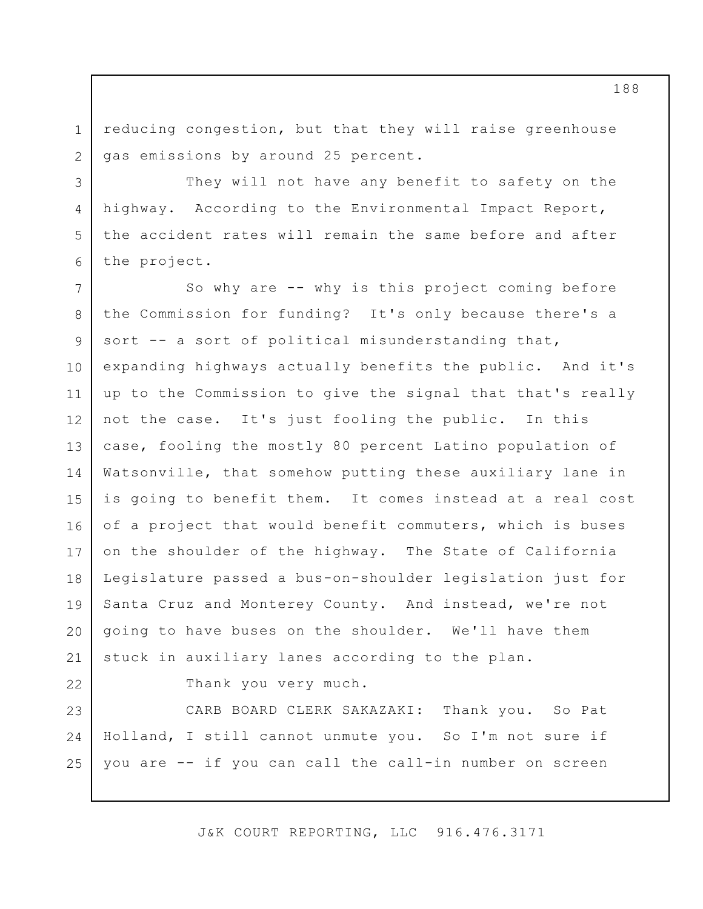reducing congestion, but that they will raise greenhouse gas emissions by around 25 percent.

They will not have any benefit to safety on the highway. According to the Environmental Impact Report, the accident rates will remain the same before and after the project.

So why are -- why is this project coming before the Commission for funding? It's only because there's a sort -- a sort of political misunderstanding that, expanding highways actually benefits the public. And it's up to the Commission to give the signal that that's really not the case. It's just fooling the public. In this case, fooling the mostly 80 percent Latino population of Watsonville, that somehow putting these auxiliary lane in is going to benefit them. It comes instead at a real cost of a project that would benefit commuters, which is buses on the shoulder of the highway. The State of California Legislature passed a bus-on-shoulder legislation just for Santa Cruz and Monterey County. And instead, we're not going to have buses on the shoulder. We'll have them stuck in auxiliary lanes according to the plan.

Thank you very much.

CARB BOARD CLERK SAKAZAKI: Thank you. So Pat Holland, I still cannot unmute you. So I'm not sure if you are -- if you can call the call-in number on screen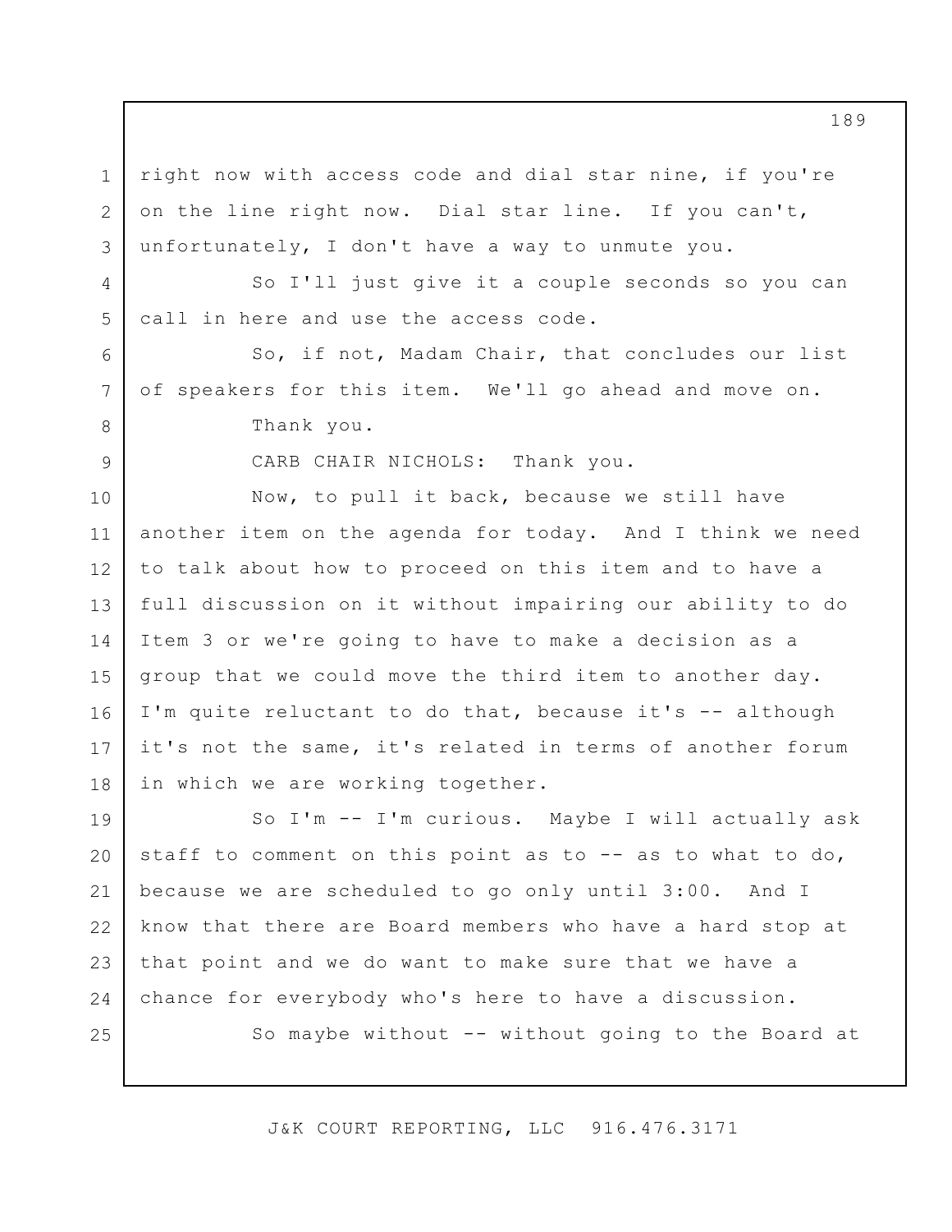right now with access code and dial star nine, if you're on the line right now. Dial star line. If you can't, unfortunately, I don't have a way to unmute you.

So I'll just give it a couple seconds so you can call in here and use the access code.

So, if not, Madam Chair, that concludes our list of speakers for this item. We'll go ahead and move on.

Thank you.

CARB CHAIR NICHOLS: Thank you.

Now, to pull it back, because we still have another item on the agenda for today. And I think we need to talk about how to proceed on this item and to have a full discussion on it without impairing our ability to do Item 3 or we're going to have to make a decision as a group that we could move the third item to another day. I'm quite reluctant to do that, because it's -- although it's not the same, it's related in terms of another forum in which we are working together.

So I'm -- I'm curious. Maybe I will actually ask staff to comment on this point as to -- as to what to do, because we are scheduled to go only until 3:00. And I know that there are Board members who have a hard stop at that point and we do want to make sure that we have a chance for everybody who's here to have a discussion.

So maybe without -- without going to the Board at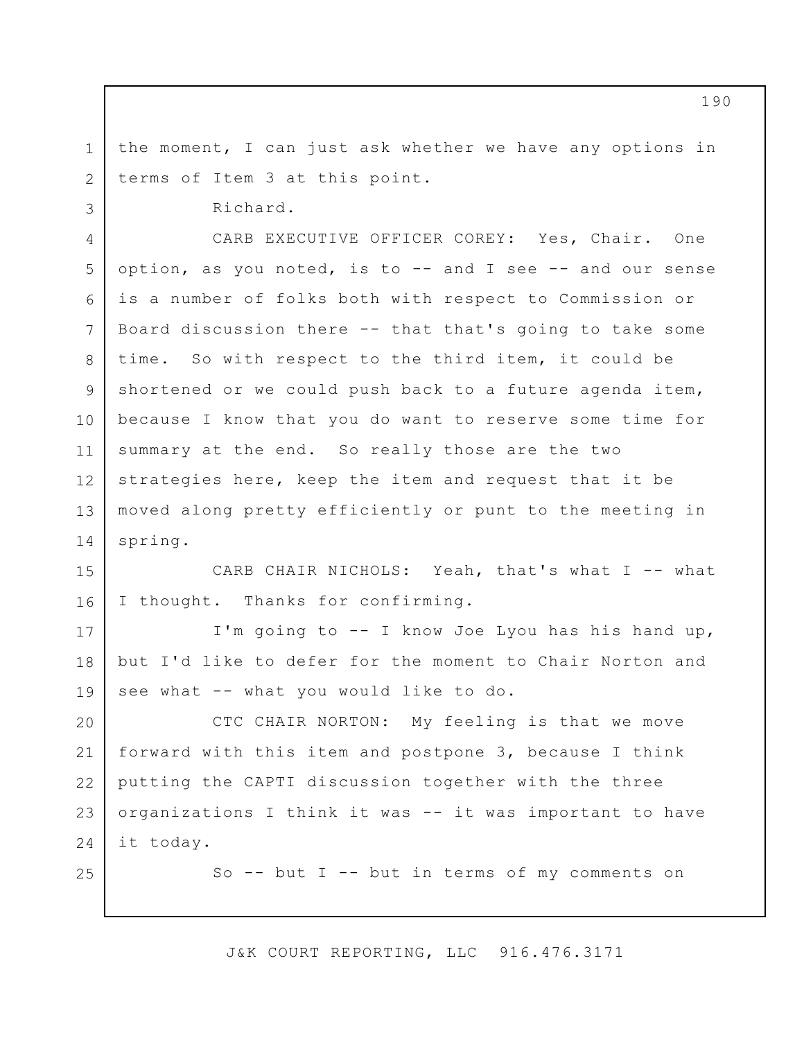the moment, I can just ask whether we have any options in terms of Item 3 at this point.

Richard.

CARB EXECUTIVE OFFICER COREY: Yes, Chair. One option, as you noted, is to -- and I see -- and our sense is a number of folks both with respect to Commission or Board discussion there -- that that's going to take some time. So with respect to the third item, it could be shortened or we could push back to a future agenda item, because I know that you do want to reserve some time for summary at the end. So really those are the two strategies here, keep the item and request that it be moved along pretty efficiently or punt to the meeting in spring.

CARB CHAIR NICHOLS: Yeah, that's what I -- what I thought. Thanks for confirming.

I'm going to -- I know Joe Lyou has his hand up, but I'd like to defer for the moment to Chair Norton and see what -- what you would like to do.

CTC CHAIR NORTON: My feeling is that we move forward with this item and postpone 3, because I think putting the CAPTI discussion together with the three organizations I think it was -- it was important to have it today.

So -- but I -- but in terms of my comments on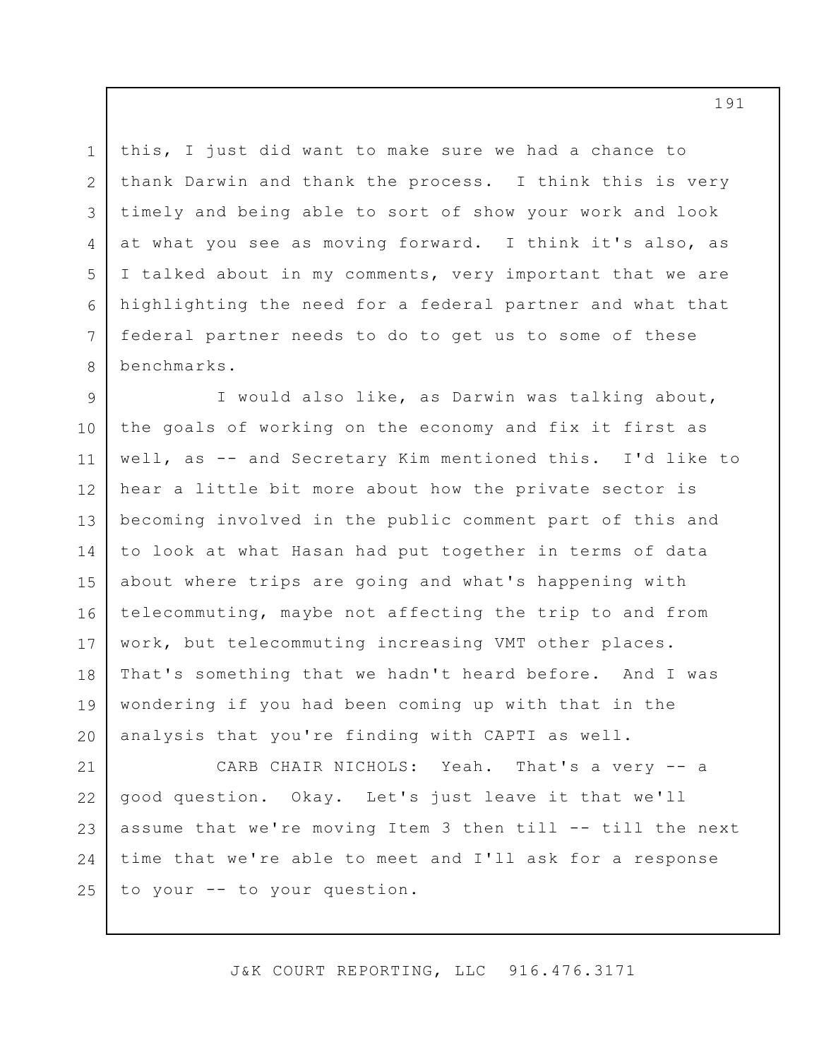this, I just did want to make sure we had a chance to thank Darwin and thank the process. I think this is very timely and being able to sort of show your work and look at what you see as moving forward. I think it's also, as I talked about in my comments, very important that we are highlighting the need for a federal partner and what that federal partner needs to do to get us to some of these benchmarks.

I would also like, as Darwin was talking about, the goals of working on the economy and fix it first as well, as -- and Secretary Kim mentioned this. I'd like to hear a little bit more about how the private sector is becoming involved in the public comment part of this and to look at what Hasan had put together in terms of data about where trips are going and what's happening with telecommuting, maybe not affecting the trip to and from work, but telecommuting increasing VMT other places. That's something that we hadn't heard before. And I was wondering if you had been coming up with that in the analysis that you're finding with CAPTI as well.

CARB CHAIR NICHOLS: Yeah. That's a very -- a good question. Okay. Let's just leave it that we'll assume that we're moving Item 3 then till -- till the next time that we're able to meet and I'll ask for a response to your -- to your question.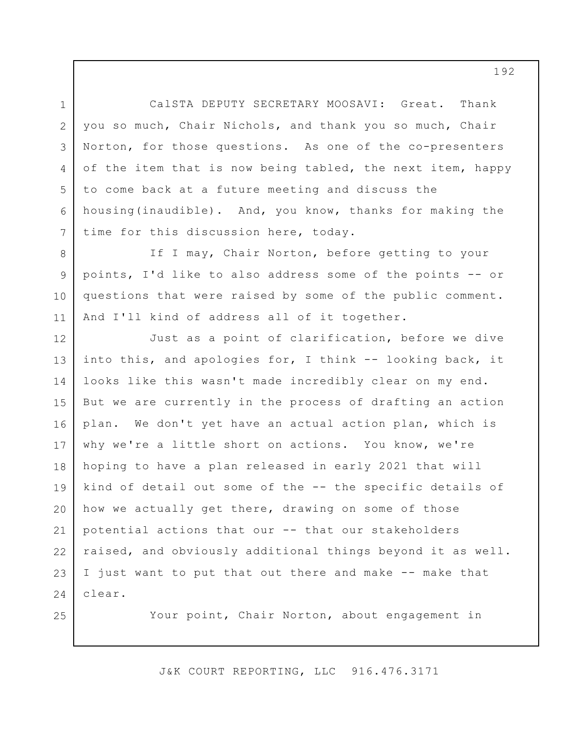CalSTA DEPUTY SECRETARY MOOSAVI: Great. Thank you so much, Chair Nichols, and thank you so much, Chair Norton, for those questions. As one of the co-presenters of the item that is now being tabled, the next item, happy to come back at a future meeting and discuss the housing(inaudible). And, you know, thanks for making the time for this discussion here, today.

If I may, Chair Norton, before getting to your points, I'd like to also address some of the points -- or questions that were raised by some of the public comment. And I'll kind of address all of it together.

Just as a point of clarification, before we dive into this, and apologies for, I think -- looking back, it looks like this wasn't made incredibly clear on my end. But we are currently in the process of drafting an action plan. We don't yet have an actual action plan, which is why we're a little short on actions. You know, we're hoping to have a plan released in early 2021 that will kind of detail out some of the -- the specific details of how we actually get there, drawing on some of those potential actions that our -- that our stakeholders raised, and obviously additional things beyond it as well. I just want to put that out there and make -- make that clear.

Your point, Chair Norton, about engagement in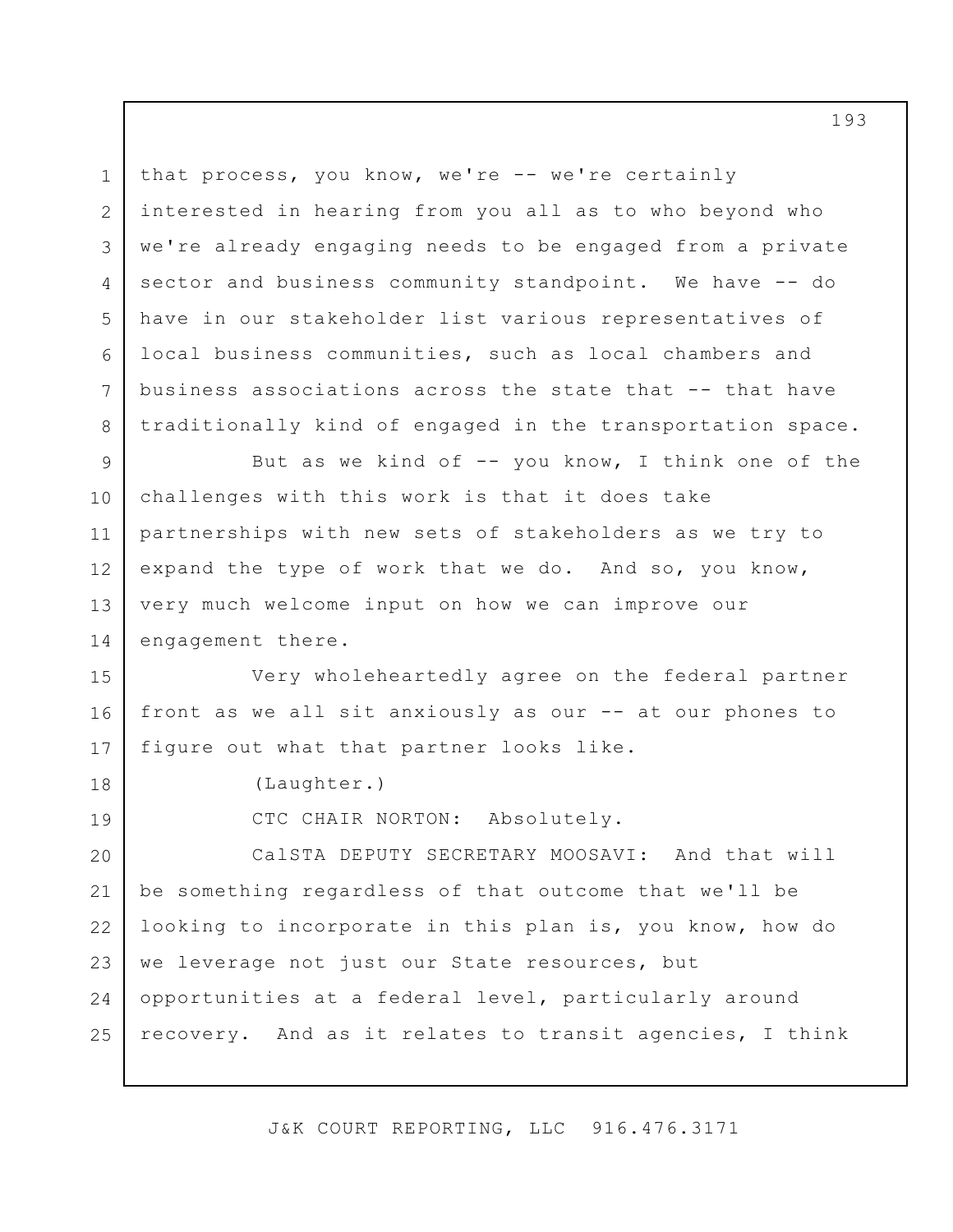that process, you know, we're -- we're certainly interested in hearing from you all as to who beyond who we're already engaging needs to be engaged from a private sector and business community standpoint. We have -- do have in our stakeholder list various representatives of local business communities, such as local chambers and business associations across the state that -- that have traditionally kind of engaged in the transportation space.

But as we kind of -- you know, I think one of the challenges with this work is that it does take partnerships with new sets of stakeholders as we try to expand the type of work that we do. And so, you know, very much welcome input on how we can improve our engagement there.

Very wholeheartedly agree on the federal partner front as we all sit anxiously as our -- at our phones to figure out what that partner looks like.

(Laughter.)

CTC CHAIR NORTON: Absolutely.

CalSTA DEPUTY SECRETARY MOOSAVI: And that will be something regardless of that outcome that we'll be looking to incorporate in this plan is, you know, how do we leverage not just our State resources, but opportunities at a federal level, particularly around recovery. And as it relates to transit agencies, I think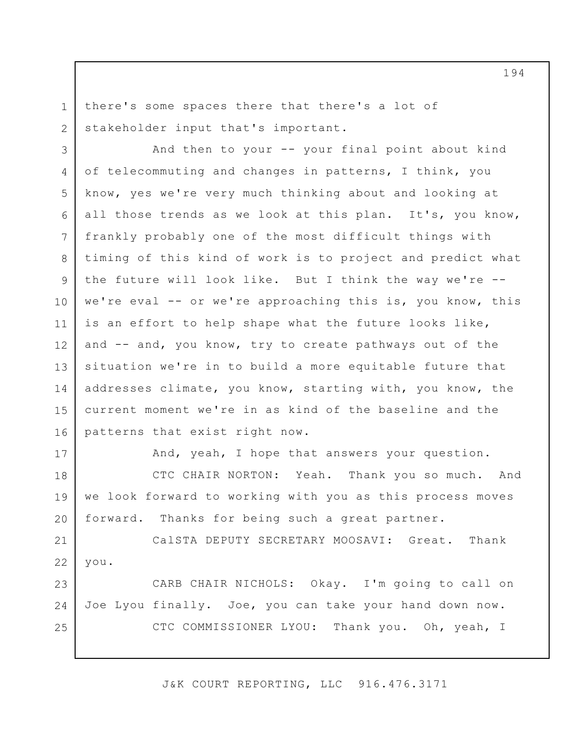there's some spaces there that there's a lot of stakeholder input that's important.

And then to your -- your final point about kind of telecommuting and changes in patterns, I think, you know, yes we're very much thinking about and looking at all those trends as we look at this plan. It's, you know, frankly probably one of the most difficult things with timing of this kind of work is to project and predict what the future will look like. But I think the way we're -- we're eval -- or we're approaching this is, you know, this is an effort to help shape what the future looks like, and -- and, you know, try to create pathways out of the situation we're in to build a more equitable future that addresses climate, you know, starting with, you know, the current moment we're in as kind of the baseline and the patterns that exist right now.

And, yeah, I hope that answers your question.

CTC CHAIR NORTON: Yeah. Thank you so much. And we look forward to working with you as this process moves forward. Thanks for being such a great partner.

CalSTA DEPUTY SECRETARY MOOSAVI: Great. Thank you.

CARB CHAIR NICHOLS: Okay. I'm going to call on Joe Lyou finally. Joe, you can take your hand down now.

CTC COMMISSIONER LYOU: Thank you. Oh, yeah, I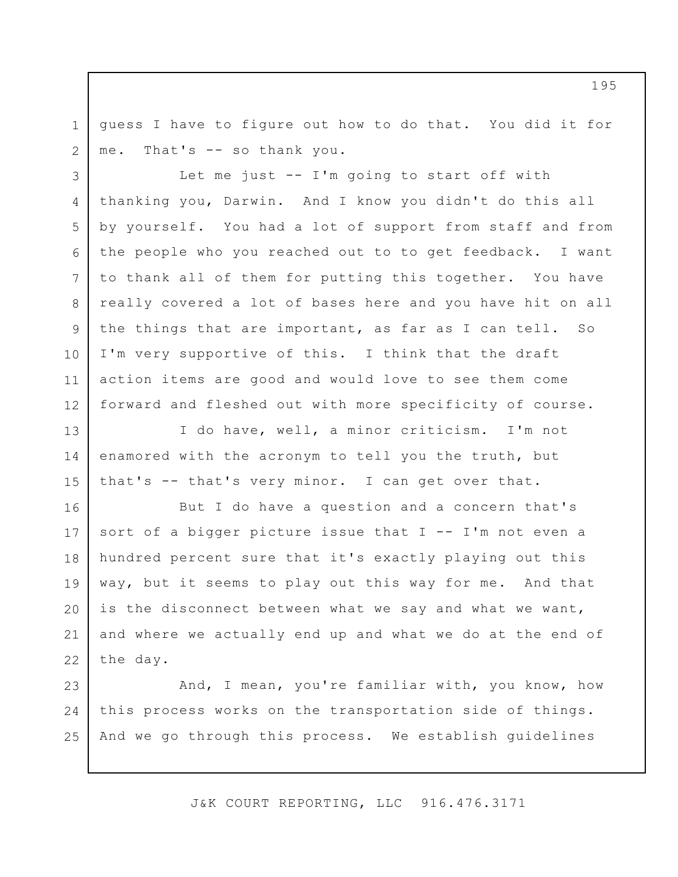guess I have to figure out how to do that. You did it for me. That's -- so thank you.

Let me just -- I'm going to start off with thanking you, Darwin. And I know you didn't do this all by yourself. You had a lot of support from staff and from the people who you reached out to to get feedback. I want to thank all of them for putting this together. You have really covered a lot of bases here and you have hit on all the things that are important, as far as I can tell. So I'm very supportive of this. I think that the draft action items are good and would love to see them come forward and fleshed out with more specificity of course.

I do have, well, a minor criticism. I'm not enamored with the acronym to tell you the truth, but that's -- that's very minor. I can get over that.

But I do have a question and a concern that's sort of a bigger picture issue that I -- I'm not even a hundred percent sure that it's exactly playing out this way, but it seems to play out this way for me. And that is the disconnect between what we say and what we want, and where we actually end up and what we do at the end of the day.

And, I mean, you're familiar with, you know, how this process works on the transportation side of things. And we go through this process. We establish guidelines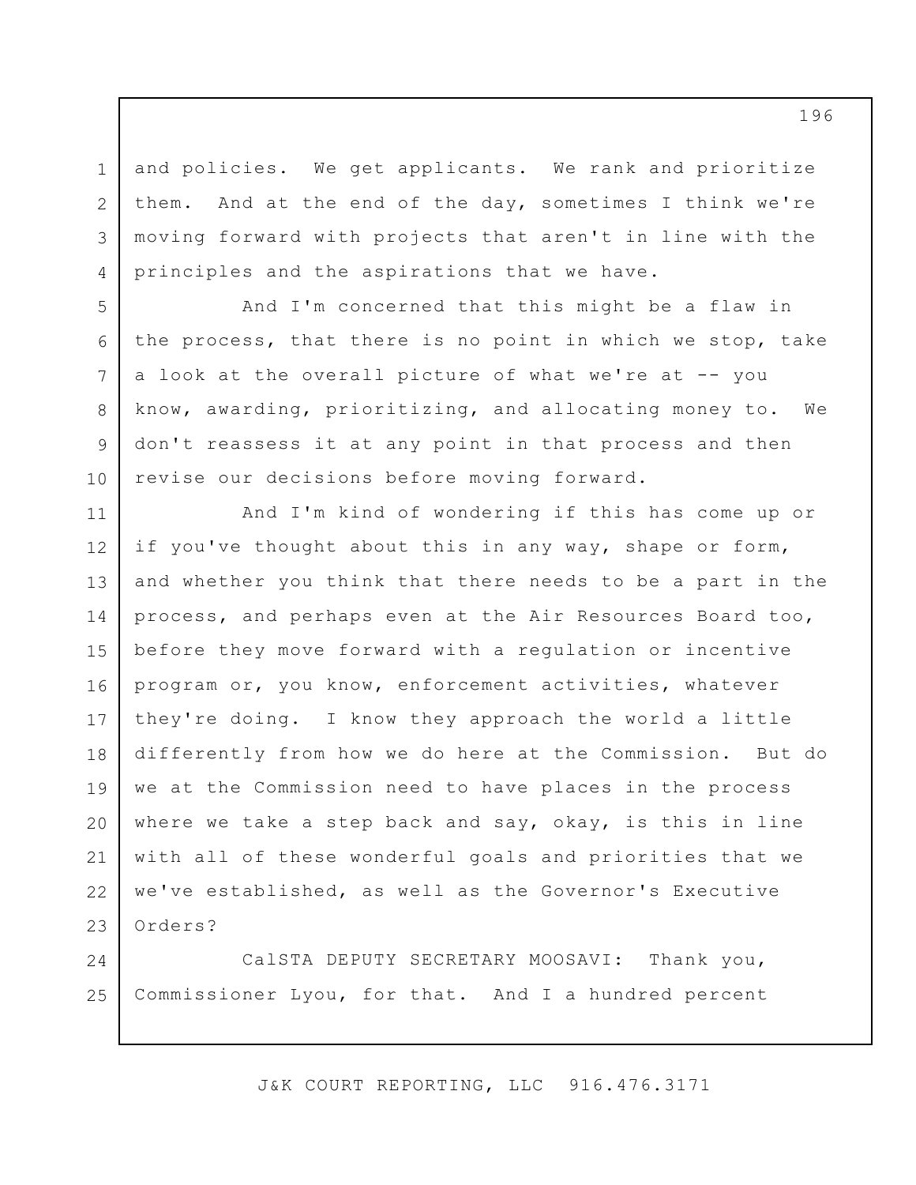and policies. We get applicants. We rank and prioritize them. And at the end of the day, sometimes I think we're moving forward with projects that aren't in line with the principles and the aspirations that we have.

And I'm concerned that this might be a flaw in the process, that there is no point in which we stop, take a look at the overall picture of what we're at -- you know, awarding, prioritizing, and allocating money to. We don't reassess it at any point in that process and then revise our decisions before moving forward.

And I'm kind of wondering if this has come up or if you've thought about this in any way, shape or form, and whether you think that there needs to be a part in the process, and perhaps even at the Air Resources Board too, before they move forward with a regulation or incentive program or, you know, enforcement activities, whatever they're doing. I know they approach the world a little differently from how we do here at the Commission. But do we at the Commission need to have places in the process where we take a step back and say, okay, is this in line with all of these wonderful goals and priorities that we we've established, as well as the Governor's Executive Orders?

CalSTA DEPUTY SECRETARY MOOSAVI: Thank you, Commissioner Lyou, for that. And I a hundred percent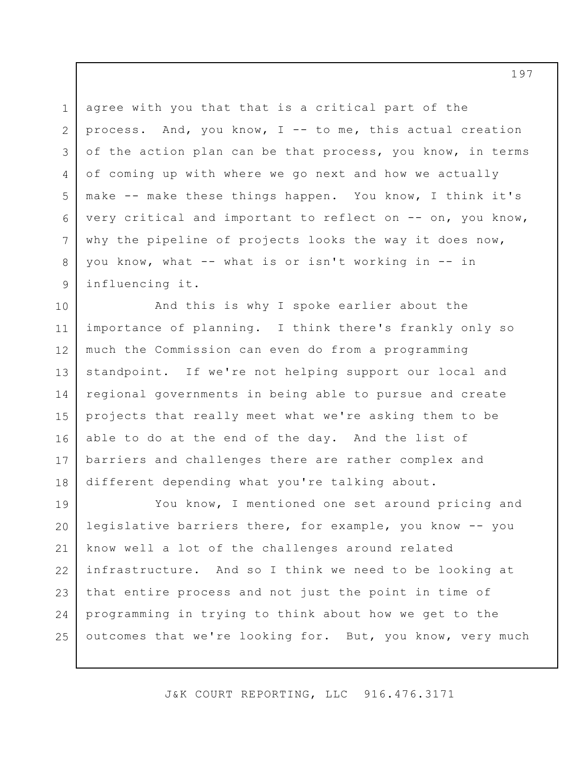agree with you that that is a critical part of the process. And, you know, I -- to me, this actual creation of the action plan can be that process, you know, in terms of coming up with where we go next and how we actually make -- make these things happen. You know, I think it's very critical and important to reflect on -- on, you know, why the pipeline of projects looks the way it does now, you know, what -- what is or isn't working in -- in influencing it.

And this is why I spoke earlier about the importance of planning. I think there's frankly only so much the Commission can even do from a programming standpoint. If we're not helping support our local and regional governments in being able to pursue and create projects that really meet what we're asking them to be able to do at the end of the day. And the list of barriers and challenges there are rather complex and different depending what you're talking about.

You know, I mentioned one set around pricing and legislative barriers there, for example, you know -- you know well a lot of the challenges around related infrastructure. And so I think we need to be looking at that entire process and not just the point in time of programming in trying to think about how we get to the outcomes that we're looking for. But, you know, very much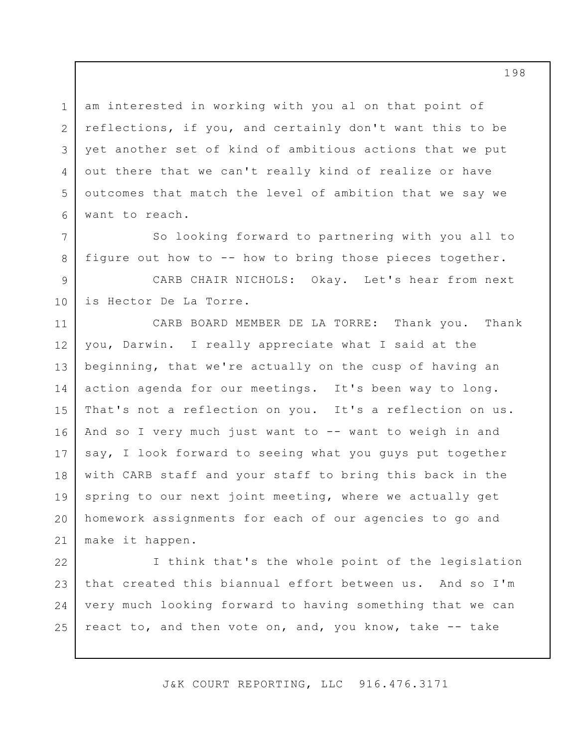am interested in working with you al on that point of reflections, if you, and certainly don't want this to be yet another set of kind of ambitious actions that we put out there that we can't really kind of realize or have outcomes that match the level of ambition that we say we want to reach.

So looking forward to partnering with you all to figure out how to -- how to bring those pieces together.

CARB CHAIR NICHOLS: Okay. Let's hear from next is Hector De La Torre.

CARB BOARD MEMBER DE LA TORRE: Thank you. Thank you, Darwin. I really appreciate what I said at the beginning, that we're actually on the cusp of having an action agenda for our meetings. It's been way to long. That's not a reflection on you. It's a reflection on us. And so I very much just want to -- want to weigh in and say, I look forward to seeing what you guys put together with CARB staff and your staff to bring this back in the spring to our next joint meeting, where we actually get homework assignments for each of our agencies to go and make it happen.

I think that's the whole point of the legislation that created this biannual effort between us. And so I'm very much looking forward to having something that we can react to, and then vote on, and, you know, take -- take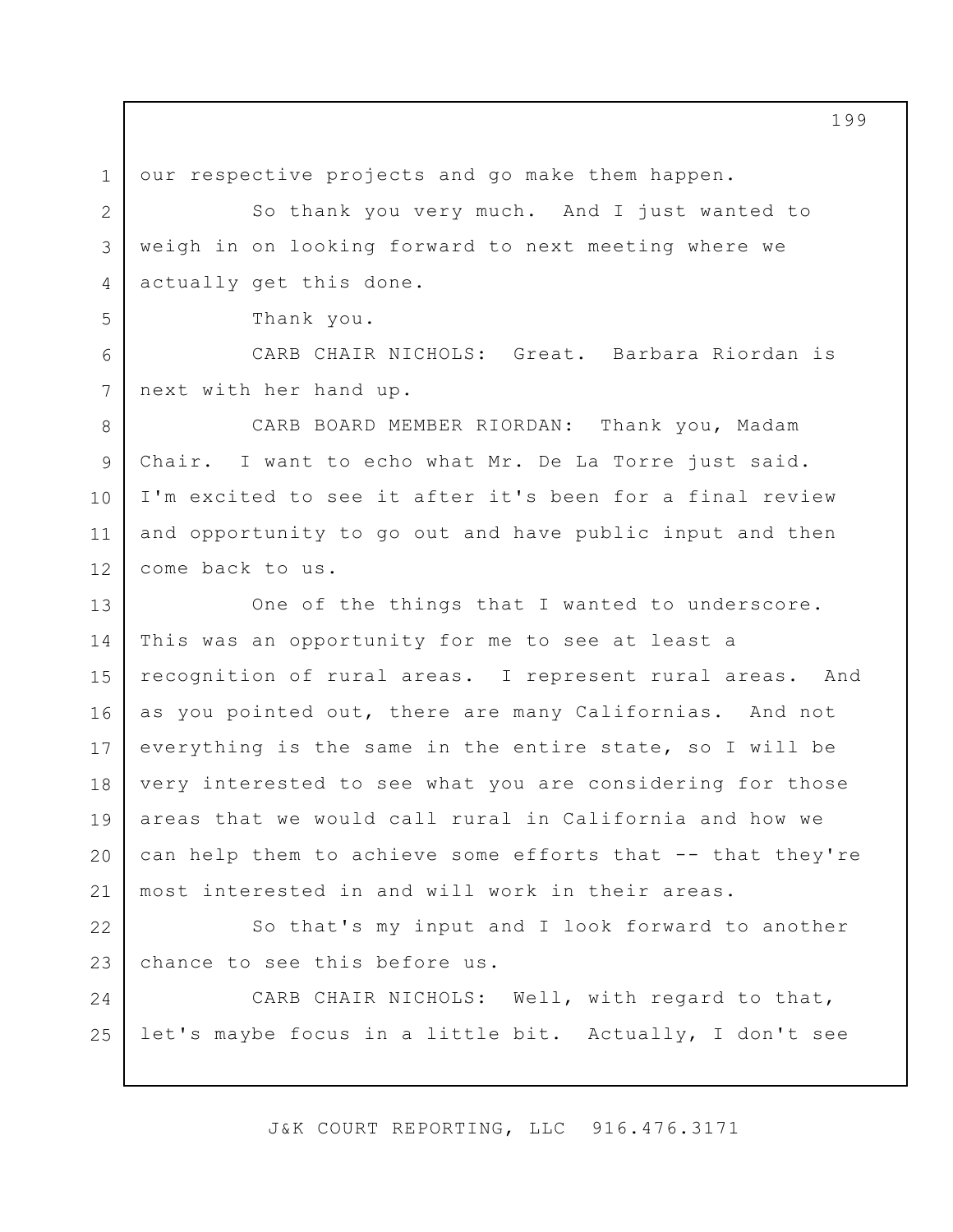our respective projects and go make them happen.

So thank you very much. And I just wanted to weigh in on looking forward to next meeting where we actually get this done.

Thank you.

CARB CHAIR NICHOLS: Great. Barbara Riordan is next with her hand up.

CARB BOARD MEMBER RIORDAN: Thank you, Madam Chair. I want to echo what Mr. De La Torre just said. I'm excited to see it after it's been for a final review and opportunity to go out and have public input and then come back to us.

One of the things that I wanted to underscore. This was an opportunity for me to see at least a recognition of rural areas. I represent rural areas. And as you pointed out, there are many Californias. And not everything is the same in the entire state, so I will be very interested to see what you are considering for those areas that we would call rural in California and how we can help them to achieve some efforts that -- that they're most interested in and will work in their areas.

So that's my input and I look forward to another chance to see this before us.

CARB CHAIR NICHOLS: Well, with regard to that, let's maybe focus in a little bit. Actually, I don't see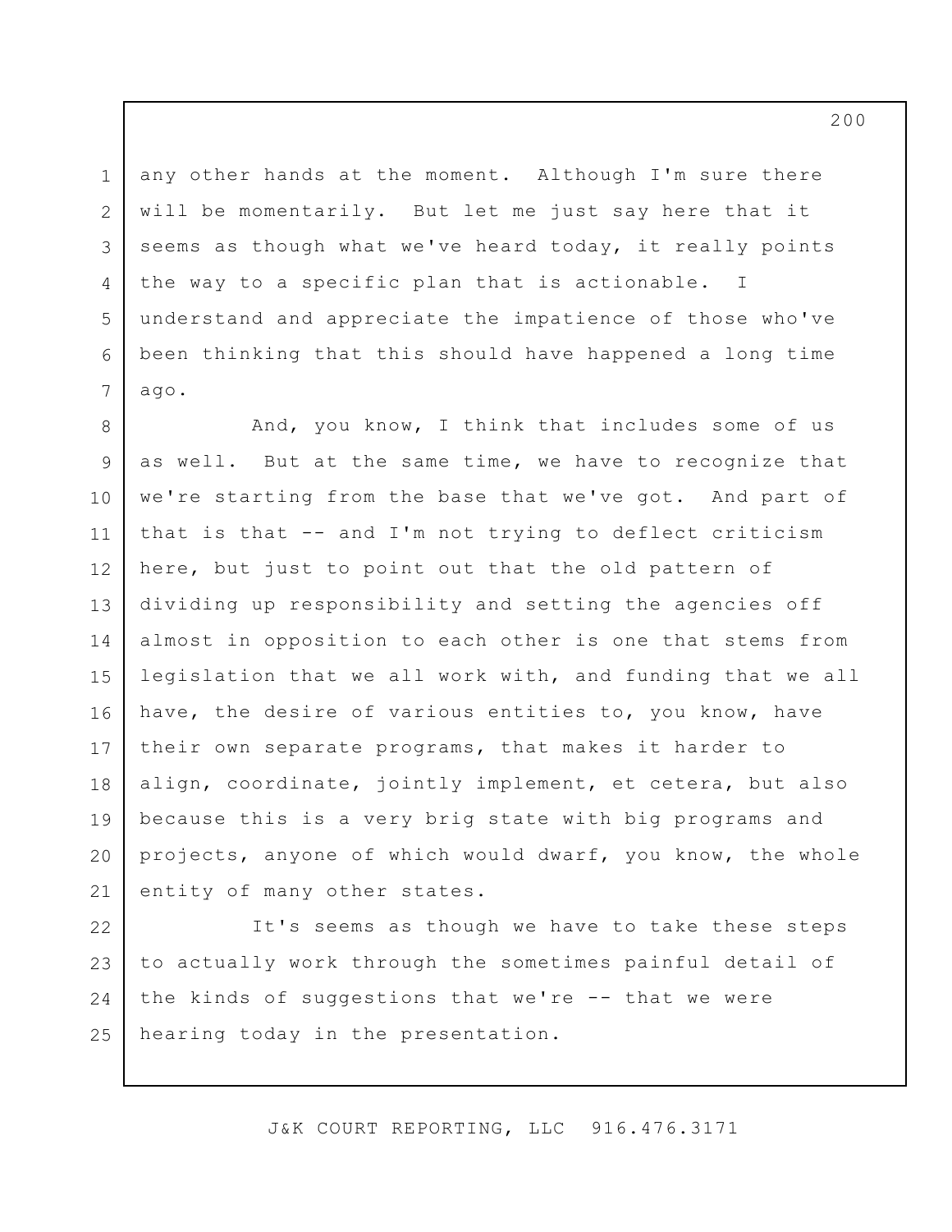any other hands at the moment. Although I'm sure there will be momentarily. But let me just say here that it seems as though what we've heard today, it really points the way to a specific plan that is actionable. I understand and appreciate the impatience of those who've been thinking that this should have happened a long time ago.

And, you know, I think that includes some of us as well. But at the same time, we have to recognize that we're starting from the base that we've got. And part of that is that -- and I'm not trying to deflect criticism here, but just to point out that the old pattern of dividing up responsibility and setting the agencies off almost in opposition to each other is one that stems from legislation that we all work with, and funding that we all have, the desire of various entities to, you know, have their own separate programs, that makes it harder to align, coordinate, jointly implement, et cetera, but also because this is a very brig state with big programs and projects, anyone of which would dwarf, you know, the whole entity of many other states.

It's seems as though we have to take these steps to actually work through the sometimes painful detail of the kinds of suggestions that we're -- that we were hearing today in the presentation.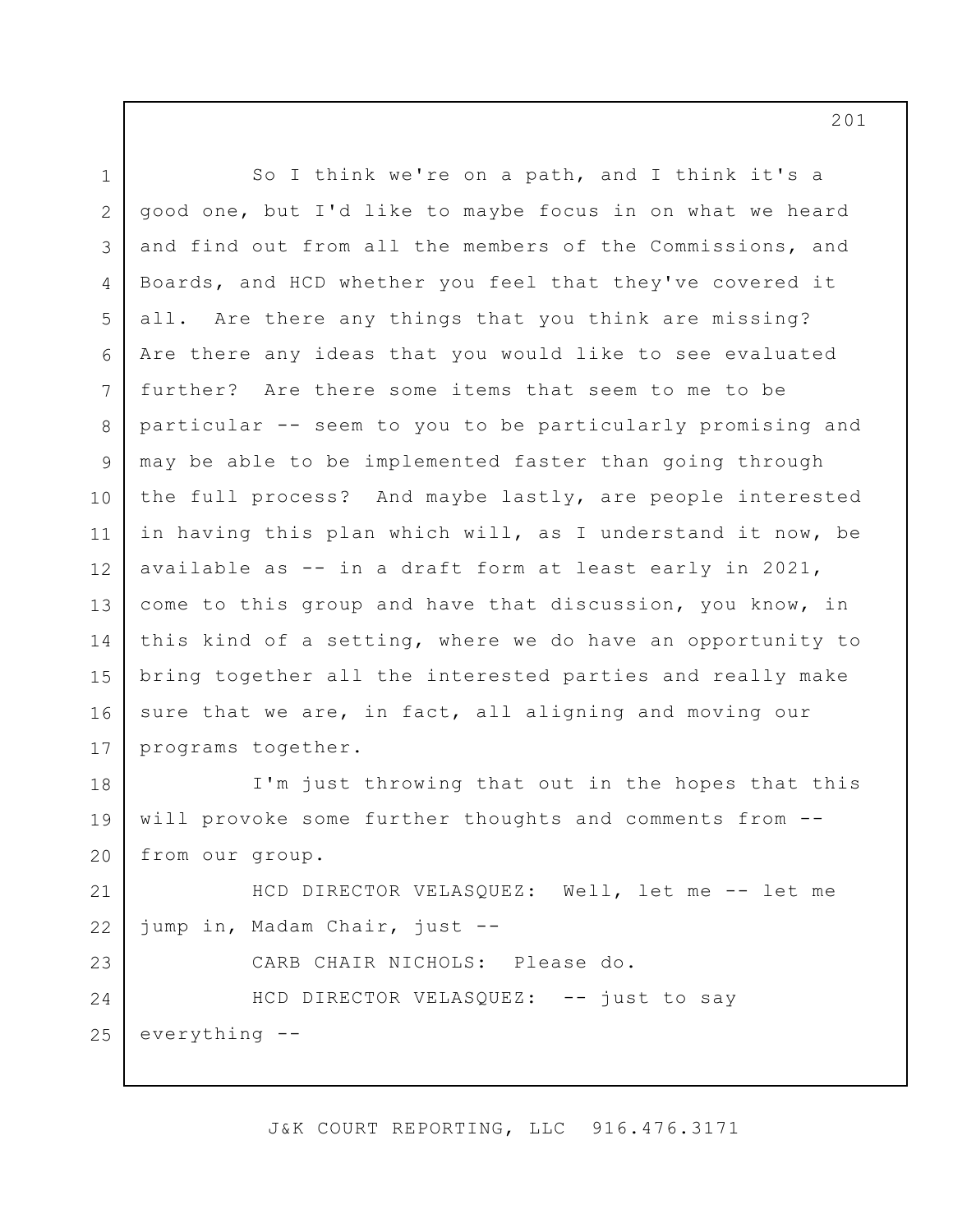So I think we're on a path, and I think it's a good one, but I'd like to maybe focus in on what we heard and find out from all the members of the Commissions, and Boards, and HCD whether you feel that they've covered it all. Are there any things that you think are missing? Are there any ideas that you would like to see evaluated further? Are there some items that seem to me to be particular -- seem to you to be particularly promising and may be able to be implemented faster than going through the full process? And maybe lastly, are people interested in having this plan which will, as I understand it now, be available as -- in a draft form at least early in 2021, come to this group and have that discussion, you know, in this kind of a setting, where we do have an opportunity to bring together all the interested parties and really make sure that we are, in fact, all aligning and moving our programs together.

I'm just throwing that out in the hopes that this will provoke some further thoughts and comments from -- from our group.

HCD DIRECTOR VELASQUEZ: Well, let me -- let me jump in, Madam Chair, just --

CARB CHAIR NICHOLS: Please do.

HCD DIRECTOR VELASQUEZ: -- just to say everything --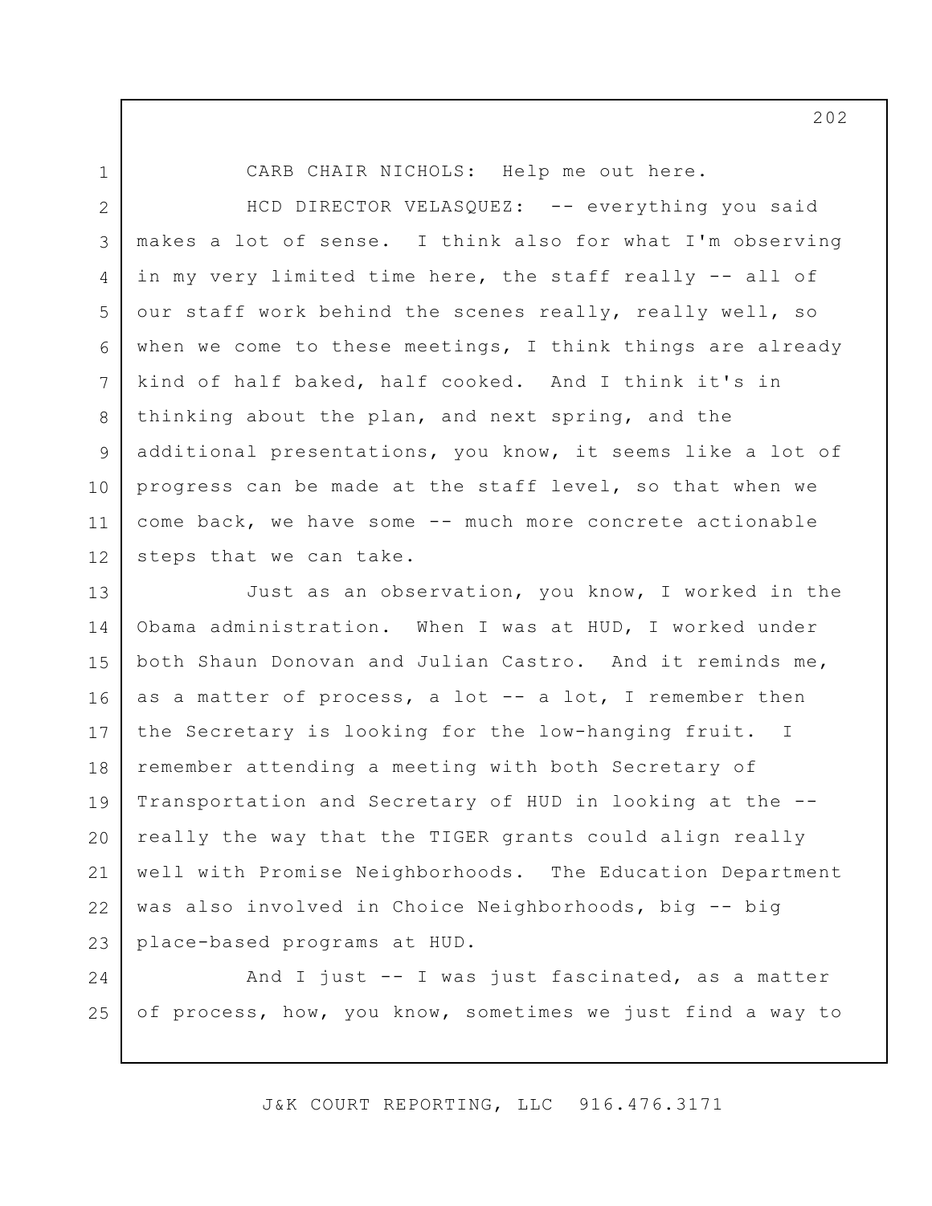CARB CHAIR NICHOLS: Help me out here.

HCD DIRECTOR VELASQUEZ: -- everything you said makes a lot of sense. I think also for what I'm observing in my very limited time here, the staff really -- all of our staff work behind the scenes really, really well, so when we come to these meetings, I think things are already kind of half baked, half cooked. And I think it's in thinking about the plan, and next spring, and the additional presentations, you know, it seems like a lot of progress can be made at the staff level, so that when we come back, we have some -- much more concrete actionable steps that we can take.

Just as an observation, you know, I worked in the Obama administration. When I was at HUD, I worked under both Shaun Donovan and Julian Castro. And it reminds me, as a matter of process, a lot -- a lot, I remember then the Secretary is looking for the low-hanging fruit. I remember attending a meeting with both Secretary of Transportation and Secretary of HUD in looking at the -- really the way that the TIGER grants could align really well with Promise Neighborhoods. The Education Department was also involved in Choice Neighborhoods, big -- big place-based programs at HUD.

And I just -- I was just fascinated, as a matter of process, how, you know, sometimes we just find a way to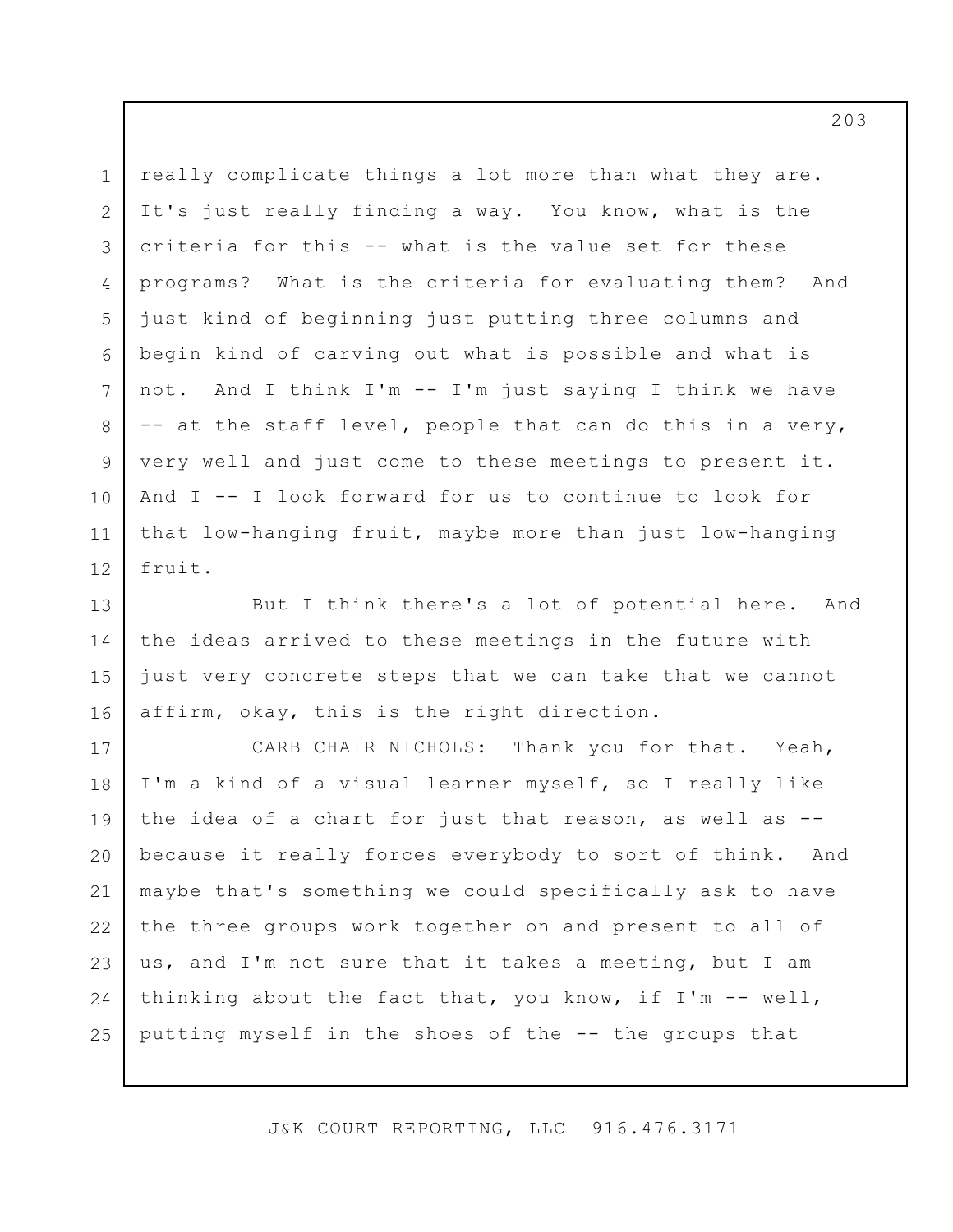really complicate things a lot more than what they are. It's just really finding a way. You know, what is the criteria for this -- what is the value set for these programs? What is the criteria for evaluating them? And just kind of beginning just putting three columns and begin kind of carving out what is possible and what is not. And I think I'm -- I'm just saying I think we have -- at the staff level, people that can do this in a very, very well and just come to these meetings to present it. And I -- I look forward for us to continue to look for that low-hanging fruit, maybe more than just low-hanging fruit.

But I think there's a lot of potential here. And the ideas arrived to these meetings in the future with just very concrete steps that we can take that we cannot affirm, okay, this is the right direction.

CARB CHAIR NICHOLS: Thank you for that. Yeah, I'm a kind of a visual learner myself, so I really like the idea of a chart for just that reason, as well as -- because it really forces everybody to sort of think. And maybe that's something we could specifically ask to have the three groups work together on and present to all of us, and I'm not sure that it takes a meeting, but I am thinking about the fact that, you know, if I'm -- well, putting myself in the shoes of the -- the groups that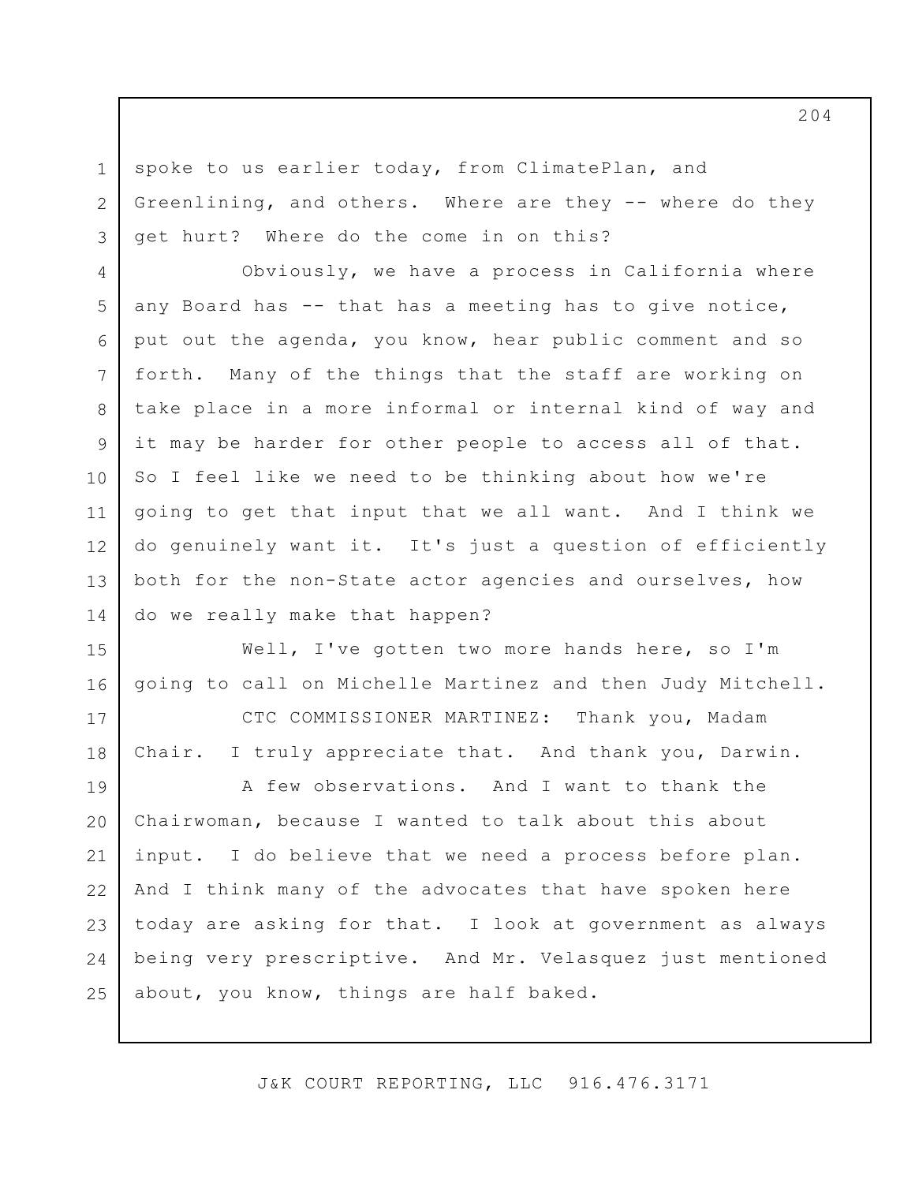spoke to us earlier today, from ClimatePlan, and Greenlining, and others. Where are they -- where do they get hurt? Where do the come in on this?

Obviously, we have a process in California where any Board has -- that has a meeting has to give notice, put out the agenda, you know, hear public comment and so forth. Many of the things that the staff are working on take place in a more informal or internal kind of way and it may be harder for other people to access all of that. So I feel like we need to be thinking about how we're going to get that input that we all want. And I think we do genuinely want it. It's just a question of efficiently both for the non-State actor agencies and ourselves, how do we really make that happen?

Well, I've gotten two more hands here, so I'm going to call on Michelle Martinez and then Judy Mitchell.

CTC COMMISSIONER MARTINEZ: Thank you, Madam Chair. I truly appreciate that. And thank you, Darwin.

A few observations. And I want to thank the Chairwoman, because I wanted to talk about this about input. I do believe that we need a process before plan. And I think many of the advocates that have spoken here today are asking for that. I look at government as always being very prescriptive. And Mr. Velasquez just mentioned about, you know, things are half baked.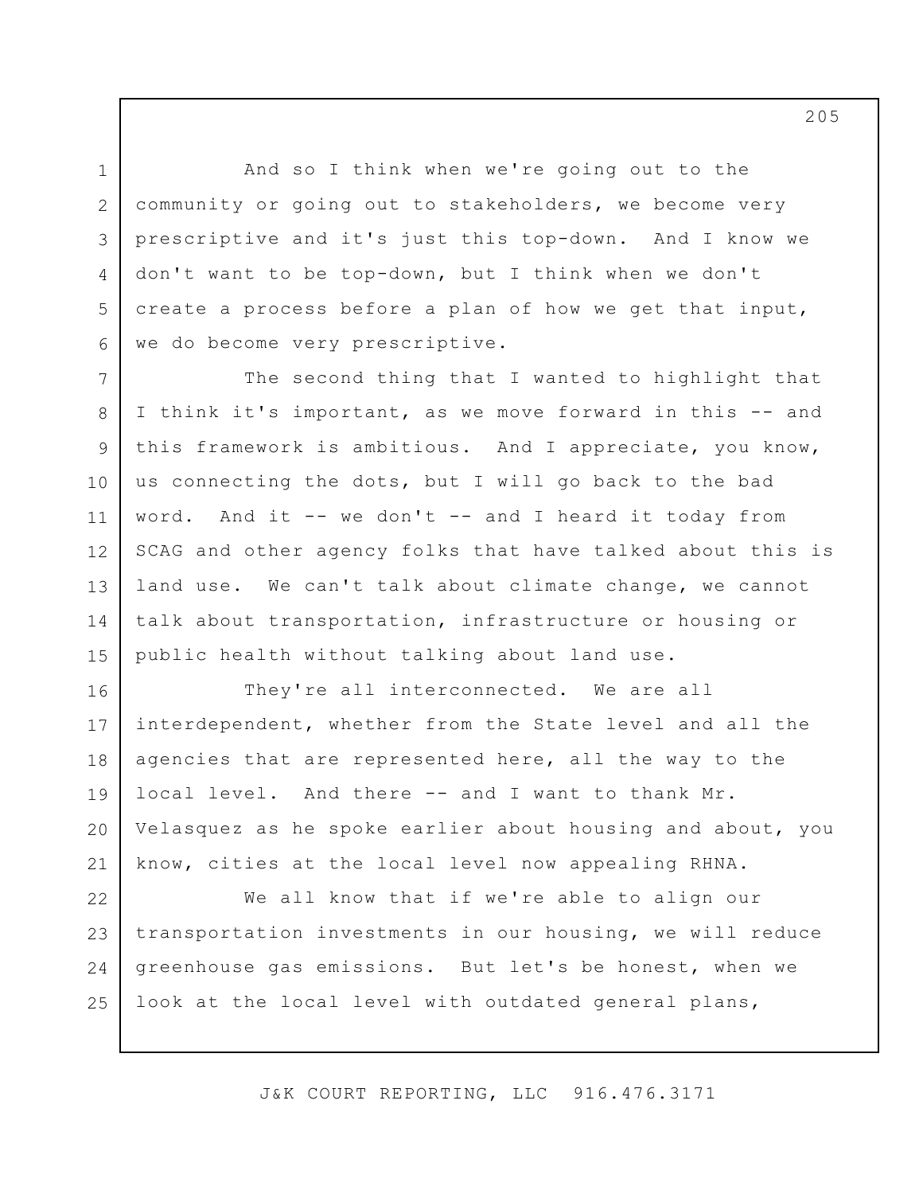And so I think when we're going out to the community or going out to stakeholders, we become very prescriptive and it's just this top-down. And I know we don't want to be top-down, but I think when we don't create a process before a plan of how we get that input, we do become very prescriptive.

The second thing that I wanted to highlight that I think it's important, as we move forward in this -- and this framework is ambitious. And I appreciate, you know, us connecting the dots, but I will go back to the bad word. And it -- we don't -- and I heard it today from SCAG and other agency folks that have talked about this is land use. We can't talk about climate change, we cannot talk about transportation, infrastructure or housing or public health without talking about land use.

They're all interconnected. We are all interdependent, whether from the State level and all the agencies that are represented here, all the way to the local level. And there -- and I want to thank Mr. Velasquez as he spoke earlier about housing and about, you know, cities at the local level now appealing RHNA.

We all know that if we're able to align our transportation investments in our housing, we will reduce greenhouse gas emissions. But let's be honest, when we look at the local level with outdated general plans,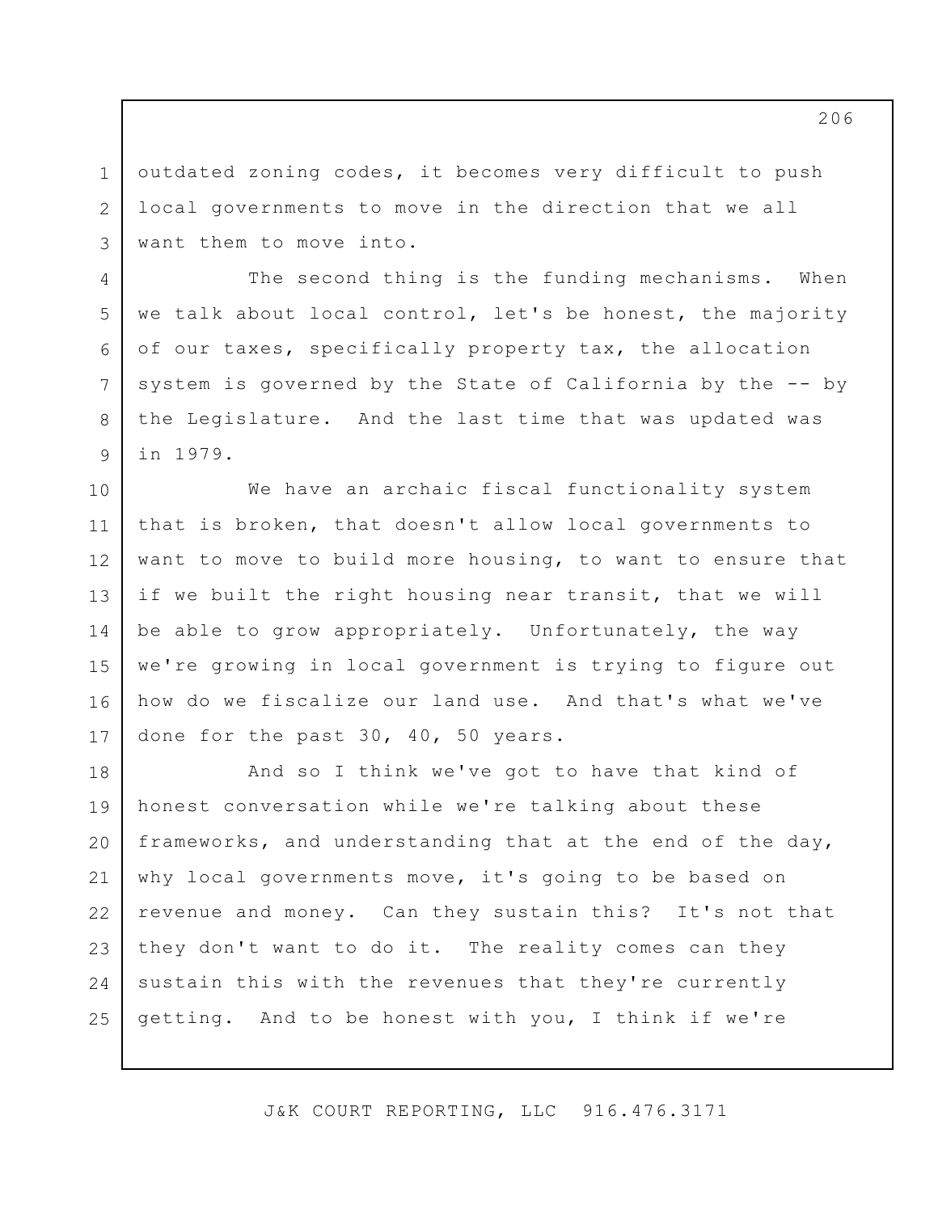outdated zoning codes, it becomes very difficult to push local governments to move in the direction that we all want them to move into.

The second thing is the funding mechanisms. When we talk about local control, let's be honest, the majority of our taxes, specifically property tax, the allocation system is governed by the State of California by the -- by the Legislature. And the last time that was updated was in 1979.

We have an archaic fiscal functionality system that is broken, that doesn't allow local governments to want to move to build more housing, to want to ensure that if we built the right housing near transit, that we will be able to grow appropriately. Unfortunately, the way we're growing in local government is trying to figure out how do we fiscalize our land use. And that's what we've done for the past 30, 40, 50 years.

And so I think we've got to have that kind of honest conversation while we're talking about these frameworks, and understanding that at the end of the day, why local governments move, it's going to be based on revenue and money. Can they sustain this? It's not that they don't want to do it. The reality comes can they sustain this with the revenues that they're currently getting. And to be honest with you, I think if we're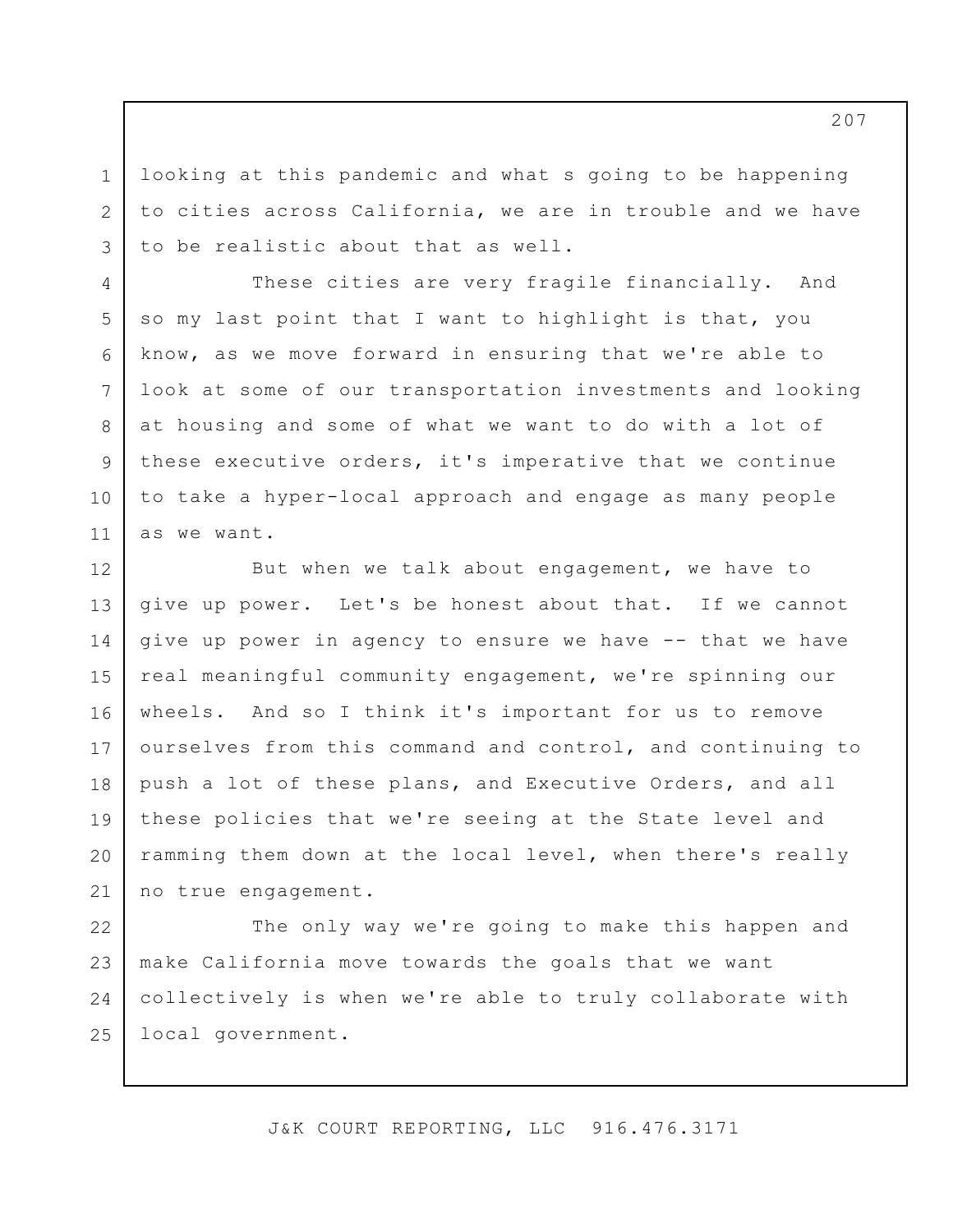looking at this pandemic and what s going to be happening to cities across California, we are in trouble and we have to be realistic about that as well.

These cities are very fragile financially. And so my last point that I want to highlight is that, you know, as we move forward in ensuring that we're able to look at some of our transportation investments and looking at housing and some of what we want to do with a lot of these executive orders, it's imperative that we continue to take a hyper-local approach and engage as many people as we want.

But when we talk about engagement, we have to give up power. Let's be honest about that. If we cannot give up power in agency to ensure we have -- that we have real meaningful community engagement, we're spinning our wheels. And so I think it's important for us to remove ourselves from this command and control, and continuing to push a lot of these plans, and Executive Orders, and all these policies that we're seeing at the State level and ramming them down at the local level, when there's really no true engagement.

The only way we're going to make this happen and make California move towards the goals that we want collectively is when we're able to truly collaborate with local government.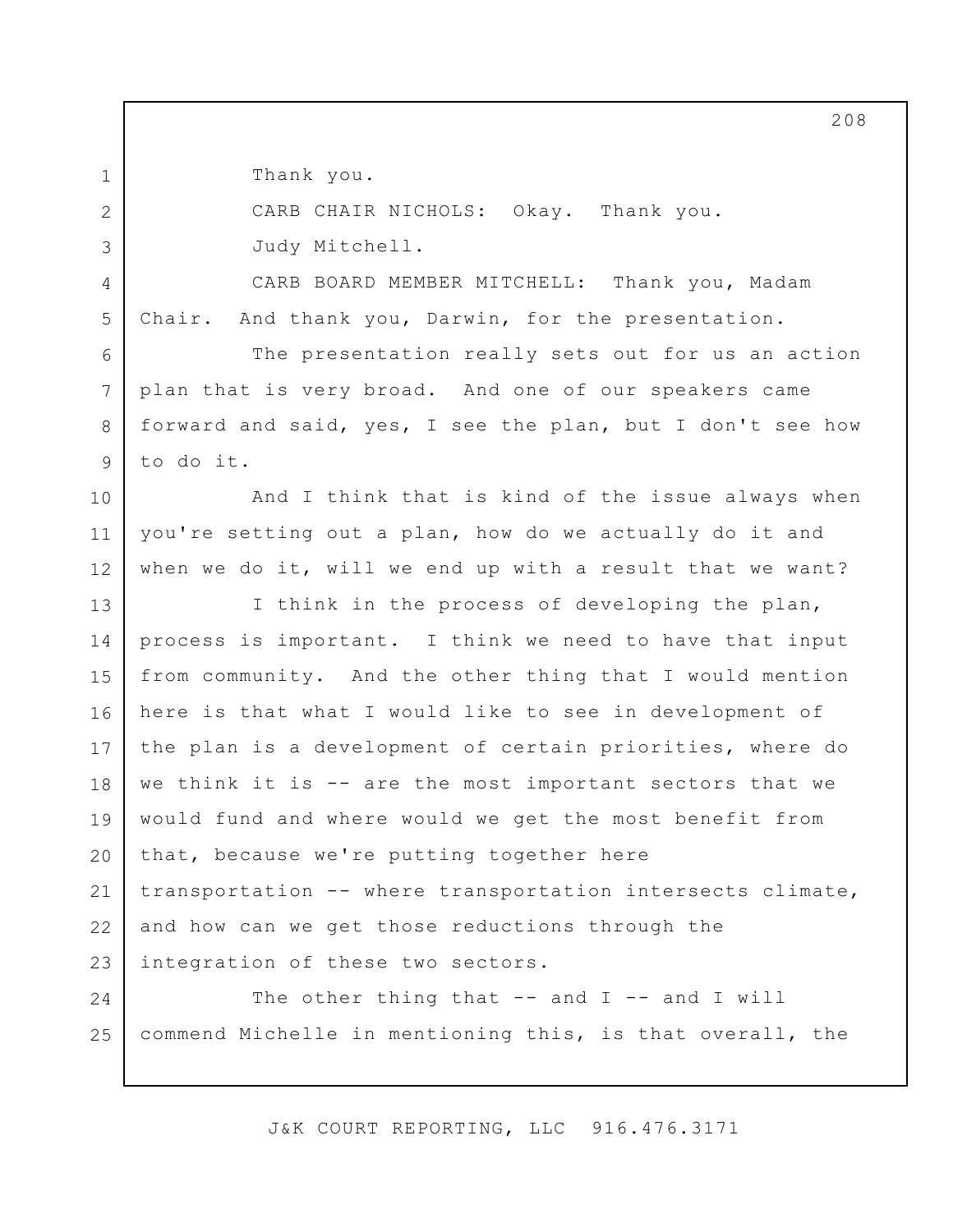Thank you.

CARB CHAIR NICHOLS: Okay. Thank you.

Judy Mitchell.

CARB BOARD MEMBER MITCHELL: Thank you, Madam Chair. And thank you, Darwin, for the presentation.

The presentation really sets out for us an action plan that is very broad. And one of our speakers came forward and said, yes, I see the plan, but I don't see how to do it.

And I think that is kind of the issue always when you're setting out a plan, how do we actually do it and when we do it, will we end up with a result that we want?

I think in the process of developing the plan, process is important. I think we need to have that input from community. And the other thing that I would mention here is that what I would like to see in development of the plan is a development of certain priorities, where do we think it is -- are the most important sectors that we would fund and where would we get the most benefit from that, because we're putting together here transportation -- where transportation intersects climate, and how can we get those reductions through the integration of these two sectors.

The other thing that -- and I -- and I will commend Michelle in mentioning this, is that overall, the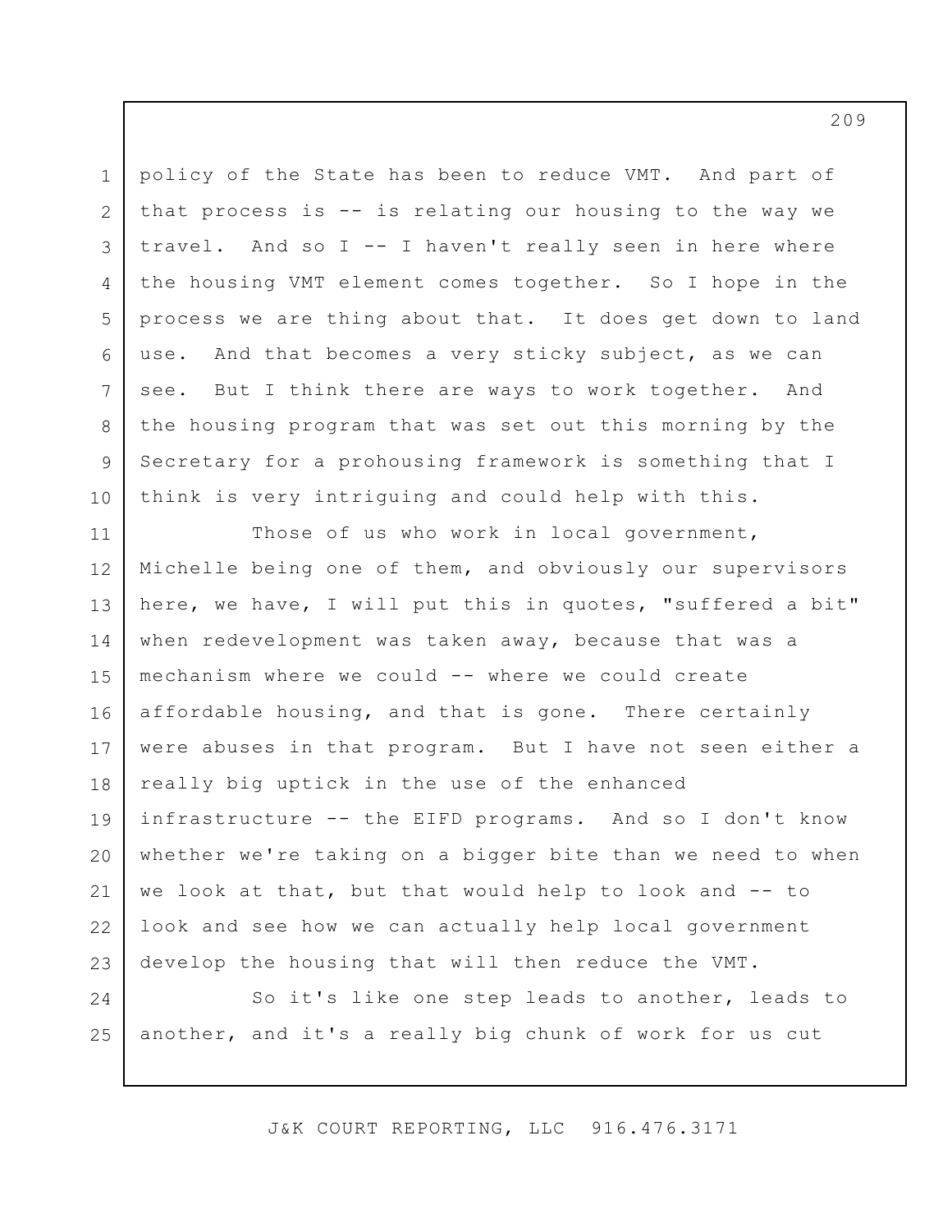policy of the State has been to reduce VMT. And part of that process is -- is relating our housing to the way we travel. And so I -- I haven't really seen in here where the housing VMT element comes together. So I hope in the process we are thing about that. It does get down to land use. And that becomes a very sticky subject, as we can see. But I think there are ways to work together. And the housing program that was set out this morning by the Secretary for a prohousing framework is something that I think is very intriguing and could help with this.

Those of us who work in local government, Michelle being one of them, and obviously our supervisors here, we have, I will put this in quotes, "suffered a bit" when redevelopment was taken away, because that was a mechanism where we could -- where we could create affordable housing, and that is gone. There certainly were abuses in that program. But I have not seen either a really big uptick in the use of the enhanced infrastructure -- the EIFD programs. And so I don't know whether we're taking on a bigger bite than we need to when we look at that, but that would help to look and -- to look and see how we can actually help local government develop the housing that will then reduce the VMT.

So it's like one step leads to another, leads to another, and it's a really big chunk of work for us cut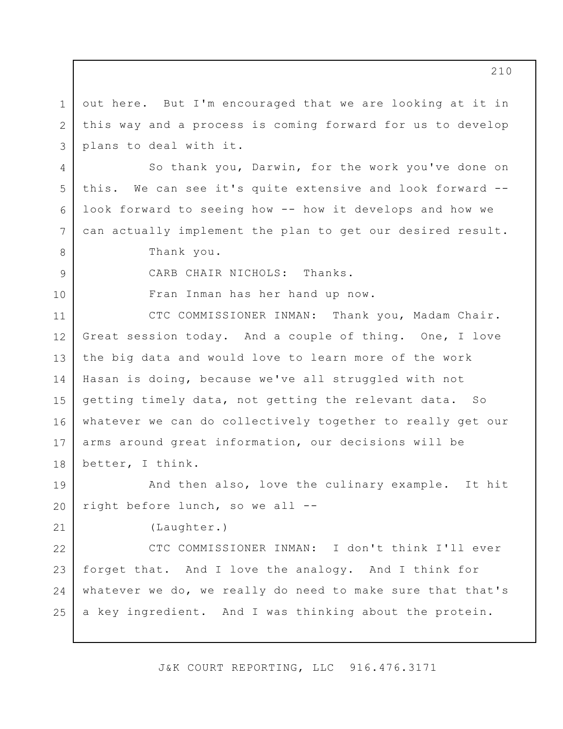out here. But I'm encouraged that we are looking at it in this way and a process is coming forward for us to develop plans to deal with it.

So thank you, Darwin, for the work you've done on this. We can see it's quite extensive and look forward -- look forward to seeing how -- how it develops and how we can actually implement the plan to get our desired result.

Thank you.

CARB CHAIR NICHOLS: Thanks.

Fran Inman has her hand up now.

CTC COMMISSIONER INMAN: Thank you, Madam Chair. Great session today. And a couple of thing. One, I love the big data and would love to learn more of the work Hasan is doing, because we've all struggled with not getting timely data, not getting the relevant data. So whatever we can do collectively together to really get our arms around great information, our decisions will be better, I think.

And then also, love the culinary example. It hit right before lunch, so we all --

(Laughter.)

CTC COMMISSIONER INMAN: I don't think I'll ever forget that. And I love the analogy. And I think for whatever we do, we really do need to make sure that that's a key ingredient. And I was thinking about the protein.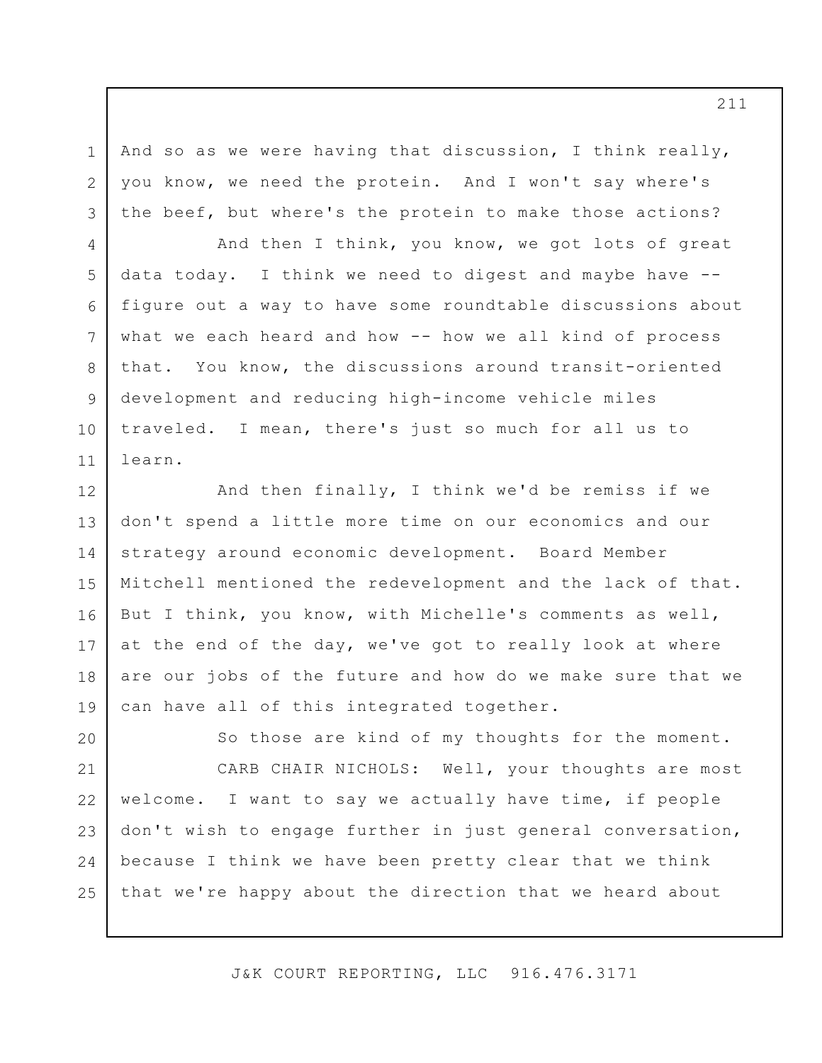And so as we were having that discussion, I think really, you know, we need the protein. And I won't say where's the beef, but where's the protein to make those actions?

And then I think, you know, we got lots of great data today. I think we need to digest and maybe have -- figure out a way to have some roundtable discussions about what we each heard and how -- how we all kind of process that. You know, the discussions around transit-oriented development and reducing high-income vehicle miles traveled. I mean, there's just so much for all us to learn.

And then finally, I think we'd be remiss if we don't spend a little more time on our economics and our strategy around economic development. Board Member Mitchell mentioned the redevelopment and the lack of that. But I think, you know, with Michelle's comments as well, at the end of the day, we've got to really look at where are our jobs of the future and how do we make sure that we can have all of this integrated together.

So those are kind of my thoughts for the moment.

CARB CHAIR NICHOLS: Well, your thoughts are most welcome. I want to say we actually have time, if people don't wish to engage further in just general conversation, because I think we have been pretty clear that we think that we're happy about the direction that we heard about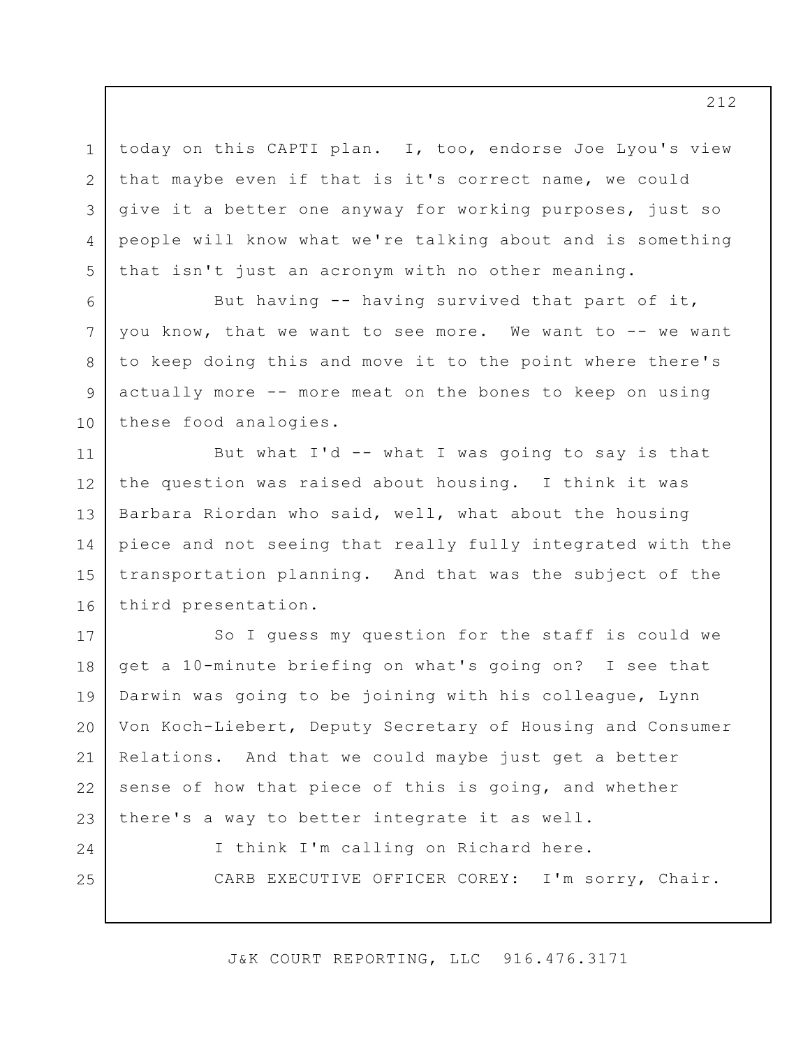today on this CAPTI plan. I, too, endorse Joe Lyou's view that maybe even if that is it's correct name, we could give it a better one anyway for working purposes, just so people will know what we're talking about and is something that isn't just an acronym with no other meaning.

But having -- having survived that part of it, you know, that we want to see more. We want to -- we want to keep doing this and move it to the point where there's actually more -- more meat on the bones to keep on using these food analogies.

But what I'd -- what I was going to say is that the question was raised about housing. I think it was Barbara Riordan who said, well, what about the housing piece and not seeing that really fully integrated with the transportation planning. And that was the subject of the third presentation.

So I guess my question for the staff is could we get a 10-minute briefing on what's going on? I see that Darwin was going to be joining with his colleague, Lynn Von Koch-Liebert, Deputy Secretary of Housing and Consumer Relations. And that we could maybe just get a better sense of how that piece of this is going, and whether there's a way to better integrate it as well.

I think I'm calling on Richard here.

CARB EXECUTIVE OFFICER COREY: I'm sorry, Chair.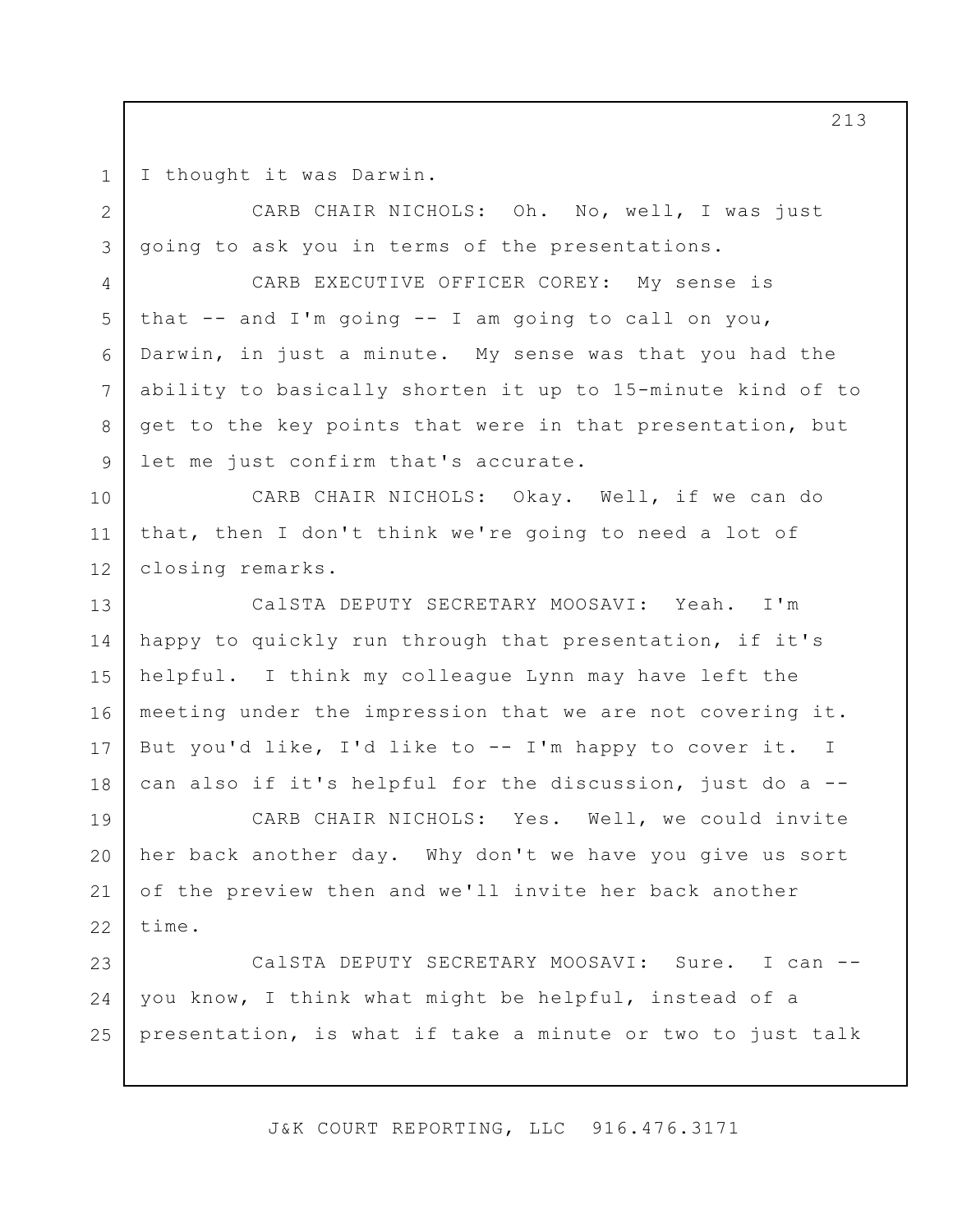I thought it was Darwin.

CARB CHAIR NICHOLS: Oh. No, well, I was just going to ask you in terms of the presentations.

CARB EXECUTIVE OFFICER COREY: My sense is that -- and I'm going -- I am going to call on you, Darwin, in just a minute. My sense was that you had the ability to basically shorten it up to 15-minute kind of to get to the key points that were in that presentation, but let me just confirm that's accurate.

CARB CHAIR NICHOLS: Okay. Well, if we can do that, then I don't think we're going to need a lot of closing remarks.

CalSTA DEPUTY SECRETARY MOOSAVI: Yeah. I'm happy to quickly run through that presentation, if it's helpful. I think my colleague Lynn may have left the meeting under the impression that we are not covering it. But you'd like, I'd like to -- I'm happy to cover it. I can also if it's helpful for the discussion, just do a --

CARB CHAIR NICHOLS: Yes. Well, we could invite her back another day. Why don't we have you give us sort of the preview then and we'll invite her back another time.

CalSTA DEPUTY SECRETARY MOOSAVI: Sure. I can -- you know, I think what might be helpful, instead of a presentation, is what if take a minute or two to just talk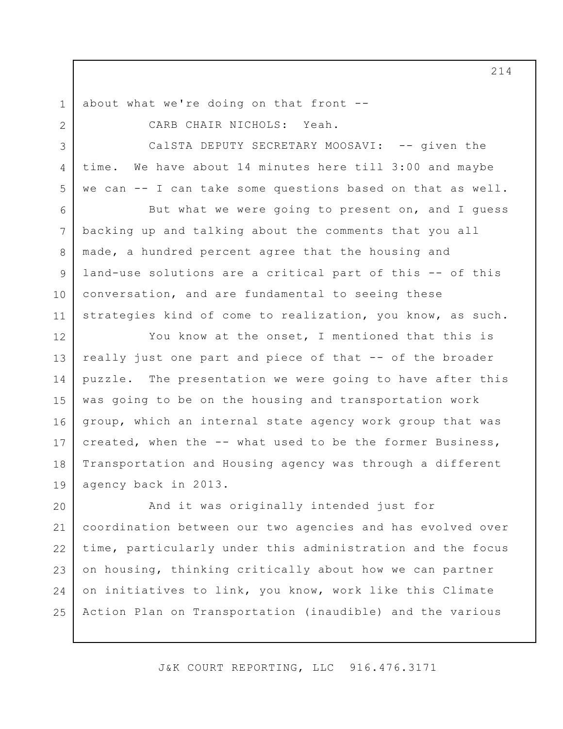about what we're doing on that front --

CARB CHAIR NICHOLS: Yeah.

CalSTA DEPUTY SECRETARY MOOSAVI: -- given the time. We have about 14 minutes here till 3:00 and maybe we can -- I can take some questions based on that as well.

But what we were going to present on, and I guess backing up and talking about the comments that you all made, a hundred percent agree that the housing and land-use solutions are a critical part of this -- of this conversation, and are fundamental to seeing these strategies kind of come to realization, you know, as such.

You know at the onset, I mentioned that this is really just one part and piece of that -- of the broader puzzle. The presentation we were going to have after this was going to be on the housing and transportation work group, which an internal state agency work group that was created, when the -- what used to be the former Business, Transportation and Housing agency was through a different agency back in 2013.

And it was originally intended just for coordination between our two agencies and has evolved over time, particularly under this administration and the focus on housing, thinking critically about how we can partner on initiatives to link, you know, work like this Climate Action Plan on Transportation (inaudible) and the various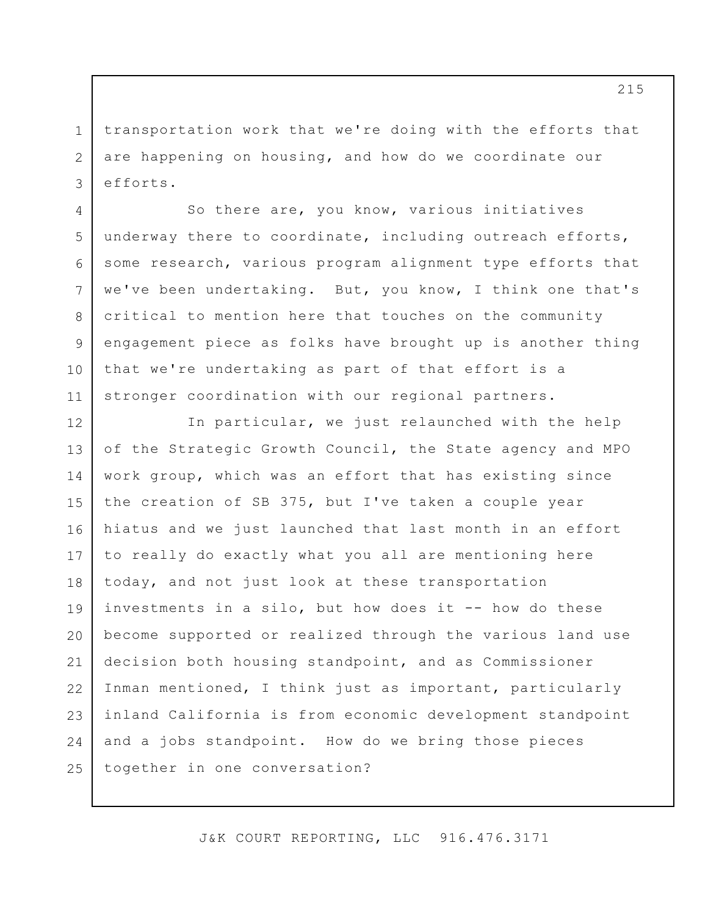transportation work that we're doing with the efforts that are happening on housing, and how do we coordinate our efforts.

So there are, you know, various initiatives underway there to coordinate, including outreach efforts, some research, various program alignment type efforts that we've been undertaking. But, you know, I think one that's critical to mention here that touches on the community engagement piece as folks have brought up is another thing that we're undertaking as part of that effort is a stronger coordination with our regional partners.

In particular, we just relaunched with the help of the Strategic Growth Council, the State agency and MPO work group, which was an effort that has existing since the creation of SB 375, but I've taken a couple year hiatus and we just launched that last month in an effort to really do exactly what you all are mentioning here today, and not just look at these transportation investments in a silo, but how does it -- how do these become supported or realized through the various land use decision both housing standpoint, and as Commissioner Inman mentioned, I think just as important, particularly inland California is from economic development standpoint and a jobs standpoint. How do we bring those pieces together in one conversation?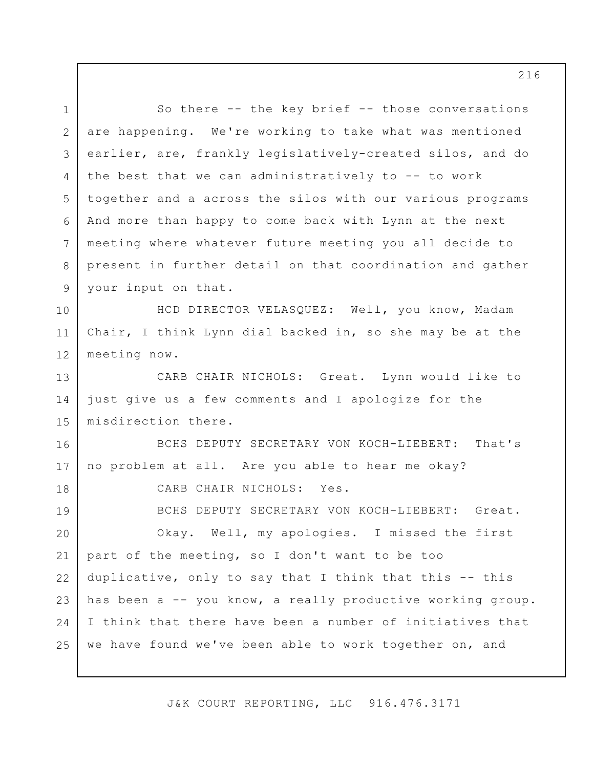So there -- the key brief -- those conversations are happening. We're working to take what was mentioned earlier, are, frankly legislatively-created silos, and do the best that we can administratively to -- to work together and a across the silos with our various programs And more than happy to come back with Lynn at the next meeting where whatever future meeting you all decide to present in further detail on that coordination and gather your input on that.

HCD DIRECTOR VELASQUEZ: Well, you know, Madam Chair, I think Lynn dial backed in, so she may be at the meeting now.

CARB CHAIR NICHOLS: Great. Lynn would like to just give us a few comments and I apologize for the misdirection there.

BCHS DEPUTY SECRETARY VON KOCH-LIEBERT: That's no problem at all. Are you able to hear me okay?

CARB CHAIR NICHOLS: Yes.

BCHS DEPUTY SECRETARY VON KOCH-LIEBERT: Great.

Okay. Well, my apologies. I missed the first part of the meeting, so I don't want to be too duplicative, only to say that I think that this -- this has been a -- you know, a really productive working group. I think that there have been a number of initiatives that we have found we've been able to work together on, and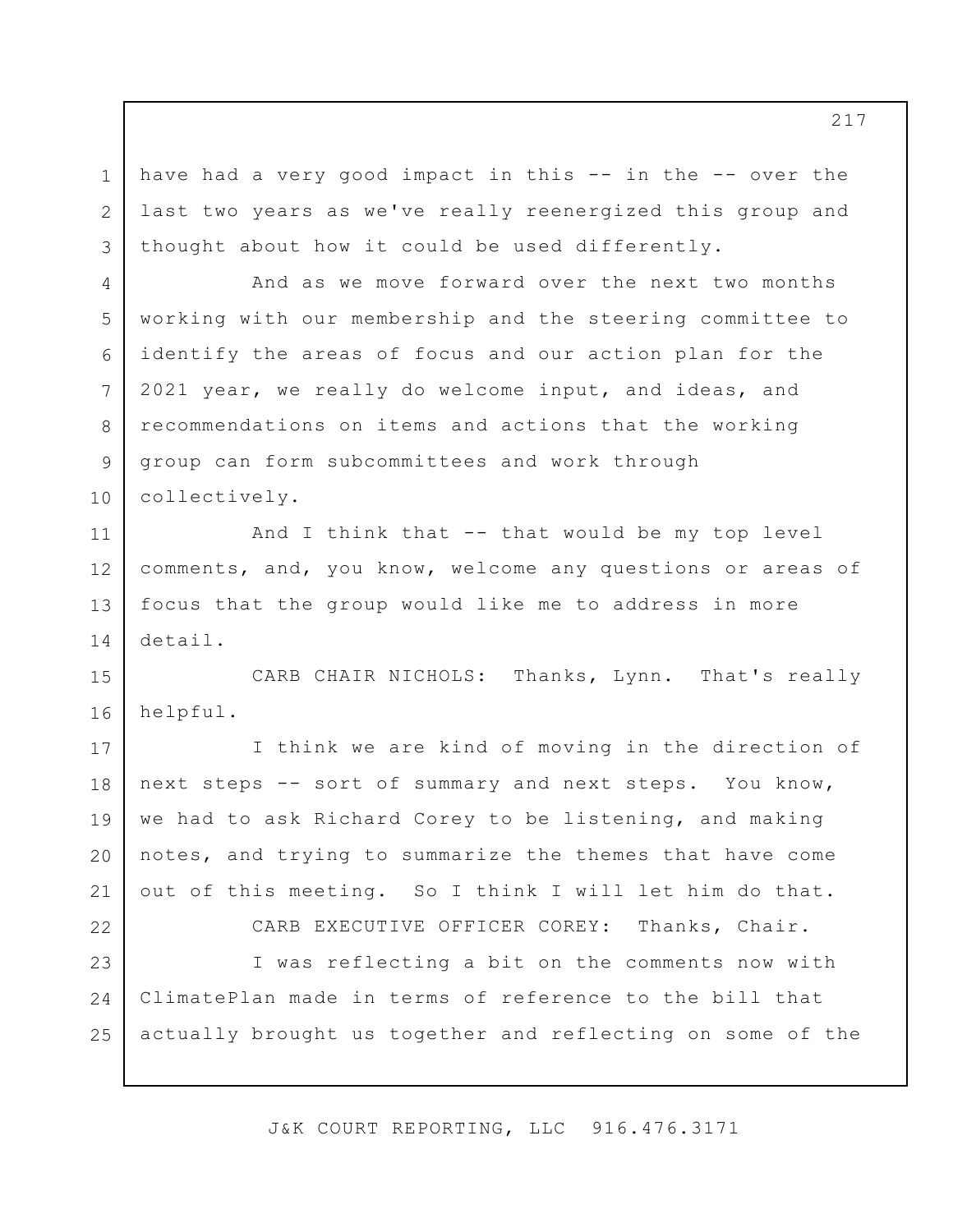have had a very good impact in this -- in the -- over the last two years as we've really reenergized this group and thought about how it could be used differently.

And as we move forward over the next two months working with our membership and the steering committee to identify the areas of focus and our action plan for the 2021 year, we really do welcome input, and ideas, and recommendations on items and actions that the working group can form subcommittees and work through collectively.

And I think that -- that would be my top level comments, and, you know, welcome any questions or areas of focus that the group would like me to address in more detail.

CARB CHAIR NICHOLS: Thanks, Lynn. That's really helpful.

I think we are kind of moving in the direction of next steps -- sort of summary and next steps. You know, we had to ask Richard Corey to be listening, and making notes, and trying to summarize the themes that have come out of this meeting. So I think I will let him do that.

CARB EXECUTIVE OFFICER COREY: Thanks, Chair.

I was reflecting a bit on the comments now with ClimatePlan made in terms of reference to the bill that actually brought us together and reflecting on some of the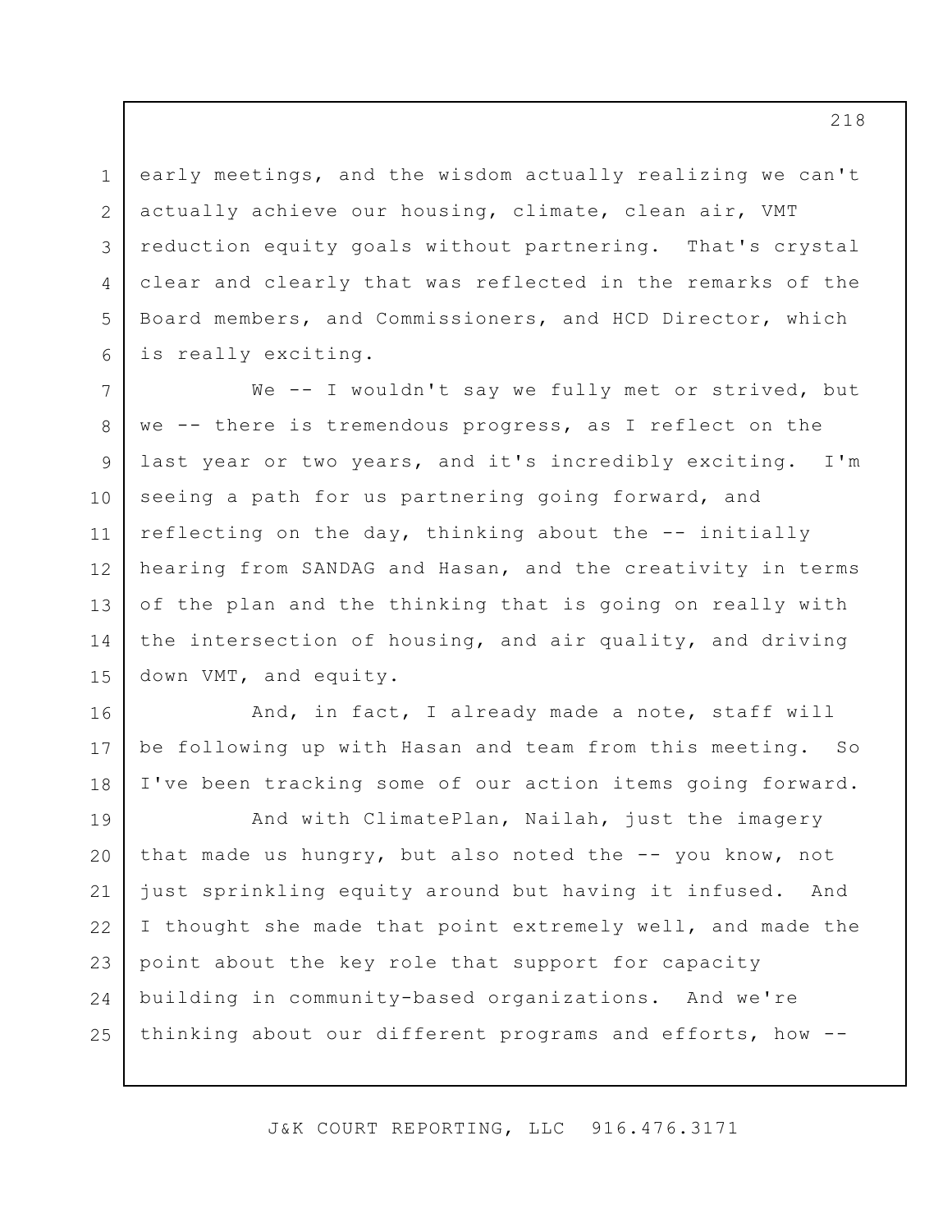early meetings, and the wisdom actually realizing we can't actually achieve our housing, climate, clean air, VMT reduction equity goals without partnering. That's crystal clear and clearly that was reflected in the remarks of the Board members, and Commissioners, and HCD Director, which is really exciting.

We -- I wouldn't say we fully met or strived, but we -- there is tremendous progress, as I reflect on the last year or two years, and it's incredibly exciting. I'm seeing a path for us partnering going forward, and reflecting on the day, thinking about the -- initially hearing from SANDAG and Hasan, and the creativity in terms of the plan and the thinking that is going on really with the intersection of housing, and air quality, and driving down VMT, and equity.

And, in fact, I already made a note, staff will be following up with Hasan and team from this meeting. So I've been tracking some of our action items going forward.

And with ClimatePlan, Nailah, just the imagery that made us hungry, but also noted the -- you know, not just sprinkling equity around but having it infused. And I thought she made that point extremely well, and made the point about the key role that support for capacity building in community-based organizations. And we're thinking about our different programs and efforts, how --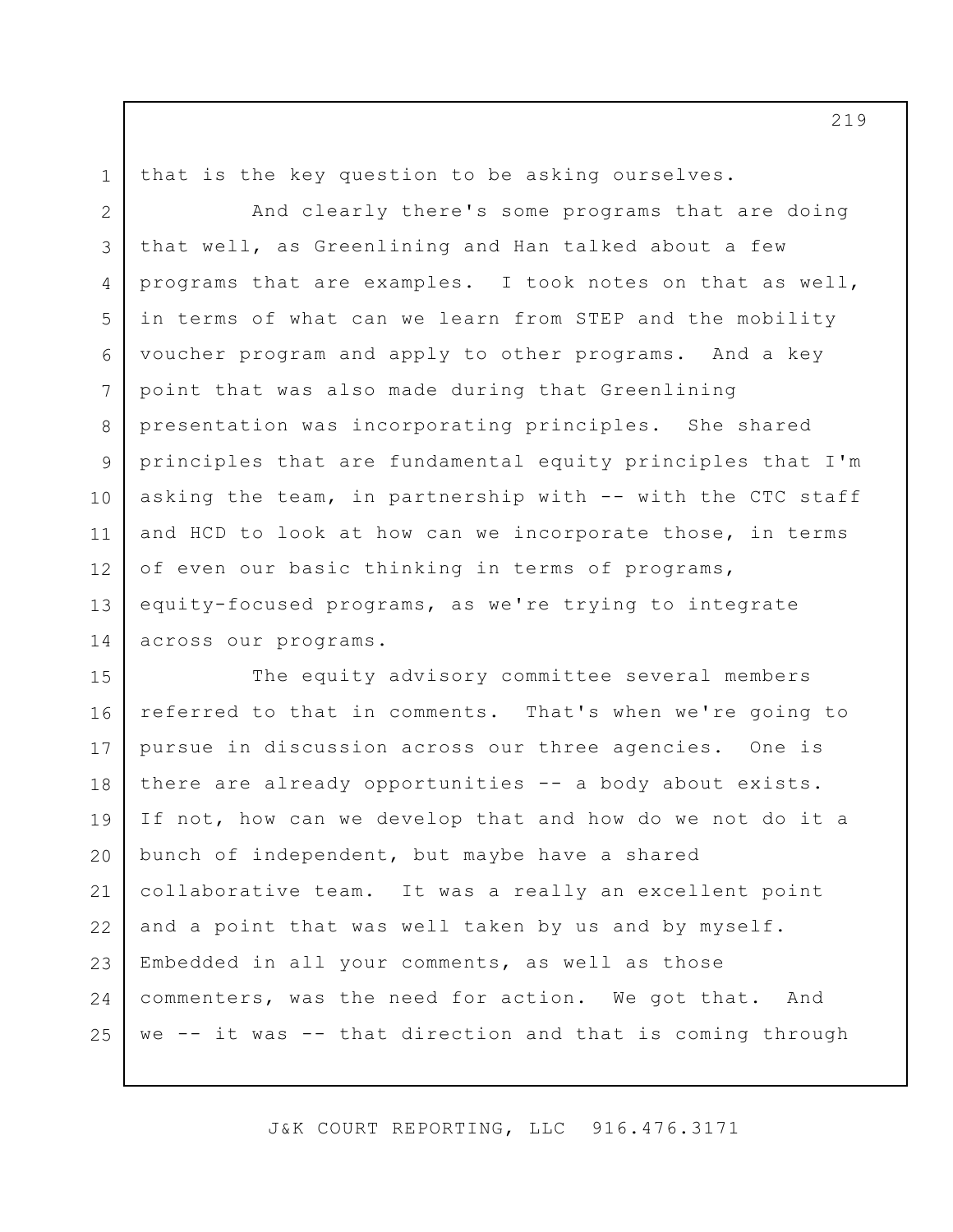that is the key question to be asking ourselves.

And clearly there's some programs that are doing that well, as Greenlining and Han talked about a few programs that are examples. I took notes on that as well, in terms of what can we learn from STEP and the mobility voucher program and apply to other programs. And a key point that was also made during that Greenlining presentation was incorporating principles. She shared principles that are fundamental equity principles that I'm asking the team, in partnership with -- with the CTC staff and HCD to look at how can we incorporate those, in terms of even our basic thinking in terms of programs, equity-focused programs, as we're trying to integrate across our programs.

The equity advisory committee several members referred to that in comments. That's when we're going to pursue in discussion across our three agencies. One is there are already opportunities -- a body about exists. If not, how can we develop that and how do we not do it a bunch of independent, but maybe have a shared collaborative team. It was a really an excellent point and a point that was well taken by us and by myself. Embedded in all your comments, as well as those commenters, was the need for action. We got that. And we -- it was -- that direction and that is coming through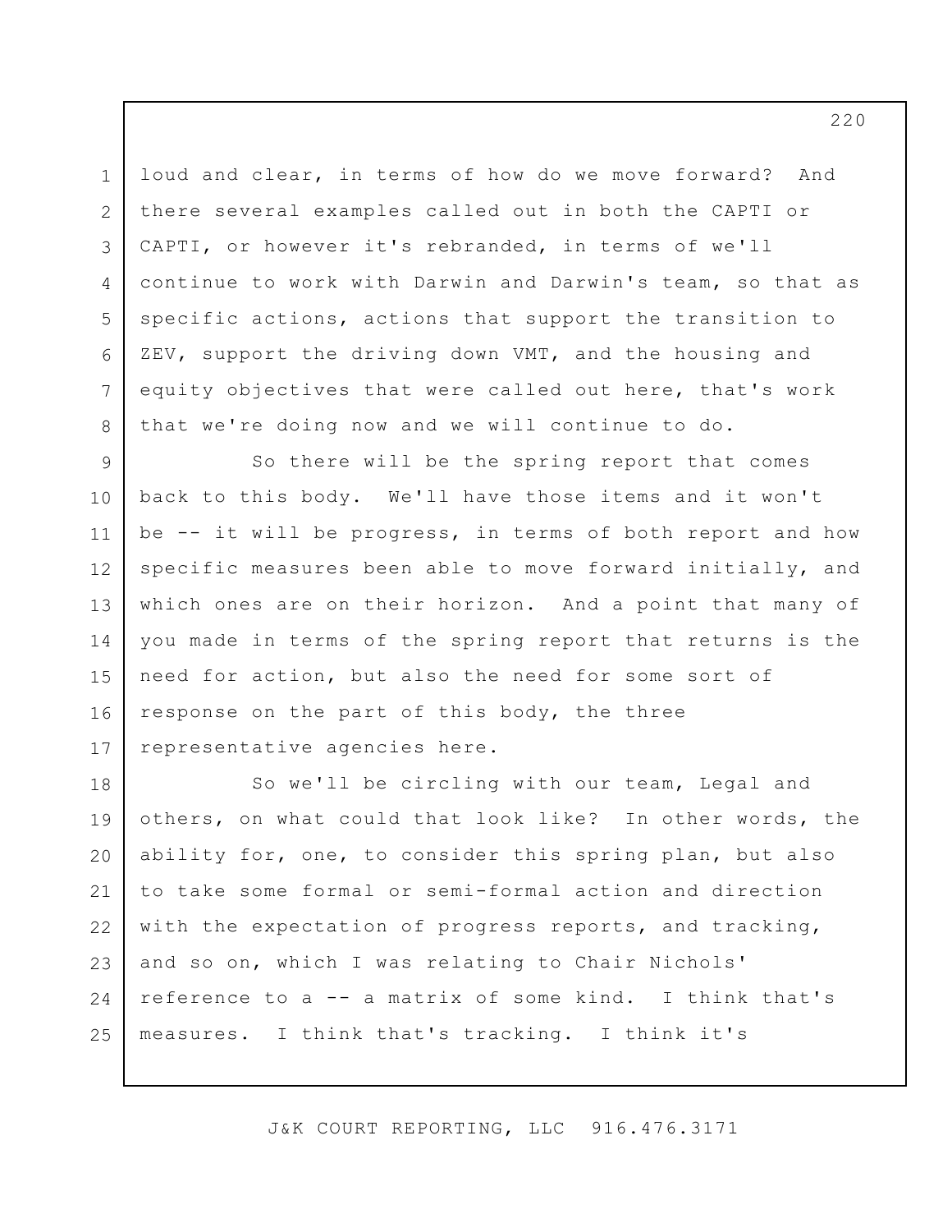loud and clear, in terms of how do we move forward? And there several examples called out in both the CAPTI or CAPTI, or however it's rebranded, in terms of we'll continue to work with Darwin and Darwin's team, so that as specific actions, actions that support the transition to ZEV, support the driving down VMT, and the housing and equity objectives that were called out here, that's work that we're doing now and we will continue to do.

So there will be the spring report that comes back to this body. We'll have those items and it won't be -- it will be progress, in terms of both report and how specific measures been able to move forward initially, and which ones are on their horizon. And a point that many of you made in terms of the spring report that returns is the need for action, but also the need for some sort of response on the part of this body, the three representative agencies here.

So we'll be circling with our team, Legal and others, on what could that look like? In other words, the ability for, one, to consider this spring plan, but also to take some formal or semi-formal action and direction with the expectation of progress reports, and tracking, and so on, which I was relating to Chair Nichols' reference to a -- a matrix of some kind. I think that's measures. I think that's tracking. I think it's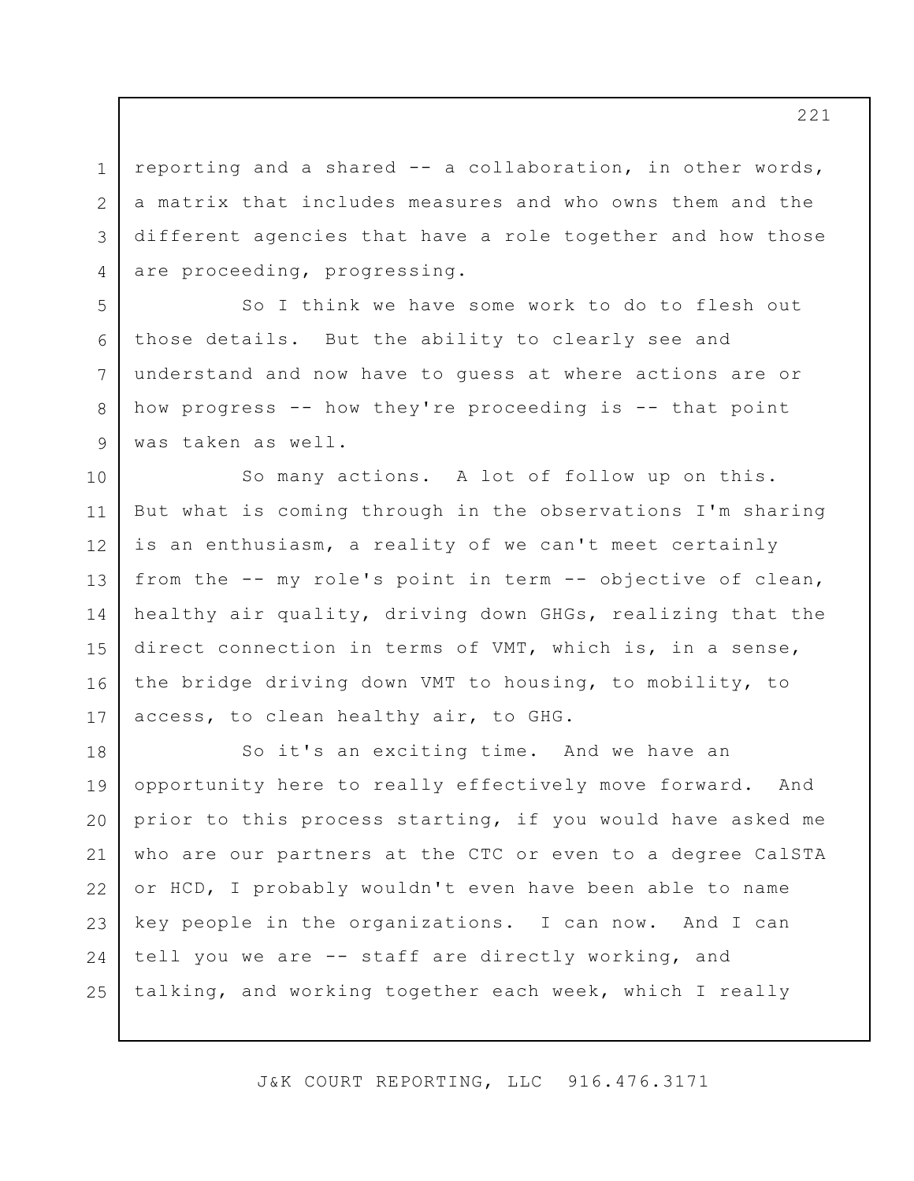reporting and a shared -- a collaboration, in other words, a matrix that includes measures and who owns them and the different agencies that have a role together and how those are proceeding, progressing.

So I think we have some work to do to flesh out those details. But the ability to clearly see and understand and now have to guess at where actions are or how progress -- how they're proceeding is -- that point was taken as well.

So many actions. A lot of follow up on this. But what is coming through in the observations I'm sharing is an enthusiasm, a reality of we can't meet certainly from the -- my role's point in term -- objective of clean, healthy air quality, driving down GHGs, realizing that the direct connection in terms of VMT, which is, in a sense, the bridge driving down VMT to housing, to mobility, to access, to clean healthy air, to GHG.

So it's an exciting time. And we have an opportunity here to really effectively move forward. And prior to this process starting, if you would have asked me who are our partners at the CTC or even to a degree CalSTA or HCD, I probably wouldn't even have been able to name key people in the organizations. I can now. And I can tell you we are -- staff are directly working, and talking, and working together each week, which I really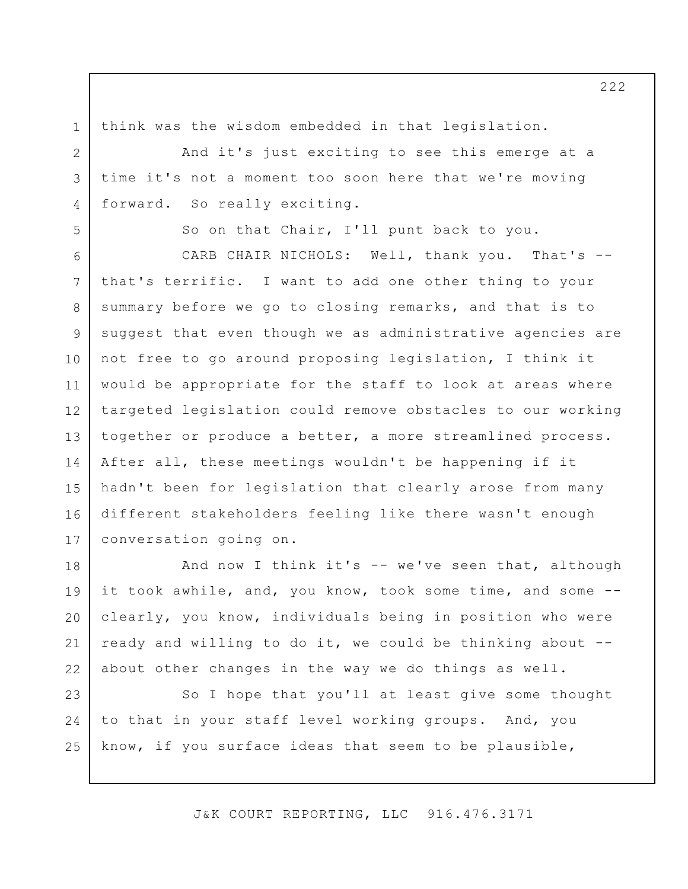think was the wisdom embedded in that legislation.

And it's just exciting to see this emerge at a time it's not a moment too soon here that we're moving forward. So really exciting.

So on that Chair, I'll punt back to you.

CARB CHAIR NICHOLS: Well, thank you. That's -- that's terrific. I want to add one other thing to your summary before we go to closing remarks, and that is to suggest that even though we as administrative agencies are not free to go around proposing legislation, I think it would be appropriate for the staff to look at areas where targeted legislation could remove obstacles to our working together or produce a better, a more streamlined process. After all, these meetings wouldn't be happening if it hadn't been for legislation that clearly arose from many different stakeholders feeling like there wasn't enough conversation going on.

And now I think it's -- we've seen that, although it took awhile, and, you know, took some time, and some -- clearly, you know, individuals being in position who were ready and willing to do it, we could be thinking about -- about other changes in the way we do things as well.

So I hope that you'll at least give some thought to that in your staff level working groups. And, you know, if you surface ideas that seem to be plausible,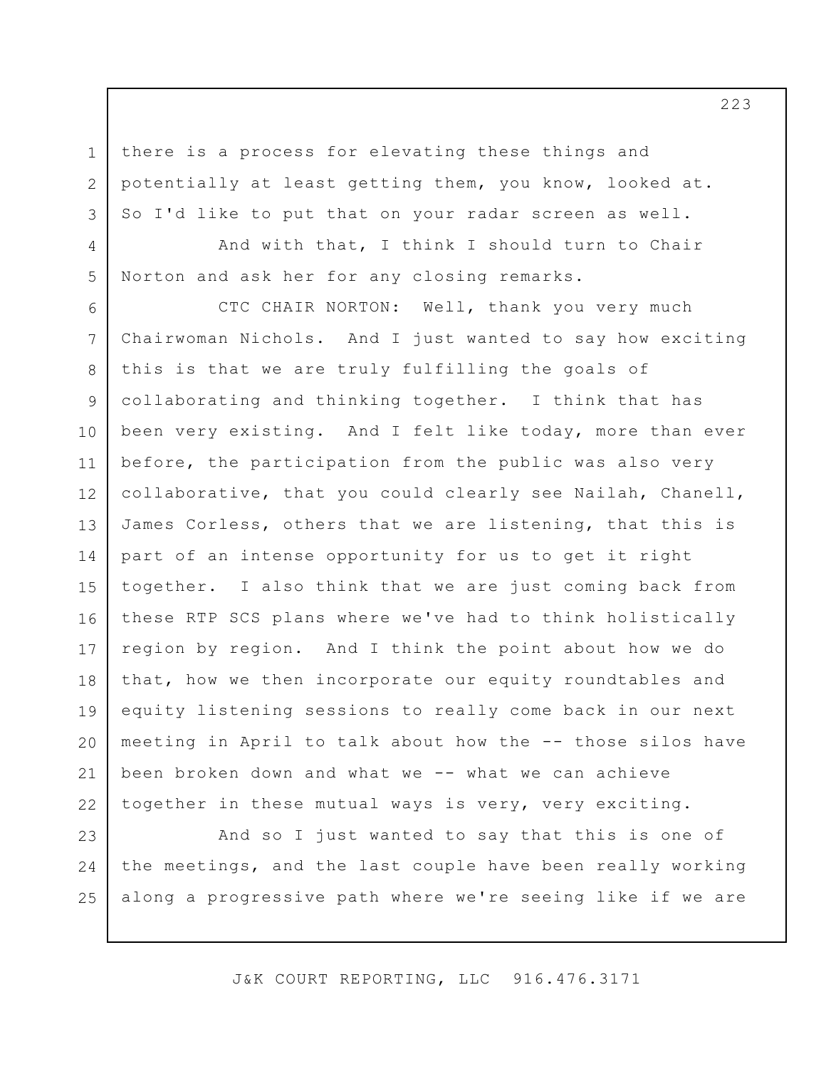there is a process for elevating these things and potentially at least getting them, you know, looked at. So I'd like to put that on your radar screen as well.

And with that, I think I should turn to Chair Norton and ask her for any closing remarks.

CTC CHAIR NORTON: Well, thank you very much Chairwoman Nichols. And I just wanted to say how exciting this is that we are truly fulfilling the goals of collaborating and thinking together. I think that has been very existing. And I felt like today, more than ever before, the participation from the public was also very collaborative, that you could clearly see Nailah, Chanell, James Corless, others that we are listening, that this is part of an intense opportunity for us to get it right together. I also think that we are just coming back from these RTP SCS plans where we've had to think holistically region by region. And I think the point about how we do that, how we then incorporate our equity roundtables and equity listening sessions to really come back in our next meeting in April to talk about how the -- those silos have been broken down and what we -- what we can achieve together in these mutual ways is very, very exciting.

And so I just wanted to say that this is one of the meetings, and the last couple have been really working along a progressive path where we're seeing like if we are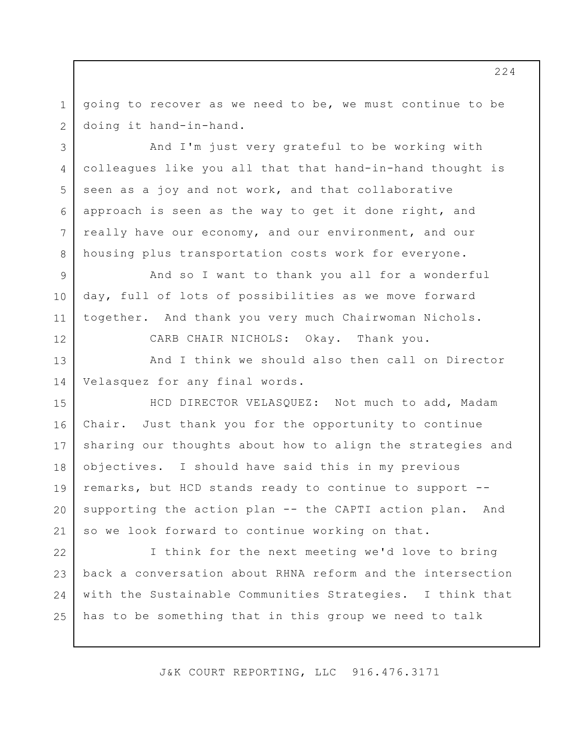going to recover as we need to be, we must continue to be doing it hand-in-hand.

And I'm just very grateful to be working with colleagues like you all that that hand-in-hand thought is seen as a joy and not work, and that collaborative approach is seen as the way to get it done right, and really have our economy, and our environment, and our housing plus transportation costs work for everyone.

And so I want to thank you all for a wonderful day, full of lots of possibilities as we move forward together. And thank you very much Chairwoman Nichols.

CARB CHAIR NICHOLS: Okay. Thank you.

And I think we should also then call on Director Velasquez for any final words.

HCD DIRECTOR VELASQUEZ: Not much to add, Madam Chair. Just thank you for the opportunity to continue sharing our thoughts about how to align the strategies and objectives. I should have said this in my previous remarks, but HCD stands ready to continue to support -- supporting the action plan -- the CAPTI action plan. And so we look forward to continue working on that.

I think for the next meeting we'd love to bring back a conversation about RHNA reform and the intersection with the Sustainable Communities Strategies. I think that has to be something that in this group we need to talk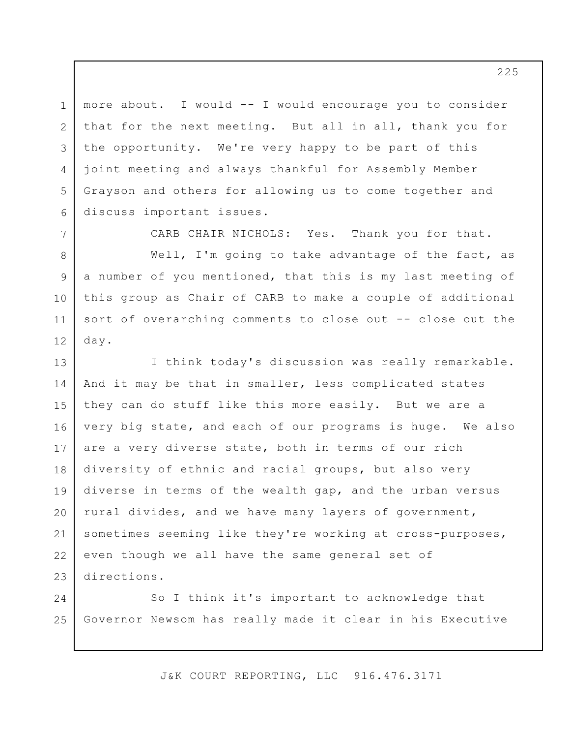more about. I would -- I would encourage you to consider that for the next meeting. But all in all, thank you for the opportunity. We're very happy to be part of this joint meeting and always thankful for Assembly Member Grayson and others for allowing us to come together and discuss important issues.

CARB CHAIR NICHOLS: Yes. Thank you for that.

Well, I'm going to take advantage of the fact, as a number of you mentioned, that this is my last meeting of this group as Chair of CARB to make a couple of additional sort of overarching comments to close out -- close out the day.

I think today's discussion was really remarkable. And it may be that in smaller, less complicated states they can do stuff like this more easily. But we are a very big state, and each of our programs is huge. We also are a very diverse state, both in terms of our rich diversity of ethnic and racial groups, but also very diverse in terms of the wealth gap, and the urban versus rural divides, and we have many layers of government, sometimes seeming like they're working at cross-purposes, even though we all have the same general set of directions.

So I think it's important to acknowledge that Governor Newsom has really made it clear in his Executive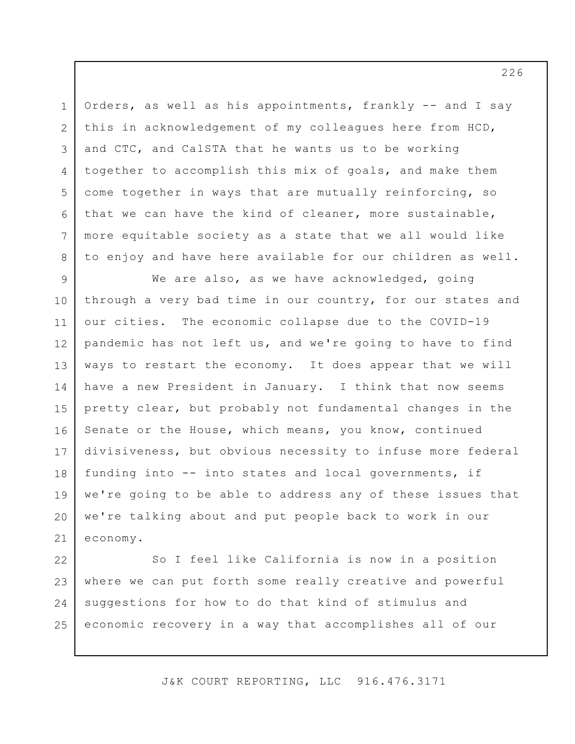Orders, as well as his appointments, frankly -- and I say this in acknowledgement of my colleagues here from HCD, and CTC, and CalSTA that he wants us to be working together to accomplish this mix of goals, and make them come together in ways that are mutually reinforcing, so that we can have the kind of cleaner, more sustainable, more equitable society as a state that we all would like to enjoy and have here available for our children as well.

We are also, as we have acknowledged, going through a very bad time in our country, for our states and our cities. The economic collapse due to the COVID-19 pandemic has not left us, and we're going to have to find ways to restart the economy. It does appear that we will have a new President in January. I think that now seems pretty clear, but probably not fundamental changes in the Senate or the House, which means, you know, continued divisiveness, but obvious necessity to infuse more federal funding into -- into states and local governments, if we're going to be able to address any of these issues that we're talking about and put people back to work in our economy.

So I feel like California is now in a position where we can put forth some really creative and powerful suggestions for how to do that kind of stimulus and economic recovery in a way that accomplishes all of our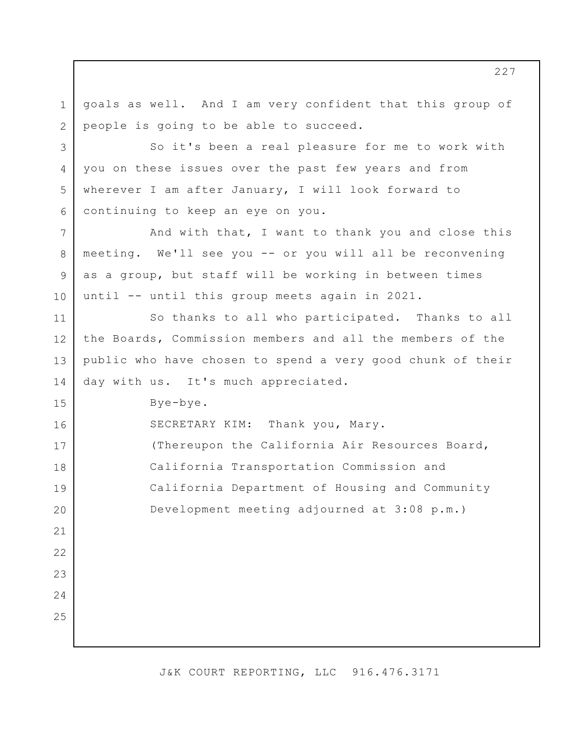goals as well. And I am very confident that this group of people is going to be able to succeed.

So it's been a real pleasure for me to work with you on these issues over the past few years and from wherever I am after January, I will look forward to continuing to keep an eye on you.

And with that, I want to thank you and close this meeting. We'll see you -- or you will all be reconvening as a group, but staff will be working in between times until -- until this group meets again in 2021.

So thanks to all who participated. Thanks to all the Boards, Commission members and all the members of the public who have chosen to spend a very good chunk of their day with us. It's much appreciated.

Bye-bye.

SECRETARY KIM: Thank you, Mary.

(Thereupon the California Air Resources Board, California Transportation Commission and California Department of Housing and Community Development meeting adjourned at 3:08 p.m.)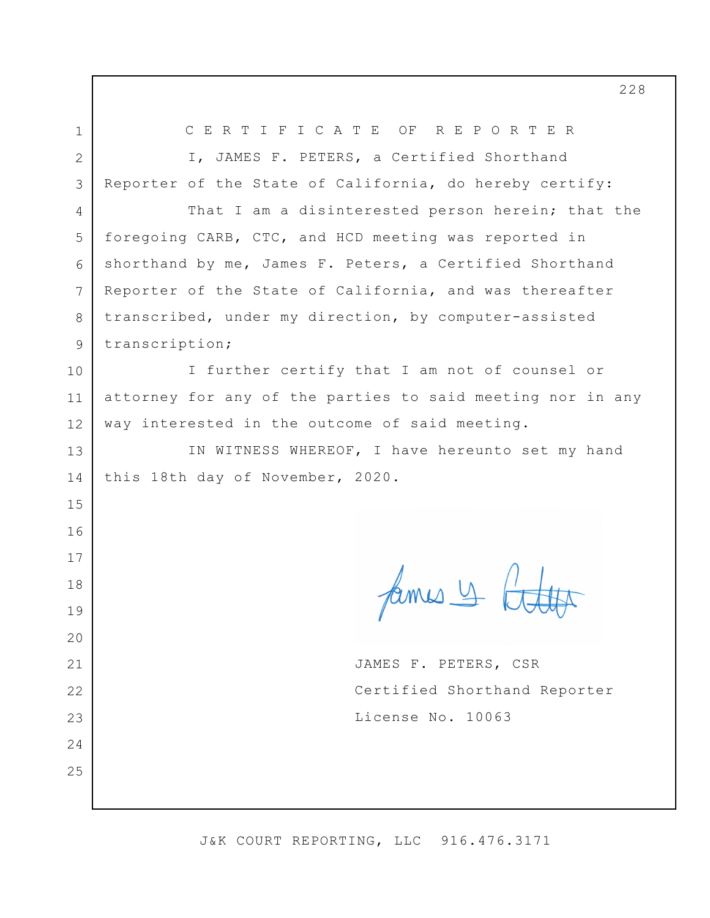# CERTIFICATE OF REPORTER

I, JAMES F. PETERS, a Certified Shorthand Reporter of the State of California, do hereby certify:

That I am a disinterested person herein; that the foregoing CARB, CTC, and HCD meeting was reported in shorthand by me, James F. Peters, a Certified Shorthand Reporter of the State of California, and was thereafter transcribed, under my direction, by computer-assisted transcription;

I further certify that I am not of counsel or attorney for any of the parties to said meeting nor in any way interested in the outcome of said meeting.

IN WITNESS WHEREOF, I have hereunto set my hand this 18th day of November, 2020.

JAMES F. PETERS, CSR
Certified Shorthand Reporter
License No. 10063